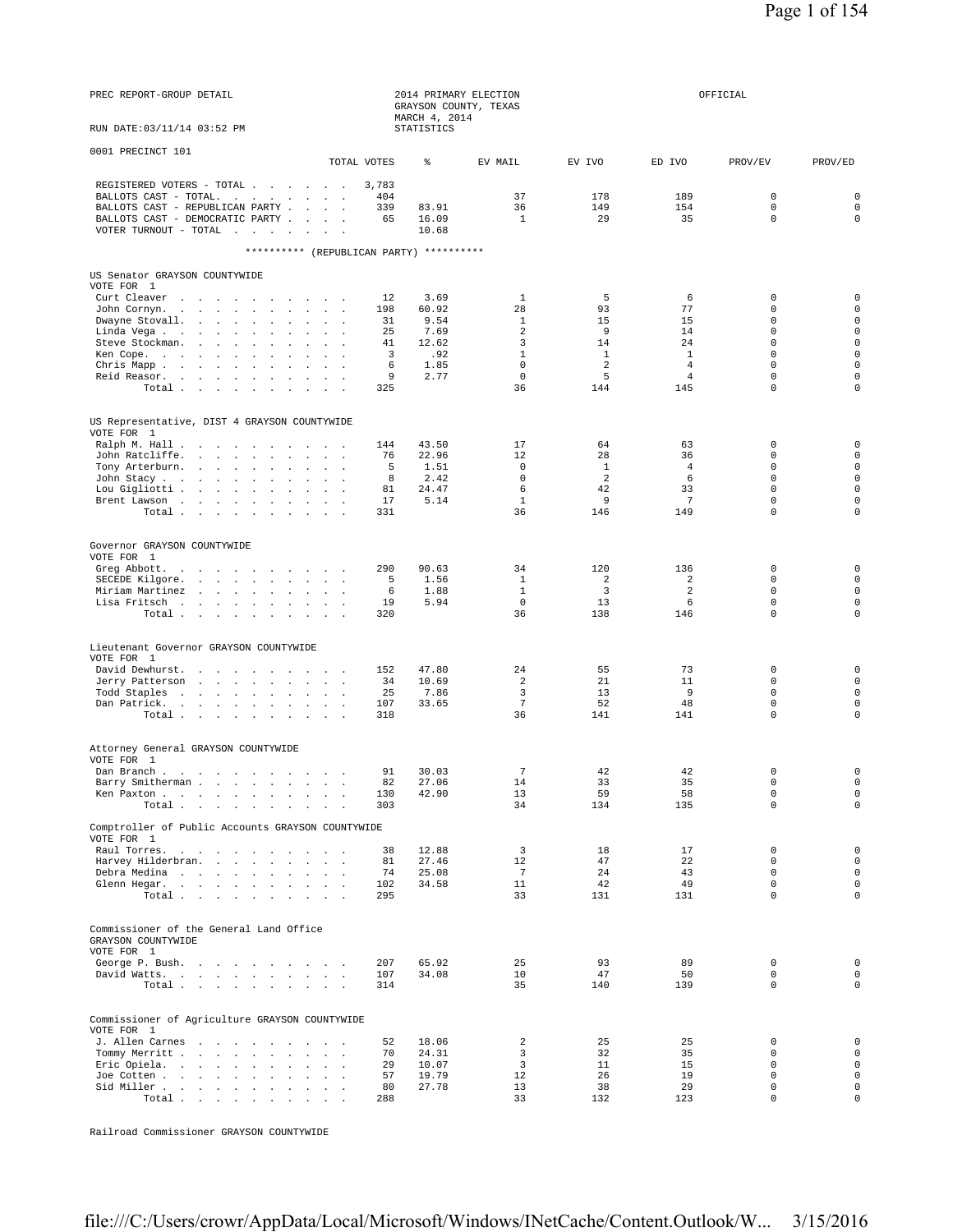PREC REPORT-GROUP DETAIL

RUN DATE:03/11/14 03:52 PM

2014 PRIMARY ELECTION
GRAYSON COUNTY, TEXAS
MARCH 4, 2014
STATISTICS

OFFICIAL

0001 PRECINCT 101

| | TOTAL VOTES | % | EV MAIL | EV IVO | ED IVO | PROV/EV | PROV/ED |
|---|---|---|---|---|---|---|---|
| REGISTERED VOTERS - TOTAL | 3,783 | | | | | | |
| BALLOTS CAST - TOTAL. | 404 | | 37 | 178 | 189 | 0 | 0 |
| BALLOTS CAST - REPUBLICAN PARTY | 339 | 83.91 | 36 | 149 | 154 | 0 | 0 |
| BALLOTS CAST - DEMOCRATIC PARTY | 65 | 16.09 | 1 | 29 | 35 | 0 | 0 |
| VOTER TURNOUT - TOTAL | | 10.68 | | | | | |

********** (REPUBLICAN PARTY) **********

US Senator GRAYSON COUNTYWIDE
VOTE FOR 1

| | TOTAL VOTES | % | EV MAIL | EV IVO | ED IVO | PROV/EV | PROV/ED |
|---|---|---|---|---|---|---|---|
| Curt Cleaver | 12 | 3.69 | 1 | 5 | 6 | 0 | 0 |
| John Cornyn. | 198 | 60.92 | 28 | 93 | 77 | 0 | 0 |
| Dwayne Stovall. | 31 | 9.54 | 1 | 15 | 15 | 0 | 0 |
| Linda Vega | 25 | 7.69 | 2 | 9 | 14 | 0 | 0 |
| Steve Stockman. | 41 | 12.62 | 3 | 14 | 24 | 0 | 0 |
| Ken Cope. | 3 | .92 | 1 | 1 | 1 | 0 | 0 |
| Chris Mapp | 6 | 1.85 | 0 | 2 | 4 | 0 | 0 |
| Reid Reasor. | 9 | 2.77 | 0 | 5 | 4 | 0 | 0 |
| Total | 325 | | 36 | 144 | 145 | 0 | 0 |

US Representative, DIST 4 GRAYSON COUNTYWIDE
VOTE FOR 1

| | TOTAL VOTES | % | EV MAIL | EV IVO | ED IVO | PROV/EV | PROV/ED |
|---|---|---|---|---|---|---|---|
| Ralph M. Hall | 144 | 43.50 | 17 | 64 | 63 | 0 | 0 |
| John Ratcliffe. | 76 | 22.96 | 12 | 28 | 36 | 0 | 0 |
| Tony Arterburn. | 5 | 1.51 | 0 | 1 | 4 | 0 | 0 |
| John Stacy | 8 | 2.42 | 0 | 2 | 6 | 0 | 0 |
| Lou Gigliotti | 81 | 24.47 | 6 | 42 | 33 | 0 | 0 |
| Brent Lawson | 17 | 5.14 | 1 | 9 | 7 | 0 | 0 |
| Total | 331 | | 36 | 146 | 149 | 0 | 0 |

Governor GRAYSON COUNTYWIDE
VOTE FOR 1

| | TOTAL VOTES | % | EV MAIL | EV IVO | ED IVO | PROV/EV | PROV/ED |
|---|---|---|---|---|---|---|---|
| Greg Abbott. | 290 | 90.63 | 34 | 120 | 136 | 0 | 0 |
| SECEDE Kilgore. | 5 | 1.56 | 1 | 2 | 2 | 0 | 0 |
| Miriam Martinez | 6 | 1.88 | 1 | 3 | 2 | 0 | 0 |
| Lisa Fritsch | 19 | 5.94 | 0 | 13 | 6 | 0 | 0 |
| Total | 320 | | 36 | 138 | 146 | 0 | 0 |

Lieutenant Governor GRAYSON COUNTYWIDE
VOTE FOR 1

| | TOTAL VOTES | % | EV MAIL | EV IVO | ED IVO | PROV/EV | PROV/ED |
|---|---|---|---|---|---|---|---|
| David Dewhurst. | 152 | 47.80 | 24 | 55 | 73 | 0 | 0 |
| Jerry Patterson | 34 | 10.69 | 2 | 21 | 11 | 0 | 0 |
| Todd Staples | 25 | 7.86 | 3 | 13 | 9 | 0 | 0 |
| Dan Patrick. | 107 | 33.65 | 7 | 52 | 48 | 0 | 0 |
| Total | 318 | | 36 | 141 | 141 | 0 | 0 |

Attorney General GRAYSON COUNTYWIDE
VOTE FOR 1

| | TOTAL VOTES | % | EV MAIL | EV IVO | ED IVO | PROV/EV | PROV/ED |
|---|---|---|---|---|---|---|---|
| Dan Branch | 91 | 30.03 | 7 | 42 | 42 | 0 | 0 |
| Barry Smitherman | 82 | 27.06 | 14 | 33 | 35 | 0 | 0 |
| Ken Paxton | 130 | 42.90 | 13 | 59 | 58 | 0 | 0 |
| Total | 303 | | 34 | 134 | 135 | 0 | 0 |

Comptroller of Public Accounts GRAYSON COUNTYWIDE
VOTE FOR 1

| | TOTAL VOTES | % | EV MAIL | EV IVO | ED IVO | PROV/EV | PROV/ED |
|---|---|---|---|---|---|---|---|
| Raul Torres. | 38 | 12.88 | 3 | 18 | 17 | 0 | 0 |
| Harvey Hilderbran. | 81 | 27.46 | 12 | 47 | 22 | 0 | 0 |
| Debra Medina | 74 | 25.08 | 7 | 24 | 43 | 0 | 0 |
| Glenn Hegar. | 102 | 34.58 | 11 | 42 | 49 | 0 | 0 |
| Total | 295 | | 33 | 131 | 131 | 0 | 0 |

Commissioner of the General Land Office
GRAYSON COUNTYWIDE
VOTE FOR 1

| | TOTAL VOTES | % | EV MAIL | EV IVO | ED IVO | PROV/EV | PROV/ED |
|---|---|---|---|---|---|---|---|
| George P. Bush. | 207 | 65.92 | 25 | 93 | 89 | 0 | 0 |
| David Watts. | 107 | 34.08 | 10 | 47 | 50 | 0 | 0 |
| Total | 314 | | 35 | 140 | 139 | 0 | 0 |

Commissioner of Agriculture GRAYSON COUNTYWIDE
VOTE FOR 1

| | TOTAL VOTES | % | EV MAIL | EV IVO | ED IVO | PROV/EV | PROV/ED |
|---|---|---|---|---|---|---|---|
| J. Allen Carnes | 52 | 18.06 | 2 | 25 | 25 | 0 | 0 |
| Tommy Merritt | 70 | 24.31 | 3 | 32 | 35 | 0 | 0 |
| Eric Opiela. | 29 | 10.07 | 3 | 11 | 15 | 0 | 0 |
| Joe Cotten | 57 | 19.79 | 12 | 26 | 19 | 0 | 0 |
| Sid Miller | 80 | 27.78 | 13 | 38 | 29 | 0 | 0 |
| Total | 288 | | 33 | 132 | 123 | 0 | 0 |

Railroad Commissioner GRAYSON COUNTYWIDE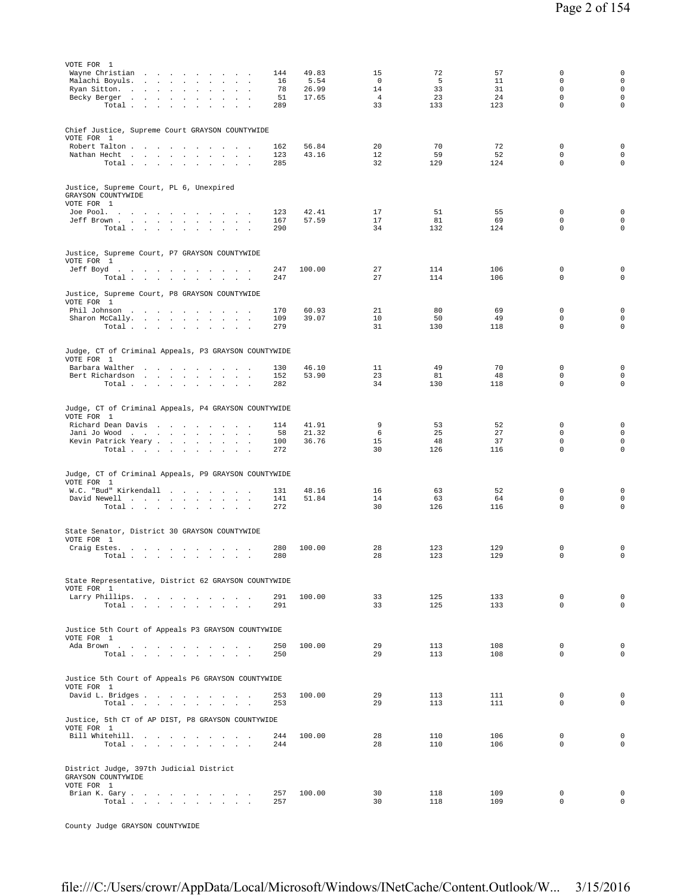VOTE FOR 1

| Candidate | Votes | Pct | | | | | |
|---|---|---|---|---|---|---|---|
| Wayne Christian | 144 | 49.83 | 15 | 72 | 57 | 0 | 0 |
| Malachi Boyuls | 16 | 5.54 | 0 | 5 | 11 | 0 | 0 |
| Ryan Sitton | 78 | 26.99 | 14 | 33 | 31 | 0 | 0 |
| Becky Berger | 51 | 17.65 | 4 | 23 | 24 | 0 | 0 |
| Total | 289 | | 33 | 133 | 123 | 0 | 0 |

Chief Justice, Supreme Court GRAYSON COUNTYWIDE
VOTE FOR 1

| Candidate | Votes | Pct | | | | | |
|---|---|---|---|---|---|---|---|
| Robert Talton | 162 | 56.84 | 20 | 70 | 72 | 0 | 0 |
| Nathan Hecht | 123 | 43.16 | 12 | 59 | 52 | 0 | 0 |
| Total | 285 | | 32 | 129 | 124 | 0 | 0 |

Justice, Supreme Court, PL 6, Unexpired
GRAYSON COUNTYWIDE
VOTE FOR 1

| Candidate | Votes | Pct | | | | | |
|---|---|---|---|---|---|---|---|
| Joe Pool | 123 | 42.41 | 17 | 51 | 55 | 0 | 0 |
| Jeff Brown | 167 | 57.59 | 17 | 81 | 69 | 0 | 0 |
| Total | 290 | | 34 | 132 | 124 | 0 | 0 |

Justice, Supreme Court, P7 GRAYSON COUNTYWIDE
VOTE FOR 1

| Candidate | Votes | Pct | | | | | |
|---|---|---|---|---|---|---|---|
| Jeff Boyd | 247 | 100.00 | 27 | 114 | 106 | 0 | 0 |
| Total | 247 | | 27 | 114 | 106 | 0 | 0 |

Justice, Supreme Court, P8 GRAYSON COUNTYWIDE
VOTE FOR 1

| Candidate | Votes | Pct | | | | | |
|---|---|---|---|---|---|---|---|
| Phil Johnson | 170 | 60.93 | 21 | 80 | 69 | 0 | 0 |
| Sharon McCally | 109 | 39.07 | 10 | 50 | 49 | 0 | 0 |
| Total | 279 | | 31 | 130 | 118 | 0 | 0 |

Judge, CT of Criminal Appeals, P3 GRAYSON COUNTYWIDE
VOTE FOR 1

| Candidate | Votes | Pct | | | | | |
|---|---|---|---|---|---|---|---|
| Barbara Walther | 130 | 46.10 | 11 | 49 | 70 | 0 | 0 |
| Bert Richardson | 152 | 53.90 | 23 | 81 | 48 | 0 | 0 |
| Total | 282 | | 34 | 130 | 118 | 0 | 0 |

Judge, CT of Criminal Appeals, P4 GRAYSON COUNTYWIDE
VOTE FOR 1

| Candidate | Votes | Pct | | | | | |
|---|---|---|---|---|---|---|---|
| Richard Dean Davis | 114 | 41.91 | 9 | 53 | 52 | 0 | 0 |
| Jani Jo Wood | 58 | 21.32 | 6 | 25 | 27 | 0 | 0 |
| Kevin Patrick Yeary | 100 | 36.76 | 15 | 48 | 37 | 0 | 0 |
| Total | 272 | | 30 | 126 | 116 | 0 | 0 |

Judge, CT of Criminal Appeals, P9 GRAYSON COUNTYWIDE
VOTE FOR 1

| Candidate | Votes | Pct | | | | | |
|---|---|---|---|---|---|---|---|
| W.C. "Bud" Kirkendall | 131 | 48.16 | 16 | 63 | 52 | 0 | 0 |
| David Newell | 141 | 51.84 | 14 | 63 | 64 | 0 | 0 |
| Total | 272 | | 30 | 126 | 116 | 0 | 0 |

State Senator, District 30 GRAYSON COUNTYWIDE
VOTE FOR 1

| Candidate | Votes | Pct | | | | | |
|---|---|---|---|---|---|---|---|
| Craig Estes | 280 | 100.00 | 28 | 123 | 129 | 0 | 0 |
| Total | 280 | | 28 | 123 | 129 | 0 | 0 |

State Representative, District 62 GRAYSON COUNTYWIDE
VOTE FOR 1

| Candidate | Votes | Pct | | | | | |
|---|---|---|---|---|---|---|---|
| Larry Phillips | 291 | 100.00 | 33 | 125 | 133 | 0 | 0 |
| Total | 291 | | 33 | 125 | 133 | 0 | 0 |

Justice 5th Court of Appeals P3 GRAYSON COUNTYWIDE
VOTE FOR 1

| Candidate | Votes | Pct | | | | | |
|---|---|---|---|---|---|---|---|
| Ada Brown | 250 | 100.00 | 29 | 113 | 108 | 0 | 0 |
| Total | 250 | | 29 | 113 | 108 | 0 | 0 |

Justice 5th Court of Appeals P6 GRAYSON COUNTYWIDE
VOTE FOR 1

| Candidate | Votes | Pct | | | | | |
|---|---|---|---|---|---|---|---|
| David L. Bridges | 253 | 100.00 | 29 | 113 | 111 | 0 | 0 |
| Total | 253 | | 29 | 113 | 111 | 0 | 0 |

Justice, 5th CT of AP DIST, P8 GRAYSON COUNTYWIDE
VOTE FOR 1

| Candidate | Votes | Pct | | | | | |
|---|---|---|---|---|---|---|---|
| Bill Whitehill | 244 | 100.00 | 28 | 110 | 106 | 0 | 0 |
| Total | 244 | | 28 | 110 | 106 | 0 | 0 |

District Judge, 397th Judicial District
GRAYSON COUNTYWIDE
VOTE FOR 1

| Candidate | Votes | Pct | | | | | |
|---|---|---|---|---|---|---|---|
| Brian K. Gary | 257 | 100.00 | 30 | 118 | 109 | 0 | 0 |
| Total | 257 | | 30 | 118 | 109 | 0 | 0 |

County Judge GRAYSON COUNTYWIDE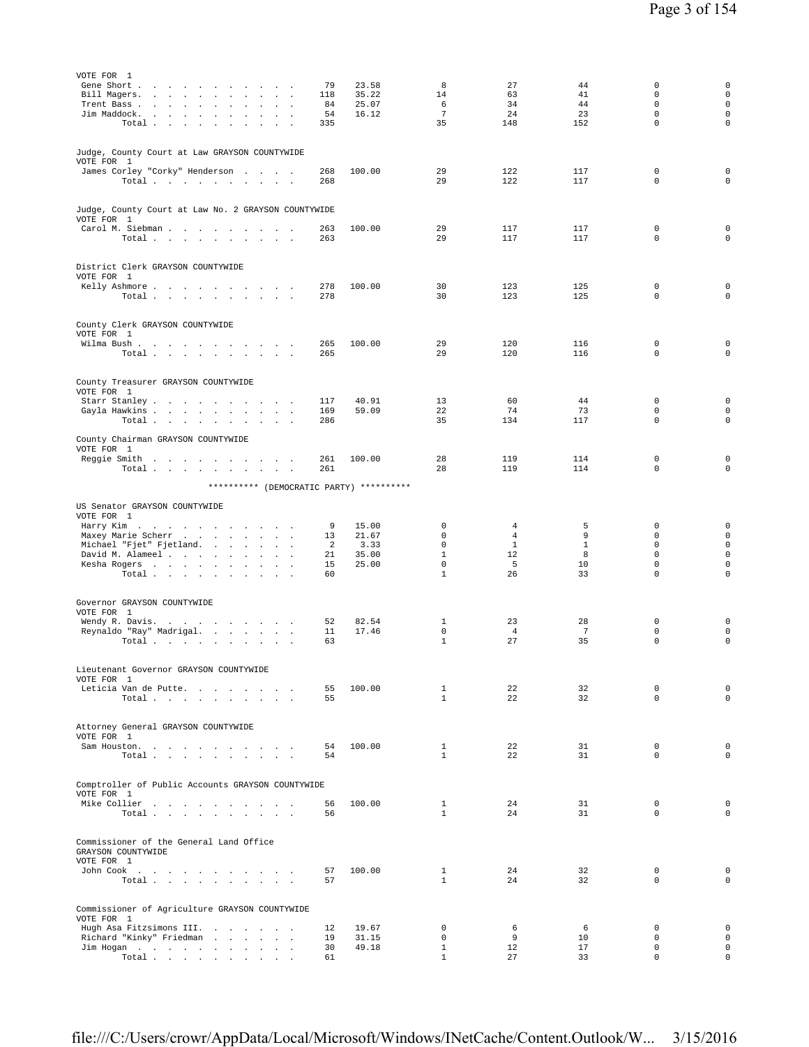VOTE FOR 1

| Candidate | Votes | % | | | | | |
|---|---|---|---|---|---|---|---|
| Gene Short | 79 | 23.58 | 8 | 27 | 44 | 0 | 0 |
| Bill Magers | 118 | 35.22 | 14 | 63 | 41 | 0 | 0 |
| Trent Bass | 84 | 25.07 | 6 | 34 | 44 | 0 | 0 |
| Jim Maddock | 54 | 16.12 | 7 | 24 | 23 | 0 | 0 |
| Total | 335 | | 35 | 148 | 152 | 0 | 0 |

Judge, County Court at Law GRAYSON COUNTYWIDE
VOTE FOR 1

| Candidate | Votes | % | | | | | |
|---|---|---|---|---|---|---|---|
| James Corley "Corky" Henderson | 268 | 100.00 | 29 | 122 | 117 | 0 | 0 |
| Total | 268 | | 29 | 122 | 117 | 0 | 0 |

Judge, County Court at Law No. 2 GRAYSON COUNTYWIDE
VOTE FOR 1

| Candidate | Votes | % | | | | | |
|---|---|---|---|---|---|---|---|
| Carol M. Siebman | 263 | 100.00 | 29 | 117 | 117 | 0 | 0 |
| Total | 263 | | 29 | 117 | 117 | 0 | 0 |

District Clerk GRAYSON COUNTYWIDE
VOTE FOR 1

| Candidate | Votes | % | | | | | |
|---|---|---|---|---|---|---|---|
| Kelly Ashmore | 278 | 100.00 | 30 | 123 | 125 | 0 | 0 |
| Total | 278 | | 30 | 123 | 125 | 0 | 0 |

County Clerk GRAYSON COUNTYWIDE
VOTE FOR 1

| Candidate | Votes | % | | | | | |
|---|---|---|---|---|---|---|---|
| Wilma Bush | 265 | 100.00 | 29 | 120 | 116 | 0 | 0 |
| Total | 265 | | 29 | 120 | 116 | 0 | 0 |

County Treasurer GRAYSON COUNTYWIDE
VOTE FOR 1

| Candidate | Votes | % | | | | | |
|---|---|---|---|---|---|---|---|
| Starr Stanley | 117 | 40.91 | 13 | 60 | 44 | 0 | 0 |
| Gayla Hawkins | 169 | 59.09 | 22 | 74 | 73 | 0 | 0 |
| Total | 286 | | 35 | 134 | 117 | 0 | 0 |

County Chairman GRAYSON COUNTYWIDE
VOTE FOR 1

| Candidate | Votes | % | | | | | |
|---|---|---|---|---|---|---|---|
| Reggie Smith | 261 | 100.00 | 28 | 119 | 114 | 0 | 0 |
| Total | 261 | | 28 | 119 | 114 | 0 | 0 |

********** (DEMOCRATIC PARTY) **********

US Senator GRAYSON COUNTYWIDE
VOTE FOR 1

| Candidate | Votes | % | | | | | |
|---|---|---|---|---|---|---|---|
| Harry Kim | 9 | 15.00 | 0 | 4 | 5 | 0 | 0 |
| Maxey Marie Scherr | 13 | 21.67 | 0 | 4 | 9 | 0 | 0 |
| Michael "Fjet" Fjetland | 2 | 3.33 | 0 | 1 | 1 | 0 | 0 |
| David M. Alameel | 21 | 35.00 | 1 | 12 | 8 | 0 | 0 |
| Kesha Rogers | 15 | 25.00 | 0 | 5 | 10 | 0 | 0 |
| Total | 60 | | 1 | 26 | 33 | 0 | 0 |

Governor GRAYSON COUNTYWIDE
VOTE FOR 1

| Candidate | Votes | % | | | | | |
|---|---|---|---|---|---|---|---|
| Wendy R. Davis | 52 | 82.54 | 1 | 23 | 28 | 0 | 0 |
| Reynaldo "Ray" Madrigal | 11 | 17.46 | 0 | 4 | 7 | 0 | 0 |
| Total | 63 | | 1 | 27 | 35 | 0 | 0 |

Lieutenant Governor GRAYSON COUNTYWIDE
VOTE FOR 1

| Candidate | Votes | % | | | | | |
|---|---|---|---|---|---|---|---|
| Leticia Van de Putte | 55 | 100.00 | 1 | 22 | 32 | 0 | 0 |
| Total | 55 | | 1 | 22 | 32 | 0 | 0 |

Attorney General GRAYSON COUNTYWIDE
VOTE FOR 1

| Candidate | Votes | % | | | | | |
|---|---|---|---|---|---|---|---|
| Sam Houston | 54 | 100.00 | 1 | 22 | 31 | 0 | 0 |
| Total | 54 | | 1 | 22 | 31 | 0 | 0 |

Comptroller of Public Accounts GRAYSON COUNTYWIDE
VOTE FOR 1

| Candidate | Votes | % | | | | | |
|---|---|---|---|---|---|---|---|
| Mike Collier | 56 | 100.00 | 1 | 24 | 31 | 0 | 0 |
| Total | 56 | | 1 | 24 | 31 | 0 | 0 |

Commissioner of the General Land Office
GRAYSON COUNTYWIDE
VOTE FOR 1

| Candidate | Votes | % | | | | | |
|---|---|---|---|---|---|---|---|
| John Cook | 57 | 100.00 | 1 | 24 | 32 | 0 | 0 |
| Total | 57 | | 1 | 24 | 32 | 0 | 0 |

Commissioner of Agriculture GRAYSON COUNTYWIDE
VOTE FOR 1

| Candidate | Votes | % | | | | | |
|---|---|---|---|---|---|---|---|
| Hugh Asa Fitzsimons III. | 12 | 19.67 | 0 | 6 | 6 | 0 | 0 |
| Richard "Kinky" Friedman | 19 | 31.15 | 0 | 9 | 10 | 0 | 0 |
| Jim Hogan | 30 | 49.18 | 1 | 12 | 17 | 0 | 0 |
| Total | 61 | | 1 | 27 | 33 | 0 | 0 |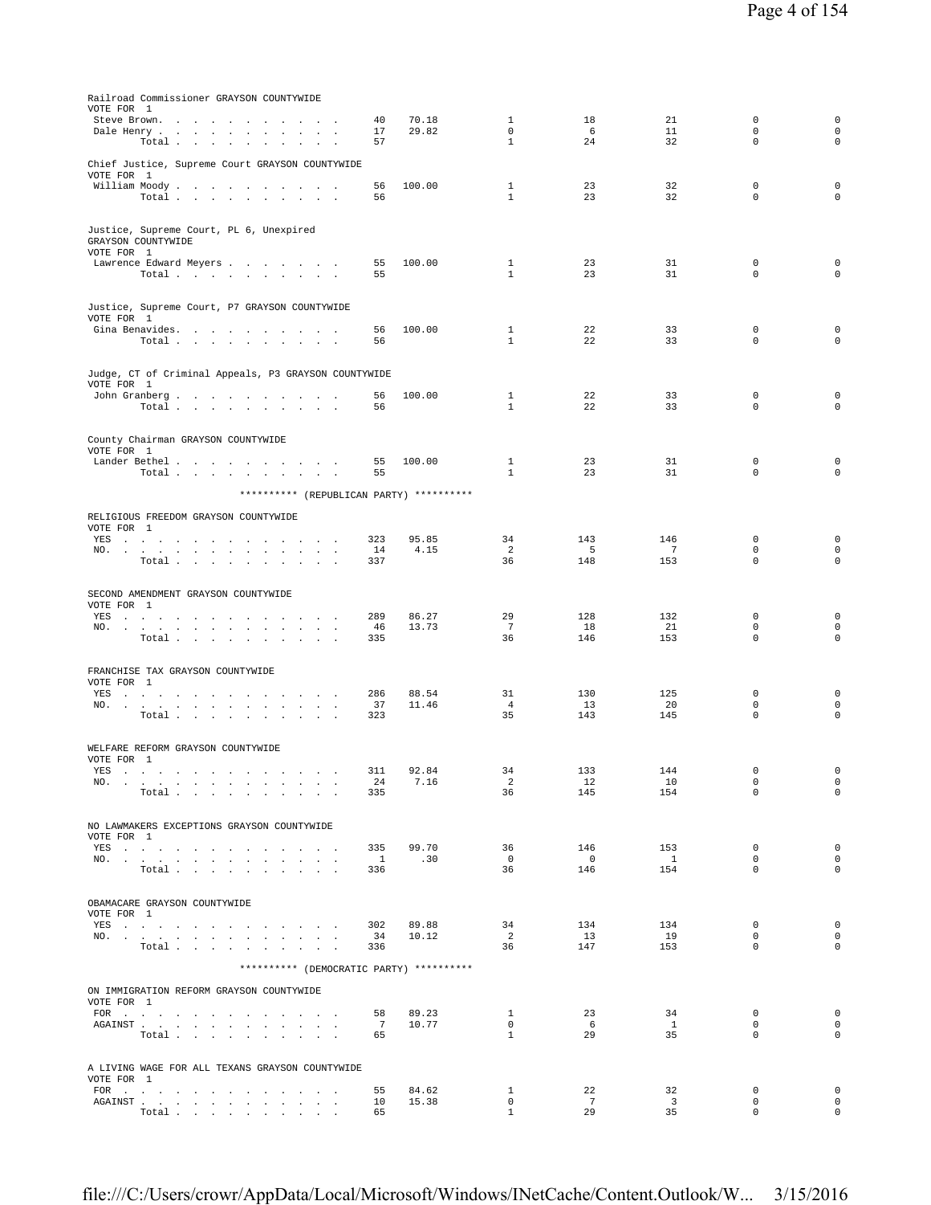Railroad Commissioner GRAYSON COUNTYWIDE
VOTE FOR 1

| | | | | | | | |
|---|---|---|---|---|---|---|---|
| Steve Brown | 40 | 70.18 | 1 | 18 | 21 | 0 | 0 |
| Dale Henry | 17 | 29.82 | 0 | 6 | 11 | 0 | 0 |
| Total | 57 | | 1 | 24 | 32 | 0 | 0 |

Chief Justice, Supreme Court GRAYSON COUNTYWIDE
VOTE FOR 1

| | | | | | | | |
|---|---|---|---|---|---|---|---|
| William Moody | 56 | 100.00 | 1 | 23 | 32 | 0 | 0 |
| Total | 56 | | 1 | 23 | 32 | 0 | 0 |

Justice, Supreme Court, PL 6, Unexpired
GRAYSON COUNTYWIDE
VOTE FOR 1

| | | | | | | | |
|---|---|---|---|---|---|---|---|
| Lawrence Edward Meyers | 55 | 100.00 | 1 | 23 | 31 | 0 | 0 |
| Total | 55 | | 1 | 23 | 31 | 0 | 0 |

Justice, Supreme Court, P7 GRAYSON COUNTYWIDE
VOTE FOR 1

| | | | | | | | |
|---|---|---|---|---|---|---|---|
| Gina Benavides | 56 | 100.00 | 1 | 22 | 33 | 0 | 0 |
| Total | 56 | | 1 | 22 | 33 | 0 | 0 |

Judge, CT of Criminal Appeals, P3 GRAYSON COUNTYWIDE
VOTE FOR 1

| | | | | | | | |
|---|---|---|---|---|---|---|---|
| John Granberg | 56 | 100.00 | 1 | 22 | 33 | 0 | 0 |
| Total | 56 | | 1 | 22 | 33 | 0 | 0 |

County Chairman GRAYSON COUNTYWIDE
VOTE FOR 1

| | | | | | | | |
|---|---|---|---|---|---|---|---|
| Lander Bethel | 55 | 100.00 | 1 | 23 | 31 | 0 | 0 |
| Total | 55 | | 1 | 23 | 31 | 0 | 0 |

********** (REPUBLICAN PARTY) **********

RELIGIOUS FREEDOM GRAYSON COUNTYWIDE
VOTE FOR 1

| | | | | | | | |
|---|---|---|---|---|---|---|---|
| YES | 323 | 95.85 | 34 | 143 | 146 | 0 | 0 |
| NO. | 14 | 4.15 | 2 | 5 | 7 | 0 | 0 |
| Total | 337 | | 36 | 148 | 153 | 0 | 0 |

SECOND AMENDMENT GRAYSON COUNTYWIDE
VOTE FOR 1

| | | | | | | | |
|---|---|---|---|---|---|---|---|
| YES | 289 | 86.27 | 29 | 128 | 132 | 0 | 0 |
| NO. | 46 | 13.73 | 7 | 18 | 21 | 0 | 0 |
| Total | 335 | | 36 | 146 | 153 | 0 | 0 |

FRANCHISE TAX GRAYSON COUNTYWIDE
VOTE FOR 1

| | | | | | | | |
|---|---|---|---|---|---|---|---|
| YES | 286 | 88.54 | 31 | 130 | 125 | 0 | 0 |
| NO. | 37 | 11.46 | 4 | 13 | 20 | 0 | 0 |
| Total | 323 | | 35 | 143 | 145 | 0 | 0 |

WELFARE REFORM GRAYSON COUNTYWIDE
VOTE FOR 1

| | | | | | | | |
|---|---|---|---|---|---|---|---|
| YES | 311 | 92.84 | 34 | 133 | 144 | 0 | 0 |
| NO. | 24 | 7.16 | 2 | 12 | 10 | 0 | 0 |
| Total | 335 | | 36 | 145 | 154 | 0 | 0 |

NO LAWMAKERS EXCEPTIONS GRAYSON COUNTYWIDE
VOTE FOR 1

| | | | | | | | |
|---|---|---|---|---|---|---|---|
| YES | 335 | 99.70 | 36 | 146 | 153 | 0 | 0 |
| NO. | 1 | .30 | 0 | 0 | 1 | 0 | 0 |
| Total | 336 | | 36 | 146 | 154 | 0 | 0 |

OBAMACARE GRAYSON COUNTYWIDE
VOTE FOR 1

| | | | | | | | |
|---|---|---|---|---|---|---|---|
| YES | 302 | 89.88 | 34 | 134 | 134 | 0 | 0 |
| NO. | 34 | 10.12 | 2 | 13 | 19 | 0 | 0 |
| Total | 336 | | 36 | 147 | 153 | 0 | 0 |

********** (DEMOCRATIC PARTY) **********

ON IMMIGRATION REFORM GRAYSON COUNTYWIDE
VOTE FOR 1

| | | | | | | | |
|---|---|---|---|---|---|---|---|
| FOR | 58 | 89.23 | 1 | 23 | 34 | 0 | 0 |
| AGAINST | 7 | 10.77 | 0 | 6 | 1 | 0 | 0 |
| Total | 65 | | 1 | 29 | 35 | 0 | 0 |

A LIVING WAGE FOR ALL TEXANS GRAYSON COUNTYWIDE
VOTE FOR 1

| | | | | | | | |
|---|---|---|---|---|---|---|---|
| FOR | 55 | 84.62 | 1 | 22 | 32 | 0 | 0 |
| AGAINST | 10 | 15.38 | 0 | 7 | 3 | 0 | 0 |
| Total | 65 | | 1 | 29 | 35 | 0 | 0 |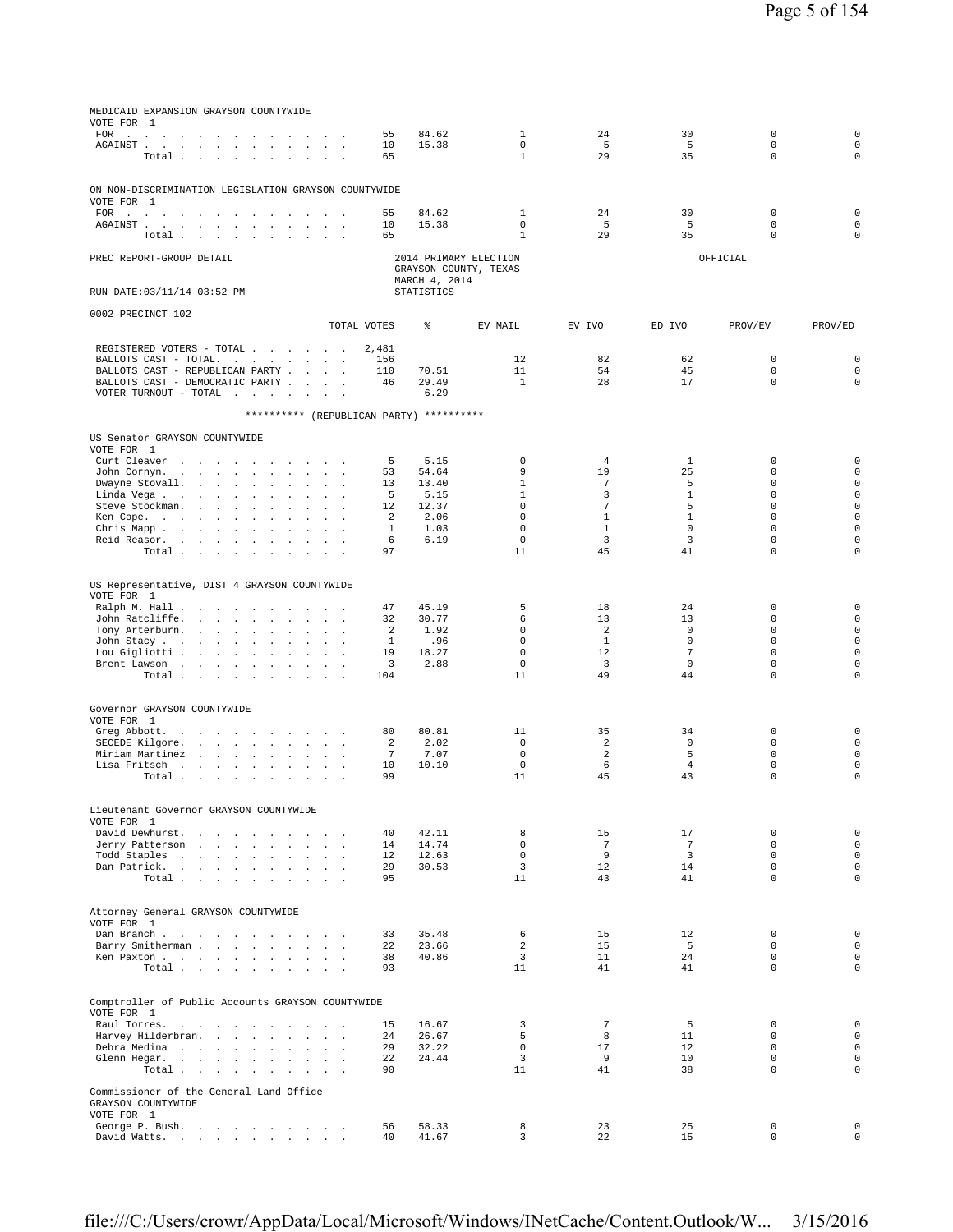MEDICAID EXPANSION GRAYSON COUNTYWIDE
VOTE FOR 1

| | TOTAL VOTES | % | EV MAIL | EV IVO | ED IVO | PROV/EV | PROV/ED |
|---|---|---|---|---|---|---|---|
| FOR | 55 | 84.62 | 1 | 24 | 30 | 0 | 0 |
| AGAINST | 10 | 15.38 | 0 | 5 | 5 | 0 | 0 |
| Total | 65 | | 1 | 29 | 35 | 0 | 0 |

ON NON-DISCRIMINATION LEGISLATION GRAYSON COUNTYWIDE
VOTE FOR 1

| | TOTAL VOTES | % | EV MAIL | EV IVO | ED IVO | PROV/EV | PROV/ED |
|---|---|---|---|---|---|---|---|
| FOR | 55 | 84.62 | 1 | 24 | 30 | 0 | 0 |
| AGAINST | 10 | 15.38 | 0 | 5 | 5 | 0 | 0 |
| Total | 65 | | 1 | 29 | 35 | 0 | 0 |

PREC REPORT-GROUP DETAIL

2014 PRIMARY ELECTION
GRAYSON COUNTY, TEXAS
MARCH 4, 2014
STATISTICS

OFFICIAL

RUN DATE:03/11/14 03:52 PM

0002 PRECINCT 102

| | TOTAL VOTES | % | EV MAIL | EV IVO | ED IVO | PROV/EV | PROV/ED |
|---|---|---|---|---|---|---|---|
| REGISTERED VOTERS - TOTAL | 2,481 | | | | | | |
| BALLOTS CAST - TOTAL. | 156 | | 12 | 82 | 62 | 0 | 0 |
| BALLOTS CAST - REPUBLICAN PARTY | 110 | 70.51 | 11 | 54 | 45 | 0 | 0 |
| BALLOTS CAST - DEMOCRATIC PARTY | 46 | 29.49 | 1 | 28 | 17 | 0 | 0 |
| VOTER TURNOUT - TOTAL | | 6.29 | | | | | |

********** (REPUBLICAN PARTY) **********

US Senator GRAYSON COUNTYWIDE
VOTE FOR 1

| | TOTAL VOTES | % | EV MAIL | EV IVO | ED IVO | PROV/EV | PROV/ED |
|---|---|---|---|---|---|---|---|
| Curt Cleaver | 5 | 5.15 | 0 | 4 | 1 | 0 | 0 |
| John Cornyn. | 53 | 54.64 | 9 | 19 | 25 | 0 | 0 |
| Dwayne Stovall. | 13 | 13.40 | 1 | 7 | 5 | 0 | 0 |
| Linda Vega | 5 | 5.15 | 1 | 3 | 1 | 0 | 0 |
| Steve Stockman. | 12 | 12.37 | 0 | 7 | 5 | 0 | 0 |
| Ken Cope. | 2 | 2.06 | 0 | 1 | 1 | 0 | 0 |
| Chris Mapp | 1 | 1.03 | 0 | 1 | 0 | 0 | 0 |
| Reid Reasor. | 6 | 6.19 | 0 | 3 | 3 | 0 | 0 |
| Total | 97 | | 11 | 45 | 41 | 0 | 0 |

US Representative, DIST 4 GRAYSON COUNTYWIDE
VOTE FOR 1

| | TOTAL VOTES | % | EV MAIL | EV IVO | ED IVO | PROV/EV | PROV/ED |
|---|---|---|---|---|---|---|---|
| Ralph M. Hall | 47 | 45.19 | 5 | 18 | 24 | 0 | 0 |
| John Ratcliffe. | 32 | 30.77 | 6 | 13 | 13 | 0 | 0 |
| Tony Arterburn. | 2 | 1.92 | 0 | 2 | 0 | 0 | 0 |
| John Stacy | 1 | .96 | 0 | 1 | 0 | 0 | 0 |
| Lou Gigliotti | 19 | 18.27 | 0 | 12 | 7 | 0 | 0 |
| Brent Lawson | 3 | 2.88 | 0 | 3 | 0 | 0 | 0 |
| Total | 104 | | 11 | 49 | 44 | 0 | 0 |

Governor GRAYSON COUNTYWIDE
VOTE FOR 1

| | TOTAL VOTES | % | EV MAIL | EV IVO | ED IVO | PROV/EV | PROV/ED |
|---|---|---|---|---|---|---|---|
| Greg Abbott. | 80 | 80.81 | 11 | 35 | 34 | 0 | 0 |
| SECEDE Kilgore. | 2 | 2.02 | 0 | 2 | 0 | 0 | 0 |
| Miriam Martinez | 7 | 7.07 | 0 | 2 | 5 | 0 | 0 |
| Lisa Fritsch | 10 | 10.10 | 0 | 6 | 4 | 0 | 0 |
| Total | 99 | | 11 | 45 | 43 | 0 | 0 |

Lieutenant Governor GRAYSON COUNTYWIDE
VOTE FOR 1

| | TOTAL VOTES | % | EV MAIL | EV IVO | ED IVO | PROV/EV | PROV/ED |
|---|---|---|---|---|---|---|---|
| David Dewhurst. | 40 | 42.11 | 8 | 15 | 17 | 0 | 0 |
| Jerry Patterson | 14 | 14.74 | 0 | 7 | 7 | 0 | 0 |
| Todd Staples | 12 | 12.63 | 0 | 9 | 3 | 0 | 0 |
| Dan Patrick. | 29 | 30.53 | 3 | 12 | 14 | 0 | 0 |
| Total | 95 | | 11 | 43 | 41 | 0 | 0 |

Attorney General GRAYSON COUNTYWIDE
VOTE FOR 1

| | TOTAL VOTES | % | EV MAIL | EV IVO | ED IVO | PROV/EV | PROV/ED |
|---|---|---|---|---|---|---|---|
| Dan Branch | 33 | 35.48 | 6 | 15 | 12 | 0 | 0 |
| Barry Smitherman | 22 | 23.66 | 2 | 15 | 5 | 0 | 0 |
| Ken Paxton | 38 | 40.86 | 3 | 11 | 24 | 0 | 0 |
| Total | 93 | | 11 | 41 | 41 | 0 | 0 |

Comptroller of Public Accounts GRAYSON COUNTYWIDE
VOTE FOR 1

| | TOTAL VOTES | % | EV MAIL | EV IVO | ED IVO | PROV/EV | PROV/ED |
|---|---|---|---|---|---|---|---|
| Raul Torres. | 15 | 16.67 | 3 | 7 | 5 | 0 | 0 |
| Harvey Hilderbran. | 24 | 26.67 | 5 | 8 | 11 | 0 | 0 |
| Debra Medina | 29 | 32.22 | 0 | 17 | 12 | 0 | 0 |
| Glenn Hegar. | 22 | 24.44 | 3 | 9 | 10 | 0 | 0 |
| Total | 90 | | 11 | 41 | 38 | 0 | 0 |

Commissioner of the General Land Office
GRAYSON COUNTYWIDE
VOTE FOR 1

| | TOTAL VOTES | % | EV MAIL | EV IVO | ED IVO | PROV/EV | PROV/ED |
|---|---|---|---|---|---|---|---|
| George P. Bush. | 56 | 58.33 | 8 | 23 | 25 | 0 | 0 |
| David Watts. | 40 | 41.67 | 3 | 22 | 15 | 0 | 0 |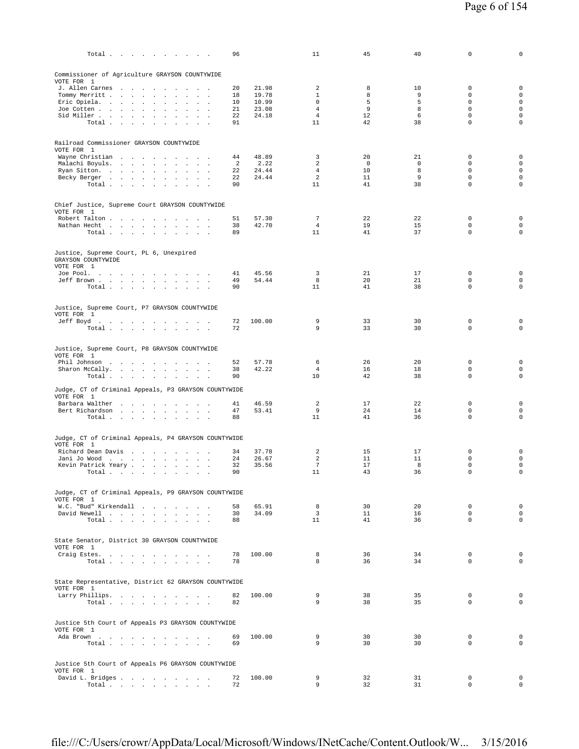| | | | | | | | |
|---|---|---|---|---|---|---|---|
| Total | 96 | | 11 | 45 | 40 | 0 | 0 |

**Commissioner of Agriculture GRAYSON COUNTYWIDE**
VOTE FOR 1

| | | | | | | | |
|---|---|---|---|---|---|---|---|
| J. Allen Carnes | 20 | 21.98 | 2 | 8 | 10 | 0 | 0 |
| Tommy Merritt | 18 | 19.78 | 1 | 8 | 9 | 0 | 0 |
| Eric Opiela | 10 | 10.99 | 0 | 5 | 5 | 0 | 0 |
| Joe Cotten | 21 | 23.08 | 4 | 9 | 8 | 0 | 0 |
| Sid Miller | 22 | 24.18 | 4 | 12 | 6 | 0 | 0 |
| Total | 91 | | 11 | 42 | 38 | 0 | 0 |

**Railroad Commissioner GRAYSON COUNTYWIDE**
VOTE FOR 1

| | | | | | | | |
|---|---|---|---|---|---|---|---|
| Wayne Christian | 44 | 48.89 | 3 | 20 | 21 | 0 | 0 |
| Malachi Boyuls | 2 | 2.22 | 2 | 0 | 0 | 0 | 0 |
| Ryan Sitton | 22 | 24.44 | 4 | 10 | 8 | 0 | 0 |
| Becky Berger | 22 | 24.44 | 2 | 11 | 9 | 0 | 0 |
| Total | 90 | | 11 | 41 | 38 | 0 | 0 |

**Chief Justice, Supreme Court GRAYSON COUNTYWIDE**
VOTE FOR 1

| | | | | | | | |
|---|---|---|---|---|---|---|---|
| Robert Talton | 51 | 57.30 | 7 | 22 | 22 | 0 | 0 |
| Nathan Hecht | 38 | 42.70 | 4 | 19 | 15 | 0 | 0 |
| Total | 89 | | 11 | 41 | 37 | 0 | 0 |

**Justice, Supreme Court, PL 6, Unexpired GRAYSON COUNTYWIDE**
VOTE FOR 1

| | | | | | | | |
|---|---|---|---|---|---|---|---|
| Joe Pool | 41 | 45.56 | 3 | 21 | 17 | 0 | 0 |
| Jeff Brown | 49 | 54.44 | 8 | 20 | 21 | 0 | 0 |
| Total | 90 | | 11 | 41 | 38 | 0 | 0 |

**Justice, Supreme Court, P7 GRAYSON COUNTYWIDE**
VOTE FOR 1

| | | | | | | | |
|---|---|---|---|---|---|---|---|
| Jeff Boyd | 72 | 100.00 | 9 | 33 | 30 | 0 | 0 |
| Total | 72 | | 9 | 33 | 30 | 0 | 0 |

**Justice, Supreme Court, P8 GRAYSON COUNTYWIDE**
VOTE FOR 1

| | | | | | | | |
|---|---|---|---|---|---|---|---|
| Phil Johnson | 52 | 57.78 | 6 | 26 | 20 | 0 | 0 |
| Sharon McCally | 38 | 42.22 | 4 | 16 | 18 | 0 | 0 |
| Total | 90 | | 10 | 42 | 38 | 0 | 0 |

**Judge, CT of Criminal Appeals, P3 GRAYSON COUNTYWIDE**
VOTE FOR 1

| | | | | | | | |
|---|---|---|---|---|---|---|---|
| Barbara Walther | 41 | 46.59 | 2 | 17 | 22 | 0 | 0 |
| Bert Richardson | 47 | 53.41 | 9 | 24 | 14 | 0 | 0 |
| Total | 88 | | 11 | 41 | 36 | 0 | 0 |

**Judge, CT of Criminal Appeals, P4 GRAYSON COUNTYWIDE**
VOTE FOR 1

| | | | | | | | |
|---|---|---|---|---|---|---|---|
| Richard Dean Davis | 34 | 37.78 | 2 | 15 | 17 | 0 | 0 |
| Jani Jo Wood | 24 | 26.67 | 2 | 11 | 11 | 0 | 0 |
| Kevin Patrick Yeary | 32 | 35.56 | 7 | 17 | 8 | 0 | 0 |
| Total | 90 | | 11 | 43 | 36 | 0 | 0 |

**Judge, CT of Criminal Appeals, P9 GRAYSON COUNTYWIDE**
VOTE FOR 1

| | | | | | | | |
|---|---|---|---|---|---|---|---|
| W.C. "Bud" Kirkendall | 58 | 65.91 | 8 | 30 | 20 | 0 | 0 |
| David Newell | 30 | 34.09 | 3 | 11 | 16 | 0 | 0 |
| Total | 88 | | 11 | 41 | 36 | 0 | 0 |

**State Senator, District 30 GRAYSON COUNTYWIDE**
VOTE FOR 1

| | | | | | | | |
|---|---|---|---|---|---|---|---|
| Craig Estes | 78 | 100.00 | 8 | 36 | 34 | 0 | 0 |
| Total | 78 | | 8 | 36 | 34 | 0 | 0 |

**State Representative, District 62 GRAYSON COUNTYWIDE**
VOTE FOR 1

| | | | | | | | |
|---|---|---|---|---|---|---|---|
| Larry Phillips | 82 | 100.00 | 9 | 38 | 35 | 0 | 0 |
| Total | 82 | | 9 | 38 | 35 | 0 | 0 |

**Justice 5th Court of Appeals P3 GRAYSON COUNTYWIDE**
VOTE FOR 1

| | | | | | | | |
|---|---|---|---|---|---|---|---|
| Ada Brown | 69 | 100.00 | 9 | 30 | 30 | 0 | 0 |
| Total | 69 | | 9 | 30 | 30 | 0 | 0 |

**Justice 5th Court of Appeals P6 GRAYSON COUNTYWIDE**
VOTE FOR 1

| | | | | | | | |
|---|---|---|---|---|---|---|---|
| David L. Bridges | 72 | 100.00 | 9 | 32 | 31 | 0 | 0 |
| Total | 72 | | 9 | 32 | 31 | 0 | 0 |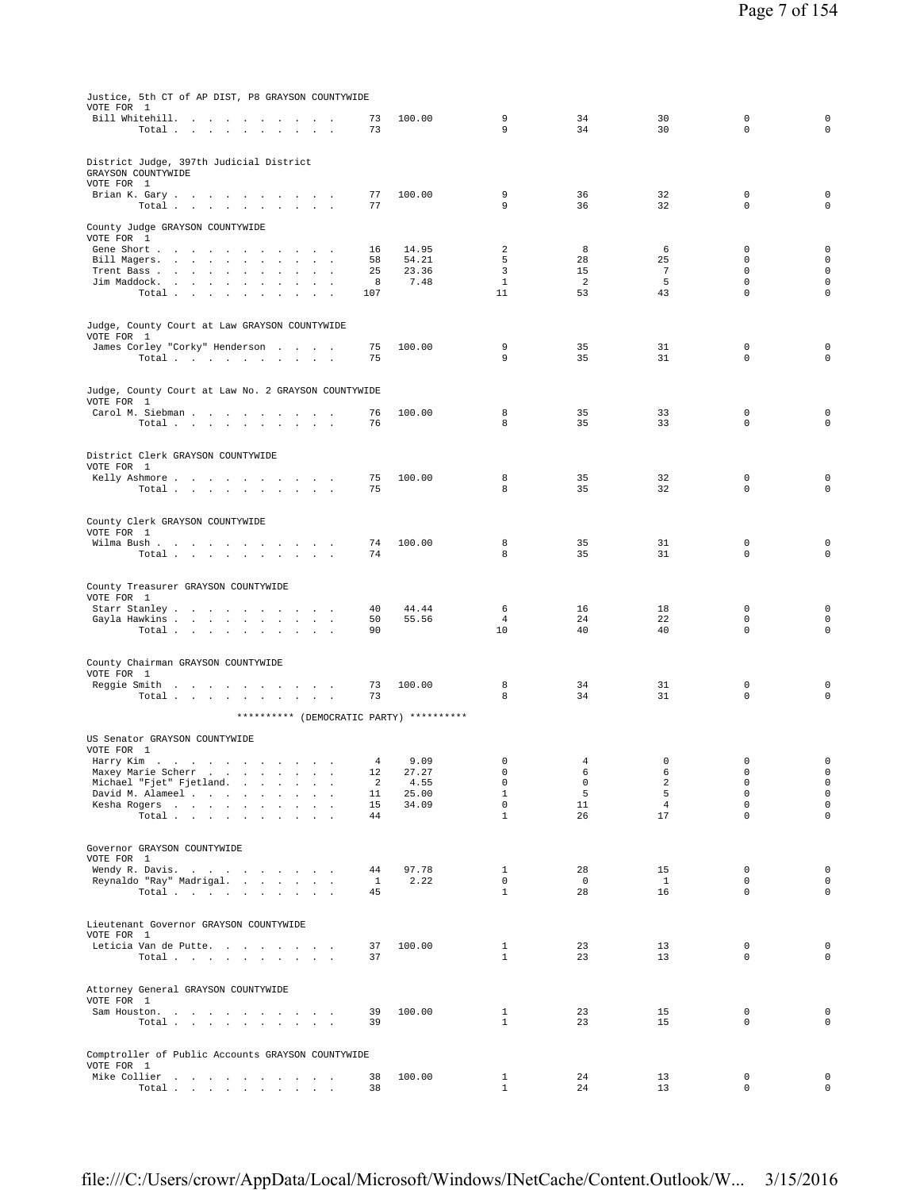Justice, 5th CT of AP DIST, P8 GRAYSON COUNTYWIDE
VOTE FOR 1

| Candidate | Votes | Pct | | | | | |
|---|---|---|---|---|---|---|---|
| Bill Whitehill | 73 | 100.00 | 9 | 34 | 30 | 0 | 0 |
| Total | 73 | | 9 | 34 | 30 | 0 | 0 |

District Judge, 397th Judicial District
GRAYSON COUNTYWIDE
VOTE FOR 1

| Candidate | Votes | Pct | | | | | |
|---|---|---|---|---|---|---|---|
| Brian K. Gary | 77 | 100.00 | 9 | 36 | 32 | 0 | 0 |
| Total | 77 | | 9 | 36 | 32 | 0 | 0 |

County Judge GRAYSON COUNTYWIDE
VOTE FOR 1

| Candidate | Votes | Pct | | | | | |
|---|---|---|---|---|---|---|---|
| Gene Short | 16 | 14.95 | 2 | 8 | 6 | 0 | 0 |
| Bill Magers | 58 | 54.21 | 5 | 28 | 25 | 0 | 0 |
| Trent Bass | 25 | 23.36 | 3 | 15 | 7 | 0 | 0 |
| Jim Maddock | 8 | 7.48 | 1 | 2 | 5 | 0 | 0 |
| Total | 107 | | 11 | 53 | 43 | 0 | 0 |

Judge, County Court at Law GRAYSON COUNTYWIDE
VOTE FOR 1

| Candidate | Votes | Pct | | | | | |
|---|---|---|---|---|---|---|---|
| James Corley "Corky" Henderson | 75 | 100.00 | 9 | 35 | 31 | 0 | 0 |
| Total | 75 | | 9 | 35 | 31 | 0 | 0 |

Judge, County Court at Law No. 2 GRAYSON COUNTYWIDE
VOTE FOR 1

| Candidate | Votes | Pct | | | | | |
|---|---|---|---|---|---|---|---|
| Carol M. Siebman | 76 | 100.00 | 8 | 35 | 33 | 0 | 0 |
| Total | 76 | | 8 | 35 | 33 | 0 | 0 |

District Clerk GRAYSON COUNTYWIDE
VOTE FOR 1

| Candidate | Votes | Pct | | | | | |
|---|---|---|---|---|---|---|---|
| Kelly Ashmore | 75 | 100.00 | 8 | 35 | 32 | 0 | 0 |
| Total | 75 | | 8 | 35 | 32 | 0 | 0 |

County Clerk GRAYSON COUNTYWIDE
VOTE FOR 1

| Candidate | Votes | Pct | | | | | |
|---|---|---|---|---|---|---|---|
| Wilma Bush | 74 | 100.00 | 8 | 35 | 31 | 0 | 0 |
| Total | 74 | | 8 | 35 | 31 | 0 | 0 |

County Treasurer GRAYSON COUNTYWIDE
VOTE FOR 1

| Candidate | Votes | Pct | | | | | |
|---|---|---|---|---|---|---|---|
| Starr Stanley | 40 | 44.44 | 6 | 16 | 18 | 0 | 0 |
| Gayla Hawkins | 50 | 55.56 | 4 | 24 | 22 | 0 | 0 |
| Total | 90 | | 10 | 40 | 40 | 0 | 0 |

County Chairman GRAYSON COUNTYWIDE
VOTE FOR 1

| Candidate | Votes | Pct | | | | | |
|---|---|---|---|---|---|---|---|
| Reggie Smith | 73 | 100.00 | 8 | 34 | 31 | 0 | 0 |
| Total | 73 | | 8 | 34 | 31 | 0 | 0 |

********** (DEMOCRATIC PARTY) **********

US Senator GRAYSON COUNTYWIDE
VOTE FOR 1

| Candidate | Votes | Pct | | | | | |
|---|---|---|---|---|---|---|---|
| Harry Kim | 4 | 9.09 | 0 | 4 | 0 | 0 | 0 |
| Maxey Marie Scherr | 12 | 27.27 | 0 | 6 | 6 | 0 | 0 |
| Michael "Fjet" Fjetland | 2 | 4.55 | 0 | 0 | 2 | 0 | 0 |
| David M. Alameel | 11 | 25.00 | 1 | 5 | 5 | 0 | 0 |
| Kesha Rogers | 15 | 34.09 | 0 | 11 | 4 | 0 | 0 |
| Total | 44 | | 1 | 26 | 17 | 0 | 0 |

Governor GRAYSON COUNTYWIDE
VOTE FOR 1

| Candidate | Votes | Pct | | | | | |
|---|---|---|---|---|---|---|---|
| Wendy R. Davis | 44 | 97.78 | 1 | 28 | 15 | 0 | 0 |
| Reynaldo "Ray" Madrigal | 1 | 2.22 | 0 | 0 | 1 | 0 | 0 |
| Total | 45 | | 1 | 28 | 16 | 0 | 0 |

Lieutenant Governor GRAYSON COUNTYWIDE
VOTE FOR 1

| Candidate | Votes | Pct | | | | | |
|---|---|---|---|---|---|---|---|
| Leticia Van de Putte | 37 | 100.00 | 1 | 23 | 13 | 0 | 0 |
| Total | 37 | | 1 | 23 | 13 | 0 | 0 |

Attorney General GRAYSON COUNTYWIDE
VOTE FOR 1

| Candidate | Votes | Pct | | | | | |
|---|---|---|---|---|---|---|---|
| Sam Houston | 39 | 100.00 | 1 | 23 | 15 | 0 | 0 |
| Total | 39 | | 1 | 23 | 15 | 0 | 0 |

Comptroller of Public Accounts GRAYSON COUNTYWIDE
VOTE FOR 1

| Candidate | Votes | Pct | | | | | |
|---|---|---|---|---|---|---|---|
| Mike Collier | 38 | 100.00 | 1 | 24 | 13 | 0 | 0 |
| Total | 38 | | 1 | 24 | 13 | 0 | 0 |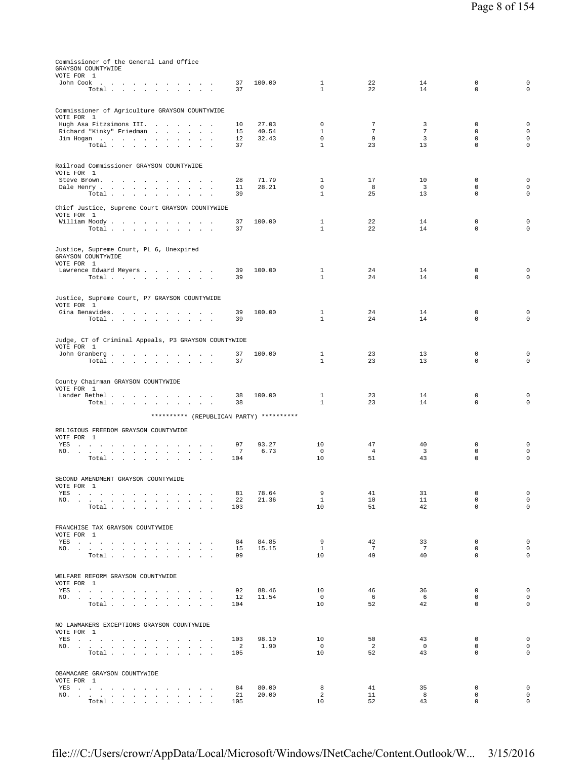Commissioner of the General Land Office
GRAYSON COUNTYWIDE
VOTE FOR 1

| | | | | | | | |
|---|---|---|---|---|---|---|---|
| John Cook | 37 | 100.00 | 1 | 22 | 14 | 0 | 0 |
| Total | 37 | | 1 | 22 | 14 | 0 | 0 |

Commissioner of Agriculture GRAYSON COUNTYWIDE
VOTE FOR 1

| | | | | | | | |
|---|---|---|---|---|---|---|---|
| Hugh Asa Fitzsimons III. | 10 | 27.03 | 0 | 7 | 3 | 0 | 0 |
| Richard "Kinky" Friedman | 15 | 40.54 | 1 | 7 | 7 | 0 | 0 |
| Jim Hogan | 12 | 32.43 | 0 | 9 | 3 | 0 | 0 |
| Total | 37 | | 1 | 23 | 13 | 0 | 0 |

Railroad Commissioner GRAYSON COUNTYWIDE
VOTE FOR 1

| | | | | | | | |
|---|---|---|---|---|---|---|---|
| Steve Brown. | 28 | 71.79 | 1 | 17 | 10 | 0 | 0 |
| Dale Henry | 11 | 28.21 | 0 | 8 | 3 | 0 | 0 |
| Total | 39 | | 1 | 25 | 13 | 0 | 0 |

Chief Justice, Supreme Court GRAYSON COUNTYWIDE
VOTE FOR 1

| | | | | | | | |
|---|---|---|---|---|---|---|---|
| William Moody | 37 | 100.00 | 1 | 22 | 14 | 0 | 0 |
| Total | 37 | | 1 | 22 | 14 | 0 | 0 |

Justice, Supreme Court, PL 6, Unexpired
GRAYSON COUNTYWIDE
VOTE FOR 1

| | | | | | | | |
|---|---|---|---|---|---|---|---|
| Lawrence Edward Meyers | 39 | 100.00 | 1 | 24 | 14 | 0 | 0 |
| Total | 39 | | 1 | 24 | 14 | 0 | 0 |

Justice, Supreme Court, P7 GRAYSON COUNTYWIDE
VOTE FOR 1

| | | | | | | | |
|---|---|---|---|---|---|---|---|
| Gina Benavides. | 39 | 100.00 | 1 | 24 | 14 | 0 | 0 |
| Total | 39 | | 1 | 24 | 14 | 0 | 0 |

Judge, CT of Criminal Appeals, P3 GRAYSON COUNTYWIDE
VOTE FOR 1

| | | | | | | | |
|---|---|---|---|---|---|---|---|
| John Granberg | 37 | 100.00 | 1 | 23 | 13 | 0 | 0 |
| Total | 37 | | 1 | 23 | 13 | 0 | 0 |

County Chairman GRAYSON COUNTYWIDE
VOTE FOR 1

| | | | | | | | |
|---|---|---|---|---|---|---|---|
| Lander Bethel | 38 | 100.00 | 1 | 23 | 14 | 0 | 0 |
| Total | 38 | | 1 | 23 | 14 | 0 | 0 |

********** (REPUBLICAN PARTY) **********

RELIGIOUS FREEDOM GRAYSON COUNTYWIDE
VOTE FOR 1

| | | | | | | | |
|---|---|---|---|---|---|---|---|
| YES | 97 | 93.27 | 10 | 47 | 40 | 0 | 0 |
| NO. | 7 | 6.73 | 0 | 4 | 3 | 0 | 0 |
| Total | 104 | | 10 | 51 | 43 | 0 | 0 |

SECOND AMENDMENT GRAYSON COUNTYWIDE
VOTE FOR 1

| | | | | | | | |
|---|---|---|---|---|---|---|---|
| YES | 81 | 78.64 | 9 | 41 | 31 | 0 | 0 |
| NO. | 22 | 21.36 | 1 | 10 | 11 | 0 | 0 |
| Total | 103 | | 10 | 51 | 42 | 0 | 0 |

FRANCHISE TAX GRAYSON COUNTYWIDE
VOTE FOR 1

| | | | | | | | |
|---|---|---|---|---|---|---|---|
| YES | 84 | 84.85 | 9 | 42 | 33 | 0 | 0 |
| NO. | 15 | 15.15 | 1 | 7 | 7 | 0 | 0 |
| Total | 99 | | 10 | 49 | 40 | 0 | 0 |

WELFARE REFORM GRAYSON COUNTYWIDE
VOTE FOR 1

| | | | | | | | |
|---|---|---|---|---|---|---|---|
| YES | 92 | 88.46 | 10 | 46 | 36 | 0 | 0 |
| NO. | 12 | 11.54 | 0 | 6 | 6 | 0 | 0 |
| Total | 104 | | 10 | 52 | 42 | 0 | 0 |

NO LAWMAKERS EXCEPTIONS GRAYSON COUNTYWIDE
VOTE FOR 1

| | | | | | | | |
|---|---|---|---|---|---|---|---|
| YES | 103 | 98.10 | 10 | 50 | 43 | 0 | 0 |
| NO. | 2 | 1.90 | 0 | 2 | 0 | 0 | 0 |
| Total | 105 | | 10 | 52 | 43 | 0 | 0 |

OBAMACARE GRAYSON COUNTYWIDE
VOTE FOR 1

| | | | | | | | |
|---|---|---|---|---|---|---|---|
| YES | 84 | 80.00 | 8 | 41 | 35 | 0 | 0 |
| NO. | 21 | 20.00 | 2 | 11 | 8 | 0 | 0 |
| Total | 105 | | 10 | 52 | 43 | 0 | 0 |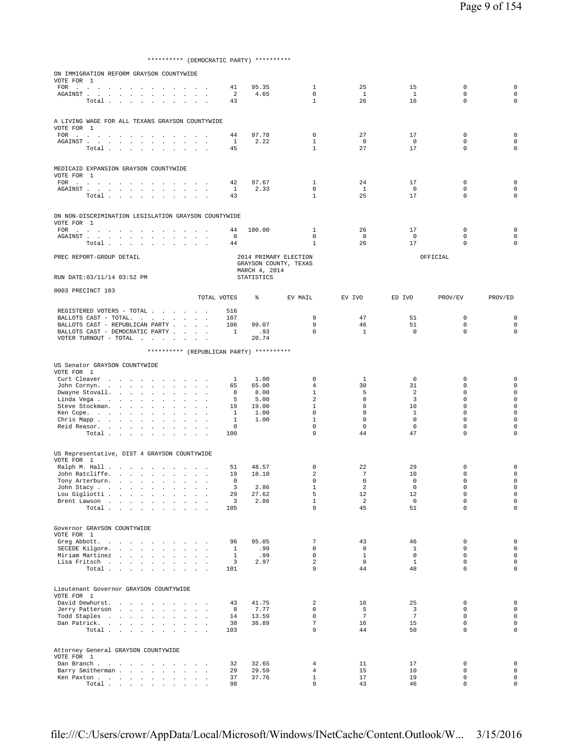********** (DEMOCRATIC PARTY) **********

ON IMMIGRATION REFORM GRAYSON COUNTYWIDE
VOTE FOR 1

| | TOTAL VOTES | % | EV MAIL | EV IVO | ED IVO | PROV/EV | PROV/ED |
|---|---|---|---|---|---|---|---|
| FOR | 41 | 95.35 | 1 | 25 | 15 | 0 | 0 |
| AGAINST | 2 | 4.65 | 0 | 1 | 1 | 0 | 0 |
| Total | 43 | | 1 | 26 | 16 | 0 | 0 |

A LIVING WAGE FOR ALL TEXANS GRAYSON COUNTYWIDE
VOTE FOR 1

| | TOTAL VOTES | % | EV MAIL | EV IVO | ED IVO | PROV/EV | PROV/ED |
|---|---|---|---|---|---|---|---|
| FOR | 44 | 97.78 | 0 | 27 | 17 | 0 | 0 |
| AGAINST | 1 | 2.22 | 1 | 0 | 0 | 0 | 0 |
| Total | 45 | | 1 | 27 | 17 | 0 | 0 |

MEDICAID EXPANSION GRAYSON COUNTYWIDE
VOTE FOR 1

| | TOTAL VOTES | % | EV MAIL | EV IVO | ED IVO | PROV/EV | PROV/ED |
|---|---|---|---|---|---|---|---|
| FOR | 42 | 97.67 | 1 | 24 | 17 | 0 | 0 |
| AGAINST | 1 | 2.33 | 0 | 1 | 0 | 0 | 0 |
| Total | 43 | | 1 | 25 | 17 | 0 | 0 |

ON NON-DISCRIMINATION LEGISLATION GRAYSON COUNTYWIDE
VOTE FOR 1

| | TOTAL VOTES | % | EV MAIL | EV IVO | ED IVO | PROV/EV | PROV/ED |
|---|---|---|---|---|---|---|---|
| FOR | 44 | 100.00 | 1 | 26 | 17 | 0 | 0 |
| AGAINST | 0 | | 0 | 0 | 0 | 0 | 0 |
| Total | 44 | | 1 | 26 | 17 | 0 | 0 |

PREC REPORT-GROUP DETAIL — 2014 PRIMARY ELECTION, GRAYSON COUNTY, TEXAS, MARCH 4, 2014 — OFFICIAL

RUN DATE:03/11/14 03:52 PM — STATISTICS

0003 PRECINCT 103

| | TOTAL VOTES | % | EV MAIL | EV IVO | ED IVO | PROV/EV | PROV/ED |
|---|---|---|---|---|---|---|---|
| REGISTERED VOTERS - TOTAL | 516 | | | | | | |
| BALLOTS CAST - TOTAL. | 107 | | 9 | 47 | 51 | 0 | 0 |
| BALLOTS CAST - REPUBLICAN PARTY | 106 | 99.07 | 9 | 46 | 51 | 0 | 0 |
| BALLOTS CAST - DEMOCRATIC PARTY | 1 | .93 | 0 | 1 | 0 | 0 | 0 |
| VOTER TURNOUT - TOTAL | | 20.74 | | | | | |

********** (REPUBLICAN PARTY) **********

US Senator GRAYSON COUNTYWIDE
VOTE FOR 1

| | TOTAL VOTES | % | EV MAIL | EV IVO | ED IVO | PROV/EV | PROV/ED |
|---|---|---|---|---|---|---|---|
| Curt Cleaver | 1 | 1.00 | 0 | 1 | 0 | 0 | 0 |
| John Cornyn. | 65 | 65.00 | 4 | 30 | 31 | 0 | 0 |
| Dwayne Stovall. | 8 | 8.00 | 1 | 5 | 2 | 0 | 0 |
| Linda Vega | 5 | 5.00 | 2 | 0 | 3 | 0 | 0 |
| Steve Stockman. | 19 | 19.00 | 1 | 8 | 10 | 0 | 0 |
| Ken Cope. | 1 | 1.00 | 0 | 0 | 1 | 0 | 0 |
| Chris Mapp | 1 | 1.00 | 1 | 0 | 0 | 0 | 0 |
| Reid Reasor. | 0 | | 0 | 0 | 0 | 0 | 0 |
| Total | 100 | | 9 | 44 | 47 | 0 | 0 |

US Representative, DIST 4 GRAYSON COUNTYWIDE
VOTE FOR 1

| | TOTAL VOTES | % | EV MAIL | EV IVO | ED IVO | PROV/EV | PROV/ED |
|---|---|---|---|---|---|---|---|
| Ralph M. Hall | 51 | 48.57 | 0 | 22 | 29 | 0 | 0 |
| John Ratcliffe. | 19 | 18.10 | 2 | 7 | 10 | 0 | 0 |
| Tony Arterburn. | 0 | | 0 | 0 | 0 | 0 | 0 |
| John Stacy | 3 | 2.86 | 1 | 2 | 0 | 0 | 0 |
| Lou Gigliotti | 29 | 27.62 | 5 | 12 | 12 | 0 | 0 |
| Brent Lawson | 3 | 2.86 | 1 | 2 | 0 | 0 | 0 |
| Total | 105 | | 9 | 45 | 51 | 0 | 0 |

Governor GRAYSON COUNTYWIDE
VOTE FOR 1

| | TOTAL VOTES | % | EV MAIL | EV IVO | ED IVO | PROV/EV | PROV/ED |
|---|---|---|---|---|---|---|---|
| Greg Abbott. | 96 | 95.05 | 7 | 43 | 46 | 0 | 0 |
| SECEDE Kilgore. | 1 | .99 | 0 | 0 | 1 | 0 | 0 |
| Miriam Martinez | 1 | .99 | 0 | 1 | 0 | 0 | 0 |
| Lisa Fritsch | 3 | 2.97 | 2 | 0 | 1 | 0 | 0 |
| Total | 101 | | 9 | 44 | 48 | 0 | 0 |

Lieutenant Governor GRAYSON COUNTYWIDE
VOTE FOR 1

| | TOTAL VOTES | % | EV MAIL | EV IVO | ED IVO | PROV/EV | PROV/ED |
|---|---|---|---|---|---|---|---|
| David Dewhurst. | 43 | 41.75 | 2 | 16 | 25 | 0 | 0 |
| Jerry Patterson | 8 | 7.77 | 0 | 5 | 3 | 0 | 0 |
| Todd Staples | 14 | 13.59 | 0 | 7 | 7 | 0 | 0 |
| Dan Patrick. | 38 | 36.89 | 7 | 16 | 15 | 0 | 0 |
| Total | 103 | | 9 | 44 | 50 | 0 | 0 |

Attorney General GRAYSON COUNTYWIDE
VOTE FOR 1

| | TOTAL VOTES | % | EV MAIL | EV IVO | ED IVO | PROV/EV | PROV/ED |
|---|---|---|---|---|---|---|---|
| Dan Branch | 32 | 32.65 | 4 | 11 | 17 | 0 | 0 |
| Barry Smitherman | 29 | 29.59 | 4 | 15 | 10 | 0 | 0 |
| Ken Paxton | 37 | 37.76 | 1 | 17 | 19 | 0 | 0 |
| Total | 98 | | 9 | 43 | 46 | 0 | 0 |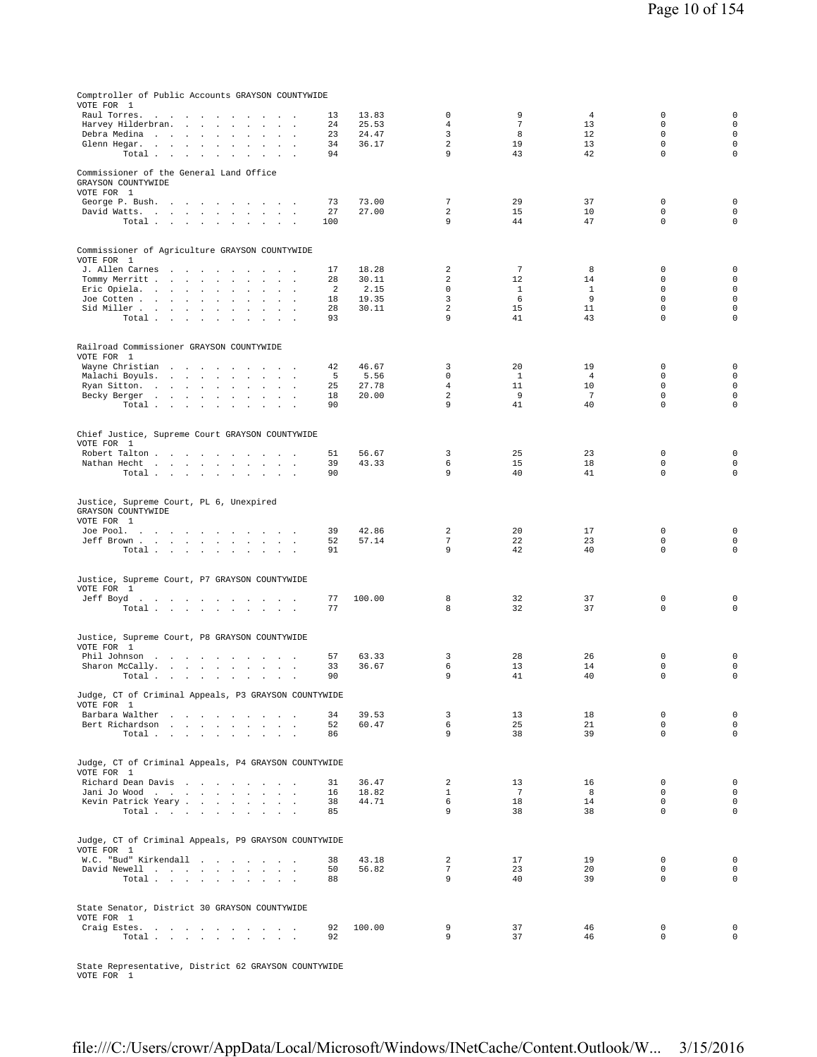Comptroller of Public Accounts GRAYSON COUNTYWIDE
VOTE FOR 1

| | | | | | | | |
|---|---|---|---|---|---|---|---|
| Raul Torres | 13 | 13.83 | 0 | 9 | 4 | 0 | 0 |
| Harvey Hilderbran | 24 | 25.53 | 4 | 7 | 13 | 0 | 0 |
| Debra Medina | 23 | 24.47 | 3 | 8 | 12 | 0 | 0 |
| Glenn Hegar | 34 | 36.17 | 2 | 19 | 13 | 0 | 0 |
| Total | 94 | | 9 | 43 | 42 | 0 | 0 |

Commissioner of the General Land Office GRAYSON COUNTYWIDE
VOTE FOR 1

| | | | | | | | |
|---|---|---|---|---|---|---|---|
| George P. Bush | 73 | 73.00 | 7 | 29 | 37 | 0 | 0 |
| David Watts | 27 | 27.00 | 2 | 15 | 10 | 0 | 0 |
| Total | 100 | | 9 | 44 | 47 | 0 | 0 |

Commissioner of Agriculture GRAYSON COUNTYWIDE
VOTE FOR 1

| | | | | | | | |
|---|---|---|---|---|---|---|---|
| J. Allen Carnes | 17 | 18.28 | 2 | 7 | 8 | 0 | 0 |
| Tommy Merritt | 28 | 30.11 | 2 | 12 | 14 | 0 | 0 |
| Eric Opiela | 2 | 2.15 | 0 | 1 | 1 | 0 | 0 |
| Joe Cotten | 18 | 19.35 | 3 | 6 | 9 | 0 | 0 |
| Sid Miller | 28 | 30.11 | 2 | 15 | 11 | 0 | 0 |
| Total | 93 | | 9 | 41 | 43 | 0 | 0 |

Railroad Commissioner GRAYSON COUNTYWIDE
VOTE FOR 1

| | | | | | | | |
|---|---|---|---|---|---|---|---|
| Wayne Christian | 42 | 46.67 | 3 | 20 | 19 | 0 | 0 |
| Malachi Boyuls | 5 | 5.56 | 0 | 1 | 4 | 0 | 0 |
| Ryan Sitton | 25 | 27.78 | 4 | 11 | 10 | 0 | 0 |
| Becky Berger | 18 | 20.00 | 2 | 9 | 7 | 0 | 0 |
| Total | 90 | | 9 | 41 | 40 | 0 | 0 |

Chief Justice, Supreme Court GRAYSON COUNTYWIDE
VOTE FOR 1

| | | | | | | | |
|---|---|---|---|---|---|---|---|
| Robert Talton | 51 | 56.67 | 3 | 25 | 23 | 0 | 0 |
| Nathan Hecht | 39 | 43.33 | 6 | 15 | 18 | 0 | 0 |
| Total | 90 | | 9 | 40 | 41 | 0 | 0 |

Justice, Supreme Court, PL 6, Unexpired GRAYSON COUNTYWIDE
VOTE FOR 1

| | | | | | | | |
|---|---|---|---|---|---|---|---|
| Joe Pool | 39 | 42.86 | 2 | 20 | 17 | 0 | 0 |
| Jeff Brown | 52 | 57.14 | 7 | 22 | 23 | 0 | 0 |
| Total | 91 | | 9 | 42 | 40 | 0 | 0 |

Justice, Supreme Court, P7 GRAYSON COUNTYWIDE
VOTE FOR 1

| | | | | | | | |
|---|---|---|---|---|---|---|---|
| Jeff Boyd | 77 | 100.00 | 8 | 32 | 37 | 0 | 0 |
| Total | 77 | | 8 | 32 | 37 | 0 | 0 |

Justice, Supreme Court, P8 GRAYSON COUNTYWIDE
VOTE FOR 1

| | | | | | | | |
|---|---|---|---|---|---|---|---|
| Phil Johnson | 57 | 63.33 | 3 | 28 | 26 | 0 | 0 |
| Sharon McCally | 33 | 36.67 | 6 | 13 | 14 | 0 | 0 |
| Total | 90 | | 9 | 41 | 40 | 0 | 0 |

Judge, CT of Criminal Appeals, P3 GRAYSON COUNTYWIDE
VOTE FOR 1

| | | | | | | | |
|---|---|---|---|---|---|---|---|
| Barbara Walther | 34 | 39.53 | 3 | 13 | 18 | 0 | 0 |
| Bert Richardson | 52 | 60.47 | 6 | 25 | 21 | 0 | 0 |
| Total | 86 | | 9 | 38 | 39 | 0 | 0 |

Judge, CT of Criminal Appeals, P4 GRAYSON COUNTYWIDE
VOTE FOR 1

| | | | | | | | |
|---|---|---|---|---|---|---|---|
| Richard Dean Davis | 31 | 36.47 | 2 | 13 | 16 | 0 | 0 |
| Jani Jo Wood | 16 | 18.82 | 1 | 7 | 8 | 0 | 0 |
| Kevin Patrick Yeary | 38 | 44.71 | 6 | 18 | 14 | 0 | 0 |
| Total | 85 | | 9 | 38 | 38 | 0 | 0 |

Judge, CT of Criminal Appeals, P9 GRAYSON COUNTYWIDE
VOTE FOR 1

| | | | | | | | |
|---|---|---|---|---|---|---|---|
| W.C. "Bud" Kirkendall | 38 | 43.18 | 2 | 17 | 19 | 0 | 0 |
| David Newell | 50 | 56.82 | 7 | 23 | 20 | 0 | 0 |
| Total | 88 | | 9 | 40 | 39 | 0 | 0 |

State Senator, District 30 GRAYSON COUNTYWIDE
VOTE FOR 1

| | | | | | | | |
|---|---|---|---|---|---|---|---|
| Craig Estes | 92 | 100.00 | 9 | 37 | 46 | 0 | 0 |
| Total | 92 | | 9 | 37 | 46 | 0 | 0 |

State Representative, District 62 GRAYSON COUNTYWIDE
VOTE FOR 1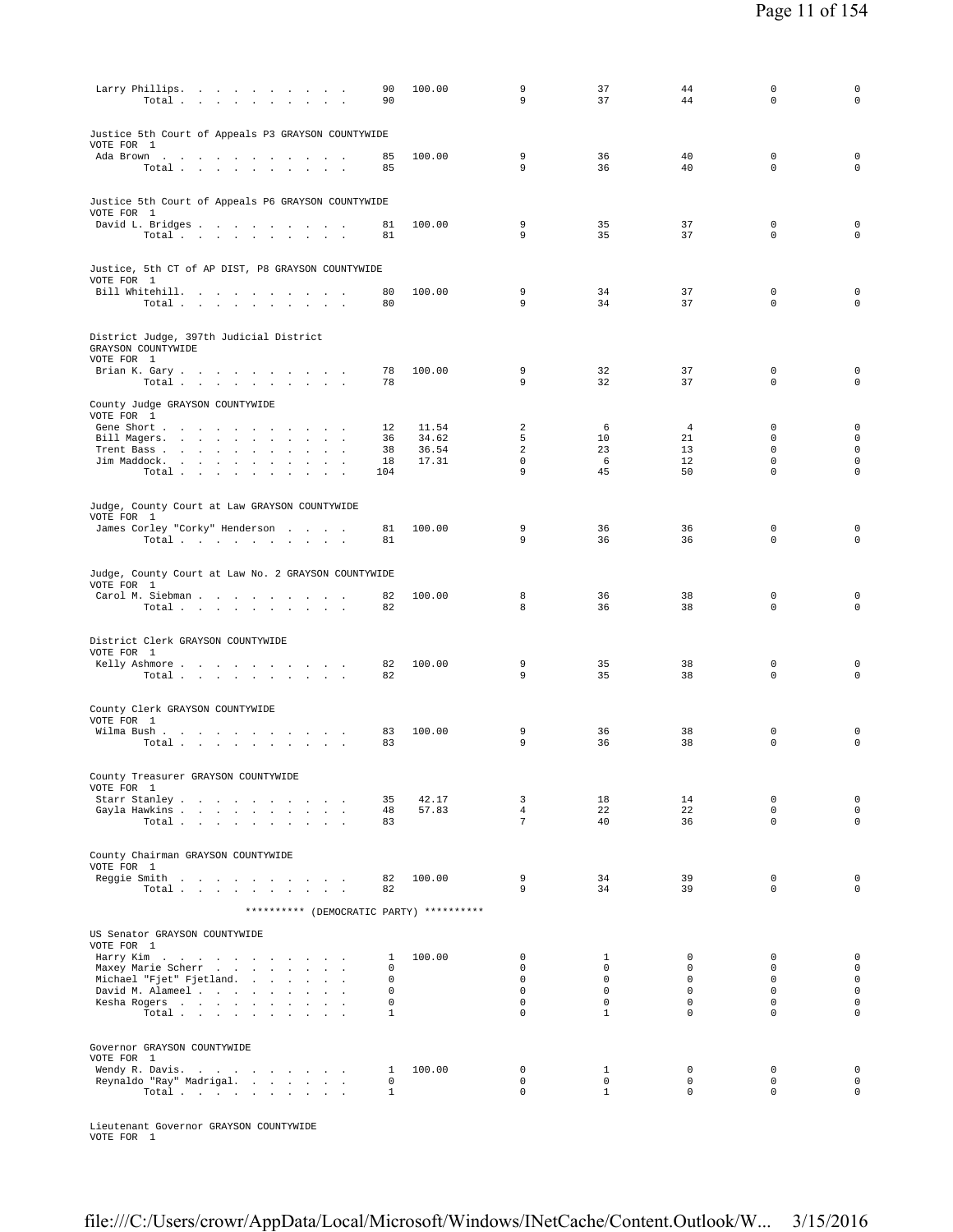| | | | | | | | |
|---|---|---|---|---|---|---|---|
| Larry Phillips. | 90 | 100.00 | 9 | 37 | 44 | 0 | 0 |
| Total | 90 | | 9 | 37 | 44 | 0 | 0 |

Justice 5th Court of Appeals P3 GRAYSON COUNTYWIDE
VOTE FOR 1

| | | | | | | | |
|---|---|---|---|---|---|---|---|
| Ada Brown | 85 | 100.00 | 9 | 36 | 40 | 0 | 0 |
| Total | 85 | | 9 | 36 | 40 | 0 | 0 |

Justice 5th Court of Appeals P6 GRAYSON COUNTYWIDE
VOTE FOR 1

| | | | | | | | |
|---|---|---|---|---|---|---|---|
| David L. Bridges | 81 | 100.00 | 9 | 35 | 37 | 0 | 0 |
| Total | 81 | | 9 | 35 | 37 | 0 | 0 |

Justice, 5th CT of AP DIST, P8 GRAYSON COUNTYWIDE
VOTE FOR 1

| | | | | | | | |
|---|---|---|---|---|---|---|---|
| Bill Whitehill. | 80 | 100.00 | 9 | 34 | 37 | 0 | 0 |
| Total | 80 | | 9 | 34 | 37 | 0 | 0 |

District Judge, 397th Judicial District
GRAYSON COUNTYWIDE
VOTE FOR 1

| | | | | | | | |
|---|---|---|---|---|---|---|---|
| Brian K. Gary | 78 | 100.00 | 9 | 32 | 37 | 0 | 0 |
| Total | 78 | | 9 | 32 | 37 | 0 | 0 |

County Judge GRAYSON COUNTYWIDE
VOTE FOR 1

| | | | | | | | |
|---|---|---|---|---|---|---|---|
| Gene Short | 12 | 11.54 | 2 | 6 | 4 | 0 | 0 |
| Bill Magers. | 36 | 34.62 | 5 | 10 | 21 | 0 | 0 |
| Trent Bass | 38 | 36.54 | 2 | 23 | 13 | 0 | 0 |
| Jim Maddock. | 18 | 17.31 | 0 | 6 | 12 | 0 | 0 |
| Total | 104 | | 9 | 45 | 50 | 0 | 0 |

Judge, County Court at Law GRAYSON COUNTYWIDE
VOTE FOR 1

| | | | | | | | |
|---|---|---|---|---|---|---|---|
| James Corley "Corky" Henderson | 81 | 100.00 | 9 | 36 | 36 | 0 | 0 |
| Total | 81 | | 9 | 36 | 36 | 0 | 0 |

Judge, County Court at Law No. 2 GRAYSON COUNTYWIDE
VOTE FOR 1

| | | | | | | | |
|---|---|---|---|---|---|---|---|
| Carol M. Siebman | 82 | 100.00 | 8 | 36 | 38 | 0 | 0 |
| Total | 82 | | 8 | 36 | 38 | 0 | 0 |

District Clerk GRAYSON COUNTYWIDE
VOTE FOR 1

| | | | | | | | |
|---|---|---|---|---|---|---|---|
| Kelly Ashmore | 82 | 100.00 | 9 | 35 | 38 | 0 | 0 |
| Total | 82 | | 9 | 35 | 38 | 0 | 0 |

County Clerk GRAYSON COUNTYWIDE
VOTE FOR 1

| | | | | | | | |
|---|---|---|---|---|---|---|---|
| Wilma Bush | 83 | 100.00 | 9 | 36 | 38 | 0 | 0 |
| Total | 83 | | 9 | 36 | 38 | 0 | 0 |

County Treasurer GRAYSON COUNTYWIDE
VOTE FOR 1

| | | | | | | | |
|---|---|---|---|---|---|---|---|
| Starr Stanley | 35 | 42.17 | 3 | 18 | 14 | 0 | 0 |
| Gayla Hawkins | 48 | 57.83 | 4 | 22 | 22 | 0 | 0 |
| Total | 83 | | 7 | 40 | 36 | 0 | 0 |

County Chairman GRAYSON COUNTYWIDE
VOTE FOR 1

| | | | | | | | |
|---|---|---|---|---|---|---|---|
| Reggie Smith | 82 | 100.00 | 9 | 34 | 39 | 0 | 0 |
| Total | 82 | | 9 | 34 | 39 | 0 | 0 |

********** (DEMOCRATIC PARTY) **********

US Senator GRAYSON COUNTYWIDE
VOTE FOR 1

| | | | | | | | |
|---|---|---|---|---|---|---|---|
| Harry Kim | 1 | 100.00 | 0 | 1 | 0 | 0 | 0 |
| Maxey Marie Scherr | 0 | | 0 | 0 | 0 | 0 | 0 |
| Michael "Fjet" Fjetland. | 0 | | 0 | 0 | 0 | 0 | 0 |
| David M. Alameel | 0 | | 0 | 0 | 0 | 0 | 0 |
| Kesha Rogers | 0 | | 0 | 0 | 0 | 0 | 0 |
| Total | 1 | | 0 | 1 | 0 | 0 | 0 |

Governor GRAYSON COUNTYWIDE
VOTE FOR 1

| | | | | | | | |
|---|---|---|---|---|---|---|---|
| Wendy R. Davis. | 1 | 100.00 | 0 | 1 | 0 | 0 | 0 |
| Reynaldo "Ray" Madrigal. | 0 | | 0 | 0 | 0 | 0 | 0 |
| Total | 1 | | 0 | 1 | 0 | 0 | 0 |

Lieutenant Governor GRAYSON COUNTYWIDE
VOTE FOR 1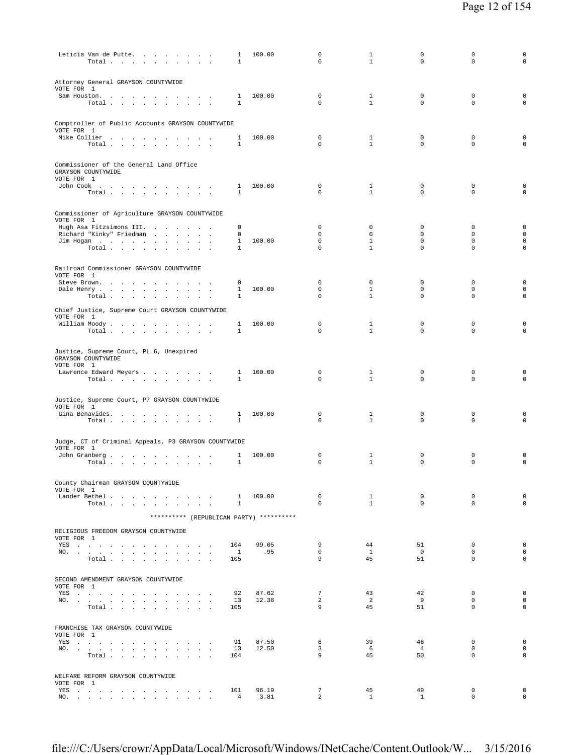| | | | | | | | |
|---|---|---|---|---|---|---|---|
| Leticia Van de Putte | 1 | 100.00 | 0 | 1 | 0 | 0 | 0 |
| Total | 1 | | 0 | 1 | 0 | 0 | 0 |

Attorney General GRAYSON COUNTYWIDE
VOTE FOR 1

| | | | | | | | |
|---|---|---|---|---|---|---|---|
| Sam Houston | 1 | 100.00 | 0 | 1 | 0 | 0 | 0 |
| Total | 1 | | 0 | 1 | 0 | 0 | 0 |

Comptroller of Public Accounts GRAYSON COUNTYWIDE
VOTE FOR 1

| | | | | | | | |
|---|---|---|---|---|---|---|---|
| Mike Collier | 1 | 100.00 | 0 | 1 | 0 | 0 | 0 |
| Total | 1 | | 0 | 1 | 0 | 0 | 0 |

Commissioner of the General Land Office
GRAYSON COUNTYWIDE
VOTE FOR 1

| | | | | | | | |
|---|---|---|---|---|---|---|---|
| John Cook | 1 | 100.00 | 0 | 1 | 0 | 0 | 0 |
| Total | 1 | | 0 | 1 | 0 | 0 | 0 |

Commissioner of Agriculture GRAYSON COUNTYWIDE
VOTE FOR 1

| | | | | | | | |
|---|---|---|---|---|---|---|---|
| Hugh Asa Fitzsimons III. | 0 | | 0 | 0 | 0 | 0 | 0 |
| Richard "Kinky" Friedman | 0 | | 0 | 0 | 0 | 0 | 0 |
| Jim Hogan | 1 | 100.00 | 0 | 1 | 0 | 0 | 0 |
| Total | 1 | | 0 | 1 | 0 | 0 | 0 |

Railroad Commissioner GRAYSON COUNTYWIDE
VOTE FOR 1

| | | | | | | | |
|---|---|---|---|---|---|---|---|
| Steve Brown | 0 | | 0 | 0 | 0 | 0 | 0 |
| Dale Henry | 1 | 100.00 | 0 | 1 | 0 | 0 | 0 |
| Total | 1 | | 0 | 1 | 0 | 0 | 0 |

Chief Justice, Supreme Court GRAYSON COUNTYWIDE
VOTE FOR 1

| | | | | | | | |
|---|---|---|---|---|---|---|---|
| William Moody | 1 | 100.00 | 0 | 1 | 0 | 0 | 0 |
| Total | 1 | | 0 | 1 | 0 | 0 | 0 |

Justice, Supreme Court, PL 6, Unexpired
GRAYSON COUNTYWIDE
VOTE FOR 1

| | | | | | | | |
|---|---|---|---|---|---|---|---|
| Lawrence Edward Meyers | 1 | 100.00 | 0 | 1 | 0 | 0 | 0 |
| Total | 1 | | 0 | 1 | 0 | 0 | 0 |

Justice, Supreme Court, P7 GRAYSON COUNTYWIDE
VOTE FOR 1

| | | | | | | | |
|---|---|---|---|---|---|---|---|
| Gina Benavides | 1 | 100.00 | 0 | 1 | 0 | 0 | 0 |
| Total | 1 | | 0 | 1 | 0 | 0 | 0 |

Judge, CT of Criminal Appeals, P3 GRAYSON COUNTYWIDE
VOTE FOR 1

| | | | | | | | |
|---|---|---|---|---|---|---|---|
| John Granberg | 1 | 100.00 | 0 | 1 | 0 | 0 | 0 |
| Total | 1 | | 0 | 1 | 0 | 0 | 0 |

County Chairman GRAYSON COUNTYWIDE
VOTE FOR 1

| | | | | | | | |
|---|---|---|---|---|---|---|---|
| Lander Bethel | 1 | 100.00 | 0 | 1 | 0 | 0 | 0 |
| Total | 1 | | 0 | 1 | 0 | 0 | 0 |

********** (REPUBLICAN PARTY) **********

RELIGIOUS FREEDOM GRAYSON COUNTYWIDE
VOTE FOR 1

| | | | | | | | |
|---|---|---|---|---|---|---|---|
| YES | 104 | 99.05 | 9 | 44 | 51 | 0 | 0 |
| NO. | 1 | .95 | 0 | 1 | 0 | 0 | 0 |
| Total | 105 | | 9 | 45 | 51 | 0 | 0 |

SECOND AMENDMENT GRAYSON COUNTYWIDE
VOTE FOR 1

| | | | | | | | |
|---|---|---|---|---|---|---|---|
| YES | 92 | 87.62 | 7 | 43 | 42 | 0 | 0 |
| NO. | 13 | 12.38 | 2 | 2 | 9 | 0 | 0 |
| Total | 105 | | 9 | 45 | 51 | 0 | 0 |

FRANCHISE TAX GRAYSON COUNTYWIDE
VOTE FOR 1

| | | | | | | | |
|---|---|---|---|---|---|---|---|
| YES | 91 | 87.50 | 6 | 39 | 46 | 0 | 0 |
| NO. | 13 | 12.50 | 3 | 6 | 4 | 0 | 0 |
| Total | 104 | | 9 | 45 | 50 | 0 | 0 |

WELFARE REFORM GRAYSON COUNTYWIDE
VOTE FOR 1

| | | | | | | | |
|---|---|---|---|---|---|---|---|
| YES | 101 | 96.19 | 7 | 45 | 49 | 0 | 0 |
| NO. | 4 | 3.81 | 2 | 1 | 1 | 0 | 0 |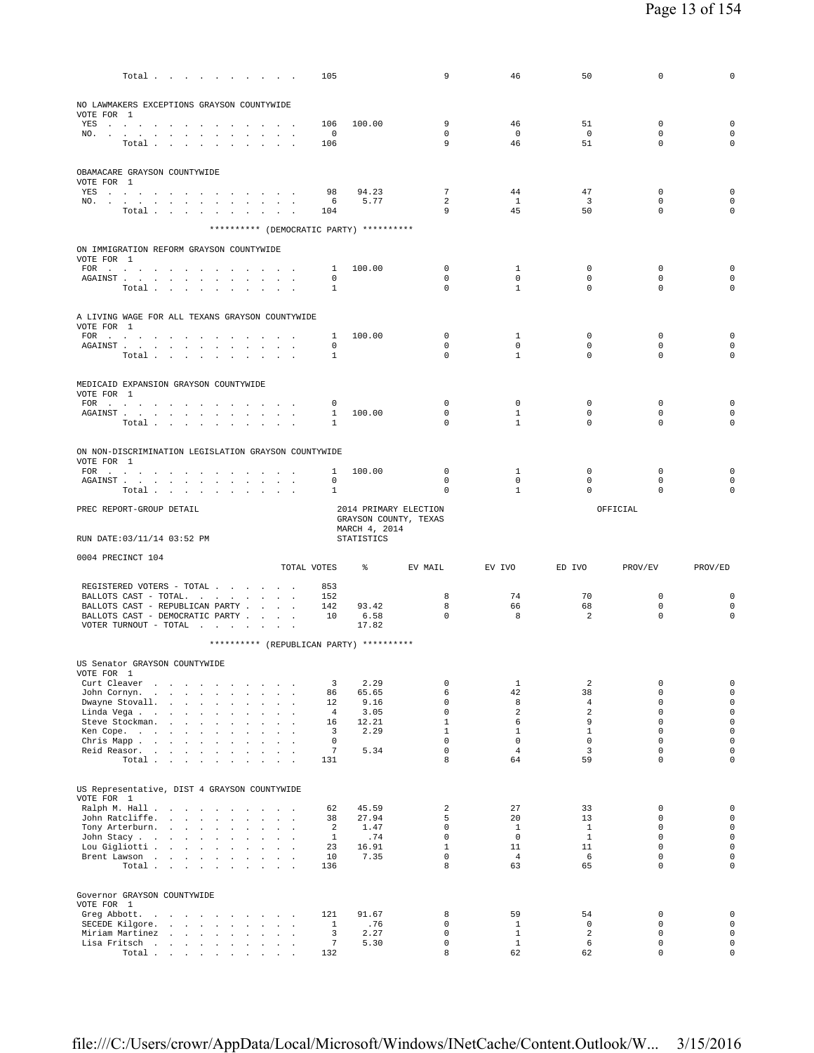| | TOTAL VOTES | % | EV MAIL | EV IVO | ED IVO | PROV/EV | PROV/ED |
|---|---|---|---|---|---|---|---|
| Total | 105 | | 9 | 46 | 50 | 0 | 0 |

NO LAWMAKERS EXCEPTIONS GRAYSON COUNTYWIDE
VOTE FOR 1

| | TOTAL VOTES | % | EV MAIL | EV IVO | ED IVO | PROV/EV | PROV/ED |
|---|---|---|---|---|---|---|---|
| YES | 106 | 100.00 | 9 | 46 | 51 | 0 | 0 |
| NO. | 0 | | 0 | 0 | 0 | 0 | 0 |
| Total | 106 | | 9 | 46 | 51 | 0 | 0 |

OBAMACARE GRAYSON COUNTYWIDE
VOTE FOR 1

| | TOTAL VOTES | % | EV MAIL | EV IVO | ED IVO | PROV/EV | PROV/ED |
|---|---|---|---|---|---|---|---|
| YES | 98 | 94.23 | 7 | 44 | 47 | 0 | 0 |
| NO. | 6 | 5.77 | 2 | 1 | 3 | 0 | 0 |
| Total | 104 | | 9 | 45 | 50 | 0 | 0 |

********** (DEMOCRATIC PARTY) **********

ON IMMIGRATION REFORM GRAYSON COUNTYWIDE
VOTE FOR 1

| | TOTAL VOTES | % | EV MAIL | EV IVO | ED IVO | PROV/EV | PROV/ED |
|---|---|---|---|---|---|---|---|
| FOR | 1 | 100.00 | 0 | 1 | 0 | 0 | 0 |
| AGAINST | 0 | | 0 | 0 | 0 | 0 | 0 |
| Total | 1 | | 0 | 1 | 0 | 0 | 0 |

A LIVING WAGE FOR ALL TEXANS GRAYSON COUNTYWIDE
VOTE FOR 1

| | TOTAL VOTES | % | EV MAIL | EV IVO | ED IVO | PROV/EV | PROV/ED |
|---|---|---|---|---|---|---|---|
| FOR | 1 | 100.00 | 0 | 1 | 0 | 0 | 0 |
| AGAINST | 0 | | 0 | 0 | 0 | 0 | 0 |
| Total | 1 | | 0 | 1 | 0 | 0 | 0 |

MEDICAID EXPANSION GRAYSON COUNTYWIDE
VOTE FOR 1

| | TOTAL VOTES | % | EV MAIL | EV IVO | ED IVO | PROV/EV | PROV/ED |
|---|---|---|---|---|---|---|---|
| FOR | 0 | | 0 | 0 | 0 | 0 | 0 |
| AGAINST | 1 | 100.00 | 0 | 1 | 0 | 0 | 0 |
| Total | 1 | | 0 | 1 | 0 | 0 | 0 |

ON NON-DISCRIMINATION LEGISLATION GRAYSON COUNTYWIDE
VOTE FOR 1

| | TOTAL VOTES | % | EV MAIL | EV IVO | ED IVO | PROV/EV | PROV/ED |
|---|---|---|---|---|---|---|---|
| FOR | 1 | 100.00 | 0 | 1 | 0 | 0 | 0 |
| AGAINST | 0 | | 0 | 0 | 0 | 0 | 0 |
| Total | 1 | | 0 | 1 | 0 | 0 | 0 |

PREC REPORT-GROUP DETAIL — 2014 PRIMARY ELECTION, GRAYSON COUNTY, TEXAS, MARCH 4, 2014 — OFFICIAL
RUN DATE:03/11/14 03:52 PM — STATISTICS

0004 PRECINCT 104

| | TOTAL VOTES | % | EV MAIL | EV IVO | ED IVO | PROV/EV | PROV/ED |
|---|---|---|---|---|---|---|---|
| REGISTERED VOTERS - TOTAL | 853 | | | | | | |
| BALLOTS CAST - TOTAL. | 152 | | 8 | 74 | 70 | 0 | 0 |
| BALLOTS CAST - REPUBLICAN PARTY | 142 | 93.42 | 8 | 66 | 68 | 0 | 0 |
| BALLOTS CAST - DEMOCRATIC PARTY | 10 | 6.58 | 0 | 8 | 2 | 0 | 0 |
| VOTER TURNOUT - TOTAL | | 17.82 | | | | | |

********** (REPUBLICAN PARTY) **********

US Senator GRAYSON COUNTYWIDE
VOTE FOR 1

| | TOTAL VOTES | % | EV MAIL | EV IVO | ED IVO | PROV/EV | PROV/ED |
|---|---|---|---|---|---|---|---|
| Curt Cleaver | 3 | 2.29 | 0 | 1 | 2 | 0 | 0 |
| John Cornyn. | 86 | 65.65 | 6 | 42 | 38 | 0 | 0 |
| Dwayne Stovall. | 12 | 9.16 | 0 | 8 | 4 | 0 | 0 |
| Linda Vega | 4 | 3.05 | 0 | 2 | 2 | 0 | 0 |
| Steve Stockman. | 16 | 12.21 | 1 | 6 | 9 | 0 | 0 |
| Ken Cope. | 3 | 2.29 | 1 | 1 | 1 | 0 | 0 |
| Chris Mapp | 0 | | 0 | 0 | 0 | 0 | 0 |
| Reid Reasor. | 7 | 5.34 | 0 | 4 | 3 | 0 | 0 |
| Total | 131 | | 8 | 64 | 59 | 0 | 0 |

US Representative, DIST 4 GRAYSON COUNTYWIDE
VOTE FOR 1

| | TOTAL VOTES | % | EV MAIL | EV IVO | ED IVO | PROV/EV | PROV/ED |
|---|---|---|---|---|---|---|---|
| Ralph M. Hall | 62 | 45.59 | 2 | 27 | 33 | 0 | 0 |
| John Ratcliffe. | 38 | 27.94 | 5 | 20 | 13 | 0 | 0 |
| Tony Arterburn. | 2 | 1.47 | 0 | 1 | 1 | 0 | 0 |
| John Stacy | 1 | .74 | 0 | 0 | 1 | 0 | 0 |
| Lou Gigliotti | 23 | 16.91 | 1 | 11 | 11 | 0 | 0 |
| Brent Lawson | 10 | 7.35 | 0 | 4 | 6 | 0 | 0 |
| Total | 136 | | 8 | 63 | 65 | 0 | 0 |

Governor GRAYSON COUNTYWIDE
VOTE FOR 1

| | TOTAL VOTES | % | EV MAIL | EV IVO | ED IVO | PROV/EV | PROV/ED |
|---|---|---|---|---|---|---|---|
| Greg Abbott. | 121 | 91.67 | 8 | 59 | 54 | 0 | 0 |
| SECEDE Kilgore. | 1 | .76 | 0 | 1 | 0 | 0 | 0 |
| Miriam Martinez | 3 | 2.27 | 0 | 1 | 2 | 0 | 0 |
| Lisa Fritsch | 7 | 5.30 | 0 | 1 | 6 | 0 | 0 |
| Total | 132 | | 8 | 62 | 62 | 0 | 0 |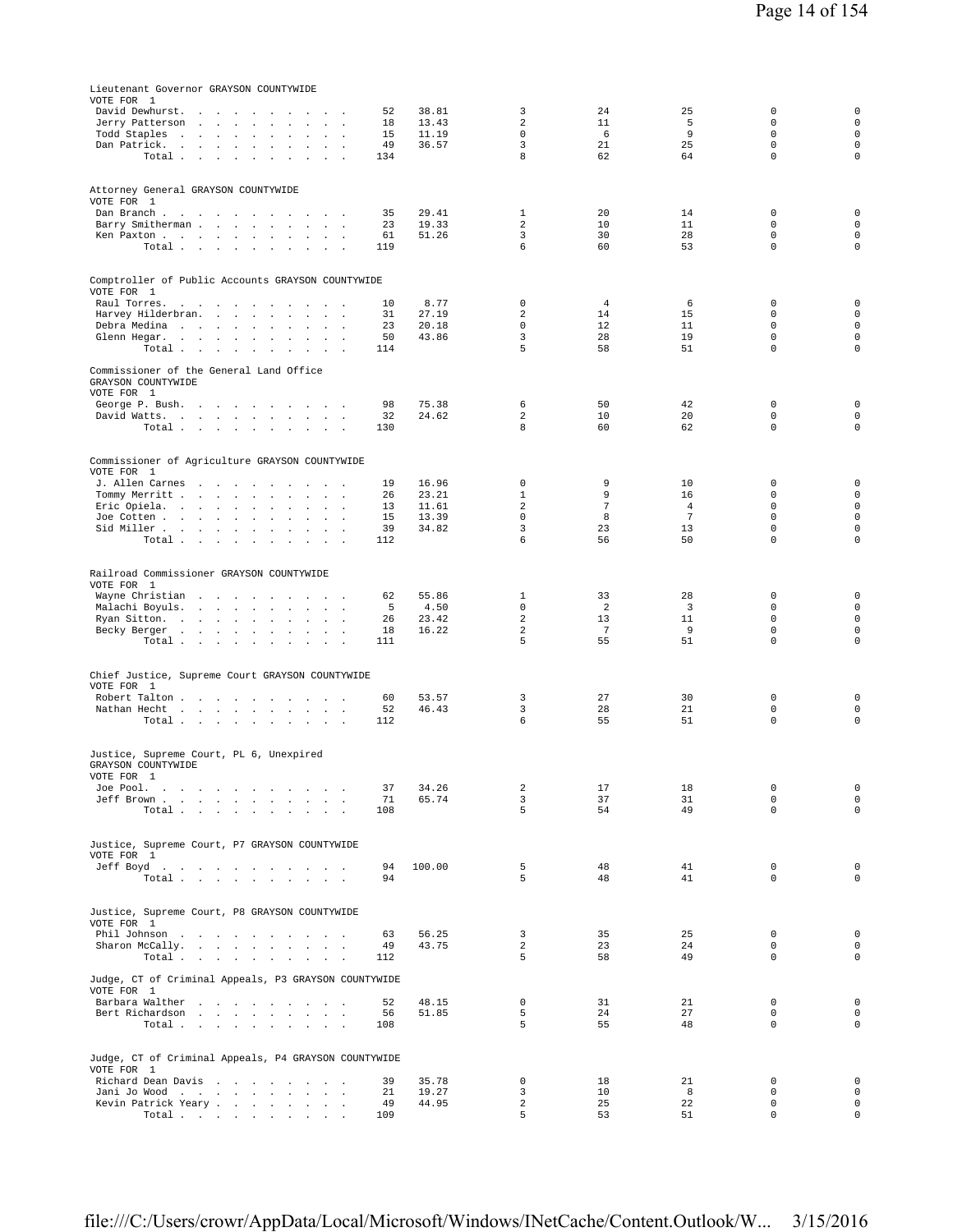Lieutenant Governor GRAYSON COUNTYWIDE
VOTE FOR 1

| Candidate | Votes | Percent | | | | | |
|---|---|---|---|---|---|---|---|
| David Dewhurst | 52 | 38.81 | 3 | 24 | 25 | 0 | 0 |
| Jerry Patterson | 18 | 13.43 | 2 | 11 | 5 | 0 | 0 |
| Todd Staples | 15 | 11.19 | 0 | 6 | 9 | 0 | 0 |
| Dan Patrick | 49 | 36.57 | 3 | 21 | 25 | 0 | 0 |
| Total | 134 | | 8 | 62 | 64 | 0 | 0 |

Attorney General GRAYSON COUNTYWIDE
VOTE FOR 1

| Candidate | Votes | Percent | | | | | |
|---|---|---|---|---|---|---|---|
| Dan Branch | 35 | 29.41 | 1 | 20 | 14 | 0 | 0 |
| Barry Smitherman | 23 | 19.33 | 2 | 10 | 11 | 0 | 0 |
| Ken Paxton | 61 | 51.26 | 3 | 30 | 28 | 0 | 0 |
| Total | 119 | | 6 | 60 | 53 | 0 | 0 |

Comptroller of Public Accounts GRAYSON COUNTYWIDE
VOTE FOR 1

| Candidate | Votes | Percent | | | | | |
|---|---|---|---|---|---|---|---|
| Raul Torres | 10 | 8.77 | 0 | 4 | 6 | 0 | 0 |
| Harvey Hilderbran | 31 | 27.19 | 2 | 14 | 15 | 0 | 0 |
| Debra Medina | 23 | 20.18 | 0 | 12 | 11 | 0 | 0 |
| Glenn Hegar | 50 | 43.86 | 3 | 28 | 19 | 0 | 0 |
| Total | 114 | | 5 | 58 | 51 | 0 | 0 |

Commissioner of the General Land Office
GRAYSON COUNTYWIDE
VOTE FOR 1

| Candidate | Votes | Percent | | | | | |
|---|---|---|---|---|---|---|---|
| George P. Bush | 98 | 75.38 | 6 | 50 | 42 | 0 | 0 |
| David Watts | 32 | 24.62 | 2 | 10 | 20 | 0 | 0 |
| Total | 130 | | 8 | 60 | 62 | 0 | 0 |

Commissioner of Agriculture GRAYSON COUNTYWIDE
VOTE FOR 1

| Candidate | Votes | Percent | | | | | |
|---|---|---|---|---|---|---|---|
| J. Allen Carnes | 19 | 16.96 | 0 | 9 | 10 | 0 | 0 |
| Tommy Merritt | 26 | 23.21 | 1 | 9 | 16 | 0 | 0 |
| Eric Opiela | 13 | 11.61 | 2 | 7 | 4 | 0 | 0 |
| Joe Cotten | 15 | 13.39 | 0 | 8 | 7 | 0 | 0 |
| Sid Miller | 39 | 34.82 | 3 | 23 | 13 | 0 | 0 |
| Total | 112 | | 6 | 56 | 50 | 0 | 0 |

Railroad Commissioner GRAYSON COUNTYWIDE
VOTE FOR 1

| Candidate | Votes | Percent | | | | | |
|---|---|---|---|---|---|---|---|
| Wayne Christian | 62 | 55.86 | 1 | 33 | 28 | 0 | 0 |
| Malachi Boyuls | 5 | 4.50 | 0 | 2 | 3 | 0 | 0 |
| Ryan Sitton | 26 | 23.42 | 2 | 13 | 11 | 0 | 0 |
| Becky Berger | 18 | 16.22 | 2 | 7 | 9 | 0 | 0 |
| Total | 111 | | 5 | 55 | 51 | 0 | 0 |

Chief Justice, Supreme Court GRAYSON COUNTYWIDE
VOTE FOR 1

| Candidate | Votes | Percent | | | | | |
|---|---|---|---|---|---|---|---|
| Robert Talton | 60 | 53.57 | 3 | 27 | 30 | 0 | 0 |
| Nathan Hecht | 52 | 46.43 | 3 | 28 | 21 | 0 | 0 |
| Total | 112 | | 6 | 55 | 51 | 0 | 0 |

Justice, Supreme Court, PL 6, Unexpired
GRAYSON COUNTYWIDE
VOTE FOR 1

| Candidate | Votes | Percent | | | | | |
|---|---|---|---|---|---|---|---|
| Joe Pool | 37 | 34.26 | 2 | 17 | 18 | 0 | 0 |
| Jeff Brown | 71 | 65.74 | 3 | 37 | 31 | 0 | 0 |
| Total | 108 | | 5 | 54 | 49 | 0 | 0 |

Justice, Supreme Court, P7 GRAYSON COUNTYWIDE
VOTE FOR 1

| Candidate | Votes | Percent | | | | | |
|---|---|---|---|---|---|---|---|
| Jeff Boyd | 94 | 100.00 | 5 | 48 | 41 | 0 | 0 |
| Total | 94 | | 5 | 48 | 41 | 0 | 0 |

Justice, Supreme Court, P8 GRAYSON COUNTYWIDE
VOTE FOR 1

| Candidate | Votes | Percent | | | | | |
|---|---|---|---|---|---|---|---|
| Phil Johnson | 63 | 56.25 | 3 | 35 | 25 | 0 | 0 |
| Sharon McCally | 49 | 43.75 | 2 | 23 | 24 | 0 | 0 |
| Total | 112 | | 5 | 58 | 49 | 0 | 0 |

Judge, CT of Criminal Appeals, P3 GRAYSON COUNTYWIDE
VOTE FOR 1

| Candidate | Votes | Percent | | | | | |
|---|---|---|---|---|---|---|---|
| Barbara Walther | 52 | 48.15 | 0 | 31 | 21 | 0 | 0 |
| Bert Richardson | 56 | 51.85 | 5 | 24 | 27 | 0 | 0 |
| Total | 108 | | 5 | 55 | 48 | 0 | 0 |

Judge, CT of Criminal Appeals, P4 GRAYSON COUNTYWIDE
VOTE FOR 1

| Candidate | Votes | Percent | | | | | |
|---|---|---|---|---|---|---|---|
| Richard Dean Davis | 39 | 35.78 | 0 | 18 | 21 | 0 | 0 |
| Jani Jo Wood | 21 | 19.27 | 3 | 10 | 8 | 0 | 0 |
| Kevin Patrick Yeary | 49 | 44.95 | 2 | 25 | 22 | 0 | 0 |
| Total | 109 | | 5 | 53 | 51 | 0 | 0 |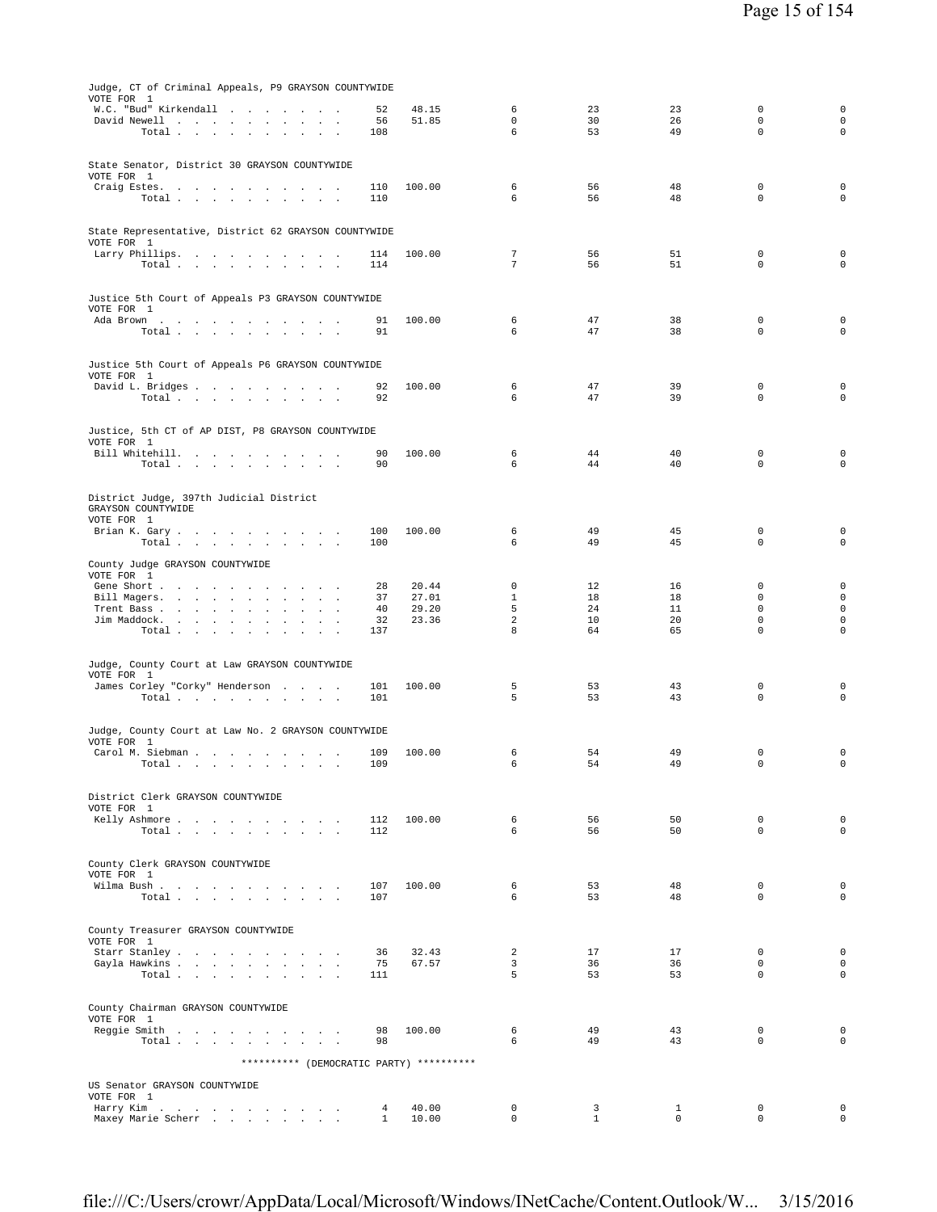Judge, CT of Criminal Appeals, P9 GRAYSON COUNTYWIDE
VOTE FOR 1

| | | | | | | | |
|---|---|---|---|---|---|---|---|
| W.C. "Bud" Kirkendall | 52 | 48.15 | 6 | 23 | 23 | 0 | 0 |
| David Newell | 56 | 51.85 | 0 | 30 | 26 | 0 | 0 |
| Total | 108 | | 6 | 53 | 49 | 0 | 0 |

State Senator, District 30 GRAYSON COUNTYWIDE
VOTE FOR 1

| | | | | | | | |
|---|---|---|---|---|---|---|---|
| Craig Estes. | 110 | 100.00 | 6 | 56 | 48 | 0 | 0 |
| Total | 110 | | 6 | 56 | 48 | 0 | 0 |

State Representative, District 62 GRAYSON COUNTYWIDE
VOTE FOR 1

| | | | | | | | |
|---|---|---|---|---|---|---|---|
| Larry Phillips. | 114 | 100.00 | 7 | 56 | 51 | 0 | 0 |
| Total | 114 | | 7 | 56 | 51 | 0 | 0 |

Justice 5th Court of Appeals P3 GRAYSON COUNTYWIDE
VOTE FOR 1

| | | | | | | | |
|---|---|---|---|---|---|---|---|
| Ada Brown | 91 | 100.00 | 6 | 47 | 38 | 0 | 0 |
| Total | 91 | | 6 | 47 | 38 | 0 | 0 |

Justice 5th Court of Appeals P6 GRAYSON COUNTYWIDE
VOTE FOR 1

| | | | | | | | |
|---|---|---|---|---|---|---|---|
| David L. Bridges | 92 | 100.00 | 6 | 47 | 39 | 0 | 0 |
| Total | 92 | | 6 | 47 | 39 | 0 | 0 |

Justice, 5th CT of AP DIST, P8 GRAYSON COUNTYWIDE
VOTE FOR 1

| | | | | | | | |
|---|---|---|---|---|---|---|---|
| Bill Whitehill. | 90 | 100.00 | 6 | 44 | 40 | 0 | 0 |
| Total | 90 | | 6 | 44 | 40 | 0 | 0 |

District Judge, 397th Judicial District
GRAYSON COUNTYWIDE
VOTE FOR 1

| | | | | | | | |
|---|---|---|---|---|---|---|---|
| Brian K. Gary | 100 | 100.00 | 6 | 49 | 45 | 0 | 0 |
| Total | 100 | | 6 | 49 | 45 | 0 | 0 |

County Judge GRAYSON COUNTYWIDE
VOTE FOR 1

| | | | | | | | |
|---|---|---|---|---|---|---|---|
| Gene Short | 28 | 20.44 | 0 | 12 | 16 | 0 | 0 |
| Bill Magers. | 37 | 27.01 | 1 | 18 | 18 | 0 | 0 |
| Trent Bass | 40 | 29.20 | 5 | 24 | 11 | 0 | 0 |
| Jim Maddock. | 32 | 23.36 | 2 | 10 | 20 | 0 | 0 |
| Total | 137 | | 8 | 64 | 65 | 0 | 0 |

Judge, County Court at Law GRAYSON COUNTYWIDE
VOTE FOR 1

| | | | | | | | |
|---|---|---|---|---|---|---|---|
| James Corley "Corky" Henderson | 101 | 100.00 | 5 | 53 | 43 | 0 | 0 |
| Total | 101 | | 5 | 53 | 43 | 0 | 0 |

Judge, County Court at Law No. 2 GRAYSON COUNTYWIDE
VOTE FOR 1

| | | | | | | | |
|---|---|---|---|---|---|---|---|
| Carol M. Siebman | 109 | 100.00 | 6 | 54 | 49 | 0 | 0 |
| Total | 109 | | 6 | 54 | 49 | 0 | 0 |

District Clerk GRAYSON COUNTYWIDE
VOTE FOR 1

| | | | | | | | |
|---|---|---|---|---|---|---|---|
| Kelly Ashmore | 112 | 100.00 | 6 | 56 | 50 | 0 | 0 |
| Total | 112 | | 6 | 56 | 50 | 0 | 0 |

County Clerk GRAYSON COUNTYWIDE
VOTE FOR 1

| | | | | | | | |
|---|---|---|---|---|---|---|---|
| Wilma Bush | 107 | 100.00 | 6 | 53 | 48 | 0 | 0 |
| Total | 107 | | 6 | 53 | 48 | 0 | 0 |

County Treasurer GRAYSON COUNTYWIDE
VOTE FOR 1

| | | | | | | | |
|---|---|---|---|---|---|---|---|
| Starr Stanley | 36 | 32.43 | 2 | 17 | 17 | 0 | 0 |
| Gayla Hawkins | 75 | 67.57 | 3 | 36 | 36 | 0 | 0 |
| Total | 111 | | 5 | 53 | 53 | 0 | 0 |

County Chairman GRAYSON COUNTYWIDE
VOTE FOR 1

| | | | | | | | |
|---|---|---|---|---|---|---|---|
| Reggie Smith | 98 | 100.00 | 6 | 49 | 43 | 0 | 0 |
| Total | 98 | | 6 | 49 | 43 | 0 | 0 |

********** (DEMOCRATIC PARTY) **********

US Senator GRAYSON COUNTYWIDE
VOTE FOR 1

| | | | | | | | |
|---|---|---|---|---|---|---|---|
| Harry Kim | 4 | 40.00 | 0 | 3 | 1 | 0 | 0 |
| Maxey Marie Scherr | 1 | 10.00 | 0 | 1 | 0 | 0 | 0 |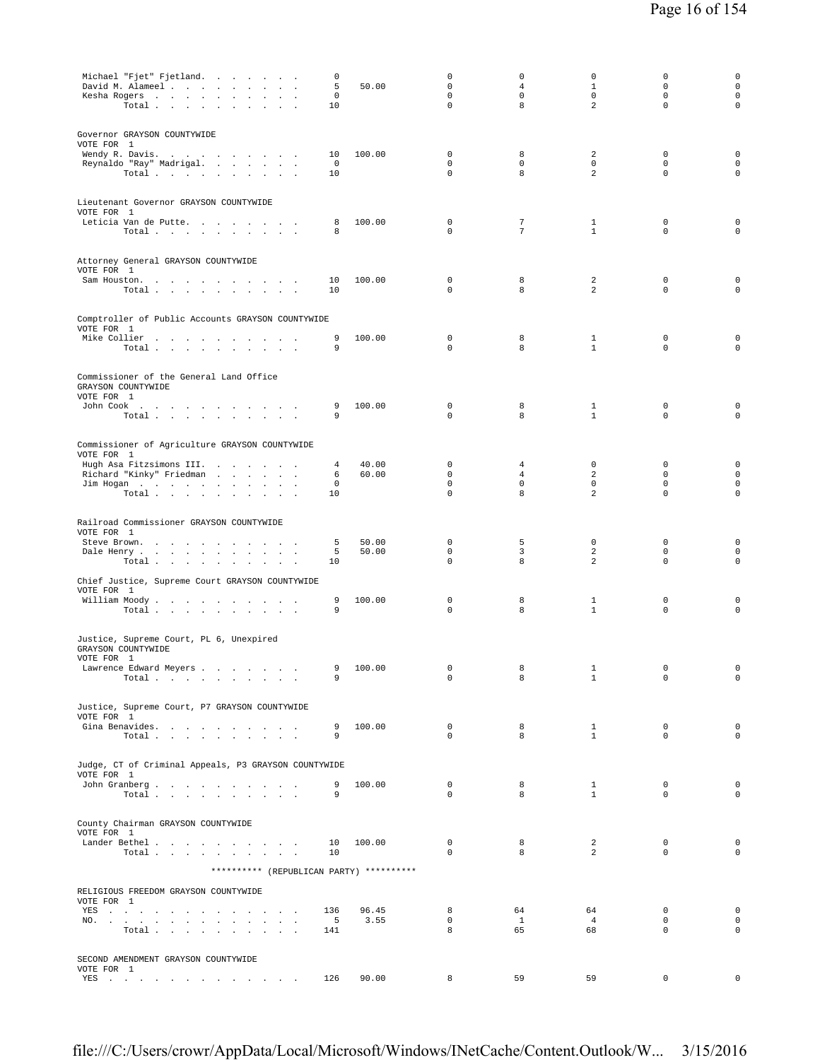| | | | | | | | |
|---|---|---|---|---|---|---|---|
| Michael "Fjet" Fjetland. . . . . . . . | 0 | | 0 | 0 | 0 | 0 | 0 |
| David M. Alameel . . . . . . . . . . | 5 | 50.00 | 0 | 4 | 1 | 0 | 0 |
| Kesha Rogers . . . . . . . . . . . | 0 | | 0 | 0 | 0 | 0 | 0 |
| Total . . . . . . . . . . | 10 | | 0 | 8 | 2 | 0 | 0 |

Governor GRAYSON COUNTYWIDE
VOTE FOR 1

| | | | | | | | |
|---|---|---|---|---|---|---|---|
| Wendy R. Davis. . . . . . . . . . . | 10 | 100.00 | 0 | 8 | 2 | 0 | 0 |
| Reynaldo "Ray" Madrigal. . . . . . . | 0 | | 0 | 0 | 0 | 0 | 0 |
| Total . . . . . . . . . . | 10 | | 0 | 8 | 2 | 0 | 0 |

Lieutenant Governor GRAYSON COUNTYWIDE
VOTE FOR 1

| | | | | | | | |
|---|---|---|---|---|---|---|---|
| Leticia Van de Putte. . . . . . . . . | 8 | 100.00 | 0 | 7 | 1 | 0 | 0 |
| Total . . . . . . . . . . | 8 | | 0 | 7 | 1 | 0 | 0 |

Attorney General GRAYSON COUNTYWIDE
VOTE FOR 1

| | | | | | | | |
|---|---|---|---|---|---|---|---|
| Sam Houston. . . . . . . . . . . | 10 | 100.00 | 0 | 8 | 2 | 0 | 0 |
| Total . . . . . . . . . . | 10 | | 0 | 8 | 2 | 0 | 0 |

Comptroller of Public Accounts GRAYSON COUNTYWIDE
VOTE FOR 1

| | | | | | | | |
|---|---|---|---|---|---|---|---|
| Mike Collier . . . . . . . . . . . | 9 | 100.00 | 0 | 8 | 1 | 0 | 0 |
| Total . . . . . . . . . . | 9 | | 0 | 8 | 1 | 0 | 0 |

Commissioner of the General Land Office
GRAYSON COUNTYWIDE
VOTE FOR 1

| | | | | | | | |
|---|---|---|---|---|---|---|---|
| John Cook . . . . . . . . . . . | 9 | 100.00 | 0 | 8 | 1 | 0 | 0 |
| Total . . . . . . . . . . | 9 | | 0 | 8 | 1 | 0 | 0 |

Commissioner of Agriculture GRAYSON COUNTYWIDE
VOTE FOR 1

| | | | | | | | |
|---|---|---|---|---|---|---|---|
| Hugh Asa Fitzsimons III. . . . . . . | 4 | 40.00 | 0 | 4 | 0 | 0 | 0 |
| Richard "Kinky" Friedman . . . . . . | 6 | 60.00 | 0 | 4 | 2 | 0 | 0 |
| Jim Hogan . . . . . . . . . . . | 0 | | 0 | 0 | 0 | 0 | 0 |
| Total . . . . . . . . . . | 10 | | 0 | 8 | 2 | 0 | 0 |

Railroad Commissioner GRAYSON COUNTYWIDE
VOTE FOR 1

| | | | | | | | |
|---|---|---|---|---|---|---|---|
| Steve Brown. . . . . . . . . . . | 5 | 50.00 | 0 | 5 | 0 | 0 | 0 |
| Dale Henry . . . . . . . . . . . | 5 | 50.00 | 0 | 3 | 2 | 0 | 0 |
| Total . . . . . . . . . . | 10 | | 0 | 8 | 2 | 0 | 0 |

Chief Justice, Supreme Court GRAYSON COUNTYWIDE
VOTE FOR 1

| | | | | | | | |
|---|---|---|---|---|---|---|---|
| William Moody . . . . . . . . . . | 9 | 100.00 | 0 | 8 | 1 | 0 | 0 |
| Total . . . . . . . . . . | 9 | | 0 | 8 | 1 | 0 | 0 |

Justice, Supreme Court, PL 6, Unexpired
GRAYSON COUNTYWIDE
VOTE FOR 1

| | | | | | | | |
|---|---|---|---|---|---|---|---|
| Lawrence Edward Meyers . . . . . . . | 9 | 100.00 | 0 | 8 | 1 | 0 | 0 |
| Total . . . . . . . . . . | 9 | | 0 | 8 | 1 | 0 | 0 |

Justice, Supreme Court, P7 GRAYSON COUNTYWIDE
VOTE FOR 1

| | | | | | | | |
|---|---|---|---|---|---|---|---|
| Gina Benavides. . . . . . . . . . . | 9 | 100.00 | 0 | 8 | 1 | 0 | 0 |
| Total . . . . . . . . . . | 9 | | 0 | 8 | 1 | 0 | 0 |

Judge, CT of Criminal Appeals, P3 GRAYSON COUNTYWIDE
VOTE FOR 1

| | | | | | | | |
|---|---|---|---|---|---|---|---|
| John Granberg . . . . . . . . . . | 9 | 100.00 | 0 | 8 | 1 | 0 | 0 |
| Total . . . . . . . . . . | 9 | | 0 | 8 | 1 | 0 | 0 |

County Chairman GRAYSON COUNTYWIDE
VOTE FOR 1

| | | | | | | | |
|---|---|---|---|---|---|---|---|
| Lander Bethel . . . . . . . . . . | 10 | 100.00 | 0 | 8 | 2 | 0 | 0 |
| Total . . . . . . . . . . | 10 | | 0 | 8 | 2 | 0 | 0 |

********** (REPUBLICAN PARTY) **********

RELIGIOUS FREEDOM GRAYSON COUNTYWIDE
VOTE FOR 1

| | | | | | | | |
|---|---|---|---|---|---|---|---|
| YES . . . . . . . . . . . . . . | 136 | 96.45 | 8 | 64 | 64 | 0 | 0 |
| NO. . . . . . . . . . . . . . . | 5 | 3.55 | 0 | 1 | 4 | 0 | 0 |
| Total . . . . . . . . . . | 141 | | 8 | 65 | 68 | 0 | 0 |

SECOND AMENDMENT GRAYSON COUNTYWIDE
VOTE FOR 1

| | | | | | | | |
|---|---|---|---|---|---|---|---|
| YES . . . . . . . . . . . . . . | 126 | 90.00 | 8 | 59 | 59 | 0 | 0 |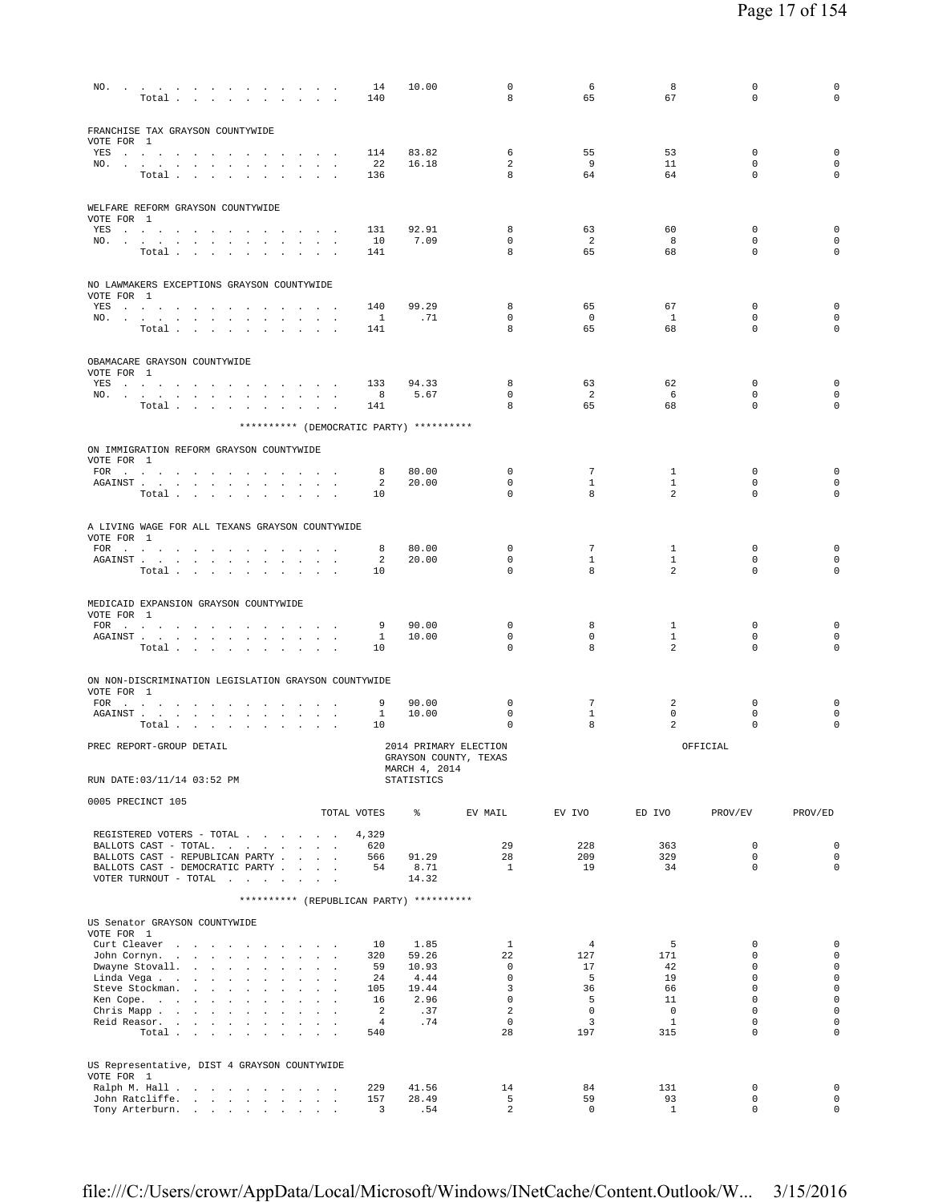| | TOTAL VOTES | % | EV MAIL | EV IVO | ED IVO | PROV/EV | PROV/ED |
|---|---|---|---|---|---|---|---|
| NO. | 14 | 10.00 | 0 | 6 | 8 | 0 | 0 |
| Total | 140 | | 8 | 65 | 67 | 0 | 0 |

FRANCHISE TAX GRAYSON COUNTYWIDE
VOTE FOR 1

| | TOTAL VOTES | % | EV MAIL | EV IVO | ED IVO | PROV/EV | PROV/ED |
|---|---|---|---|---|---|---|---|
| YES | 114 | 83.82 | 6 | 55 | 53 | 0 | 0 |
| NO. | 22 | 16.18 | 2 | 9 | 11 | 0 | 0 |
| Total | 136 | | 8 | 64 | 64 | 0 | 0 |

WELFARE REFORM GRAYSON COUNTYWIDE
VOTE FOR 1

| | TOTAL VOTES | % | EV MAIL | EV IVO | ED IVO | PROV/EV | PROV/ED |
|---|---|---|---|---|---|---|---|
| YES | 131 | 92.91 | 8 | 63 | 60 | 0 | 0 |
| NO. | 10 | 7.09 | 0 | 2 | 8 | 0 | 0 |
| Total | 141 | | 8 | 65 | 68 | 0 | 0 |

NO LAWMAKERS EXCEPTIONS GRAYSON COUNTYWIDE
VOTE FOR 1

| | TOTAL VOTES | % | EV MAIL | EV IVO | ED IVO | PROV/EV | PROV/ED |
|---|---|---|---|---|---|---|---|
| YES | 140 | 99.29 | 8 | 65 | 67 | 0 | 0 |
| NO. | 1 | .71 | 0 | 0 | 1 | 0 | 0 |
| Total | 141 | | 8 | 65 | 68 | 0 | 0 |

OBAMACARE GRAYSON COUNTYWIDE
VOTE FOR 1

| | TOTAL VOTES | % | EV MAIL | EV IVO | ED IVO | PROV/EV | PROV/ED |
|---|---|---|---|---|---|---|---|
| YES | 133 | 94.33 | 8 | 63 | 62 | 0 | 0 |
| NO. | 8 | 5.67 | 0 | 2 | 6 | 0 | 0 |
| Total | 141 | | 8 | 65 | 68 | 0 | 0 |

********** (DEMOCRATIC PARTY) **********

ON IMMIGRATION REFORM GRAYSON COUNTYWIDE
VOTE FOR 1

| | TOTAL VOTES | % | EV MAIL | EV IVO | ED IVO | PROV/EV | PROV/ED |
|---|---|---|---|---|---|---|---|
| FOR | 8 | 80.00 | 0 | 7 | 1 | 0 | 0 |
| AGAINST | 2 | 20.00 | 0 | 1 | 1 | 0 | 0 |
| Total | 10 | | 0 | 8 | 2 | 0 | 0 |

A LIVING WAGE FOR ALL TEXANS GRAYSON COUNTYWIDE
VOTE FOR 1

| | TOTAL VOTES | % | EV MAIL | EV IVO | ED IVO | PROV/EV | PROV/ED |
|---|---|---|---|---|---|---|---|
| FOR | 8 | 80.00 | 0 | 7 | 1 | 0 | 0 |
| AGAINST | 2 | 20.00 | 0 | 1 | 1 | 0 | 0 |
| Total | 10 | | 0 | 8 | 2 | 0 | 0 |

MEDICAID EXPANSION GRAYSON COUNTYWIDE
VOTE FOR 1

| | TOTAL VOTES | % | EV MAIL | EV IVO | ED IVO | PROV/EV | PROV/ED |
|---|---|---|---|---|---|---|---|
| FOR | 9 | 90.00 | 0 | 8 | 1 | 0 | 0 |
| AGAINST | 1 | 10.00 | 0 | 0 | 1 | 0 | 0 |
| Total | 10 | | 0 | 8 | 2 | 0 | 0 |

ON NON-DISCRIMINATION LEGISLATION GRAYSON COUNTYWIDE
VOTE FOR 1

| | TOTAL VOTES | % | EV MAIL | EV IVO | ED IVO | PROV/EV | PROV/ED |
|---|---|---|---|---|---|---|---|
| FOR | 9 | 90.00 | 0 | 7 | 2 | 0 | 0 |
| AGAINST | 1 | 10.00 | 0 | 1 | 0 | 0 | 0 |
| Total | 10 | | 0 | 8 | 2 | 0 | 0 |

PREC REPORT-GROUP DETAIL — 2014 PRIMARY ELECTION, GRAYSON COUNTY, TEXAS, MARCH 4, 2014 — OFFICIAL

RUN DATE:03/11/14 03:52 PM — STATISTICS

0005 PRECINCT 105

| | TOTAL VOTES | % | EV MAIL | EV IVO | ED IVO | PROV/EV | PROV/ED |
|---|---|---|---|---|---|---|---|
| REGISTERED VOTERS - TOTAL | 4,329 | | | | | | |
| BALLOTS CAST - TOTAL. | 620 | | 29 | 228 | 363 | 0 | 0 |
| BALLOTS CAST - REPUBLICAN PARTY | 566 | 91.29 | 28 | 209 | 329 | 0 | 0 |
| BALLOTS CAST - DEMOCRATIC PARTY | 54 | 8.71 | 1 | 19 | 34 | 0 | 0 |
| VOTER TURNOUT - TOTAL | | 14.32 | | | | | |

********** (REPUBLICAN PARTY) **********

US Senator GRAYSON COUNTYWIDE
VOTE FOR 1

| | TOTAL VOTES | % | EV MAIL | EV IVO | ED IVO | PROV/EV | PROV/ED |
|---|---|---|---|---|---|---|---|
| Curt Cleaver | 10 | 1.85 | 1 | 4 | 5 | 0 | 0 |
| John Cornyn. | 320 | 59.26 | 22 | 127 | 171 | 0 | 0 |
| Dwayne Stovall. | 59 | 10.93 | 0 | 17 | 42 | 0 | 0 |
| Linda Vega | 24 | 4.44 | 0 | 5 | 19 | 0 | 0 |
| Steve Stockman. | 105 | 19.44 | 3 | 36 | 66 | 0 | 0 |
| Ken Cope. | 16 | 2.96 | 0 | 5 | 11 | 0 | 0 |
| Chris Mapp | 2 | .37 | 2 | 0 | 0 | 0 | 0 |
| Reid Reasor. | 4 | .74 | 0 | 3 | 1 | 0 | 0 |
| Total | 540 | | 28 | 197 | 315 | 0 | 0 |

US Representative, DIST 4 GRAYSON COUNTYWIDE
VOTE FOR 1

| | TOTAL VOTES | % | EV MAIL | EV IVO | ED IVO | PROV/EV | PROV/ED |
|---|---|---|---|---|---|---|---|
| Ralph M. Hall | 229 | 41.56 | 14 | 84 | 131 | 0 | 0 |
| John Ratcliffe. | 157 | 28.49 | 5 | 59 | 93 | 0 | 0 |
| Tony Arterburn. | 3 | .54 | 2 | 0 | 1 | 0 | 0 |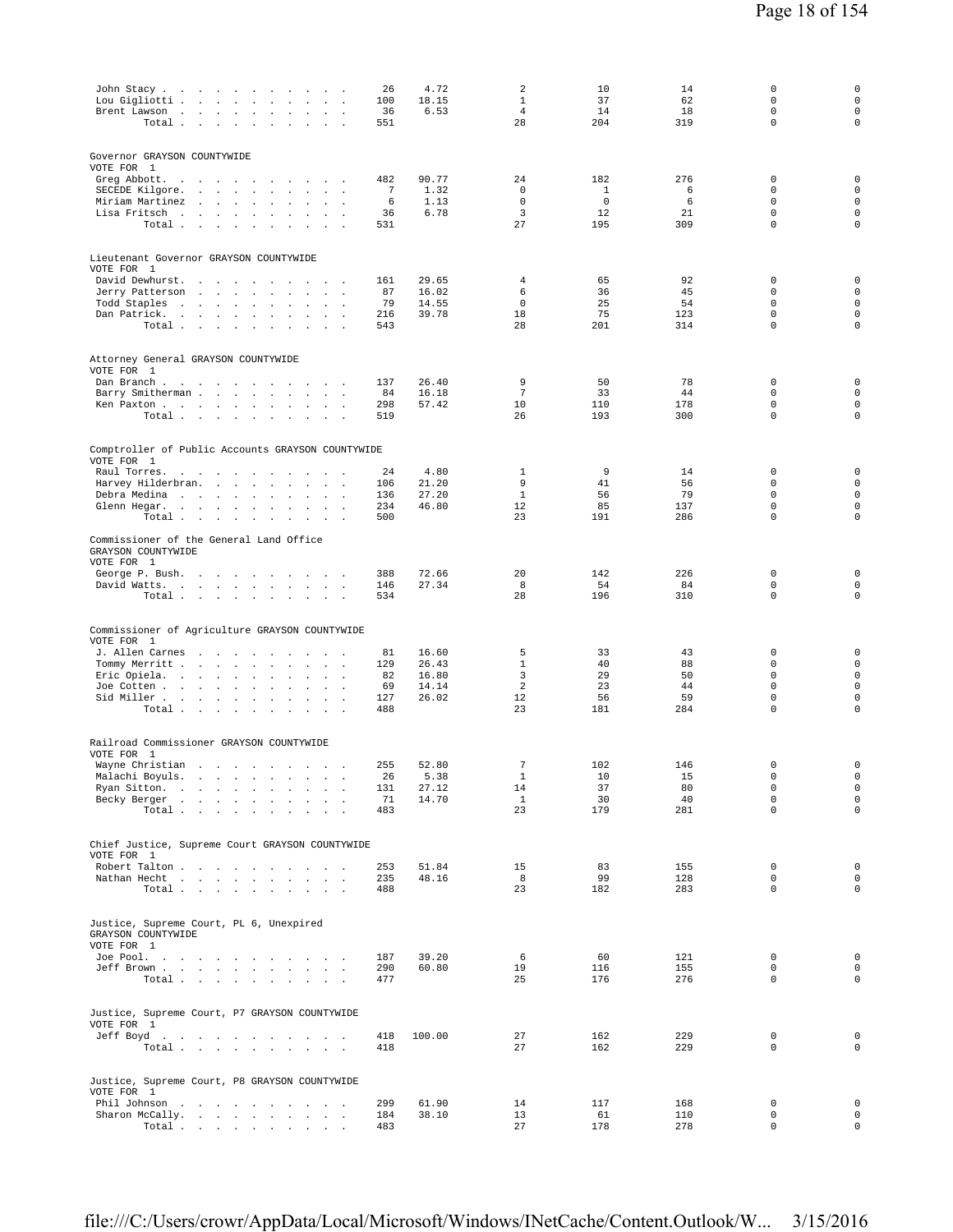| | | | | | | | |
|---|---|---|---|---|---|---|---|
| John Stacy | 26 | 4.72 | 2 | 10 | 14 | 0 | 0 |
| Lou Gigliotti | 100 | 18.15 | 1 | 37 | 62 | 0 | 0 |
| Brent Lawson | 36 | 6.53 | 4 | 14 | 18 | 0 | 0 |
| Total | 551 | | 28 | 204 | 319 | 0 | 0 |

Governor GRAYSON COUNTYWIDE
VOTE FOR 1

| | | | | | | | |
|---|---|---|---|---|---|---|---|
| Greg Abbott | 482 | 90.77 | 24 | 182 | 276 | 0 | 0 |
| SECEDE Kilgore | 7 | 1.32 | 0 | 1 | 6 | 0 | 0 |
| Miriam Martinez | 6 | 1.13 | 0 | 0 | 6 | 0 | 0 |
| Lisa Fritsch | 36 | 6.78 | 3 | 12 | 21 | 0 | 0 |
| Total | 531 | | 27 | 195 | 309 | 0 | 0 |

Lieutenant Governor GRAYSON COUNTYWIDE
VOTE FOR 1

| | | | | | | | |
|---|---|---|---|---|---|---|---|
| David Dewhurst | 161 | 29.65 | 4 | 65 | 92 | 0 | 0 |
| Jerry Patterson | 87 | 16.02 | 6 | 36 | 45 | 0 | 0 |
| Todd Staples | 79 | 14.55 | 0 | 25 | 54 | 0 | 0 |
| Dan Patrick | 216 | 39.78 | 18 | 75 | 123 | 0 | 0 |
| Total | 543 | | 28 | 201 | 314 | 0 | 0 |

Attorney General GRAYSON COUNTYWIDE
VOTE FOR 1

| | | | | | | | |
|---|---|---|---|---|---|---|---|
| Dan Branch | 137 | 26.40 | 9 | 50 | 78 | 0 | 0 |
| Barry Smitherman | 84 | 16.18 | 7 | 33 | 44 | 0 | 0 |
| Ken Paxton | 298 | 57.42 | 10 | 110 | 178 | 0 | 0 |
| Total | 519 | | 26 | 193 | 300 | 0 | 0 |

Comptroller of Public Accounts GRAYSON COUNTYWIDE
VOTE FOR 1

| | | | | | | | |
|---|---|---|---|---|---|---|---|
| Raul Torres | 24 | 4.80 | 1 | 9 | 14 | 0 | 0 |
| Harvey Hilderbran | 106 | 21.20 | 9 | 41 | 56 | 0 | 0 |
| Debra Medina | 136 | 27.20 | 1 | 56 | 79 | 0 | 0 |
| Glenn Hegar | 234 | 46.80 | 12 | 85 | 137 | 0 | 0 |
| Total | 500 | | 23 | 191 | 286 | 0 | 0 |

Commissioner of the General Land Office
GRAYSON COUNTYWIDE
VOTE FOR 1

| | | | | | | | |
|---|---|---|---|---|---|---|---|
| George P. Bush | 388 | 72.66 | 20 | 142 | 226 | 0 | 0 |
| David Watts | 146 | 27.34 | 8 | 54 | 84 | 0 | 0 |
| Total | 534 | | 28 | 196 | 310 | 0 | 0 |

Commissioner of Agriculture GRAYSON COUNTYWIDE
VOTE FOR 1

| | | | | | | | |
|---|---|---|---|---|---|---|---|
| J. Allen Carnes | 81 | 16.60 | 5 | 33 | 43 | 0 | 0 |
| Tommy Merritt | 129 | 26.43 | 1 | 40 | 88 | 0 | 0 |
| Eric Opiela | 82 | 16.80 | 3 | 29 | 50 | 0 | 0 |
| Joe Cotten | 69 | 14.14 | 2 | 23 | 44 | 0 | 0 |
| Sid Miller | 127 | 26.02 | 12 | 56 | 59 | 0 | 0 |
| Total | 488 | | 23 | 181 | 284 | 0 | 0 |

Railroad Commissioner GRAYSON COUNTYWIDE
VOTE FOR 1

| | | | | | | | |
|---|---|---|---|---|---|---|---|
| Wayne Christian | 255 | 52.80 | 7 | 102 | 146 | 0 | 0 |
| Malachi Boyuls | 26 | 5.38 | 1 | 10 | 15 | 0 | 0 |
| Ryan Sitton | 131 | 27.12 | 14 | 37 | 80 | 0 | 0 |
| Becky Berger | 71 | 14.70 | 1 | 30 | 40 | 0 | 0 |
| Total | 483 | | 23 | 179 | 281 | 0 | 0 |

Chief Justice, Supreme Court GRAYSON COUNTYWIDE
VOTE FOR 1

| | | | | | | | |
|---|---|---|---|---|---|---|---|
| Robert Talton | 253 | 51.84 | 15 | 83 | 155 | 0 | 0 |
| Nathan Hecht | 235 | 48.16 | 8 | 99 | 128 | 0 | 0 |
| Total | 488 | | 23 | 182 | 283 | 0 | 0 |

Justice, Supreme Court, PL 6, Unexpired
GRAYSON COUNTYWIDE
VOTE FOR 1

| | | | | | | | |
|---|---|---|---|---|---|---|---|
| Joe Pool | 187 | 39.20 | 6 | 60 | 121 | 0 | 0 |
| Jeff Brown | 290 | 60.80 | 19 | 116 | 155 | 0 | 0 |
| Total | 477 | | 25 | 176 | 276 | 0 | 0 |

Justice, Supreme Court, P7 GRAYSON COUNTYWIDE
VOTE FOR 1

| | | | | | | | |
|---|---|---|---|---|---|---|---|
| Jeff Boyd | 418 | 100.00 | 27 | 162 | 229 | 0 | 0 |
| Total | 418 | | 27 | 162 | 229 | 0 | 0 |

Justice, Supreme Court, P8 GRAYSON COUNTYWIDE
VOTE FOR 1

| | | | | | | | |
|---|---|---|---|---|---|---|---|
| Phil Johnson | 299 | 61.90 | 14 | 117 | 168 | 0 | 0 |
| Sharon McCally | 184 | 38.10 | 13 | 61 | 110 | 0 | 0 |
| Total | 483 | | 27 | 178 | 278 | 0 | 0 |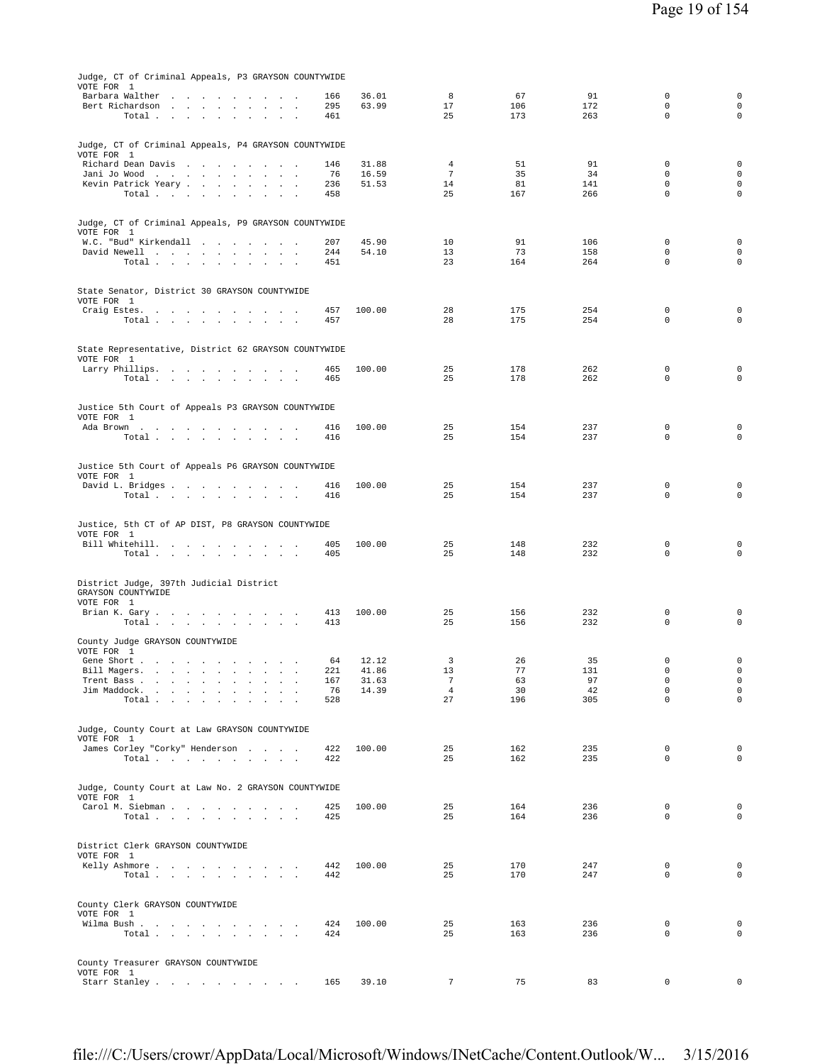Judge, CT of Criminal Appeals, P3 GRAYSON COUNTYWIDE
VOTE FOR 1

| | | | | | | | |
|---|---|---|---|---|---|---|---|
| Barbara Walther | 166 | 36.01 | 8 | 67 | 91 | 0 | 0 |
| Bert Richardson | 295 | 63.99 | 17 | 106 | 172 | 0 | 0 |
| Total | 461 | | 25 | 173 | 263 | 0 | 0 |

Judge, CT of Criminal Appeals, P4 GRAYSON COUNTYWIDE
VOTE FOR 1

| | | | | | | | |
|---|---|---|---|---|---|---|---|
| Richard Dean Davis | 146 | 31.88 | 4 | 51 | 91 | 0 | 0 |
| Jani Jo Wood | 76 | 16.59 | 7 | 35 | 34 | 0 | 0 |
| Kevin Patrick Yeary | 236 | 51.53 | 14 | 81 | 141 | 0 | 0 |
| Total | 458 | | 25 | 167 | 266 | 0 | 0 |

Judge, CT of Criminal Appeals, P9 GRAYSON COUNTYWIDE
VOTE FOR 1

| | | | | | | | |
|---|---|---|---|---|---|---|---|
| W.C. "Bud" Kirkendall | 207 | 45.90 | 10 | 91 | 106 | 0 | 0 |
| David Newell | 244 | 54.10 | 13 | 73 | 158 | 0 | 0 |
| Total | 451 | | 23 | 164 | 264 | 0 | 0 |

State Senator, District 30 GRAYSON COUNTYWIDE
VOTE FOR 1

| | | | | | | | |
|---|---|---|---|---|---|---|---|
| Craig Estes. | 457 | 100.00 | 28 | 175 | 254 | 0 | 0 |
| Total | 457 | | 28 | 175 | 254 | 0 | 0 |

State Representative, District 62 GRAYSON COUNTYWIDE
VOTE FOR 1

| | | | | | | | |
|---|---|---|---|---|---|---|---|
| Larry Phillips. | 465 | 100.00 | 25 | 178 | 262 | 0 | 0 |
| Total | 465 | | 25 | 178 | 262 | 0 | 0 |

Justice 5th Court of Appeals P3 GRAYSON COUNTYWIDE
VOTE FOR 1

| | | | | | | | |
|---|---|---|---|---|---|---|---|
| Ada Brown | 416 | 100.00 | 25 | 154 | 237 | 0 | 0 |
| Total | 416 | | 25 | 154 | 237 | 0 | 0 |

Justice 5th Court of Appeals P6 GRAYSON COUNTYWIDE
VOTE FOR 1

| | | | | | | | |
|---|---|---|---|---|---|---|---|
| David L. Bridges | 416 | 100.00 | 25 | 154 | 237 | 0 | 0 |
| Total | 416 | | 25 | 154 | 237 | 0 | 0 |

Justice, 5th CT of AP DIST, P8 GRAYSON COUNTYWIDE
VOTE FOR 1

| | | | | | | | |
|---|---|---|---|---|---|---|---|
| Bill Whitehill. | 405 | 100.00 | 25 | 148 | 232 | 0 | 0 |
| Total | 405 | | 25 | 148 | 232 | 0 | 0 |

District Judge, 397th Judicial District
GRAYSON COUNTYWIDE
VOTE FOR 1

| | | | | | | | |
|---|---|---|---|---|---|---|---|
| Brian K. Gary | 413 | 100.00 | 25 | 156 | 232 | 0 | 0 |
| Total | 413 | | 25 | 156 | 232 | 0 | 0 |

County Judge GRAYSON COUNTYWIDE
VOTE FOR 1

| | | | | | | | |
|---|---|---|---|---|---|---|---|
| Gene Short | 64 | 12.12 | 3 | 26 | 35 | 0 | 0 |
| Bill Magers. | 221 | 41.86 | 13 | 77 | 131 | 0 | 0 |
| Trent Bass | 167 | 31.63 | 7 | 63 | 97 | 0 | 0 |
| Jim Maddock. | 76 | 14.39 | 4 | 30 | 42 | 0 | 0 |
| Total | 528 | | 27 | 196 | 305 | 0 | 0 |

Judge, County Court at Law GRAYSON COUNTYWIDE
VOTE FOR 1

| | | | | | | | |
|---|---|---|---|---|---|---|---|
| James Corley "Corky" Henderson | 422 | 100.00 | 25 | 162 | 235 | 0 | 0 |
| Total | 422 | | 25 | 162 | 235 | 0 | 0 |

Judge, County Court at Law No. 2 GRAYSON COUNTYWIDE
VOTE FOR 1

| | | | | | | | |
|---|---|---|---|---|---|---|---|
| Carol M. Siebman | 425 | 100.00 | 25 | 164 | 236 | 0 | 0 |
| Total | 425 | | 25 | 164 | 236 | 0 | 0 |

District Clerk GRAYSON COUNTYWIDE
VOTE FOR 1

| | | | | | | | |
|---|---|---|---|---|---|---|---|
| Kelly Ashmore | 442 | 100.00 | 25 | 170 | 247 | 0 | 0 |
| Total | 442 | | 25 | 170 | 247 | 0 | 0 |

County Clerk GRAYSON COUNTYWIDE
VOTE FOR 1

| | | | | | | | |
|---|---|---|---|---|---|---|---|
| Wilma Bush | 424 | 100.00 | 25 | 163 | 236 | 0 | 0 |
| Total | 424 | | 25 | 163 | 236 | 0 | 0 |

County Treasurer GRAYSON COUNTYWIDE
VOTE FOR 1

| | | | | | | | |
|---|---|---|---|---|---|---|---|
| Starr Stanley | 165 | 39.10 | 7 | 75 | 83 | 0 | 0 |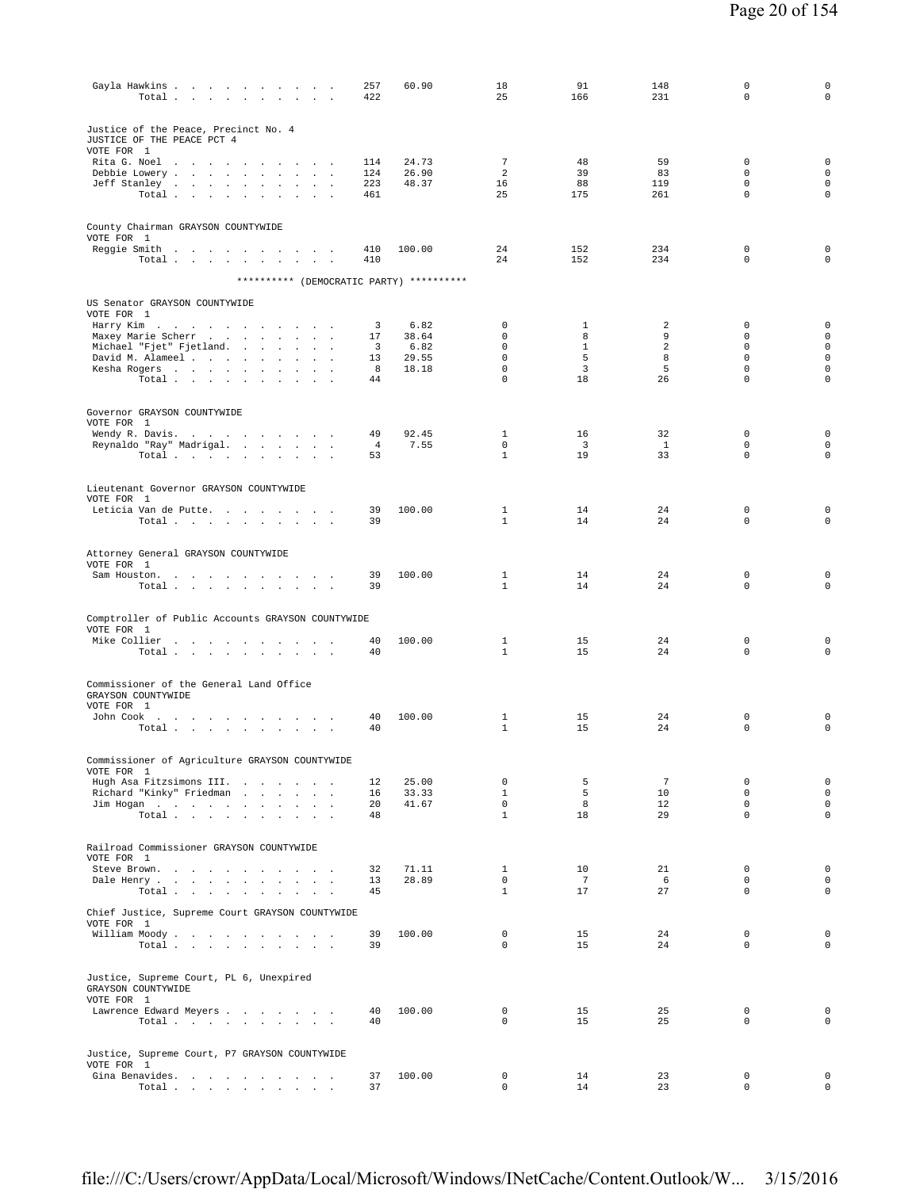| | | | | | | | |
|---|---|---|---|---|---|---|---|
| Gayla Hawkins | 257 | 60.90 | 18 | 91 | 148 | 0 | 0 |
| Total | 422 | | 25 | 166 | 231 | 0 | 0 |

Justice of the Peace, Precinct No. 4
JUSTICE OF THE PEACE PCT 4
VOTE FOR 1

| | | | | | | | |
|---|---|---|---|---|---|---|---|
| Rita G. Noel | 114 | 24.73 | 7 | 48 | 59 | 0 | 0 |
| Debbie Lowery | 124 | 26.90 | 2 | 39 | 83 | 0 | 0 |
| Jeff Stanley | 223 | 48.37 | 16 | 88 | 119 | 0 | 0 |
| Total | 461 | | 25 | 175 | 261 | 0 | 0 |

County Chairman GRAYSON COUNTYWIDE
VOTE FOR 1

| | | | | | | | |
|---|---|---|---|---|---|---|---|
| Reggie Smith | 410 | 100.00 | 24 | 152 | 234 | 0 | 0 |
| Total | 410 | | 24 | 152 | 234 | 0 | 0 |

********** (DEMOCRATIC PARTY) **********

US Senator GRAYSON COUNTYWIDE
VOTE FOR 1

| | | | | | | | |
|---|---|---|---|---|---|---|---|
| Harry Kim | 3 | 6.82 | 0 | 1 | 2 | 0 | 0 |
| Maxey Marie Scherr | 17 | 38.64 | 0 | 8 | 9 | 0 | 0 |
| Michael "Fjet" Fjetland | 3 | 6.82 | 0 | 1 | 2 | 0 | 0 |
| David M. Alameel | 13 | 29.55 | 0 | 5 | 8 | 0 | 0 |
| Kesha Rogers | 8 | 18.18 | 0 | 3 | 5 | 0 | 0 |
| Total | 44 | | 0 | 18 | 26 | 0 | 0 |

Governor GRAYSON COUNTYWIDE
VOTE FOR 1

| | | | | | | | |
|---|---|---|---|---|---|---|---|
| Wendy R. Davis | 49 | 92.45 | 1 | 16 | 32 | 0 | 0 |
| Reynaldo "Ray" Madrigal | 4 | 7.55 | 0 | 3 | 1 | 0 | 0 |
| Total | 53 | | 1 | 19 | 33 | 0 | 0 |

Lieutenant Governor GRAYSON COUNTYWIDE
VOTE FOR 1

| | | | | | | | |
|---|---|---|---|---|---|---|---|
| Leticia Van de Putte | 39 | 100.00 | 1 | 14 | 24 | 0 | 0 |
| Total | 39 | | 1 | 14 | 24 | 0 | 0 |

Attorney General GRAYSON COUNTYWIDE
VOTE FOR 1

| | | | | | | | |
|---|---|---|---|---|---|---|---|
| Sam Houston | 39 | 100.00 | 1 | 14 | 24 | 0 | 0 |
| Total | 39 | | 1 | 14 | 24 | 0 | 0 |

Comptroller of Public Accounts GRAYSON COUNTYWIDE
VOTE FOR 1

| | | | | | | | |
|---|---|---|---|---|---|---|---|
| Mike Collier | 40 | 100.00 | 1 | 15 | 24 | 0 | 0 |
| Total | 40 | | 1 | 15 | 24 | 0 | 0 |

Commissioner of the General Land Office
GRAYSON COUNTYWIDE
VOTE FOR 1

| | | | | | | | |
|---|---|---|---|---|---|---|---|
| John Cook | 40 | 100.00 | 1 | 15 | 24 | 0 | 0 |
| Total | 40 | | 1 | 15 | 24 | 0 | 0 |

Commissioner of Agriculture GRAYSON COUNTYWIDE
VOTE FOR 1

| | | | | | | | |
|---|---|---|---|---|---|---|---|
| Hugh Asa Fitzsimons III. | 12 | 25.00 | 0 | 5 | 7 | 0 | 0 |
| Richard "Kinky" Friedman | 16 | 33.33 | 1 | 5 | 10 | 0 | 0 |
| Jim Hogan | 20 | 41.67 | 0 | 8 | 12 | 0 | 0 |
| Total | 48 | | 1 | 18 | 29 | 0 | 0 |

Railroad Commissioner GRAYSON COUNTYWIDE
VOTE FOR 1

| | | | | | | | |
|---|---|---|---|---|---|---|---|
| Steve Brown | 32 | 71.11 | 1 | 10 | 21 | 0 | 0 |
| Dale Henry | 13 | 28.89 | 0 | 7 | 6 | 0 | 0 |
| Total | 45 | | 1 | 17 | 27 | 0 | 0 |

Chief Justice, Supreme Court GRAYSON COUNTYWIDE
VOTE FOR 1

| | | | | | | | |
|---|---|---|---|---|---|---|---|
| William Moody | 39 | 100.00 | 0 | 15 | 24 | 0 | 0 |
| Total | 39 | | 0 | 15 | 24 | 0 | 0 |

Justice, Supreme Court, PL 6, Unexpired
GRAYSON COUNTYWIDE
VOTE FOR 1

| | | | | | | | |
|---|---|---|---|---|---|---|---|
| Lawrence Edward Meyers | 40 | 100.00 | 0 | 15 | 25 | 0 | 0 |
| Total | 40 | | 0 | 15 | 25 | 0 | 0 |

Justice, Supreme Court, P7 GRAYSON COUNTYWIDE
VOTE FOR 1

| | | | | | | | |
|---|---|---|---|---|---|---|---|
| Gina Benavides | 37 | 100.00 | 0 | 14 | 23 | 0 | 0 |
| Total | 37 | | 0 | 14 | 23 | 0 | 0 |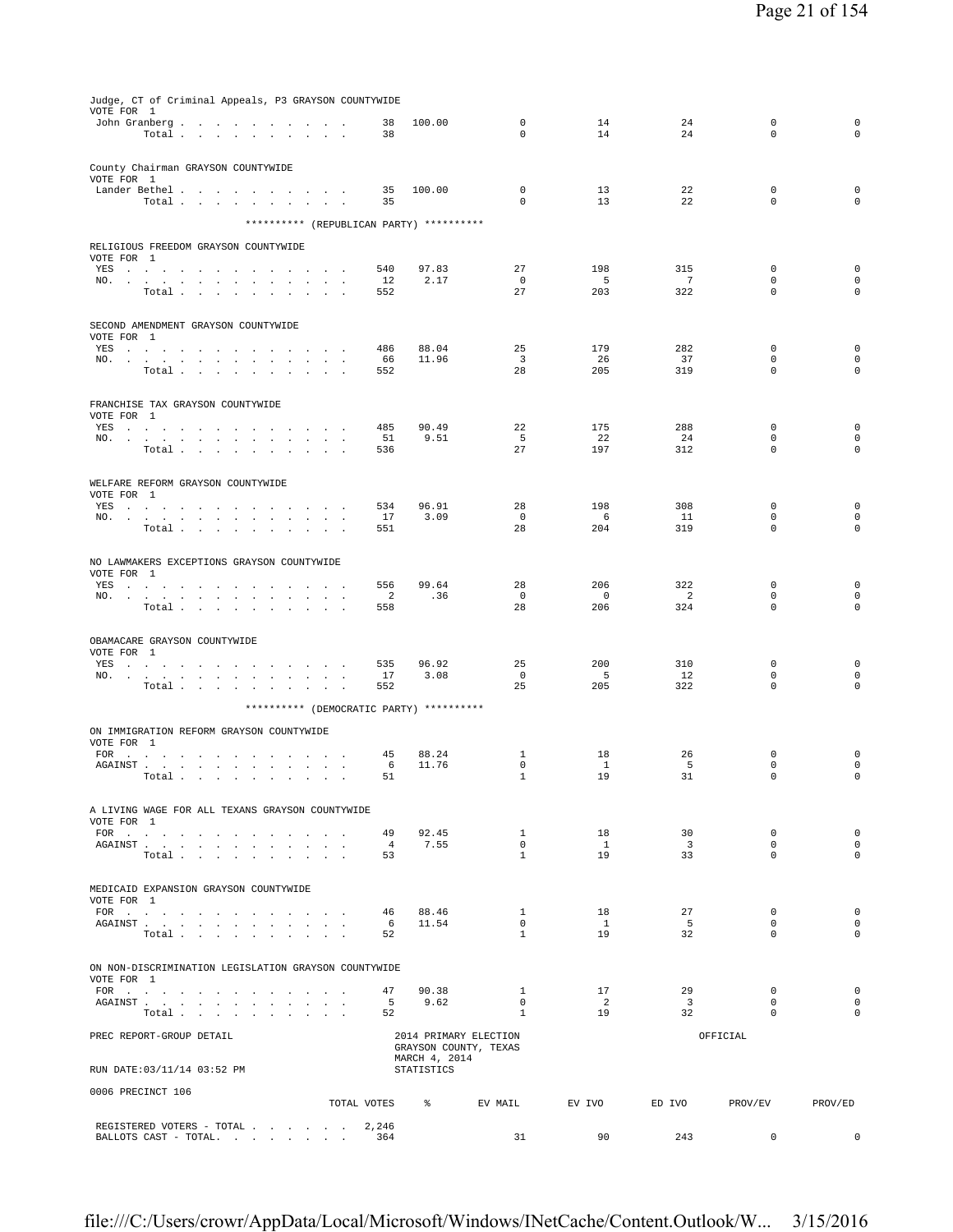Judge, CT of Criminal Appeals, P3 GRAYSON COUNTYWIDE
VOTE FOR 1

| | TOTAL VOTES | % | EV MAIL | EV IVO | ED IVO | PROV/EV | PROV/ED |
|---|---|---|---|---|---|---|---|
| John Granberg | 38 | 100.00 | 0 | 14 | 24 | 0 | 0 |
| Total | 38 | | 0 | 14 | 24 | 0 | 0 |

County Chairman GRAYSON COUNTYWIDE
VOTE FOR 1

| | TOTAL VOTES | % | EV MAIL | EV IVO | ED IVO | PROV/EV | PROV/ED |
|---|---|---|---|---|---|---|---|
| Lander Bethel | 35 | 100.00 | 0 | 13 | 22 | 0 | 0 |
| Total | 35 | | 0 | 13 | 22 | 0 | 0 |

********** (REPUBLICAN PARTY) **********

RELIGIOUS FREEDOM GRAYSON COUNTYWIDE
VOTE FOR 1

| | TOTAL VOTES | % | EV MAIL | EV IVO | ED IVO | PROV/EV | PROV/ED |
|---|---|---|---|---|---|---|---|
| YES | 540 | 97.83 | 27 | 198 | 315 | 0 | 0 |
| NO. | 12 | 2.17 | 0 | 5 | 7 | 0 | 0 |
| Total | 552 | | 27 | 203 | 322 | 0 | 0 |

SECOND AMENDMENT GRAYSON COUNTYWIDE
VOTE FOR 1

| | TOTAL VOTES | % | EV MAIL | EV IVO | ED IVO | PROV/EV | PROV/ED |
|---|---|---|---|---|---|---|---|
| YES | 486 | 88.04 | 25 | 179 | 282 | 0 | 0 |
| NO. | 66 | 11.96 | 3 | 26 | 37 | 0 | 0 |
| Total | 552 | | 28 | 205 | 319 | 0 | 0 |

FRANCHISE TAX GRAYSON COUNTYWIDE
VOTE FOR 1

| | TOTAL VOTES | % | EV MAIL | EV IVO | ED IVO | PROV/EV | PROV/ED |
|---|---|---|---|---|---|---|---|
| YES | 485 | 90.49 | 22 | 175 | 288 | 0 | 0 |
| NO. | 51 | 9.51 | 5 | 22 | 24 | 0 | 0 |
| Total | 536 | | 27 | 197 | 312 | 0 | 0 |

WELFARE REFORM GRAYSON COUNTYWIDE
VOTE FOR 1

| | TOTAL VOTES | % | EV MAIL | EV IVO | ED IVO | PROV/EV | PROV/ED |
|---|---|---|---|---|---|---|---|
| YES | 534 | 96.91 | 28 | 198 | 308 | 0 | 0 |
| NO. | 17 | 3.09 | 0 | 6 | 11 | 0 | 0 |
| Total | 551 | | 28 | 204 | 319 | 0 | 0 |

NO LAWMAKERS EXCEPTIONS GRAYSON COUNTYWIDE
VOTE FOR 1

| | TOTAL VOTES | % | EV MAIL | EV IVO | ED IVO | PROV/EV | PROV/ED |
|---|---|---|---|---|---|---|---|
| YES | 556 | 99.64 | 28 | 206 | 322 | 0 | 0 |
| NO. | 2 | .36 | 0 | 0 | 2 | 0 | 0 |
| Total | 558 | | 28 | 206 | 324 | 0 | 0 |

OBAMACARE GRAYSON COUNTYWIDE
VOTE FOR 1

| | TOTAL VOTES | % | EV MAIL | EV IVO | ED IVO | PROV/EV | PROV/ED |
|---|---|---|---|---|---|---|---|
| YES | 535 | 96.92 | 25 | 200 | 310 | 0 | 0 |
| NO. | 17 | 3.08 | 0 | 5 | 12 | 0 | 0 |
| Total | 552 | | 25 | 205 | 322 | 0 | 0 |

********** (DEMOCRATIC PARTY) **********

ON IMMIGRATION REFORM GRAYSON COUNTYWIDE
VOTE FOR 1

| | TOTAL VOTES | % | EV MAIL | EV IVO | ED IVO | PROV/EV | PROV/ED |
|---|---|---|---|---|---|---|---|
| FOR | 45 | 88.24 | 1 | 18 | 26 | 0 | 0 |
| AGAINST | 6 | 11.76 | 0 | 1 | 5 | 0 | 0 |
| Total | 51 | | 1 | 19 | 31 | 0 | 0 |

A LIVING WAGE FOR ALL TEXANS GRAYSON COUNTYWIDE
VOTE FOR 1

| | TOTAL VOTES | % | EV MAIL | EV IVO | ED IVO | PROV/EV | PROV/ED |
|---|---|---|---|---|---|---|---|
| FOR | 49 | 92.45 | 1 | 18 | 30 | 0 | 0 |
| AGAINST | 4 | 7.55 | 0 | 1 | 3 | 0 | 0 |
| Total | 53 | | 1 | 19 | 33 | 0 | 0 |

MEDICAID EXPANSION GRAYSON COUNTYWIDE
VOTE FOR 1

| | TOTAL VOTES | % | EV MAIL | EV IVO | ED IVO | PROV/EV | PROV/ED |
|---|---|---|---|---|---|---|---|
| FOR | 46 | 88.46 | 1 | 18 | 27 | 0 | 0 |
| AGAINST | 6 | 11.54 | 0 | 1 | 5 | 0 | 0 |
| Total | 52 | | 1 | 19 | 32 | 0 | 0 |

ON NON-DISCRIMINATION LEGISLATION GRAYSON COUNTYWIDE
VOTE FOR 1

| | TOTAL VOTES | % | EV MAIL | EV IVO | ED IVO | PROV/EV | PROV/ED |
|---|---|---|---|---|---|---|---|
| FOR | 47 | 90.38 | 1 | 17 | 29 | 0 | 0 |
| AGAINST | 5 | 9.62 | 0 | 2 | 3 | 0 | 0 |
| Total | 52 | | 1 | 19 | 32 | 0 | 0 |

PREC REPORT-GROUP DETAIL — 2014 PRIMARY ELECTION, GRAYSON COUNTY, TEXAS, MARCH 4, 2014 — OFFICIAL

RUN DATE:03/11/14 03:52 PM — STATISTICS

0006 PRECINCT 106

| | TOTAL VOTES | % | EV MAIL | EV IVO | ED IVO | PROV/EV | PROV/ED |
|---|---|---|---|---|---|---|---|
| REGISTERED VOTERS - TOTAL | 2,246 | | | | | | |
| BALLOTS CAST - TOTAL. | 364 | | 31 | 90 | 243 | 0 | 0 |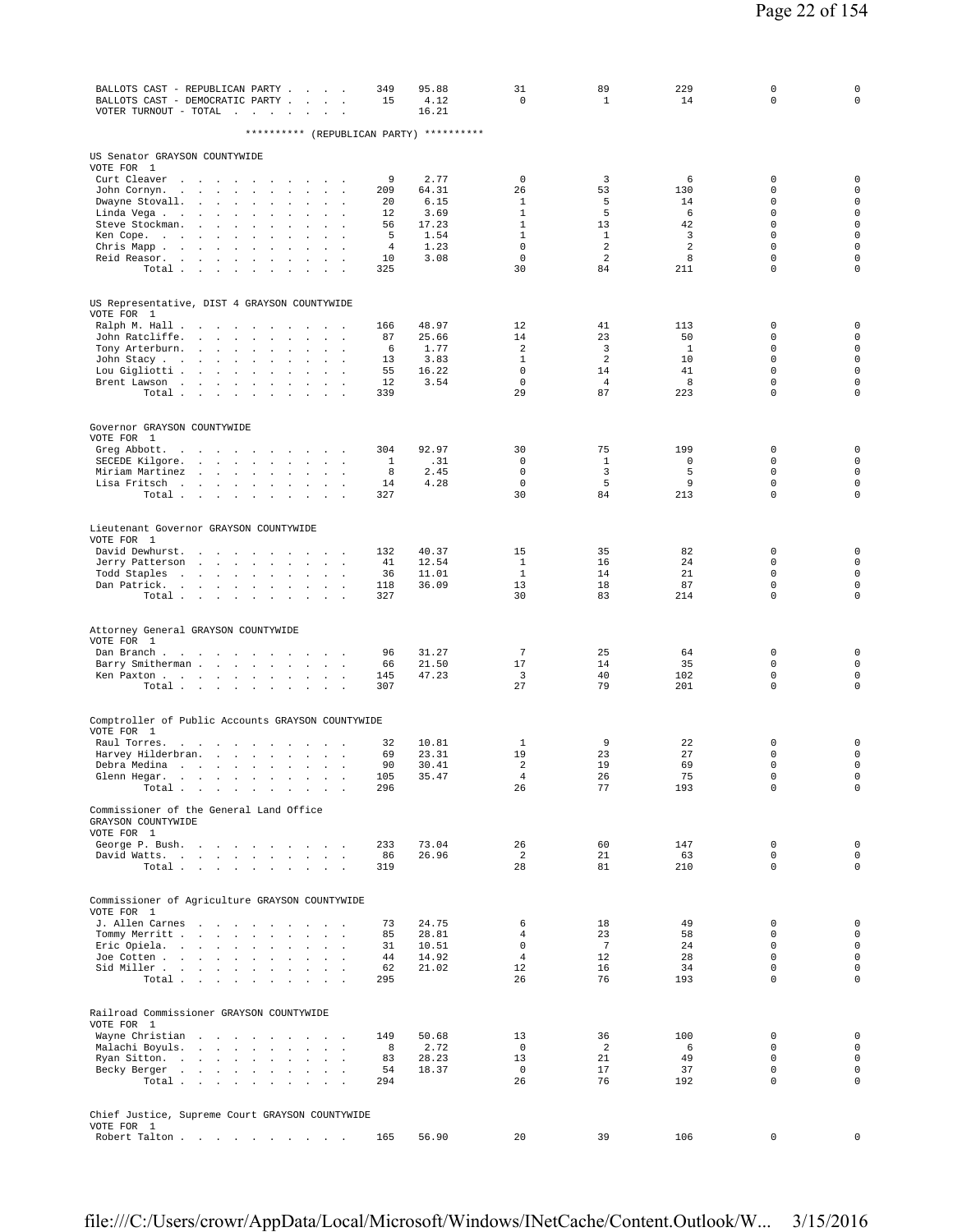| | | | | | | | |
|---|---|---|---|---|---|---|---|
| BALLOTS CAST - REPUBLICAN PARTY | 349 | 95.88 | 31 | 89 | 229 | 0 | 0 |
| BALLOTS CAST - DEMOCRATIC PARTY | 15 | 4.12 | 0 | 1 | 14 | 0 | 0 |
| VOTER TURNOUT - TOTAL | | 16.21 | | | | | |

********** (REPUBLICAN PARTY) **********

US Senator GRAYSON COUNTYWIDE
VOTE FOR 1

| | | | | | | | |
|---|---|---|---|---|---|---|---|
| Curt Cleaver | 9 | 2.77 | 0 | 3 | 6 | 0 | 0 |
| John Cornyn. | 209 | 64.31 | 26 | 53 | 130 | 0 | 0 |
| Dwayne Stovall. | 20 | 6.15 | 1 | 5 | 14 | 0 | 0 |
| Linda Vega | 12 | 3.69 | 1 | 5 | 6 | 0 | 0 |
| Steve Stockman. | 56 | 17.23 | 1 | 13 | 42 | 0 | 0 |
| Ken Cope. | 5 | 1.54 | 1 | 1 | 3 | 0 | 0 |
| Chris Mapp | 4 | 1.23 | 0 | 2 | 2 | 0 | 0 |
| Reid Reasor. | 10 | 3.08 | 0 | 2 | 8 | 0 | 0 |
| Total | 325 | | 30 | 84 | 211 | 0 | 0 |

US Representative, DIST 4 GRAYSON COUNTYWIDE
VOTE FOR 1

| | | | | | | | |
|---|---|---|---|---|---|---|---|
| Ralph M. Hall | 166 | 48.97 | 12 | 41 | 113 | 0 | 0 |
| John Ratcliffe. | 87 | 25.66 | 14 | 23 | 50 | 0 | 0 |
| Tony Arterburn. | 6 | 1.77 | 2 | 3 | 1 | 0 | 0 |
| John Stacy | 13 | 3.83 | 1 | 2 | 10 | 0 | 0 |
| Lou Gigliotti | 55 | 16.22 | 0 | 14 | 41 | 0 | 0 |
| Brent Lawson | 12 | 3.54 | 0 | 4 | 8 | 0 | 0 |
| Total | 339 | | 29 | 87 | 223 | 0 | 0 |

Governor GRAYSON COUNTYWIDE
VOTE FOR 1

| | | | | | | | |
|---|---|---|---|---|---|---|---|
| Greg Abbott. | 304 | 92.97 | 30 | 75 | 199 | 0 | 0 |
| SECEDE Kilgore. | 1 | .31 | 0 | 1 | 0 | 0 | 0 |
| Miriam Martinez | 8 | 2.45 | 0 | 3 | 5 | 0 | 0 |
| Lisa Fritsch | 14 | 4.28 | 0 | 5 | 9 | 0 | 0 |
| Total | 327 | | 30 | 84 | 213 | 0 | 0 |

Lieutenant Governor GRAYSON COUNTYWIDE
VOTE FOR 1

| | | | | | | | |
|---|---|---|---|---|---|---|---|
| David Dewhurst. | 132 | 40.37 | 15 | 35 | 82 | 0 | 0 |
| Jerry Patterson | 41 | 12.54 | 1 | 16 | 24 | 0 | 0 |
| Todd Staples | 36 | 11.01 | 1 | 14 | 21 | 0 | 0 |
| Dan Patrick. | 118 | 36.09 | 13 | 18 | 87 | 0 | 0 |
| Total | 327 | | 30 | 83 | 214 | 0 | 0 |

Attorney General GRAYSON COUNTYWIDE
VOTE FOR 1

| | | | | | | | |
|---|---|---|---|---|---|---|---|
| Dan Branch | 96 | 31.27 | 7 | 25 | 64 | 0 | 0 |
| Barry Smitherman | 66 | 21.50 | 17 | 14 | 35 | 0 | 0 |
| Ken Paxton | 145 | 47.23 | 3 | 40 | 102 | 0 | 0 |
| Total | 307 | | 27 | 79 | 201 | 0 | 0 |

Comptroller of Public Accounts GRAYSON COUNTYWIDE
VOTE FOR 1

| | | | | | | | |
|---|---|---|---|---|---|---|---|
| Raul Torres. | 32 | 10.81 | 1 | 9 | 22 | 0 | 0 |
| Harvey Hilderbran. | 69 | 23.31 | 19 | 23 | 27 | 0 | 0 |
| Debra Medina | 90 | 30.41 | 2 | 19 | 69 | 0 | 0 |
| Glenn Hegar. | 105 | 35.47 | 4 | 26 | 75 | 0 | 0 |
| Total | 296 | | 26 | 77 | 193 | 0 | 0 |

Commissioner of the General Land Office
GRAYSON COUNTYWIDE
VOTE FOR 1

| | | | | | | | |
|---|---|---|---|---|---|---|---|
| George P. Bush. | 233 | 73.04 | 26 | 60 | 147 | 0 | 0 |
| David Watts. | 86 | 26.96 | 2 | 21 | 63 | 0 | 0 |
| Total | 319 | | 28 | 81 | 210 | 0 | 0 |

Commissioner of Agriculture GRAYSON COUNTYWIDE
VOTE FOR 1

| | | | | | | | |
|---|---|---|---|---|---|---|---|
| J. Allen Carnes | 73 | 24.75 | 6 | 18 | 49 | 0 | 0 |
| Tommy Merritt | 85 | 28.81 | 4 | 23 | 58 | 0 | 0 |
| Eric Opiela. | 31 | 10.51 | 0 | 7 | 24 | 0 | 0 |
| Joe Cotten | 44 | 14.92 | 4 | 12 | 28 | 0 | 0 |
| Sid Miller | 62 | 21.02 | 12 | 16 | 34 | 0 | 0 |
| Total | 295 | | 26 | 76 | 193 | 0 | 0 |

Railroad Commissioner GRAYSON COUNTYWIDE
VOTE FOR 1

| | | | | | | | |
|---|---|---|---|---|---|---|---|
| Wayne Christian | 149 | 50.68 | 13 | 36 | 100 | 0 | 0 |
| Malachi Boyuls. | 8 | 2.72 | 0 | 2 | 6 | 0 | 0 |
| Ryan Sitton. | 83 | 28.23 | 13 | 21 | 49 | 0 | 0 |
| Becky Berger | 54 | 18.37 | 0 | 17 | 37 | 0 | 0 |
| Total | 294 | | 26 | 76 | 192 | 0 | 0 |

Chief Justice, Supreme Court GRAYSON COUNTYWIDE
VOTE FOR 1

| | | | | | | | |
|---|---|---|---|---|---|---|---|
| Robert Talton | 165 | 56.90 | 20 | 39 | 106 | 0 | 0 |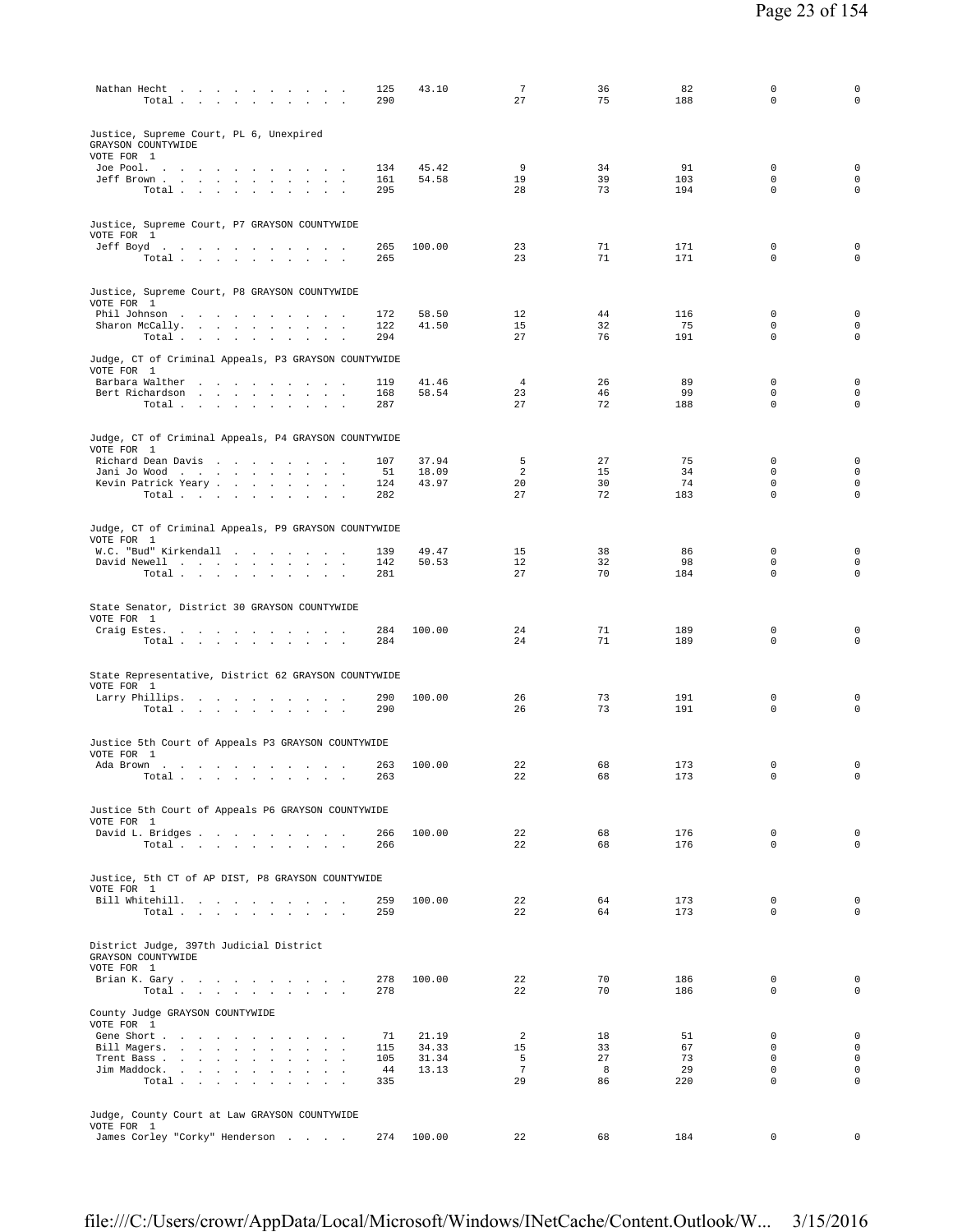| | | | | | | | |
|---|---|---|---|---|---|---|---|
| Nathan Hecht | 125 | 43.10 | 7 | 36 | 82 | 0 | 0 |
| Total | 290 | | 27 | 75 | 188 | 0 | 0 |

Justice, Supreme Court, PL 6, Unexpired
GRAYSON COUNTYWIDE
VOTE FOR 1

| | | | | | | | |
|---|---|---|---|---|---|---|---|
| Joe Pool. | 134 | 45.42 | 9 | 34 | 91 | 0 | 0 |
| Jeff Brown | 161 | 54.58 | 19 | 39 | 103 | 0 | 0 |
| Total | 295 | | 28 | 73 | 194 | 0 | 0 |

Justice, Supreme Court, P7 GRAYSON COUNTYWIDE
VOTE FOR 1

| | | | | | | | |
|---|---|---|---|---|---|---|---|
| Jeff Boyd | 265 | 100.00 | 23 | 71 | 171 | 0 | 0 |
| Total | 265 | | 23 | 71 | 171 | 0 | 0 |

Justice, Supreme Court, P8 GRAYSON COUNTYWIDE
VOTE FOR 1

| | | | | | | | |
|---|---|---|---|---|---|---|---|
| Phil Johnson | 172 | 58.50 | 12 | 44 | 116 | 0 | 0 |
| Sharon McCally. | 122 | 41.50 | 15 | 32 | 75 | 0 | 0 |
| Total | 294 | | 27 | 76 | 191 | 0 | 0 |

Judge, CT of Criminal Appeals, P3 GRAYSON COUNTYWIDE
VOTE FOR 1

| | | | | | | | |
|---|---|---|---|---|---|---|---|
| Barbara Walther | 119 | 41.46 | 4 | 26 | 89 | 0 | 0 |
| Bert Richardson | 168 | 58.54 | 23 | 46 | 99 | 0 | 0 |
| Total | 287 | | 27 | 72 | 188 | 0 | 0 |

Judge, CT of Criminal Appeals, P4 GRAYSON COUNTYWIDE
VOTE FOR 1

| | | | | | | | |
|---|---|---|---|---|---|---|---|
| Richard Dean Davis | 107 | 37.94 | 5 | 27 | 75 | 0 | 0 |
| Jani Jo Wood | 51 | 18.09 | 2 | 15 | 34 | 0 | 0 |
| Kevin Patrick Yeary | 124 | 43.97 | 20 | 30 | 74 | 0 | 0 |
| Total | 282 | | 27 | 72 | 183 | 0 | 0 |

Judge, CT of Criminal Appeals, P9 GRAYSON COUNTYWIDE
VOTE FOR 1

| | | | | | | | |
|---|---|---|---|---|---|---|---|
| W.C. "Bud" Kirkendall | 139 | 49.47 | 15 | 38 | 86 | 0 | 0 |
| David Newell | 142 | 50.53 | 12 | 32 | 98 | 0 | 0 |
| Total | 281 | | 27 | 70 | 184 | 0 | 0 |

State Senator, District 30 GRAYSON COUNTYWIDE
VOTE FOR 1

| | | | | | | | |
|---|---|---|---|---|---|---|---|
| Craig Estes. | 284 | 100.00 | 24 | 71 | 189 | 0 | 0 |
| Total | 284 | | 24 | 71 | 189 | 0 | 0 |

State Representative, District 62 GRAYSON COUNTYWIDE
VOTE FOR 1

| | | | | | | | |
|---|---|---|---|---|---|---|---|
| Larry Phillips. | 290 | 100.00 | 26 | 73 | 191 | 0 | 0 |
| Total | 290 | | 26 | 73 | 191 | 0 | 0 |

Justice 5th Court of Appeals P3 GRAYSON COUNTYWIDE
VOTE FOR 1

| | | | | | | | |
|---|---|---|---|---|---|---|---|
| Ada Brown | 263 | 100.00 | 22 | 68 | 173 | 0 | 0 |
| Total | 263 | | 22 | 68 | 173 | 0 | 0 |

Justice 5th Court of Appeals P6 GRAYSON COUNTYWIDE
VOTE FOR 1

| | | | | | | | |
|---|---|---|---|---|---|---|---|
| David L. Bridges | 266 | 100.00 | 22 | 68 | 176 | 0 | 0 |
| Total | 266 | | 22 | 68 | 176 | 0 | 0 |

Justice, 5th CT of AP DIST, P8 GRAYSON COUNTYWIDE
VOTE FOR 1

| | | | | | | | |
|---|---|---|---|---|---|---|---|
| Bill Whitehill. | 259 | 100.00 | 22 | 64 | 173 | 0 | 0 |
| Total | 259 | | 22 | 64 | 173 | 0 | 0 |

District Judge, 397th Judicial District
GRAYSON COUNTYWIDE
VOTE FOR 1

| | | | | | | | |
|---|---|---|---|---|---|---|---|
| Brian K. Gary | 278 | 100.00 | 22 | 70 | 186 | 0 | 0 |
| Total | 278 | | 22 | 70 | 186 | 0 | 0 |

County Judge GRAYSON COUNTYWIDE
VOTE FOR 1

| | | | | | | | |
|---|---|---|---|---|---|---|---|
| Gene Short | 71 | 21.19 | 2 | 18 | 51 | 0 | 0 |
| Bill Magers. | 115 | 34.33 | 15 | 33 | 67 | 0 | 0 |
| Trent Bass | 105 | 31.34 | 5 | 27 | 73 | 0 | 0 |
| Jim Maddock. | 44 | 13.13 | 7 | 8 | 29 | 0 | 0 |
| Total | 335 | | 29 | 86 | 220 | 0 | 0 |

Judge, County Court at Law GRAYSON COUNTYWIDE
VOTE FOR 1

| | | | | | | | |
|---|---|---|---|---|---|---|---|
| James Corley "Corky" Henderson | 274 | 100.00 | 22 | 68 | 184 | 0 | 0 |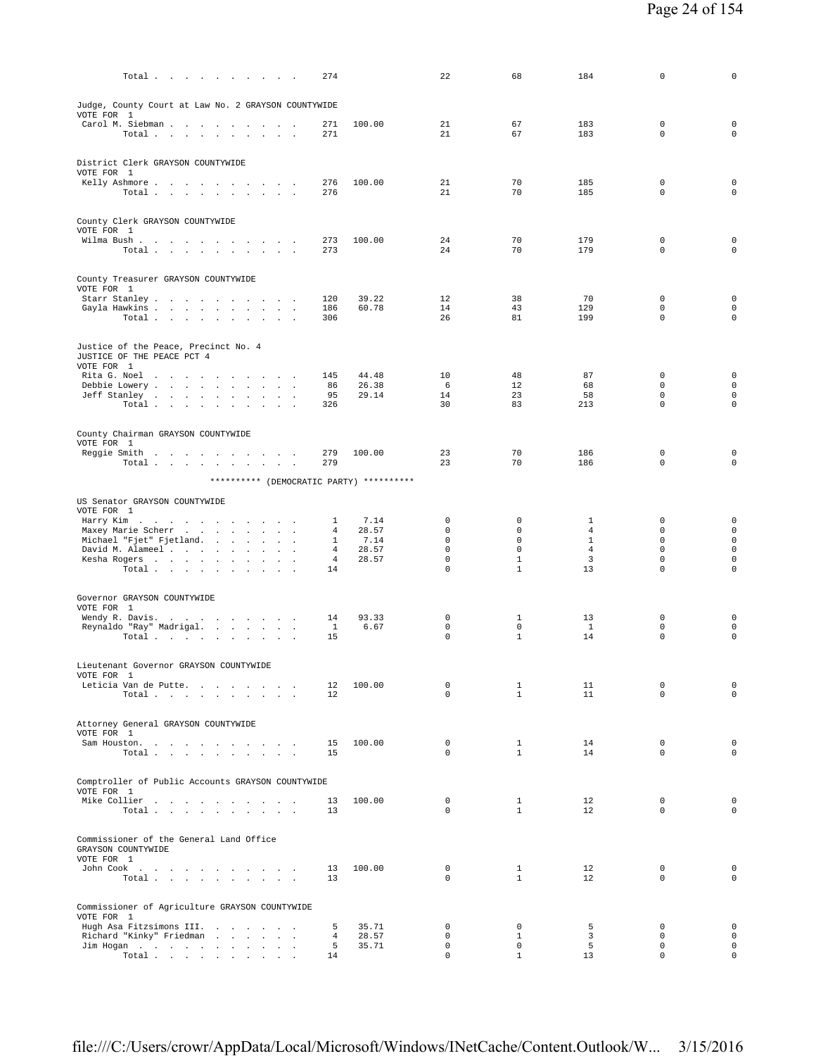| | | | | | | | |
|---|---|---|---|---|---|---|---|
| Total | 274 | | 22 | 68 | 184 | 0 | 0 |

**Judge, County Court at Law No. 2 GRAYSON COUNTYWIDE**
VOTE FOR 1

| | | | | | | | |
|---|---|---|---|---|---|---|---|
| Carol M. Siebman | 271 | 100.00 | 21 | 67 | 183 | 0 | 0 |
| Total | 271 | | 21 | 67 | 183 | 0 | 0 |

**District Clerk GRAYSON COUNTYWIDE**
VOTE FOR 1

| | | | | | | | |
|---|---|---|---|---|---|---|---|
| Kelly Ashmore | 276 | 100.00 | 21 | 70 | 185 | 0 | 0 |
| Total | 276 | | 21 | 70 | 185 | 0 | 0 |

**County Clerk GRAYSON COUNTYWIDE**
VOTE FOR 1

| | | | | | | | |
|---|---|---|---|---|---|---|---|
| Wilma Bush | 273 | 100.00 | 24 | 70 | 179 | 0 | 0 |
| Total | 273 | | 24 | 70 | 179 | 0 | 0 |

**County Treasurer GRAYSON COUNTYWIDE**
VOTE FOR 1

| | | | | | | | |
|---|---|---|---|---|---|---|---|
| Starr Stanley | 120 | 39.22 | 12 | 38 | 70 | 0 | 0 |
| Gayla Hawkins | 186 | 60.78 | 14 | 43 | 129 | 0 | 0 |
| Total | 306 | | 26 | 81 | 199 | 0 | 0 |

**Justice of the Peace, Precinct No. 4**
**JUSTICE OF THE PEACE PCT 4**
VOTE FOR 1

| | | | | | | | |
|---|---|---|---|---|---|---|---|
| Rita G. Noel | 145 | 44.48 | 10 | 48 | 87 | 0 | 0 |
| Debbie Lowery | 86 | 26.38 | 6 | 12 | 68 | 0 | 0 |
| Jeff Stanley | 95 | 29.14 | 14 | 23 | 58 | 0 | 0 |
| Total | 326 | | 30 | 83 | 213 | 0 | 0 |

**County Chairman GRAYSON COUNTYWIDE**
VOTE FOR 1

| | | | | | | | |
|---|---|---|---|---|---|---|---|
| Reggie Smith | 279 | 100.00 | 23 | 70 | 186 | 0 | 0 |
| Total | 279 | | 23 | 70 | 186 | 0 | 0 |

********** (DEMOCRATIC PARTY) **********

**US Senator GRAYSON COUNTYWIDE**
VOTE FOR 1

| | | | | | | | |
|---|---|---|---|---|---|---|---|
| Harry Kim | 1 | 7.14 | 0 | 0 | 1 | 0 | 0 |
| Maxey Marie Scherr | 4 | 28.57 | 0 | 0 | 4 | 0 | 0 |
| Michael "Fjet" Fjetland | 1 | 7.14 | 0 | 0 | 1 | 0 | 0 |
| David M. Alameel | 4 | 28.57 | 0 | 0 | 4 | 0 | 0 |
| Kesha Rogers | 4 | 28.57 | 0 | 1 | 3 | 0 | 0 |
| Total | 14 | | 0 | 1 | 13 | 0 | 0 |

**Governor GRAYSON COUNTYWIDE**
VOTE FOR 1

| | | | | | | | |
|---|---|---|---|---|---|---|---|
| Wendy R. Davis | 14 | 93.33 | 0 | 1 | 13 | 0 | 0 |
| Reynaldo "Ray" Madrigal | 1 | 6.67 | 0 | 0 | 1 | 0 | 0 |
| Total | 15 | | 0 | 1 | 14 | 0 | 0 |

**Lieutenant Governor GRAYSON COUNTYWIDE**
VOTE FOR 1

| | | | | | | | |
|---|---|---|---|---|---|---|---|
| Leticia Van de Putte | 12 | 100.00 | 0 | 1 | 11 | 0 | 0 |
| Total | 12 | | 0 | 1 | 11 | 0 | 0 |

**Attorney General GRAYSON COUNTYWIDE**
VOTE FOR 1

| | | | | | | | |
|---|---|---|---|---|---|---|---|
| Sam Houston | 15 | 100.00 | 0 | 1 | 14 | 0 | 0 |
| Total | 15 | | 0 | 1 | 14 | 0 | 0 |

**Comptroller of Public Accounts GRAYSON COUNTYWIDE**
VOTE FOR 1

| | | | | | | | |
|---|---|---|---|---|---|---|---|
| Mike Collier | 13 | 100.00 | 0 | 1 | 12 | 0 | 0 |
| Total | 13 | | 0 | 1 | 12 | 0 | 0 |

**Commissioner of the General Land Office**
**GRAYSON COUNTYWIDE**
VOTE FOR 1

| | | | | | | | |
|---|---|---|---|---|---|---|---|
| John Cook | 13 | 100.00 | 0 | 1 | 12 | 0 | 0 |
| Total | 13 | | 0 | 1 | 12 | 0 | 0 |

**Commissioner of Agriculture GRAYSON COUNTYWIDE**
VOTE FOR 1

| | | | | | | | |
|---|---|---|---|---|---|---|---|
| Hugh Asa Fitzsimons III. | 5 | 35.71 | 0 | 0 | 5 | 0 | 0 |
| Richard "Kinky" Friedman | 4 | 28.57 | 0 | 1 | 3 | 0 | 0 |
| Jim Hogan | 5 | 35.71 | 0 | 0 | 5 | 0 | 0 |
| Total | 14 | | 0 | 1 | 13 | 0 | 0 |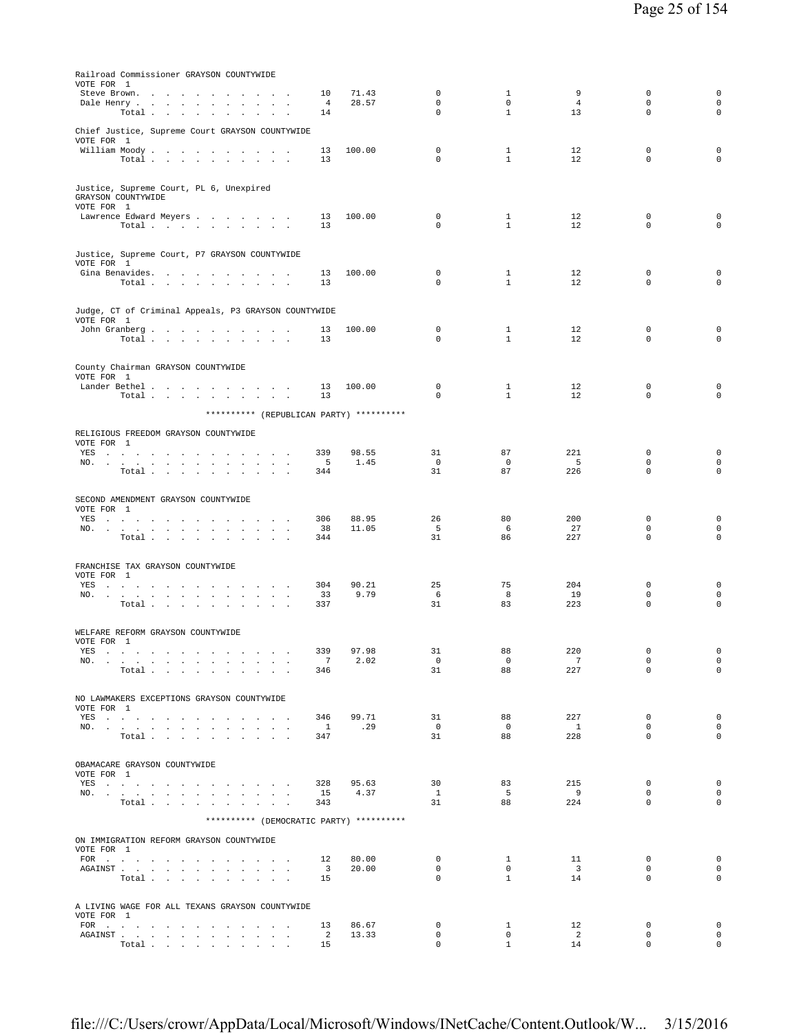Railroad Commissioner GRAYSON COUNTYWIDE
VOTE FOR 1

| | | | | | | | | |
|---|---|---|---|---|---|---|---|---|
| Steve Brown | 10 | 71.43 | 0 | 1 | 9 | 0 | 0 |
| Dale Henry | 4 | 28.57 | 0 | 0 | 4 | 0 | 0 |
| Total | 14 | | 0 | 1 | 13 | 0 | 0 |

Chief Justice, Supreme Court GRAYSON COUNTYWIDE
VOTE FOR 1

| | | | | | | | |
|---|---|---|---|---|---|---|---|
| William Moody | 13 | 100.00 | 0 | 1 | 12 | 0 | 0 |
| Total | 13 | | 0 | 1 | 12 | 0 | 0 |

Justice, Supreme Court, PL 6, Unexpired
GRAYSON COUNTYWIDE
VOTE FOR 1

| | | | | | | | |
|---|---|---|---|---|---|---|---|
| Lawrence Edward Meyers | 13 | 100.00 | 0 | 1 | 12 | 0 | 0 |
| Total | 13 | | 0 | 1 | 12 | 0 | 0 |

Justice, Supreme Court, P7 GRAYSON COUNTYWIDE
VOTE FOR 1

| | | | | | | | |
|---|---|---|---|---|---|---|---|
| Gina Benavides | 13 | 100.00 | 0 | 1 | 12 | 0 | 0 |
| Total | 13 | | 0 | 1 | 12 | 0 | 0 |

Judge, CT of Criminal Appeals, P3 GRAYSON COUNTYWIDE
VOTE FOR 1

| | | | | | | | |
|---|---|---|---|---|---|---|---|
| John Granberg | 13 | 100.00 | 0 | 1 | 12 | 0 | 0 |
| Total | 13 | | 0 | 1 | 12 | 0 | 0 |

County Chairman GRAYSON COUNTYWIDE
VOTE FOR 1

| | | | | | | | |
|---|---|---|---|---|---|---|---|
| Lander Bethel | 13 | 100.00 | 0 | 1 | 12 | 0 | 0 |
| Total | 13 | | 0 | 1 | 12 | 0 | 0 |

********** (REPUBLICAN PARTY) **********

RELIGIOUS FREEDOM GRAYSON COUNTYWIDE
VOTE FOR 1

| | | | | | | | |
|---|---|---|---|---|---|---|---|
| YES | 339 | 98.55 | 31 | 87 | 221 | 0 | 0 |
| NO | 5 | 1.45 | 0 | 0 | 5 | 0 | 0 |
| Total | 344 | | 31 | 87 | 226 | 0 | 0 |

SECOND AMENDMENT GRAYSON COUNTYWIDE
VOTE FOR 1

| | | | | | | | |
|---|---|---|---|---|---|---|---|
| YES | 306 | 88.95 | 26 | 80 | 200 | 0 | 0 |
| NO | 38 | 11.05 | 5 | 6 | 27 | 0 | 0 |
| Total | 344 | | 31 | 86 | 227 | 0 | 0 |

FRANCHISE TAX GRAYSON COUNTYWIDE
VOTE FOR 1

| | | | | | | | |
|---|---|---|---|---|---|---|---|
| YES | 304 | 90.21 | 25 | 75 | 204 | 0 | 0 |
| NO | 33 | 9.79 | 6 | 8 | 19 | 0 | 0 |
| Total | 337 | | 31 | 83 | 223 | 0 | 0 |

WELFARE REFORM GRAYSON COUNTYWIDE
VOTE FOR 1

| | | | | | | | |
|---|---|---|---|---|---|---|---|
| YES | 339 | 97.98 | 31 | 88 | 220 | 0 | 0 |
| NO | 7 | 2.02 | 0 | 0 | 7 | 0 | 0 |
| Total | 346 | | 31 | 88 | 227 | 0 | 0 |

NO LAWMAKERS EXCEPTIONS GRAYSON COUNTYWIDE
VOTE FOR 1

| | | | | | | | |
|---|---|---|---|---|---|---|---|
| YES | 346 | 99.71 | 31 | 88 | 227 | 0 | 0 |
| NO | 1 | .29 | 0 | 0 | 1 | 0 | 0 |
| Total | 347 | | 31 | 88 | 228 | 0 | 0 |

OBAMACARE GRAYSON COUNTYWIDE
VOTE FOR 1

| | | | | | | | |
|---|---|---|---|---|---|---|---|
| YES | 328 | 95.63 | 30 | 83 | 215 | 0 | 0 |
| NO | 15 | 4.37 | 1 | 5 | 9 | 0 | 0 |
| Total | 343 | | 31 | 88 | 224 | 0 | 0 |

********** (DEMOCRATIC PARTY) **********

ON IMMIGRATION REFORM GRAYSON COUNTYWIDE
VOTE FOR 1

| | | | | | | | |
|---|---|---|---|---|---|---|---|
| FOR | 12 | 80.00 | 0 | 1 | 11 | 0 | 0 |
| AGAINST | 3 | 20.00 | 0 | 0 | 3 | 0 | 0 |
| Total | 15 | | 0 | 1 | 14 | 0 | 0 |

A LIVING WAGE FOR ALL TEXANS GRAYSON COUNTYWIDE
VOTE FOR 1

| | | | | | | | |
|---|---|---|---|---|---|---|---|
| FOR | 13 | 86.67 | 0 | 1 | 12 | 0 | 0 |
| AGAINST | 2 | 13.33 | 0 | 0 | 2 | 0 | 0 |
| Total | 15 | | 0 | 1 | 14 | 0 | 0 |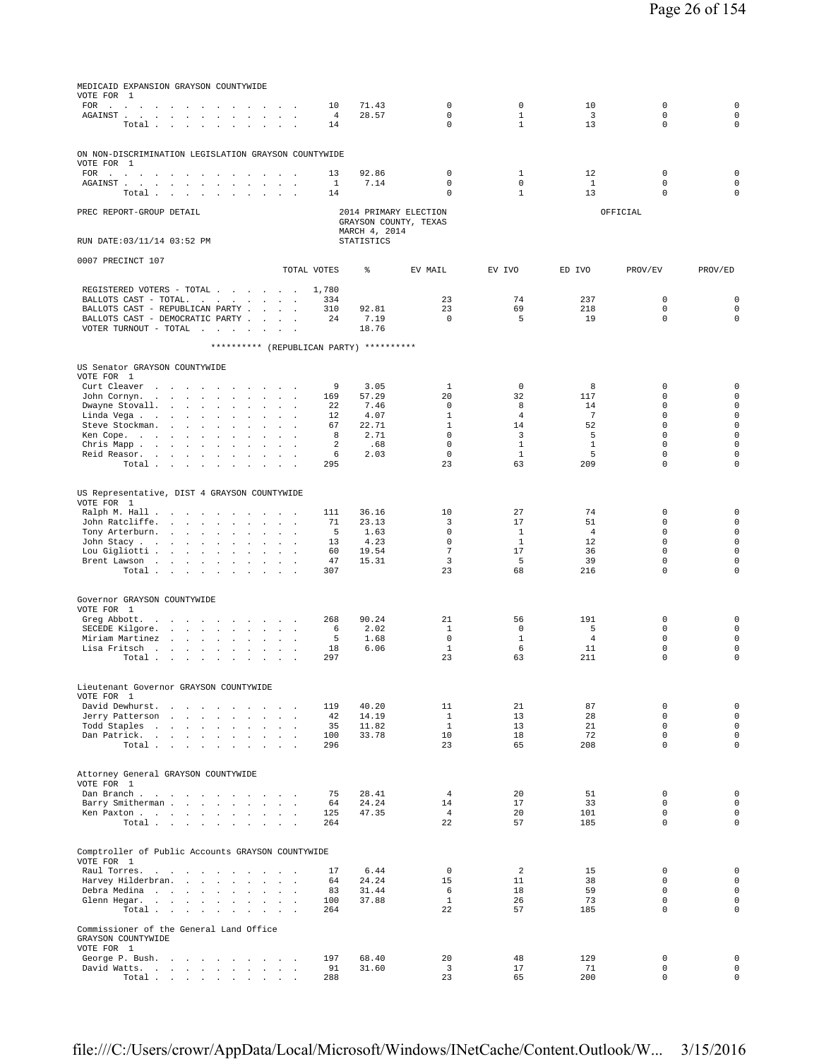MEDICAID EXPANSION GRAYSON COUNTYWIDE
VOTE FOR 1

| | TOTAL VOTES | % | EV MAIL | EV IVO | ED IVO | PROV/EV | PROV/ED |
|---|---|---|---|---|---|---|---|
| FOR | 10 | 71.43 | 0 | 0 | 10 | 0 | 0 |
| AGAINST | 4 | 28.57 | 0 | 1 | 3 | 0 | 0 |
| Total | 14 | | 0 | 1 | 13 | 0 | 0 |

ON NON-DISCRIMINATION LEGISLATION GRAYSON COUNTYWIDE
VOTE FOR 1

| | TOTAL VOTES | % | EV MAIL | EV IVO | ED IVO | PROV/EV | PROV/ED |
|---|---|---|---|---|---|---|---|
| FOR | 13 | 92.86 | 0 | 1 | 12 | 0 | 0 |
| AGAINST | 1 | 7.14 | 0 | 0 | 1 | 0 | 0 |
| Total | 14 | | 0 | 1 | 13 | 0 | 0 |

PREC REPORT-GROUP DETAIL — 2014 PRIMARY ELECTION, GRAYSON COUNTY, TEXAS, MARCH 4, 2014 — OFFICIAL

RUN DATE:03/11/14 03:52 PM — STATISTICS

0007 PRECINCT 107

| | TOTAL VOTES | % | EV MAIL | EV IVO | ED IVO | PROV/EV | PROV/ED |
|---|---|---|---|---|---|---|---|
| REGISTERED VOTERS - TOTAL | 1,780 | | | | | | |
| BALLOTS CAST - TOTAL. | 334 | | 23 | 74 | 237 | 0 | 0 |
| BALLOTS CAST - REPUBLICAN PARTY | 310 | 92.81 | 23 | 69 | 218 | 0 | 0 |
| BALLOTS CAST - DEMOCRATIC PARTY | 24 | 7.19 | 0 | 5 | 19 | 0 | 0 |
| VOTER TURNOUT - TOTAL | | 18.76 | | | | | |

********** (REPUBLICAN PARTY) **********

US Senator GRAYSON COUNTYWIDE
VOTE FOR 1

| | TOTAL VOTES | % | EV MAIL | EV IVO | ED IVO | PROV/EV | PROV/ED |
|---|---|---|---|---|---|---|---|
| Curt Cleaver | 9 | 3.05 | 1 | 0 | 8 | 0 | 0 |
| John Cornyn. | 169 | 57.29 | 20 | 32 | 117 | 0 | 0 |
| Dwayne Stovall. | 22 | 7.46 | 0 | 8 | 14 | 0 | 0 |
| Linda Vega | 12 | 4.07 | 1 | 4 | 7 | 0 | 0 |
| Steve Stockman. | 67 | 22.71 | 1 | 14 | 52 | 0 | 0 |
| Ken Cope. | 8 | 2.71 | 0 | 3 | 5 | 0 | 0 |
| Chris Mapp | 2 | .68 | 0 | 1 | 1 | 0 | 0 |
| Reid Reasor. | 6 | 2.03 | 0 | 1 | 5 | 0 | 0 |
| Total | 295 | | 23 | 63 | 209 | 0 | 0 |

US Representative, DIST 4 GRAYSON COUNTYWIDE
VOTE FOR 1

| | TOTAL VOTES | % | EV MAIL | EV IVO | ED IVO | PROV/EV | PROV/ED |
|---|---|---|---|---|---|---|---|
| Ralph M. Hall | 111 | 36.16 | 10 | 27 | 74 | 0 | 0 |
| John Ratcliffe. | 71 | 23.13 | 3 | 17 | 51 | 0 | 0 |
| Tony Arterburn. | 5 | 1.63 | 0 | 1 | 4 | 0 | 0 |
| John Stacy | 13 | 4.23 | 0 | 1 | 12 | 0 | 0 |
| Lou Gigliotti | 60 | 19.54 | 7 | 17 | 36 | 0 | 0 |
| Brent Lawson | 47 | 15.31 | 3 | 5 | 39 | 0 | 0 |
| Total | 307 | | 23 | 68 | 216 | 0 | 0 |

Governor GRAYSON COUNTYWIDE
VOTE FOR 1

| | TOTAL VOTES | % | EV MAIL | EV IVO | ED IVO | PROV/EV | PROV/ED |
|---|---|---|---|---|---|---|---|
| Greg Abbott. | 268 | 90.24 | 21 | 56 | 191 | 0 | 0 |
| SECEDE Kilgore. | 6 | 2.02 | 1 | 0 | 5 | 0 | 0 |
| Miriam Martinez | 5 | 1.68 | 0 | 1 | 4 | 0 | 0 |
| Lisa Fritsch | 18 | 6.06 | 1 | 6 | 11 | 0 | 0 |
| Total | 297 | | 23 | 63 | 211 | 0 | 0 |

Lieutenant Governor GRAYSON COUNTYWIDE
VOTE FOR 1

| | TOTAL VOTES | % | EV MAIL | EV IVO | ED IVO | PROV/EV | PROV/ED |
|---|---|---|---|---|---|---|---|
| David Dewhurst. | 119 | 40.20 | 11 | 21 | 87 | 0 | 0 |
| Jerry Patterson | 42 | 14.19 | 1 | 13 | 28 | 0 | 0 |
| Todd Staples | 35 | 11.82 | 1 | 13 | 21 | 0 | 0 |
| Dan Patrick. | 100 | 33.78 | 10 | 18 | 72 | 0 | 0 |
| Total | 296 | | 23 | 65 | 208 | 0 | 0 |

Attorney General GRAYSON COUNTYWIDE
VOTE FOR 1

| | TOTAL VOTES | % | EV MAIL | EV IVO | ED IVO | PROV/EV | PROV/ED |
|---|---|---|---|---|---|---|---|
| Dan Branch | 75 | 28.41 | 4 | 20 | 51 | 0 | 0 |
| Barry Smitherman | 64 | 24.24 | 14 | 17 | 33 | 0 | 0 |
| Ken Paxton | 125 | 47.35 | 4 | 20 | 101 | 0 | 0 |
| Total | 264 | | 22 | 57 | 185 | 0 | 0 |

Comptroller of Public Accounts GRAYSON COUNTYWIDE
VOTE FOR 1

| | TOTAL VOTES | % | EV MAIL | EV IVO | ED IVO | PROV/EV | PROV/ED |
|---|---|---|---|---|---|---|---|
| Raul Torres. | 17 | 6.44 | 0 | 2 | 15 | 0 | 0 |
| Harvey Hilderbran. | 64 | 24.24 | 15 | 11 | 38 | 0 | 0 |
| Debra Medina | 83 | 31.44 | 6 | 18 | 59 | 0 | 0 |
| Glenn Hegar. | 100 | 37.88 | 1 | 26 | 73 | 0 | 0 |
| Total | 264 | | 22 | 57 | 185 | 0 | 0 |

Commissioner of the General Land Office
GRAYSON COUNTYWIDE
VOTE FOR 1

| | TOTAL VOTES | % | EV MAIL | EV IVO | ED IVO | PROV/EV | PROV/ED |
|---|---|---|---|---|---|---|---|
| George P. Bush. | 197 | 68.40 | 20 | 48 | 129 | 0 | 0 |
| David Watts. | 91 | 31.60 | 3 | 17 | 71 | 0 | 0 |
| Total | 288 | | 23 | 65 | 200 | 0 | 0 |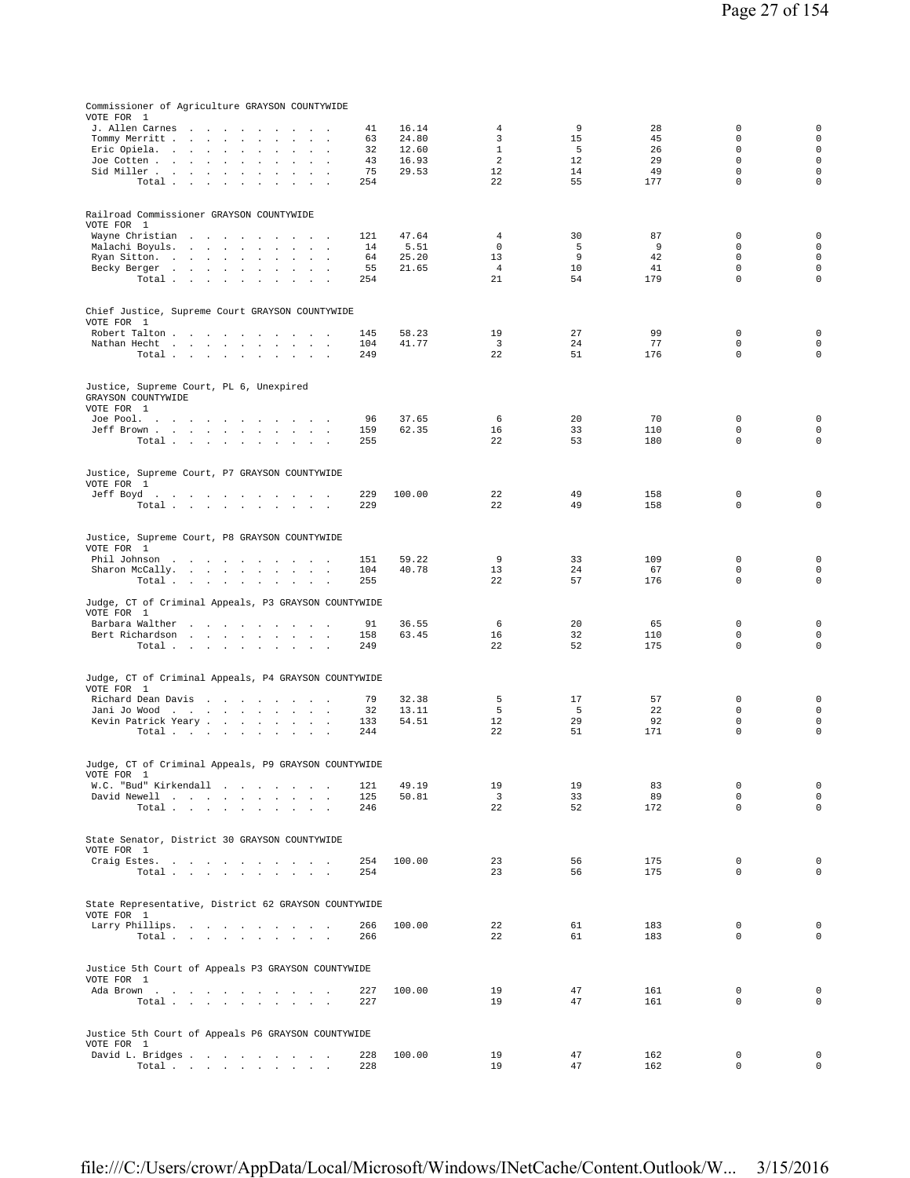## Commissioner of Agriculture GRAYSON COUNTYWIDE

VOTE FOR 1

| Candidate | Votes | % | | | | | |
|---|---|---|---|---|---|---|---|
| J. Allen Carnes | 41 | 16.14 | 4 | 9 | 28 | 0 | 0 |
| Tommy Merritt | 63 | 24.80 | 3 | 15 | 45 | 0 | 0 |
| Eric Opiela | 32 | 12.60 | 1 | 5 | 26 | 0 | 0 |
| Joe Cotten | 43 | 16.93 | 2 | 12 | 29 | 0 | 0 |
| Sid Miller | 75 | 29.53 | 12 | 14 | 49 | 0 | 0 |
| Total | 254 | | 22 | 55 | 177 | 0 | 0 |

## Railroad Commissioner GRAYSON COUNTYWIDE

VOTE FOR 1

| Candidate | Votes | % | | | | | |
|---|---|---|---|---|---|---|---|
| Wayne Christian | 121 | 47.64 | 4 | 30 | 87 | 0 | 0 |
| Malachi Boyuls | 14 | 5.51 | 0 | 5 | 9 | 0 | 0 |
| Ryan Sitton | 64 | 25.20 | 13 | 9 | 42 | 0 | 0 |
| Becky Berger | 55 | 21.65 | 4 | 10 | 41 | 0 | 0 |
| Total | 254 | | 21 | 54 | 179 | 0 | 0 |

## Chief Justice, Supreme Court GRAYSON COUNTYWIDE

VOTE FOR 1

| Candidate | Votes | % | | | | | |
|---|---|---|---|---|---|---|---|
| Robert Talton | 145 | 58.23 | 19 | 27 | 99 | 0 | 0 |
| Nathan Hecht | 104 | 41.77 | 3 | 24 | 77 | 0 | 0 |
| Total | 249 | | 22 | 51 | 176 | 0 | 0 |

## Justice, Supreme Court, PL 6, Unexpired GRAYSON COUNTYWIDE

VOTE FOR 1

| Candidate | Votes | % | | | | | |
|---|---|---|---|---|---|---|---|
| Joe Pool | 96 | 37.65 | 6 | 20 | 70 | 0 | 0 |
| Jeff Brown | 159 | 62.35 | 16 | 33 | 110 | 0 | 0 |
| Total | 255 | | 22 | 53 | 180 | 0 | 0 |

## Justice, Supreme Court, P7 GRAYSON COUNTYWIDE

VOTE FOR 1

| Candidate | Votes | % | | | | | |
|---|---|---|---|---|---|---|---|
| Jeff Boyd | 229 | 100.00 | 22 | 49 | 158 | 0 | 0 |
| Total | 229 | | 22 | 49 | 158 | 0 | 0 |

## Justice, Supreme Court, P8 GRAYSON COUNTYWIDE

VOTE FOR 1

| Candidate | Votes | % | | | | | |
|---|---|---|---|---|---|---|---|
| Phil Johnson | 151 | 59.22 | 9 | 33 | 109 | 0 | 0 |
| Sharon McCally | 104 | 40.78 | 13 | 24 | 67 | 0 | 0 |
| Total | 255 | | 22 | 57 | 176 | 0 | 0 |

## Judge, CT of Criminal Appeals, P3 GRAYSON COUNTYWIDE

VOTE FOR 1

| Candidate | Votes | % | | | | | |
|---|---|---|---|---|---|---|---|
| Barbara Walther | 91 | 36.55 | 6 | 20 | 65 | 0 | 0 |
| Bert Richardson | 158 | 63.45 | 16 | 32 | 110 | 0 | 0 |
| Total | 249 | | 22 | 52 | 175 | 0 | 0 |

## Judge, CT of Criminal Appeals, P4 GRAYSON COUNTYWIDE

VOTE FOR 1

| Candidate | Votes | % | | | | | |
|---|---|---|---|---|---|---|---|
| Richard Dean Davis | 79 | 32.38 | 5 | 17 | 57 | 0 | 0 |
| Jani Jo Wood | 32 | 13.11 | 5 | 5 | 22 | 0 | 0 |
| Kevin Patrick Yeary | 133 | 54.51 | 12 | 29 | 92 | 0 | 0 |
| Total | 244 | | 22 | 51 | 171 | 0 | 0 |

## Judge, CT of Criminal Appeals, P9 GRAYSON COUNTYWIDE

VOTE FOR 1

| Candidate | Votes | % | | | | | |
|---|---|---|---|---|---|---|---|
| W.C. "Bud" Kirkendall | 121 | 49.19 | 19 | 19 | 83 | 0 | 0 |
| David Newell | 125 | 50.81 | 3 | 33 | 89 | 0 | 0 |
| Total | 246 | | 22 | 52 | 172 | 0 | 0 |

## State Senator, District 30 GRAYSON COUNTYWIDE

VOTE FOR 1

| Candidate | Votes | % | | | | | |
|---|---|---|---|---|---|---|---|
| Craig Estes | 254 | 100.00 | 23 | 56 | 175 | 0 | 0 |
| Total | 254 | | 23 | 56 | 175 | 0 | 0 |

## State Representative, District 62 GRAYSON COUNTYWIDE

VOTE FOR 1

| Candidate | Votes | % | | | | | |
|---|---|---|---|---|---|---|---|
| Larry Phillips | 266 | 100.00 | 22 | 61 | 183 | 0 | 0 |
| Total | 266 | | 22 | 61 | 183 | 0 | 0 |

## Justice 5th Court of Appeals P3 GRAYSON COUNTYWIDE

VOTE FOR 1

| Candidate | Votes | % | | | | | |
|---|---|---|---|---|---|---|---|
| Ada Brown | 227 | 100.00 | 19 | 47 | 161 | 0 | 0 |
| Total | 227 | | 19 | 47 | 161 | 0 | 0 |

## Justice 5th Court of Appeals P6 GRAYSON COUNTYWIDE

VOTE FOR 1

| Candidate | Votes | % | | | | | |
|---|---|---|---|---|---|---|---|
| David L. Bridges | 228 | 100.00 | 19 | 47 | 162 | 0 | 0 |
| Total | 228 | | 19 | 47 | 162 | 0 | 0 |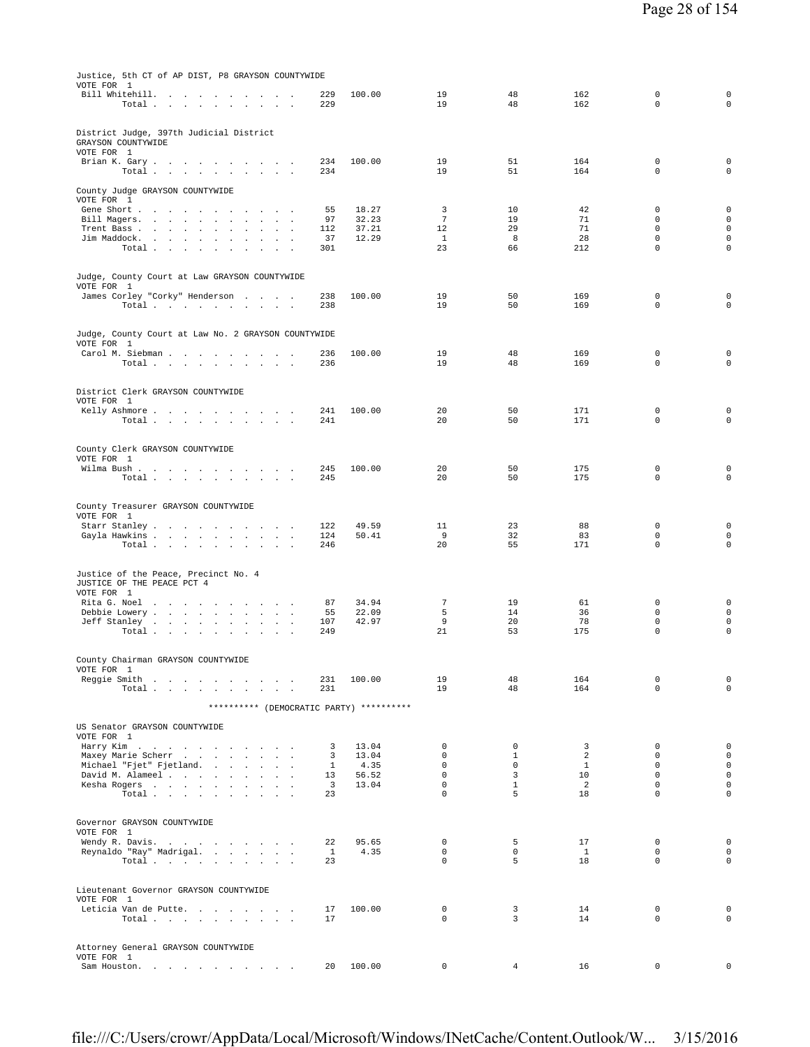Justice, 5th CT of AP DIST, P8 GRAYSON COUNTYWIDE
VOTE FOR 1

| Candidate | Votes | Percent | | | | | |
|---|---|---|---|---|---|---|---|
| Bill Whitehill | 229 | 100.00 | 19 | 48 | 162 | 0 | 0 |
| Total | 229 | | 19 | 48 | 162 | 0 | 0 |

District Judge, 397th Judicial District
GRAYSON COUNTYWIDE
VOTE FOR 1

| Candidate | Votes | Percent | | | | | |
|---|---|---|---|---|---|---|---|
| Brian K. Gary | 234 | 100.00 | 19 | 51 | 164 | 0 | 0 |
| Total | 234 | | 19 | 51 | 164 | 0 | 0 |

County Judge GRAYSON COUNTYWIDE
VOTE FOR 1

| Candidate | Votes | Percent | | | | | |
|---|---|---|---|---|---|---|---|
| Gene Short | 55 | 18.27 | 3 | 10 | 42 | 0 | 0 |
| Bill Magers | 97 | 32.23 | 7 | 19 | 71 | 0 | 0 |
| Trent Bass | 112 | 37.21 | 12 | 29 | 71 | 0 | 0 |
| Jim Maddock | 37 | 12.29 | 1 | 8 | 28 | 0 | 0 |
| Total | 301 | | 23 | 66 | 212 | 0 | 0 |

Judge, County Court at Law GRAYSON COUNTYWIDE
VOTE FOR 1

| Candidate | Votes | Percent | | | | | |
|---|---|---|---|---|---|---|---|
| James Corley "Corky" Henderson | 238 | 100.00 | 19 | 50 | 169 | 0 | 0 |
| Total | 238 | | 19 | 50 | 169 | 0 | 0 |

Judge, County Court at Law No. 2 GRAYSON COUNTYWIDE
VOTE FOR 1

| Candidate | Votes | Percent | | | | | |
|---|---|---|---|---|---|---|---|
| Carol M. Siebman | 236 | 100.00 | 19 | 48 | 169 | 0 | 0 |
| Total | 236 | | 19 | 48 | 169 | 0 | 0 |

District Clerk GRAYSON COUNTYWIDE
VOTE FOR 1

| Candidate | Votes | Percent | | | | | |
|---|---|---|---|---|---|---|---|
| Kelly Ashmore | 241 | 100.00 | 20 | 50 | 171 | 0 | 0 |
| Total | 241 | | 20 | 50 | 171 | 0 | 0 |

County Clerk GRAYSON COUNTYWIDE
VOTE FOR 1

| Candidate | Votes | Percent | | | | | |
|---|---|---|---|---|---|---|---|
| Wilma Bush | 245 | 100.00 | 20 | 50 | 175 | 0 | 0 |
| Total | 245 | | 20 | 50 | 175 | 0 | 0 |

County Treasurer GRAYSON COUNTYWIDE
VOTE FOR 1

| Candidate | Votes | Percent | | | | | |
|---|---|---|---|---|---|---|---|
| Starr Stanley | 122 | 49.59 | 11 | 23 | 88 | 0 | 0 |
| Gayla Hawkins | 124 | 50.41 | 9 | 32 | 83 | 0 | 0 |
| Total | 246 | | 20 | 55 | 171 | 0 | 0 |

Justice of the Peace, Precinct No. 4
JUSTICE OF THE PEACE PCT 4
VOTE FOR 1

| Candidate | Votes | Percent | | | | | |
|---|---|---|---|---|---|---|---|
| Rita G. Noel | 87 | 34.94 | 7 | 19 | 61 | 0 | 0 |
| Debbie Lowery | 55 | 22.09 | 5 | 14 | 36 | 0 | 0 |
| Jeff Stanley | 107 | 42.97 | 9 | 20 | 78 | 0 | 0 |
| Total | 249 | | 21 | 53 | 175 | 0 | 0 |

County Chairman GRAYSON COUNTYWIDE
VOTE FOR 1

| Candidate | Votes | Percent | | | | | |
|---|---|---|---|---|---|---|---|
| Reggie Smith | 231 | 100.00 | 19 | 48 | 164 | 0 | 0 |
| Total | 231 | | 19 | 48 | 164 | 0 | 0 |

********** (DEMOCRATIC PARTY) **********

US Senator GRAYSON COUNTYWIDE
VOTE FOR 1

| Candidate | Votes | Percent | | | | | |
|---|---|---|---|---|---|---|---|
| Harry Kim | 3 | 13.04 | 0 | 0 | 3 | 0 | 0 |
| Maxey Marie Scherr | 3 | 13.04 | 0 | 1 | 2 | 0 | 0 |
| Michael "Fjet" Fjetland | 1 | 4.35 | 0 | 0 | 1 | 0 | 0 |
| David M. Alameel | 13 | 56.52 | 0 | 3 | 10 | 0 | 0 |
| Kesha Rogers | 3 | 13.04 | 0 | 1 | 2 | 0 | 0 |
| Total | 23 | | 0 | 5 | 18 | 0 | 0 |

Governor GRAYSON COUNTYWIDE
VOTE FOR 1

| Candidate | Votes | Percent | | | | | |
|---|---|---|---|---|---|---|---|
| Wendy R. Davis | 22 | 95.65 | 0 | 5 | 17 | 0 | 0 |
| Reynaldo "Ray" Madrigal | 1 | 4.35 | 0 | 0 | 1 | 0 | 0 |
| Total | 23 | | 0 | 5 | 18 | 0 | 0 |

Lieutenant Governor GRAYSON COUNTYWIDE
VOTE FOR 1

| Candidate | Votes | Percent | | | | | |
|---|---|---|---|---|---|---|---|
| Leticia Van de Putte | 17 | 100.00 | 0 | 3 | 14 | 0 | 0 |
| Total | 17 | | 0 | 3 | 14 | 0 | 0 |

Attorney General GRAYSON COUNTYWIDE
VOTE FOR 1

| Candidate | Votes | Percent | | | | | |
|---|---|---|---|---|---|---|---|
| Sam Houston | 20 | 100.00 | 0 | 4 | 16 | 0 | 0 |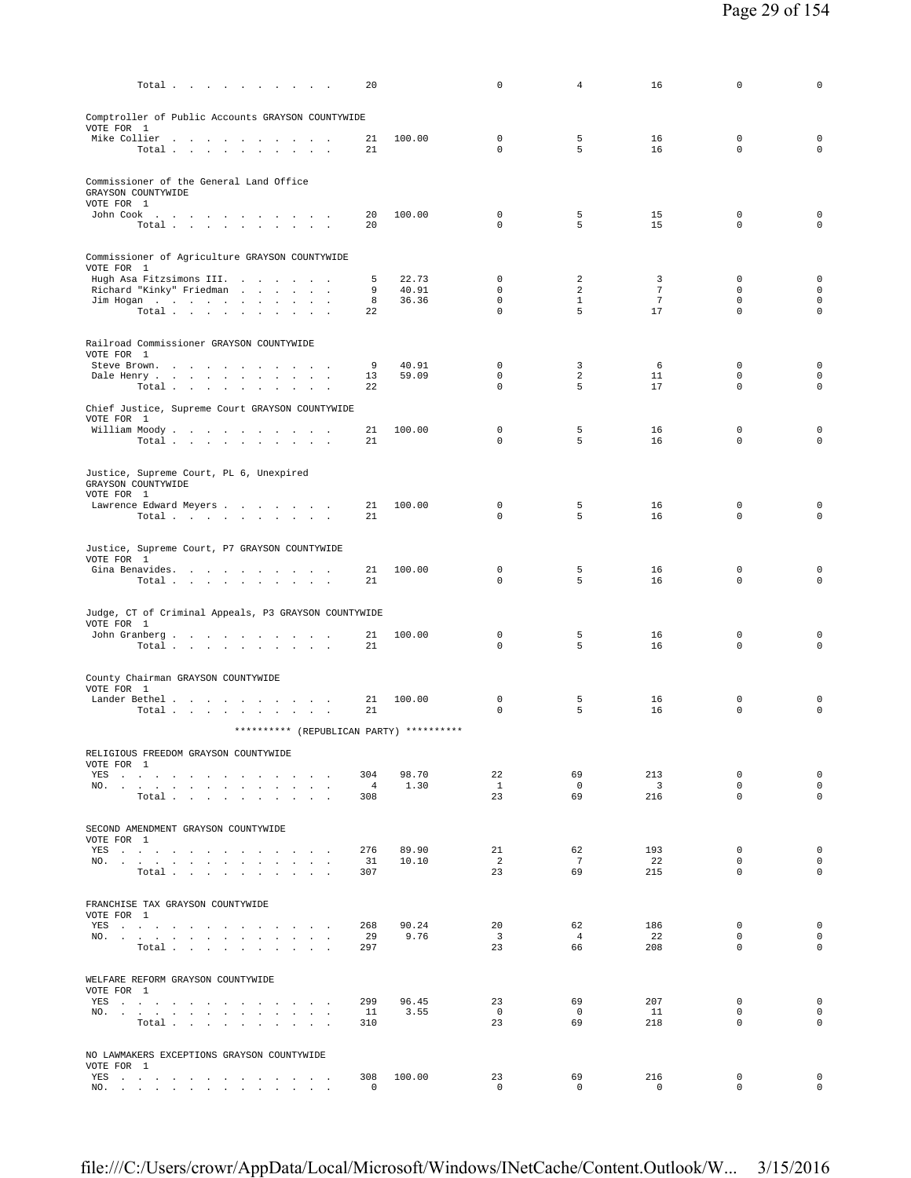| | | | | | | | |
|---|---|---|---|---|---|---|---|
| Total . . . . . . . . . . | 20 | | 0 | 4 | 16 | 0 | 0 |

Comptroller of Public Accounts GRAYSON COUNTYWIDE
VOTE FOR 1

| | | | | | | | |
|---|---|---|---|---|---|---|---|
| Mike Collier . . . . . . . . . . | 21 | 100.00 | 0 | 5 | 16 | 0 | 0 |
| Total . . . . . . . . . . | 21 | | 0 | 5 | 16 | 0 | 0 |

Commissioner of the General Land Office
GRAYSON COUNTYWIDE
VOTE FOR 1

| | | | | | | | |
|---|---|---|---|---|---|---|---|
| John Cook . . . . . . . . . . . | 20 | 100.00 | 0 | 5 | 15 | 0 | 0 |
| Total . . . . . . . . . . | 20 | | 0 | 5 | 15 | 0 | 0 |

Commissioner of Agriculture GRAYSON COUNTYWIDE
VOTE FOR 1

| | | | | | | | |
|---|---|---|---|---|---|---|---|
| Hugh Asa Fitzsimons III. . . . . . . | 5 | 22.73 | 0 | 2 | 3 | 0 | 0 |
| Richard "Kinky" Friedman . . . . . . | 9 | 40.91 | 0 | 2 | 7 | 0 | 0 |
| Jim Hogan . . . . . . . . . . | 8 | 36.36 | 0 | 1 | 7 | 0 | 0 |
| Total . . . . . . . . . . | 22 | | 0 | 5 | 17 | 0 | 0 |

Railroad Commissioner GRAYSON COUNTYWIDE
VOTE FOR 1

| | | | | | | | |
|---|---|---|---|---|---|---|---|
| Steve Brown. . . . . . . . . . . | 9 | 40.91 | 0 | 3 | 6 | 0 | 0 |
| Dale Henry . . . . . . . . . . | 13 | 59.09 | 0 | 2 | 11 | 0 | 0 |
| Total . . . . . . . . . . | 22 | | 0 | 5 | 17 | 0 | 0 |

Chief Justice, Supreme Court GRAYSON COUNTYWIDE
VOTE FOR 1

| | | | | | | | |
|---|---|---|---|---|---|---|---|
| William Moody . . . . . . . . . . | 21 | 100.00 | 0 | 5 | 16 | 0 | 0 |
| Total . . . . . . . . . . | 21 | | 0 | 5 | 16 | 0 | 0 |

Justice, Supreme Court, PL 6, Unexpired
GRAYSON COUNTYWIDE
VOTE FOR 1

| | | | | | | | |
|---|---|---|---|---|---|---|---|
| Lawrence Edward Meyers . . . . . . . | 21 | 100.00 | 0 | 5 | 16 | 0 | 0 |
| Total . . . . . . . . . . | 21 | | 0 | 5 | 16 | 0 | 0 |

Justice, Supreme Court, P7 GRAYSON COUNTYWIDE
VOTE FOR 1

| | | | | | | | |
|---|---|---|---|---|---|---|---|
| Gina Benavides. . . . . . . . . . | 21 | 100.00 | 0 | 5 | 16 | 0 | 0 |
| Total . . . . . . . . . . | 21 | | 0 | 5 | 16 | 0 | 0 |

Judge, CT of Criminal Appeals, P3 GRAYSON COUNTYWIDE
VOTE FOR 1

| | | | | | | | |
|---|---|---|---|---|---|---|---|
| John Granberg . . . . . . . . . . | 21 | 100.00 | 0 | 5 | 16 | 0 | 0 |
| Total . . . . . . . . . . | 21 | | 0 | 5 | 16 | 0 | 0 |

County Chairman GRAYSON COUNTYWIDE
VOTE FOR 1

| | | | | | | | |
|---|---|---|---|---|---|---|---|
| Lander Bethel . . . . . . . . . . | 21 | 100.00 | 0 | 5 | 16 | 0 | 0 |
| Total . . . . . . . . . . | 21 | | 0 | 5 | 16 | 0 | 0 |

********** (REPUBLICAN PARTY) **********

RELIGIOUS FREEDOM GRAYSON COUNTYWIDE
VOTE FOR 1

| | | | | | | | |
|---|---|---|---|---|---|---|---|
| YES . . . . . . . . . . . . . . | 304 | 98.70 | 22 | 69 | 213 | 0 | 0 |
| NO. . . . . . . . . . . . . . . | 4 | 1.30 | 1 | 0 | 3 | 0 | 0 |
| Total . . . . . . . . . . | 308 | | 23 | 69 | 216 | 0 | 0 |

SECOND AMENDMENT GRAYSON COUNTYWIDE
VOTE FOR 1

| | | | | | | | |
|---|---|---|---|---|---|---|---|
| YES . . . . . . . . . . . . . . | 276 | 89.90 | 21 | 62 | 193 | 0 | 0 |
| NO. . . . . . . . . . . . . . . | 31 | 10.10 | 2 | 7 | 22 | 0 | 0 |
| Total . . . . . . . . . . | 307 | | 23 | 69 | 215 | 0 | 0 |

FRANCHISE TAX GRAYSON COUNTYWIDE
VOTE FOR 1

| | | | | | | | |
|---|---|---|---|---|---|---|---|
| YES . . . . . . . . . . . . . . | 268 | 90.24 | 20 | 62 | 186 | 0 | 0 |
| NO. . . . . . . . . . . . . . . | 29 | 9.76 | 3 | 4 | 22 | 0 | 0 |
| Total . . . . . . . . . . | 297 | | 23 | 66 | 208 | 0 | 0 |

WELFARE REFORM GRAYSON COUNTYWIDE
VOTE FOR 1

| | | | | | | | |
|---|---|---|---|---|---|---|---|
| YES . . . . . . . . . . . . . . | 299 | 96.45 | 23 | 69 | 207 | 0 | 0 |
| NO. . . . . . . . . . . . . . . | 11 | 3.55 | 0 | 0 | 11 | 0 | 0 |
| Total . . . . . . . . . . | 310 | | 23 | 69 | 218 | 0 | 0 |

NO LAWMAKERS EXCEPTIONS GRAYSON COUNTYWIDE
VOTE FOR 1

| | | | | | | | |
|---|---|---|---|---|---|---|---|
| YES . . . . . . . . . . . . . . | 308 | 100.00 | 23 | 69 | 216 | 0 | 0 |
| NO. . . . . . . . . . . . . . . | 0 | | 0 | 0 | 0 | 0 | 0 |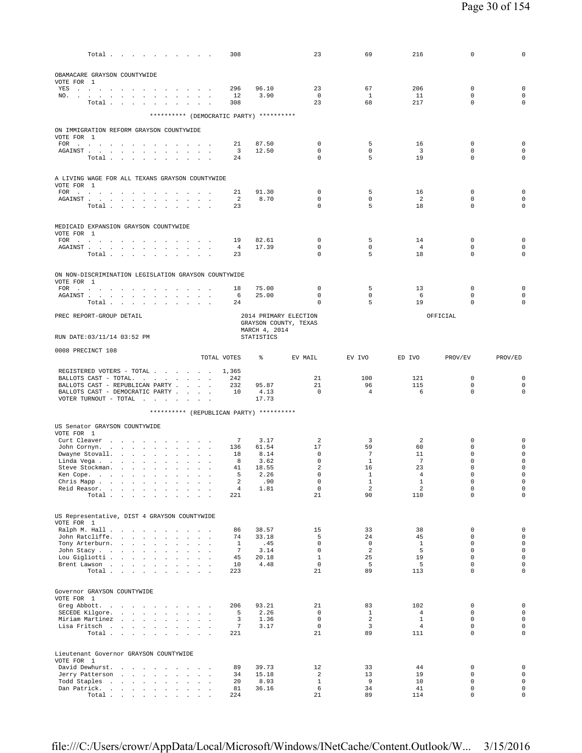| | TOTAL VOTES | % | EV MAIL | EV IVO | ED IVO | PROV/EV | PROV/ED |
|---|---|---|---|---|---|---|---|
| Total | 308 | | 23 | 69 | 216 | 0 | 0 |

OBAMACARE GRAYSON COUNTYWIDE
VOTE FOR 1

| | TOTAL VOTES | % | EV MAIL | EV IVO | ED IVO | PROV/EV | PROV/ED |
|---|---|---|---|---|---|---|---|
| YES | 296 | 96.10 | 23 | 67 | 206 | 0 | 0 |
| NO. | 12 | 3.90 | 0 | 1 | 11 | 0 | 0 |
| Total | 308 | | 23 | 68 | 217 | 0 | 0 |

********** (DEMOCRATIC PARTY) **********

ON IMMIGRATION REFORM GRAYSON COUNTYWIDE
VOTE FOR 1

| | TOTAL VOTES | % | EV MAIL | EV IVO | ED IVO | PROV/EV | PROV/ED |
|---|---|---|---|---|---|---|---|
| FOR | 21 | 87.50 | 0 | 5 | 16 | 0 | 0 |
| AGAINST | 3 | 12.50 | 0 | 0 | 3 | 0 | 0 |
| Total | 24 | | 0 | 5 | 19 | 0 | 0 |

A LIVING WAGE FOR ALL TEXANS GRAYSON COUNTYWIDE
VOTE FOR 1

| | TOTAL VOTES | % | EV MAIL | EV IVO | ED IVO | PROV/EV | PROV/ED |
|---|---|---|---|---|---|---|---|
| FOR | 21 | 91.30 | 0 | 5 | 16 | 0 | 0 |
| AGAINST | 2 | 8.70 | 0 | 0 | 2 | 0 | 0 |
| Total | 23 | | 0 | 5 | 18 | 0 | 0 |

MEDICAID EXPANSION GRAYSON COUNTYWIDE
VOTE FOR 1

| | TOTAL VOTES | % | EV MAIL | EV IVO | ED IVO | PROV/EV | PROV/ED |
|---|---|---|---|---|---|---|---|
| FOR | 19 | 82.61 | 0 | 5 | 14 | 0 | 0 |
| AGAINST | 4 | 17.39 | 0 | 0 | 4 | 0 | 0 |
| Total | 23 | | 0 | 5 | 18 | 0 | 0 |

ON NON-DISCRIMINATION LEGISLATION GRAYSON COUNTYWIDE
VOTE FOR 1

| | TOTAL VOTES | % | EV MAIL | EV IVO | ED IVO | PROV/EV | PROV/ED |
|---|---|---|---|---|---|---|---|
| FOR | 18 | 75.00 | 0 | 5 | 13 | 0 | 0 |
| AGAINST | 6 | 25.00 | 0 | 0 | 6 | 0 | 0 |
| Total | 24 | | 0 | 5 | 19 | 0 | 0 |

PREC REPORT-GROUP DETAIL — 2014 PRIMARY ELECTION, GRAYSON COUNTY, TEXAS, MARCH 4, 2014 — OFFICIAL

RUN DATE:03/11/14 03:52 PM — STATISTICS

0008 PRECINCT 108

| | TOTAL VOTES | % | EV MAIL | EV IVO | ED IVO | PROV/EV | PROV/ED |
|---|---|---|---|---|---|---|---|
| REGISTERED VOTERS - TOTAL | 1,365 | | | | | | |
| BALLOTS CAST - TOTAL. | 242 | | 21 | 100 | 121 | 0 | 0 |
| BALLOTS CAST - REPUBLICAN PARTY | 232 | 95.87 | 21 | 96 | 115 | 0 | 0 |
| BALLOTS CAST - DEMOCRATIC PARTY | 10 | 4.13 | 0 | 4 | 6 | 0 | 0 |
| VOTER TURNOUT - TOTAL | | 17.73 | | | | | |

********** (REPUBLICAN PARTY) **********

US Senator GRAYSON COUNTYWIDE
VOTE FOR 1

| | TOTAL VOTES | % | EV MAIL | EV IVO | ED IVO | PROV/EV | PROV/ED |
|---|---|---|---|---|---|---|---|
| Curt Cleaver | 7 | 3.17 | 2 | 3 | 2 | 0 | 0 |
| John Cornyn. | 136 | 61.54 | 17 | 59 | 60 | 0 | 0 |
| Dwayne Stovall. | 18 | 8.14 | 0 | 7 | 11 | 0 | 0 |
| Linda Vega | 8 | 3.62 | 0 | 1 | 7 | 0 | 0 |
| Steve Stockman. | 41 | 18.55 | 2 | 16 | 23 | 0 | 0 |
| Ken Cope. | 5 | 2.26 | 0 | 1 | 4 | 0 | 0 |
| Chris Mapp | 2 | .90 | 0 | 1 | 1 | 0 | 0 |
| Reid Reasor. | 4 | 1.81 | 0 | 2 | 2 | 0 | 0 |
| Total | 221 | | 21 | 90 | 110 | 0 | 0 |

US Representative, DIST 4 GRAYSON COUNTYWIDE
VOTE FOR 1

| | TOTAL VOTES | % | EV MAIL | EV IVO | ED IVO | PROV/EV | PROV/ED |
|---|---|---|---|---|---|---|---|
| Ralph M. Hall | 86 | 38.57 | 15 | 33 | 38 | 0 | 0 |
| John Ratcliffe. | 74 | 33.18 | 5 | 24 | 45 | 0 | 0 |
| Tony Arterburn. | 1 | .45 | 0 | 0 | 1 | 0 | 0 |
| John Stacy | 7 | 3.14 | 0 | 2 | 5 | 0 | 0 |
| Lou Gigliotti | 45 | 20.18 | 1 | 25 | 19 | 0 | 0 |
| Brent Lawson | 10 | 4.48 | 0 | 5 | 5 | 0 | 0 |
| Total | 223 | | 21 | 89 | 113 | 0 | 0 |

Governor GRAYSON COUNTYWIDE
VOTE FOR 1

| | TOTAL VOTES | % | EV MAIL | EV IVO | ED IVO | PROV/EV | PROV/ED |
|---|---|---|---|---|---|---|---|
| Greg Abbott. | 206 | 93.21 | 21 | 83 | 102 | 0 | 0 |
| SECEDE Kilgore. | 5 | 2.26 | 0 | 1 | 4 | 0 | 0 |
| Miriam Martinez | 3 | 1.36 | 0 | 2 | 1 | 0 | 0 |
| Lisa Fritsch | 7 | 3.17 | 0 | 3 | 4 | 0 | 0 |
| Total | 221 | | 21 | 89 | 111 | 0 | 0 |

Lieutenant Governor GRAYSON COUNTYWIDE
VOTE FOR 1

| | TOTAL VOTES | % | EV MAIL | EV IVO | ED IVO | PROV/EV | PROV/ED |
|---|---|---|---|---|---|---|---|
| David Dewhurst. | 89 | 39.73 | 12 | 33 | 44 | 0 | 0 |
| Jerry Patterson | 34 | 15.18 | 2 | 13 | 19 | 0 | 0 |
| Todd Staples | 20 | 8.93 | 1 | 9 | 10 | 0 | 0 |
| Dan Patrick. | 81 | 36.16 | 6 | 34 | 41 | 0 | 0 |
| Total | 224 | | 21 | 89 | 114 | 0 | 0 |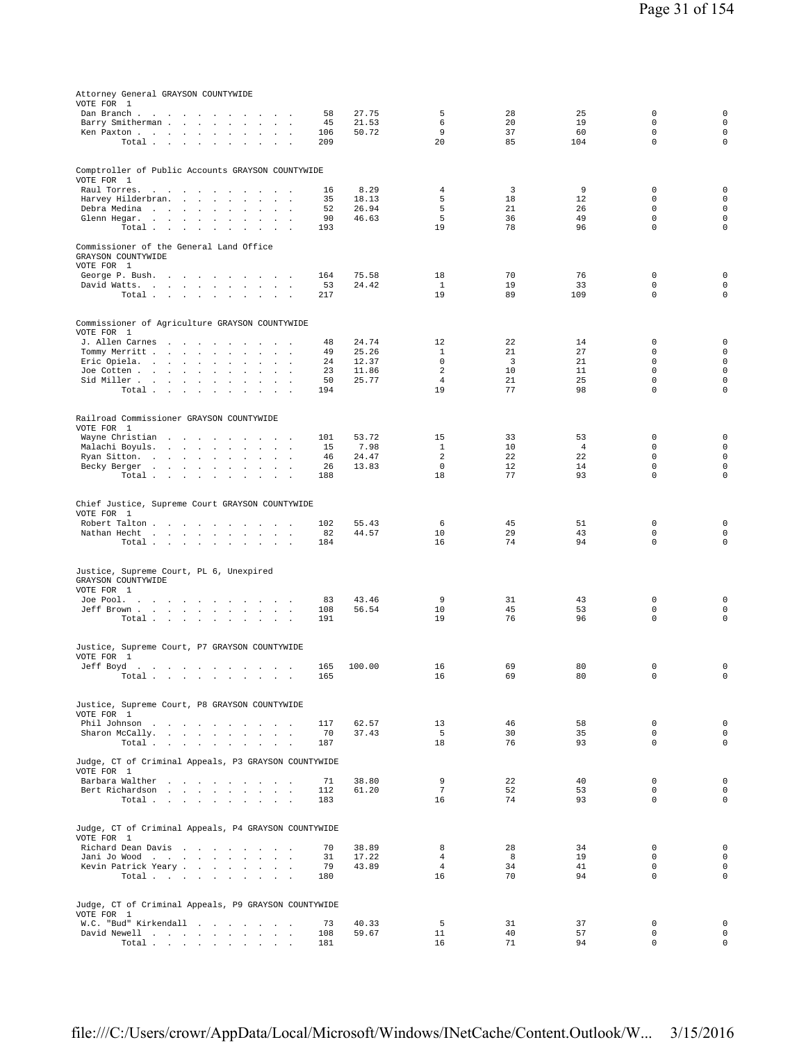### Attorney General GRAYSON COUNTYWIDE
VOTE FOR 1

| Candidate | Votes | % | | | | | |
|---|---|---|---|---|---|---|---|
| Dan Branch | 58 | 27.75 | 5 | 28 | 25 | 0 | 0 |
| Barry Smitherman | 45 | 21.53 | 6 | 20 | 19 | 0 | 0 |
| Ken Paxton | 106 | 50.72 | 9 | 37 | 60 | 0 | 0 |
| Total | 209 | | 20 | 85 | 104 | 0 | 0 |

### Comptroller of Public Accounts GRAYSON COUNTYWIDE
VOTE FOR 1

| Candidate | Votes | % | | | | | |
|---|---|---|---|---|---|---|---|
| Raul Torres. | 16 | 8.29 | 4 | 3 | 9 | 0 | 0 |
| Harvey Hilderbran. | 35 | 18.13 | 5 | 18 | 12 | 0 | 0 |
| Debra Medina | 52 | 26.94 | 5 | 21 | 26 | 0 | 0 |
| Glenn Hegar. | 90 | 46.63 | 5 | 36 | 49 | 0 | 0 |
| Total | 193 | | 19 | 78 | 96 | 0 | 0 |

### Commissioner of the General Land Office GRAYSON COUNTYWIDE
VOTE FOR 1

| Candidate | Votes | % | | | | | |
|---|---|---|---|---|---|---|---|
| George P. Bush. | 164 | 75.58 | 18 | 70 | 76 | 0 | 0 |
| David Watts. | 53 | 24.42 | 1 | 19 | 33 | 0 | 0 |
| Total | 217 | | 19 | 89 | 109 | 0 | 0 |

### Commissioner of Agriculture GRAYSON COUNTYWIDE
VOTE FOR 1

| Candidate | Votes | % | | | | | |
|---|---|---|---|---|---|---|---|
| J. Allen Carnes | 48 | 24.74 | 12 | 22 | 14 | 0 | 0 |
| Tommy Merritt | 49 | 25.26 | 1 | 21 | 27 | 0 | 0 |
| Eric Opiela. | 24 | 12.37 | 0 | 3 | 21 | 0 | 0 |
| Joe Cotten | 23 | 11.86 | 2 | 10 | 11 | 0 | 0 |
| Sid Miller | 50 | 25.77 | 4 | 21 | 25 | 0 | 0 |
| Total | 194 | | 19 | 77 | 98 | 0 | 0 |

### Railroad Commissioner GRAYSON COUNTYWIDE
VOTE FOR 1

| Candidate | Votes | % | | | | | |
|---|---|---|---|---|---|---|---|
| Wayne Christian | 101 | 53.72 | 15 | 33 | 53 | 0 | 0 |
| Malachi Boyuls. | 15 | 7.98 | 1 | 10 | 4 | 0 | 0 |
| Ryan Sitton. | 46 | 24.47 | 2 | 22 | 22 | 0 | 0 |
| Becky Berger | 26 | 13.83 | 0 | 12 | 14 | 0 | 0 |
| Total | 188 | | 18 | 77 | 93 | 0 | 0 |

### Chief Justice, Supreme Court GRAYSON COUNTYWIDE
VOTE FOR 1

| Candidate | Votes | % | | | | | |
|---|---|---|---|---|---|---|---|
| Robert Talton | 102 | 55.43 | 6 | 45 | 51 | 0 | 0 |
| Nathan Hecht | 82 | 44.57 | 10 | 29 | 43 | 0 | 0 |
| Total | 184 | | 16 | 74 | 94 | 0 | 0 |

### Justice, Supreme Court, PL 6, Unexpired GRAYSON COUNTYWIDE
VOTE FOR 1

| Candidate | Votes | % | | | | | |
|---|---|---|---|---|---|---|---|
| Joe Pool. | 83 | 43.46 | 9 | 31 | 43 | 0 | 0 |
| Jeff Brown | 108 | 56.54 | 10 | 45 | 53 | 0 | 0 |
| Total | 191 | | 19 | 76 | 96 | 0 | 0 |

### Justice, Supreme Court, P7 GRAYSON COUNTYWIDE
VOTE FOR 1

| Candidate | Votes | % | | | | | |
|---|---|---|---|---|---|---|---|
| Jeff Boyd | 165 | 100.00 | 16 | 69 | 80 | 0 | 0 |
| Total | 165 | | 16 | 69 | 80 | 0 | 0 |

### Justice, Supreme Court, P8 GRAYSON COUNTYWIDE
VOTE FOR 1

| Candidate | Votes | % | | | | | |
|---|---|---|---|---|---|---|---|
| Phil Johnson | 117 | 62.57 | 13 | 46 | 58 | 0 | 0 |
| Sharon McCally. | 70 | 37.43 | 5 | 30 | 35 | 0 | 0 |
| Total | 187 | | 18 | 76 | 93 | 0 | 0 |

### Judge, CT of Criminal Appeals, P3 GRAYSON COUNTYWIDE
VOTE FOR 1

| Candidate | Votes | % | | | | | |
|---|---|---|---|---|---|---|---|
| Barbara Walther | 71 | 38.80 | 9 | 22 | 40 | 0 | 0 |
| Bert Richardson | 112 | 61.20 | 7 | 52 | 53 | 0 | 0 |
| Total | 183 | | 16 | 74 | 93 | 0 | 0 |

### Judge, CT of Criminal Appeals, P4 GRAYSON COUNTYWIDE
VOTE FOR 1

| Candidate | Votes | % | | | | | |
|---|---|---|---|---|---|---|---|
| Richard Dean Davis | 70 | 38.89 | 8 | 28 | 34 | 0 | 0 |
| Jani Jo Wood | 31 | 17.22 | 4 | 8 | 19 | 0 | 0 |
| Kevin Patrick Yeary | 79 | 43.89 | 4 | 34 | 41 | 0 | 0 |
| Total | 180 | | 16 | 70 | 94 | 0 | 0 |

### Judge, CT of Criminal Appeals, P9 GRAYSON COUNTYWIDE
VOTE FOR 1

| Candidate | Votes | % | | | | | |
|---|---|---|---|---|---|---|---|
| W.C. "Bud" Kirkendall | 73 | 40.33 | 5 | 31 | 37 | 0 | 0 |
| David Newell | 108 | 59.67 | 11 | 40 | 57 | 0 | 0 |
| Total | 181 | | 16 | 71 | 94 | 0 | 0 |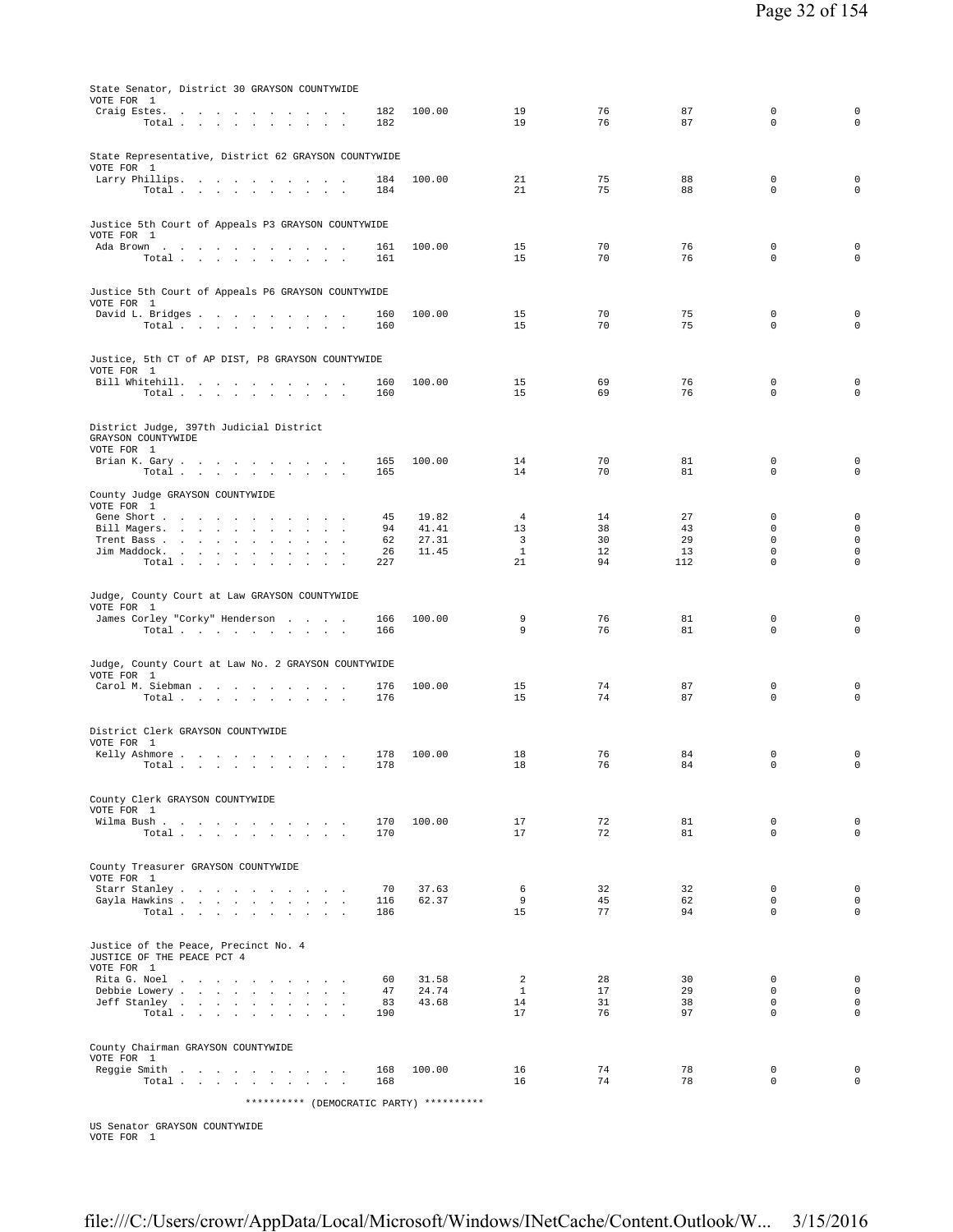State Senator, District 30 GRAYSON COUNTYWIDE
VOTE FOR 1

| | | | | | | | |
|---|---|---|---|---|---|---|---|
| Craig Estes. | 182 | 100.00 | 19 | 76 | 87 | 0 | 0 |
| Total | 182 | | 19 | 76 | 87 | 0 | 0 |

State Representative, District 62 GRAYSON COUNTYWIDE
VOTE FOR 1

| | | | | | | | |
|---|---|---|---|---|---|---|---|
| Larry Phillips. | 184 | 100.00 | 21 | 75 | 88 | 0 | 0 |
| Total | 184 | | 21 | 75 | 88 | 0 | 0 |

Justice 5th Court of Appeals P3 GRAYSON COUNTYWIDE
VOTE FOR 1

| | | | | | | | |
|---|---|---|---|---|---|---|---|
| Ada Brown | 161 | 100.00 | 15 | 70 | 76 | 0 | 0 |
| Total | 161 | | 15 | 70 | 76 | 0 | 0 |

Justice 5th Court of Appeals P6 GRAYSON COUNTYWIDE
VOTE FOR 1

| | | | | | | | |
|---|---|---|---|---|---|---|---|
| David L. Bridges | 160 | 100.00 | 15 | 70 | 75 | 0 | 0 |
| Total | 160 | | 15 | 70 | 75 | 0 | 0 |

Justice, 5th CT of AP DIST, P8 GRAYSON COUNTYWIDE
VOTE FOR 1

| | | | | | | | |
|---|---|---|---|---|---|---|---|
| Bill Whitehill. | 160 | 100.00 | 15 | 69 | 76 | 0 | 0 |
| Total | 160 | | 15 | 69 | 76 | 0 | 0 |

District Judge, 397th Judicial District
GRAYSON COUNTYWIDE
VOTE FOR 1

| | | | | | | | |
|---|---|---|---|---|---|---|---|
| Brian K. Gary | 165 | 100.00 | 14 | 70 | 81 | 0 | 0 |
| Total | 165 | | 14 | 70 | 81 | 0 | 0 |

County Judge GRAYSON COUNTYWIDE
VOTE FOR 1

| | | | | | | | |
|---|---|---|---|---|---|---|---|
| Gene Short | 45 | 19.82 | 4 | 14 | 27 | 0 | 0 |
| Bill Magers. | 94 | 41.41 | 13 | 38 | 43 | 0 | 0 |
| Trent Bass | 62 | 27.31 | 3 | 30 | 29 | 0 | 0 |
| Jim Maddock. | 26 | 11.45 | 1 | 12 | 13 | 0 | 0 |
| Total | 227 | | 21 | 94 | 112 | 0 | 0 |

Judge, County Court at Law GRAYSON COUNTYWIDE
VOTE FOR 1

| | | | | | | | |
|---|---|---|---|---|---|---|---|
| James Corley "Corky" Henderson | 166 | 100.00 | 9 | 76 | 81 | 0 | 0 |
| Total | 166 | | 9 | 76 | 81 | 0 | 0 |

Judge, County Court at Law No. 2 GRAYSON COUNTYWIDE
VOTE FOR 1

| | | | | | | | |
|---|---|---|---|---|---|---|---|
| Carol M. Siebman | 176 | 100.00 | 15 | 74 | 87 | 0 | 0 |
| Total | 176 | | 15 | 74 | 87 | 0 | 0 |

District Clerk GRAYSON COUNTYWIDE
VOTE FOR 1

| | | | | | | | |
|---|---|---|---|---|---|---|---|
| Kelly Ashmore | 178 | 100.00 | 18 | 76 | 84 | 0 | 0 |
| Total | 178 | | 18 | 76 | 84 | 0 | 0 |

County Clerk GRAYSON COUNTYWIDE
VOTE FOR 1

| | | | | | | | |
|---|---|---|---|---|---|---|---|
| Wilma Bush | 170 | 100.00 | 17 | 72 | 81 | 0 | 0 |
| Total | 170 | | 17 | 72 | 81 | 0 | 0 |

County Treasurer GRAYSON COUNTYWIDE
VOTE FOR 1

| | | | | | | | |
|---|---|---|---|---|---|---|---|
| Starr Stanley | 70 | 37.63 | 6 | 32 | 32 | 0 | 0 |
| Gayla Hawkins | 116 | 62.37 | 9 | 45 | 62 | 0 | 0 |
| Total | 186 | | 15 | 77 | 94 | 0 | 0 |

Justice of the Peace, Precinct No. 4
JUSTICE OF THE PEACE PCT 4
VOTE FOR 1

| | | | | | | | |
|---|---|---|---|---|---|---|---|
| Rita G. Noel | 60 | 31.58 | 2 | 28 | 30 | 0 | 0 |
| Debbie Lowery | 47 | 24.74 | 1 | 17 | 29 | 0 | 0 |
| Jeff Stanley | 83 | 43.68 | 14 | 31 | 38 | 0 | 0 |
| Total | 190 | | 17 | 76 | 97 | 0 | 0 |

County Chairman GRAYSON COUNTYWIDE
VOTE FOR 1

| | | | | | | | |
|---|---|---|---|---|---|---|---|
| Reggie Smith | 168 | 100.00 | 16 | 74 | 78 | 0 | 0 |
| Total | 168 | | 16 | 74 | 78 | 0 | 0 |

********** (DEMOCRATIC PARTY) **********

US Senator GRAYSON COUNTYWIDE
VOTE FOR 1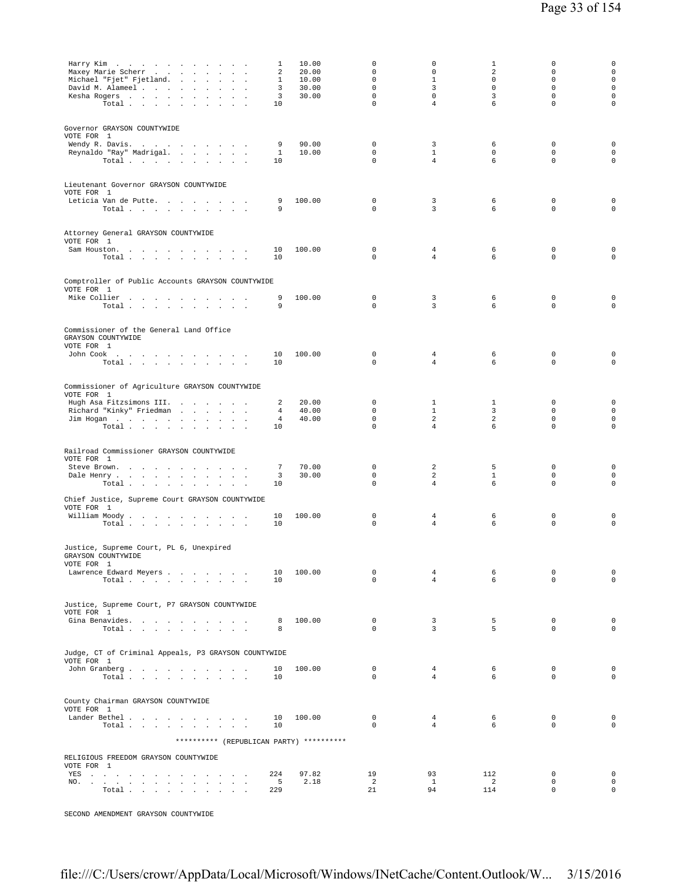| | | | | | | | |
|---|---|---|---|---|---|---|---|
| Harry Kim | 1 | 10.00 | 0 | 0 | 1 | 0 | 0 |
| Maxey Marie Scherr | 2 | 20.00 | 0 | 0 | 2 | 0 | 0 |
| Michael "Fjet" Fjetland. | 1 | 10.00 | 0 | 1 | 0 | 0 | 0 |
| David M. Alameel | 3 | 30.00 | 0 | 3 | 0 | 0 | 0 |
| Kesha Rogers | 3 | 30.00 | 0 | 0 | 3 | 0 | 0 |
| Total | 10 | | 0 | 4 | 6 | 0 | 0 |

Governor GRAYSON COUNTYWIDE
VOTE FOR 1

| | | | | | | | |
|---|---|---|---|---|---|---|---|
| Wendy R. Davis. | 9 | 90.00 | 0 | 3 | 6 | 0 | 0 |
| Reynaldo "Ray" Madrigal. | 1 | 10.00 | 0 | 1 | 0 | 0 | 0 |
| Total | 10 | | 0 | 4 | 6 | 0 | 0 |

Lieutenant Governor GRAYSON COUNTYWIDE
VOTE FOR 1

| | | | | | | | |
|---|---|---|---|---|---|---|---|
| Leticia Van de Putte. | 9 | 100.00 | 0 | 3 | 6 | 0 | 0 |
| Total | 9 | | 0 | 3 | 6 | 0 | 0 |

Attorney General GRAYSON COUNTYWIDE
VOTE FOR 1

| | | | | | | | |
|---|---|---|---|---|---|---|---|
| Sam Houston. | 10 | 100.00 | 0 | 4 | 6 | 0 | 0 |
| Total | 10 | | 0 | 4 | 6 | 0 | 0 |

Comptroller of Public Accounts GRAYSON COUNTYWIDE
VOTE FOR 1

| | | | | | | | |
|---|---|---|---|---|---|---|---|
| Mike Collier | 9 | 100.00 | 0 | 3 | 6 | 0 | 0 |
| Total | 9 | | 0 | 3 | 6 | 0 | 0 |

Commissioner of the General Land Office
GRAYSON COUNTYWIDE
VOTE FOR 1

| | | | | | | | |
|---|---|---|---|---|---|---|---|
| John Cook | 10 | 100.00 | 0 | 4 | 6 | 0 | 0 |
| Total | 10 | | 0 | 4 | 6 | 0 | 0 |

Commissioner of Agriculture GRAYSON COUNTYWIDE
VOTE FOR 1

| | | | | | | | |
|---|---|---|---|---|---|---|---|
| Hugh Asa Fitzsimons III. | 2 | 20.00 | 0 | 1 | 1 | 0 | 0 |
| Richard "Kinky" Friedman | 4 | 40.00 | 0 | 1 | 3 | 0 | 0 |
| Jim Hogan | 4 | 40.00 | 0 | 2 | 2 | 0 | 0 |
| Total | 10 | | 0 | 4 | 6 | 0 | 0 |

Railroad Commissioner GRAYSON COUNTYWIDE
VOTE FOR 1

| | | | | | | | |
|---|---|---|---|---|---|---|---|
| Steve Brown. | 7 | 70.00 | 0 | 2 | 5 | 0 | 0 |
| Dale Henry | 3 | 30.00 | 0 | 2 | 1 | 0 | 0 |
| Total | 10 | | 0 | 4 | 6 | 0 | 0 |

Chief Justice, Supreme Court GRAYSON COUNTYWIDE
VOTE FOR 1

| | | | | | | | |
|---|---|---|---|---|---|---|---|
| William Moody | 10 | 100.00 | 0 | 4 | 6 | 0 | 0 |
| Total | 10 | | 0 | 4 | 6 | 0 | 0 |

Justice, Supreme Court, PL 6, Unexpired
GRAYSON COUNTYWIDE
VOTE FOR 1

| | | | | | | | |
|---|---|---|---|---|---|---|---|
| Lawrence Edward Meyers | 10 | 100.00 | 0 | 4 | 6 | 0 | 0 |
| Total | 10 | | 0 | 4 | 6 | 0 | 0 |

Justice, Supreme Court, P7 GRAYSON COUNTYWIDE
VOTE FOR 1

| | | | | | | | |
|---|---|---|---|---|---|---|---|
| Gina Benavides. | 8 | 100.00 | 0 | 3 | 5 | 0 | 0 |
| Total | 8 | | 0 | 3 | 5 | 0 | 0 |

Judge, CT of Criminal Appeals, P3 GRAYSON COUNTYWIDE
VOTE FOR 1

| | | | | | | | |
|---|---|---|---|---|---|---|---|
| John Granberg | 10 | 100.00 | 0 | 4 | 6 | 0 | 0 |
| Total | 10 | | 0 | 4 | 6 | 0 | 0 |

County Chairman GRAYSON COUNTYWIDE
VOTE FOR 1

| | | | | | | | |
|---|---|---|---|---|---|---|---|
| Lander Bethel | 10 | 100.00 | 0 | 4 | 6 | 0 | 0 |
| Total | 10 | | 0 | 4 | 6 | 0 | 0 |

********** (REPUBLICAN PARTY) **********

RELIGIOUS FREEDOM GRAYSON COUNTYWIDE
VOTE FOR 1

| | | | | | | | |
|---|---|---|---|---|---|---|---|
| YES | 224 | 97.82 | 19 | 93 | 112 | 0 | 0 |
| NO. | 5 | 2.18 | 2 | 1 | 2 | 0 | 0 |
| Total | 229 | | 21 | 94 | 114 | 0 | 0 |

SECOND AMENDMENT GRAYSON COUNTYWIDE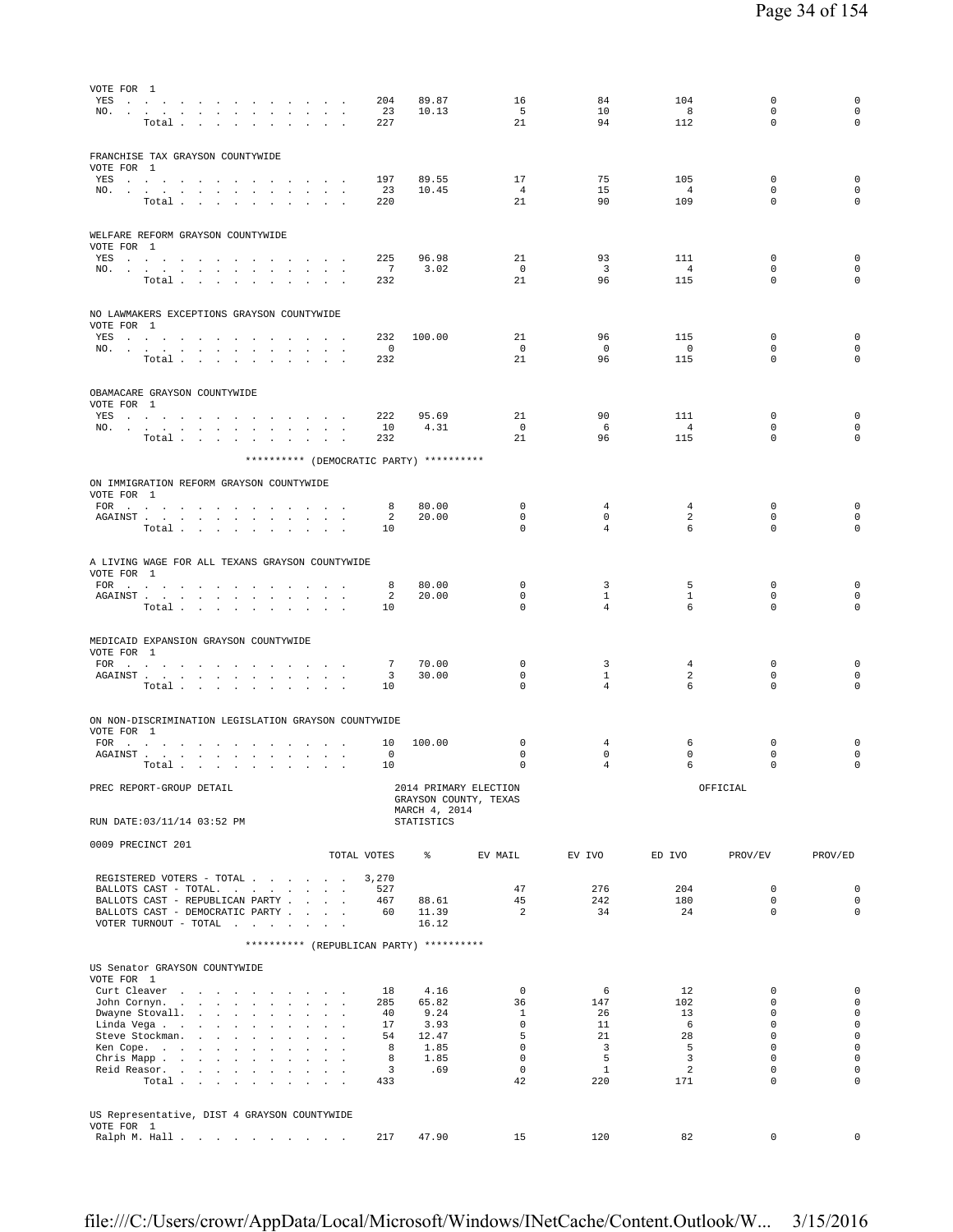VOTE FOR 1

| | TOTAL VOTES | % | EV MAIL | EV IVO | ED IVO | PROV/EV | PROV/ED |
|---|---|---|---|---|---|---|---|
| YES | 204 | 89.87 | 16 | 84 | 104 | 0 | 0 |
| NO. | 23 | 10.13 | 5 | 10 | 8 | 0 | 0 |
| Total | 227 | | 21 | 94 | 112 | 0 | 0 |

FRANCHISE TAX GRAYSON COUNTYWIDE
VOTE FOR 1

| | TOTAL VOTES | % | EV MAIL | EV IVO | ED IVO | PROV/EV | PROV/ED |
|---|---|---|---|---|---|---|---|
| YES | 197 | 89.55 | 17 | 75 | 105 | 0 | 0 |
| NO. | 23 | 10.45 | 4 | 15 | 4 | 0 | 0 |
| Total | 220 | | 21 | 90 | 109 | 0 | 0 |

WELFARE REFORM GRAYSON COUNTYWIDE
VOTE FOR 1

| | TOTAL VOTES | % | EV MAIL | EV IVO | ED IVO | PROV/EV | PROV/ED |
|---|---|---|---|---|---|---|---|
| YES | 225 | 96.98 | 21 | 93 | 111 | 0 | 0 |
| NO. | 7 | 3.02 | 0 | 3 | 4 | 0 | 0 |
| Total | 232 | | 21 | 96 | 115 | 0 | 0 |

NO LAWMAKERS EXCEPTIONS GRAYSON COUNTYWIDE
VOTE FOR 1

| | TOTAL VOTES | % | EV MAIL | EV IVO | ED IVO | PROV/EV | PROV/ED |
|---|---|---|---|---|---|---|---|
| YES | 232 | 100.00 | 21 | 96 | 115 | 0 | 0 |
| NO. | 0 | | 0 | 0 | 0 | 0 | 0 |
| Total | 232 | | 21 | 96 | 115 | 0 | 0 |

OBAMACARE GRAYSON COUNTYWIDE
VOTE FOR 1

| | TOTAL VOTES | % | EV MAIL | EV IVO | ED IVO | PROV/EV | PROV/ED |
|---|---|---|---|---|---|---|---|
| YES | 222 | 95.69 | 21 | 90 | 111 | 0 | 0 |
| NO. | 10 | 4.31 | 0 | 6 | 4 | 0 | 0 |
| Total | 232 | | 21 | 96 | 115 | 0 | 0 |

********** (DEMOCRATIC PARTY) **********

ON IMMIGRATION REFORM GRAYSON COUNTYWIDE
VOTE FOR 1

| | TOTAL VOTES | % | EV MAIL | EV IVO | ED IVO | PROV/EV | PROV/ED |
|---|---|---|---|---|---|---|---|
| FOR | 8 | 80.00 | 0 | 4 | 4 | 0 | 0 |
| AGAINST | 2 | 20.00 | 0 | 0 | 2 | 0 | 0 |
| Total | 10 | | 0 | 4 | 6 | 0 | 0 |

A LIVING WAGE FOR ALL TEXANS GRAYSON COUNTYWIDE
VOTE FOR 1

| | TOTAL VOTES | % | EV MAIL | EV IVO | ED IVO | PROV/EV | PROV/ED |
|---|---|---|---|---|---|---|---|
| FOR | 8 | 80.00 | 0 | 3 | 5 | 0 | 0 |
| AGAINST | 2 | 20.00 | 0 | 1 | 1 | 0 | 0 |
| Total | 10 | | 0 | 4 | 6 | 0 | 0 |

MEDICAID EXPANSION GRAYSON COUNTYWIDE
VOTE FOR 1

| | TOTAL VOTES | % | EV MAIL | EV IVO | ED IVO | PROV/EV | PROV/ED |
|---|---|---|---|---|---|---|---|
| FOR | 7 | 70.00 | 0 | 3 | 4 | 0 | 0 |
| AGAINST | 3 | 30.00 | 0 | 1 | 2 | 0 | 0 |
| Total | 10 | | 0 | 4 | 6 | 0 | 0 |

ON NON-DISCRIMINATION LEGISLATION GRAYSON COUNTYWIDE
VOTE FOR 1

| | TOTAL VOTES | % | EV MAIL | EV IVO | ED IVO | PROV/EV | PROV/ED |
|---|---|---|---|---|---|---|---|
| FOR | 10 | 100.00 | 0 | 4 | 6 | 0 | 0 |
| AGAINST | 0 | | 0 | 0 | 0 | 0 | 0 |
| Total | 10 | | 0 | 4 | 6 | 0 | 0 |

PREC REPORT-GROUP DETAIL — 2014 PRIMARY ELECTION, GRAYSON COUNTY, TEXAS, MARCH 4, 2014 — OFFICIAL

RUN DATE:03/11/14 03:52 PM — STATISTICS

0009 PRECINCT 201

| | TOTAL VOTES | % | EV MAIL | EV IVO | ED IVO | PROV/EV | PROV/ED |
|---|---|---|---|---|---|---|---|
| REGISTERED VOTERS - TOTAL | 3,270 | | | | | | |
| BALLOTS CAST - TOTAL. | 527 | | 47 | 276 | 204 | 0 | 0 |
| BALLOTS CAST - REPUBLICAN PARTY | 467 | 88.61 | 45 | 242 | 180 | 0 | 0 |
| BALLOTS CAST - DEMOCRATIC PARTY | 60 | 11.39 | 2 | 34 | 24 | 0 | 0 |
| VOTER TURNOUT - TOTAL | | 16.12 | | | | | |

********** (REPUBLICAN PARTY) **********

US Senator GRAYSON COUNTYWIDE
VOTE FOR 1

| | TOTAL VOTES | % | EV MAIL | EV IVO | ED IVO | PROV/EV | PROV/ED |
|---|---|---|---|---|---|---|---|
| Curt Cleaver | 18 | 4.16 | 0 | 6 | 12 | 0 | 0 |
| John Cornyn. | 285 | 65.82 | 36 | 147 | 102 | 0 | 0 |
| Dwayne Stovall. | 40 | 9.24 | 1 | 26 | 13 | 0 | 0 |
| Linda Vega | 17 | 3.93 | 0 | 11 | 6 | 0 | 0 |
| Steve Stockman. | 54 | 12.47 | 5 | 21 | 28 | 0 | 0 |
| Ken Cope. | 8 | 1.85 | 0 | 3 | 5 | 0 | 0 |
| Chris Mapp | 8 | 1.85 | 0 | 5 | 3 | 0 | 0 |
| Reid Reasor. | 3 | .69 | 0 | 1 | 2 | 0 | 0 |
| Total | 433 | | 42 | 220 | 171 | 0 | 0 |

US Representative, DIST 4 GRAYSON COUNTYWIDE
VOTE FOR 1

| | TOTAL VOTES | % | EV MAIL | EV IVO | ED IVO | PROV/EV | PROV/ED |
|---|---|---|---|---|---|---|---|
| Ralph M. Hall | 217 | 47.90 | 15 | 120 | 82 | 0 | 0 |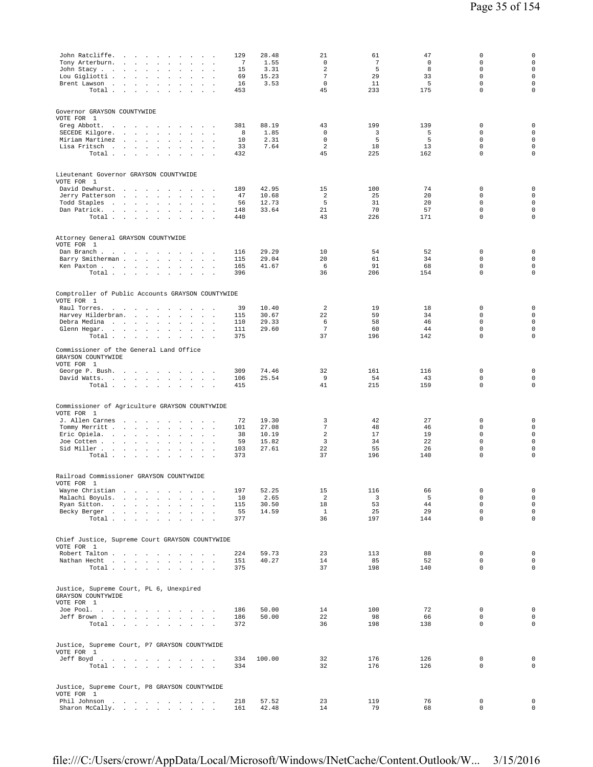| | | | | | | | |
|---|---|---|---|---|---|---|---|
| John Ratcliffe | 129 | 28.48 | 21 | 61 | 47 | 0 | 0 |
| Tony Arterburn | 7 | 1.55 | 0 | 7 | 0 | 0 | 0 |
| John Stacy | 15 | 3.31 | 2 | 5 | 8 | 0 | 0 |
| Lou Gigliotti | 69 | 15.23 | 7 | 29 | 33 | 0 | 0 |
| Brent Lawson | 16 | 3.53 | 0 | 11 | 5 | 0 | 0 |
| Total | 453 | | 45 | 233 | 175 | 0 | 0 |

Governor GRAYSON COUNTYWIDE
VOTE FOR 1

| | | | | | | | |
|---|---|---|---|---|---|---|---|
| Greg Abbott | 381 | 88.19 | 43 | 199 | 139 | 0 | 0 |
| SECEDE Kilgore | 8 | 1.85 | 0 | 3 | 5 | 0 | 0 |
| Miriam Martinez | 10 | 2.31 | 0 | 5 | 5 | 0 | 0 |
| Lisa Fritsch | 33 | 7.64 | 2 | 18 | 13 | 0 | 0 |
| Total | 432 | | 45 | 225 | 162 | 0 | 0 |

Lieutenant Governor GRAYSON COUNTYWIDE
VOTE FOR 1

| | | | | | | | |
|---|---|---|---|---|---|---|---|
| David Dewhurst | 189 | 42.95 | 15 | 100 | 74 | 0 | 0 |
| Jerry Patterson | 47 | 10.68 | 2 | 25 | 20 | 0 | 0 |
| Todd Staples | 56 | 12.73 | 5 | 31 | 20 | 0 | 0 |
| Dan Patrick | 148 | 33.64 | 21 | 70 | 57 | 0 | 0 |
| Total | 440 | | 43 | 226 | 171 | 0 | 0 |

Attorney General GRAYSON COUNTYWIDE
VOTE FOR 1

| | | | | | | | |
|---|---|---|---|---|---|---|---|
| Dan Branch | 116 | 29.29 | 10 | 54 | 52 | 0 | 0 |
| Barry Smitherman | 115 | 29.04 | 20 | 61 | 34 | 0 | 0 |
| Ken Paxton | 165 | 41.67 | 6 | 91 | 68 | 0 | 0 |
| Total | 396 | | 36 | 206 | 154 | 0 | 0 |

Comptroller of Public Accounts GRAYSON COUNTYWIDE
VOTE FOR 1

| | | | | | | | |
|---|---|---|---|---|---|---|---|
| Raul Torres | 39 | 10.40 | 2 | 19 | 18 | 0 | 0 |
| Harvey Hilderbran | 115 | 30.67 | 22 | 59 | 34 | 0 | 0 |
| Debra Medina | 110 | 29.33 | 6 | 58 | 46 | 0 | 0 |
| Glenn Hegar | 111 | 29.60 | 7 | 60 | 44 | 0 | 0 |
| Total | 375 | | 37 | 196 | 142 | 0 | 0 |

Commissioner of the General Land Office
GRAYSON COUNTYWIDE
VOTE FOR 1

| | | | | | | | |
|---|---|---|---|---|---|---|---|
| George P. Bush | 309 | 74.46 | 32 | 161 | 116 | 0 | 0 |
| David Watts | 106 | 25.54 | 9 | 54 | 43 | 0 | 0 |
| Total | 415 | | 41 | 215 | 159 | 0 | 0 |

Commissioner of Agriculture GRAYSON COUNTYWIDE
VOTE FOR 1

| | | | | | | | |
|---|---|---|---|---|---|---|---|
| J. Allen Carnes | 72 | 19.30 | 3 | 42 | 27 | 0 | 0 |
| Tommy Merritt | 101 | 27.08 | 7 | 48 | 46 | 0 | 0 |
| Eric Opiela | 38 | 10.19 | 2 | 17 | 19 | 0 | 0 |
| Joe Cotten | 59 | 15.82 | 3 | 34 | 22 | 0 | 0 |
| Sid Miller | 103 | 27.61 | 22 | 55 | 26 | 0 | 0 |
| Total | 373 | | 37 | 196 | 140 | 0 | 0 |

Railroad Commissioner GRAYSON COUNTYWIDE
VOTE FOR 1

| | | | | | | | |
|---|---|---|---|---|---|---|---|
| Wayne Christian | 197 | 52.25 | 15 | 116 | 66 | 0 | 0 |
| Malachi Boyuls | 10 | 2.65 | 2 | 3 | 5 | 0 | 0 |
| Ryan Sitton | 115 | 30.50 | 18 | 53 | 44 | 0 | 0 |
| Becky Berger | 55 | 14.59 | 1 | 25 | 29 | 0 | 0 |
| Total | 377 | | 36 | 197 | 144 | 0 | 0 |

Chief Justice, Supreme Court GRAYSON COUNTYWIDE
VOTE FOR 1

| | | | | | | | |
|---|---|---|---|---|---|---|---|
| Robert Talton | 224 | 59.73 | 23 | 113 | 88 | 0 | 0 |
| Nathan Hecht | 151 | 40.27 | 14 | 85 | 52 | 0 | 0 |
| Total | 375 | | 37 | 198 | 140 | 0 | 0 |

Justice, Supreme Court, PL 6, Unexpired
GRAYSON COUNTYWIDE
VOTE FOR 1

| | | | | | | | |
|---|---|---|---|---|---|---|---|
| Joe Pool | 186 | 50.00 | 14 | 100 | 72 | 0 | 0 |
| Jeff Brown | 186 | 50.00 | 22 | 98 | 66 | 0 | 0 |
| Total | 372 | | 36 | 198 | 138 | 0 | 0 |

Justice, Supreme Court, P7 GRAYSON COUNTYWIDE
VOTE FOR 1

| | | | | | | | |
|---|---|---|---|---|---|---|---|
| Jeff Boyd | 334 | 100.00 | 32 | 176 | 126 | 0 | 0 |
| Total | 334 | | 32 | 176 | 126 | 0 | 0 |

Justice, Supreme Court, P8 GRAYSON COUNTYWIDE
VOTE FOR 1

| | | | | | | | |
|---|---|---|---|---|---|---|---|
| Phil Johnson | 218 | 57.52 | 23 | 119 | 76 | 0 | 0 |
| Sharon McCally | 161 | 42.48 | 14 | 79 | 68 | 0 | 0 |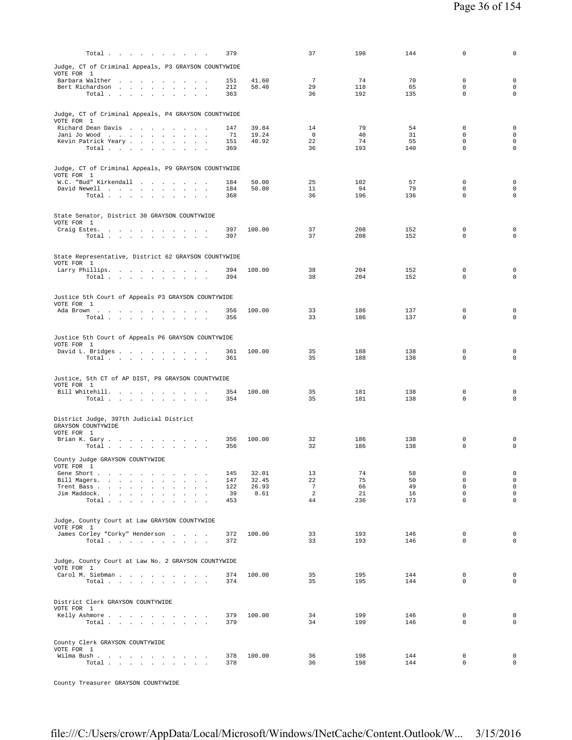| | | | | | | | |
|---|---|---|---|---|---|---|---|
| Total . . . . . . . . . . . | 379 | | 37 | 198 | 144 | 0 | 0 |

Judge, CT of Criminal Appeals, P3 GRAYSON COUNTYWIDE
VOTE FOR 1

| | | | | | | | |
|---|---|---|---|---|---|---|---|
| Barbara Walther . . . . . . . . . | 151 | 41.60 | 7 | 74 | 70 | 0 | 0 |
| Bert Richardson . . . . . . . . . | 212 | 58.40 | 29 | 118 | 65 | 0 | 0 |
| Total . . . . . . . . . . . | 363 | | 36 | 192 | 135 | 0 | 0 |

Judge, CT of Criminal Appeals, P4 GRAYSON COUNTYWIDE
VOTE FOR 1

| | | | | | | | |
|---|---|---|---|---|---|---|---|
| Richard Dean Davis . . . . . . . . | 147 | 39.84 | 14 | 79 | 54 | 0 | 0 |
| Jani Jo Wood . . . . . . . . . . | 71 | 19.24 | 0 | 40 | 31 | 0 | 0 |
| Kevin Patrick Yeary . . . . . . . . | 151 | 40.92 | 22 | 74 | 55 | 0 | 0 |
| Total . . . . . . . . . . . | 369 | | 36 | 193 | 140 | 0 | 0 |

Judge, CT of Criminal Appeals, P9 GRAYSON COUNTYWIDE
VOTE FOR 1

| | | | | | | | |
|---|---|---|---|---|---|---|---|
| W.C. "Bud" Kirkendall . . . . . . . | 184 | 50.00 | 25 | 102 | 57 | 0 | 0 |
| David Newell . . . . . . . . . . | 184 | 50.00 | 11 | 94 | 79 | 0 | 0 |
| Total . . . . . . . . . . . | 368 | | 36 | 196 | 136 | 0 | 0 |

State Senator, District 30 GRAYSON COUNTYWIDE
VOTE FOR 1

| | | | | | | | |
|---|---|---|---|---|---|---|---|
| Craig Estes. . . . . . . . . . . | 397 | 100.00 | 37 | 208 | 152 | 0 | 0 |
| Total . . . . . . . . . . . | 397 | | 37 | 208 | 152 | 0 | 0 |

State Representative, District 62 GRAYSON COUNTYWIDE
VOTE FOR 1

| | | | | | | | |
|---|---|---|---|---|---|---|---|
| Larry Phillips. . . . . . . . . . | 394 | 100.00 | 38 | 204 | 152 | 0 | 0 |
| Total . . . . . . . . . . . | 394 | | 38 | 204 | 152 | 0 | 0 |

Justice 5th Court of Appeals P3 GRAYSON COUNTYWIDE
VOTE FOR 1

| | | | | | | | |
|---|---|---|---|---|---|---|---|
| Ada Brown . . . . . . . . . . . | 356 | 100.00 | 33 | 186 | 137 | 0 | 0 |
| Total . . . . . . . . . . . | 356 | | 33 | 186 | 137 | 0 | 0 |

Justice 5th Court of Appeals P6 GRAYSON COUNTYWIDE
VOTE FOR 1

| | | | | | | | |
|---|---|---|---|---|---|---|---|
| David L. Bridges . . . . . . . . . | 361 | 100.00 | 35 | 188 | 138 | 0 | 0 |
| Total . . . . . . . . . . . | 361 | | 35 | 188 | 138 | 0 | 0 |

Justice, 5th CT of AP DIST, P8 GRAYSON COUNTYWIDE
VOTE FOR 1

| | | | | | | | |
|---|---|---|---|---|---|---|---|
| Bill Whitehill. . . . . . . . . . | 354 | 100.00 | 35 | 181 | 138 | 0 | 0 |
| Total . . . . . . . . . . . | 354 | | 35 | 181 | 138 | 0 | 0 |

District Judge, 397th Judicial District
GRAYSON COUNTYWIDE
VOTE FOR 1

| | | | | | | | |
|---|---|---|---|---|---|---|---|
| Brian K. Gary . . . . . . . . . . | 356 | 100.00 | 32 | 186 | 138 | 0 | 0 |
| Total . . . . . . . . . . . | 356 | | 32 | 186 | 138 | 0 | 0 |

County Judge GRAYSON COUNTYWIDE
VOTE FOR 1

| | | | | | | | |
|---|---|---|---|---|---|---|---|
| Gene Short . . . . . . . . . . . | 145 | 32.01 | 13 | 74 | 58 | 0 | 0 |
| Bill Magers. . . . . . . . . . . | 147 | 32.45 | 22 | 75 | 50 | 0 | 0 |
| Trent Bass . . . . . . . . . . . | 122 | 26.93 | 7 | 66 | 49 | 0 | 0 |
| Jim Maddock. . . . . . . . . . . | 39 | 8.61 | 2 | 21 | 16 | 0 | 0 |
| Total . . . . . . . . . . . | 453 | | 44 | 236 | 173 | 0 | 0 |

Judge, County Court at Law GRAYSON COUNTYWIDE
VOTE FOR 1

| | | | | | | | |
|---|---|---|---|---|---|---|---|
| James Corley "Corky" Henderson . . . . | 372 | 100.00 | 33 | 193 | 146 | 0 | 0 |
| Total . . . . . . . . . . . | 372 | | 33 | 193 | 146 | 0 | 0 |

Judge, County Court at Law No. 2 GRAYSON COUNTYWIDE
VOTE FOR 1

| | | | | | | | |
|---|---|---|---|---|---|---|---|
| Carol M. Siebman . . . . . . . . . | 374 | 100.00 | 35 | 195 | 144 | 0 | 0 |
| Total . . . . . . . . . . . | 374 | | 35 | 195 | 144 | 0 | 0 |

District Clerk GRAYSON COUNTYWIDE
VOTE FOR 1

| | | | | | | | |
|---|---|---|---|---|---|---|---|
| Kelly Ashmore . . . . . . . . . . | 379 | 100.00 | 34 | 199 | 146 | 0 | 0 |
| Total . . . . . . . . . . . | 379 | | 34 | 199 | 146 | 0 | 0 |

County Clerk GRAYSON COUNTYWIDE
VOTE FOR 1

| | | | | | | | |
|---|---|---|---|---|---|---|---|
| Wilma Bush . . . . . . . . . . . | 378 | 100.00 | 36 | 198 | 144 | 0 | 0 |
| Total . . . . . . . . . . . | 378 | | 36 | 198 | 144 | 0 | 0 |

County Treasurer GRAYSON COUNTYWIDE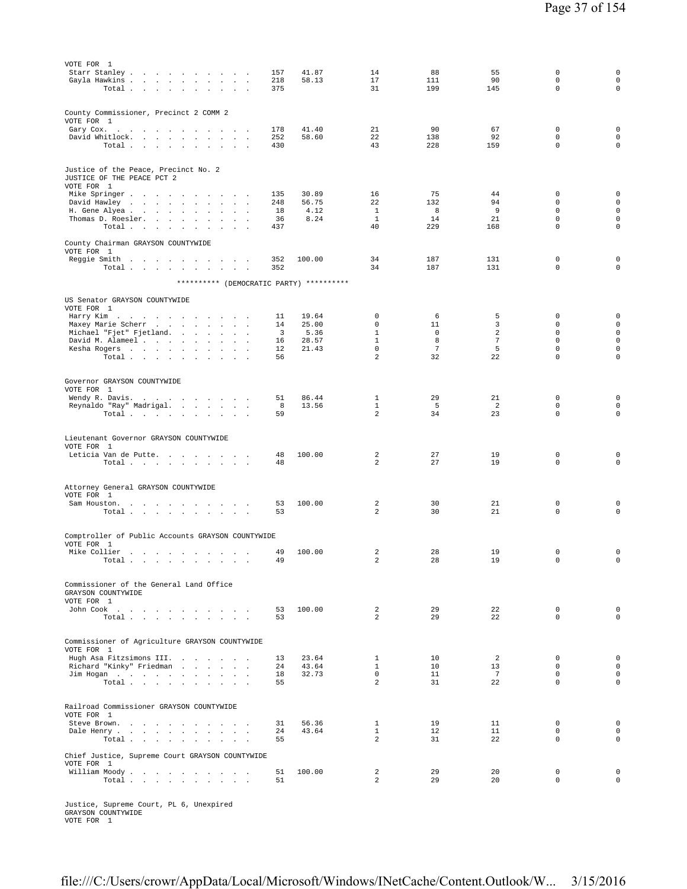VOTE FOR 1

| | | | | | | | |
|---|---|---|---|---|---|---|---|
| Starr Stanley | 157 | 41.87 | 14 | 88 | 55 | 0 | 0 |
| Gayla Hawkins | 218 | 58.13 | 17 | 111 | 90 | 0 | 0 |
| Total | 375 | | 31 | 199 | 145 | 0 | 0 |

County Commissioner, Precinct 2 COMM 2
VOTE FOR 1

| | | | | | | | |
|---|---|---|---|---|---|---|---|
| Gary Cox. | 178 | 41.40 | 21 | 90 | 67 | 0 | 0 |
| David Whitlock. | 252 | 58.60 | 22 | 138 | 92 | 0 | 0 |
| Total | 430 | | 43 | 228 | 159 | 0 | 0 |

Justice of the Peace, Precinct No. 2
JUSTICE OF THE PEACE PCT 2
VOTE FOR 1

| | | | | | | | |
|---|---|---|---|---|---|---|---|
| Mike Springer | 135 | 30.89 | 16 | 75 | 44 | 0 | 0 |
| David Hawley | 248 | 56.75 | 22 | 132 | 94 | 0 | 0 |
| H. Gene Alyea | 18 | 4.12 | 1 | 8 | 9 | 0 | 0 |
| Thomas D. Roesler. | 36 | 8.24 | 1 | 14 | 21 | 0 | 0 |
| Total | 437 | | 40 | 229 | 168 | 0 | 0 |

County Chairman GRAYSON COUNTYWIDE
VOTE FOR 1

| | | | | | | | |
|---|---|---|---|---|---|---|---|
| Reggie Smith | 352 | 100.00 | 34 | 187 | 131 | 0 | 0 |
| Total | 352 | | 34 | 187 | 131 | 0 | 0 |

********** (DEMOCRATIC PARTY) **********

US Senator GRAYSON COUNTYWIDE
VOTE FOR 1

| | | | | | | | |
|---|---|---|---|---|---|---|---|
| Harry Kim | 11 | 19.64 | 0 | 6 | 5 | 0 | 0 |
| Maxey Marie Scherr | 14 | 25.00 | 0 | 11 | 3 | 0 | 0 |
| Michael "Fjet" Fjetland. | 3 | 5.36 | 1 | 0 | 2 | 0 | 0 |
| David M. Alameel | 16 | 28.57 | 1 | 8 | 7 | 0 | 0 |
| Kesha Rogers | 12 | 21.43 | 0 | 7 | 5 | 0 | 0 |
| Total | 56 | | 2 | 32 | 22 | 0 | 0 |

Governor GRAYSON COUNTYWIDE
VOTE FOR 1

| | | | | | | | |
|---|---|---|---|---|---|---|---|
| Wendy R. Davis. | 51 | 86.44 | 1 | 29 | 21 | 0 | 0 |
| Reynaldo "Ray" Madrigal. | 8 | 13.56 | 1 | 5 | 2 | 0 | 0 |
| Total | 59 | | 2 | 34 | 23 | 0 | 0 |

Lieutenant Governor GRAYSON COUNTYWIDE
VOTE FOR 1

| | | | | | | | |
|---|---|---|---|---|---|---|---|
| Leticia Van de Putte. | 48 | 100.00 | 2 | 27 | 19 | 0 | 0 |
| Total | 48 | | 2 | 27 | 19 | 0 | 0 |

Attorney General GRAYSON COUNTYWIDE
VOTE FOR 1

| | | | | | | | |
|---|---|---|---|---|---|---|---|
| Sam Houston. | 53 | 100.00 | 2 | 30 | 21 | 0 | 0 |
| Total | 53 | | 2 | 30 | 21 | 0 | 0 |

Comptroller of Public Accounts GRAYSON COUNTYWIDE
VOTE FOR 1

| | | | | | | | |
|---|---|---|---|---|---|---|---|
| Mike Collier | 49 | 100.00 | 2 | 28 | 19 | 0 | 0 |
| Total | 49 | | 2 | 28 | 19 | 0 | 0 |

Commissioner of the General Land Office
GRAYSON COUNTYWIDE
VOTE FOR 1

| | | | | | | | |
|---|---|---|---|---|---|---|---|
| John Cook | 53 | 100.00 | 2 | 29 | 22 | 0 | 0 |
| Total | 53 | | 2 | 29 | 22 | 0 | 0 |

Commissioner of Agriculture GRAYSON COUNTYWIDE
VOTE FOR 1

| | | | | | | | |
|---|---|---|---|---|---|---|---|
| Hugh Asa Fitzsimons III. | 13 | 23.64 | 1 | 10 | 2 | 0 | 0 |
| Richard "Kinky" Friedman | 24 | 43.64 | 1 | 10 | 13 | 0 | 0 |
| Jim Hogan | 18 | 32.73 | 0 | 11 | 7 | 0 | 0 |
| Total | 55 | | 2 | 31 | 22 | 0 | 0 |

Railroad Commissioner GRAYSON COUNTYWIDE
VOTE FOR 1

| | | | | | | | |
|---|---|---|---|---|---|---|---|
| Steve Brown. | 31 | 56.36 | 1 | 19 | 11 | 0 | 0 |
| Dale Henry | 24 | 43.64 | 1 | 12 | 11 | 0 | 0 |
| Total | 55 | | 2 | 31 | 22 | 0 | 0 |

Chief Justice, Supreme Court GRAYSON COUNTYWIDE
VOTE FOR 1

| | | | | | | | |
|---|---|---|---|---|---|---|---|
| William Moody | 51 | 100.00 | 2 | 29 | 20 | 0 | 0 |
| Total | 51 | | 2 | 29 | 20 | 0 | 0 |

Justice, Supreme Court, PL 6, Unexpired
GRAYSON COUNTYWIDE
VOTE FOR 1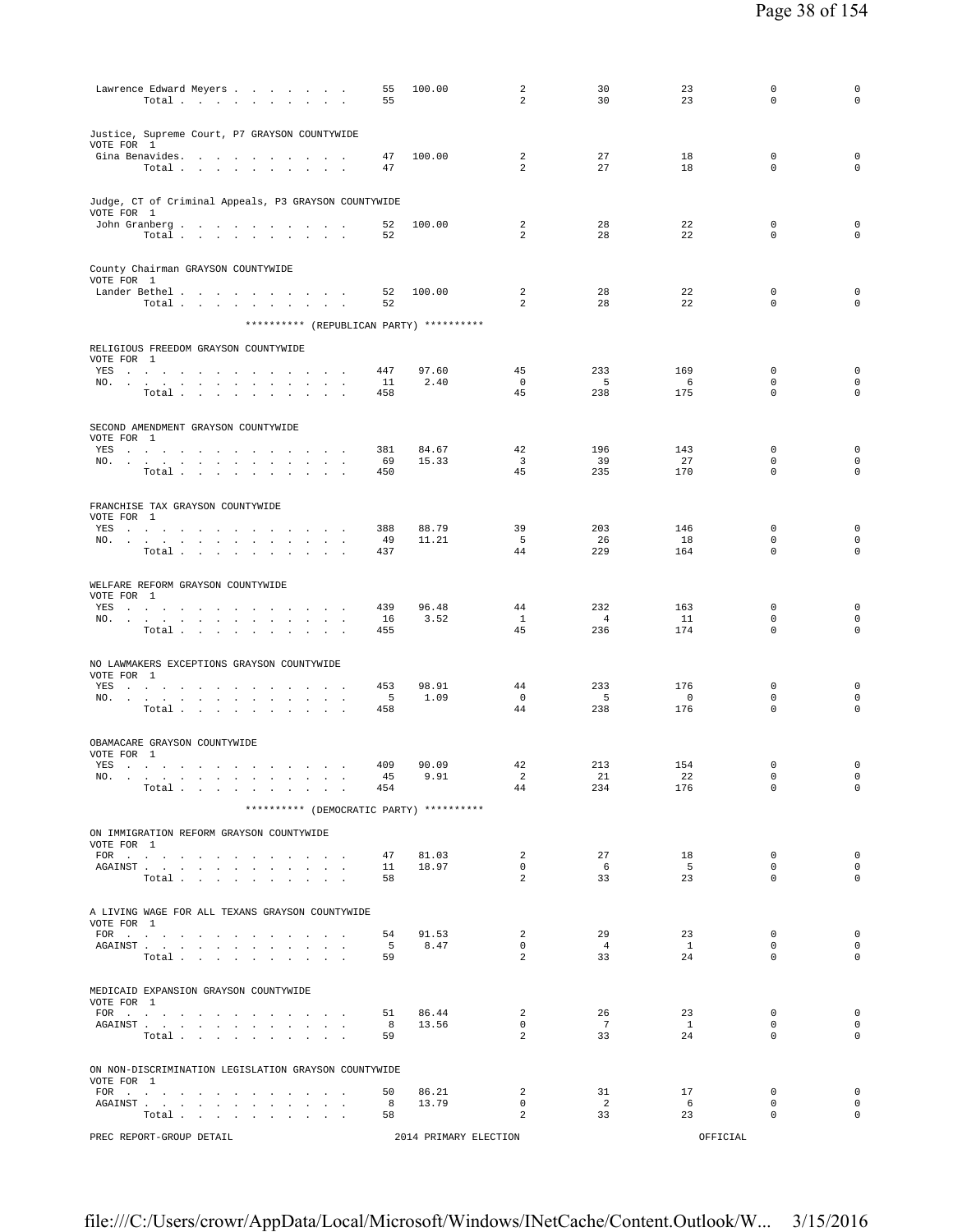| | | | | | | | |
|---|---|---|---|---|---|---|---|
| Lawrence Edward Meyers | 55 | 100.00 | 2 | 30 | 23 | 0 | 0 |
| Total | 55 | | 2 | 30 | 23 | 0 | 0 |

Justice, Supreme Court, P7 GRAYSON COUNTYWIDE
VOTE FOR 1

| | | | | | | | |
|---|---|---|---|---|---|---|---|
| Gina Benavides | 47 | 100.00 | 2 | 27 | 18 | 0 | 0 |
| Total | 47 | | 2 | 27 | 18 | 0 | 0 |

Judge, CT of Criminal Appeals, P3 GRAYSON COUNTYWIDE
VOTE FOR 1

| | | | | | | | |
|---|---|---|---|---|---|---|---|
| John Granberg | 52 | 100.00 | 2 | 28 | 22 | 0 | 0 |
| Total | 52 | | 2 | 28 | 22 | 0 | 0 |

County Chairman GRAYSON COUNTYWIDE
VOTE FOR 1

| | | | | | | | |
|---|---|---|---|---|---|---|---|
| Lander Bethel | 52 | 100.00 | 2 | 28 | 22 | 0 | 0 |
| Total | 52 | | 2 | 28 | 22 | 0 | 0 |

********** (REPUBLICAN PARTY) **********

RELIGIOUS FREEDOM GRAYSON COUNTYWIDE
VOTE FOR 1

| | | | | | | | |
|---|---|---|---|---|---|---|---|
| YES | 447 | 97.60 | 45 | 233 | 169 | 0 | 0 |
| NO. | 11 | 2.40 | 0 | 5 | 6 | 0 | 0 |
| Total | 458 | | 45 | 238 | 175 | 0 | 0 |

SECOND AMENDMENT GRAYSON COUNTYWIDE
VOTE FOR 1

| | | | | | | | |
|---|---|---|---|---|---|---|---|
| YES | 381 | 84.67 | 42 | 196 | 143 | 0 | 0 |
| NO. | 69 | 15.33 | 3 | 39 | 27 | 0 | 0 |
| Total | 450 | | 45 | 235 | 170 | 0 | 0 |

FRANCHISE TAX GRAYSON COUNTYWIDE
VOTE FOR 1

| | | | | | | | |
|---|---|---|---|---|---|---|---|
| YES | 388 | 88.79 | 39 | 203 | 146 | 0 | 0 |
| NO. | 49 | 11.21 | 5 | 26 | 18 | 0 | 0 |
| Total | 437 | | 44 | 229 | 164 | 0 | 0 |

WELFARE REFORM GRAYSON COUNTYWIDE
VOTE FOR 1

| | | | | | | | |
|---|---|---|---|---|---|---|---|
| YES | 439 | 96.48 | 44 | 232 | 163 | 0 | 0 |
| NO. | 16 | 3.52 | 1 | 4 | 11 | 0 | 0 |
| Total | 455 | | 45 | 236 | 174 | 0 | 0 |

NO LAWMAKERS EXCEPTIONS GRAYSON COUNTYWIDE
VOTE FOR 1

| | | | | | | | |
|---|---|---|---|---|---|---|---|
| YES | 453 | 98.91 | 44 | 233 | 176 | 0 | 0 |
| NO. | 5 | 1.09 | 0 | 5 | 0 | 0 | 0 |
| Total | 458 | | 44 | 238 | 176 | 0 | 0 |

OBAMACARE GRAYSON COUNTYWIDE
VOTE FOR 1

| | | | | | | | |
|---|---|---|---|---|---|---|---|
| YES | 409 | 90.09 | 42 | 213 | 154 | 0 | 0 |
| NO. | 45 | 9.91 | 2 | 21 | 22 | 0 | 0 |
| Total | 454 | | 44 | 234 | 176 | 0 | 0 |

********** (DEMOCRATIC PARTY) **********

ON IMMIGRATION REFORM GRAYSON COUNTYWIDE
VOTE FOR 1

| | | | | | | | |
|---|---|---|---|---|---|---|---|
| FOR | 47 | 81.03 | 2 | 27 | 18 | 0 | 0 |
| AGAINST | 11 | 18.97 | 0 | 6 | 5 | 0 | 0 |
| Total | 58 | | 2 | 33 | 23 | 0 | 0 |

A LIVING WAGE FOR ALL TEXANS GRAYSON COUNTYWIDE
VOTE FOR 1

| | | | | | | | |
|---|---|---|---|---|---|---|---|
| FOR | 54 | 91.53 | 2 | 29 | 23 | 0 | 0 |
| AGAINST | 5 | 8.47 | 0 | 4 | 1 | 0 | 0 |
| Total | 59 | | 2 | 33 | 24 | 0 | 0 |

MEDICAID EXPANSION GRAYSON COUNTYWIDE
VOTE FOR 1

| | | | | | | | |
|---|---|---|---|---|---|---|---|
| FOR | 51 | 86.44 | 2 | 26 | 23 | 0 | 0 |
| AGAINST | 8 | 13.56 | 0 | 7 | 1 | 0 | 0 |
| Total | 59 | | 2 | 33 | 24 | 0 | 0 |

ON NON-DISCRIMINATION LEGISLATION GRAYSON COUNTYWIDE
VOTE FOR 1

| | | | | | | | |
|---|---|---|---|---|---|---|---|
| FOR | 50 | 86.21 | 2 | 31 | 17 | 0 | 0 |
| AGAINST | 8 | 13.79 | 0 | 2 | 6 | 0 | 0 |
| Total | 58 | | 2 | 33 | 23 | 0 | 0 |

PREC REPORT-GROUP DETAIL 2014 PRIMARY ELECTION OFFICIAL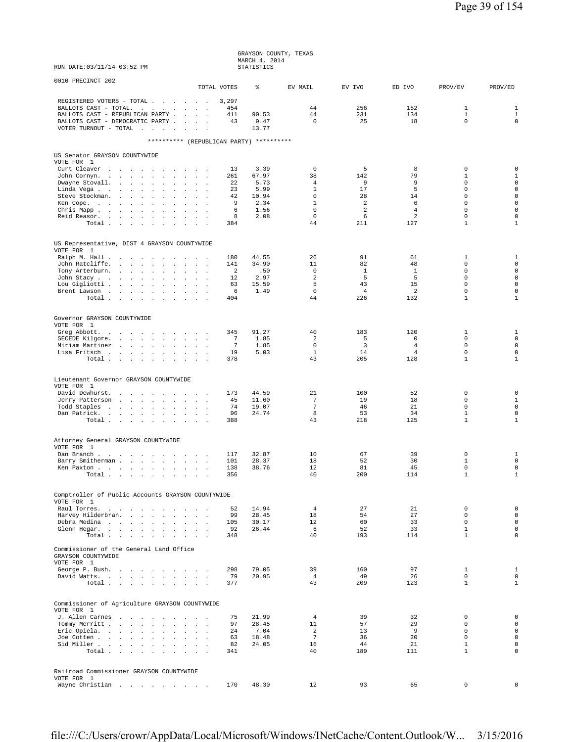GRAYSON COUNTY, TEXAS
MARCH 4, 2014
STATISTICS

RUN DATE:03/11/14 03:52 PM

0010 PRECINCT 202

| | TOTAL VOTES | % | EV MAIL | EV IVO | ED IVO | PROV/EV | PROV/ED |
|---|---|---|---|---|---|---|---|
| REGISTERED VOTERS - TOTAL | 3,297 | | | | | | |
| BALLOTS CAST - TOTAL. | 454 | | 44 | 256 | 152 | 1 | 1 |
| BALLOTS CAST - REPUBLICAN PARTY | 411 | 90.53 | 44 | 231 | 134 | 1 | 1 |
| BALLOTS CAST - DEMOCRATIC PARTY | 43 | 9.47 | 0 | 25 | 18 | 0 | 0 |
| VOTER TURNOUT - TOTAL | | 13.77 | | | | | |

********** (REPUBLICAN PARTY) **********

US Senator GRAYSON COUNTYWIDE
VOTE FOR 1

| | TOTAL VOTES | % | EV MAIL | EV IVO | ED IVO | PROV/EV | PROV/ED |
|---|---|---|---|---|---|---|---|
| Curt Cleaver | 13 | 3.39 | 0 | 5 | 8 | 0 | 0 |
| John Cornyn. | 261 | 67.97 | 38 | 142 | 79 | 1 | 1 |
| Dwayne Stovall. | 22 | 5.73 | 4 | 9 | 9 | 0 | 0 |
| Linda Vega | 23 | 5.99 | 1 | 17 | 5 | 0 | 0 |
| Steve Stockman. | 42 | 10.94 | 0 | 28 | 14 | 0 | 0 |
| Ken Cope. | 9 | 2.34 | 1 | 2 | 6 | 0 | 0 |
| Chris Mapp | 6 | 1.56 | 0 | 2 | 4 | 0 | 0 |
| Reid Reasor. | 8 | 2.08 | 0 | 6 | 2 | 0 | 0 |
| Total | 384 | | 44 | 211 | 127 | 1 | 1 |

US Representative, DIST 4 GRAYSON COUNTYWIDE
VOTE FOR 1

| | TOTAL VOTES | % | EV MAIL | EV IVO | ED IVO | PROV/EV | PROV/ED |
|---|---|---|---|---|---|---|---|
| Ralph M. Hall | 180 | 44.55 | 26 | 91 | 61 | 1 | 1 |
| John Ratcliffe. | 141 | 34.90 | 11 | 82 | 48 | 0 | 0 |
| Tony Arterburn. | 2 | .50 | 0 | 1 | 1 | 0 | 0 |
| John Stacy | 12 | 2.97 | 2 | 5 | 5 | 0 | 0 |
| Lou Gigliotti | 63 | 15.59 | 5 | 43 | 15 | 0 | 0 |
| Brent Lawson | 6 | 1.49 | 0 | 4 | 2 | 0 | 0 |
| Total | 404 | | 44 | 226 | 132 | 1 | 1 |

Governor GRAYSON COUNTYWIDE
VOTE FOR 1

| | TOTAL VOTES | % | EV MAIL | EV IVO | ED IVO | PROV/EV | PROV/ED |
|---|---|---|---|---|---|---|---|
| Greg Abbott. | 345 | 91.27 | 40 | 183 | 120 | 1 | 1 |
| SECEDE Kilgore. | 7 | 1.85 | 2 | 5 | 0 | 0 | 0 |
| Miriam Martinez | 7 | 1.85 | 0 | 3 | 4 | 0 | 0 |
| Lisa Fritsch | 19 | 5.03 | 1 | 14 | 4 | 0 | 0 |
| Total | 378 | | 43 | 205 | 128 | 1 | 1 |

Lieutenant Governor GRAYSON COUNTYWIDE
VOTE FOR 1

| | TOTAL VOTES | % | EV MAIL | EV IVO | ED IVO | PROV/EV | PROV/ED |
|---|---|---|---|---|---|---|---|
| David Dewhurst. | 173 | 44.59 | 21 | 100 | 52 | 0 | 0 |
| Jerry Patterson | 45 | 11.60 | 7 | 19 | 18 | 0 | 1 |
| Todd Staples | 74 | 19.07 | 7 | 46 | 21 | 0 | 0 |
| Dan Patrick. | 96 | 24.74 | 8 | 53 | 34 | 1 | 0 |
| Total | 388 | | 43 | 218 | 125 | 1 | 1 |

Attorney General GRAYSON COUNTYWIDE
VOTE FOR 1

| | TOTAL VOTES | % | EV MAIL | EV IVO | ED IVO | PROV/EV | PROV/ED |
|---|---|---|---|---|---|---|---|
| Dan Branch | 117 | 32.87 | 10 | 67 | 39 | 0 | 1 |
| Barry Smitherman | 101 | 28.37 | 18 | 52 | 30 | 1 | 0 |
| Ken Paxton | 138 | 38.76 | 12 | 81 | 45 | 0 | 0 |
| Total | 356 | | 40 | 200 | 114 | 1 | 1 |

Comptroller of Public Accounts GRAYSON COUNTYWIDE
VOTE FOR 1

| | TOTAL VOTES | % | EV MAIL | EV IVO | ED IVO | PROV/EV | PROV/ED |
|---|---|---|---|---|---|---|---|
| Raul Torres. | 52 | 14.94 | 4 | 27 | 21 | 0 | 0 |
| Harvey Hilderbran. | 99 | 28.45 | 18 | 54 | 27 | 0 | 0 |
| Debra Medina | 105 | 30.17 | 12 | 60 | 33 | 0 | 0 |
| Glenn Hegar. | 92 | 26.44 | 6 | 52 | 33 | 1 | 0 |
| Total | 348 | | 40 | 193 | 114 | 1 | 0 |

Commissioner of the General Land Office GRAYSON COUNTYWIDE
VOTE FOR 1

| | TOTAL VOTES | % | EV MAIL | EV IVO | ED IVO | PROV/EV | PROV/ED |
|---|---|---|---|---|---|---|---|
| George P. Bush. | 298 | 79.05 | 39 | 160 | 97 | 1 | 1 |
| David Watts. | 79 | 20.95 | 4 | 49 | 26 | 0 | 0 |
| Total | 377 | | 43 | 209 | 123 | 1 | 1 |

Commissioner of Agriculture GRAYSON COUNTYWIDE
VOTE FOR 1

| | TOTAL VOTES | % | EV MAIL | EV IVO | ED IVO | PROV/EV | PROV/ED |
|---|---|---|---|---|---|---|---|
| J. Allen Carnes | 75 | 21.99 | 4 | 39 | 32 | 0 | 0 |
| Tommy Merritt | 97 | 28.45 | 11 | 57 | 29 | 0 | 0 |
| Eric Opiela. | 24 | 7.04 | 2 | 13 | 9 | 0 | 0 |
| Joe Cotten | 63 | 18.48 | 7 | 36 | 20 | 0 | 0 |
| Sid Miller | 82 | 24.05 | 16 | 44 | 21 | 1 | 0 |
| Total | 341 | | 40 | 189 | 111 | 1 | 0 |

Railroad Commissioner GRAYSON COUNTYWIDE
VOTE FOR 1

| | TOTAL VOTES | % | EV MAIL | EV IVO | ED IVO | PROV/EV | PROV/ED |
|---|---|---|---|---|---|---|---|
| Wayne Christian | 170 | 48.30 | 12 | 93 | 65 | 0 | 0 |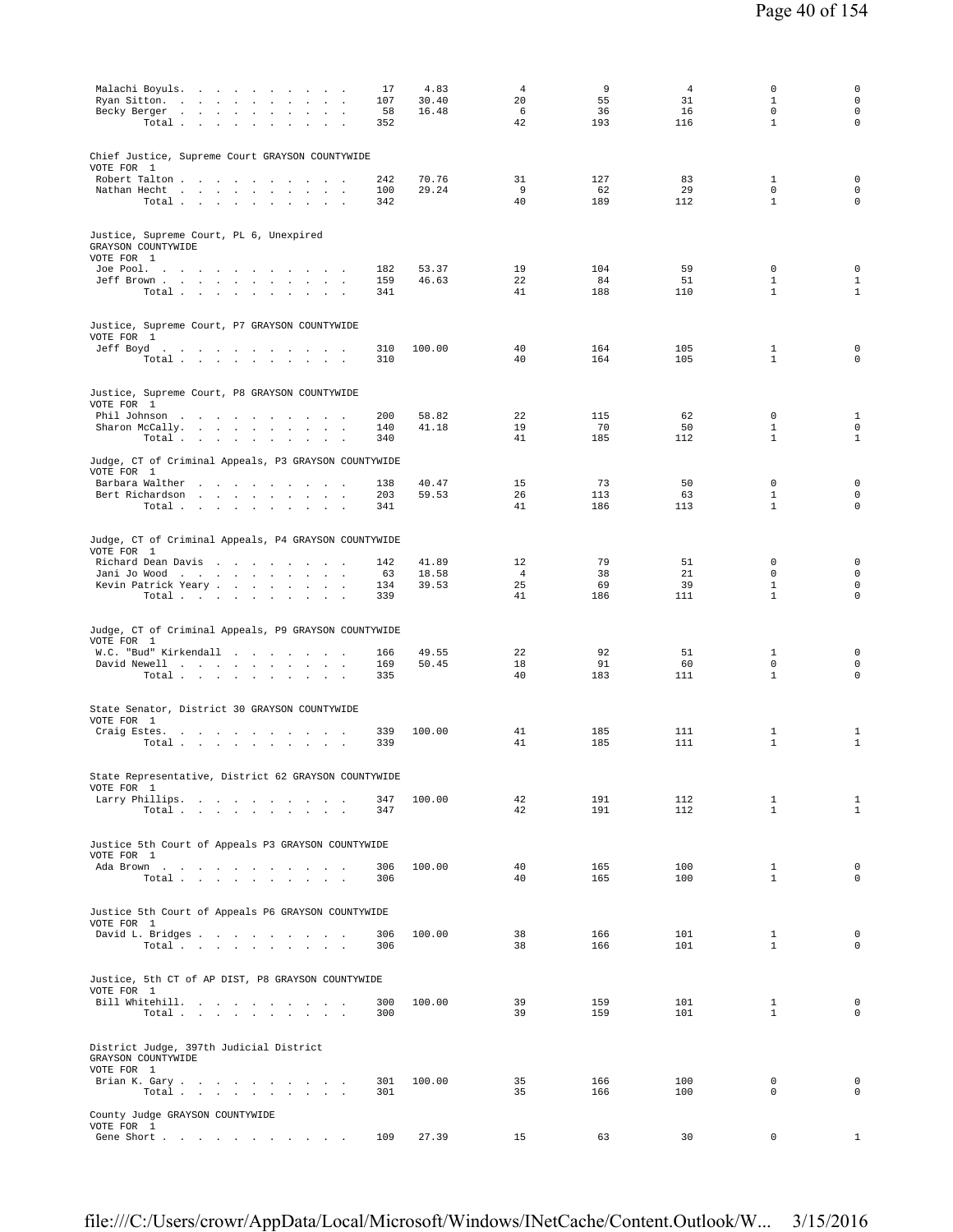| | | | | | | | |
|---|---|---|---|---|---|---|---|
| Malachi Boyuls | 17 | 4.83 | 4 | 9 | 4 | 0 | 0 |
| Ryan Sitton | 107 | 30.40 | 20 | 55 | 31 | 1 | 0 |
| Becky Berger | 58 | 16.48 | 6 | 36 | 16 | 0 | 0 |
| Total | 352 | | 42 | 193 | 116 | 1 | 0 |

Chief Justice, Supreme Court GRAYSON COUNTYWIDE
VOTE FOR 1

| | | | | | | | |
|---|---|---|---|---|---|---|---|
| Robert Talton | 242 | 70.76 | 31 | 127 | 83 | 1 | 0 |
| Nathan Hecht | 100 | 29.24 | 9 | 62 | 29 | 0 | 0 |
| Total | 342 | | 40 | 189 | 112 | 1 | 0 |

Justice, Supreme Court, PL 6, Unexpired
GRAYSON COUNTYWIDE
VOTE FOR 1

| | | | | | | | |
|---|---|---|---|---|---|---|---|
| Joe Pool | 182 | 53.37 | 19 | 104 | 59 | 0 | 0 |
| Jeff Brown | 159 | 46.63 | 22 | 84 | 51 | 1 | 1 |
| Total | 341 | | 41 | 188 | 110 | 1 | 1 |

Justice, Supreme Court, P7 GRAYSON COUNTYWIDE
VOTE FOR 1

| | | | | | | | |
|---|---|---|---|---|---|---|---|
| Jeff Boyd | 310 | 100.00 | 40 | 164 | 105 | 1 | 0 |
| Total | 310 | | 40 | 164 | 105 | 1 | 0 |

Justice, Supreme Court, P8 GRAYSON COUNTYWIDE
VOTE FOR 1

| | | | | | | | |
|---|---|---|---|---|---|---|---|
| Phil Johnson | 200 | 58.82 | 22 | 115 | 62 | 0 | 1 |
| Sharon McCally | 140 | 41.18 | 19 | 70 | 50 | 1 | 0 |
| Total | 340 | | 41 | 185 | 112 | 1 | 1 |

Judge, CT of Criminal Appeals, P3 GRAYSON COUNTYWIDE
VOTE FOR 1

| | | | | | | | |
|---|---|---|---|---|---|---|---|
| Barbara Walther | 138 | 40.47 | 15 | 73 | 50 | 0 | 0 |
| Bert Richardson | 203 | 59.53 | 26 | 113 | 63 | 1 | 0 |
| Total | 341 | | 41 | 186 | 113 | 1 | 0 |

Judge, CT of Criminal Appeals, P4 GRAYSON COUNTYWIDE
VOTE FOR 1

| | | | | | | | |
|---|---|---|---|---|---|---|---|
| Richard Dean Davis | 142 | 41.89 | 12 | 79 | 51 | 0 | 0 |
| Jani Jo Wood | 63 | 18.58 | 4 | 38 | 21 | 0 | 0 |
| Kevin Patrick Yeary | 134 | 39.53 | 25 | 69 | 39 | 1 | 0 |
| Total | 339 | | 41 | 186 | 111 | 1 | 0 |

Judge, CT of Criminal Appeals, P9 GRAYSON COUNTYWIDE
VOTE FOR 1

| | | | | | | | |
|---|---|---|---|---|---|---|---|
| W.C. "Bud" Kirkendall | 166 | 49.55 | 22 | 92 | 51 | 1 | 0 |
| David Newell | 169 | 50.45 | 18 | 91 | 60 | 0 | 0 |
| Total | 335 | | 40 | 183 | 111 | 1 | 0 |

State Senator, District 30 GRAYSON COUNTYWIDE
VOTE FOR 1

| | | | | | | | |
|---|---|---|---|---|---|---|---|
| Craig Estes | 339 | 100.00 | 41 | 185 | 111 | 1 | 1 |
| Total | 339 | | 41 | 185 | 111 | 1 | 1 |

State Representative, District 62 GRAYSON COUNTYWIDE
VOTE FOR 1

| | | | | | | | |
|---|---|---|---|---|---|---|---|
| Larry Phillips | 347 | 100.00 | 42 | 191 | 112 | 1 | 1 |
| Total | 347 | | 42 | 191 | 112 | 1 | 1 |

Justice 5th Court of Appeals P3 GRAYSON COUNTYWIDE
VOTE FOR 1

| | | | | | | | |
|---|---|---|---|---|---|---|---|
| Ada Brown | 306 | 100.00 | 40 | 165 | 100 | 1 | 0 |
| Total | 306 | | 40 | 165 | 100 | 1 | 0 |

Justice 5th Court of Appeals P6 GRAYSON COUNTYWIDE
VOTE FOR 1

| | | | | | | | |
|---|---|---|---|---|---|---|---|
| David L. Bridges | 306 | 100.00 | 38 | 166 | 101 | 1 | 0 |
| Total | 306 | | 38 | 166 | 101 | 1 | 0 |

Justice, 5th CT of AP DIST, P8 GRAYSON COUNTYWIDE
VOTE FOR 1

| | | | | | | | |
|---|---|---|---|---|---|---|---|
| Bill Whitehill | 300 | 100.00 | 39 | 159 | 101 | 1 | 0 |
| Total | 300 | | 39 | 159 | 101 | 1 | 0 |

District Judge, 397th Judicial District
GRAYSON COUNTYWIDE
VOTE FOR 1

| | | | | | | | |
|---|---|---|---|---|---|---|---|
| Brian K. Gary | 301 | 100.00 | 35 | 166 | 100 | 0 | 0 |
| Total | 301 | | 35 | 166 | 100 | 0 | 0 |

County Judge GRAYSON COUNTYWIDE
VOTE FOR 1

| | | | | | | | |
|---|---|---|---|---|---|---|---|
| Gene Short | 109 | 27.39 | 15 | 63 | 30 | 0 | 1 |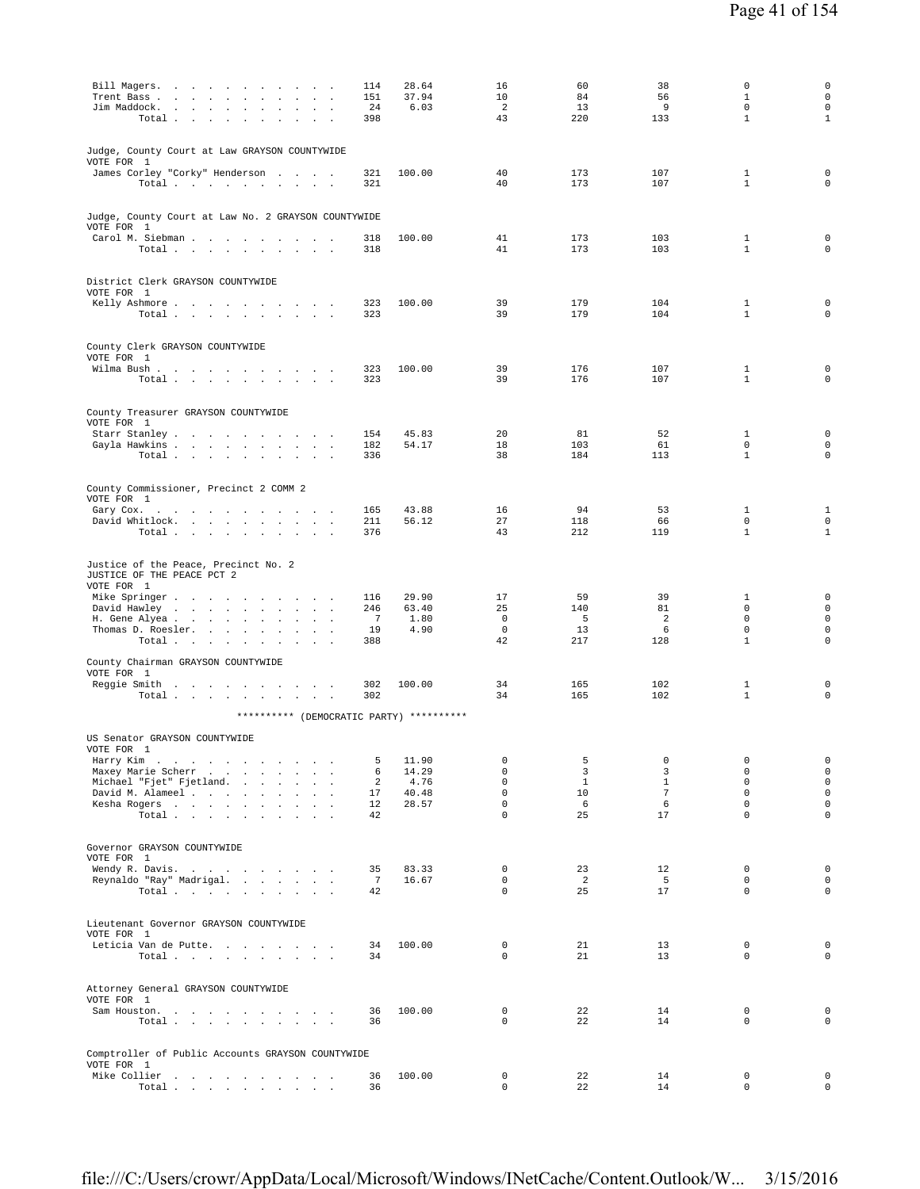| | | | | | | | |
|---|---|---|---|---|---|---|---|
| Bill Magers | 114 | 28.64 | 16 | 60 | 38 | 0 | 0 |
| Trent Bass | 151 | 37.94 | 10 | 84 | 56 | 1 | 0 |
| Jim Maddock | 24 | 6.03 | 2 | 13 | 9 | 0 | 0 |
| Total | 398 | | 43 | 220 | 133 | 1 | 1 |

Judge, County Court at Law GRAYSON COUNTYWIDE
VOTE FOR 1

| | | | | | | | |
|---|---|---|---|---|---|---|---|
| James Corley "Corky" Henderson | 321 | 100.00 | 40 | 173 | 107 | 1 | 0 |
| Total | 321 | | 40 | 173 | 107 | 1 | 0 |

Judge, County Court at Law No. 2 GRAYSON COUNTYWIDE
VOTE FOR 1

| | | | | | | | |
|---|---|---|---|---|---|---|---|
| Carol M. Siebman | 318 | 100.00 | 41 | 173 | 103 | 1 | 0 |
| Total | 318 | | 41 | 173 | 103 | 1 | 0 |

District Clerk GRAYSON COUNTYWIDE
VOTE FOR 1

| | | | | | | | |
|---|---|---|---|---|---|---|---|
| Kelly Ashmore | 323 | 100.00 | 39 | 179 | 104 | 1 | 0 |
| Total | 323 | | 39 | 179 | 104 | 1 | 0 |

County Clerk GRAYSON COUNTYWIDE
VOTE FOR 1

| | | | | | | | |
|---|---|---|---|---|---|---|---|
| Wilma Bush | 323 | 100.00 | 39 | 176 | 107 | 1 | 0 |
| Total | 323 | | 39 | 176 | 107 | 1 | 0 |

County Treasurer GRAYSON COUNTYWIDE
VOTE FOR 1

| | | | | | | | |
|---|---|---|---|---|---|---|---|
| Starr Stanley | 154 | 45.83 | 20 | 81 | 52 | 1 | 0 |
| Gayla Hawkins | 182 | 54.17 | 18 | 103 | 61 | 0 | 0 |
| Total | 336 | | 38 | 184 | 113 | 1 | 0 |

County Commissioner, Precinct 2 COMM 2
VOTE FOR 1

| | | | | | | | |
|---|---|---|---|---|---|---|---|
| Gary Cox | 165 | 43.88 | 16 | 94 | 53 | 1 | 1 |
| David Whitlock | 211 | 56.12 | 27 | 118 | 66 | 0 | 0 |
| Total | 376 | | 43 | 212 | 119 | 1 | 1 |

Justice of the Peace, Precinct No. 2
JUSTICE OF THE PEACE PCT 2
VOTE FOR 1

| | | | | | | | |
|---|---|---|---|---|---|---|---|
| Mike Springer | 116 | 29.90 | 17 | 59 | 39 | 1 | 0 |
| David Hawley | 246 | 63.40 | 25 | 140 | 81 | 0 | 0 |
| H. Gene Alyea | 7 | 1.80 | 0 | 5 | 2 | 0 | 0 |
| Thomas D. Roesler | 19 | 4.90 | 0 | 13 | 6 | 0 | 0 |
| Total | 388 | | 42 | 217 | 128 | 1 | 0 |

County Chairman GRAYSON COUNTYWIDE
VOTE FOR 1

| | | | | | | | |
|---|---|---|---|---|---|---|---|
| Reggie Smith | 302 | 100.00 | 34 | 165 | 102 | 1 | 0 |
| Total | 302 | | 34 | 165 | 102 | 1 | 0 |

********** (DEMOCRATIC PARTY) **********

US Senator GRAYSON COUNTYWIDE
VOTE FOR 1

| | | | | | | | |
|---|---|---|---|---|---|---|---|
| Harry Kim | 5 | 11.90 | 0 | 5 | 0 | 0 | 0 |
| Maxey Marie Scherr | 6 | 14.29 | 0 | 3 | 3 | 0 | 0 |
| Michael "Fjet" Fjetland | 2 | 4.76 | 0 | 1 | 1 | 0 | 0 |
| David M. Alameel | 17 | 40.48 | 0 | 10 | 7 | 0 | 0 |
| Kesha Rogers | 12 | 28.57 | 0 | 6 | 6 | 0 | 0 |
| Total | 42 | | 0 | 25 | 17 | 0 | 0 |

Governor GRAYSON COUNTYWIDE
VOTE FOR 1

| | | | | | | | |
|---|---|---|---|---|---|---|---|
| Wendy R. Davis | 35 | 83.33 | 0 | 23 | 12 | 0 | 0 |
| Reynaldo "Ray" Madrigal | 7 | 16.67 | 0 | 2 | 5 | 0 | 0 |
| Total | 42 | | 0 | 25 | 17 | 0 | 0 |

Lieutenant Governor GRAYSON COUNTYWIDE
VOTE FOR 1

| | | | | | | | |
|---|---|---|---|---|---|---|---|
| Leticia Van de Putte | 34 | 100.00 | 0 | 21 | 13 | 0 | 0 |
| Total | 34 | | 0 | 21 | 13 | 0 | 0 |

Attorney General GRAYSON COUNTYWIDE
VOTE FOR 1

| | | | | | | | |
|---|---|---|---|---|---|---|---|
| Sam Houston | 36 | 100.00 | 0 | 22 | 14 | 0 | 0 |
| Total | 36 | | 0 | 22 | 14 | 0 | 0 |

Comptroller of Public Accounts GRAYSON COUNTYWIDE
VOTE FOR 1

| | | | | | | | |
|---|---|---|---|---|---|---|---|
| Mike Collier | 36 | 100.00 | 0 | 22 | 14 | 0 | 0 |
| Total | 36 | | 0 | 22 | 14 | 0 | 0 |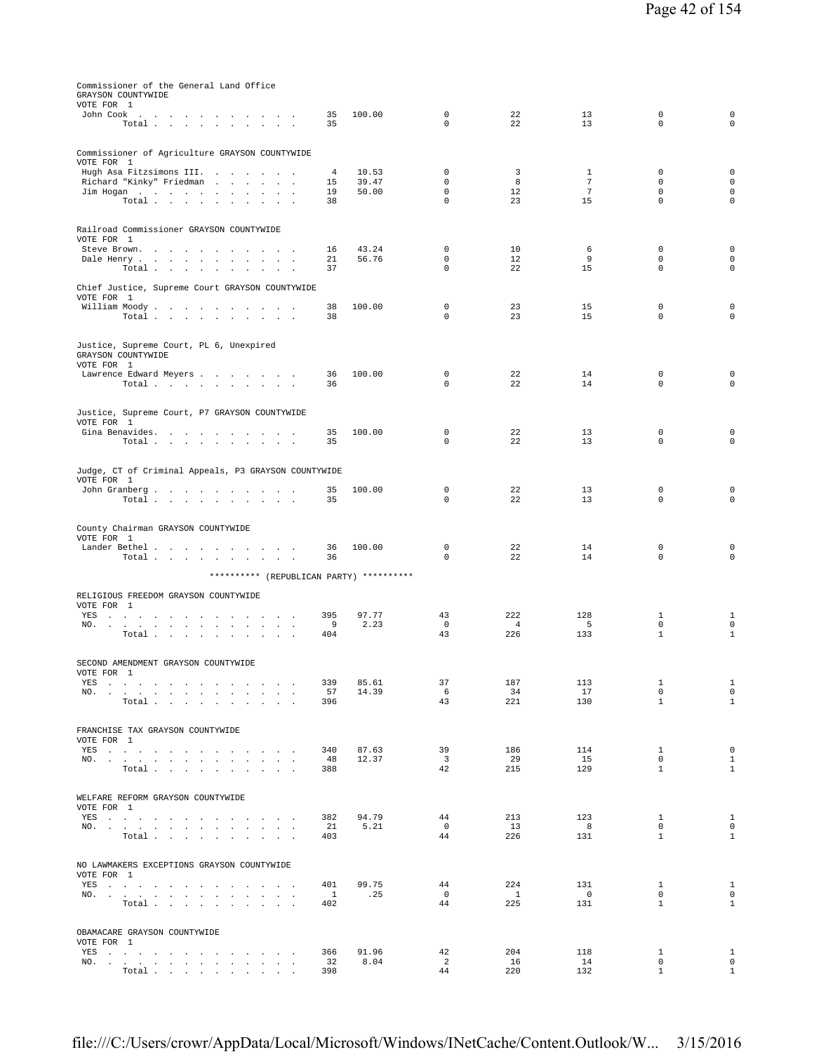Commissioner of the General Land Office
GRAYSON COUNTYWIDE
VOTE FOR 1

| | | | | | | | |
|---|---|---|---|---|---|---|---|
| John Cook | 35 | 100.00 | 0 | 22 | 13 | 0 | 0 |
| Total | 35 | | 0 | 22 | 13 | 0 | 0 |

Commissioner of Agriculture GRAYSON COUNTYWIDE
VOTE FOR 1

| | | | | | | | |
|---|---|---|---|---|---|---|---|
| Hugh Asa Fitzsimons III. | 4 | 10.53 | 0 | 3 | 1 | 0 | 0 |
| Richard "Kinky" Friedman | 15 | 39.47 | 0 | 8 | 7 | 0 | 0 |
| Jim Hogan | 19 | 50.00 | 0 | 12 | 7 | 0 | 0 |
| Total | 38 | | 0 | 23 | 15 | 0 | 0 |

Railroad Commissioner GRAYSON COUNTYWIDE
VOTE FOR 1

| | | | | | | | |
|---|---|---|---|---|---|---|---|
| Steve Brown. | 16 | 43.24 | 0 | 10 | 6 | 0 | 0 |
| Dale Henry | 21 | 56.76 | 0 | 12 | 9 | 0 | 0 |
| Total | 37 | | 0 | 22 | 15 | 0 | 0 |

Chief Justice, Supreme Court GRAYSON COUNTYWIDE
VOTE FOR 1

| | | | | | | | |
|---|---|---|---|---|---|---|---|
| William Moody | 38 | 100.00 | 0 | 23 | 15 | 0 | 0 |
| Total | 38 | | 0 | 23 | 15 | 0 | 0 |

Justice, Supreme Court, PL 6, Unexpired
GRAYSON COUNTYWIDE
VOTE FOR 1

| | | | | | | | |
|---|---|---|---|---|---|---|---|
| Lawrence Edward Meyers | 36 | 100.00 | 0 | 22 | 14 | 0 | 0 |
| Total | 36 | | 0 | 22 | 14 | 0 | 0 |

Justice, Supreme Court, P7 GRAYSON COUNTYWIDE
VOTE FOR 1

| | | | | | | | |
|---|---|---|---|---|---|---|---|
| Gina Benavides. | 35 | 100.00 | 0 | 22 | 13 | 0 | 0 |
| Total | 35 | | 0 | 22 | 13 | 0 | 0 |

Judge, CT of Criminal Appeals, P3 GRAYSON COUNTYWIDE
VOTE FOR 1

| | | | | | | | |
|---|---|---|---|---|---|---|---|
| John Granberg | 35 | 100.00 | 0 | 22 | 13 | 0 | 0 |
| Total | 35 | | 0 | 22 | 13 | 0 | 0 |

County Chairman GRAYSON COUNTYWIDE
VOTE FOR 1

| | | | | | | | |
|---|---|---|---|---|---|---|---|
| Lander Bethel | 36 | 100.00 | 0 | 22 | 14 | 0 | 0 |
| Total | 36 | | 0 | 22 | 14 | 0 | 0 |

********** (REPUBLICAN PARTY) **********

RELIGIOUS FREEDOM GRAYSON COUNTYWIDE
VOTE FOR 1

| | | | | | | | |
|---|---|---|---|---|---|---|---|
| YES | 395 | 97.77 | 43 | 222 | 128 | 1 | 1 |
| NO. | 9 | 2.23 | 0 | 4 | 5 | 0 | 0 |
| Total | 404 | | 43 | 226 | 133 | 1 | 1 |

SECOND AMENDMENT GRAYSON COUNTYWIDE
VOTE FOR 1

| | | | | | | | |
|---|---|---|---|---|---|---|---|
| YES | 339 | 85.61 | 37 | 187 | 113 | 1 | 1 |
| NO. | 57 | 14.39 | 6 | 34 | 17 | 0 | 0 |
| Total | 396 | | 43 | 221 | 130 | 1 | 1 |

FRANCHISE TAX GRAYSON COUNTYWIDE
VOTE FOR 1

| | | | | | | | |
|---|---|---|---|---|---|---|---|
| YES | 340 | 87.63 | 39 | 186 | 114 | 1 | 0 |
| NO. | 48 | 12.37 | 3 | 29 | 15 | 0 | 1 |
| Total | 388 | | 42 | 215 | 129 | 1 | 1 |

WELFARE REFORM GRAYSON COUNTYWIDE
VOTE FOR 1

| | | | | | | | |
|---|---|---|---|---|---|---|---|
| YES | 382 | 94.79 | 44 | 213 | 123 | 1 | 1 |
| NO. | 21 | 5.21 | 0 | 13 | 8 | 0 | 0 |
| Total | 403 | | 44 | 226 | 131 | 1 | 1 |

NO LAWMAKERS EXCEPTIONS GRAYSON COUNTYWIDE
VOTE FOR 1

| | | | | | | | |
|---|---|---|---|---|---|---|---|
| YES | 401 | 99.75 | 44 | 224 | 131 | 1 | 1 |
| NO. | 1 | .25 | 0 | 1 | 0 | 0 | 0 |
| Total | 402 | | 44 | 225 | 131 | 1 | 1 |

OBAMACARE GRAYSON COUNTYWIDE
VOTE FOR 1

| | | | | | | | |
|---|---|---|---|---|---|---|---|
| YES | 366 | 91.96 | 42 | 204 | 118 | 1 | 1 |
| NO. | 32 | 8.04 | 2 | 16 | 14 | 0 | 0 |
| Total | 398 | | 44 | 220 | 132 | 1 | 1 |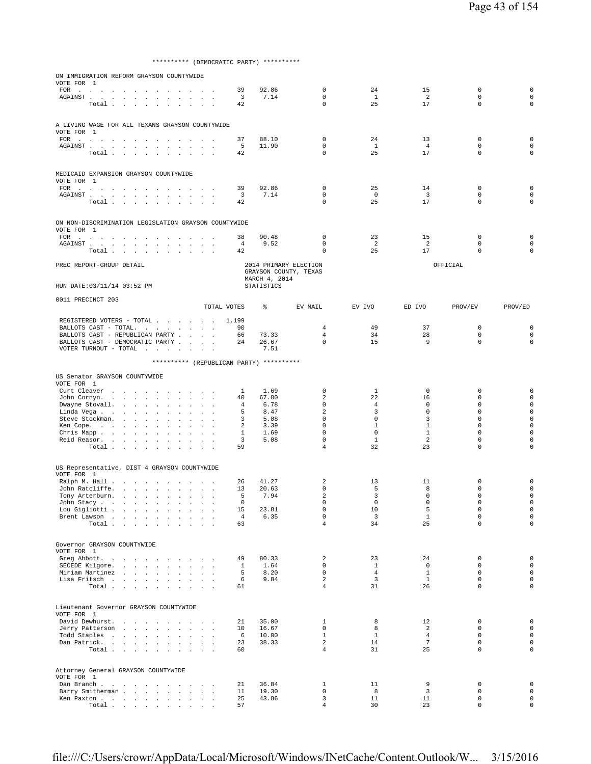********** (DEMOCRATIC PARTY) **********

ON IMMIGRATION REFORM GRAYSON COUNTYWIDE
VOTE FOR 1

| | TOTAL VOTES | % | EV MAIL | EV IVO | ED IVO | PROV/EV | PROV/ED |
|---|---|---|---|---|---|---|---|
| FOR | 39 | 92.86 | 0 | 24 | 15 | 0 | 0 |
| AGAINST | 3 | 7.14 | 0 | 1 | 2 | 0 | 0 |
| Total | 42 | | 0 | 25 | 17 | 0 | 0 |

A LIVING WAGE FOR ALL TEXANS GRAYSON COUNTYWIDE
VOTE FOR 1

| | TOTAL VOTES | % | EV MAIL | EV IVO | ED IVO | PROV/EV | PROV/ED |
|---|---|---|---|---|---|---|---|
| FOR | 37 | 88.10 | 0 | 24 | 13 | 0 | 0 |
| AGAINST | 5 | 11.90 | 0 | 1 | 4 | 0 | 0 |
| Total | 42 | | 0 | 25 | 17 | 0 | 0 |

MEDICAID EXPANSION GRAYSON COUNTYWIDE
VOTE FOR 1

| | TOTAL VOTES | % | EV MAIL | EV IVO | ED IVO | PROV/EV | PROV/ED |
|---|---|---|---|---|---|---|---|
| FOR | 39 | 92.86 | 0 | 25 | 14 | 0 | 0 |
| AGAINST | 3 | 7.14 | 0 | 0 | 3 | 0 | 0 |
| Total | 42 | | 0 | 25 | 17 | 0 | 0 |

ON NON-DISCRIMINATION LEGISLATION GRAYSON COUNTYWIDE
VOTE FOR 1

| | TOTAL VOTES | % | EV MAIL | EV IVO | ED IVO | PROV/EV | PROV/ED |
|---|---|---|---|---|---|---|---|
| FOR | 38 | 90.48 | 0 | 23 | 15 | 0 | 0 |
| AGAINST | 4 | 9.52 | 0 | 2 | 2 | 0 | 0 |
| Total | 42 | | 0 | 25 | 17 | 0 | 0 |

PREC REPORT-GROUP DETAIL — 2014 PRIMARY ELECTION, GRAYSON COUNTY, TEXAS, MARCH 4, 2014 — OFFICIAL

RUN DATE:03/11/14 03:52 PM — STATISTICS

0011 PRECINCT 203

| | TOTAL VOTES | % | EV MAIL | EV IVO | ED IVO | PROV/EV | PROV/ED |
|---|---|---|---|---|---|---|---|
| REGISTERED VOTERS - TOTAL | 1,199 | | | | | | |
| BALLOTS CAST - TOTAL. | 90 | | 4 | 49 | 37 | 0 | 0 |
| BALLOTS CAST - REPUBLICAN PARTY | 66 | 73.33 | 4 | 34 | 28 | 0 | 0 |
| BALLOTS CAST - DEMOCRATIC PARTY | 24 | 26.67 | 0 | 15 | 9 | 0 | 0 |
| VOTER TURNOUT - TOTAL | | 7.51 | | | | | |

********** (REPUBLICAN PARTY) **********

US Senator GRAYSON COUNTYWIDE
VOTE FOR 1

| | TOTAL VOTES | % | EV MAIL | EV IVO | ED IVO | PROV/EV | PROV/ED |
|---|---|---|---|---|---|---|---|
| Curt Cleaver | 1 | 1.69 | 0 | 1 | 0 | 0 | 0 |
| John Cornyn. | 40 | 67.80 | 2 | 22 | 16 | 0 | 0 |
| Dwayne Stovall. | 4 | 6.78 | 0 | 4 | 0 | 0 | 0 |
| Linda Vega | 5 | 8.47 | 2 | 3 | 0 | 0 | 0 |
| Steve Stockman. | 3 | 5.08 | 0 | 0 | 3 | 0 | 0 |
| Ken Cope. | 2 | 3.39 | 0 | 1 | 1 | 0 | 0 |
| Chris Mapp | 1 | 1.69 | 0 | 0 | 1 | 0 | 0 |
| Reid Reasor. | 3 | 5.08 | 0 | 1 | 2 | 0 | 0 |
| Total | 59 | | 4 | 32 | 23 | 0 | 0 |

US Representative, DIST 4 GRAYSON COUNTYWIDE
VOTE FOR 1

| | TOTAL VOTES | % | EV MAIL | EV IVO | ED IVO | PROV/EV | PROV/ED |
|---|---|---|---|---|---|---|---|
| Ralph M. Hall | 26 | 41.27 | 2 | 13 | 11 | 0 | 0 |
| John Ratcliffe. | 13 | 20.63 | 0 | 5 | 8 | 0 | 0 |
| Tony Arterburn. | 5 | 7.94 | 2 | 3 | 0 | 0 | 0 |
| John Stacy | 0 | | 0 | 0 | 0 | 0 | 0 |
| Lou Gigliotti | 15 | 23.81 | 0 | 10 | 5 | 0 | 0 |
| Brent Lawson | 4 | 6.35 | 0 | 3 | 1 | 0 | 0 |
| Total | 63 | | 4 | 34 | 25 | 0 | 0 |

Governor GRAYSON COUNTYWIDE
VOTE FOR 1

| | TOTAL VOTES | % | EV MAIL | EV IVO | ED IVO | PROV/EV | PROV/ED |
|---|---|---|---|---|---|---|---|
| Greg Abbott. | 49 | 80.33 | 2 | 23 | 24 | 0 | 0 |
| SECEDE Kilgore. | 1 | 1.64 | 0 | 1 | 0 | 0 | 0 |
| Miriam Martinez | 5 | 8.20 | 0 | 4 | 1 | 0 | 0 |
| Lisa Fritsch | 6 | 9.84 | 2 | 3 | 1 | 0 | 0 |
| Total | 61 | | 4 | 31 | 26 | 0 | 0 |

Lieutenant Governor GRAYSON COUNTYWIDE
VOTE FOR 1

| | TOTAL VOTES | % | EV MAIL | EV IVO | ED IVO | PROV/EV | PROV/ED |
|---|---|---|---|---|---|---|---|
| David Dewhurst. | 21 | 35.00 | 1 | 8 | 12 | 0 | 0 |
| Jerry Patterson | 10 | 16.67 | 0 | 8 | 2 | 0 | 0 |
| Todd Staples | 6 | 10.00 | 1 | 1 | 4 | 0 | 0 |
| Dan Patrick. | 23 | 38.33 | 2 | 14 | 7 | 0 | 0 |
| Total | 60 | | 4 | 31 | 25 | 0 | 0 |

Attorney General GRAYSON COUNTYWIDE
VOTE FOR 1

| | TOTAL VOTES | % | EV MAIL | EV IVO | ED IVO | PROV/EV | PROV/ED |
|---|---|---|---|---|---|---|---|
| Dan Branch | 21 | 36.84 | 1 | 11 | 9 | 0 | 0 |
| Barry Smitherman | 11 | 19.30 | 0 | 8 | 3 | 0 | 0 |
| Ken Paxton | 25 | 43.86 | 3 | 11 | 11 | 0 | 0 |
| Total | 57 | | 4 | 30 | 23 | 0 | 0 |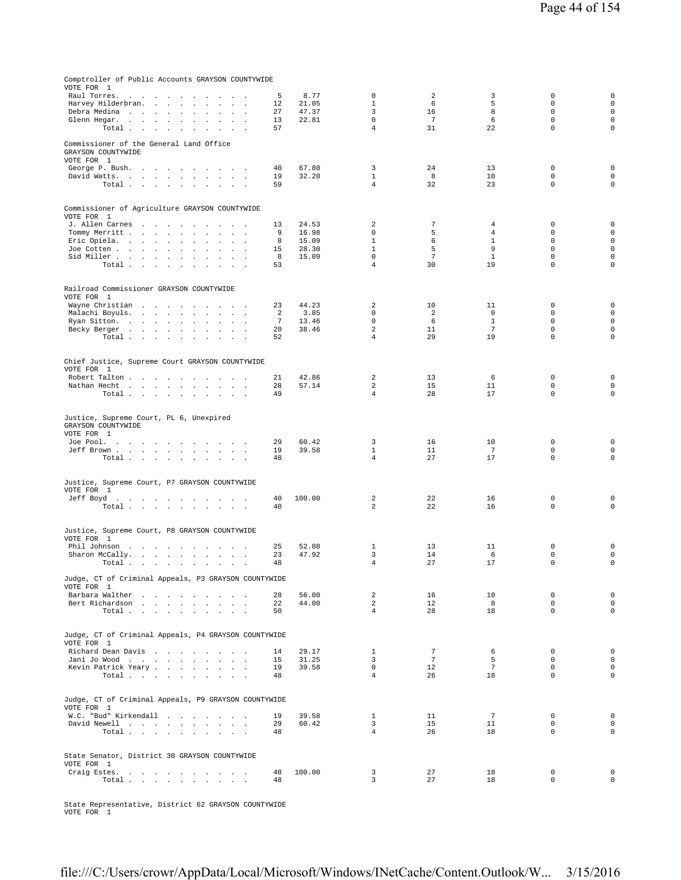Comptroller of Public Accounts GRAYSON COUNTYWIDE
VOTE FOR 1

| | | | | | | | |
|---|---|---|---|---|---|---|---|
| Raul Torres | 5 | 8.77 | 0 | 2 | 3 | 0 | 0 |
| Harvey Hilderbran | 12 | 21.05 | 1 | 6 | 5 | 0 | 0 |
| Debra Medina | 27 | 47.37 | 3 | 16 | 8 | 0 | 0 |
| Glenn Hegar | 13 | 22.81 | 0 | 7 | 6 | 0 | 0 |
| Total | 57 | | 4 | 31 | 22 | 0 | 0 |

Commissioner of the General Land Office GRAYSON COUNTYWIDE
VOTE FOR 1

| | | | | | | | |
|---|---|---|---|---|---|---|---|
| George P. Bush | 40 | 67.80 | 3 | 24 | 13 | 0 | 0 |
| David Watts | 19 | 32.20 | 1 | 8 | 10 | 0 | 0 |
| Total | 59 | | 4 | 32 | 23 | 0 | 0 |

Commissioner of Agriculture GRAYSON COUNTYWIDE
VOTE FOR 1

| | | | | | | | |
|---|---|---|---|---|---|---|---|
| J. Allen Carnes | 13 | 24.53 | 2 | 7 | 4 | 0 | 0 |
| Tommy Merritt | 9 | 16.98 | 0 | 5 | 4 | 0 | 0 |
| Eric Opiela | 8 | 15.09 | 1 | 6 | 1 | 0 | 0 |
| Joe Cotten | 15 | 28.30 | 1 | 5 | 9 | 0 | 0 |
| Sid Miller | 8 | 15.09 | 0 | 7 | 1 | 0 | 0 |
| Total | 53 | | 4 | 30 | 19 | 0 | 0 |

Railroad Commissioner GRAYSON COUNTYWIDE
VOTE FOR 1

| | | | | | | | |
|---|---|---|---|---|---|---|---|
| Wayne Christian | 23 | 44.23 | 2 | 10 | 11 | 0 | 0 |
| Malachi Boyuls | 2 | 3.85 | 0 | 2 | 0 | 0 | 0 |
| Ryan Sitton | 7 | 13.46 | 0 | 6 | 1 | 0 | 0 |
| Becky Berger | 20 | 38.46 | 2 | 11 | 7 | 0 | 0 |
| Total | 52 | | 4 | 29 | 19 | 0 | 0 |

Chief Justice, Supreme Court GRAYSON COUNTYWIDE
VOTE FOR 1

| | | | | | | | |
|---|---|---|---|---|---|---|---|
| Robert Talton | 21 | 42.86 | 2 | 13 | 6 | 0 | 0 |
| Nathan Hecht | 28 | 57.14 | 2 | 15 | 11 | 0 | 0 |
| Total | 49 | | 4 | 28 | 17 | 0 | 0 |

Justice, Supreme Court, PL 6, Unexpired GRAYSON COUNTYWIDE
VOTE FOR 1

| | | | | | | | |
|---|---|---|---|---|---|---|---|
| Joe Pool | 29 | 60.42 | 3 | 16 | 10 | 0 | 0 |
| Jeff Brown | 19 | 39.58 | 1 | 11 | 7 | 0 | 0 |
| Total | 48 | | 4 | 27 | 17 | 0 | 0 |

Justice, Supreme Court, P7 GRAYSON COUNTYWIDE
VOTE FOR 1

| | | | | | | | |
|---|---|---|---|---|---|---|---|
| Jeff Boyd | 40 | 100.00 | 2 | 22 | 16 | 0 | 0 |
| Total | 40 | | 2 | 22 | 16 | 0 | 0 |

Justice, Supreme Court, P8 GRAYSON COUNTYWIDE
VOTE FOR 1

| | | | | | | | |
|---|---|---|---|---|---|---|---|
| Phil Johnson | 25 | 52.08 | 1 | 13 | 11 | 0 | 0 |
| Sharon McCally | 23 | 47.92 | 3 | 14 | 6 | 0 | 0 |
| Total | 48 | | 4 | 27 | 17 | 0 | 0 |

Judge, CT of Criminal Appeals, P3 GRAYSON COUNTYWIDE
VOTE FOR 1

| | | | | | | | |
|---|---|---|---|---|---|---|---|
| Barbara Walther | 28 | 56.00 | 2 | 16 | 10 | 0 | 0 |
| Bert Richardson | 22 | 44.00 | 2 | 12 | 8 | 0 | 0 |
| Total | 50 | | 4 | 28 | 18 | 0 | 0 |

Judge, CT of Criminal Appeals, P4 GRAYSON COUNTYWIDE
VOTE FOR 1

| | | | | | | | |
|---|---|---|---|---|---|---|---|
| Richard Dean Davis | 14 | 29.17 | 1 | 7 | 6 | 0 | 0 |
| Jani Jo Wood | 15 | 31.25 | 3 | 7 | 5 | 0 | 0 |
| Kevin Patrick Yeary | 19 | 39.58 | 0 | 12 | 7 | 0 | 0 |
| Total | 48 | | 4 | 26 | 18 | 0 | 0 |

Judge, CT of Criminal Appeals, P9 GRAYSON COUNTYWIDE
VOTE FOR 1

| | | | | | | | |
|---|---|---|---|---|---|---|---|
| W.C. "Bud" Kirkendall | 19 | 39.58 | 1 | 11 | 7 | 0 | 0 |
| David Newell | 29 | 60.42 | 3 | 15 | 11 | 0 | 0 |
| Total | 48 | | 4 | 26 | 18 | 0 | 0 |

State Senator, District 30 GRAYSON COUNTYWIDE
VOTE FOR 1

| | | | | | | | |
|---|---|---|---|---|---|---|---|
| Craig Estes | 48 | 100.00 | 3 | 27 | 18 | 0 | 0 |
| Total | 48 | | 3 | 27 | 18 | 0 | 0 |

State Representative, District 62 GRAYSON COUNTYWIDE
VOTE FOR 1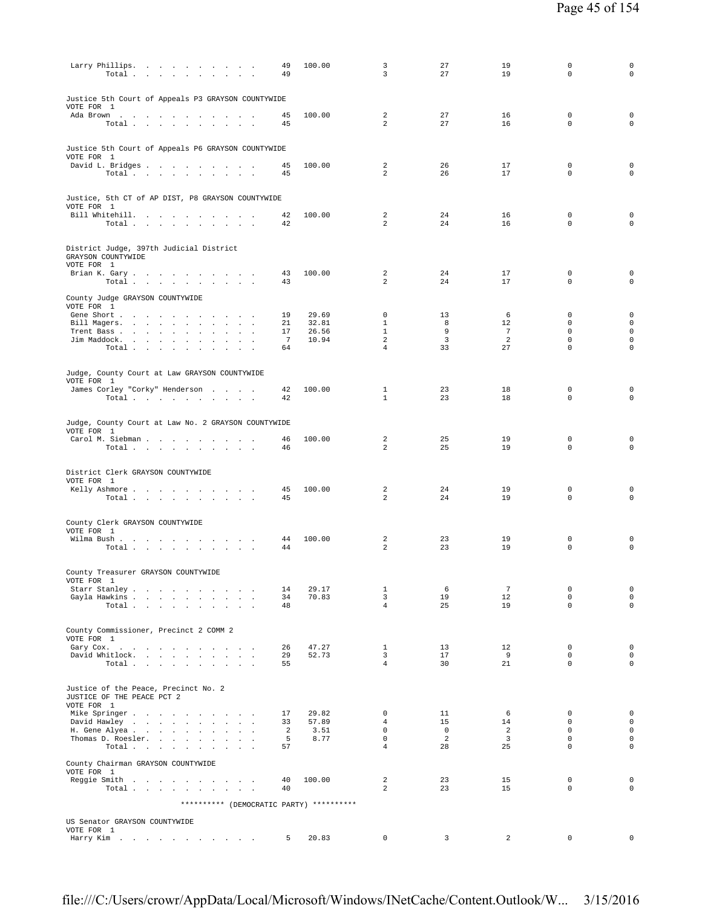| | | | | | | | |
|---|---|---|---|---|---|---|---|
| Larry Phillips. . . . . . . . . . . | 49 | 100.00 | 3 | 27 | 19 | 0 | 0 |
| Total . . . . . . . . . . | 49 | | 3 | 27 | 19 | 0 | 0 |

Justice 5th Court of Appeals P3 GRAYSON COUNTYWIDE
VOTE FOR 1

| | | | | | | | |
|---|---|---|---|---|---|---|---|
| Ada Brown . . . . . . . . . . . . | 45 | 100.00 | 2 | 27 | 16 | 0 | 0 |
| Total . . . . . . . . . . | 45 | | 2 | 27 | 16 | 0 | 0 |

Justice 5th Court of Appeals P6 GRAYSON COUNTYWIDE
VOTE FOR 1

| | | | | | | | |
|---|---|---|---|---|---|---|---|
| David L. Bridges . . . . . . . . . . | 45 | 100.00 | 2 | 26 | 17 | 0 | 0 |
| Total . . . . . . . . . . | 45 | | 2 | 26 | 17 | 0 | 0 |

Justice, 5th CT of AP DIST, P8 GRAYSON COUNTYWIDE
VOTE FOR 1

| | | | | | | | |
|---|---|---|---|---|---|---|---|
| Bill Whitehill. . . . . . . . . . | 42 | 100.00 | 2 | 24 | 16 | 0 | 0 |
| Total . . . . . . . . . . | 42 | | 2 | 24 | 16 | 0 | 0 |

District Judge, 397th Judicial District
GRAYSON COUNTYWIDE
VOTE FOR 1

| | | | | | | | |
|---|---|---|---|---|---|---|---|
| Brian K. Gary . . . . . . . . . . . | 43 | 100.00 | 2 | 24 | 17 | 0 | 0 |
| Total . . . . . . . . . . | 43 | | 2 | 24 | 17 | 0 | 0 |

County Judge GRAYSON COUNTYWIDE
VOTE FOR 1

| | | | | | | | |
|---|---|---|---|---|---|---|---|
| Gene Short . . . . . . . . . . . . | 19 | 29.69 | 0 | 13 | 6 | 0 | 0 |
| Bill Magers. . . . . . . . . . . . | 21 | 32.81 | 1 | 8 | 12 | 0 | 0 |
| Trent Bass . . . . . . . . . . . . | 17 | 26.56 | 1 | 9 | 7 | 0 | 0 |
| Jim Maddock. . . . . . . . . . . . | 7 | 10.94 | 2 | 3 | 2 | 0 | 0 |
| Total . . . . . . . . . . | 64 | | 4 | 33 | 27 | 0 | 0 |

Judge, County Court at Law GRAYSON COUNTYWIDE
VOTE FOR 1

| | | | | | | | |
|---|---|---|---|---|---|---|---|
| James Corley "Corky" Henderson . . . . | 42 | 100.00 | 1 | 23 | 18 | 0 | 0 |
| Total . . . . . . . . . . | 42 | | 1 | 23 | 18 | 0 | 0 |

Judge, County Court at Law No. 2 GRAYSON COUNTYWIDE
VOTE FOR 1

| | | | | | | | |
|---|---|---|---|---|---|---|---|
| Carol M. Siebman . . . . . . . . . . | 46 | 100.00 | 2 | 25 | 19 | 0 | 0 |
| Total . . . . . . . . . . | 46 | | 2 | 25 | 19 | 0 | 0 |

District Clerk GRAYSON COUNTYWIDE
VOTE FOR 1

| | | | | | | | |
|---|---|---|---|---|---|---|---|
| Kelly Ashmore . . . . . . . . . . . | 45 | 100.00 | 2 | 24 | 19 | 0 | 0 |
| Total . . . . . . . . . . | 45 | | 2 | 24 | 19 | 0 | 0 |

County Clerk GRAYSON COUNTYWIDE
VOTE FOR 1

| | | | | | | | |
|---|---|---|---|---|---|---|---|
| Wilma Bush . . . . . . . . . . . . | 44 | 100.00 | 2 | 23 | 19 | 0 | 0 |
| Total . . . . . . . . . . | 44 | | 2 | 23 | 19 | 0 | 0 |

County Treasurer GRAYSON COUNTYWIDE
VOTE FOR 1

| | | | | | | | |
|---|---|---|---|---|---|---|---|
| Starr Stanley . . . . . . . . . . . | 14 | 29.17 | 1 | 6 | 7 | 0 | 0 |
| Gayla Hawkins . . . . . . . . . . . | 34 | 70.83 | 3 | 19 | 12 | 0 | 0 |
| Total . . . . . . . . . . | 48 | | 4 | 25 | 19 | 0 | 0 |

County Commissioner, Precinct 2 COMM 2
VOTE FOR 1

| | | | | | | | |
|---|---|---|---|---|---|---|---|
| Gary Cox. . . . . . . . . . . . . | 26 | 47.27 | 1 | 13 | 12 | 0 | 0 |
| David Whitlock. . . . . . . . . . . | 29 | 52.73 | 3 | 17 | 9 | 0 | 0 |
| Total . . . . . . . . . . | 55 | | 4 | 30 | 21 | 0 | 0 |

Justice of the Peace, Precinct No. 2
JUSTICE OF THE PEACE PCT 2
VOTE FOR 1

| | | | | | | | |
|---|---|---|---|---|---|---|---|
| Mike Springer . . . . . . . . . . . | 17 | 29.82 | 0 | 11 | 6 | 0 | 0 |
| David Hawley . . . . . . . . . . . | 33 | 57.89 | 4 | 15 | 14 | 0 | 0 |
| H. Gene Alyea . . . . . . . . . . . | 2 | 3.51 | 0 | 0 | 2 | 0 | 0 |
| Thomas D. Roesler. . . . . . . . . . | 5 | 8.77 | 0 | 2 | 3 | 0 | 0 |
| Total . . . . . . . . . . | 57 | | 4 | 28 | 25 | 0 | 0 |

County Chairman GRAYSON COUNTYWIDE
VOTE FOR 1

| | | | | | | | |
|---|---|---|---|---|---|---|---|
| Reggie Smith . . . . . . . . . . . | 40 | 100.00 | 2 | 23 | 15 | 0 | 0 |
| Total . . . . . . . . . . | 40 | | 2 | 23 | 15 | 0 | 0 |

********** (DEMOCRATIC PARTY) **********

US Senator GRAYSON COUNTYWIDE
VOTE FOR 1

| | | | | | | | |
|---|---|---|---|---|---|---|---|
| Harry Kim . . . . . . . . . . . . | 5 | 20.83 | 0 | 3 | 2 | 0 | 0 |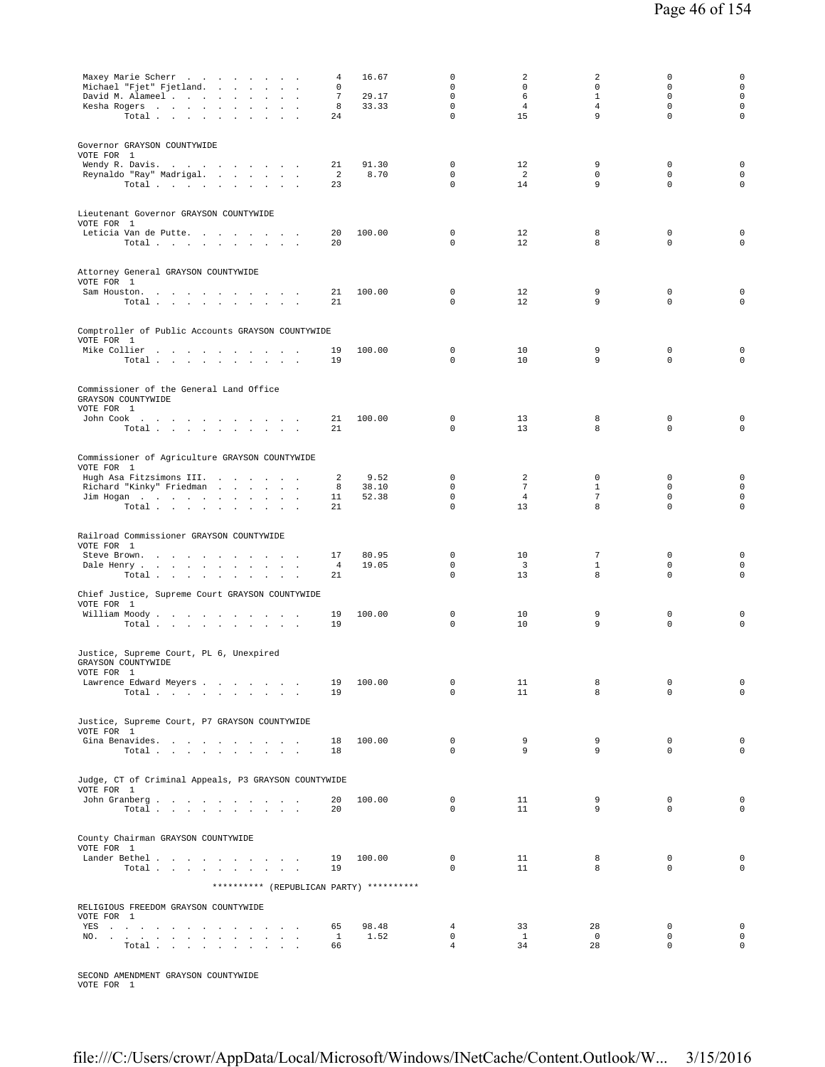| | | | | | | | |
|---|---|---|---|---|---|---|---|
| Maxey Marie Scherr | 4 | 16.67 | 0 | 2 | 2 | 0 | 0 |
| Michael "Fjet" Fjetland | 0 | | 0 | 0 | 0 | 0 | 0 |
| David M. Alameel | 7 | 29.17 | 0 | 6 | 1 | 0 | 0 |
| Kesha Rogers | 8 | 33.33 | 0 | 4 | 4 | 0 | 0 |
| Total | 24 | | 0 | 15 | 9 | 0 | 0 |

Governor GRAYSON COUNTYWIDE
VOTE FOR 1

| | | | | | | | |
|---|---|---|---|---|---|---|---|
| Wendy R. Davis | 21 | 91.30 | 0 | 12 | 9 | 0 | 0 |
| Reynaldo "Ray" Madrigal | 2 | 8.70 | 0 | 2 | 0 | 0 | 0 |
| Total | 23 | | 0 | 14 | 9 | 0 | 0 |

Lieutenant Governor GRAYSON COUNTYWIDE
VOTE FOR 1

| | | | | | | | |
|---|---|---|---|---|---|---|---|
| Leticia Van de Putte | 20 | 100.00 | 0 | 12 | 8 | 0 | 0 |
| Total | 20 | | 0 | 12 | 8 | 0 | 0 |

Attorney General GRAYSON COUNTYWIDE
VOTE FOR 1

| | | | | | | | |
|---|---|---|---|---|---|---|---|
| Sam Houston | 21 | 100.00 | 0 | 12 | 9 | 0 | 0 |
| Total | 21 | | 0 | 12 | 9 | 0 | 0 |

Comptroller of Public Accounts GRAYSON COUNTYWIDE
VOTE FOR 1

| | | | | | | | |
|---|---|---|---|---|---|---|---|
| Mike Collier | 19 | 100.00 | 0 | 10 | 9 | 0 | 0 |
| Total | 19 | | 0 | 10 | 9 | 0 | 0 |

Commissioner of the General Land Office
GRAYSON COUNTYWIDE
VOTE FOR 1

| | | | | | | | |
|---|---|---|---|---|---|---|---|
| John Cook | 21 | 100.00 | 0 | 13 | 8 | 0 | 0 |
| Total | 21 | | 0 | 13 | 8 | 0 | 0 |

Commissioner of Agriculture GRAYSON COUNTYWIDE
VOTE FOR 1

| | | | | | | | |
|---|---|---|---|---|---|---|---|
| Hugh Asa Fitzsimons III. | 2 | 9.52 | 0 | 2 | 0 | 0 | 0 |
| Richard "Kinky" Friedman | 8 | 38.10 | 0 | 7 | 1 | 0 | 0 |
| Jim Hogan | 11 | 52.38 | 0 | 4 | 7 | 0 | 0 |
| Total | 21 | | 0 | 13 | 8 | 0 | 0 |

Railroad Commissioner GRAYSON COUNTYWIDE
VOTE FOR 1

| | | | | | | | |
|---|---|---|---|---|---|---|---|
| Steve Brown | 17 | 80.95 | 0 | 10 | 7 | 0 | 0 |
| Dale Henry | 4 | 19.05 | 0 | 3 | 1 | 0 | 0 |
| Total | 21 | | 0 | 13 | 8 | 0 | 0 |

Chief Justice, Supreme Court GRAYSON COUNTYWIDE
VOTE FOR 1

| | | | | | | | |
|---|---|---|---|---|---|---|---|
| William Moody | 19 | 100.00 | 0 | 10 | 9 | 0 | 0 |
| Total | 19 | | 0 | 10 | 9 | 0 | 0 |

Justice, Supreme Court, PL 6, Unexpired
GRAYSON COUNTYWIDE
VOTE FOR 1

| | | | | | | | |
|---|---|---|---|---|---|---|---|
| Lawrence Edward Meyers | 19 | 100.00 | 0 | 11 | 8 | 0 | 0 |
| Total | 19 | | 0 | 11 | 8 | 0 | 0 |

Justice, Supreme Court, P7 GRAYSON COUNTYWIDE
VOTE FOR 1

| | | | | | | | |
|---|---|---|---|---|---|---|---|
| Gina Benavides | 18 | 100.00 | 0 | 9 | 9 | 0 | 0 |
| Total | 18 | | 0 | 9 | 9 | 0 | 0 |

Judge, CT of Criminal Appeals, P3 GRAYSON COUNTYWIDE
VOTE FOR 1

| | | | | | | | |
|---|---|---|---|---|---|---|---|
| John Granberg | 20 | 100.00 | 0 | 11 | 9 | 0 | 0 |
| Total | 20 | | 0 | 11 | 9 | 0 | 0 |

County Chairman GRAYSON COUNTYWIDE
VOTE FOR 1

| | | | | | | | |
|---|---|---|---|---|---|---|---|
| Lander Bethel | 19 | 100.00 | 0 | 11 | 8 | 0 | 0 |
| Total | 19 | | 0 | 11 | 8 | 0 | 0 |

********** (REPUBLICAN PARTY) **********

RELIGIOUS FREEDOM GRAYSON COUNTYWIDE
VOTE FOR 1

| | | | | | | | |
|---|---|---|---|---|---|---|---|
| YES | 65 | 98.48 | 4 | 33 | 28 | 0 | 0 |
| NO. | 1 | 1.52 | 0 | 1 | 0 | 0 | 0 |
| Total | 66 | | 4 | 34 | 28 | 0 | 0 |

SECOND AMENDMENT GRAYSON COUNTYWIDE
VOTE FOR 1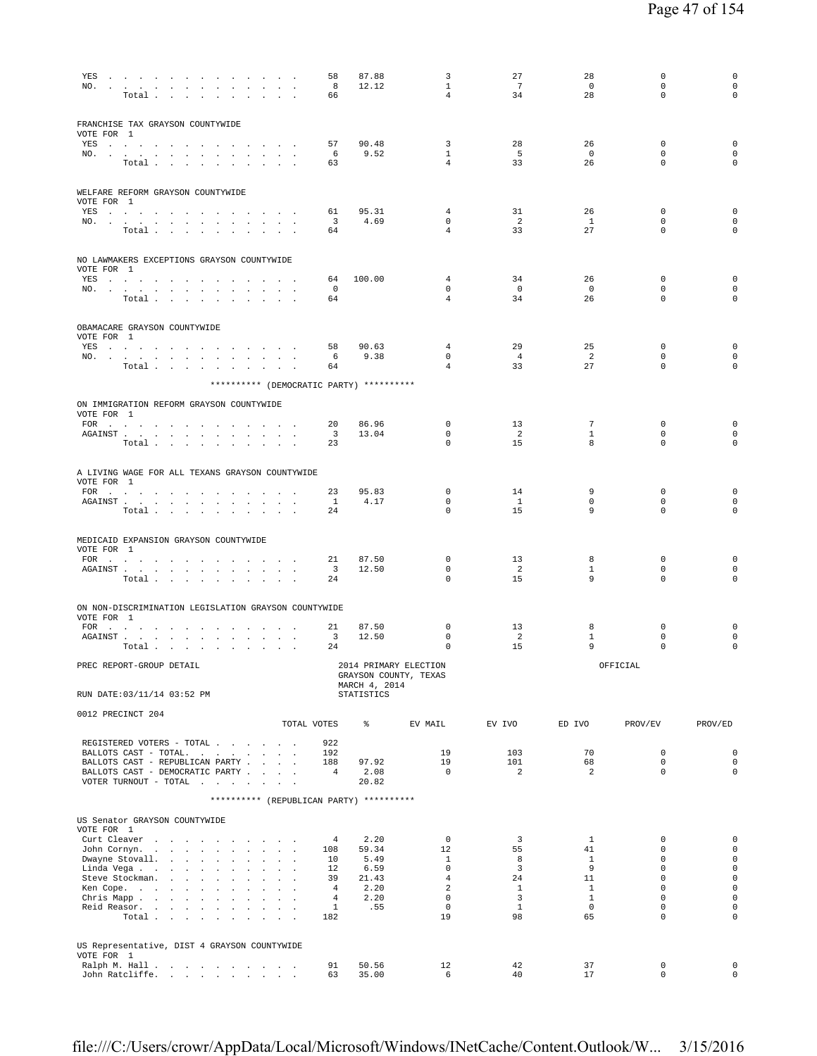| | TOTAL VOTES | % | EV MAIL | EV IVO | ED IVO | PROV/EV | PROV/ED |
|---|---|---|---|---|---|---|---|
| YES | 58 | 87.88 | 3 | 27 | 28 | 0 | 0 |
| NO. | 8 | 12.12 | 1 | 7 | 0 | 0 | 0 |
| Total | 66 | | 4 | 34 | 28 | 0 | 0 |

FRANCHISE TAX GRAYSON COUNTYWIDE
VOTE FOR 1

| | TOTAL VOTES | % | EV MAIL | EV IVO | ED IVO | PROV/EV | PROV/ED |
|---|---|---|---|---|---|---|---|
| YES | 57 | 90.48 | 3 | 28 | 26 | 0 | 0 |
| NO. | 6 | 9.52 | 1 | 5 | 0 | 0 | 0 |
| Total | 63 | | 4 | 33 | 26 | 0 | 0 |

WELFARE REFORM GRAYSON COUNTYWIDE
VOTE FOR 1

| | TOTAL VOTES | % | EV MAIL | EV IVO | ED IVO | PROV/EV | PROV/ED |
|---|---|---|---|---|---|---|---|
| YES | 61 | 95.31 | 4 | 31 | 26 | 0 | 0 |
| NO. | 3 | 4.69 | 0 | 2 | 1 | 0 | 0 |
| Total | 64 | | 4 | 33 | 27 | 0 | 0 |

NO LAWMAKERS EXCEPTIONS GRAYSON COUNTYWIDE
VOTE FOR 1

| | TOTAL VOTES | % | EV MAIL | EV IVO | ED IVO | PROV/EV | PROV/ED |
|---|---|---|---|---|---|---|---|
| YES | 64 | 100.00 | 4 | 34 | 26 | 0 | 0 |
| NO. | 0 | | 0 | 0 | 0 | 0 | 0 |
| Total | 64 | | 4 | 34 | 26 | 0 | 0 |

OBAMACARE GRAYSON COUNTYWIDE
VOTE FOR 1

| | TOTAL VOTES | % | EV MAIL | EV IVO | ED IVO | PROV/EV | PROV/ED |
|---|---|---|---|---|---|---|---|
| YES | 58 | 90.63 | 4 | 29 | 25 | 0 | 0 |
| NO. | 6 | 9.38 | 0 | 4 | 2 | 0 | 0 |
| Total | 64 | | 4 | 33 | 27 | 0 | 0 |

********** (DEMOCRATIC PARTY) **********

ON IMMIGRATION REFORM GRAYSON COUNTYWIDE
VOTE FOR 1

| | TOTAL VOTES | % | EV MAIL | EV IVO | ED IVO | PROV/EV | PROV/ED |
|---|---|---|---|---|---|---|---|
| FOR | 20 | 86.96 | 0 | 13 | 7 | 0 | 0 |
| AGAINST | 3 | 13.04 | 0 | 2 | 1 | 0 | 0 |
| Total | 23 | | 0 | 15 | 8 | 0 | 0 |

A LIVING WAGE FOR ALL TEXANS GRAYSON COUNTYWIDE
VOTE FOR 1

| | TOTAL VOTES | % | EV MAIL | EV IVO | ED IVO | PROV/EV | PROV/ED |
|---|---|---|---|---|---|---|---|
| FOR | 23 | 95.83 | 0 | 14 | 9 | 0 | 0 |
| AGAINST | 1 | 4.17 | 0 | 1 | 0 | 0 | 0 |
| Total | 24 | | 0 | 15 | 9 | 0 | 0 |

MEDICAID EXPANSION GRAYSON COUNTYWIDE
VOTE FOR 1

| | TOTAL VOTES | % | EV MAIL | EV IVO | ED IVO | PROV/EV | PROV/ED |
|---|---|---|---|---|---|---|---|
| FOR | 21 | 87.50 | 0 | 13 | 8 | 0 | 0 |
| AGAINST | 3 | 12.50 | 0 | 2 | 1 | 0 | 0 |
| Total | 24 | | 0 | 15 | 9 | 0 | 0 |

ON NON-DISCRIMINATION LEGISLATION GRAYSON COUNTYWIDE
VOTE FOR 1

| | TOTAL VOTES | % | EV MAIL | EV IVO | ED IVO | PROV/EV | PROV/ED |
|---|---|---|---|---|---|---|---|
| FOR | 21 | 87.50 | 0 | 13 | 8 | 0 | 0 |
| AGAINST | 3 | 12.50 | 0 | 2 | 1 | 0 | 0 |
| Total | 24 | | 0 | 15 | 9 | 0 | 0 |

PREC REPORT-GROUP DETAIL — 2014 PRIMARY ELECTION, GRAYSON COUNTY, TEXAS, MARCH 4, 2014 — OFFICIAL

RUN DATE:03/11/14 03:52 PM — STATISTICS

0012 PRECINCT 204

| | TOTAL VOTES | % | EV MAIL | EV IVO | ED IVO | PROV/EV | PROV/ED |
|---|---|---|---|---|---|---|---|
| REGISTERED VOTERS - TOTAL | 922 | | | | | | |
| BALLOTS CAST - TOTAL. | 192 | | 19 | 103 | 70 | 0 | 0 |
| BALLOTS CAST - REPUBLICAN PARTY | 188 | 97.92 | 19 | 101 | 68 | 0 | 0 |
| BALLOTS CAST - DEMOCRATIC PARTY | 4 | 2.08 | 0 | 2 | 2 | 0 | 0 |
| VOTER TURNOUT - TOTAL | | 20.82 | | | | | |

********** (REPUBLICAN PARTY) **********

US Senator GRAYSON COUNTYWIDE
VOTE FOR 1

| | TOTAL VOTES | % | EV MAIL | EV IVO | ED IVO | PROV/EV | PROV/ED |
|---|---|---|---|---|---|---|---|
| Curt Cleaver | 4 | 2.20 | 0 | 3 | 1 | 0 | 0 |
| John Cornyn. | 108 | 59.34 | 12 | 55 | 41 | 0 | 0 |
| Dwayne Stovall. | 10 | 5.49 | 1 | 8 | 1 | 0 | 0 |
| Linda Vega | 12 | 6.59 | 0 | 3 | 9 | 0 | 0 |
| Steve Stockman. | 39 | 21.43 | 4 | 24 | 11 | 0 | 0 |
| Ken Cope. | 4 | 2.20 | 2 | 1 | 1 | 0 | 0 |
| Chris Mapp | 4 | 2.20 | 0 | 3 | 1 | 0 | 0 |
| Reid Reasor. | 1 | .55 | 0 | 1 | 0 | 0 | 0 |
| Total | 182 | | 19 | 98 | 65 | 0 | 0 |

US Representative, DIST 4 GRAYSON COUNTYWIDE
VOTE FOR 1

| | TOTAL VOTES | % | EV MAIL | EV IVO | ED IVO | PROV/EV | PROV/ED |
|---|---|---|---|---|---|---|---|
| Ralph M. Hall | 91 | 50.56 | 12 | 42 | 37 | 0 | 0 |
| John Ratcliffe. | 63 | 35.00 | 6 | 40 | 17 | 0 | 0 |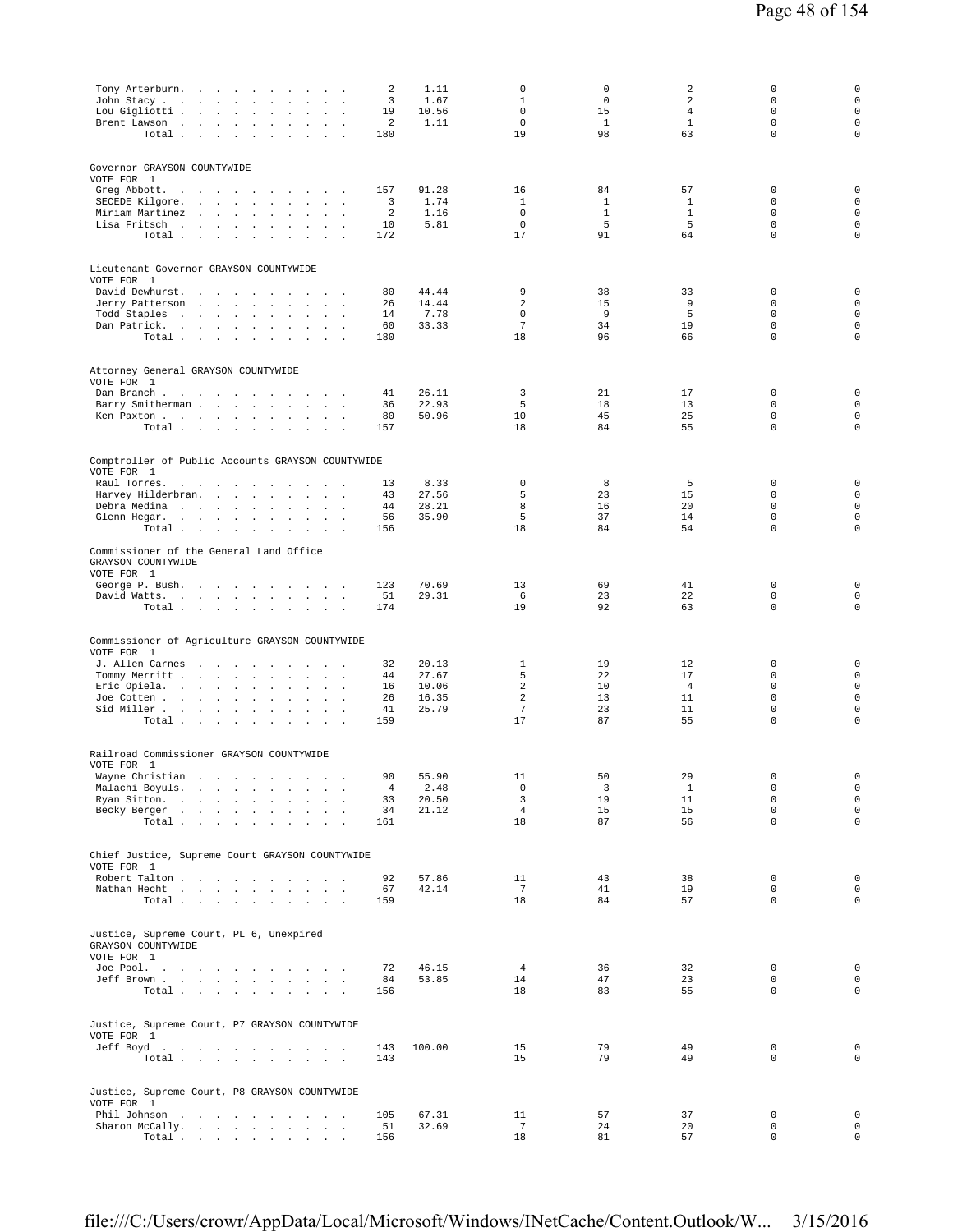| | | | | | | | |
|---|---|---|---|---|---|---|---|
| Tony Arterburn | 2 | 1.11 | 0 | 0 | 2 | 0 | 0 |
| John Stacy | 3 | 1.67 | 1 | 0 | 2 | 0 | 0 |
| Lou Gigliotti | 19 | 10.56 | 0 | 15 | 4 | 0 | 0 |
| Brent Lawson | 2 | 1.11 | 0 | 1 | 1 | 0 | 0 |
| Total | 180 | | 19 | 98 | 63 | 0 | 0 |

Governor GRAYSON COUNTYWIDE
VOTE FOR 1

| | | | | | | | |
|---|---|---|---|---|---|---|---|
| Greg Abbott | 157 | 91.28 | 16 | 84 | 57 | 0 | 0 |
| SECEDE Kilgore | 3 | 1.74 | 1 | 1 | 1 | 0 | 0 |
| Miriam Martinez | 2 | 1.16 | 0 | 1 | 1 | 0 | 0 |
| Lisa Fritsch | 10 | 5.81 | 0 | 5 | 5 | 0 | 0 |
| Total | 172 | | 17 | 91 | 64 | 0 | 0 |

Lieutenant Governor GRAYSON COUNTYWIDE
VOTE FOR 1

| | | | | | | | |
|---|---|---|---|---|---|---|---|
| David Dewhurst | 80 | 44.44 | 9 | 38 | 33 | 0 | 0 |
| Jerry Patterson | 26 | 14.44 | 2 | 15 | 9 | 0 | 0 |
| Todd Staples | 14 | 7.78 | 0 | 9 | 5 | 0 | 0 |
| Dan Patrick | 60 | 33.33 | 7 | 34 | 19 | 0 | 0 |
| Total | 180 | | 18 | 96 | 66 | 0 | 0 |

Attorney General GRAYSON COUNTYWIDE
VOTE FOR 1

| | | | | | | | |
|---|---|---|---|---|---|---|---|
| Dan Branch | 41 | 26.11 | 3 | 21 | 17 | 0 | 0 |
| Barry Smitherman | 36 | 22.93 | 5 | 18 | 13 | 0 | 0 |
| Ken Paxton | 80 | 50.96 | 10 | 45 | 25 | 0 | 0 |
| Total | 157 | | 18 | 84 | 55 | 0 | 0 |

Comptroller of Public Accounts GRAYSON COUNTYWIDE
VOTE FOR 1

| | | | | | | | |
|---|---|---|---|---|---|---|---|
| Raul Torres | 13 | 8.33 | 0 | 8 | 5 | 0 | 0 |
| Harvey Hilderbran | 43 | 27.56 | 5 | 23 | 15 | 0 | 0 |
| Debra Medina | 44 | 28.21 | 8 | 16 | 20 | 0 | 0 |
| Glenn Hegar | 56 | 35.90 | 5 | 37 | 14 | 0 | 0 |
| Total | 156 | | 18 | 84 | 54 | 0 | 0 |

Commissioner of the General Land Office
GRAYSON COUNTYWIDE
VOTE FOR 1

| | | | | | | | |
|---|---|---|---|---|---|---|---|
| George P. Bush | 123 | 70.69 | 13 | 69 | 41 | 0 | 0 |
| David Watts | 51 | 29.31 | 6 | 23 | 22 | 0 | 0 |
| Total | 174 | | 19 | 92 | 63 | 0 | 0 |

Commissioner of Agriculture GRAYSON COUNTYWIDE
VOTE FOR 1

| | | | | | | | |
|---|---|---|---|---|---|---|---|
| J. Allen Carnes | 32 | 20.13 | 1 | 19 | 12 | 0 | 0 |
| Tommy Merritt | 44 | 27.67 | 5 | 22 | 17 | 0 | 0 |
| Eric Opiela | 16 | 10.06 | 2 | 10 | 4 | 0 | 0 |
| Joe Cotten | 26 | 16.35 | 2 | 13 | 11 | 0 | 0 |
| Sid Miller | 41 | 25.79 | 7 | 23 | 11 | 0 | 0 |
| Total | 159 | | 17 | 87 | 55 | 0 | 0 |

Railroad Commissioner GRAYSON COUNTYWIDE
VOTE FOR 1

| | | | | | | | |
|---|---|---|---|---|---|---|---|
| Wayne Christian | 90 | 55.90 | 11 | 50 | 29 | 0 | 0 |
| Malachi Boyuls | 4 | 2.48 | 0 | 3 | 1 | 0 | 0 |
| Ryan Sitton | 33 | 20.50 | 3 | 19 | 11 | 0 | 0 |
| Becky Berger | 34 | 21.12 | 4 | 15 | 15 | 0 | 0 |
| Total | 161 | | 18 | 87 | 56 | 0 | 0 |

Chief Justice, Supreme Court GRAYSON COUNTYWIDE
VOTE FOR 1

| | | | | | | | |
|---|---|---|---|---|---|---|---|
| Robert Talton | 92 | 57.86 | 11 | 43 | 38 | 0 | 0 |
| Nathan Hecht | 67 | 42.14 | 7 | 41 | 19 | 0 | 0 |
| Total | 159 | | 18 | 84 | 57 | 0 | 0 |

Justice, Supreme Court, PL 6, Unexpired
GRAYSON COUNTYWIDE
VOTE FOR 1

| | | | | | | | |
|---|---|---|---|---|---|---|---|
| Joe Pool | 72 | 46.15 | 4 | 36 | 32 | 0 | 0 |
| Jeff Brown | 84 | 53.85 | 14 | 47 | 23 | 0 | 0 |
| Total | 156 | | 18 | 83 | 55 | 0 | 0 |

Justice, Supreme Court, P7 GRAYSON COUNTYWIDE
VOTE FOR 1

| | | | | | | | |
|---|---|---|---|---|---|---|---|
| Jeff Boyd | 143 | 100.00 | 15 | 79 | 49 | 0 | 0 |
| Total | 143 | | 15 | 79 | 49 | 0 | 0 |

Justice, Supreme Court, P8 GRAYSON COUNTYWIDE
VOTE FOR 1

| | | | | | | | |
|---|---|---|---|---|---|---|---|
| Phil Johnson | 105 | 67.31 | 11 | 57 | 37 | 0 | 0 |
| Sharon McCally | 51 | 32.69 | 7 | 24 | 20 | 0 | 0 |
| Total | 156 | | 18 | 81 | 57 | 0 | 0 |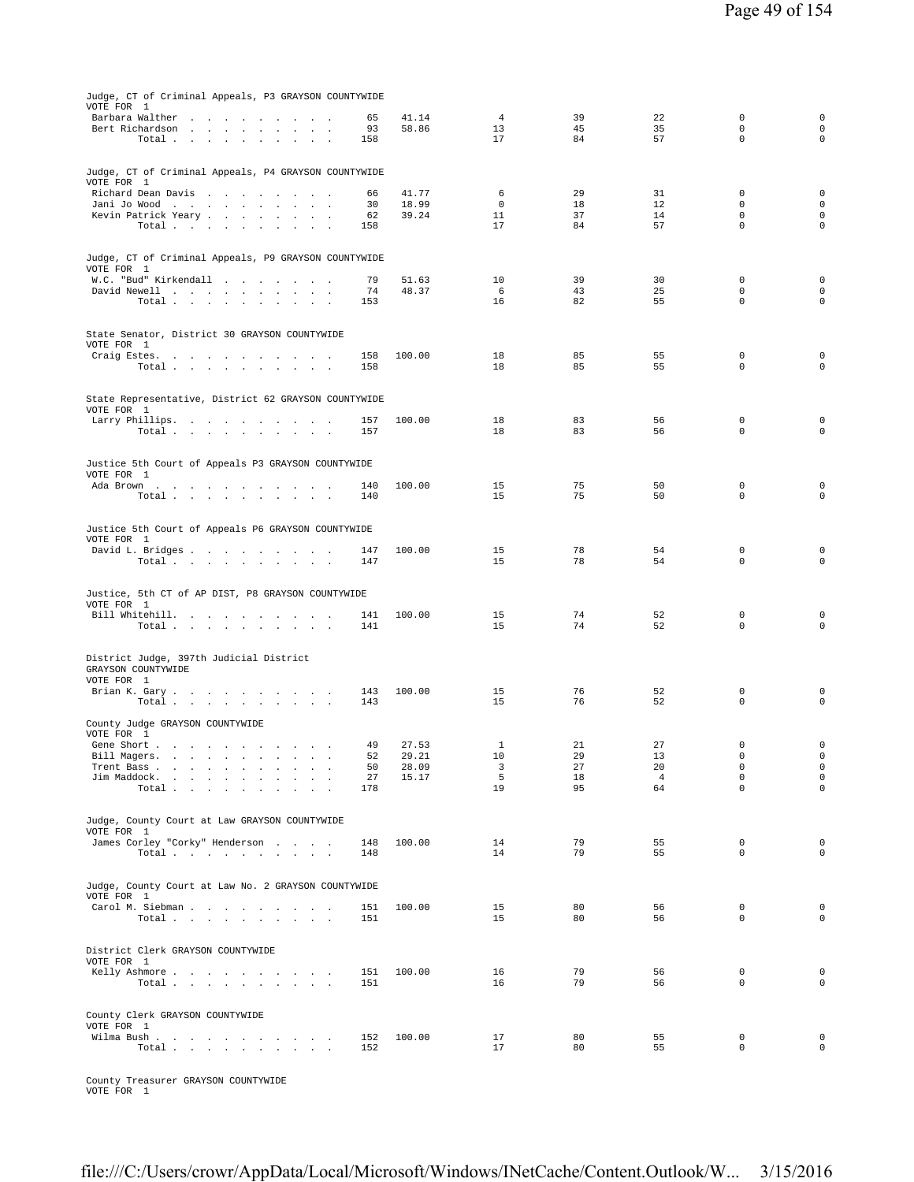Judge, CT of Criminal Appeals, P3 GRAYSON COUNTYWIDE
VOTE FOR 1

| Candidate | Total | % | | | | | |
|---|---|---|---|---|---|---|---|
| Barbara Walther | 65 | 41.14 | 4 | 39 | 22 | 0 | 0 |
| Bert Richardson | 93 | 58.86 | 13 | 45 | 35 | 0 | 0 |
| Total | 158 | | 17 | 84 | 57 | 0 | 0 |

Judge, CT of Criminal Appeals, P4 GRAYSON COUNTYWIDE
VOTE FOR 1

| Candidate | Total | % | | | | | |
|---|---|---|---|---|---|---|---|
| Richard Dean Davis | 66 | 41.77 | 6 | 29 | 31 | 0 | 0 |
| Jani Jo Wood | 30 | 18.99 | 0 | 18 | 12 | 0 | 0 |
| Kevin Patrick Yeary | 62 | 39.24 | 11 | 37 | 14 | 0 | 0 |
| Total | 158 | | 17 | 84 | 57 | 0 | 0 |

Judge, CT of Criminal Appeals, P9 GRAYSON COUNTYWIDE
VOTE FOR 1

| Candidate | Total | % | | | | | |
|---|---|---|---|---|---|---|---|
| W.C. "Bud" Kirkendall | 79 | 51.63 | 10 | 39 | 30 | 0 | 0 |
| David Newell | 74 | 48.37 | 6 | 43 | 25 | 0 | 0 |
| Total | 153 | | 16 | 82 | 55 | 0 | 0 |

State Senator, District 30 GRAYSON COUNTYWIDE
VOTE FOR 1

| Candidate | Total | % | | | | | |
|---|---|---|---|---|---|---|---|
| Craig Estes | 158 | 100.00 | 18 | 85 | 55 | 0 | 0 |
| Total | 158 | | 18 | 85 | 55 | 0 | 0 |

State Representative, District 62 GRAYSON COUNTYWIDE
VOTE FOR 1

| Candidate | Total | % | | | | | |
|---|---|---|---|---|---|---|---|
| Larry Phillips | 157 | 100.00 | 18 | 83 | 56 | 0 | 0 |
| Total | 157 | | 18 | 83 | 56 | 0 | 0 |

Justice 5th Court of Appeals P3 GRAYSON COUNTYWIDE
VOTE FOR 1

| Candidate | Total | % | | | | | |
|---|---|---|---|---|---|---|---|
| Ada Brown | 140 | 100.00 | 15 | 75 | 50 | 0 | 0 |
| Total | 140 | | 15 | 75 | 50 | 0 | 0 |

Justice 5th Court of Appeals P6 GRAYSON COUNTYWIDE
VOTE FOR 1

| Candidate | Total | % | | | | | |
|---|---|---|---|---|---|---|---|
| David L. Bridges | 147 | 100.00 | 15 | 78 | 54 | 0 | 0 |
| Total | 147 | | 15 | 78 | 54 | 0 | 0 |

Justice, 5th CT of AP DIST, P8 GRAYSON COUNTYWIDE
VOTE FOR 1

| Candidate | Total | % | | | | | |
|---|---|---|---|---|---|---|---|
| Bill Whitehill | 141 | 100.00 | 15 | 74 | 52 | 0 | 0 |
| Total | 141 | | 15 | 74 | 52 | 0 | 0 |

District Judge, 397th Judicial District
GRAYSON COUNTYWIDE
VOTE FOR 1

| Candidate | Total | % | | | | | |
|---|---|---|---|---|---|---|---|
| Brian K. Gary | 143 | 100.00 | 15 | 76 | 52 | 0 | 0 |
| Total | 143 | | 15 | 76 | 52 | 0 | 0 |

County Judge GRAYSON COUNTYWIDE
VOTE FOR 1

| Candidate | Total | % | | | | | |
|---|---|---|---|---|---|---|---|
| Gene Short | 49 | 27.53 | 1 | 21 | 27 | 0 | 0 |
| Bill Magers | 52 | 29.21 | 10 | 29 | 13 | 0 | 0 |
| Trent Bass | 50 | 28.09 | 3 | 27 | 20 | 0 | 0 |
| Jim Maddock | 27 | 15.17 | 5 | 18 | 4 | 0 | 0 |
| Total | 178 | | 19 | 95 | 64 | 0 | 0 |

Judge, County Court at Law GRAYSON COUNTYWIDE
VOTE FOR 1

| Candidate | Total | % | | | | | |
|---|---|---|---|---|---|---|---|
| James Corley "Corky" Henderson | 148 | 100.00 | 14 | 79 | 55 | 0 | 0 |
| Total | 148 | | 14 | 79 | 55 | 0 | 0 |

Judge, County Court at Law No. 2 GRAYSON COUNTYWIDE
VOTE FOR 1

| Candidate | Total | % | | | | | |
|---|---|---|---|---|---|---|---|
| Carol M. Siebman | 151 | 100.00 | 15 | 80 | 56 | 0 | 0 |
| Total | 151 | | 15 | 80 | 56 | 0 | 0 |

District Clerk GRAYSON COUNTYWIDE
VOTE FOR 1

| Candidate | Total | % | | | | | |
|---|---|---|---|---|---|---|---|
| Kelly Ashmore | 151 | 100.00 | 16 | 79 | 56 | 0 | 0 |
| Total | 151 | | 16 | 79 | 56 | 0 | 0 |

County Clerk GRAYSON COUNTYWIDE
VOTE FOR 1

| Candidate | Total | % | | | | | |
|---|---|---|---|---|---|---|---|
| Wilma Bush | 152 | 100.00 | 17 | 80 | 55 | 0 | 0 |
| Total | 152 | | 17 | 80 | 55 | 0 | 0 |

County Treasurer GRAYSON COUNTYWIDE
VOTE FOR 1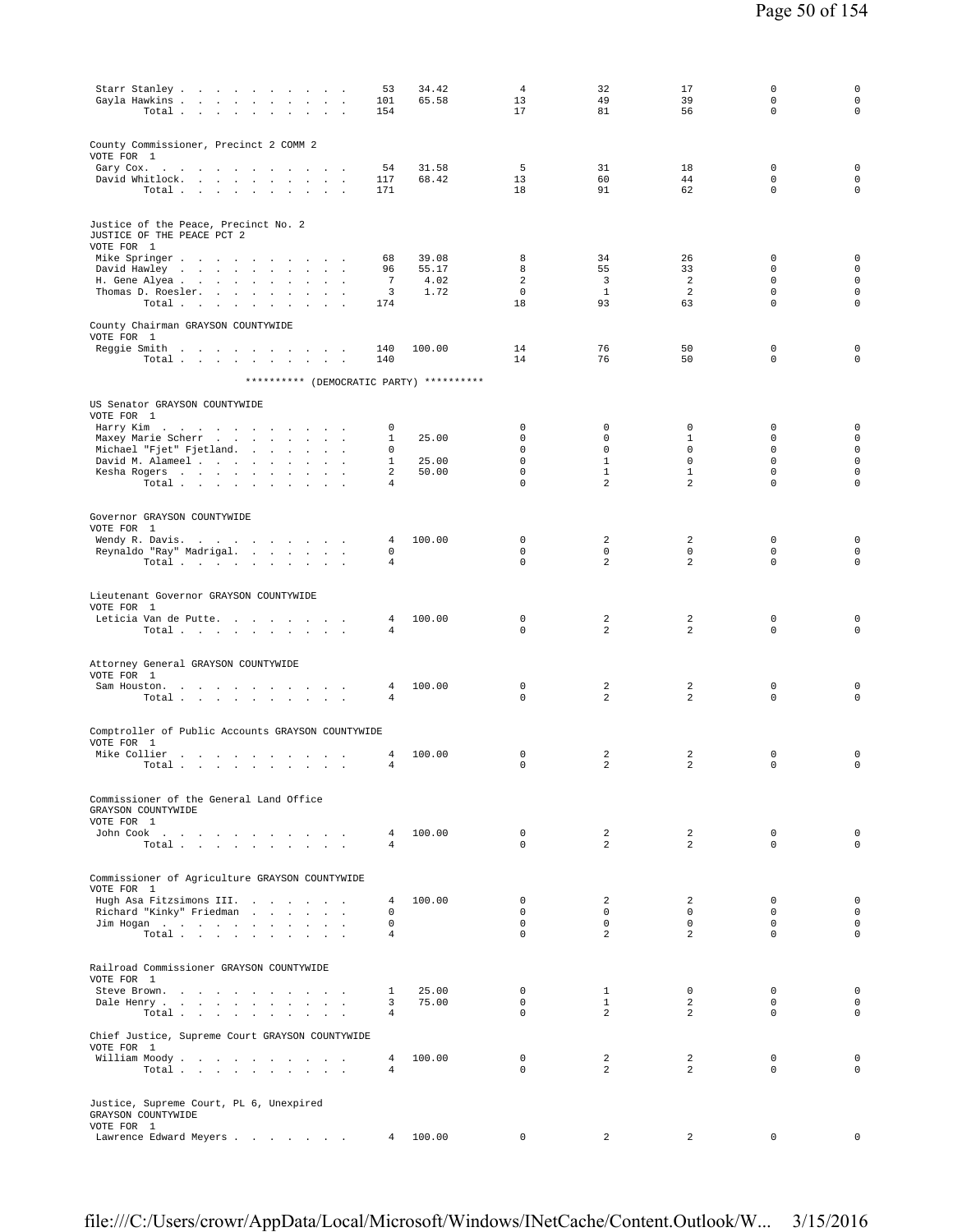| | | | | | | | |
|---|---|---|---|---|---|---|---|
| Starr Stanley | 53 | 34.42 | 4 | 32 | 17 | 0 | 0 |
| Gayla Hawkins | 101 | 65.58 | 13 | 49 | 39 | 0 | 0 |
| Total | 154 | | 17 | 81 | 56 | 0 | 0 |

County Commissioner, Precinct 2 COMM 2
VOTE FOR 1

| | | | | | | | |
|---|---|---|---|---|---|---|---|
| Gary Cox. | 54 | 31.58 | 5 | 31 | 18 | 0 | 0 |
| David Whitlock. | 117 | 68.42 | 13 | 60 | 44 | 0 | 0 |
| Total | 171 | | 18 | 91 | 62 | 0 | 0 |

Justice of the Peace, Precinct No. 2
JUSTICE OF THE PEACE PCT 2
VOTE FOR 1

| | | | | | | | |
|---|---|---|---|---|---|---|---|
| Mike Springer | 68 | 39.08 | 8 | 34 | 26 | 0 | 0 |
| David Hawley | 96 | 55.17 | 8 | 55 | 33 | 0 | 0 |
| H. Gene Alyea | 7 | 4.02 | 2 | 3 | 2 | 0 | 0 |
| Thomas D. Roesler. | 3 | 1.72 | 0 | 1 | 2 | 0 | 0 |
| Total | 174 | | 18 | 93 | 63 | 0 | 0 |

County Chairman GRAYSON COUNTYWIDE
VOTE FOR 1

| | | | | | | | |
|---|---|---|---|---|---|---|---|
| Reggie Smith | 140 | 100.00 | 14 | 76 | 50 | 0 | 0 |
| Total | 140 | | 14 | 76 | 50 | 0 | 0 |

********** (DEMOCRATIC PARTY) **********

US Senator GRAYSON COUNTYWIDE
VOTE FOR 1

| | | | | | | | |
|---|---|---|---|---|---|---|---|
| Harry Kim | 0 | | 0 | 0 | 0 | 0 | 0 |
| Maxey Marie Scherr | 1 | 25.00 | 0 | 0 | 1 | 0 | 0 |
| Michael "Fjet" Fjetland. | 0 | | 0 | 0 | 0 | 0 | 0 |
| David M. Alameel | 1 | 25.00 | 0 | 1 | 0 | 0 | 0 |
| Kesha Rogers | 2 | 50.00 | 0 | 1 | 1 | 0 | 0 |
| Total | 4 | | 0 | 2 | 2 | 0 | 0 |

Governor GRAYSON COUNTYWIDE
VOTE FOR 1

| | | | | | | | |
|---|---|---|---|---|---|---|---|
| Wendy R. Davis. | 4 | 100.00 | 0 | 2 | 2 | 0 | 0 |
| Reynaldo "Ray" Madrigal. | 0 | | 0 | 0 | 0 | 0 | 0 |
| Total | 4 | | 0 | 2 | 2 | 0 | 0 |

Lieutenant Governor GRAYSON COUNTYWIDE
VOTE FOR 1

| | | | | | | | |
|---|---|---|---|---|---|---|---|
| Leticia Van de Putte. | 4 | 100.00 | 0 | 2 | 2 | 0 | 0 |
| Total | 4 | | 0 | 2 | 2 | 0 | 0 |

Attorney General GRAYSON COUNTYWIDE
VOTE FOR 1

| | | | | | | | |
|---|---|---|---|---|---|---|---|
| Sam Houston. | 4 | 100.00 | 0 | 2 | 2 | 0 | 0 |
| Total | 4 | | 0 | 2 | 2 | 0 | 0 |

Comptroller of Public Accounts GRAYSON COUNTYWIDE
VOTE FOR 1

| | | | | | | | |
|---|---|---|---|---|---|---|---|
| Mike Collier | 4 | 100.00 | 0 | 2 | 2 | 0 | 0 |
| Total | 4 | | 0 | 2 | 2 | 0 | 0 |

Commissioner of the General Land Office
GRAYSON COUNTYWIDE
VOTE FOR 1

| | | | | | | | |
|---|---|---|---|---|---|---|---|
| John Cook | 4 | 100.00 | 0 | 2 | 2 | 0 | 0 |
| Total | 4 | | 0 | 2 | 2 | 0 | 0 |

Commissioner of Agriculture GRAYSON COUNTYWIDE
VOTE FOR 1

| | | | | | | | |
|---|---|---|---|---|---|---|---|
| Hugh Asa Fitzsimons III. | 4 | 100.00 | 0 | 2 | 2 | 0 | 0 |
| Richard "Kinky" Friedman | 0 | | 0 | 0 | 0 | 0 | 0 |
| Jim Hogan | 0 | | 0 | 0 | 0 | 0 | 0 |
| Total | 4 | | 0 | 2 | 2 | 0 | 0 |

Railroad Commissioner GRAYSON COUNTYWIDE
VOTE FOR 1

| | | | | | | | |
|---|---|---|---|---|---|---|---|
| Steve Brown. | 1 | 25.00 | 0 | 1 | 0 | 0 | 0 |
| Dale Henry | 3 | 75.00 | 0 | 1 | 2 | 0 | 0 |
| Total | 4 | | 0 | 2 | 2 | 0 | 0 |

Chief Justice, Supreme Court GRAYSON COUNTYWIDE
VOTE FOR 1

| | | | | | | | |
|---|---|---|---|---|---|---|---|
| William Moody | 4 | 100.00 | 0 | 2 | 2 | 0 | 0 |
| Total | 4 | | 0 | 2 | 2 | 0 | 0 |

Justice, Supreme Court, PL 6, Unexpired
GRAYSON COUNTYWIDE
VOTE FOR 1

| | | | | | | | |
|---|---|---|---|---|---|---|---|
| Lawrence Edward Meyers | 4 | 100.00 | 0 | 2 | 2 | 0 | 0 |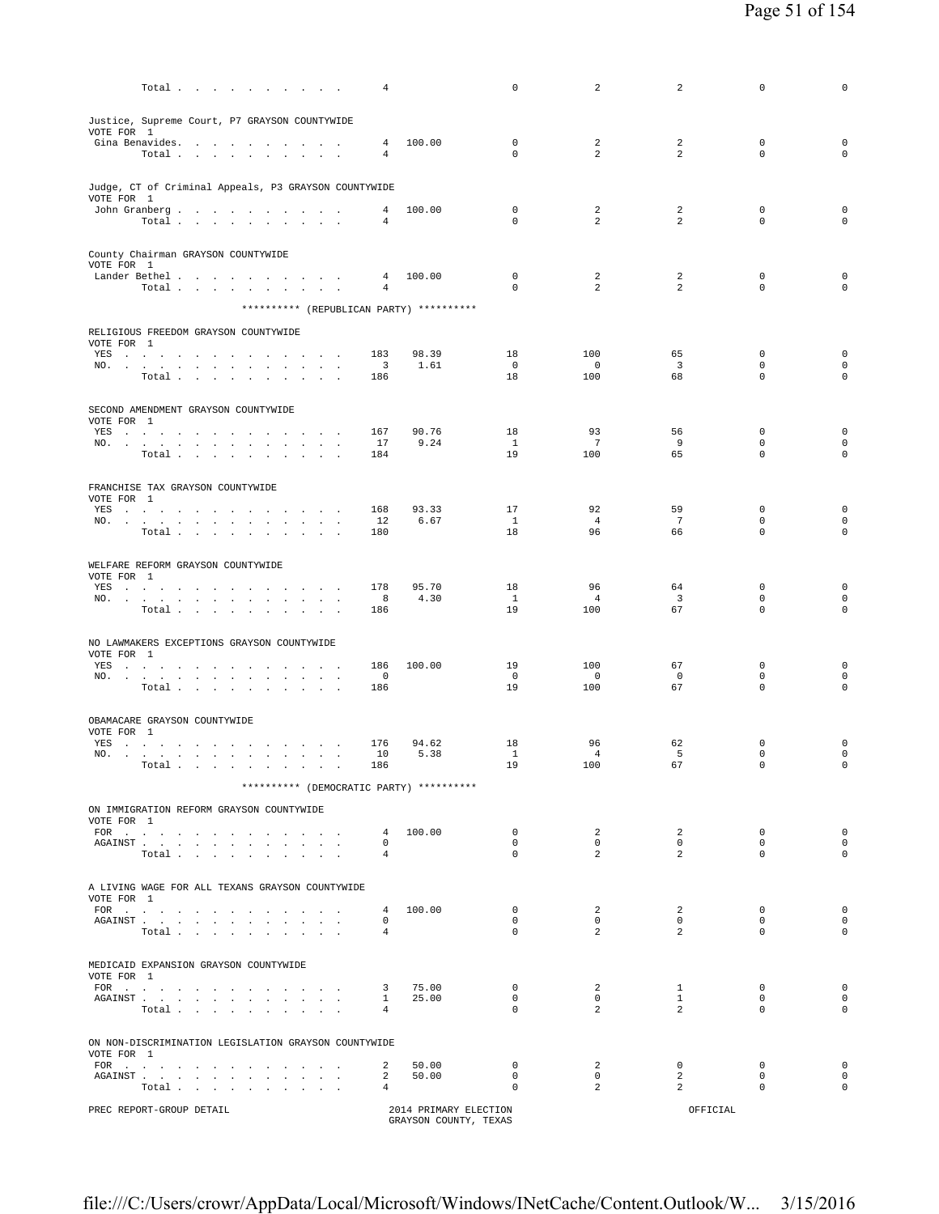| | | | | | | | |
|---|---|---|---|---|---|---|---|
| Total . . . . . . . . . . . | 4 | | 0 | 2 | 2 | 0 | 0 |

**Justice, Supreme Court, P7 GRAYSON COUNTYWIDE**
VOTE FOR 1

| | | | | | | | |
|---|---|---|---|---|---|---|---|
| Gina Benavides. . . . . . . . . . . | 4 | 100.00 | 0 | 2 | 2 | 0 | 0 |
| Total . . . . . . . . . . . | 4 | | 0 | 2 | 2 | 0 | 0 |

**Judge, CT of Criminal Appeals, P3 GRAYSON COUNTYWIDE**
VOTE FOR 1

| | | | | | | | |
|---|---|---|---|---|---|---|---|
| John Granberg . . . . . . . . . . . | 4 | 100.00 | 0 | 2 | 2 | 0 | 0 |
| Total . . . . . . . . . . . | 4 | | 0 | 2 | 2 | 0 | 0 |

**County Chairman GRAYSON COUNTYWIDE**
VOTE FOR 1

| | | | | | | | |
|---|---|---|---|---|---|---|---|
| Lander Bethel . . . . . . . . . . . | 4 | 100.00 | 0 | 2 | 2 | 0 | 0 |
| Total . . . . . . . . . . . | 4 | | 0 | 2 | 2 | 0 | 0 |

********** (REPUBLICAN PARTY) **********

**RELIGIOUS FREEDOM GRAYSON COUNTYWIDE**
VOTE FOR 1

| | | | | | | | |
|---|---|---|---|---|---|---|---|
| YES . . . . . . . . . . . . . . | 183 | 98.39 | 18 | 100 | 65 | 0 | 0 |
| NO. . . . . . . . . . . . . . . | 3 | 1.61 | 0 | 0 | 3 | 0 | 0 |
| Total . . . . . . . . . . . | 186 | | 18 | 100 | 68 | 0 | 0 |

**SECOND AMENDMENT GRAYSON COUNTYWIDE**
VOTE FOR 1

| | | | | | | | |
|---|---|---|---|---|---|---|---|
| YES . . . . . . . . . . . . . . | 167 | 90.76 | 18 | 93 | 56 | 0 | 0 |
| NO. . . . . . . . . . . . . . . | 17 | 9.24 | 1 | 7 | 9 | 0 | 0 |
| Total . . . . . . . . . . . | 184 | | 19 | 100 | 65 | 0 | 0 |

**FRANCHISE TAX GRAYSON COUNTYWIDE**
VOTE FOR 1

| | | | | | | | |
|---|---|---|---|---|---|---|---|
| YES . . . . . . . . . . . . . . | 168 | 93.33 | 17 | 92 | 59 | 0 | 0 |
| NO. . . . . . . . . . . . . . . | 12 | 6.67 | 1 | 4 | 7 | 0 | 0 |
| Total . . . . . . . . . . . | 180 | | 18 | 96 | 66 | 0 | 0 |

**WELFARE REFORM GRAYSON COUNTYWIDE**
VOTE FOR 1

| | | | | | | | |
|---|---|---|---|---|---|---|---|
| YES . . . . . . . . . . . . . . | 178 | 95.70 | 18 | 96 | 64 | 0 | 0 |
| NO. . . . . . . . . . . . . . . | 8 | 4.30 | 1 | 4 | 3 | 0 | 0 |
| Total . . . . . . . . . . . | 186 | | 19 | 100 | 67 | 0 | 0 |

**NO LAWMAKERS EXCEPTIONS GRAYSON COUNTYWIDE**
VOTE FOR 1

| | | | | | | | |
|---|---|---|---|---|---|---|---|
| YES . . . . . . . . . . . . . . | 186 | 100.00 | 19 | 100 | 67 | 0 | 0 |
| NO. . . . . . . . . . . . . . . | 0 | | 0 | 0 | 0 | 0 | 0 |
| Total . . . . . . . . . . . | 186 | | 19 | 100 | 67 | 0 | 0 |

**OBAMACARE GRAYSON COUNTYWIDE**
VOTE FOR 1

| | | | | | | | |
|---|---|---|---|---|---|---|---|
| YES . . . . . . . . . . . . . . | 176 | 94.62 | 18 | 96 | 62 | 0 | 0 |
| NO. . . . . . . . . . . . . . . | 10 | 5.38 | 1 | 4 | 5 | 0 | 0 |
| Total . . . . . . . . . . . | 186 | | 19 | 100 | 67 | 0 | 0 |

********** (DEMOCRATIC PARTY) **********

**ON IMMIGRATION REFORM GRAYSON COUNTYWIDE**
VOTE FOR 1

| | | | | | | | |
|---|---|---|---|---|---|---|---|
| FOR . . . . . . . . . . . . . . | 4 | 100.00 | 0 | 2 | 2 | 0 | 0 |
| AGAINST . . . . . . . . . . . . . | 0 | | 0 | 0 | 0 | 0 | 0 |
| Total . . . . . . . . . . . | 4 | | 0 | 2 | 2 | 0 | 0 |

**A LIVING WAGE FOR ALL TEXANS GRAYSON COUNTYWIDE**
VOTE FOR 1

| | | | | | | | |
|---|---|---|---|---|---|---|---|
| FOR . . . . . . . . . . . . . . | 4 | 100.00 | 0 | 2 | 2 | 0 | 0 |
| AGAINST . . . . . . . . . . . . . | 0 | | 0 | 0 | 0 | 0 | 0 |
| Total . . . . . . . . . . . | 4 | | 0 | 2 | 2 | 0 | 0 |

**MEDICAID EXPANSION GRAYSON COUNTYWIDE**
VOTE FOR 1

| | | | | | | | |
|---|---|---|---|---|---|---|---|
| FOR . . . . . . . . . . . . . . | 3 | 75.00 | 0 | 2 | 1 | 0 | 0 |
| AGAINST . . . . . . . . . . . . . | 1 | 25.00 | 0 | 0 | 1 | 0 | 0 |
| Total . . . . . . . . . . . | 4 | | 0 | 2 | 2 | 0 | 0 |

**ON NON-DISCRIMINATION LEGISLATION GRAYSON COUNTYWIDE**
VOTE FOR 1

| | | | | | | | |
|---|---|---|---|---|---|---|---|
| FOR . . . . . . . . . . . . . . | 2 | 50.00 | 0 | 2 | 0 | 0 | 0 |
| AGAINST . . . . . . . . . . . . . | 2 | 50.00 | 0 | 0 | 2 | 0 | 0 |
| Total . . . . . . . . . . . | 4 | | 0 | 2 | 2 | 0 | 0 |

PREC REPORT-GROUP DETAIL — 2014 PRIMARY ELECTION, GRAYSON COUNTY, TEXAS — OFFICIAL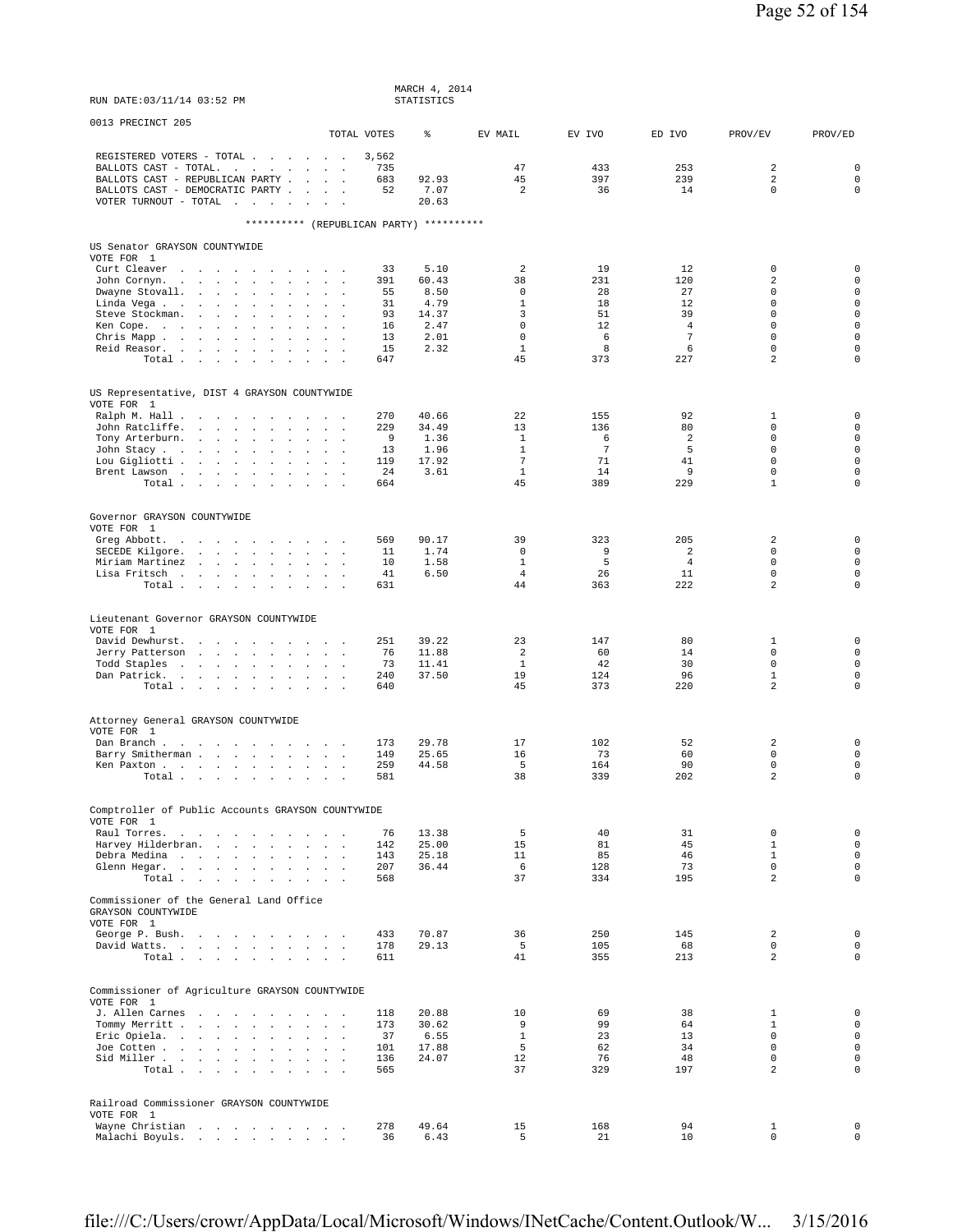RUN DATE:03/11/14 03:52 PM

MARCH 4, 2014
STATISTICS

0013 PRECINCT 205

| | TOTAL VOTES | % | EV MAIL | EV IVO | ED IVO | PROV/EV | PROV/ED |
|---|---|---|---|---|---|---|---|
| REGISTERED VOTERS - TOTAL | 3,562 | | | | | | |
| BALLOTS CAST - TOTAL. | 735 | | 47 | 433 | 253 | 2 | 0 |
| BALLOTS CAST - REPUBLICAN PARTY | 683 | 92.93 | 45 | 397 | 239 | 2 | 0 |
| BALLOTS CAST - DEMOCRATIC PARTY | 52 | 7.07 | 2 | 36 | 14 | 0 | 0 |
| VOTER TURNOUT - TOTAL | | 20.63 | | | | | |

********** (REPUBLICAN PARTY) **********

US Senator GRAYSON COUNTYWIDE
VOTE FOR 1

| | TOTAL VOTES | % | EV MAIL | EV IVO | ED IVO | PROV/EV | PROV/ED |
|---|---|---|---|---|---|---|---|
| Curt Cleaver | 33 | 5.10 | 2 | 19 | 12 | 0 | 0 |
| John Cornyn. | 391 | 60.43 | 38 | 231 | 120 | 2 | 0 |
| Dwayne Stovall. | 55 | 8.50 | 0 | 28 | 27 | 0 | 0 |
| Linda Vega | 31 | 4.79 | 1 | 18 | 12 | 0 | 0 |
| Steve Stockman. | 93 | 14.37 | 3 | 51 | 39 | 0 | 0 |
| Ken Cope. | 16 | 2.47 | 0 | 12 | 4 | 0 | 0 |
| Chris Mapp | 13 | 2.01 | 0 | 6 | 7 | 0 | 0 |
| Reid Reasor. | 15 | 2.32 | 1 | 8 | 6 | 0 | 0 |
| Total | 647 | | 45 | 373 | 227 | 2 | 0 |

US Representative, DIST 4 GRAYSON COUNTYWIDE
VOTE FOR 1

| | TOTAL VOTES | % | EV MAIL | EV IVO | ED IVO | PROV/EV | PROV/ED |
|---|---|---|---|---|---|---|---|
| Ralph M. Hall | 270 | 40.66 | 22 | 155 | 92 | 1 | 0 |
| John Ratcliffe. | 229 | 34.49 | 13 | 136 | 80 | 0 | 0 |
| Tony Arterburn. | 9 | 1.36 | 1 | 6 | 2 | 0 | 0 |
| John Stacy | 13 | 1.96 | 1 | 7 | 5 | 0 | 0 |
| Lou Gigliotti | 119 | 17.92 | 7 | 71 | 41 | 0 | 0 |
| Brent Lawson | 24 | 3.61 | 1 | 14 | 9 | 0 | 0 |
| Total | 664 | | 45 | 389 | 229 | 1 | 0 |

Governor GRAYSON COUNTYWIDE
VOTE FOR 1

| | TOTAL VOTES | % | EV MAIL | EV IVO | ED IVO | PROV/EV | PROV/ED |
|---|---|---|---|---|---|---|---|
| Greg Abbott. | 569 | 90.17 | 39 | 323 | 205 | 2 | 0 |
| SECEDE Kilgore. | 11 | 1.74 | 0 | 9 | 2 | 0 | 0 |
| Miriam Martinez | 10 | 1.58 | 1 | 5 | 4 | 0 | 0 |
| Lisa Fritsch | 41 | 6.50 | 4 | 26 | 11 | 0 | 0 |
| Total | 631 | | 44 | 363 | 222 | 2 | 0 |

Lieutenant Governor GRAYSON COUNTYWIDE
VOTE FOR 1

| | TOTAL VOTES | % | EV MAIL | EV IVO | ED IVO | PROV/EV | PROV/ED |
|---|---|---|---|---|---|---|---|
| David Dewhurst. | 251 | 39.22 | 23 | 147 | 80 | 1 | 0 |
| Jerry Patterson | 76 | 11.88 | 2 | 60 | 14 | 0 | 0 |
| Todd Staples | 73 | 11.41 | 1 | 42 | 30 | 0 | 0 |
| Dan Patrick. | 240 | 37.50 | 19 | 124 | 96 | 1 | 0 |
| Total | 640 | | 45 | 373 | 220 | 2 | 0 |

Attorney General GRAYSON COUNTYWIDE
VOTE FOR 1

| | TOTAL VOTES | % | EV MAIL | EV IVO | ED IVO | PROV/EV | PROV/ED |
|---|---|---|---|---|---|---|---|
| Dan Branch | 173 | 29.78 | 17 | 102 | 52 | 2 | 0 |
| Barry Smitherman | 149 | 25.65 | 16 | 73 | 60 | 0 | 0 |
| Ken Paxton | 259 | 44.58 | 5 | 164 | 90 | 0 | 0 |
| Total | 581 | | 38 | 339 | 202 | 2 | 0 |

Comptroller of Public Accounts GRAYSON COUNTYWIDE
VOTE FOR 1

| | TOTAL VOTES | % | EV MAIL | EV IVO | ED IVO | PROV/EV | PROV/ED |
|---|---|---|---|---|---|---|---|
| Raul Torres. | 76 | 13.38 | 5 | 40 | 31 | 0 | 0 |
| Harvey Hilderbran. | 142 | 25.00 | 15 | 81 | 45 | 1 | 0 |
| Debra Medina | 143 | 25.18 | 11 | 85 | 46 | 1 | 0 |
| Glenn Hegar. | 207 | 36.44 | 6 | 128 | 73 | 0 | 0 |
| Total | 568 | | 37 | 334 | 195 | 2 | 0 |

Commissioner of the General Land Office
GRAYSON COUNTYWIDE
VOTE FOR 1

| | TOTAL VOTES | % | EV MAIL | EV IVO | ED IVO | PROV/EV | PROV/ED |
|---|---|---|---|---|---|---|---|
| George P. Bush. | 433 | 70.87 | 36 | 250 | 145 | 2 | 0 |
| David Watts. | 178 | 29.13 | 5 | 105 | 68 | 0 | 0 |
| Total | 611 | | 41 | 355 | 213 | 2 | 0 |

Commissioner of Agriculture GRAYSON COUNTYWIDE
VOTE FOR 1

| | TOTAL VOTES | % | EV MAIL | EV IVO | ED IVO | PROV/EV | PROV/ED |
|---|---|---|---|---|---|---|---|
| J. Allen Carnes | 118 | 20.88 | 10 | 69 | 38 | 1 | 0 |
| Tommy Merritt | 173 | 30.62 | 9 | 99 | 64 | 1 | 0 |
| Eric Opiela. | 37 | 6.55 | 1 | 23 | 13 | 0 | 0 |
| Joe Cotten | 101 | 17.88 | 5 | 62 | 34 | 0 | 0 |
| Sid Miller | 136 | 24.07 | 12 | 76 | 48 | 0 | 0 |
| Total | 565 | | 37 | 329 | 197 | 2 | 0 |

Railroad Commissioner GRAYSON COUNTYWIDE
VOTE FOR 1

| | TOTAL VOTES | % | EV MAIL | EV IVO | ED IVO | PROV/EV | PROV/ED |
|---|---|---|---|---|---|---|---|
| Wayne Christian | 278 | 49.64 | 15 | 168 | 94 | 1 | 0 |
| Malachi Boyuls. | 36 | 6.43 | 5 | 21 | 10 | 0 | 0 |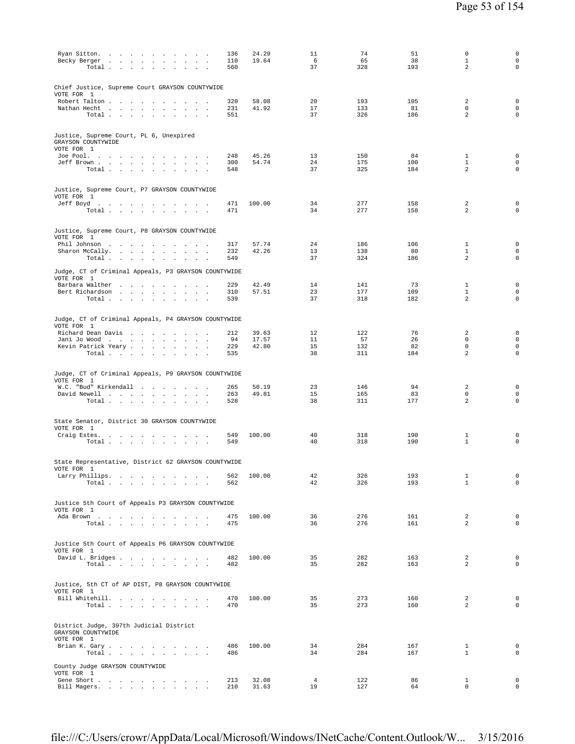| | | | | | | | |
|---|---|---|---|---|---|---|---|
| Ryan Sitton | 136 | 24.29 | 11 | 74 | 51 | 0 | 0 |
| Becky Berger | 110 | 19.64 | 6 | 65 | 38 | 1 | 0 |
| Total | 560 | | 37 | 328 | 193 | 2 | 0 |

Chief Justice, Supreme Court GRAYSON COUNTYWIDE
VOTE FOR 1

| | | | | | | | |
|---|---|---|---|---|---|---|---|
| Robert Talton | 320 | 58.08 | 20 | 193 | 105 | 2 | 0 |
| Nathan Hecht | 231 | 41.92 | 17 | 133 | 81 | 0 | 0 |
| Total | 551 | | 37 | 326 | 186 | 2 | 0 |

Justice, Supreme Court, PL 6, Unexpired
GRAYSON COUNTYWIDE
VOTE FOR 1

| | | | | | | | |
|---|---|---|---|---|---|---|---|
| Joe Pool | 248 | 45.26 | 13 | 150 | 84 | 1 | 0 |
| Jeff Brown | 300 | 54.74 | 24 | 175 | 100 | 1 | 0 |
| Total | 548 | | 37 | 325 | 184 | 2 | 0 |

Justice, Supreme Court, P7 GRAYSON COUNTYWIDE
VOTE FOR 1

| | | | | | | | |
|---|---|---|---|---|---|---|---|
| Jeff Boyd | 471 | 100.00 | 34 | 277 | 158 | 2 | 0 |
| Total | 471 | | 34 | 277 | 158 | 2 | 0 |

Justice, Supreme Court, P8 GRAYSON COUNTYWIDE
VOTE FOR 1

| | | | | | | | |
|---|---|---|---|---|---|---|---|
| Phil Johnson | 317 | 57.74 | 24 | 186 | 106 | 1 | 0 |
| Sharon McCally | 232 | 42.26 | 13 | 138 | 80 | 1 | 0 |
| Total | 549 | | 37 | 324 | 186 | 2 | 0 |

Judge, CT of Criminal Appeals, P3 GRAYSON COUNTYWIDE
VOTE FOR 1

| | | | | | | | |
|---|---|---|---|---|---|---|---|
| Barbara Walther | 229 | 42.49 | 14 | 141 | 73 | 1 | 0 |
| Bert Richardson | 310 | 57.51 | 23 | 177 | 109 | 1 | 0 |
| Total | 539 | | 37 | 318 | 182 | 2 | 0 |

Judge, CT of Criminal Appeals, P4 GRAYSON COUNTYWIDE
VOTE FOR 1

| | | | | | | | |
|---|---|---|---|---|---|---|---|
| Richard Dean Davis | 212 | 39.63 | 12 | 122 | 76 | 2 | 0 |
| Jani Jo Wood | 94 | 17.57 | 11 | 57 | 26 | 0 | 0 |
| Kevin Patrick Yeary | 229 | 42.80 | 15 | 132 | 82 | 0 | 0 |
| Total | 535 | | 38 | 311 | 184 | 2 | 0 |

Judge, CT of Criminal Appeals, P9 GRAYSON COUNTYWIDE
VOTE FOR 1

| | | | | | | | |
|---|---|---|---|---|---|---|---|
| W.C. "Bud" Kirkendall | 265 | 50.19 | 23 | 146 | 94 | 2 | 0 |
| David Newell | 263 | 49.81 | 15 | 165 | 83 | 0 | 0 |
| Total | 528 | | 38 | 311 | 177 | 2 | 0 |

State Senator, District 30 GRAYSON COUNTYWIDE
VOTE FOR 1

| | | | | | | | |
|---|---|---|---|---|---|---|---|
| Craig Estes | 549 | 100.00 | 40 | 318 | 190 | 1 | 0 |
| Total | 549 | | 40 | 318 | 190 | 1 | 0 |

State Representative, District 62 GRAYSON COUNTYWIDE
VOTE FOR 1

| | | | | | | | |
|---|---|---|---|---|---|---|---|
| Larry Phillips | 562 | 100.00 | 42 | 326 | 193 | 1 | 0 |
| Total | 562 | | 42 | 326 | 193 | 1 | 0 |

Justice 5th Court of Appeals P3 GRAYSON COUNTYWIDE
VOTE FOR 1

| | | | | | | | |
|---|---|---|---|---|---|---|---|
| Ada Brown | 475 | 100.00 | 36 | 276 | 161 | 2 | 0 |
| Total | 475 | | 36 | 276 | 161 | 2 | 0 |

Justice 5th Court of Appeals P6 GRAYSON COUNTYWIDE
VOTE FOR 1

| | | | | | | | |
|---|---|---|---|---|---|---|---|
| David L. Bridges | 482 | 100.00 | 35 | 282 | 163 | 2 | 0 |
| Total | 482 | | 35 | 282 | 163 | 2 | 0 |

Justice, 5th CT of AP DIST, P8 GRAYSON COUNTYWIDE
VOTE FOR 1

| | | | | | | | |
|---|---|---|---|---|---|---|---|
| Bill Whitehill | 470 | 100.00 | 35 | 273 | 160 | 2 | 0 |
| Total | 470 | | 35 | 273 | 160 | 2 | 0 |

District Judge, 397th Judicial District
GRAYSON COUNTYWIDE
VOTE FOR 1

| | | | | | | | |
|---|---|---|---|---|---|---|---|
| Brian K. Gary | 486 | 100.00 | 34 | 284 | 167 | 1 | 0 |
| Total | 486 | | 34 | 284 | 167 | 1 | 0 |

County Judge GRAYSON COUNTYWIDE
VOTE FOR 1

| | | | | | | | |
|---|---|---|---|---|---|---|---|
| Gene Short | 213 | 32.08 | 4 | 122 | 86 | 1 | 0 |
| Bill Magers | 210 | 31.63 | 19 | 127 | 64 | 0 | 0 |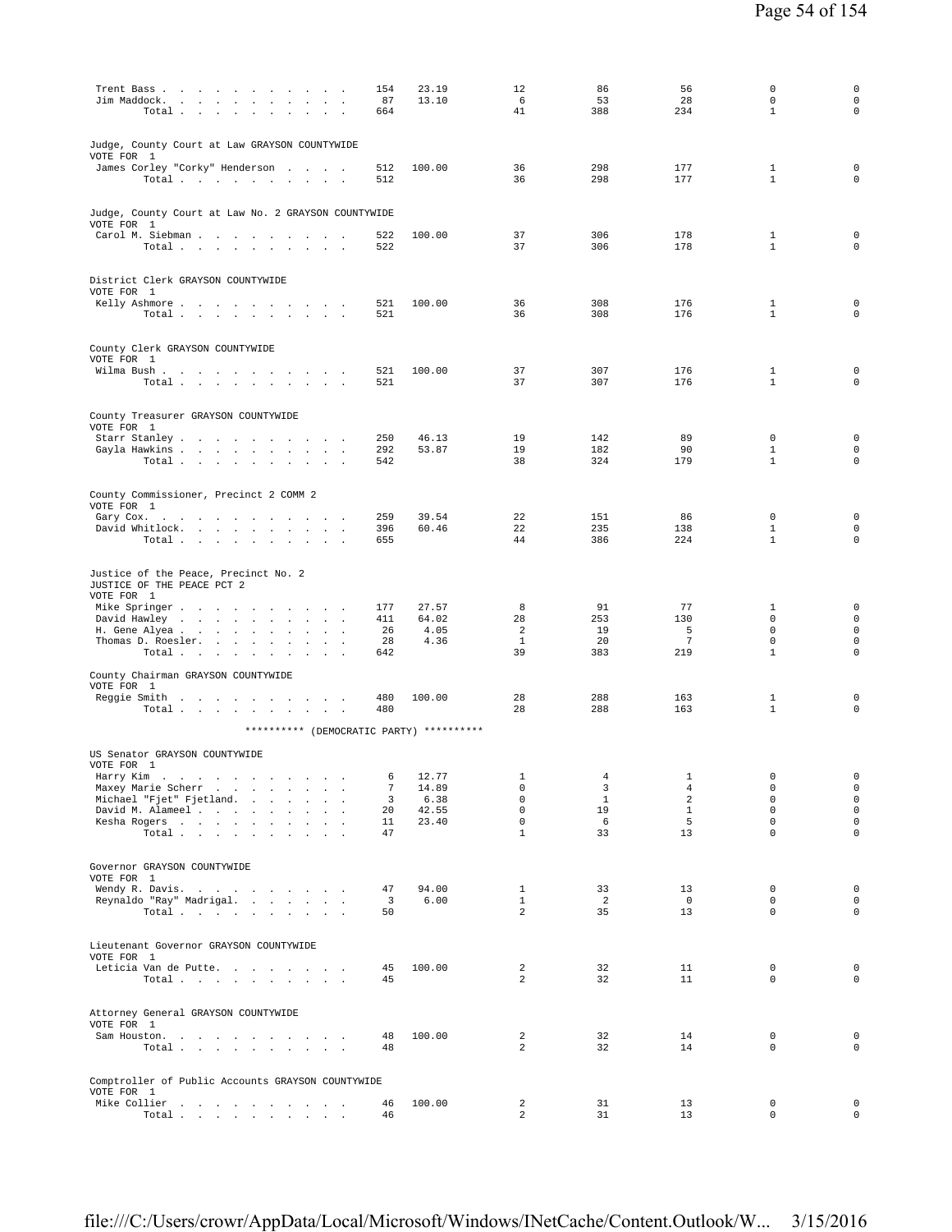| | Votes | Pct | | | | | |
|---|---|---|---|---|---|---|---|
| Trent Bass | 154 | 23.19 | 12 | 86 | 56 | 0 | 0 |
| Jim Maddock | 87 | 13.10 | 6 | 53 | 28 | 0 | 0 |
| Total | 664 | | 41 | 388 | 234 | 1 | 0 |

Judge, County Court at Law GRAYSON COUNTYWIDE
VOTE FOR 1

| | | | | | | | |
|---|---|---|---|---|---|---|---|
| James Corley "Corky" Henderson | 512 | 100.00 | 36 | 298 | 177 | 1 | 0 |
| Total | 512 | | 36 | 298 | 177 | 1 | 0 |

Judge, County Court at Law No. 2 GRAYSON COUNTYWIDE
VOTE FOR 1

| | | | | | | | |
|---|---|---|---|---|---|---|---|
| Carol M. Siebman | 522 | 100.00 | 37 | 306 | 178 | 1 | 0 |
| Total | 522 | | 37 | 306 | 178 | 1 | 0 |

District Clerk GRAYSON COUNTYWIDE
VOTE FOR 1

| | | | | | | | |
|---|---|---|---|---|---|---|---|
| Kelly Ashmore | 521 | 100.00 | 36 | 308 | 176 | 1 | 0 |
| Total | 521 | | 36 | 308 | 176 | 1 | 0 |

County Clerk GRAYSON COUNTYWIDE
VOTE FOR 1

| | | | | | | | |
|---|---|---|---|---|---|---|---|
| Wilma Bush | 521 | 100.00 | 37 | 307 | 176 | 1 | 0 |
| Total | 521 | | 37 | 307 | 176 | 1 | 0 |

County Treasurer GRAYSON COUNTYWIDE
VOTE FOR 1

| | | | | | | | |
|---|---|---|---|---|---|---|---|
| Starr Stanley | 250 | 46.13 | 19 | 142 | 89 | 0 | 0 |
| Gayla Hawkins | 292 | 53.87 | 19 | 182 | 90 | 1 | 0 |
| Total | 542 | | 38 | 324 | 179 | 1 | 0 |

County Commissioner, Precinct 2 COMM 2
VOTE FOR 1

| | | | | | | | |
|---|---|---|---|---|---|---|---|
| Gary Cox | 259 | 39.54 | 22 | 151 | 86 | 0 | 0 |
| David Whitlock | 396 | 60.46 | 22 | 235 | 138 | 1 | 0 |
| Total | 655 | | 44 | 386 | 224 | 1 | 0 |

Justice of the Peace, Precinct No. 2
JUSTICE OF THE PEACE PCT 2
VOTE FOR 1

| | | | | | | | |
|---|---|---|---|---|---|---|---|
| Mike Springer | 177 | 27.57 | 8 | 91 | 77 | 1 | 0 |
| David Hawley | 411 | 64.02 | 28 | 253 | 130 | 0 | 0 |
| H. Gene Alyea | 26 | 4.05 | 2 | 19 | 5 | 0 | 0 |
| Thomas D. Roesler | 28 | 4.36 | 1 | 20 | 7 | 0 | 0 |
| Total | 642 | | 39 | 383 | 219 | 1 | 0 |

County Chairman GRAYSON COUNTYWIDE
VOTE FOR 1

| | | | | | | | |
|---|---|---|---|---|---|---|---|
| Reggie Smith | 480 | 100.00 | 28 | 288 | 163 | 1 | 0 |
| Total | 480 | | 28 | 288 | 163 | 1 | 0 |

********** (DEMOCRATIC PARTY) **********

US Senator GRAYSON COUNTYWIDE
VOTE FOR 1

| | | | | | | | |
|---|---|---|---|---|---|---|---|
| Harry Kim | 6 | 12.77 | 1 | 4 | 1 | 0 | 0 |
| Maxey Marie Scherr | 7 | 14.89 | 0 | 3 | 4 | 0 | 0 |
| Michael "Fjet" Fjetland | 3 | 6.38 | 0 | 1 | 2 | 0 | 0 |
| David M. Alameel | 20 | 42.55 | 0 | 19 | 1 | 0 | 0 |
| Kesha Rogers | 11 | 23.40 | 0 | 6 | 5 | 0 | 0 |
| Total | 47 | | 1 | 33 | 13 | 0 | 0 |

Governor GRAYSON COUNTYWIDE
VOTE FOR 1

| | | | | | | | |
|---|---|---|---|---|---|---|---|
| Wendy R. Davis | 47 | 94.00 | 1 | 33 | 13 | 0 | 0 |
| Reynaldo "Ray" Madrigal | 3 | 6.00 | 1 | 2 | 0 | 0 | 0 |
| Total | 50 | | 2 | 35 | 13 | 0 | 0 |

Lieutenant Governor GRAYSON COUNTYWIDE
VOTE FOR 1

| | | | | | | | |
|---|---|---|---|---|---|---|---|
| Leticia Van de Putte | 45 | 100.00 | 2 | 32 | 11 | 0 | 0 |
| Total | 45 | | 2 | 32 | 11 | 0 | 0 |

Attorney General GRAYSON COUNTYWIDE
VOTE FOR 1

| | | | | | | | |
|---|---|---|---|---|---|---|---|
| Sam Houston | 48 | 100.00 | 2 | 32 | 14 | 0 | 0 |
| Total | 48 | | 2 | 32 | 14 | 0 | 0 |

Comptroller of Public Accounts GRAYSON COUNTYWIDE
VOTE FOR 1

| | | | | | | | |
|---|---|---|---|---|---|---|---|
| Mike Collier | 46 | 100.00 | 2 | 31 | 13 | 0 | 0 |
| Total | 46 | | 2 | 31 | 13 | 0 | 0 |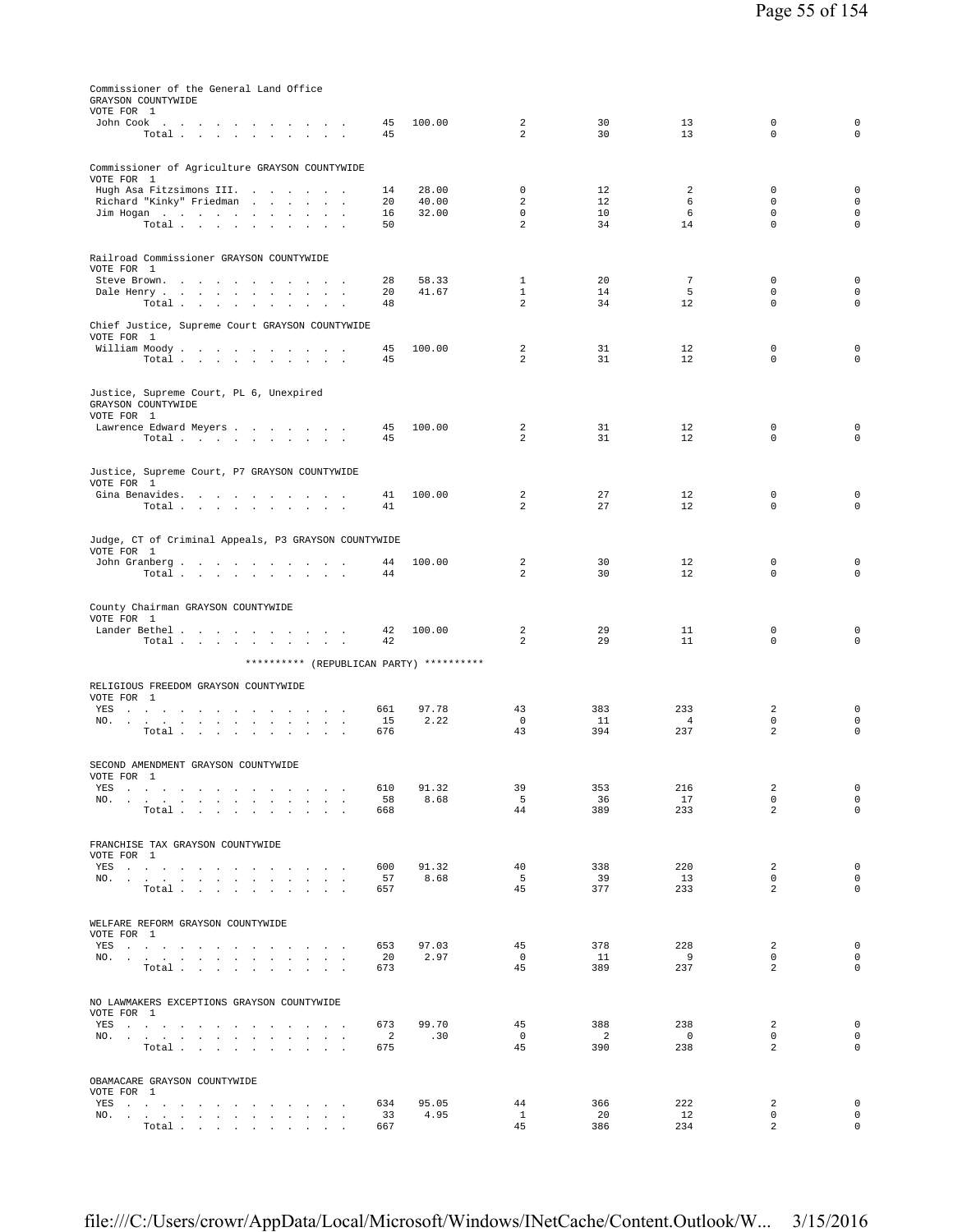Commissioner of the General Land Office
GRAYSON COUNTYWIDE
VOTE FOR 1

| | | | | | | | |
|---|---|---|---|---|---|---|---|
| John Cook | 45 | 100.00 | 2 | 30 | 13 | 0 | 0 |
| Total | 45 | | 2 | 30 | 13 | 0 | 0 |

Commissioner of Agriculture GRAYSON COUNTYWIDE
VOTE FOR 1

| | | | | | | | |
|---|---|---|---|---|---|---|---|
| Hugh Asa Fitzsimons III. | 14 | 28.00 | 0 | 12 | 2 | 0 | 0 |
| Richard "Kinky" Friedman | 20 | 40.00 | 2 | 12 | 6 | 0 | 0 |
| Jim Hogan | 16 | 32.00 | 0 | 10 | 6 | 0 | 0 |
| Total | 50 | | 2 | 34 | 14 | 0 | 0 |

Railroad Commissioner GRAYSON COUNTYWIDE
VOTE FOR 1

| | | | | | | | |
|---|---|---|---|---|---|---|---|
| Steve Brown. | 28 | 58.33 | 1 | 20 | 7 | 0 | 0 |
| Dale Henry | 20 | 41.67 | 1 | 14 | 5 | 0 | 0 |
| Total | 48 | | 2 | 34 | 12 | 0 | 0 |

Chief Justice, Supreme Court GRAYSON COUNTYWIDE
VOTE FOR 1

| | | | | | | | |
|---|---|---|---|---|---|---|---|
| William Moody | 45 | 100.00 | 2 | 31 | 12 | 0 | 0 |
| Total | 45 | | 2 | 31 | 12 | 0 | 0 |

Justice, Supreme Court, PL 6, Unexpired
GRAYSON COUNTYWIDE
VOTE FOR 1

| | | | | | | | |
|---|---|---|---|---|---|---|---|
| Lawrence Edward Meyers | 45 | 100.00 | 2 | 31 | 12 | 0 | 0 |
| Total | 45 | | 2 | 31 | 12 | 0 | 0 |

Justice, Supreme Court, P7 GRAYSON COUNTYWIDE
VOTE FOR 1

| | | | | | | | |
|---|---|---|---|---|---|---|---|
| Gina Benavides. | 41 | 100.00 | 2 | 27 | 12 | 0 | 0 |
| Total | 41 | | 2 | 27 | 12 | 0 | 0 |

Judge, CT of Criminal Appeals, P3 GRAYSON COUNTYWIDE
VOTE FOR 1

| | | | | | | | |
|---|---|---|---|---|---|---|---|
| John Granberg | 44 | 100.00 | 2 | 30 | 12 | 0 | 0 |
| Total | 44 | | 2 | 30 | 12 | 0 | 0 |

County Chairman GRAYSON COUNTYWIDE
VOTE FOR 1

| | | | | | | | |
|---|---|---|---|---|---|---|---|
| Lander Bethel | 42 | 100.00 | 2 | 29 | 11 | 0 | 0 |
| Total | 42 | | 2 | 29 | 11 | 0 | 0 |

********** (REPUBLICAN PARTY) **********

RELIGIOUS FREEDOM GRAYSON COUNTYWIDE
VOTE FOR 1

| | | | | | | | |
|---|---|---|---|---|---|---|---|
| YES | 661 | 97.78 | 43 | 383 | 233 | 2 | 0 |
| NO. | 15 | 2.22 | 0 | 11 | 4 | 0 | 0 |
| Total | 676 | | 43 | 394 | 237 | 2 | 0 |

SECOND AMENDMENT GRAYSON COUNTYWIDE
VOTE FOR 1

| | | | | | | | |
|---|---|---|---|---|---|---|---|
| YES | 610 | 91.32 | 39 | 353 | 216 | 2 | 0 |
| NO. | 58 | 8.68 | 5 | 36 | 17 | 0 | 0 |
| Total | 668 | | 44 | 389 | 233 | 2 | 0 |

FRANCHISE TAX GRAYSON COUNTYWIDE
VOTE FOR 1

| | | | | | | | |
|---|---|---|---|---|---|---|---|
| YES | 600 | 91.32 | 40 | 338 | 220 | 2 | 0 |
| NO. | 57 | 8.68 | 5 | 39 | 13 | 0 | 0 |
| Total | 657 | | 45 | 377 | 233 | 2 | 0 |

WELFARE REFORM GRAYSON COUNTYWIDE
VOTE FOR 1

| | | | | | | | |
|---|---|---|---|---|---|---|---|
| YES | 653 | 97.03 | 45 | 378 | 228 | 2 | 0 |
| NO. | 20 | 2.97 | 0 | 11 | 9 | 0 | 0 |
| Total | 673 | | 45 | 389 | 237 | 2 | 0 |

NO LAWMAKERS EXCEPTIONS GRAYSON COUNTYWIDE
VOTE FOR 1

| | | | | | | | |
|---|---|---|---|---|---|---|---|
| YES | 673 | 99.70 | 45 | 388 | 238 | 2 | 0 |
| NO. | 2 | .30 | 0 | 2 | 0 | 0 | 0 |
| Total | 675 | | 45 | 390 | 238 | 2 | 0 |

OBAMACARE GRAYSON COUNTYWIDE
VOTE FOR 1

| | | | | | | | |
|---|---|---|---|---|---|---|---|
| YES | 634 | 95.05 | 44 | 366 | 222 | 2 | 0 |
| NO. | 33 | 4.95 | 1 | 20 | 12 | 0 | 0 |
| Total | 667 | | 45 | 386 | 234 | 2 | 0 |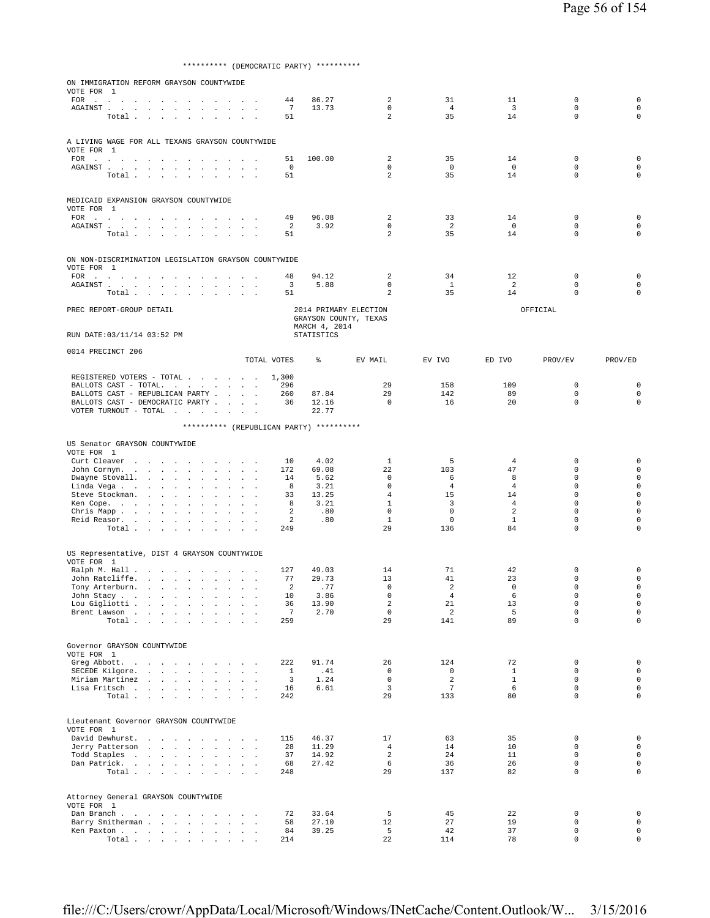********** (DEMOCRATIC PARTY) **********

ON IMMIGRATION REFORM GRAYSON COUNTYWIDE
VOTE FOR 1

| | TOTAL VOTES | % | EV MAIL | EV IVO | ED IVO | PROV/EV | PROV/ED |
|---|---|---|---|---|---|---|---|
| FOR | 44 | 86.27 | 2 | 31 | 11 | 0 | 0 |
| AGAINST | 7 | 13.73 | 0 | 4 | 3 | 0 | 0 |
| Total | 51 | | 2 | 35 | 14 | 0 | 0 |

A LIVING WAGE FOR ALL TEXANS GRAYSON COUNTYWIDE
VOTE FOR 1

| | TOTAL VOTES | % | EV MAIL | EV IVO | ED IVO | PROV/EV | PROV/ED |
|---|---|---|---|---|---|---|---|
| FOR | 51 | 100.00 | 2 | 35 | 14 | 0 | 0 |
| AGAINST | 0 | | 0 | 0 | 0 | 0 | 0 |
| Total | 51 | | 2 | 35 | 14 | 0 | 0 |

MEDICAID EXPANSION GRAYSON COUNTYWIDE
VOTE FOR 1

| | TOTAL VOTES | % | EV MAIL | EV IVO | ED IVO | PROV/EV | PROV/ED |
|---|---|---|---|---|---|---|---|
| FOR | 49 | 96.08 | 2 | 33 | 14 | 0 | 0 |
| AGAINST | 2 | 3.92 | 0 | 2 | 0 | 0 | 0 |
| Total | 51 | | 2 | 35 | 14 | 0 | 0 |

ON NON-DISCRIMINATION LEGISLATION GRAYSON COUNTYWIDE
VOTE FOR 1

| | TOTAL VOTES | % | EV MAIL | EV IVO | ED IVO | PROV/EV | PROV/ED |
|---|---|---|---|---|---|---|---|
| FOR | 48 | 94.12 | 2 | 34 | 12 | 0 | 0 |
| AGAINST | 3 | 5.88 | 0 | 1 | 2 | 0 | 0 |
| Total | 51 | | 2 | 35 | 14 | 0 | 0 |

PREC REPORT-GROUP DETAIL — 2014 PRIMARY ELECTION, GRAYSON COUNTY, TEXAS, MARCH 4, 2014 — OFFICIAL
RUN DATE:03/11/14 03:52 PM — STATISTICS

0014 PRECINCT 206

| | TOTAL VOTES | % | EV MAIL | EV IVO | ED IVO | PROV/EV | PROV/ED |
|---|---|---|---|---|---|---|---|
| REGISTERED VOTERS - TOTAL | 1,300 | | | | | | |
| BALLOTS CAST - TOTAL. | 296 | | 29 | 158 | 109 | 0 | 0 |
| BALLOTS CAST - REPUBLICAN PARTY | 260 | 87.84 | 29 | 142 | 89 | 0 | 0 |
| BALLOTS CAST - DEMOCRATIC PARTY | 36 | 12.16 | 0 | 16 | 20 | 0 | 0 |
| VOTER TURNOUT - TOTAL | | 22.77 | | | | | |

********** (REPUBLICAN PARTY) **********

US Senator GRAYSON COUNTYWIDE
VOTE FOR 1

| | TOTAL VOTES | % | EV MAIL | EV IVO | ED IVO | PROV/EV | PROV/ED |
|---|---|---|---|---|---|---|---|
| Curt Cleaver | 10 | 4.02 | 1 | 5 | 4 | 0 | 0 |
| John Cornyn. | 172 | 69.08 | 22 | 103 | 47 | 0 | 0 |
| Dwayne Stovall. | 14 | 5.62 | 0 | 6 | 8 | 0 | 0 |
| Linda Vega | 8 | 3.21 | 0 | 4 | 4 | 0 | 0 |
| Steve Stockman. | 33 | 13.25 | 4 | 15 | 14 | 0 | 0 |
| Ken Cope. | 8 | 3.21 | 1 | 3 | 4 | 0 | 0 |
| Chris Mapp | 2 | .80 | 0 | 0 | 2 | 0 | 0 |
| Reid Reasor. | 2 | .80 | 1 | 0 | 1 | 0 | 0 |
| Total | 249 | | 29 | 136 | 84 | 0 | 0 |

US Representative, DIST 4 GRAYSON COUNTYWIDE
VOTE FOR 1

| | TOTAL VOTES | % | EV MAIL | EV IVO | ED IVO | PROV/EV | PROV/ED |
|---|---|---|---|---|---|---|---|
| Ralph M. Hall | 127 | 49.03 | 14 | 71 | 42 | 0 | 0 |
| John Ratcliffe. | 77 | 29.73 | 13 | 41 | 23 | 0 | 0 |
| Tony Arterburn. | 2 | .77 | 0 | 2 | 0 | 0 | 0 |
| John Stacy | 10 | 3.86 | 0 | 4 | 6 | 0 | 0 |
| Lou Gigliotti | 36 | 13.90 | 2 | 21 | 13 | 0 | 0 |
| Brent Lawson | 7 | 2.70 | 0 | 2 | 5 | 0 | 0 |
| Total | 259 | | 29 | 141 | 89 | 0 | 0 |

Governor GRAYSON COUNTYWIDE
VOTE FOR 1

| | TOTAL VOTES | % | EV MAIL | EV IVO | ED IVO | PROV/EV | PROV/ED |
|---|---|---|---|---|---|---|---|
| Greg Abbott. | 222 | 91.74 | 26 | 124 | 72 | 0 | 0 |
| SECEDE Kilgore. | 1 | .41 | 0 | 0 | 1 | 0 | 0 |
| Miriam Martinez | 3 | 1.24 | 0 | 2 | 1 | 0 | 0 |
| Lisa Fritsch | 16 | 6.61 | 3 | 7 | 6 | 0 | 0 |
| Total | 242 | | 29 | 133 | 80 | 0 | 0 |

Lieutenant Governor GRAYSON COUNTYWIDE
VOTE FOR 1

| | TOTAL VOTES | % | EV MAIL | EV IVO | ED IVO | PROV/EV | PROV/ED |
|---|---|---|---|---|---|---|---|
| David Dewhurst. | 115 | 46.37 | 17 | 63 | 35 | 0 | 0 |
| Jerry Patterson | 28 | 11.29 | 4 | 14 | 10 | 0 | 0 |
| Todd Staples | 37 | 14.92 | 2 | 24 | 11 | 0 | 0 |
| Dan Patrick. | 68 | 27.42 | 6 | 36 | 26 | 0 | 0 |
| Total | 248 | | 29 | 137 | 82 | 0 | 0 |

Attorney General GRAYSON COUNTYWIDE
VOTE FOR 1

| | TOTAL VOTES | % | EV MAIL | EV IVO | ED IVO | PROV/EV | PROV/ED |
|---|---|---|---|---|---|---|---|
| Dan Branch | 72 | 33.64 | 5 | 45 | 22 | 0 | 0 |
| Barry Smitherman | 58 | 27.10 | 12 | 27 | 19 | 0 | 0 |
| Ken Paxton | 84 | 39.25 | 5 | 42 | 37 | 0 | 0 |
| Total | 214 | | 22 | 114 | 78 | 0 | 0 |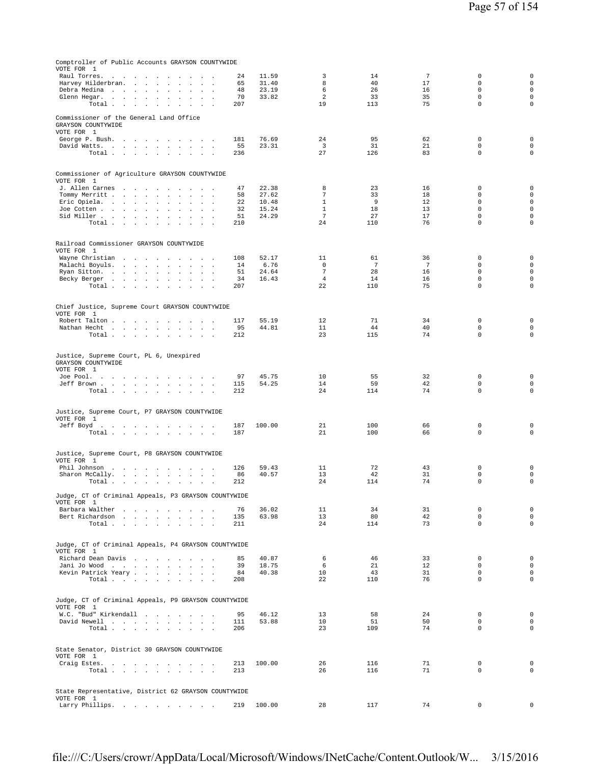Comptroller of Public Accounts GRAYSON COUNTYWIDE
VOTE FOR 1

| Candidate | Votes | Percent | | | | | |
|---|---|---|---|---|---|---|---|
| Raul Torres | 24 | 11.59 | 3 | 14 | 7 | 0 | 0 |
| Harvey Hilderbran | 65 | 31.40 | 8 | 40 | 17 | 0 | 0 |
| Debra Medina | 48 | 23.19 | 6 | 26 | 16 | 0 | 0 |
| Glenn Hegar | 70 | 33.82 | 2 | 33 | 35 | 0 | 0 |
| Total | 207 | | 19 | 113 | 75 | 0 | 0 |

Commissioner of the General Land Office
GRAYSON COUNTYWIDE
VOTE FOR 1

| Candidate | Votes | Percent | | | | | |
|---|---|---|---|---|---|---|---|
| George P. Bush | 181 | 76.69 | 24 | 95 | 62 | 0 | 0 |
| David Watts | 55 | 23.31 | 3 | 31 | 21 | 0 | 0 |
| Total | 236 | | 27 | 126 | 83 | 0 | 0 |

Commissioner of Agriculture GRAYSON COUNTYWIDE
VOTE FOR 1

| Candidate | Votes | Percent | | | | | |
|---|---|---|---|---|---|---|---|
| J. Allen Carnes | 47 | 22.38 | 8 | 23 | 16 | 0 | 0 |
| Tommy Merritt | 58 | 27.62 | 7 | 33 | 18 | 0 | 0 |
| Eric Opiela | 22 | 10.48 | 1 | 9 | 12 | 0 | 0 |
| Joe Cotten | 32 | 15.24 | 1 | 18 | 13 | 0 | 0 |
| Sid Miller | 51 | 24.29 | 7 | 27 | 17 | 0 | 0 |
| Total | 210 | | 24 | 110 | 76 | 0 | 0 |

Railroad Commissioner GRAYSON COUNTYWIDE
VOTE FOR 1

| Candidate | Votes | Percent | | | | | |
|---|---|---|---|---|---|---|---|
| Wayne Christian | 108 | 52.17 | 11 | 61 | 36 | 0 | 0 |
| Malachi Boyuls | 14 | 6.76 | 0 | 7 | 7 | 0 | 0 |
| Ryan Sitton | 51 | 24.64 | 7 | 28 | 16 | 0 | 0 |
| Becky Berger | 34 | 16.43 | 4 | 14 | 16 | 0 | 0 |
| Total | 207 | | 22 | 110 | 75 | 0 | 0 |

Chief Justice, Supreme Court GRAYSON COUNTYWIDE
VOTE FOR 1

| Candidate | Votes | Percent | | | | | |
|---|---|---|---|---|---|---|---|
| Robert Talton | 117 | 55.19 | 12 | 71 | 34 | 0 | 0 |
| Nathan Hecht | 95 | 44.81 | 11 | 44 | 40 | 0 | 0 |
| Total | 212 | | 23 | 115 | 74 | 0 | 0 |

Justice, Supreme Court, PL 6, Unexpired
GRAYSON COUNTYWIDE
VOTE FOR 1

| Candidate | Votes | Percent | | | | | |
|---|---|---|---|---|---|---|---|
| Joe Pool | 97 | 45.75 | 10 | 55 | 32 | 0 | 0 |
| Jeff Brown | 115 | 54.25 | 14 | 59 | 42 | 0 | 0 |
| Total | 212 | | 24 | 114 | 74 | 0 | 0 |

Justice, Supreme Court, P7 GRAYSON COUNTYWIDE
VOTE FOR 1

| Candidate | Votes | Percent | | | | | |
|---|---|---|---|---|---|---|---|
| Jeff Boyd | 187 | 100.00 | 21 | 100 | 66 | 0 | 0 |
| Total | 187 | | 21 | 100 | 66 | 0 | 0 |

Justice, Supreme Court, P8 GRAYSON COUNTYWIDE
VOTE FOR 1

| Candidate | Votes | Percent | | | | | |
|---|---|---|---|---|---|---|---|
| Phil Johnson | 126 | 59.43 | 11 | 72 | 43 | 0 | 0 |
| Sharon McCally | 86 | 40.57 | 13 | 42 | 31 | 0 | 0 |
| Total | 212 | | 24 | 114 | 74 | 0 | 0 |

Judge, CT of Criminal Appeals, P3 GRAYSON COUNTYWIDE
VOTE FOR 1

| Candidate | Votes | Percent | | | | | |
|---|---|---|---|---|---|---|---|
| Barbara Walther | 76 | 36.02 | 11 | 34 | 31 | 0 | 0 |
| Bert Richardson | 135 | 63.98 | 13 | 80 | 42 | 0 | 0 |
| Total | 211 | | 24 | 114 | 73 | 0 | 0 |

Judge, CT of Criminal Appeals, P4 GRAYSON COUNTYWIDE
VOTE FOR 1

| Candidate | Votes | Percent | | | | | |
|---|---|---|---|---|---|---|---|
| Richard Dean Davis | 85 | 40.87 | 6 | 46 | 33 | 0 | 0 |
| Jani Jo Wood | 39 | 18.75 | 6 | 21 | 12 | 0 | 0 |
| Kevin Patrick Yeary | 84 | 40.38 | 10 | 43 | 31 | 0 | 0 |
| Total | 208 | | 22 | 110 | 76 | 0 | 0 |

Judge, CT of Criminal Appeals, P9 GRAYSON COUNTYWIDE
VOTE FOR 1

| Candidate | Votes | Percent | | | | | |
|---|---|---|---|---|---|---|---|
| W.C. "Bud" Kirkendall | 95 | 46.12 | 13 | 58 | 24 | 0 | 0 |
| David Newell | 111 | 53.88 | 10 | 51 | 50 | 0 | 0 |
| Total | 206 | | 23 | 109 | 74 | 0 | 0 |

State Senator, District 30 GRAYSON COUNTYWIDE
VOTE FOR 1

| Candidate | Votes | Percent | | | | | |
|---|---|---|---|---|---|---|---|
| Craig Estes | 213 | 100.00 | 26 | 116 | 71 | 0 | 0 |
| Total | 213 | | 26 | 116 | 71 | 0 | 0 |

State Representative, District 62 GRAYSON COUNTYWIDE
VOTE FOR 1

| Candidate | Votes | Percent | | | | | |
|---|---|---|---|---|---|---|---|
| Larry Phillips | 219 | 100.00 | 28 | 117 | 74 | 0 | 0 |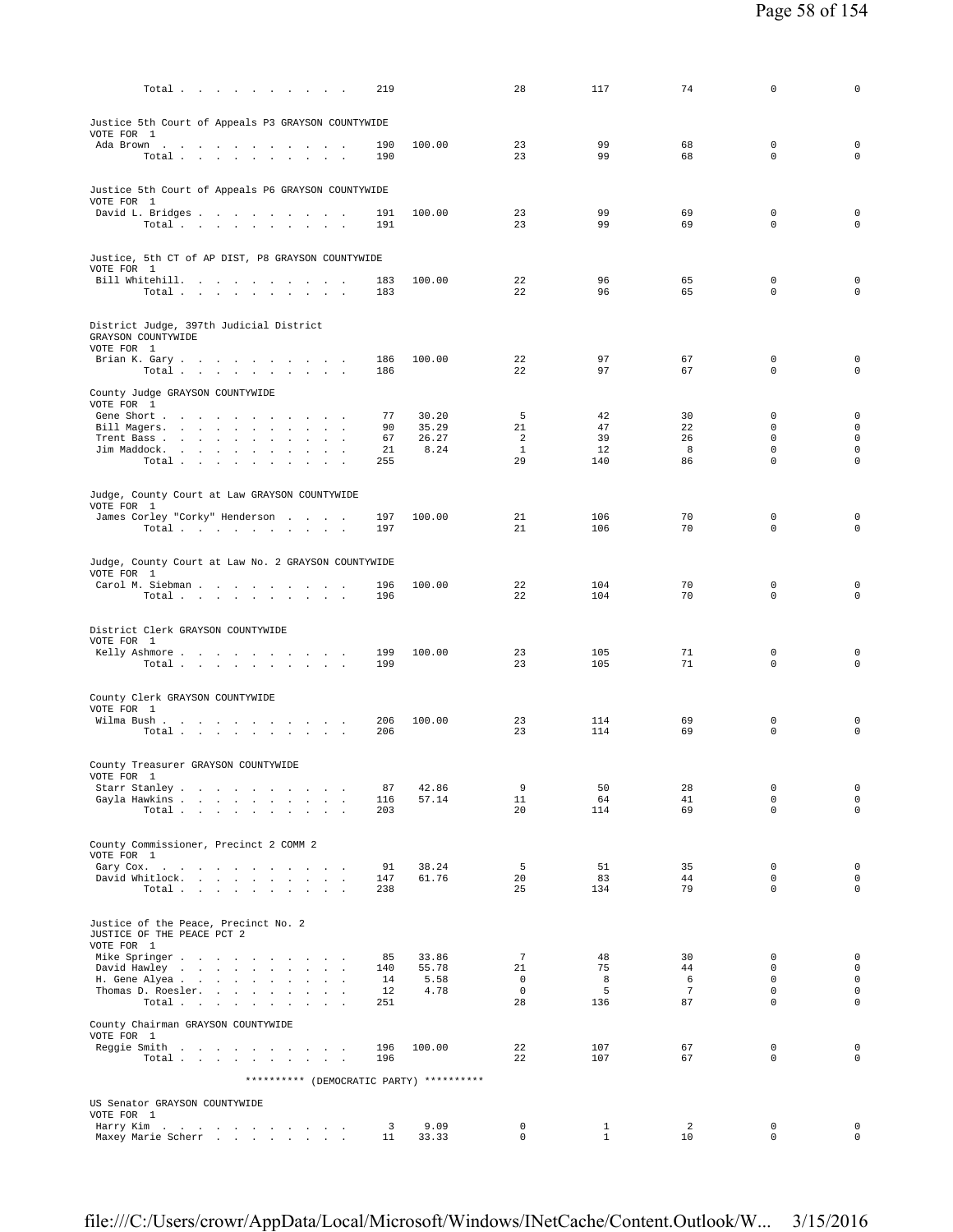| | | | | | | | |
|---|---|---|---|---|---|---|---|
| Total . . . . . . . . . . | 219 | | 28 | 117 | 74 | 0 | 0 |

Justice 5th Court of Appeals P3 GRAYSON COUNTYWIDE
VOTE FOR 1

| | | | | | | | |
|---|---|---|---|---|---|---|---|
| Ada Brown . . . . . . . . . . . | 190 | 100.00 | 23 | 99 | 68 | 0 | 0 |
| Total . . . . . . . . . . | 190 | | 23 | 99 | 68 | 0 | 0 |

Justice 5th Court of Appeals P6 GRAYSON COUNTYWIDE
VOTE FOR 1

| | | | | | | | |
|---|---|---|---|---|---|---|---|
| David L. Bridges . . . . . . . . . | 191 | 100.00 | 23 | 99 | 69 | 0 | 0 |
| Total . . . . . . . . . . | 191 | | 23 | 99 | 69 | 0 | 0 |

Justice, 5th CT of AP DIST, P8 GRAYSON COUNTYWIDE
VOTE FOR 1

| | | | | | | | |
|---|---|---|---|---|---|---|---|
| Bill Whitehill. . . . . . . . . . | 183 | 100.00 | 22 | 96 | 65 | 0 | 0 |
| Total . . . . . . . . . . | 183 | | 22 | 96 | 65 | 0 | 0 |

District Judge, 397th Judicial District
GRAYSON COUNTYWIDE
VOTE FOR 1

| | | | | | | | |
|---|---|---|---|---|---|---|---|
| Brian K. Gary . . . . . . . . . . | 186 | 100.00 | 22 | 97 | 67 | 0 | 0 |
| Total . . . . . . . . . . | 186 | | 22 | 97 | 67 | 0 | 0 |

County Judge GRAYSON COUNTYWIDE
VOTE FOR 1

| | | | | | | | |
|---|---|---|---|---|---|---|---|
| Gene Short . . . . . . . . . . . | 77 | 30.20 | 5 | 42 | 30 | 0 | 0 |
| Bill Magers. . . . . . . . . . . | 90 | 35.29 | 21 | 47 | 22 | 0 | 0 |
| Trent Bass . . . . . . . . . . . | 67 | 26.27 | 2 | 39 | 26 | 0 | 0 |
| Jim Maddock. . . . . . . . . . . | 21 | 8.24 | 1 | 12 | 8 | 0 | 0 |
| Total . . . . . . . . . . | 255 | | 29 | 140 | 86 | 0 | 0 |

Judge, County Court at Law GRAYSON COUNTYWIDE
VOTE FOR 1

| | | | | | | | |
|---|---|---|---|---|---|---|---|
| James Corley "Corky" Henderson . . . . | 197 | 100.00 | 21 | 106 | 70 | 0 | 0 |
| Total . . . . . . . . . . | 197 | | 21 | 106 | 70 | 0 | 0 |

Judge, County Court at Law No. 2 GRAYSON COUNTYWIDE
VOTE FOR 1

| | | | | | | | |
|---|---|---|---|---|---|---|---|
| Carol M. Siebman . . . . . . . . . | 196 | 100.00 | 22 | 104 | 70 | 0 | 0 |
| Total . . . . . . . . . . | 196 | | 22 | 104 | 70 | 0 | 0 |

District Clerk GRAYSON COUNTYWIDE
VOTE FOR 1

| | | | | | | | |
|---|---|---|---|---|---|---|---|
| Kelly Ashmore . . . . . . . . . . | 199 | 100.00 | 23 | 105 | 71 | 0 | 0 |
| Total . . . . . . . . . . | 199 | | 23 | 105 | 71 | 0 | 0 |

County Clerk GRAYSON COUNTYWIDE
VOTE FOR 1

| | | | | | | | |
|---|---|---|---|---|---|---|---|
| Wilma Bush . . . . . . . . . . . | 206 | 100.00 | 23 | 114 | 69 | 0 | 0 |
| Total . . . . . . . . . . | 206 | | 23 | 114 | 69 | 0 | 0 |

County Treasurer GRAYSON COUNTYWIDE
VOTE FOR 1

| | | | | | | | |
|---|---|---|---|---|---|---|---|
| Starr Stanley . . . . . . . . . . | 87 | 42.86 | 9 | 50 | 28 | 0 | 0 |
| Gayla Hawkins . . . . . . . . . . | 116 | 57.14 | 11 | 64 | 41 | 0 | 0 |
| Total . . . . . . . . . . | 203 | | 20 | 114 | 69 | 0 | 0 |

County Commissioner, Precinct 2 COMM 2
VOTE FOR 1

| | | | | | | | |
|---|---|---|---|---|---|---|---|
| Gary Cox. . . . . . . . . . . . | 91 | 38.24 | 5 | 51 | 35 | 0 | 0 |
| David Whitlock. . . . . . . . . . | 147 | 61.76 | 20 | 83 | 44 | 0 | 0 |
| Total . . . . . . . . . . | 238 | | 25 | 134 | 79 | 0 | 0 |

Justice of the Peace, Precinct No. 2
JUSTICE OF THE PEACE PCT 2
VOTE FOR 1

| | | | | | | | |
|---|---|---|---|---|---|---|---|
| Mike Springer . . . . . . . . . . | 85 | 33.86 | 7 | 48 | 30 | 0 | 0 |
| David Hawley . . . . . . . . . . | 140 | 55.78 | 21 | 75 | 44 | 0 | 0 |
| H. Gene Alyea . . . . . . . . . . | 14 | 5.58 | 0 | 8 | 6 | 0 | 0 |
| Thomas D. Roesler. . . . . . . . . | 12 | 4.78 | 0 | 5 | 7 | 0 | 0 |
| Total . . . . . . . . . . | 251 | | 28 | 136 | 87 | 0 | 0 |

County Chairman GRAYSON COUNTYWIDE
VOTE FOR 1

| | | | | | | | |
|---|---|---|---|---|---|---|---|
| Reggie Smith . . . . . . . . . . | 196 | 100.00 | 22 | 107 | 67 | 0 | 0 |
| Total . . . . . . . . . . | 196 | | 22 | 107 | 67 | 0 | 0 |

********** (DEMOCRATIC PARTY) **********

US Senator GRAYSON COUNTYWIDE
VOTE FOR 1

| | | | | | | | |
|---|---|---|---|---|---|---|---|
| Harry Kim . . . . . . . . . . . | 3 | 9.09 | 0 | 1 | 2 | 0 | 0 |
| Maxey Marie Scherr . . . . . . . . | 11 | 33.33 | 0 | 1 | 10 | 0 | 0 |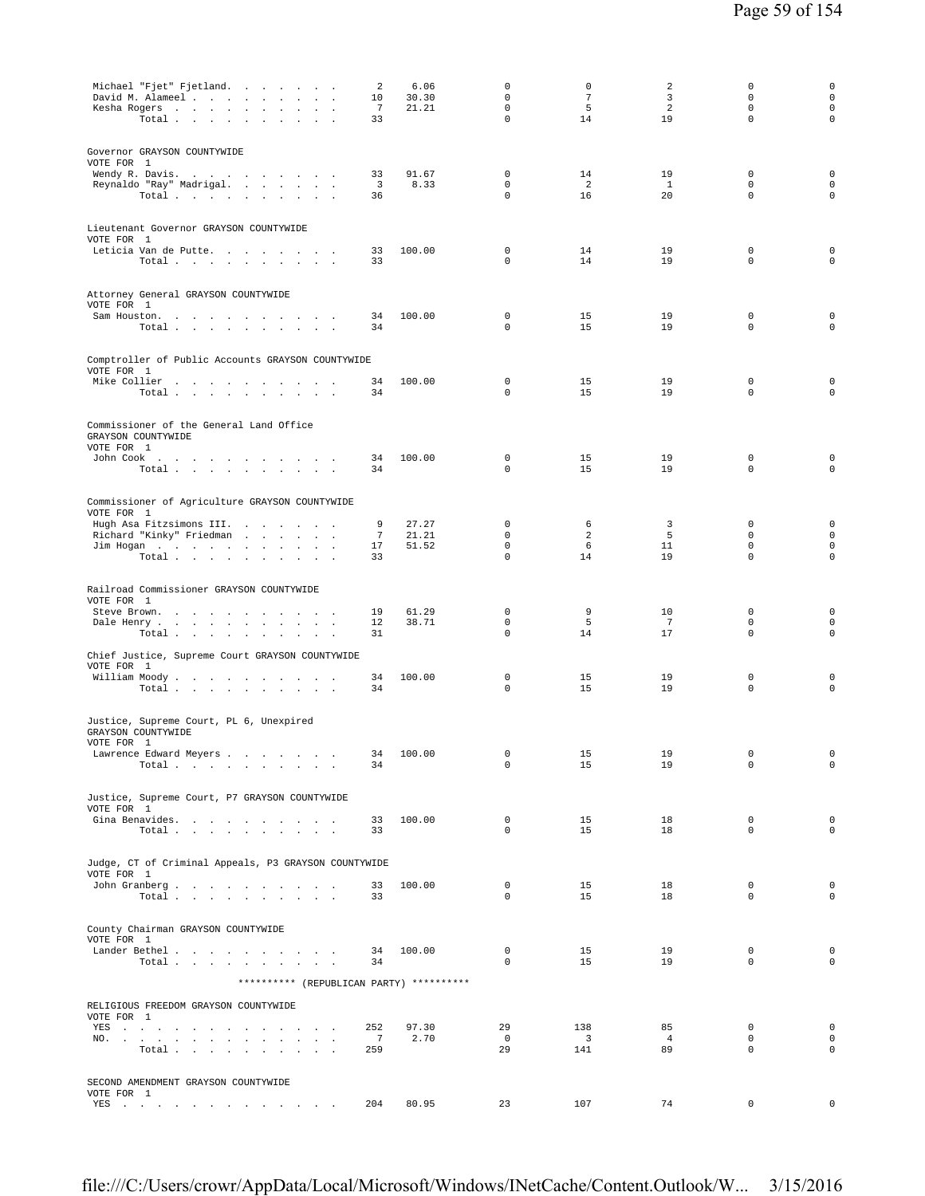| | | | | | | | |
|---|---|---|---|---|---|---|---|
| Michael "Fjet" Fjetland. | 2 | 6.06 | 0 | 0 | 2 | 0 | 0 |
| David M. Alameel | 10 | 30.30 | 0 | 7 | 3 | 0 | 0 |
| Kesha Rogers | 7 | 21.21 | 0 | 5 | 2 | 0 | 0 |
| Total | 33 | | 0 | 14 | 19 | 0 | 0 |

Governor GRAYSON COUNTYWIDE
VOTE FOR 1

| | | | | | | | |
|---|---|---|---|---|---|---|---|
| Wendy R. Davis. | 33 | 91.67 | 0 | 14 | 19 | 0 | 0 |
| Reynaldo "Ray" Madrigal. | 3 | 8.33 | 0 | 2 | 1 | 0 | 0 |
| Total | 36 | | 0 | 16 | 20 | 0 | 0 |

Lieutenant Governor GRAYSON COUNTYWIDE
VOTE FOR 1

| | | | | | | | |
|---|---|---|---|---|---|---|---|
| Leticia Van de Putte. | 33 | 100.00 | 0 | 14 | 19 | 0 | 0 |
| Total | 33 | | 0 | 14 | 19 | 0 | 0 |

Attorney General GRAYSON COUNTYWIDE
VOTE FOR 1

| | | | | | | | |
|---|---|---|---|---|---|---|---|
| Sam Houston. | 34 | 100.00 | 0 | 15 | 19 | 0 | 0 |
| Total | 34 | | 0 | 15 | 19 | 0 | 0 |

Comptroller of Public Accounts GRAYSON COUNTYWIDE
VOTE FOR 1

| | | | | | | | |
|---|---|---|---|---|---|---|---|
| Mike Collier | 34 | 100.00 | 0 | 15 | 19 | 0 | 0 |
| Total | 34 | | 0 | 15 | 19 | 0 | 0 |

Commissioner of the General Land Office
GRAYSON COUNTYWIDE
VOTE FOR 1

| | | | | | | | |
|---|---|---|---|---|---|---|---|
| John Cook | 34 | 100.00 | 0 | 15 | 19 | 0 | 0 |
| Total | 34 | | 0 | 15 | 19 | 0 | 0 |

Commissioner of Agriculture GRAYSON COUNTYWIDE
VOTE FOR 1

| | | | | | | | |
|---|---|---|---|---|---|---|---|
| Hugh Asa Fitzsimons III. | 9 | 27.27 | 0 | 6 | 3 | 0 | 0 |
| Richard "Kinky" Friedman | 7 | 21.21 | 0 | 2 | 5 | 0 | 0 |
| Jim Hogan | 17 | 51.52 | 0 | 6 | 11 | 0 | 0 |
| Total | 33 | | 0 | 14 | 19 | 0 | 0 |

Railroad Commissioner GRAYSON COUNTYWIDE
VOTE FOR 1

| | | | | | | | |
|---|---|---|---|---|---|---|---|
| Steve Brown. | 19 | 61.29 | 0 | 9 | 10 | 0 | 0 |
| Dale Henry | 12 | 38.71 | 0 | 5 | 7 | 0 | 0 |
| Total | 31 | | 0 | 14 | 17 | 0 | 0 |

Chief Justice, Supreme Court GRAYSON COUNTYWIDE
VOTE FOR 1

| | | | | | | | |
|---|---|---|---|---|---|---|---|
| William Moody | 34 | 100.00 | 0 | 15 | 19 | 0 | 0 |
| Total | 34 | | 0 | 15 | 19 | 0 | 0 |

Justice, Supreme Court, PL 6, Unexpired
GRAYSON COUNTYWIDE
VOTE FOR 1

| | | | | | | | |
|---|---|---|---|---|---|---|---|
| Lawrence Edward Meyers | 34 | 100.00 | 0 | 15 | 19 | 0 | 0 |
| Total | 34 | | 0 | 15 | 19 | 0 | 0 |

Justice, Supreme Court, P7 GRAYSON COUNTYWIDE
VOTE FOR 1

| | | | | | | | |
|---|---|---|---|---|---|---|---|
| Gina Benavides. | 33 | 100.00 | 0 | 15 | 18 | 0 | 0 |
| Total | 33 | | 0 | 15 | 18 | 0 | 0 |

Judge, CT of Criminal Appeals, P3 GRAYSON COUNTYWIDE
VOTE FOR 1

| | | | | | | | |
|---|---|---|---|---|---|---|---|
| John Granberg | 33 | 100.00 | 0 | 15 | 18 | 0 | 0 |
| Total | 33 | | 0 | 15 | 18 | 0 | 0 |

County Chairman GRAYSON COUNTYWIDE
VOTE FOR 1

| | | | | | | | |
|---|---|---|---|---|---|---|---|
| Lander Bethel | 34 | 100.00 | 0 | 15 | 19 | 0 | 0 |
| Total | 34 | | 0 | 15 | 19 | 0 | 0 |

********** (REPUBLICAN PARTY) **********

RELIGIOUS FREEDOM GRAYSON COUNTYWIDE
VOTE FOR 1

| | | | | | | | |
|---|---|---|---|---|---|---|---|
| YES | 252 | 97.30 | 29 | 138 | 85 | 0 | 0 |
| NO. | 7 | 2.70 | 0 | 3 | 4 | 0 | 0 |
| Total | 259 | | 29 | 141 | 89 | 0 | 0 |

SECOND AMENDMENT GRAYSON COUNTYWIDE
VOTE FOR 1

| | | | | | | | |
|---|---|---|---|---|---|---|---|
| YES | 204 | 80.95 | 23 | 107 | 74 | 0 | 0 |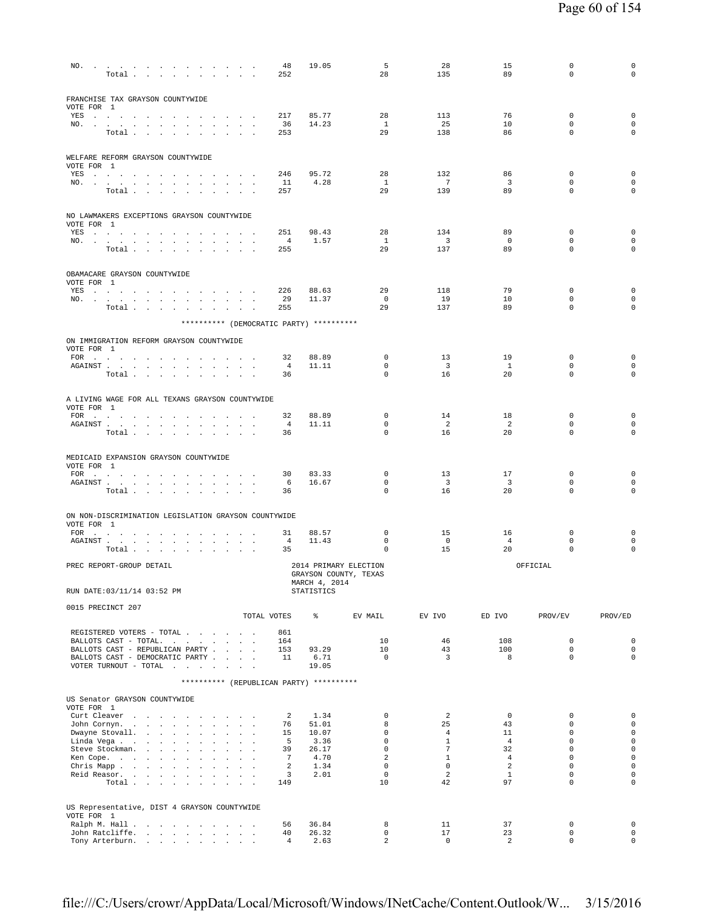| | TOTAL VOTES | % | EV MAIL | EV IVO | ED IVO | PROV/EV | PROV/ED |
|---|---|---|---|---|---|---|---|
| NO. | 48 | 19.05 | 5 | 28 | 15 | 0 | 0 |
| Total | 252 | | 28 | 135 | 89 | 0 | 0 |

FRANCHISE TAX GRAYSON COUNTYWIDE
VOTE FOR 1

| | TOTAL VOTES | % | EV MAIL | EV IVO | ED IVO | PROV/EV | PROV/ED |
|---|---|---|---|---|---|---|---|
| YES | 217 | 85.77 | 28 | 113 | 76 | 0 | 0 |
| NO. | 36 | 14.23 | 1 | 25 | 10 | 0 | 0 |
| Total | 253 | | 29 | 138 | 86 | 0 | 0 |

WELFARE REFORM GRAYSON COUNTYWIDE
VOTE FOR 1

| | TOTAL VOTES | % | EV MAIL | EV IVO | ED IVO | PROV/EV | PROV/ED |
|---|---|---|---|---|---|---|---|
| YES | 246 | 95.72 | 28 | 132 | 86 | 0 | 0 |
| NO. | 11 | 4.28 | 1 | 7 | 3 | 0 | 0 |
| Total | 257 | | 29 | 139 | 89 | 0 | 0 |

NO LAWMAKERS EXCEPTIONS GRAYSON COUNTYWIDE
VOTE FOR 1

| | TOTAL VOTES | % | EV MAIL | EV IVO | ED IVO | PROV/EV | PROV/ED |
|---|---|---|---|---|---|---|---|
| YES | 251 | 98.43 | 28 | 134 | 89 | 0 | 0 |
| NO. | 4 | 1.57 | 1 | 3 | 0 | 0 | 0 |
| Total | 255 | | 29 | 137 | 89 | 0 | 0 |

OBAMACARE GRAYSON COUNTYWIDE
VOTE FOR 1

| | TOTAL VOTES | % | EV MAIL | EV IVO | ED IVO | PROV/EV | PROV/ED |
|---|---|---|---|---|---|---|---|
| YES | 226 | 88.63 | 29 | 118 | 79 | 0 | 0 |
| NO. | 29 | 11.37 | 0 | 19 | 10 | 0 | 0 |
| Total | 255 | | 29 | 137 | 89 | 0 | 0 |

********** (DEMOCRATIC PARTY) **********

ON IMMIGRATION REFORM GRAYSON COUNTYWIDE
VOTE FOR 1

| | TOTAL VOTES | % | EV MAIL | EV IVO | ED IVO | PROV/EV | PROV/ED |
|---|---|---|---|---|---|---|---|
| FOR | 32 | 88.89 | 0 | 13 | 19 | 0 | 0 |
| AGAINST | 4 | 11.11 | 0 | 3 | 1 | 0 | 0 |
| Total | 36 | | 0 | 16 | 20 | 0 | 0 |

A LIVING WAGE FOR ALL TEXANS GRAYSON COUNTYWIDE
VOTE FOR 1

| | TOTAL VOTES | % | EV MAIL | EV IVO | ED IVO | PROV/EV | PROV/ED |
|---|---|---|---|---|---|---|---|
| FOR | 32 | 88.89 | 0 | 14 | 18 | 0 | 0 |
| AGAINST | 4 | 11.11 | 0 | 2 | 2 | 0 | 0 |
| Total | 36 | | 0 | 16 | 20 | 0 | 0 |

MEDICAID EXPANSION GRAYSON COUNTYWIDE
VOTE FOR 1

| | TOTAL VOTES | % | EV MAIL | EV IVO | ED IVO | PROV/EV | PROV/ED |
|---|---|---|---|---|---|---|---|
| FOR | 30 | 83.33 | 0 | 13 | 17 | 0 | 0 |
| AGAINST | 6 | 16.67 | 0 | 3 | 3 | 0 | 0 |
| Total | 36 | | 0 | 16 | 20 | 0 | 0 |

ON NON-DISCRIMINATION LEGISLATION GRAYSON COUNTYWIDE
VOTE FOR 1

| | TOTAL VOTES | % | EV MAIL | EV IVO | ED IVO | PROV/EV | PROV/ED |
|---|---|---|---|---|---|---|---|
| FOR | 31 | 88.57 | 0 | 15 | 16 | 0 | 0 |
| AGAINST | 4 | 11.43 | 0 | 0 | 4 | 0 | 0 |
| Total | 35 | | 0 | 15 | 20 | 0 | 0 |

PREC REPORT-GROUP DETAIL

2014 PRIMARY ELECTION
GRAYSON COUNTY, TEXAS
MARCH 4, 2014
STATISTICS

OFFICIAL

RUN DATE:03/11/14 03:52 PM

0015 PRECINCT 207

| | TOTAL VOTES | % | EV MAIL | EV IVO | ED IVO | PROV/EV | PROV/ED |
|---|---|---|---|---|---|---|---|
| REGISTERED VOTERS - TOTAL | 861 | | | | | | |
| BALLOTS CAST - TOTAL. | 164 | | 10 | 46 | 108 | 0 | 0 |
| BALLOTS CAST - REPUBLICAN PARTY | 153 | 93.29 | 10 | 43 | 100 | 0 | 0 |
| BALLOTS CAST - DEMOCRATIC PARTY | 11 | 6.71 | 0 | 3 | 8 | 0 | 0 |
| VOTER TURNOUT - TOTAL | | 19.05 | | | | | |

********** (REPUBLICAN PARTY) **********

US Senator GRAYSON COUNTYWIDE
VOTE FOR 1

| | TOTAL VOTES | % | EV MAIL | EV IVO | ED IVO | PROV/EV | PROV/ED |
|---|---|---|---|---|---|---|---|
| Curt Cleaver | 2 | 1.34 | 0 | 2 | 0 | 0 | 0 |
| John Cornyn. | 76 | 51.01 | 8 | 25 | 43 | 0 | 0 |
| Dwayne Stovall. | 15 | 10.07 | 0 | 4 | 11 | 0 | 0 |
| Linda Vega | 5 | 3.36 | 0 | 1 | 4 | 0 | 0 |
| Steve Stockman. | 39 | 26.17 | 0 | 7 | 32 | 0 | 0 |
| Ken Cope. | 7 | 4.70 | 2 | 1 | 4 | 0 | 0 |
| Chris Mapp | 2 | 1.34 | 0 | 0 | 2 | 0 | 0 |
| Reid Reasor. | 3 | 2.01 | 0 | 2 | 1 | 0 | 0 |
| Total | 149 | | 10 | 42 | 97 | 0 | 0 |

US Representative, DIST 4 GRAYSON COUNTYWIDE
VOTE FOR 1

| | TOTAL VOTES | % | EV MAIL | EV IVO | ED IVO | PROV/EV | PROV/ED |
|---|---|---|---|---|---|---|---|
| Ralph M. Hall | 56 | 36.84 | 8 | 11 | 37 | 0 | 0 |
| John Ratcliffe. | 40 | 26.32 | 0 | 17 | 23 | 0 | 0 |
| Tony Arterburn. | 4 | 2.63 | 2 | 0 | 2 | 0 | 0 |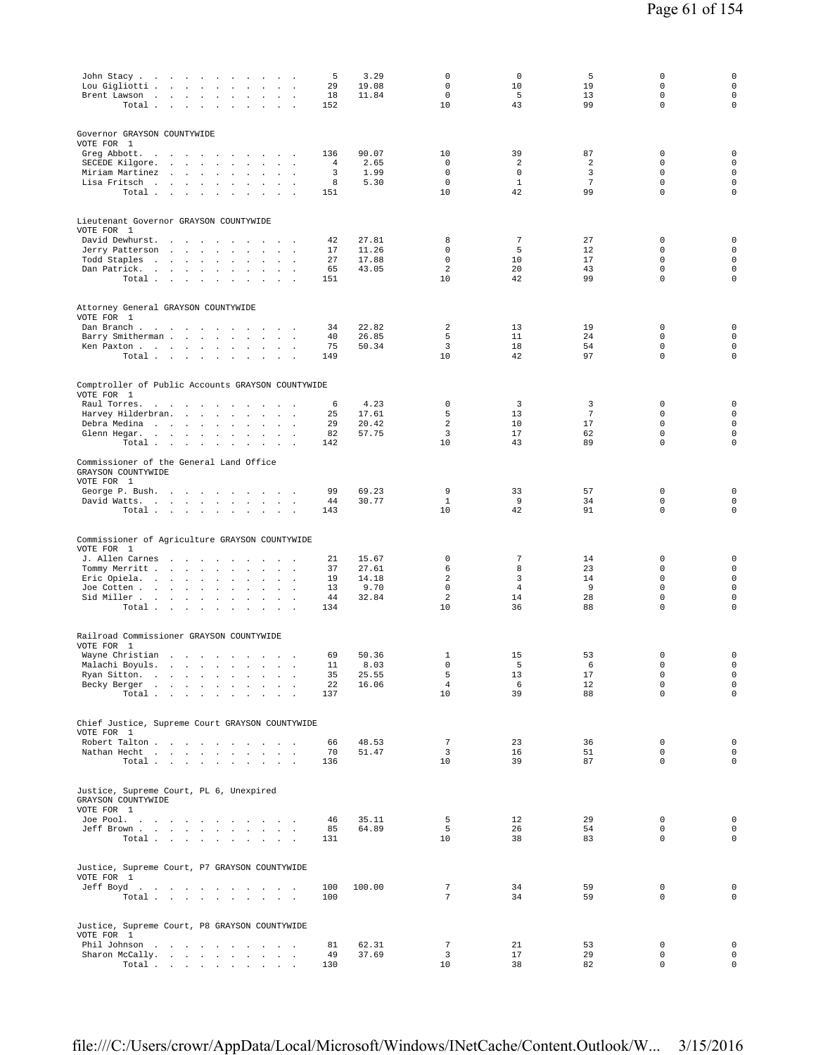| | | | | | | | |
|---|---|---|---|---|---|---|---|
| John Stacy | 5 | 3.29 | 0 | 0 | 5 | 0 | 0 |
| Lou Gigliotti | 29 | 19.08 | 0 | 10 | 19 | 0 | 0 |
| Brent Lawson | 18 | 11.84 | 0 | 5 | 13 | 0 | 0 |
| Total | 152 | | 10 | 43 | 99 | 0 | 0 |

Governor GRAYSON COUNTYWIDE
VOTE FOR 1

| | | | | | | | |
|---|---|---|---|---|---|---|---|
| Greg Abbott | 136 | 90.07 | 10 | 39 | 87 | 0 | 0 |
| SECEDE Kilgore | 4 | 2.65 | 0 | 2 | 2 | 0 | 0 |
| Miriam Martinez | 3 | 1.99 | 0 | 0 | 3 | 0 | 0 |
| Lisa Fritsch | 8 | 5.30 | 0 | 1 | 7 | 0 | 0 |
| Total | 151 | | 10 | 42 | 99 | 0 | 0 |

Lieutenant Governor GRAYSON COUNTYWIDE
VOTE FOR 1

| | | | | | | | |
|---|---|---|---|---|---|---|---|
| David Dewhurst | 42 | 27.81 | 8 | 7 | 27 | 0 | 0 |
| Jerry Patterson | 17 | 11.26 | 0 | 5 | 12 | 0 | 0 |
| Todd Staples | 27 | 17.88 | 0 | 10 | 17 | 0 | 0 |
| Dan Patrick | 65 | 43.05 | 2 | 20 | 43 | 0 | 0 |
| Total | 151 | | 10 | 42 | 99 | 0 | 0 |

Attorney General GRAYSON COUNTYWIDE
VOTE FOR 1

| | | | | | | | |
|---|---|---|---|---|---|---|---|
| Dan Branch | 34 | 22.82 | 2 | 13 | 19 | 0 | 0 |
| Barry Smitherman | 40 | 26.85 | 5 | 11 | 24 | 0 | 0 |
| Ken Paxton | 75 | 50.34 | 3 | 18 | 54 | 0 | 0 |
| Total | 149 | | 10 | 42 | 97 | 0 | 0 |

Comptroller of Public Accounts GRAYSON COUNTYWIDE
VOTE FOR 1

| | | | | | | | |
|---|---|---|---|---|---|---|---|
| Raul Torres | 6 | 4.23 | 0 | 3 | 3 | 0 | 0 |
| Harvey Hilderbran | 25 | 17.61 | 5 | 13 | 7 | 0 | 0 |
| Debra Medina | 29 | 20.42 | 2 | 10 | 17 | 0 | 0 |
| Glenn Hegar | 82 | 57.75 | 3 | 17 | 62 | 0 | 0 |
| Total | 142 | | 10 | 43 | 89 | 0 | 0 |

Commissioner of the General Land Office
GRAYSON COUNTYWIDE
VOTE FOR 1

| | | | | | | | |
|---|---|---|---|---|---|---|---|
| George P. Bush | 99 | 69.23 | 9 | 33 | 57 | 0 | 0 |
| David Watts | 44 | 30.77 | 1 | 9 | 34 | 0 | 0 |
| Total | 143 | | 10 | 42 | 91 | 0 | 0 |

Commissioner of Agriculture GRAYSON COUNTYWIDE
VOTE FOR 1

| | | | | | | | |
|---|---|---|---|---|---|---|---|
| J. Allen Carnes | 21 | 15.67 | 0 | 7 | 14 | 0 | 0 |
| Tommy Merritt | 37 | 27.61 | 6 | 8 | 23 | 0 | 0 |
| Eric Opiela | 19 | 14.18 | 2 | 3 | 14 | 0 | 0 |
| Joe Cotten | 13 | 9.70 | 0 | 4 | 9 | 0 | 0 |
| Sid Miller | 44 | 32.84 | 2 | 14 | 28 | 0 | 0 |
| Total | 134 | | 10 | 36 | 88 | 0 | 0 |

Railroad Commissioner GRAYSON COUNTYWIDE
VOTE FOR 1

| | | | | | | | |
|---|---|---|---|---|---|---|---|
| Wayne Christian | 69 | 50.36 | 1 | 15 | 53 | 0 | 0 |
| Malachi Boyuls | 11 | 8.03 | 0 | 5 | 6 | 0 | 0 |
| Ryan Sitton | 35 | 25.55 | 5 | 13 | 17 | 0 | 0 |
| Becky Berger | 22 | 16.06 | 4 | 6 | 12 | 0 | 0 |
| Total | 137 | | 10 | 39 | 88 | 0 | 0 |

Chief Justice, Supreme Court GRAYSON COUNTYWIDE
VOTE FOR 1

| | | | | | | | |
|---|---|---|---|---|---|---|---|
| Robert Talton | 66 | 48.53 | 7 | 23 | 36 | 0 | 0 |
| Nathan Hecht | 70 | 51.47 | 3 | 16 | 51 | 0 | 0 |
| Total | 136 | | 10 | 39 | 87 | 0 | 0 |

Justice, Supreme Court, PL 6, Unexpired
GRAYSON COUNTYWIDE
VOTE FOR 1

| | | | | | | | |
|---|---|---|---|---|---|---|---|
| Joe Pool | 46 | 35.11 | 5 | 12 | 29 | 0 | 0 |
| Jeff Brown | 85 | 64.89 | 5 | 26 | 54 | 0 | 0 |
| Total | 131 | | 10 | 38 | 83 | 0 | 0 |

Justice, Supreme Court, P7 GRAYSON COUNTYWIDE
VOTE FOR 1

| | | | | | | | |
|---|---|---|---|---|---|---|---|
| Jeff Boyd | 100 | 100.00 | 7 | 34 | 59 | 0 | 0 |
| Total | 100 | | 7 | 34 | 59 | 0 | 0 |

Justice, Supreme Court, P8 GRAYSON COUNTYWIDE
VOTE FOR 1

| | | | | | | | |
|---|---|---|---|---|---|---|---|
| Phil Johnson | 81 | 62.31 | 7 | 21 | 53 | 0 | 0 |
| Sharon McCally | 49 | 37.69 | 3 | 17 | 29 | 0 | 0 |
| Total | 130 | | 10 | 38 | 82 | 0 | 0 |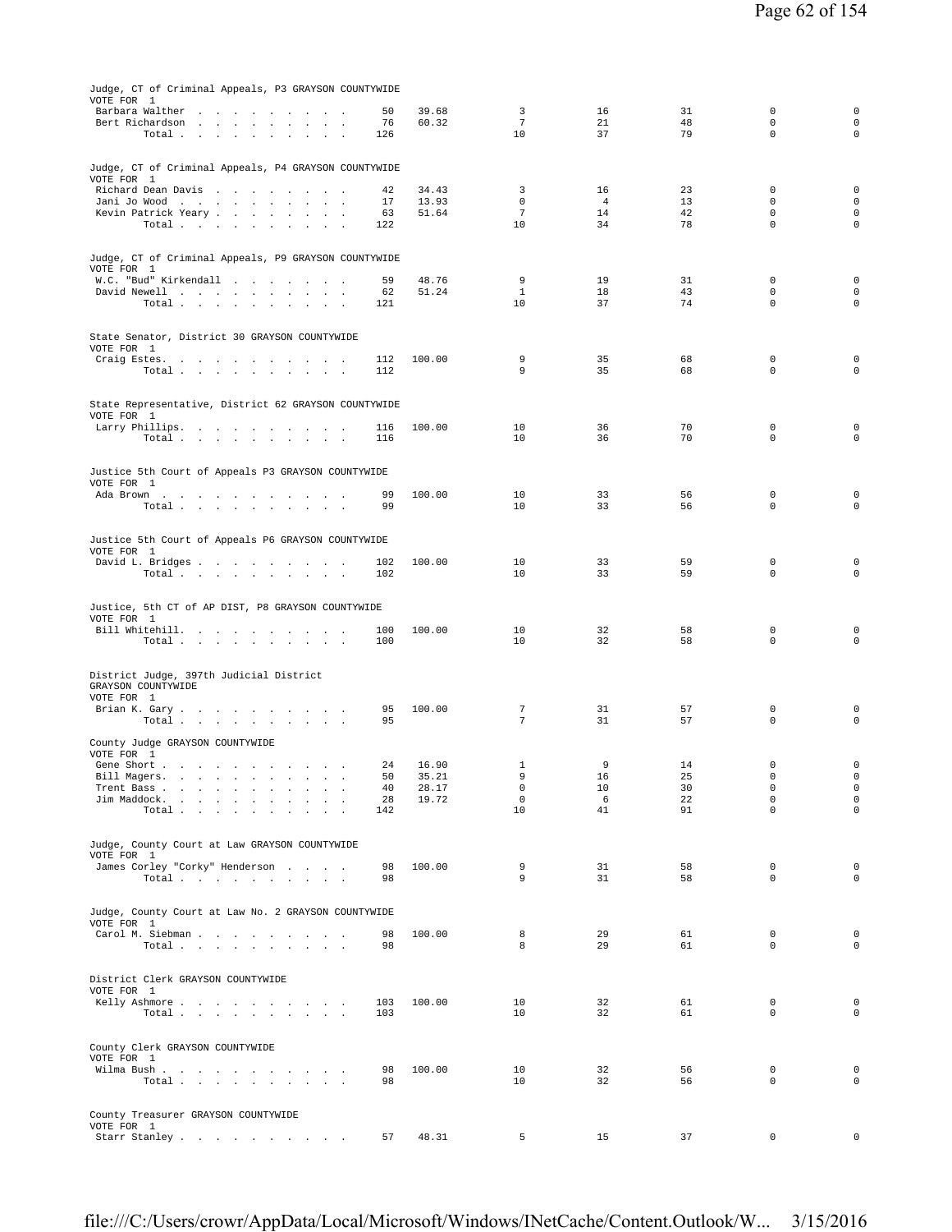Judge, CT of Criminal Appeals, P3 GRAYSON COUNTYWIDE
VOTE FOR 1

| Candidate | Votes | Pct | | | | | |
|---|---|---|---|---|---|---|---|
| Barbara Walther | 50 | 39.68 | 3 | 16 | 31 | 0 | 0 |
| Bert Richardson | 76 | 60.32 | 7 | 21 | 48 | 0 | 0 |
| Total | 126 | | 10 | 37 | 79 | 0 | 0 |

Judge, CT of Criminal Appeals, P4 GRAYSON COUNTYWIDE
VOTE FOR 1

| Candidate | Votes | Pct | | | | | |
|---|---|---|---|---|---|---|---|
| Richard Dean Davis | 42 | 34.43 | 3 | 16 | 23 | 0 | 0 |
| Jani Jo Wood | 17 | 13.93 | 0 | 4 | 13 | 0 | 0 |
| Kevin Patrick Yeary | 63 | 51.64 | 7 | 14 | 42 | 0 | 0 |
| Total | 122 | | 10 | 34 | 78 | 0 | 0 |

Judge, CT of Criminal Appeals, P9 GRAYSON COUNTYWIDE
VOTE FOR 1

| Candidate | Votes | Pct | | | | | |
|---|---|---|---|---|---|---|---|
| W.C. "Bud" Kirkendall | 59 | 48.76 | 9 | 19 | 31 | 0 | 0 |
| David Newell | 62 | 51.24 | 1 | 18 | 43 | 0 | 0 |
| Total | 121 | | 10 | 37 | 74 | 0 | 0 |

State Senator, District 30 GRAYSON COUNTYWIDE
VOTE FOR 1

| Candidate | Votes | Pct | | | | | |
|---|---|---|---|---|---|---|---|
| Craig Estes | 112 | 100.00 | 9 | 35 | 68 | 0 | 0 |
| Total | 112 | | 9 | 35 | 68 | 0 | 0 |

State Representative, District 62 GRAYSON COUNTYWIDE
VOTE FOR 1

| Candidate | Votes | Pct | | | | | |
|---|---|---|---|---|---|---|---|
| Larry Phillips | 116 | 100.00 | 10 | 36 | 70 | 0 | 0 |
| Total | 116 | | 10 | 36 | 70 | 0 | 0 |

Justice 5th Court of Appeals P3 GRAYSON COUNTYWIDE
VOTE FOR 1

| Candidate | Votes | Pct | | | | | |
|---|---|---|---|---|---|---|---|
| Ada Brown | 99 | 100.00 | 10 | 33 | 56 | 0 | 0 |
| Total | 99 | | 10 | 33 | 56 | 0 | 0 |

Justice 5th Court of Appeals P6 GRAYSON COUNTYWIDE
VOTE FOR 1

| Candidate | Votes | Pct | | | | | |
|---|---|---|---|---|---|---|---|
| David L. Bridges | 102 | 100.00 | 10 | 33 | 59 | 0 | 0 |
| Total | 102 | | 10 | 33 | 59 | 0 | 0 |

Justice, 5th CT of AP DIST, P8 GRAYSON COUNTYWIDE
VOTE FOR 1

| Candidate | Votes | Pct | | | | | |
|---|---|---|---|---|---|---|---|
| Bill Whitehill | 100 | 100.00 | 10 | 32 | 58 | 0 | 0 |
| Total | 100 | | 10 | 32 | 58 | 0 | 0 |

District Judge, 397th Judicial District
GRAYSON COUNTYWIDE
VOTE FOR 1

| Candidate | Votes | Pct | | | | | |
|---|---|---|---|---|---|---|---|
| Brian K. Gary | 95 | 100.00 | 7 | 31 | 57 | 0 | 0 |
| Total | 95 | | 7 | 31 | 57 | 0 | 0 |

County Judge GRAYSON COUNTYWIDE
VOTE FOR 1

| Candidate | Votes | Pct | | | | | |
|---|---|---|---|---|---|---|---|
| Gene Short | 24 | 16.90 | 1 | 9 | 14 | 0 | 0 |
| Bill Magers | 50 | 35.21 | 9 | 16 | 25 | 0 | 0 |
| Trent Bass | 40 | 28.17 | 0 | 10 | 30 | 0 | 0 |
| Jim Maddock | 28 | 19.72 | 0 | 6 | 22 | 0 | 0 |
| Total | 142 | | 10 | 41 | 91 | 0 | 0 |

Judge, County Court at Law GRAYSON COUNTYWIDE
VOTE FOR 1

| Candidate | Votes | Pct | | | | | |
|---|---|---|---|---|---|---|---|
| James Corley "Corky" Henderson | 98 | 100.00 | 9 | 31 | 58 | 0 | 0 |
| Total | 98 | | 9 | 31 | 58 | 0 | 0 |

Judge, County Court at Law No. 2 GRAYSON COUNTYWIDE
VOTE FOR 1

| Candidate | Votes | Pct | | | | | |
|---|---|---|---|---|---|---|---|
| Carol M. Siebman | 98 | 100.00 | 8 | 29 | 61 | 0 | 0 |
| Total | 98 | | 8 | 29 | 61 | 0 | 0 |

District Clerk GRAYSON COUNTYWIDE
VOTE FOR 1

| Candidate | Votes | Pct | | | | | |
|---|---|---|---|---|---|---|---|
| Kelly Ashmore | 103 | 100.00 | 10 | 32 | 61 | 0 | 0 |
| Total | 103 | | 10 | 32 | 61 | 0 | 0 |

County Clerk GRAYSON COUNTYWIDE
VOTE FOR 1

| Candidate | Votes | Pct | | | | | |
|---|---|---|---|---|---|---|---|
| Wilma Bush | 98 | 100.00 | 10 | 32 | 56 | 0 | 0 |
| Total | 98 | | 10 | 32 | 56 | 0 | 0 |

County Treasurer GRAYSON COUNTYWIDE
VOTE FOR 1

| Candidate | Votes | Pct | | | | | |
|---|---|---|---|---|---|---|---|
| Starr Stanley | 57 | 48.31 | 5 | 15 | 37 | 0 | 0 |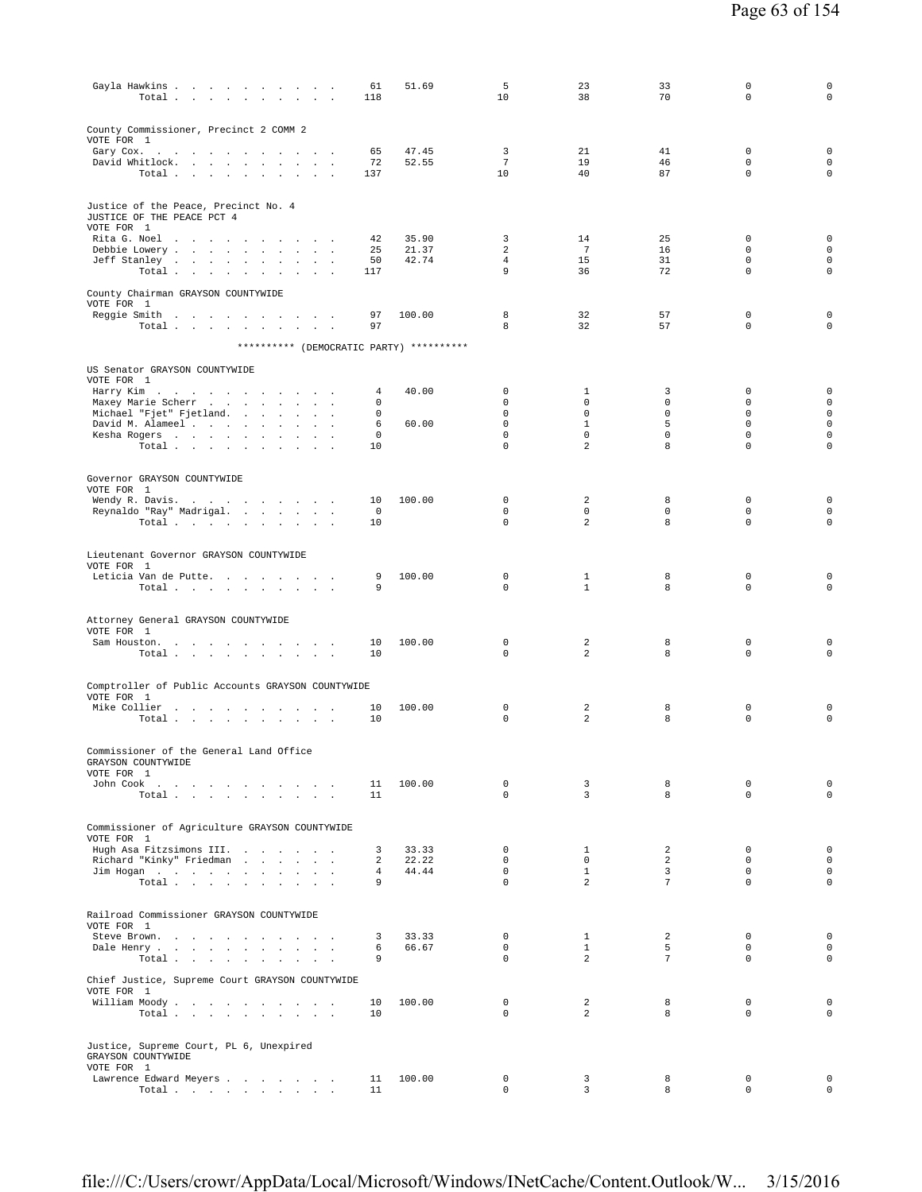| | | | | | | | |
|---|---|---|---|---|---|---|---|
| Gayla Hawkins | 61 | 51.69 | 5 | 23 | 33 | 0 | 0 |
| Total | 118 | | 10 | 38 | 70 | 0 | 0 |

County Commissioner, Precinct 2 COMM 2
VOTE FOR 1

| | | | | | | | |
|---|---|---|---|---|---|---|---|
| Gary Cox. | 65 | 47.45 | 3 | 21 | 41 | 0 | 0 |
| David Whitlock. | 72 | 52.55 | 7 | 19 | 46 | 0 | 0 |
| Total | 137 | | 10 | 40 | 87 | 0 | 0 |

Justice of the Peace, Precinct No. 4
JUSTICE OF THE PEACE PCT 4
VOTE FOR 1

| | | | | | | | |
|---|---|---|---|---|---|---|---|
| Rita G. Noel | 42 | 35.90 | 3 | 14 | 25 | 0 | 0 |
| Debbie Lowery | 25 | 21.37 | 2 | 7 | 16 | 0 | 0 |
| Jeff Stanley | 50 | 42.74 | 4 | 15 | 31 | 0 | 0 |
| Total | 117 | | 9 | 36 | 72 | 0 | 0 |

County Chairman GRAYSON COUNTYWIDE
VOTE FOR 1

| | | | | | | | |
|---|---|---|---|---|---|---|---|
| Reggie Smith | 97 | 100.00 | 8 | 32 | 57 | 0 | 0 |
| Total | 97 | | 8 | 32 | 57 | 0 | 0 |

********** (DEMOCRATIC PARTY) **********

US Senator GRAYSON COUNTYWIDE
VOTE FOR 1

| | | | | | | | |
|---|---|---|---|---|---|---|---|
| Harry Kim | 4 | 40.00 | 0 | 1 | 3 | 0 | 0 |
| Maxey Marie Scherr | 0 | | 0 | 0 | 0 | 0 | 0 |
| Michael "Fjet" Fjetland. | 0 | | 0 | 0 | 0 | 0 | 0 |
| David M. Alameel | 6 | 60.00 | 0 | 1 | 5 | 0 | 0 |
| Kesha Rogers | 0 | | 0 | 0 | 0 | 0 | 0 |
| Total | 10 | | 0 | 2 | 8 | 0 | 0 |

Governor GRAYSON COUNTYWIDE
VOTE FOR 1

| | | | | | | | |
|---|---|---|---|---|---|---|---|
| Wendy R. Davis. | 10 | 100.00 | 0 | 2 | 8 | 0 | 0 |
| Reynaldo "Ray" Madrigal. | 0 | | 0 | 0 | 0 | 0 | 0 |
| Total | 10 | | 0 | 2 | 8 | 0 | 0 |

Lieutenant Governor GRAYSON COUNTYWIDE
VOTE FOR 1

| | | | | | | | |
|---|---|---|---|---|---|---|---|
| Leticia Van de Putte. | 9 | 100.00 | 0 | 1 | 8 | 0 | 0 |
| Total | 9 | | 0 | 1 | 8 | 0 | 0 |

Attorney General GRAYSON COUNTYWIDE
VOTE FOR 1

| | | | | | | | |
|---|---|---|---|---|---|---|---|
| Sam Houston. | 10 | 100.00 | 0 | 2 | 8 | 0 | 0 |
| Total | 10 | | 0 | 2 | 8 | 0 | 0 |

Comptroller of Public Accounts GRAYSON COUNTYWIDE
VOTE FOR 1

| | | | | | | | |
|---|---|---|---|---|---|---|---|
| Mike Collier | 10 | 100.00 | 0 | 2 | 8 | 0 | 0 |
| Total | 10 | | 0 | 2 | 8 | 0 | 0 |

Commissioner of the General Land Office
GRAYSON COUNTYWIDE
VOTE FOR 1

| | | | | | | | |
|---|---|---|---|---|---|---|---|
| John Cook | 11 | 100.00 | 0 | 3 | 8 | 0 | 0 |
| Total | 11 | | 0 | 3 | 8 | 0 | 0 |

Commissioner of Agriculture GRAYSON COUNTYWIDE
VOTE FOR 1

| | | | | | | | |
|---|---|---|---|---|---|---|---|
| Hugh Asa Fitzsimons III. | 3 | 33.33 | 0 | 1 | 2 | 0 | 0 |
| Richard "Kinky" Friedman | 2 | 22.22 | 0 | 0 | 2 | 0 | 0 |
| Jim Hogan | 4 | 44.44 | 0 | 1 | 3 | 0 | 0 |
| Total | 9 | | 0 | 2 | 7 | 0 | 0 |

Railroad Commissioner GRAYSON COUNTYWIDE
VOTE FOR 1

| | | | | | | | |
|---|---|---|---|---|---|---|---|
| Steve Brown. | 3 | 33.33 | 0 | 1 | 2 | 0 | 0 |
| Dale Henry | 6 | 66.67 | 0 | 1 | 5 | 0 | 0 |
| Total | 9 | | 0 | 2 | 7 | 0 | 0 |

Chief Justice, Supreme Court GRAYSON COUNTYWIDE
VOTE FOR 1

| | | | | | | | |
|---|---|---|---|---|---|---|---|
| William Moody | 10 | 100.00 | 0 | 2 | 8 | 0 | 0 |
| Total | 10 | | 0 | 2 | 8 | 0 | 0 |

Justice, Supreme Court, PL 6, Unexpired
GRAYSON COUNTYWIDE
VOTE FOR 1

| | | | | | | | |
|---|---|---|---|---|---|---|---|
| Lawrence Edward Meyers | 11 | 100.00 | 0 | 3 | 8 | 0 | 0 |
| Total | 11 | | 0 | 3 | 8 | 0 | 0 |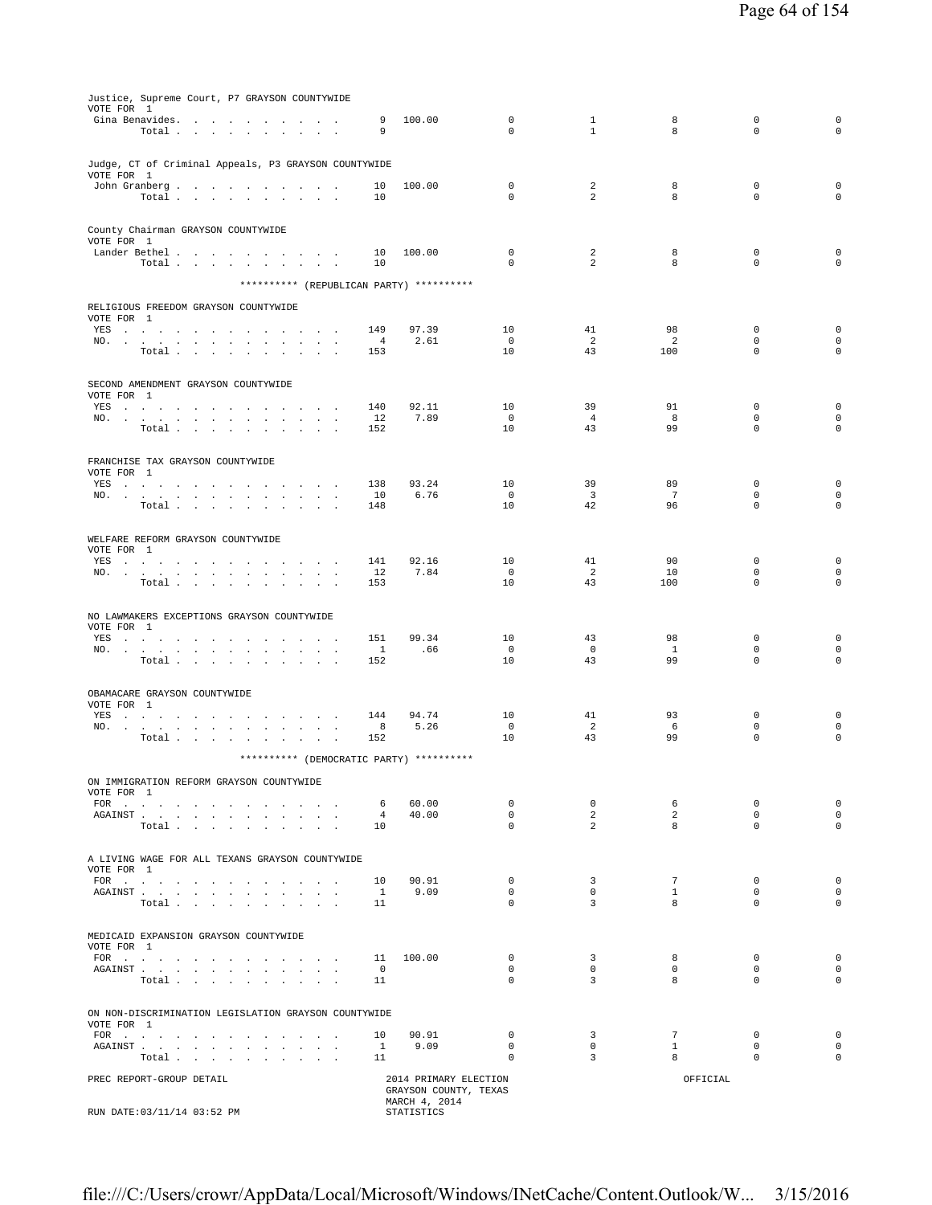Justice, Supreme Court, P7 GRAYSON COUNTYWIDE
VOTE FOR 1

| | | | | | | | |
|---|---|---|---|---|---|---|---|
| Gina Benavides | 9 | 100.00 | 0 | 1 | 8 | 0 | 0 |
| Total | 9 | | 0 | 1 | 8 | 0 | 0 |

Judge, CT of Criminal Appeals, P3 GRAYSON COUNTYWIDE
VOTE FOR 1

| | | | | | | | |
|---|---|---|---|---|---|---|---|
| John Granberg | 10 | 100.00 | 0 | 2 | 8 | 0 | 0 |
| Total | 10 | | 0 | 2 | 8 | 0 | 0 |

County Chairman GRAYSON COUNTYWIDE
VOTE FOR 1

| | | | | | | | |
|---|---|---|---|---|---|---|---|
| Lander Bethel | 10 | 100.00 | 0 | 2 | 8 | 0 | 0 |
| Total | 10 | | 0 | 2 | 8 | 0 | 0 |

********** (REPUBLICAN PARTY) **********

RELIGIOUS FREEDOM GRAYSON COUNTYWIDE
VOTE FOR 1

| | | | | | | | |
|---|---|---|---|---|---|---|---|
| YES | 149 | 97.39 | 10 | 41 | 98 | 0 | 0 |
| NO | 4 | 2.61 | 0 | 2 | 2 | 0 | 0 |
| Total | 153 | | 10 | 43 | 100 | 0 | 0 |

SECOND AMENDMENT GRAYSON COUNTYWIDE
VOTE FOR 1

| | | | | | | | |
|---|---|---|---|---|---|---|---|
| YES | 140 | 92.11 | 10 | 39 | 91 | 0 | 0 |
| NO | 12 | 7.89 | 0 | 4 | 8 | 0 | 0 |
| Total | 152 | | 10 | 43 | 99 | 0 | 0 |

FRANCHISE TAX GRAYSON COUNTYWIDE
VOTE FOR 1

| | | | | | | | |
|---|---|---|---|---|---|---|---|
| YES | 138 | 93.24 | 10 | 39 | 89 | 0 | 0 |
| NO | 10 | 6.76 | 0 | 3 | 7 | 0 | 0 |
| Total | 148 | | 10 | 42 | 96 | 0 | 0 |

WELFARE REFORM GRAYSON COUNTYWIDE
VOTE FOR 1

| | | | | | | | |
|---|---|---|---|---|---|---|---|
| YES | 141 | 92.16 | 10 | 41 | 90 | 0 | 0 |
| NO | 12 | 7.84 | 0 | 2 | 10 | 0 | 0 |
| Total | 153 | | 10 | 43 | 100 | 0 | 0 |

NO LAWMAKERS EXCEPTIONS GRAYSON COUNTYWIDE
VOTE FOR 1

| | | | | | | | |
|---|---|---|---|---|---|---|---|
| YES | 151 | 99.34 | 10 | 43 | 98 | 0 | 0 |
| NO | 1 | .66 | 0 | 0 | 1 | 0 | 0 |
| Total | 152 | | 10 | 43 | 99 | 0 | 0 |

OBAMACARE GRAYSON COUNTYWIDE
VOTE FOR 1

| | | | | | | | |
|---|---|---|---|---|---|---|---|
| YES | 144 | 94.74 | 10 | 41 | 93 | 0 | 0 |
| NO | 8 | 5.26 | 0 | 2 | 6 | 0 | 0 |
| Total | 152 | | 10 | 43 | 99 | 0 | 0 |

********** (DEMOCRATIC PARTY) **********

ON IMMIGRATION REFORM GRAYSON COUNTYWIDE
VOTE FOR 1

| | | | | | | | |
|---|---|---|---|---|---|---|---|
| FOR | 6 | 60.00 | 0 | 0 | 6 | 0 | 0 |
| AGAINST | 4 | 40.00 | 0 | 2 | 2 | 0 | 0 |
| Total | 10 | | 0 | 2 | 8 | 0 | 0 |

A LIVING WAGE FOR ALL TEXANS GRAYSON COUNTYWIDE
VOTE FOR 1

| | | | | | | | |
|---|---|---|---|---|---|---|---|
| FOR | 10 | 90.91 | 0 | 3 | 7 | 0 | 0 |
| AGAINST | 1 | 9.09 | 0 | 0 | 1 | 0 | 0 |
| Total | 11 | | 0 | 3 | 8 | 0 | 0 |

MEDICAID EXPANSION GRAYSON COUNTYWIDE
VOTE FOR 1

| | | | | | | | |
|---|---|---|---|---|---|---|---|
| FOR | 11 | 100.00 | 0 | 3 | 8 | 0 | 0 |
| AGAINST | 0 | | 0 | 0 | 0 | 0 | 0 |
| Total | 11 | | 0 | 3 | 8 | 0 | 0 |

ON NON-DISCRIMINATION LEGISLATION GRAYSON COUNTYWIDE
VOTE FOR 1

| | | | | | | | |
|---|---|---|---|---|---|---|---|
| FOR | 10 | 90.91 | 0 | 3 | 7 | 0 | 0 |
| AGAINST | 1 | 9.09 | 0 | 0 | 1 | 0 | 0 |
| Total | 11 | | 0 | 3 | 8 | 0 | 0 |

PREC REPORT-GROUP DETAIL — 2014 PRIMARY ELECTION, GRAYSON COUNTY, TEXAS, MARCH 4, 2014, STATISTICS — OFFICIAL

RUN DATE:03/11/14 03:52 PM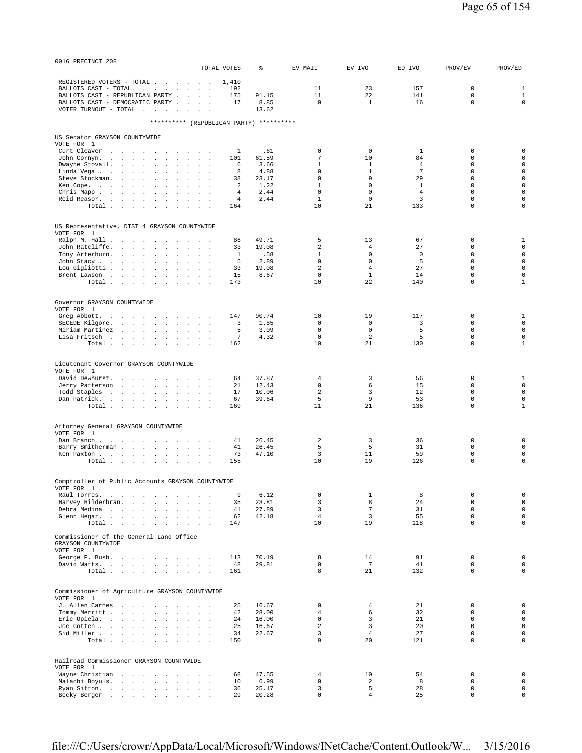0016 PRECINCT 208

| | TOTAL VOTES | % | EV MAIL | EV IVO | ED IVO | PROV/EV | PROV/ED |
|---|---|---|---|---|---|---|---|
| REGISTERED VOTERS - TOTAL | 1,410 | | | | | | |
| BALLOTS CAST - TOTAL | 192 | | 11 | 23 | 157 | 0 | 1 |
| BALLOTS CAST - REPUBLICAN PARTY | 175 | 91.15 | 11 | 22 | 141 | 0 | 1 |
| BALLOTS CAST - DEMOCRATIC PARTY | 17 | 8.85 | 0 | 1 | 16 | 0 | 0 |
| VOTER TURNOUT - TOTAL | | 13.62 | | | | | |

********** (REPUBLICAN PARTY) **********

US Senator GRAYSON COUNTYWIDE
VOTE FOR 1

| | TOTAL VOTES | % | EV MAIL | EV IVO | ED IVO | PROV/EV | PROV/ED |
|---|---|---|---|---|---|---|---|
| Curt Cleaver | 1 | .61 | 0 | 0 | 1 | 0 | 0 |
| John Cornyn | 101 | 61.59 | 7 | 10 | 84 | 0 | 0 |
| Dwayne Stovall | 6 | 3.66 | 1 | 1 | 4 | 0 | 0 |
| Linda Vega | 8 | 4.88 | 0 | 1 | 7 | 0 | 0 |
| Steve Stockman | 38 | 23.17 | 0 | 9 | 29 | 0 | 0 |
| Ken Cope | 2 | 1.22 | 1 | 0 | 1 | 0 | 0 |
| Chris Mapp | 4 | 2.44 | 0 | 0 | 4 | 0 | 0 |
| Reid Reasor | 4 | 2.44 | 1 | 0 | 3 | 0 | 0 |
| Total | 164 | | 10 | 21 | 133 | 0 | 0 |

US Representative, DIST 4 GRAYSON COUNTYWIDE
VOTE FOR 1

| | TOTAL VOTES | % | EV MAIL | EV IVO | ED IVO | PROV/EV | PROV/ED |
|---|---|---|---|---|---|---|---|
| Ralph M. Hall | 86 | 49.71 | 5 | 13 | 67 | 0 | 1 |
| John Ratcliffe | 33 | 19.08 | 2 | 4 | 27 | 0 | 0 |
| Tony Arterburn | 1 | .58 | 1 | 0 | 0 | 0 | 0 |
| John Stacy | 5 | 2.89 | 0 | 0 | 5 | 0 | 0 |
| Lou Gigliotti | 33 | 19.08 | 2 | 4 | 27 | 0 | 0 |
| Brent Lawson | 15 | 8.67 | 0 | 1 | 14 | 0 | 0 |
| Total | 173 | | 10 | 22 | 140 | 0 | 1 |

Governor GRAYSON COUNTYWIDE
VOTE FOR 1

| | TOTAL VOTES | % | EV MAIL | EV IVO | ED IVO | PROV/EV | PROV/ED |
|---|---|---|---|---|---|---|---|
| Greg Abbott | 147 | 90.74 | 10 | 19 | 117 | 0 | 1 |
| SECEDE Kilgore | 3 | 1.85 | 0 | 0 | 3 | 0 | 0 |
| Miriam Martinez | 5 | 3.09 | 0 | 0 | 5 | 0 | 0 |
| Lisa Fritsch | 7 | 4.32 | 0 | 2 | 5 | 0 | 0 |
| Total | 162 | | 10 | 21 | 130 | 0 | 1 |

Lieutenant Governor GRAYSON COUNTYWIDE
VOTE FOR 1

| | TOTAL VOTES | % | EV MAIL | EV IVO | ED IVO | PROV/EV | PROV/ED |
|---|---|---|---|---|---|---|---|
| David Dewhurst | 64 | 37.87 | 4 | 3 | 56 | 0 | 1 |
| Jerry Patterson | 21 | 12.43 | 0 | 6 | 15 | 0 | 0 |
| Todd Staples | 17 | 10.06 | 2 | 3 | 12 | 0 | 0 |
| Dan Patrick | 67 | 39.64 | 5 | 9 | 53 | 0 | 0 |
| Total | 169 | | 11 | 21 | 136 | 0 | 1 |

Attorney General GRAYSON COUNTYWIDE
VOTE FOR 1

| | TOTAL VOTES | % | EV MAIL | EV IVO | ED IVO | PROV/EV | PROV/ED |
|---|---|---|---|---|---|---|---|
| Dan Branch | 41 | 26.45 | 2 | 3 | 36 | 0 | 0 |
| Barry Smitherman | 41 | 26.45 | 5 | 5 | 31 | 0 | 0 |
| Ken Paxton | 73 | 47.10 | 3 | 11 | 59 | 0 | 0 |
| Total | 155 | | 10 | 19 | 126 | 0 | 0 |

Comptroller of Public Accounts GRAYSON COUNTYWIDE
VOTE FOR 1

| | TOTAL VOTES | % | EV MAIL | EV IVO | ED IVO | PROV/EV | PROV/ED |
|---|---|---|---|---|---|---|---|
| Raul Torres | 9 | 6.12 | 0 | 1 | 8 | 0 | 0 |
| Harvey Hilderbran | 35 | 23.81 | 3 | 8 | 24 | 0 | 0 |
| Debra Medina | 41 | 27.89 | 3 | 7 | 31 | 0 | 0 |
| Glenn Hegar | 62 | 42.18 | 4 | 3 | 55 | 0 | 0 |
| Total | 147 | | 10 | 19 | 118 | 0 | 0 |

Commissioner of the General Land Office GRAYSON COUNTYWIDE
VOTE FOR 1

| | TOTAL VOTES | % | EV MAIL | EV IVO | ED IVO | PROV/EV | PROV/ED |
|---|---|---|---|---|---|---|---|
| George P. Bush | 113 | 70.19 | 8 | 14 | 91 | 0 | 0 |
| David Watts | 48 | 29.81 | 0 | 7 | 41 | 0 | 0 |
| Total | 161 | | 8 | 21 | 132 | 0 | 0 |

Commissioner of Agriculture GRAYSON COUNTYWIDE
VOTE FOR 1

| | TOTAL VOTES | % | EV MAIL | EV IVO | ED IVO | PROV/EV | PROV/ED |
|---|---|---|---|---|---|---|---|
| J. Allen Carnes | 25 | 16.67 | 0 | 4 | 21 | 0 | 0 |
| Tommy Merritt | 42 | 28.00 | 4 | 6 | 32 | 0 | 0 |
| Eric Opiela | 24 | 16.00 | 0 | 3 | 21 | 0 | 0 |
| Joe Cotten | 25 | 16.67 | 2 | 3 | 20 | 0 | 0 |
| Sid Miller | 34 | 22.67 | 3 | 4 | 27 | 0 | 0 |
| Total | 150 | | 9 | 20 | 121 | 0 | 0 |

Railroad Commissioner GRAYSON COUNTYWIDE
VOTE FOR 1

| | TOTAL VOTES | % | EV MAIL | EV IVO | ED IVO | PROV/EV | PROV/ED |
|---|---|---|---|---|---|---|---|
| Wayne Christian | 68 | 47.55 | 4 | 10 | 54 | 0 | 0 |
| Malachi Boyuls | 10 | 6.99 | 0 | 2 | 8 | 0 | 0 |
| Ryan Sitton | 36 | 25.17 | 3 | 5 | 28 | 0 | 0 |
| Becky Berger | 29 | 20.28 | 0 | 4 | 25 | 0 | 0 |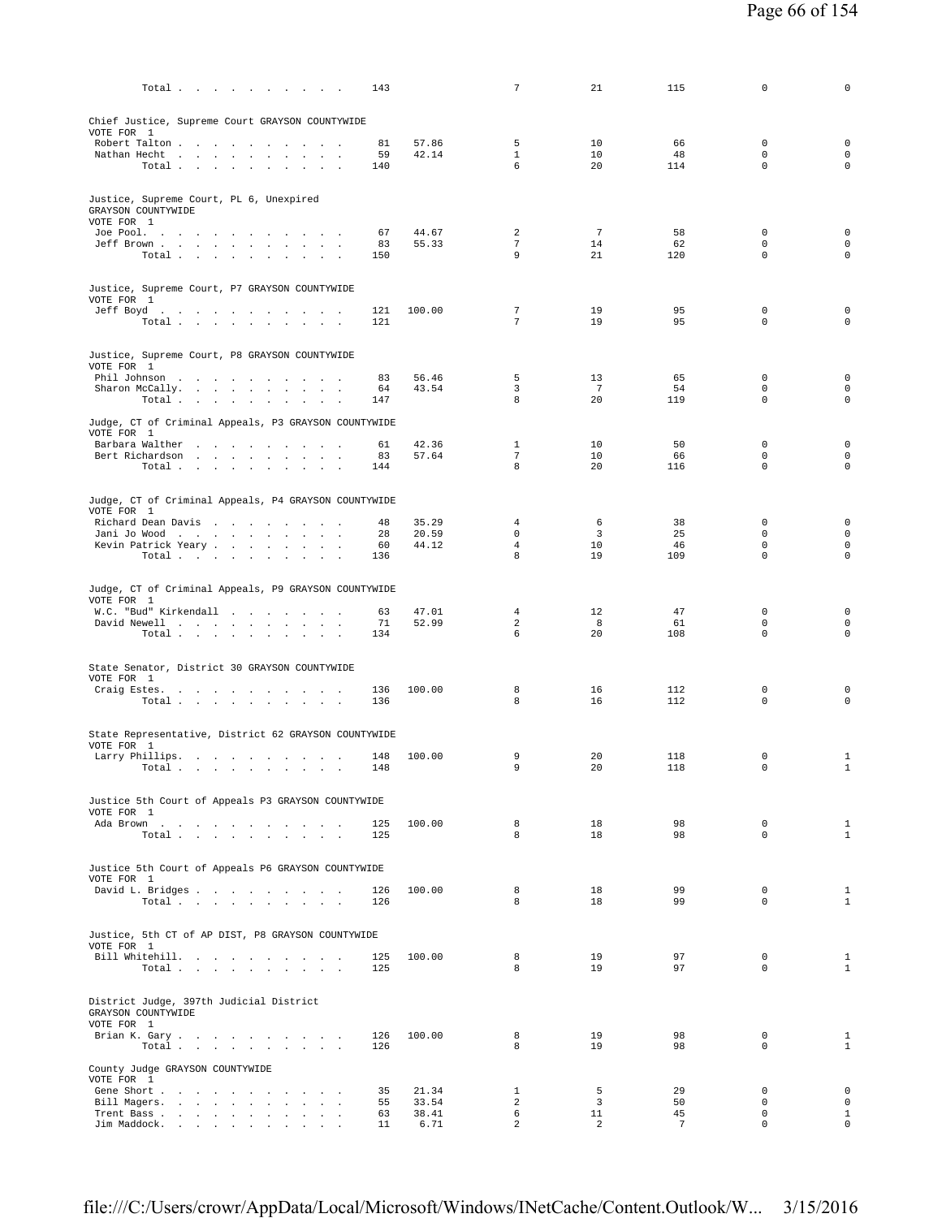| | | | | | | | |
|---|---|---|---|---|---|---|---|
| Total . . . . . . . . . . . | 143 | | 7 | 21 | 115 | 0 | 0 |

**Chief Justice, Supreme Court GRAYSON COUNTYWIDE**
VOTE FOR 1

| | | | | | | | |
|---|---|---|---|---|---|---|---|
| Robert Talton . . . . . . . . . . | 81 | 57.86 | 5 | 10 | 66 | 0 | 0 |
| Nathan Hecht . . . . . . . . . . | 59 | 42.14 | 1 | 10 | 48 | 0 | 0 |
| Total . . . . . . . . . . | 140 | | 6 | 20 | 114 | 0 | 0 |

**Justice, Supreme Court, PL 6, Unexpired GRAYSON COUNTYWIDE**
VOTE FOR 1

| | | | | | | | |
|---|---|---|---|---|---|---|---|
| Joe Pool. . . . . . . . . . . . | 67 | 44.67 | 2 | 7 | 58 | 0 | 0 |
| Jeff Brown . . . . . . . . . . . | 83 | 55.33 | 7 | 14 | 62 | 0 | 0 |
| Total . . . . . . . . . . | 150 | | 9 | 21 | 120 | 0 | 0 |

**Justice, Supreme Court, P7 GRAYSON COUNTYWIDE**
VOTE FOR 1

| | | | | | | | |
|---|---|---|---|---|---|---|---|
| Jeff Boyd . . . . . . . . . . . | 121 | 100.00 | 7 | 19 | 95 | 0 | 0 |
| Total . . . . . . . . . . | 121 | | 7 | 19 | 95 | 0 | 0 |

**Justice, Supreme Court, P8 GRAYSON COUNTYWIDE**
VOTE FOR 1

| | | | | | | | |
|---|---|---|---|---|---|---|---|
| Phil Johnson . . . . . . . . . . | 83 | 56.46 | 5 | 13 | 65 | 0 | 0 |
| Sharon McCally. . . . . . . . . . | 64 | 43.54 | 3 | 7 | 54 | 0 | 0 |
| Total . . . . . . . . . . | 147 | | 8 | 20 | 119 | 0 | 0 |

**Judge, CT of Criminal Appeals, P3 GRAYSON COUNTYWIDE**
VOTE FOR 1

| | | | | | | | |
|---|---|---|---|---|---|---|---|
| Barbara Walther . . . . . . . . . | 61 | 42.36 | 1 | 10 | 50 | 0 | 0 |
| Bert Richardson . . . . . . . . . | 83 | 57.64 | 7 | 10 | 66 | 0 | 0 |
| Total . . . . . . . . . . | 144 | | 8 | 20 | 116 | 0 | 0 |

**Judge, CT of Criminal Appeals, P4 GRAYSON COUNTYWIDE**
VOTE FOR 1

| | | | | | | | |
|---|---|---|---|---|---|---|---|
| Richard Dean Davis . . . . . . . . | 48 | 35.29 | 4 | 6 | 38 | 0 | 0 |
| Jani Jo Wood . . . . . . . . . . | 28 | 20.59 | 0 | 3 | 25 | 0 | 0 |
| Kevin Patrick Yeary . . . . . . . . | 60 | 44.12 | 4 | 10 | 46 | 0 | 0 |
| Total . . . . . . . . . . | 136 | | 8 | 19 | 109 | 0 | 0 |

**Judge, CT of Criminal Appeals, P9 GRAYSON COUNTYWIDE**
VOTE FOR 1

| | | | | | | | |
|---|---|---|---|---|---|---|---|
| W.C. "Bud" Kirkendall . . . . . . . | 63 | 47.01 | 4 | 12 | 47 | 0 | 0 |
| David Newell . . . . . . . . . . | 71 | 52.99 | 2 | 8 | 61 | 0 | 0 |
| Total . . . . . . . . . . | 134 | | 6 | 20 | 108 | 0 | 0 |

**State Senator, District 30 GRAYSON COUNTYWIDE**
VOTE FOR 1

| | | | | | | | |
|---|---|---|---|---|---|---|---|
| Craig Estes. . . . . . . . . . . | 136 | 100.00 | 8 | 16 | 112 | 0 | 0 |
| Total . . . . . . . . . . | 136 | | 8 | 16 | 112 | 0 | 0 |

**State Representative, District 62 GRAYSON COUNTYWIDE**
VOTE FOR 1

| | | | | | | | |
|---|---|---|---|---|---|---|---|
| Larry Phillips. . . . . . . . . . | 148 | 100.00 | 9 | 20 | 118 | 0 | 1 |
| Total . . . . . . . . . . | 148 | | 9 | 20 | 118 | 0 | 1 |

**Justice 5th Court of Appeals P3 GRAYSON COUNTYWIDE**
VOTE FOR 1

| | | | | | | | |
|---|---|---|---|---|---|---|---|
| Ada Brown . . . . . . . . . . . | 125 | 100.00 | 8 | 18 | 98 | 0 | 1 |
| Total . . . . . . . . . . | 125 | | 8 | 18 | 98 | 0 | 1 |

**Justice 5th Court of Appeals P6 GRAYSON COUNTYWIDE**
VOTE FOR 1

| | | | | | | | |
|---|---|---|---|---|---|---|---|
| David L. Bridges . . . . . . . . . | 126 | 100.00 | 8 | 18 | 99 | 0 | 1 |
| Total . . . . . . . . . . | 126 | | 8 | 18 | 99 | 0 | 1 |

**Justice, 5th CT of AP DIST, P8 GRAYSON COUNTYWIDE**
VOTE FOR 1

| | | | | | | | |
|---|---|---|---|---|---|---|---|
| Bill Whitehill. . . . . . . . . . | 125 | 100.00 | 8 | 19 | 97 | 0 | 1 |
| Total . . . . . . . . . . | 125 | | 8 | 19 | 97 | 0 | 1 |

**District Judge, 397th Judicial District GRAYSON COUNTYWIDE**
VOTE FOR 1

| | | | | | | | |
|---|---|---|---|---|---|---|---|
| Brian K. Gary . . . . . . . . . . | 126 | 100.00 | 8 | 19 | 98 | 0 | 1 |
| Total . . . . . . . . . . | 126 | | 8 | 19 | 98 | 0 | 1 |

**County Judge GRAYSON COUNTYWIDE**
VOTE FOR 1

| | | | | | | | |
|---|---|---|---|---|---|---|---|
| Gene Short . . . . . . . . . . . | 35 | 21.34 | 1 | 5 | 29 | 0 | 0 |
| Bill Magers. . . . . . . . . . . | 55 | 33.54 | 2 | 3 | 50 | 0 | 0 |
| Trent Bass . . . . . . . . . . . | 63 | 38.41 | 6 | 11 | 45 | 0 | 1 |
| Jim Maddock. . . . . . . . . . . | 11 | 6.71 | 2 | 2 | 7 | 0 | 0 |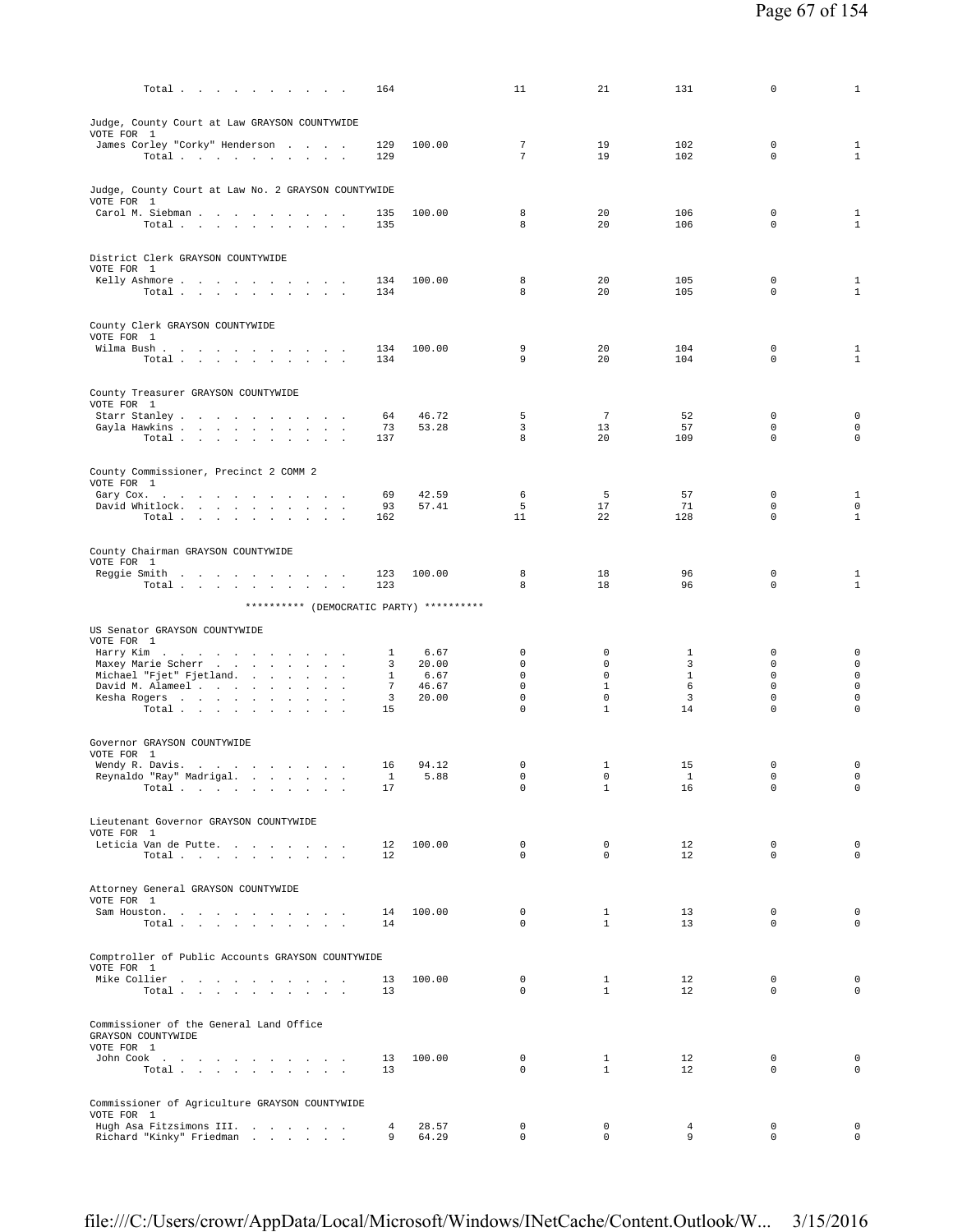| | | | | | | | |
|---|---|---|---|---|---|---|---|
| Total . . . . . . . . . . . | 164 | | 11 | 21 | 131 | 0 | 1 |

Judge, County Court at Law GRAYSON COUNTYWIDE
VOTE FOR 1

| | | | | | | | |
|---|---|---|---|---|---|---|---|
| James Corley "Corky" Henderson . . . . | 129 | 100.00 | 7 | 19 | 102 | 0 | 1 |
| Total . . . . . . . . . . . | 129 | | 7 | 19 | 102 | 0 | 1 |

Judge, County Court at Law No. 2 GRAYSON COUNTYWIDE
VOTE FOR 1

| | | | | | | | |
|---|---|---|---|---|---|---|---|
| Carol M. Siebman . . . . . . . . . . | 135 | 100.00 | 8 | 20 | 106 | 0 | 1 |
| Total . . . . . . . . . . . | 135 | | 8 | 20 | 106 | 0 | 1 |

District Clerk GRAYSON COUNTYWIDE
VOTE FOR 1

| | | | | | | | |
|---|---|---|---|---|---|---|---|
| Kelly Ashmore . . . . . . . . . . | 134 | 100.00 | 8 | 20 | 105 | 0 | 1 |
| Total . . . . . . . . . . . | 134 | | 8 | 20 | 105 | 0 | 1 |

County Clerk GRAYSON COUNTYWIDE
VOTE FOR 1

| | | | | | | | |
|---|---|---|---|---|---|---|---|
| Wilma Bush . . . . . . . . . . . | 134 | 100.00 | 9 | 20 | 104 | 0 | 1 |
| Total . . . . . . . . . . . | 134 | | 9 | 20 | 104 | 0 | 1 |

County Treasurer GRAYSON COUNTYWIDE
VOTE FOR 1

| | | | | | | | |
|---|---|---|---|---|---|---|---|
| Starr Stanley . . . . . . . . . . | 64 | 46.72 | 5 | 7 | 52 | 0 | 0 |
| Gayla Hawkins . . . . . . . . . . | 73 | 53.28 | 3 | 13 | 57 | 0 | 0 |
| Total . . . . . . . . . . . | 137 | | 8 | 20 | 109 | 0 | 0 |

County Commissioner, Precinct 2 COMM 2
VOTE FOR 1

| | | | | | | | |
|---|---|---|---|---|---|---|---|
| Gary Cox. . . . . . . . . . . . | 69 | 42.59 | 6 | 5 | 57 | 0 | 1 |
| David Whitlock. . . . . . . . . . | 93 | 57.41 | 5 | 17 | 71 | 0 | 0 |
| Total . . . . . . . . . . . | 162 | | 11 | 22 | 128 | 0 | 1 |

County Chairman GRAYSON COUNTYWIDE
VOTE FOR 1

| | | | | | | | |
|---|---|---|---|---|---|---|---|
| Reggie Smith . . . . . . . . . . | 123 | 100.00 | 8 | 18 | 96 | 0 | 1 |
| Total . . . . . . . . . . . | 123 | | 8 | 18 | 96 | 0 | 1 |

********** (DEMOCRATIC PARTY) **********

US Senator GRAYSON COUNTYWIDE
VOTE FOR 1

| | | | | | | | |
|---|---|---|---|---|---|---|---|
| Harry Kim . . . . . . . . . . . | 1 | 6.67 | 0 | 0 | 1 | 0 | 0 |
| Maxey Marie Scherr . . . . . . . . | 3 | 20.00 | 0 | 0 | 3 | 0 | 0 |
| Michael "Fjet" Fjetland. . . . . . . | 1 | 6.67 | 0 | 0 | 1 | 0 | 0 |
| David M. Alameel . . . . . . . . . | 7 | 46.67 | 0 | 1 | 6 | 0 | 0 |
| Kesha Rogers . . . . . . . . . . | 3 | 20.00 | 0 | 0 | 3 | 0 | 0 |
| Total . . . . . . . . . . . | 15 | | 0 | 1 | 14 | 0 | 0 |

Governor GRAYSON COUNTYWIDE
VOTE FOR 1

| | | | | | | | |
|---|---|---|---|---|---|---|---|
| Wendy R. Davis. . . . . . . . . . | 16 | 94.12 | 0 | 1 | 15 | 0 | 0 |
| Reynaldo "Ray" Madrigal. . . . . . . | 1 | 5.88 | 0 | 0 | 1 | 0 | 0 |
| Total . . . . . . . . . . . | 17 | | 0 | 1 | 16 | 0 | 0 |

Lieutenant Governor GRAYSON COUNTYWIDE
VOTE FOR 1

| | | | | | | | |
|---|---|---|---|---|---|---|---|
| Leticia Van de Putte. . . . . . . . | 12 | 100.00 | 0 | 0 | 12 | 0 | 0 |
| Total . . . . . . . . . . . | 12 | | 0 | 0 | 12 | 0 | 0 |

Attorney General GRAYSON COUNTYWIDE
VOTE FOR 1

| | | | | | | | |
|---|---|---|---|---|---|---|---|
| Sam Houston. . . . . . . . . . . | 14 | 100.00 | 0 | 1 | 13 | 0 | 0 |
| Total . . . . . . . . . . . | 14 | | 0 | 1 | 13 | 0 | 0 |

Comptroller of Public Accounts GRAYSON COUNTYWIDE
VOTE FOR 1

| | | | | | | | |
|---|---|---|---|---|---|---|---|
| Mike Collier . . . . . . . . . . | 13 | 100.00 | 0 | 1 | 12 | 0 | 0 |
| Total . . . . . . . . . . . | 13 | | 0 | 1 | 12 | 0 | 0 |

Commissioner of the General Land Office
GRAYSON COUNTYWIDE
VOTE FOR 1

| | | | | | | | |
|---|---|---|---|---|---|---|---|
| John Cook . . . . . . . . . . . | 13 | 100.00 | 0 | 1 | 12 | 0 | 0 |
| Total . . . . . . . . . . . | 13 | | 0 | 1 | 12 | 0 | 0 |

Commissioner of Agriculture GRAYSON COUNTYWIDE
VOTE FOR 1

| | | | | | | | |
|---|---|---|---|---|---|---|---|
| Hugh Asa Fitzsimons III. . . . . . . | 4 | 28.57 | 0 | 0 | 4 | 0 | 0 |
| Richard "Kinky" Friedman . . . . . . | 9 | 64.29 | 0 | 0 | 9 | 0 | 0 |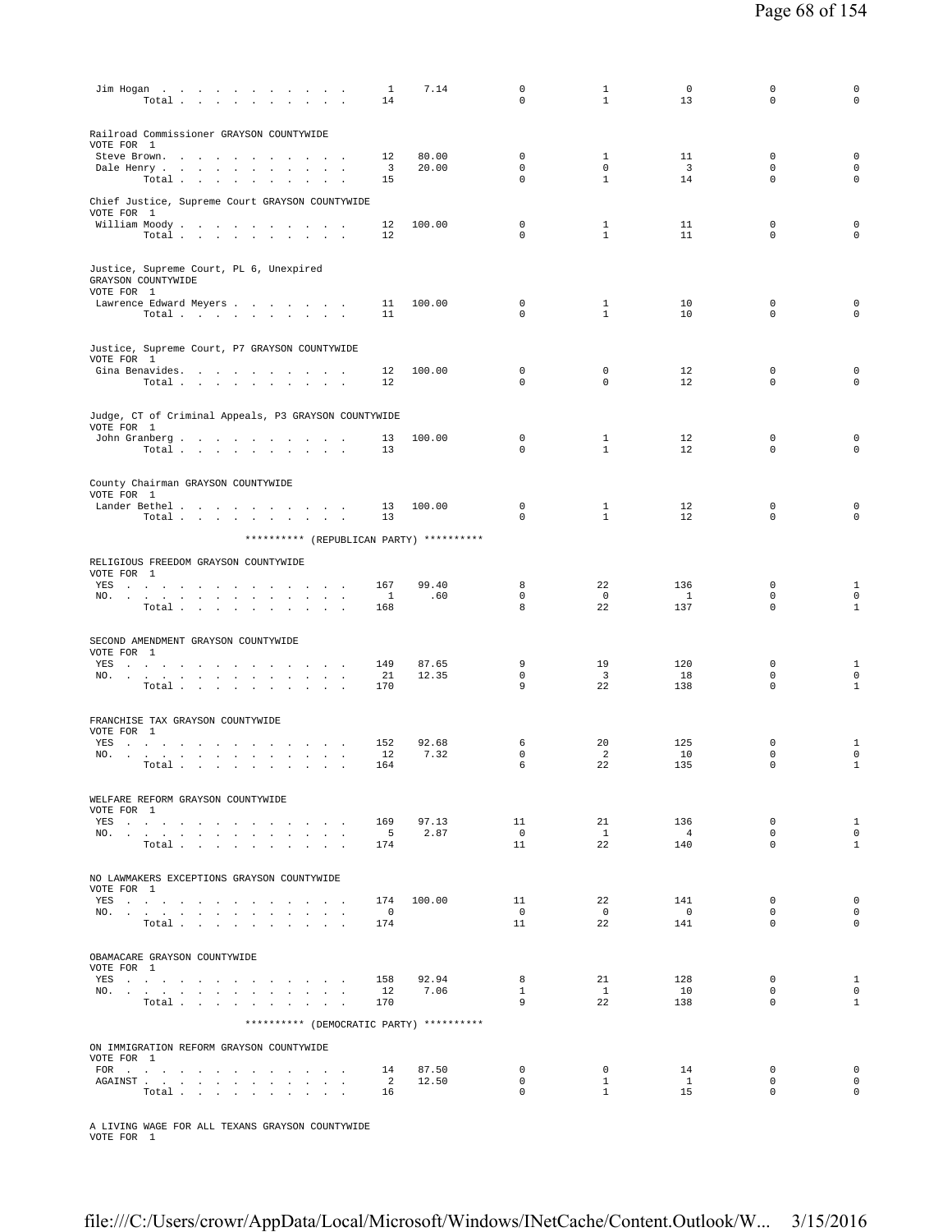| | Votes | Pct | | | | | |
|---|---|---|---|---|---|---|---|
| Jim Hogan | 1 | 7.14 | 0 | 1 | 0 | 0 | 0 |
| Total | 14 | | 0 | 1 | 13 | 0 | 0 |

Railroad Commissioner GRAYSON COUNTYWIDE
VOTE FOR 1

| | Votes | Pct | | | | | |
|---|---|---|---|---|---|---|---|
| Steve Brown | 12 | 80.00 | 0 | 1 | 11 | 0 | 0 |
| Dale Henry | 3 | 20.00 | 0 | 0 | 3 | 0 | 0 |
| Total | 15 | | 0 | 1 | 14 | 0 | 0 |

Chief Justice, Supreme Court GRAYSON COUNTYWIDE
VOTE FOR 1

| | Votes | Pct | | | | | |
|---|---|---|---|---|---|---|---|
| William Moody | 12 | 100.00 | 0 | 1 | 11 | 0 | 0 |
| Total | 12 | | 0 | 1 | 11 | 0 | 0 |

Justice, Supreme Court, PL 6, Unexpired
GRAYSON COUNTYWIDE
VOTE FOR 1

| | Votes | Pct | | | | | |
|---|---|---|---|---|---|---|---|
| Lawrence Edward Meyers | 11 | 100.00 | 0 | 1 | 10 | 0 | 0 |
| Total | 11 | | 0 | 1 | 10 | 0 | 0 |

Justice, Supreme Court, P7 GRAYSON COUNTYWIDE
VOTE FOR 1

| | Votes | Pct | | | | | |
|---|---|---|---|---|---|---|---|
| Gina Benavides | 12 | 100.00 | 0 | 0 | 12 | 0 | 0 |
| Total | 12 | | 0 | 0 | 12 | 0 | 0 |

Judge, CT of Criminal Appeals, P3 GRAYSON COUNTYWIDE
VOTE FOR 1

| | Votes | Pct | | | | | |
|---|---|---|---|---|---|---|---|
| John Granberg | 13 | 100.00 | 0 | 1 | 12 | 0 | 0 |
| Total | 13 | | 0 | 1 | 12 | 0 | 0 |

County Chairman GRAYSON COUNTYWIDE
VOTE FOR 1

| | Votes | Pct | | | | | |
|---|---|---|---|---|---|---|---|
| Lander Bethel | 13 | 100.00 | 0 | 1 | 12 | 0 | 0 |
| Total | 13 | | 0 | 1 | 12 | 0 | 0 |

********** (REPUBLICAN PARTY) **********

RELIGIOUS FREEDOM GRAYSON COUNTYWIDE
VOTE FOR 1

| | Votes | Pct | | | | | |
|---|---|---|---|---|---|---|---|
| YES | 167 | 99.40 | 8 | 22 | 136 | 0 | 1 |
| NO. | 1 | .60 | 0 | 0 | 1 | 0 | 0 |
| Total | 168 | | 8 | 22 | 137 | 0 | 1 |

SECOND AMENDMENT GRAYSON COUNTYWIDE
VOTE FOR 1

| | Votes | Pct | | | | | |
|---|---|---|---|---|---|---|---|
| YES | 149 | 87.65 | 9 | 19 | 120 | 0 | 1 |
| NO. | 21 | 12.35 | 0 | 3 | 18 | 0 | 0 |
| Total | 170 | | 9 | 22 | 138 | 0 | 1 |

FRANCHISE TAX GRAYSON COUNTYWIDE
VOTE FOR 1

| | Votes | Pct | | | | | |
|---|---|---|---|---|---|---|---|
| YES | 152 | 92.68 | 6 | 20 | 125 | 0 | 1 |
| NO. | 12 | 7.32 | 0 | 2 | 10 | 0 | 0 |
| Total | 164 | | 6 | 22 | 135 | 0 | 1 |

WELFARE REFORM GRAYSON COUNTYWIDE
VOTE FOR 1

| | Votes | Pct | | | | | |
|---|---|---|---|---|---|---|---|
| YES | 169 | 97.13 | 11 | 21 | 136 | 0 | 1 |
| NO. | 5 | 2.87 | 0 | 1 | 4 | 0 | 0 |
| Total | 174 | | 11 | 22 | 140 | 0 | 1 |

NO LAWMAKERS EXCEPTIONS GRAYSON COUNTYWIDE
VOTE FOR 1

| | Votes | Pct | | | | | |
|---|---|---|---|---|---|---|---|
| YES | 174 | 100.00 | 11 | 22 | 141 | 0 | 0 |
| NO. | 0 | | 0 | 0 | 0 | 0 | 0 |
| Total | 174 | | 11 | 22 | 141 | 0 | 0 |

OBAMACARE GRAYSON COUNTYWIDE
VOTE FOR 1

| | Votes | Pct | | | | | |
|---|---|---|---|---|---|---|---|
| YES | 158 | 92.94 | 8 | 21 | 128 | 0 | 1 |
| NO. | 12 | 7.06 | 1 | 1 | 10 | 0 | 0 |
| Total | 170 | | 9 | 22 | 138 | 0 | 1 |

********** (DEMOCRATIC PARTY) **********

ON IMMIGRATION REFORM GRAYSON COUNTYWIDE
VOTE FOR 1

| | Votes | Pct | | | | | |
|---|---|---|---|---|---|---|---|
| FOR | 14 | 87.50 | 0 | 0 | 14 | 0 | 0 |
| AGAINST | 2 | 12.50 | 0 | 1 | 1 | 0 | 0 |
| Total | 16 | | 0 | 1 | 15 | 0 | 0 |

A LIVING WAGE FOR ALL TEXANS GRAYSON COUNTYWIDE
VOTE FOR 1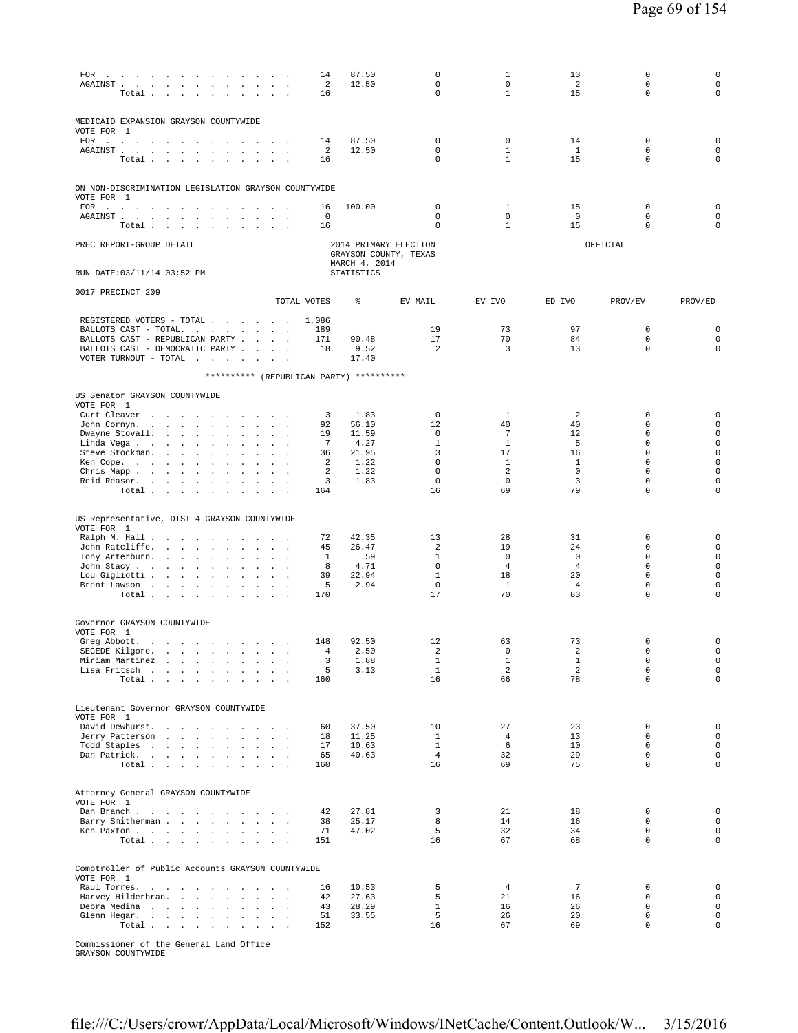| | TOTAL VOTES | % | EV MAIL | EV IVO | ED IVO | PROV/EV | PROV/ED |
|---|---|---|---|---|---|---|---|
| FOR | 14 | 87.50 | 0 | 1 | 13 | 0 | 0 |
| AGAINST | 2 | 12.50 | 0 | 0 | 2 | 0 | 0 |
| Total | 16 | | 0 | 1 | 15 | 0 | 0 |

MEDICAID EXPANSION GRAYSON COUNTYWIDE
VOTE FOR 1

| | TOTAL VOTES | % | EV MAIL | EV IVO | ED IVO | PROV/EV | PROV/ED |
|---|---|---|---|---|---|---|---|
| FOR | 14 | 87.50 | 0 | 0 | 14 | 0 | 0 |
| AGAINST | 2 | 12.50 | 0 | 1 | 1 | 0 | 0 |
| Total | 16 | | 0 | 1 | 15 | 0 | 0 |

ON NON-DISCRIMINATION LEGISLATION GRAYSON COUNTYWIDE
VOTE FOR 1

| | TOTAL VOTES | % | EV MAIL | EV IVO | ED IVO | PROV/EV | PROV/ED |
|---|---|---|---|---|---|---|---|
| FOR | 16 | 100.00 | 0 | 1 | 15 | 0 | 0 |
| AGAINST | 0 | | 0 | 0 | 0 | 0 | 0 |
| Total | 16 | | 0 | 1 | 15 | 0 | 0 |

PREC REPORT-GROUP DETAIL — 2014 PRIMARY ELECTION, GRAYSON COUNTY, TEXAS, MARCH 4, 2014 — OFFICIAL

RUN DATE:03/11/14 03:52 PM — STATISTICS

0017 PRECINCT 209

| | TOTAL VOTES | % | EV MAIL | EV IVO | ED IVO | PROV/EV | PROV/ED |
|---|---|---|---|---|---|---|---|
| REGISTERED VOTERS - TOTAL | 1,086 | | | | | | |
| BALLOTS CAST - TOTAL | 189 | | 19 | 73 | 97 | 0 | 0 |
| BALLOTS CAST - REPUBLICAN PARTY | 171 | 90.48 | 17 | 70 | 84 | 0 | 0 |
| BALLOTS CAST - DEMOCRATIC PARTY | 18 | 9.52 | 2 | 3 | 13 | 0 | 0 |
| VOTER TURNOUT - TOTAL | | 17.40 | | | | | |

********** (REPUBLICAN PARTY) **********

US Senator GRAYSON COUNTYWIDE
VOTE FOR 1

| | TOTAL VOTES | % | EV MAIL | EV IVO | ED IVO | PROV/EV | PROV/ED |
|---|---|---|---|---|---|---|---|
| Curt Cleaver | 3 | 1.83 | 0 | 1 | 2 | 0 | 0 |
| John Cornyn | 92 | 56.10 | 12 | 40 | 40 | 0 | 0 |
| Dwayne Stovall | 19 | 11.59 | 0 | 7 | 12 | 0 | 0 |
| Linda Vega | 7 | 4.27 | 1 | 1 | 5 | 0 | 0 |
| Steve Stockman | 36 | 21.95 | 3 | 17 | 16 | 0 | 0 |
| Ken Cope | 2 | 1.22 | 0 | 1 | 1 | 0 | 0 |
| Chris Mapp | 2 | 1.22 | 0 | 2 | 0 | 0 | 0 |
| Reid Reasor | 3 | 1.83 | 0 | 0 | 3 | 0 | 0 |
| Total | 164 | | 16 | 69 | 79 | 0 | 0 |

US Representative, DIST 4 GRAYSON COUNTYWIDE
VOTE FOR 1

| | TOTAL VOTES | % | EV MAIL | EV IVO | ED IVO | PROV/EV | PROV/ED |
|---|---|---|---|---|---|---|---|
| Ralph M. Hall | 72 | 42.35 | 13 | 28 | 31 | 0 | 0 |
| John Ratcliffe | 45 | 26.47 | 2 | 19 | 24 | 0 | 0 |
| Tony Arterburn | 1 | .59 | 1 | 0 | 0 | 0 | 0 |
| John Stacy | 8 | 4.71 | 0 | 4 | 4 | 0 | 0 |
| Lou Gigliotti | 39 | 22.94 | 1 | 18 | 20 | 0 | 0 |
| Brent Lawson | 5 | 2.94 | 0 | 1 | 4 | 0 | 0 |
| Total | 170 | | 17 | 70 | 83 | 0 | 0 |

Governor GRAYSON COUNTYWIDE
VOTE FOR 1

| | TOTAL VOTES | % | EV MAIL | EV IVO | ED IVO | PROV/EV | PROV/ED |
|---|---|---|---|---|---|---|---|
| Greg Abbott | 148 | 92.50 | 12 | 63 | 73 | 0 | 0 |
| SECEDE Kilgore | 4 | 2.50 | 2 | 0 | 2 | 0 | 0 |
| Miriam Martinez | 3 | 1.88 | 1 | 1 | 1 | 0 | 0 |
| Lisa Fritsch | 5 | 3.13 | 1 | 2 | 2 | 0 | 0 |
| Total | 160 | | 16 | 66 | 78 | 0 | 0 |

Lieutenant Governor GRAYSON COUNTYWIDE
VOTE FOR 1

| | TOTAL VOTES | % | EV MAIL | EV IVO | ED IVO | PROV/EV | PROV/ED |
|---|---|---|---|---|---|---|---|
| David Dewhurst | 60 | 37.50 | 10 | 27 | 23 | 0 | 0 |
| Jerry Patterson | 18 | 11.25 | 1 | 4 | 13 | 0 | 0 |
| Todd Staples | 17 | 10.63 | 1 | 6 | 10 | 0 | 0 |
| Dan Patrick | 65 | 40.63 | 4 | 32 | 29 | 0 | 0 |
| Total | 160 | | 16 | 69 | 75 | 0 | 0 |

Attorney General GRAYSON COUNTYWIDE
VOTE FOR 1

| | TOTAL VOTES | % | EV MAIL | EV IVO | ED IVO | PROV/EV | PROV/ED |
|---|---|---|---|---|---|---|---|
| Dan Branch | 42 | 27.81 | 3 | 21 | 18 | 0 | 0 |
| Barry Smitherman | 38 | 25.17 | 8 | 14 | 16 | 0 | 0 |
| Ken Paxton | 71 | 47.02 | 5 | 32 | 34 | 0 | 0 |
| Total | 151 | | 16 | 67 | 68 | 0 | 0 |

Comptroller of Public Accounts GRAYSON COUNTYWIDE
VOTE FOR 1

| | TOTAL VOTES | % | EV MAIL | EV IVO | ED IVO | PROV/EV | PROV/ED |
|---|---|---|---|---|---|---|---|
| Raul Torres | 16 | 10.53 | 5 | 4 | 7 | 0 | 0 |
| Harvey Hilderbran | 42 | 27.63 | 5 | 21 | 16 | 0 | 0 |
| Debra Medina | 43 | 28.29 | 1 | 16 | 26 | 0 | 0 |
| Glenn Hegar | 51 | 33.55 | 5 | 26 | 20 | 0 | 0 |
| Total | 152 | | 16 | 67 | 69 | 0 | 0 |

Commissioner of the General Land Office
GRAYSON COUNTYWIDE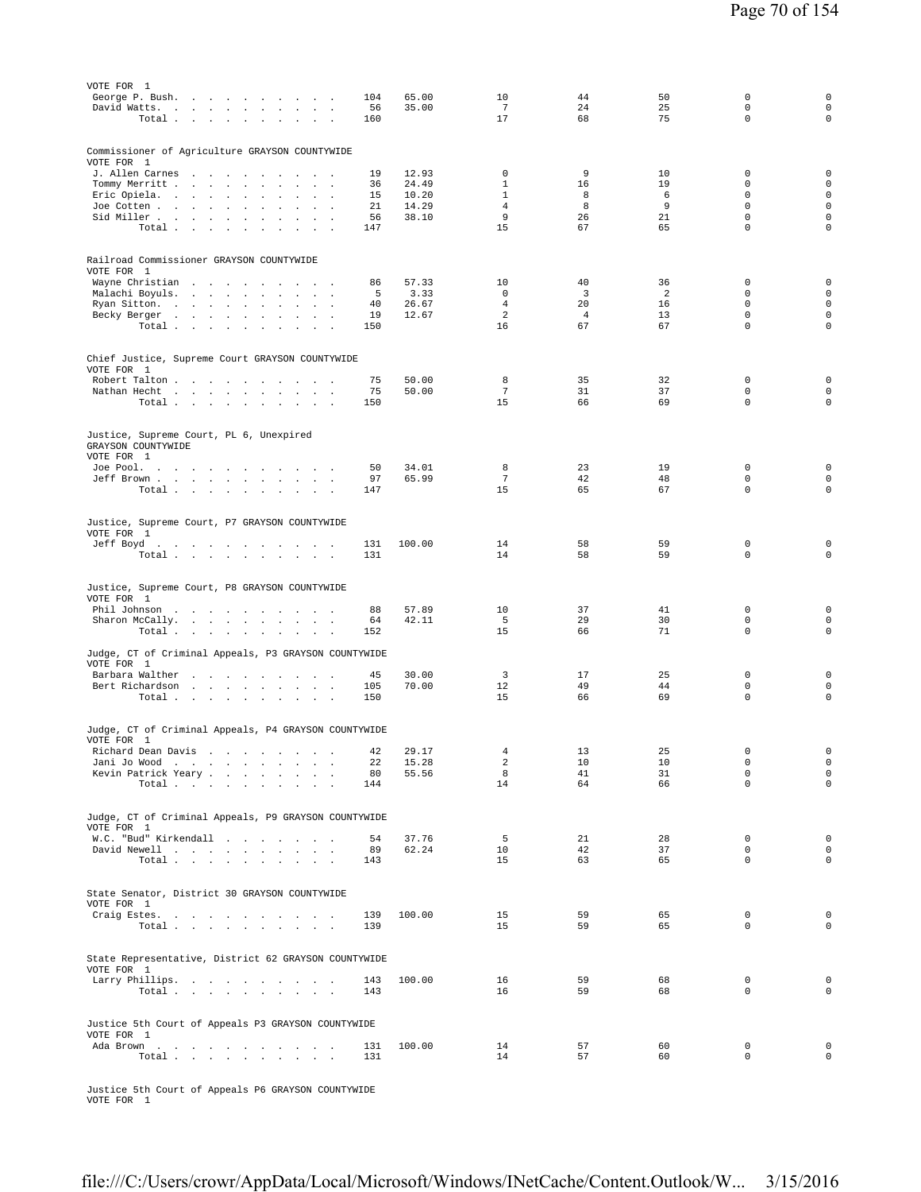VOTE FOR 1

| | | | | | | | |
|---|---|---|---|---|---|---|---|
| George P. Bush. | 104 | 65.00 | 10 | 44 | 50 | 0 | 0 |
| David Watts. | 56 | 35.00 | 7 | 24 | 25 | 0 | 0 |
| Total | 160 | | 17 | 68 | 75 | 0 | 0 |

Commissioner of Agriculture GRAYSON COUNTYWIDE
VOTE FOR 1

| | | | | | | | |
|---|---|---|---|---|---|---|---|
| J. Allen Carnes | 19 | 12.93 | 0 | 9 | 10 | 0 | 0 |
| Tommy Merritt | 36 | 24.49 | 1 | 16 | 19 | 0 | 0 |
| Eric Opiela. | 15 | 10.20 | 1 | 8 | 6 | 0 | 0 |
| Joe Cotten | 21 | 14.29 | 4 | 8 | 9 | 0 | 0 |
| Sid Miller | 56 | 38.10 | 9 | 26 | 21 | 0 | 0 |
| Total | 147 | | 15 | 67 | 65 | 0 | 0 |

Railroad Commissioner GRAYSON COUNTYWIDE
VOTE FOR 1

| | | | | | | | |
|---|---|---|---|---|---|---|---|
| Wayne Christian | 86 | 57.33 | 10 | 40 | 36 | 0 | 0 |
| Malachi Boyuls. | 5 | 3.33 | 0 | 3 | 2 | 0 | 0 |
| Ryan Sitton. | 40 | 26.67 | 4 | 20 | 16 | 0 | 0 |
| Becky Berger | 19 | 12.67 | 2 | 4 | 13 | 0 | 0 |
| Total | 150 | | 16 | 67 | 67 | 0 | 0 |

Chief Justice, Supreme Court GRAYSON COUNTYWIDE
VOTE FOR 1

| | | | | | | | |
|---|---|---|---|---|---|---|---|
| Robert Talton | 75 | 50.00 | 8 | 35 | 32 | 0 | 0 |
| Nathan Hecht | 75 | 50.00 | 7 | 31 | 37 | 0 | 0 |
| Total | 150 | | 15 | 66 | 69 | 0 | 0 |

Justice, Supreme Court, PL 6, Unexpired
GRAYSON COUNTYWIDE
VOTE FOR 1

| | | | | | | | |
|---|---|---|---|---|---|---|---|
| Joe Pool. | 50 | 34.01 | 8 | 23 | 19 | 0 | 0 |
| Jeff Brown | 97 | 65.99 | 7 | 42 | 48 | 0 | 0 |
| Total | 147 | | 15 | 65 | 67 | 0 | 0 |

Justice, Supreme Court, P7 GRAYSON COUNTYWIDE
VOTE FOR 1

| | | | | | | | |
|---|---|---|---|---|---|---|---|
| Jeff Boyd | 131 | 100.00 | 14 | 58 | 59 | 0 | 0 |
| Total | 131 | | 14 | 58 | 59 | 0 | 0 |

Justice, Supreme Court, P8 GRAYSON COUNTYWIDE
VOTE FOR 1

| | | | | | | | |
|---|---|---|---|---|---|---|---|
| Phil Johnson | 88 | 57.89 | 10 | 37 | 41 | 0 | 0 |
| Sharon McCally. | 64 | 42.11 | 5 | 29 | 30 | 0 | 0 |
| Total | 152 | | 15 | 66 | 71 | 0 | 0 |

Judge, CT of Criminal Appeals, P3 GRAYSON COUNTYWIDE
VOTE FOR 1

| | | | | | | | |
|---|---|---|---|---|---|---|---|
| Barbara Walther | 45 | 30.00 | 3 | 17 | 25 | 0 | 0 |
| Bert Richardson | 105 | 70.00 | 12 | 49 | 44 | 0 | 0 |
| Total | 150 | | 15 | 66 | 69 | 0 | 0 |

Judge, CT of Criminal Appeals, P4 GRAYSON COUNTYWIDE
VOTE FOR 1

| | | | | | | | |
|---|---|---|---|---|---|---|---|
| Richard Dean Davis | 42 | 29.17 | 4 | 13 | 25 | 0 | 0 |
| Jani Jo Wood | 22 | 15.28 | 2 | 10 | 10 | 0 | 0 |
| Kevin Patrick Yeary | 80 | 55.56 | 8 | 41 | 31 | 0 | 0 |
| Total | 144 | | 14 | 64 | 66 | 0 | 0 |

Judge, CT of Criminal Appeals, P9 GRAYSON COUNTYWIDE
VOTE FOR 1

| | | | | | | | |
|---|---|---|---|---|---|---|---|
| W.C. "Bud" Kirkendall | 54 | 37.76 | 5 | 21 | 28 | 0 | 0 |
| David Newell | 89 | 62.24 | 10 | 42 | 37 | 0 | 0 |
| Total | 143 | | 15 | 63 | 65 | 0 | 0 |

State Senator, District 30 GRAYSON COUNTYWIDE
VOTE FOR 1

| | | | | | | | |
|---|---|---|---|---|---|---|---|
| Craig Estes. | 139 | 100.00 | 15 | 59 | 65 | 0 | 0 |
| Total | 139 | | 15 | 59 | 65 | 0 | 0 |

State Representative, District 62 GRAYSON COUNTYWIDE
VOTE FOR 1

| | | | | | | | |
|---|---|---|---|---|---|---|---|
| Larry Phillips. | 143 | 100.00 | 16 | 59 | 68 | 0 | 0 |
| Total | 143 | | 16 | 59 | 68 | 0 | 0 |

Justice 5th Court of Appeals P3 GRAYSON COUNTYWIDE
VOTE FOR 1

| | | | | | | | |
|---|---|---|---|---|---|---|---|
| Ada Brown | 131 | 100.00 | 14 | 57 | 60 | 0 | 0 |
| Total | 131 | | 14 | 57 | 60 | 0 | 0 |

Justice 5th Court of Appeals P6 GRAYSON COUNTYWIDE
VOTE FOR 1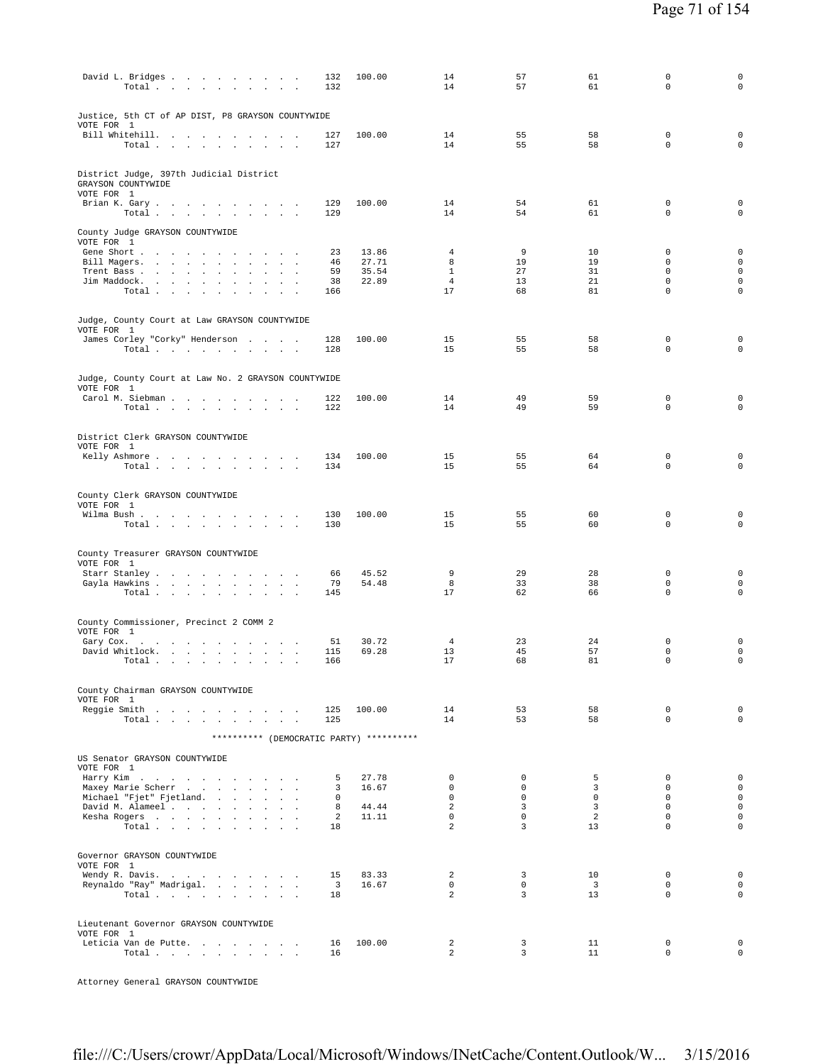| | | | | | | | |
|---|---|---|---|---|---|---|---|
| David L. Bridges | 132 | 100.00 | 14 | 57 | 61 | 0 | 0 |
| Total | 132 | | 14 | 57 | 61 | 0 | 0 |

Justice, 5th CT of AP DIST, P8 GRAYSON COUNTYWIDE
VOTE FOR 1

| | | | | | | | |
|---|---|---|---|---|---|---|---|
| Bill Whitehill. | 127 | 100.00 | 14 | 55 | 58 | 0 | 0 |
| Total | 127 | | 14 | 55 | 58 | 0 | 0 |

District Judge, 397th Judicial District
GRAYSON COUNTYWIDE
VOTE FOR 1

| | | | | | | | |
|---|---|---|---|---|---|---|---|
| Brian K. Gary | 129 | 100.00 | 14 | 54 | 61 | 0 | 0 |
| Total | 129 | | 14 | 54 | 61 | 0 | 0 |

County Judge GRAYSON COUNTYWIDE
VOTE FOR 1

| | | | | | | | |
|---|---|---|---|---|---|---|---|
| Gene Short | 23 | 13.86 | 4 | 9 | 10 | 0 | 0 |
| Bill Magers. | 46 | 27.71 | 8 | 19 | 19 | 0 | 0 |
| Trent Bass | 59 | 35.54 | 1 | 27 | 31 | 0 | 0 |
| Jim Maddock. | 38 | 22.89 | 4 | 13 | 21 | 0 | 0 |
| Total | 166 | | 17 | 68 | 81 | 0 | 0 |

Judge, County Court at Law GRAYSON COUNTYWIDE
VOTE FOR 1

| | | | | | | | |
|---|---|---|---|---|---|---|---|
| James Corley "Corky" Henderson | 128 | 100.00 | 15 | 55 | 58 | 0 | 0 |
| Total | 128 | | 15 | 55 | 58 | 0 | 0 |

Judge, County Court at Law No. 2 GRAYSON COUNTYWIDE
VOTE FOR 1

| | | | | | | | |
|---|---|---|---|---|---|---|---|
| Carol M. Siebman | 122 | 100.00 | 14 | 49 | 59 | 0 | 0 |
| Total | 122 | | 14 | 49 | 59 | 0 | 0 |

District Clerk GRAYSON COUNTYWIDE
VOTE FOR 1

| | | | | | | | |
|---|---|---|---|---|---|---|---|
| Kelly Ashmore | 134 | 100.00 | 15 | 55 | 64 | 0 | 0 |
| Total | 134 | | 15 | 55 | 64 | 0 | 0 |

County Clerk GRAYSON COUNTYWIDE
VOTE FOR 1

| | | | | | | | |
|---|---|---|---|---|---|---|---|
| Wilma Bush | 130 | 100.00 | 15 | 55 | 60 | 0 | 0 |
| Total | 130 | | 15 | 55 | 60 | 0 | 0 |

County Treasurer GRAYSON COUNTYWIDE
VOTE FOR 1

| | | | | | | | |
|---|---|---|---|---|---|---|---|
| Starr Stanley | 66 | 45.52 | 9 | 29 | 28 | 0 | 0 |
| Gayla Hawkins | 79 | 54.48 | 8 | 33 | 38 | 0 | 0 |
| Total | 145 | | 17 | 62 | 66 | 0 | 0 |

County Commissioner, Precinct 2 COMM 2
VOTE FOR 1

| | | | | | | | |
|---|---|---|---|---|---|---|---|
| Gary Cox. | 51 | 30.72 | 4 | 23 | 24 | 0 | 0 |
| David Whitlock. | 115 | 69.28 | 13 | 45 | 57 | 0 | 0 |
| Total | 166 | | 17 | 68 | 81 | 0 | 0 |

County Chairman GRAYSON COUNTYWIDE
VOTE FOR 1

| | | | | | | | |
|---|---|---|---|---|---|---|---|
| Reggie Smith | 125 | 100.00 | 14 | 53 | 58 | 0 | 0 |
| Total | 125 | | 14 | 53 | 58 | 0 | 0 |

********** (DEMOCRATIC PARTY) **********

US Senator GRAYSON COUNTYWIDE
VOTE FOR 1

| | | | | | | | |
|---|---|---|---|---|---|---|---|
| Harry Kim | 5 | 27.78 | 0 | 0 | 5 | 0 | 0 |
| Maxey Marie Scherr | 3 | 16.67 | 0 | 0 | 3 | 0 | 0 |
| Michael "Fjet" Fjetland. | 0 | | 0 | 0 | 0 | 0 | 0 |
| David M. Alameel | 8 | 44.44 | 2 | 3 | 3 | 0 | 0 |
| Kesha Rogers | 2 | 11.11 | 0 | 0 | 2 | 0 | 0 |
| Total | 18 | | 2 | 3 | 13 | 0 | 0 |

Governor GRAYSON COUNTYWIDE
VOTE FOR 1

| | | | | | | | |
|---|---|---|---|---|---|---|---|
| Wendy R. Davis. | 15 | 83.33 | 2 | 3 | 10 | 0 | 0 |
| Reynaldo "Ray" Madrigal. | 3 | 16.67 | 0 | 0 | 3 | 0 | 0 |
| Total | 18 | | 2 | 3 | 13 | 0 | 0 |

Lieutenant Governor GRAYSON COUNTYWIDE
VOTE FOR 1

| | | | | | | | |
|---|---|---|---|---|---|---|---|
| Leticia Van de Putte. | 16 | 100.00 | 2 | 3 | 11 | 0 | 0 |
| Total | 16 | | 2 | 3 | 11 | 0 | 0 |

Attorney General GRAYSON COUNTYWIDE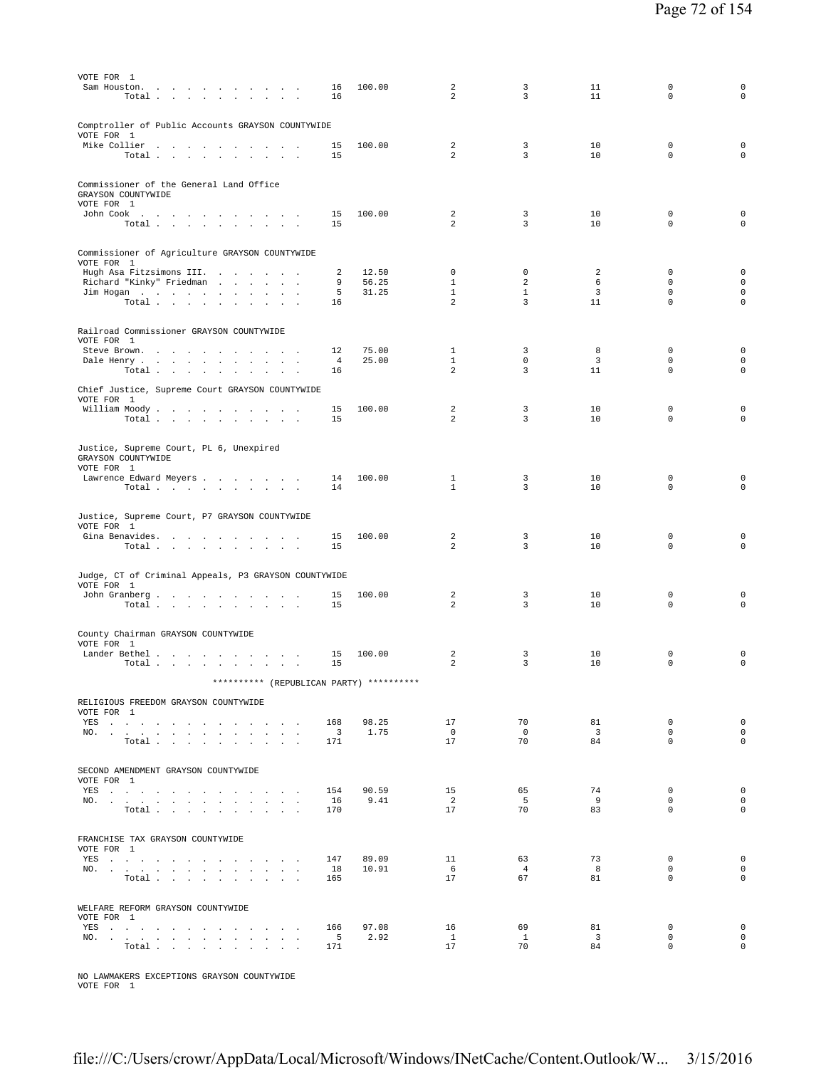VOTE FOR 1

| | | | | | | | |
|---|---|---|---|---|---|---|---|
| Sam Houston | 16 | 100.00 | 2 | 3 | 11 | 0 | 0 |
| Total | 16 | | 2 | 3 | 11 | 0 | 0 |

Comptroller of Public Accounts GRAYSON COUNTYWIDE
VOTE FOR 1

| | | | | | | | |
|---|---|---|---|---|---|---|---|
| Mike Collier | 15 | 100.00 | 2 | 3 | 10 | 0 | 0 |
| Total | 15 | | 2 | 3 | 10 | 0 | 0 |

Commissioner of the General Land Office
GRAYSON COUNTYWIDE
VOTE FOR 1

| | | | | | | | |
|---|---|---|---|---|---|---|---|
| John Cook | 15 | 100.00 | 2 | 3 | 10 | 0 | 0 |
| Total | 15 | | 2 | 3 | 10 | 0 | 0 |

Commissioner of Agriculture GRAYSON COUNTYWIDE
VOTE FOR 1

| | | | | | | | |
|---|---|---|---|---|---|---|---|
| Hugh Asa Fitzsimons III. | 2 | 12.50 | 0 | 0 | 2 | 0 | 0 |
| Richard "Kinky" Friedman | 9 | 56.25 | 1 | 2 | 6 | 0 | 0 |
| Jim Hogan | 5 | 31.25 | 1 | 1 | 3 | 0 | 0 |
| Total | 16 | | 2 | 3 | 11 | 0 | 0 |

Railroad Commissioner GRAYSON COUNTYWIDE
VOTE FOR 1

| | | | | | | | |
|---|---|---|---|---|---|---|---|
| Steve Brown. | 12 | 75.00 | 1 | 3 | 8 | 0 | 0 |
| Dale Henry | 4 | 25.00 | 1 | 0 | 3 | 0 | 0 |
| Total | 16 | | 2 | 3 | 11 | 0 | 0 |

Chief Justice, Supreme Court GRAYSON COUNTYWIDE
VOTE FOR 1

| | | | | | | | |
|---|---|---|---|---|---|---|---|
| William Moody | 15 | 100.00 | 2 | 3 | 10 | 0 | 0 |
| Total | 15 | | 2 | 3 | 10 | 0 | 0 |

Justice, Supreme Court, PL 6, Unexpired
GRAYSON COUNTYWIDE
VOTE FOR 1

| | | | | | | | |
|---|---|---|---|---|---|---|---|
| Lawrence Edward Meyers | 14 | 100.00 | 1 | 3 | 10 | 0 | 0 |
| Total | 14 | | 1 | 3 | 10 | 0 | 0 |

Justice, Supreme Court, P7 GRAYSON COUNTYWIDE
VOTE FOR 1

| | | | | | | | |
|---|---|---|---|---|---|---|---|
| Gina Benavides. | 15 | 100.00 | 2 | 3 | 10 | 0 | 0 |
| Total | 15 | | 2 | 3 | 10 | 0 | 0 |

Judge, CT of Criminal Appeals, P3 GRAYSON COUNTYWIDE
VOTE FOR 1

| | | | | | | | |
|---|---|---|---|---|---|---|---|
| John Granberg | 15 | 100.00 | 2 | 3 | 10 | 0 | 0 |
| Total | 15 | | 2 | 3 | 10 | 0 | 0 |

County Chairman GRAYSON COUNTYWIDE
VOTE FOR 1

| | | | | | | | |
|---|---|---|---|---|---|---|---|
| Lander Bethel | 15 | 100.00 | 2 | 3 | 10 | 0 | 0 |
| Total | 15 | | 2 | 3 | 10 | 0 | 0 |

********** (REPUBLICAN PARTY) **********

RELIGIOUS FREEDOM GRAYSON COUNTYWIDE
VOTE FOR 1

| | | | | | | | |
|---|---|---|---|---|---|---|---|
| YES | 168 | 98.25 | 17 | 70 | 81 | 0 | 0 |
| NO. | 3 | 1.75 | 0 | 0 | 3 | 0 | 0 |
| Total | 171 | | 17 | 70 | 84 | 0 | 0 |

SECOND AMENDMENT GRAYSON COUNTYWIDE
VOTE FOR 1

| | | | | | | | |
|---|---|---|---|---|---|---|---|
| YES | 154 | 90.59 | 15 | 65 | 74 | 0 | 0 |
| NO. | 16 | 9.41 | 2 | 5 | 9 | 0 | 0 |
| Total | 170 | | 17 | 70 | 83 | 0 | 0 |

FRANCHISE TAX GRAYSON COUNTYWIDE
VOTE FOR 1

| | | | | | | | |
|---|---|---|---|---|---|---|---|
| YES | 147 | 89.09 | 11 | 63 | 73 | 0 | 0 |
| NO. | 18 | 10.91 | 6 | 4 | 8 | 0 | 0 |
| Total | 165 | | 17 | 67 | 81 | 0 | 0 |

WELFARE REFORM GRAYSON COUNTYWIDE
VOTE FOR 1

| | | | | | | | |
|---|---|---|---|---|---|---|---|
| YES | 166 | 97.08 | 16 | 69 | 81 | 0 | 0 |
| NO. | 5 | 2.92 | 1 | 1 | 3 | 0 | 0 |
| Total | 171 | | 17 | 70 | 84 | 0 | 0 |

NO LAWMAKERS EXCEPTIONS GRAYSON COUNTYWIDE
VOTE FOR 1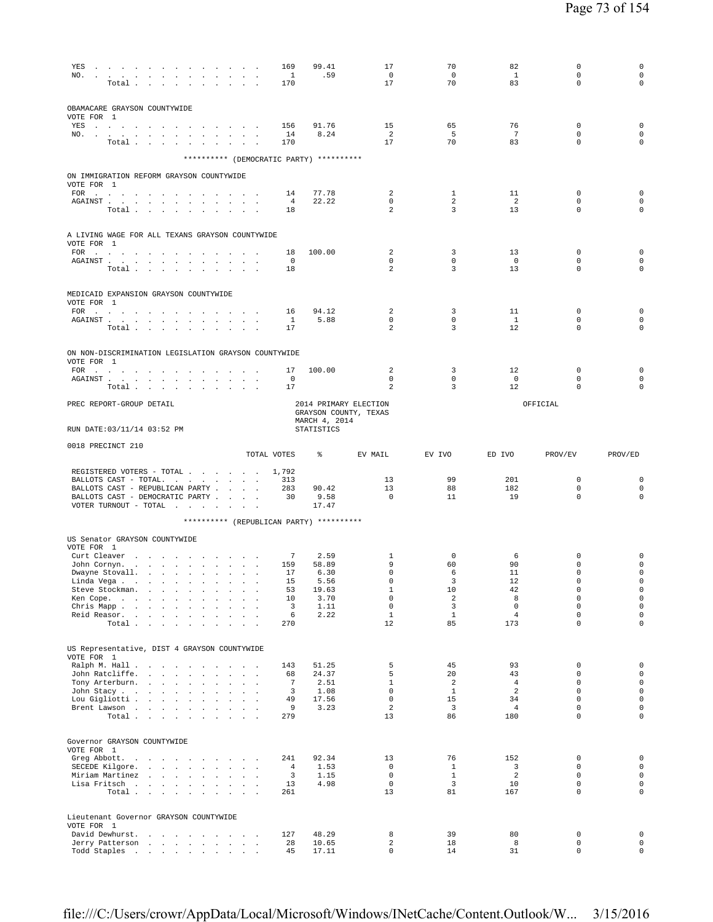| | TOTAL VOTES | % | EV MAIL | EV IVO | ED IVO | PROV/EV | PROV/ED |
|---|---|---|---|---|---|---|---|
| YES | 169 | 99.41 | 17 | 70 | 82 | 0 | 0 |
| NO. | 1 | .59 | 0 | 0 | 1 | 0 | 0 |
| Total | 170 | | 17 | 70 | 83 | 0 | 0 |

OBAMACARE GRAYSON COUNTYWIDE
VOTE FOR 1

| | TOTAL VOTES | % | EV MAIL | EV IVO | ED IVO | PROV/EV | PROV/ED |
|---|---|---|---|---|---|---|---|
| YES | 156 | 91.76 | 15 | 65 | 76 | 0 | 0 |
| NO. | 14 | 8.24 | 2 | 5 | 7 | 0 | 0 |
| Total | 170 | | 17 | 70 | 83 | 0 | 0 |

********** (DEMOCRATIC PARTY) **********

ON IMMIGRATION REFORM GRAYSON COUNTYWIDE
VOTE FOR 1

| | TOTAL VOTES | % | EV MAIL | EV IVO | ED IVO | PROV/EV | PROV/ED |
|---|---|---|---|---|---|---|---|
| FOR | 14 | 77.78 | 2 | 1 | 11 | 0 | 0 |
| AGAINST | 4 | 22.22 | 0 | 2 | 2 | 0 | 0 |
| Total | 18 | | 2 | 3 | 13 | 0 | 0 |

A LIVING WAGE FOR ALL TEXANS GRAYSON COUNTYWIDE
VOTE FOR 1

| | TOTAL VOTES | % | EV MAIL | EV IVO | ED IVO | PROV/EV | PROV/ED |
|---|---|---|---|---|---|---|---|
| FOR | 18 | 100.00 | 2 | 3 | 13 | 0 | 0 |
| AGAINST | 0 | | 0 | 0 | 0 | 0 | 0 |
| Total | 18 | | 2 | 3 | 13 | 0 | 0 |

MEDICAID EXPANSION GRAYSON COUNTYWIDE
VOTE FOR 1

| | TOTAL VOTES | % | EV MAIL | EV IVO | ED IVO | PROV/EV | PROV/ED |
|---|---|---|---|---|---|---|---|
| FOR | 16 | 94.12 | 2 | 3 | 11 | 0 | 0 |
| AGAINST | 1 | 5.88 | 0 | 0 | 1 | 0 | 0 |
| Total | 17 | | 2 | 3 | 12 | 0 | 0 |

ON NON-DISCRIMINATION LEGISLATION GRAYSON COUNTYWIDE
VOTE FOR 1

| | TOTAL VOTES | % | EV MAIL | EV IVO | ED IVO | PROV/EV | PROV/ED |
|---|---|---|---|---|---|---|---|
| FOR | 17 | 100.00 | 2 | 3 | 12 | 0 | 0 |
| AGAINST | 0 | | 0 | 0 | 0 | 0 | 0 |
| Total | 17 | | 2 | 3 | 12 | 0 | 0 |

PREC REPORT-GROUP DETAIL — 2014 PRIMARY ELECTION — GRAYSON COUNTY, TEXAS — MARCH 4, 2014 — OFFICIAL

RUN DATE:03/11/14 03:52 PM — STATISTICS

0018 PRECINCT 210

| | TOTAL VOTES | % | EV MAIL | EV IVO | ED IVO | PROV/EV | PROV/ED |
|---|---|---|---|---|---|---|---|
| REGISTERED VOTERS - TOTAL | 1,792 | | | | | | |
| BALLOTS CAST - TOTAL. | 313 | | 13 | 99 | 201 | 0 | 0 |
| BALLOTS CAST - REPUBLICAN PARTY | 283 | 90.42 | 13 | 88 | 182 | 0 | 0 |
| BALLOTS CAST - DEMOCRATIC PARTY | 30 | 9.58 | 0 | 11 | 19 | 0 | 0 |
| VOTER TURNOUT - TOTAL | | 17.47 | | | | | |

********** (REPUBLICAN PARTY) **********

US Senator GRAYSON COUNTYWIDE
VOTE FOR 1

| | TOTAL VOTES | % | EV MAIL | EV IVO | ED IVO | PROV/EV | PROV/ED |
|---|---|---|---|---|---|---|---|
| Curt Cleaver | 7 | 2.59 | 1 | 0 | 6 | 0 | 0 |
| John Cornyn. | 159 | 58.89 | 9 | 60 | 90 | 0 | 0 |
| Dwayne Stovall. | 17 | 6.30 | 0 | 6 | 11 | 0 | 0 |
| Linda Vega | 15 | 5.56 | 0 | 3 | 12 | 0 | 0 |
| Steve Stockman. | 53 | 19.63 | 1 | 10 | 42 | 0 | 0 |
| Ken Cope. | 10 | 3.70 | 0 | 2 | 8 | 0 | 0 |
| Chris Mapp | 3 | 1.11 | 0 | 3 | 0 | 0 | 0 |
| Reid Reasor. | 6 | 2.22 | 1 | 1 | 4 | 0 | 0 |
| Total | 270 | | 12 | 85 | 173 | 0 | 0 |

US Representative, DIST 4 GRAYSON COUNTYWIDE
VOTE FOR 1

| | TOTAL VOTES | % | EV MAIL | EV IVO | ED IVO | PROV/EV | PROV/ED |
|---|---|---|---|---|---|---|---|
| Ralph M. Hall | 143 | 51.25 | 5 | 45 | 93 | 0 | 0 |
| John Ratcliffe. | 68 | 24.37 | 5 | 20 | 43 | 0 | 0 |
| Tony Arterburn. | 7 | 2.51 | 1 | 2 | 4 | 0 | 0 |
| John Stacy | 3 | 1.08 | 0 | 1 | 2 | 0 | 0 |
| Lou Gigliotti | 49 | 17.56 | 0 | 15 | 34 | 0 | 0 |
| Brent Lawson | 9 | 3.23 | 2 | 3 | 4 | 0 | 0 |
| Total | 279 | | 13 | 86 | 180 | 0 | 0 |

Governor GRAYSON COUNTYWIDE
VOTE FOR 1

| | TOTAL VOTES | % | EV MAIL | EV IVO | ED IVO | PROV/EV | PROV/ED |
|---|---|---|---|---|---|---|---|
| Greg Abbott. | 241 | 92.34 | 13 | 76 | 152 | 0 | 0 |
| SECEDE Kilgore. | 4 | 1.53 | 0 | 1 | 3 | 0 | 0 |
| Miriam Martinez | 3 | 1.15 | 0 | 1 | 2 | 0 | 0 |
| Lisa Fritsch | 13 | 4.98 | 0 | 3 | 10 | 0 | 0 |
| Total | 261 | | 13 | 81 | 167 | 0 | 0 |

Lieutenant Governor GRAYSON COUNTYWIDE
VOTE FOR 1

| | TOTAL VOTES | % | EV MAIL | EV IVO | ED IVO | PROV/EV | PROV/ED |
|---|---|---|---|---|---|---|---|
| David Dewhurst. | 127 | 48.29 | 8 | 39 | 80 | 0 | 0 |
| Jerry Patterson | 28 | 10.65 | 2 | 18 | 8 | 0 | 0 |
| Todd Staples | 45 | 17.11 | 0 | 14 | 31 | 0 | 0 |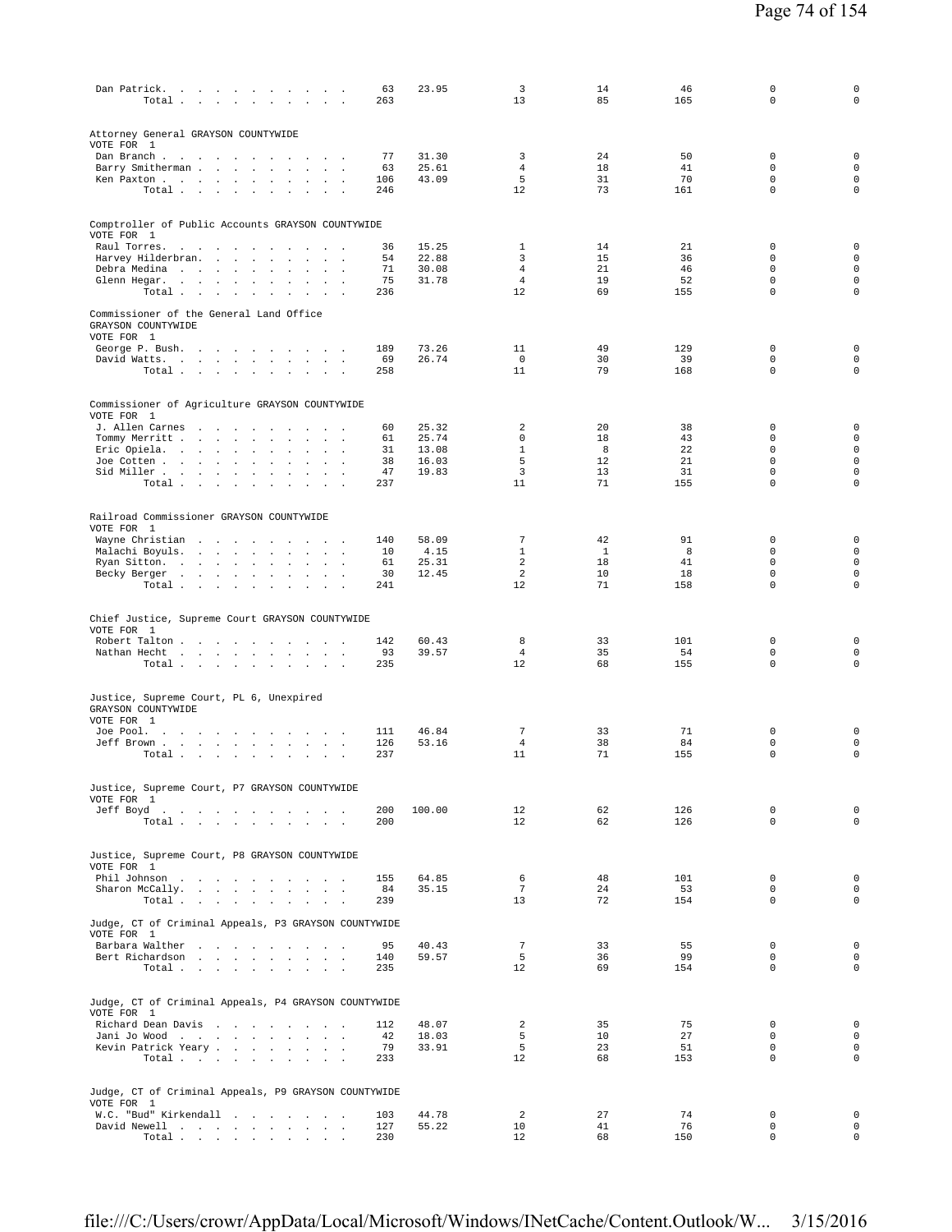| | | | | | | | |
|---|---|---|---|---|---|---|---|
| Dan Patrick | 63 | 23.95 | 3 | 14 | 46 | 0 | 0 |
| Total | 263 | | 13 | 85 | 165 | 0 | 0 |

Attorney General GRAYSON COUNTYWIDE
VOTE FOR 1

| | | | | | | | |
|---|---|---|---|---|---|---|---|
| Dan Branch | 77 | 31.30 | 3 | 24 | 50 | 0 | 0 |
| Barry Smitherman | 63 | 25.61 | 4 | 18 | 41 | 0 | 0 |
| Ken Paxton | 106 | 43.09 | 5 | 31 | 70 | 0 | 0 |
| Total | 246 | | 12 | 73 | 161 | 0 | 0 |

Comptroller of Public Accounts GRAYSON COUNTYWIDE
VOTE FOR 1

| | | | | | | | |
|---|---|---|---|---|---|---|---|
| Raul Torres | 36 | 15.25 | 1 | 14 | 21 | 0 | 0 |
| Harvey Hilderbran | 54 | 22.88 | 3 | 15 | 36 | 0 | 0 |
| Debra Medina | 71 | 30.08 | 4 | 21 | 46 | 0 | 0 |
| Glenn Hegar | 75 | 31.78 | 4 | 19 | 52 | 0 | 0 |
| Total | 236 | | 12 | 69 | 155 | 0 | 0 |

Commissioner of the General Land Office
GRAYSON COUNTYWIDE
VOTE FOR 1

| | | | | | | | |
|---|---|---|---|---|---|---|---|
| George P. Bush | 189 | 73.26 | 11 | 49 | 129 | 0 | 0 |
| David Watts | 69 | 26.74 | 0 | 30 | 39 | 0 | 0 |
| Total | 258 | | 11 | 79 | 168 | 0 | 0 |

Commissioner of Agriculture GRAYSON COUNTYWIDE
VOTE FOR 1

| | | | | | | | |
|---|---|---|---|---|---|---|---|
| J. Allen Carnes | 60 | 25.32 | 2 | 20 | 38 | 0 | 0 |
| Tommy Merritt | 61 | 25.74 | 0 | 18 | 43 | 0 | 0 |
| Eric Opiela | 31 | 13.08 | 1 | 8 | 22 | 0 | 0 |
| Joe Cotten | 38 | 16.03 | 5 | 12 | 21 | 0 | 0 |
| Sid Miller | 47 | 19.83 | 3 | 13 | 31 | 0 | 0 |
| Total | 237 | | 11 | 71 | 155 | 0 | 0 |

Railroad Commissioner GRAYSON COUNTYWIDE
VOTE FOR 1

| | | | | | | | |
|---|---|---|---|---|---|---|---|
| Wayne Christian | 140 | 58.09 | 7 | 42 | 91 | 0 | 0 |
| Malachi Boyuls | 10 | 4.15 | 1 | 1 | 8 | 0 | 0 |
| Ryan Sitton | 61 | 25.31 | 2 | 18 | 41 | 0 | 0 |
| Becky Berger | 30 | 12.45 | 2 | 10 | 18 | 0 | 0 |
| Total | 241 | | 12 | 71 | 158 | 0 | 0 |

Chief Justice, Supreme Court GRAYSON COUNTYWIDE
VOTE FOR 1

| | | | | | | | |
|---|---|---|---|---|---|---|---|
| Robert Talton | 142 | 60.43 | 8 | 33 | 101 | 0 | 0 |
| Nathan Hecht | 93 | 39.57 | 4 | 35 | 54 | 0 | 0 |
| Total | 235 | | 12 | 68 | 155 | 0 | 0 |

Justice, Supreme Court, PL 6, Unexpired
GRAYSON COUNTYWIDE
VOTE FOR 1

| | | | | | | | |
|---|---|---|---|---|---|---|---|
| Joe Pool | 111 | 46.84 | 7 | 33 | 71 | 0 | 0 |
| Jeff Brown | 126 | 53.16 | 4 | 38 | 84 | 0 | 0 |
| Total | 237 | | 11 | 71 | 155 | 0 | 0 |

Justice, Supreme Court, P7 GRAYSON COUNTYWIDE
VOTE FOR 1

| | | | | | | | |
|---|---|---|---|---|---|---|---|
| Jeff Boyd | 200 | 100.00 | 12 | 62 | 126 | 0 | 0 |
| Total | 200 | | 12 | 62 | 126 | 0 | 0 |

Justice, Supreme Court, P8 GRAYSON COUNTYWIDE
VOTE FOR 1

| | | | | | | | |
|---|---|---|---|---|---|---|---|
| Phil Johnson | 155 | 64.85 | 6 | 48 | 101 | 0 | 0 |
| Sharon McCally | 84 | 35.15 | 7 | 24 | 53 | 0 | 0 |
| Total | 239 | | 13 | 72 | 154 | 0 | 0 |

Judge, CT of Criminal Appeals, P3 GRAYSON COUNTYWIDE
VOTE FOR 1

| | | | | | | | |
|---|---|---|---|---|---|---|---|
| Barbara Walther | 95 | 40.43 | 7 | 33 | 55 | 0 | 0 |
| Bert Richardson | 140 | 59.57 | 5 | 36 | 99 | 0 | 0 |
| Total | 235 | | 12 | 69 | 154 | 0 | 0 |

Judge, CT of Criminal Appeals, P4 GRAYSON COUNTYWIDE
VOTE FOR 1

| | | | | | | | |
|---|---|---|---|---|---|---|---|
| Richard Dean Davis | 112 | 48.07 | 2 | 35 | 75 | 0 | 0 |
| Jani Jo Wood | 42 | 18.03 | 5 | 10 | 27 | 0 | 0 |
| Kevin Patrick Yeary | 79 | 33.91 | 5 | 23 | 51 | 0 | 0 |
| Total | 233 | | 12 | 68 | 153 | 0 | 0 |

Judge, CT of Criminal Appeals, P9 GRAYSON COUNTYWIDE
VOTE FOR 1

| | | | | | | | |
|---|---|---|---|---|---|---|---|
| W.C. "Bud" Kirkendall | 103 | 44.78 | 2 | 27 | 74 | 0 | 0 |
| David Newell | 127 | 55.22 | 10 | 41 | 76 | 0 | 0 |
| Total | 230 | | 12 | 68 | 150 | 0 | 0 |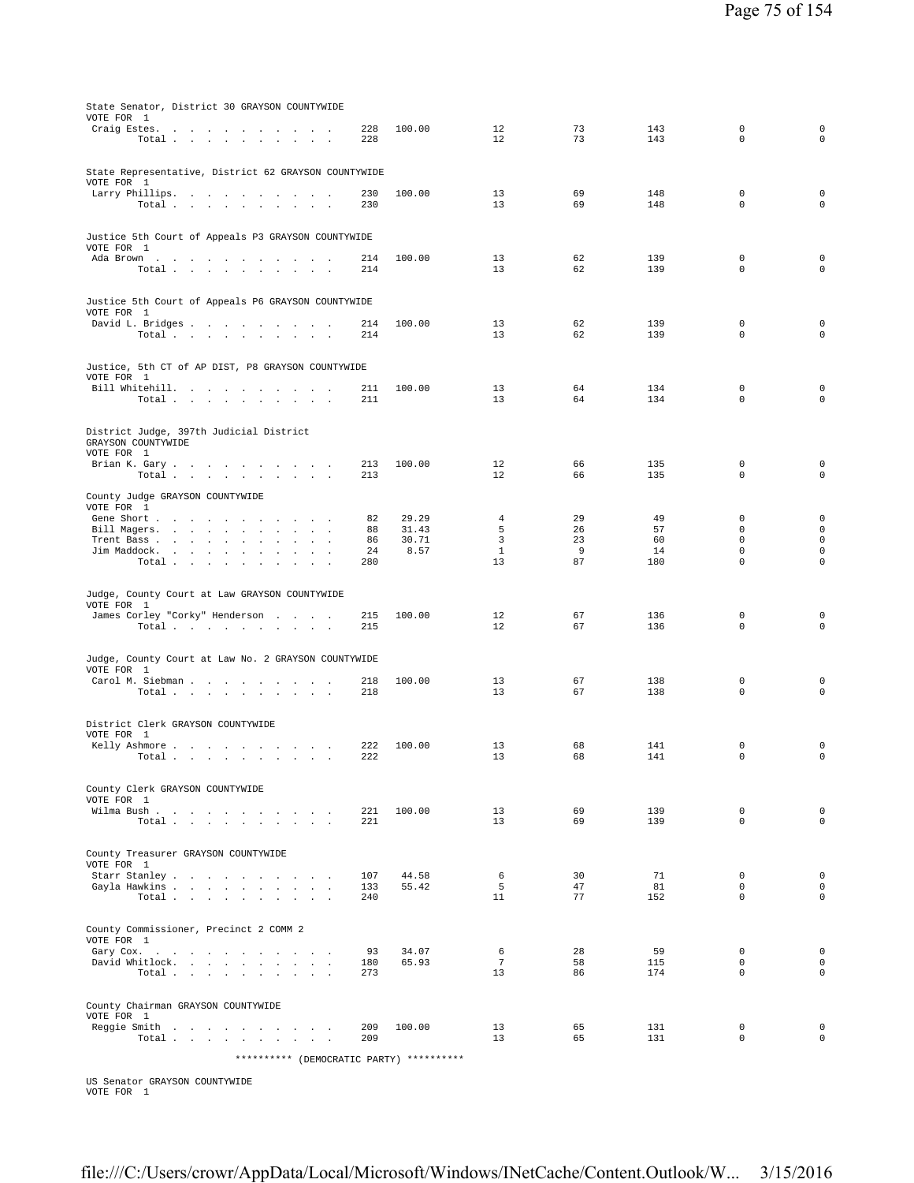State Senator, District 30 GRAYSON COUNTYWIDE
VOTE FOR 1

| | | | | | | | |
|---|---|---|---|---|---|---|---|
| Craig Estes | 228 | 100.00 | 12 | 73 | 143 | 0 | 0 |
| Total | 228 | | 12 | 73 | 143 | 0 | 0 |

State Representative, District 62 GRAYSON COUNTYWIDE
VOTE FOR 1

| | | | | | | | |
|---|---|---|---|---|---|---|---|
| Larry Phillips | 230 | 100.00 | 13 | 69 | 148 | 0 | 0 |
| Total | 230 | | 13 | 69 | 148 | 0 | 0 |

Justice 5th Court of Appeals P3 GRAYSON COUNTYWIDE
VOTE FOR 1

| | | | | | | | |
|---|---|---|---|---|---|---|---|
| Ada Brown | 214 | 100.00 | 13 | 62 | 139 | 0 | 0 |
| Total | 214 | | 13 | 62 | 139 | 0 | 0 |

Justice 5th Court of Appeals P6 GRAYSON COUNTYWIDE
VOTE FOR 1

| | | | | | | | |
|---|---|---|---|---|---|---|---|
| David L. Bridges | 214 | 100.00 | 13 | 62 | 139 | 0 | 0 |
| Total | 214 | | 13 | 62 | 139 | 0 | 0 |

Justice, 5th CT of AP DIST, P8 GRAYSON COUNTYWIDE
VOTE FOR 1

| | | | | | | | |
|---|---|---|---|---|---|---|---|
| Bill Whitehill | 211 | 100.00 | 13 | 64 | 134 | 0 | 0 |
| Total | 211 | | 13 | 64 | 134 | 0 | 0 |

District Judge, 397th Judicial District
GRAYSON COUNTYWIDE
VOTE FOR 1

| | | | | | | | |
|---|---|---|---|---|---|---|---|
| Brian K. Gary | 213 | 100.00 | 12 | 66 | 135 | 0 | 0 |
| Total | 213 | | 12 | 66 | 135 | 0 | 0 |

County Judge GRAYSON COUNTYWIDE
VOTE FOR 1

| | | | | | | | |
|---|---|---|---|---|---|---|---|
| Gene Short | 82 | 29.29 | 4 | 29 | 49 | 0 | 0 |
| Bill Magers | 88 | 31.43 | 5 | 26 | 57 | 0 | 0 |
| Trent Bass | 86 | 30.71 | 3 | 23 | 60 | 0 | 0 |
| Jim Maddock | 24 | 8.57 | 1 | 9 | 14 | 0 | 0 |
| Total | 280 | | 13 | 87 | 180 | 0 | 0 |

Judge, County Court at Law GRAYSON COUNTYWIDE
VOTE FOR 1

| | | | | | | | |
|---|---|---|---|---|---|---|---|
| James Corley "Corky" Henderson | 215 | 100.00 | 12 | 67 | 136 | 0 | 0 |
| Total | 215 | | 12 | 67 | 136 | 0 | 0 |

Judge, County Court at Law No. 2 GRAYSON COUNTYWIDE
VOTE FOR 1

| | | | | | | | |
|---|---|---|---|---|---|---|---|
| Carol M. Siebman | 218 | 100.00 | 13 | 67 | 138 | 0 | 0 |
| Total | 218 | | 13 | 67 | 138 | 0 | 0 |

District Clerk GRAYSON COUNTYWIDE
VOTE FOR 1

| | | | | | | | |
|---|---|---|---|---|---|---|---|
| Kelly Ashmore | 222 | 100.00 | 13 | 68 | 141 | 0 | 0 |
| Total | 222 | | 13 | 68 | 141 | 0 | 0 |

County Clerk GRAYSON COUNTYWIDE
VOTE FOR 1

| | | | | | | | |
|---|---|---|---|---|---|---|---|
| Wilma Bush | 221 | 100.00 | 13 | 69 | 139 | 0 | 0 |
| Total | 221 | | 13 | 69 | 139 | 0 | 0 |

County Treasurer GRAYSON COUNTYWIDE
VOTE FOR 1

| | | | | | | | |
|---|---|---|---|---|---|---|---|
| Starr Stanley | 107 | 44.58 | 6 | 30 | 71 | 0 | 0 |
| Gayla Hawkins | 133 | 55.42 | 5 | 47 | 81 | 0 | 0 |
| Total | 240 | | 11 | 77 | 152 | 0 | 0 |

County Commissioner, Precinct 2 COMM 2
VOTE FOR 1

| | | | | | | | |
|---|---|---|---|---|---|---|---|
| Gary Cox | 93 | 34.07 | 6 | 28 | 59 | 0 | 0 |
| David Whitlock | 180 | 65.93 | 7 | 58 | 115 | 0 | 0 |
| Total | 273 | | 13 | 86 | 174 | 0 | 0 |

County Chairman GRAYSON COUNTYWIDE
VOTE FOR 1

| | | | | | | | |
|---|---|---|---|---|---|---|---|
| Reggie Smith | 209 | 100.00 | 13 | 65 | 131 | 0 | 0 |
| Total | 209 | | 13 | 65 | 131 | 0 | 0 |

********** (DEMOCRATIC PARTY) **********

US Senator GRAYSON COUNTYWIDE
VOTE FOR 1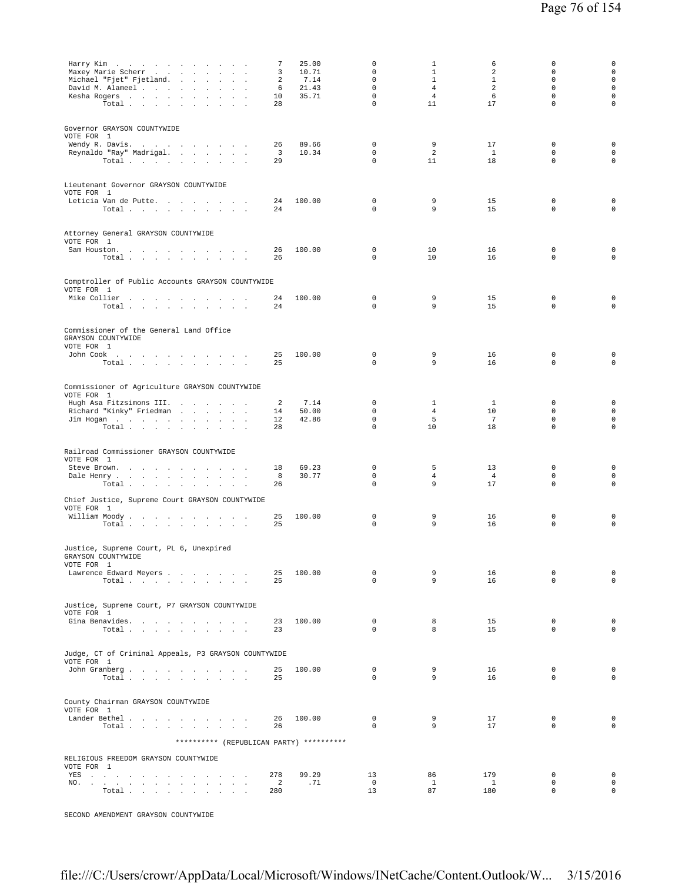| | | | | | | | |
|---|---|---|---|---|---|---|---|
| Harry Kim | 7 | 25.00 | 0 | 1 | 6 | 0 | 0 |
| Maxey Marie Scherr | 3 | 10.71 | 0 | 1 | 2 | 0 | 0 |
| Michael "Fjet" Fjetland | 2 | 7.14 | 0 | 1 | 1 | 0 | 0 |
| David M. Alameel | 6 | 21.43 | 0 | 4 | 2 | 0 | 0 |
| Kesha Rogers | 10 | 35.71 | 0 | 4 | 6 | 0 | 0 |
| Total | 28 | | 0 | 11 | 17 | 0 | 0 |

Governor GRAYSON COUNTYWIDE
VOTE FOR 1

| | | | | | | | |
|---|---|---|---|---|---|---|---|
| Wendy R. Davis | 26 | 89.66 | 0 | 9 | 17 | 0 | 0 |
| Reynaldo "Ray" Madrigal | 3 | 10.34 | 0 | 2 | 1 | 0 | 0 |
| Total | 29 | | 0 | 11 | 18 | 0 | 0 |

Lieutenant Governor GRAYSON COUNTYWIDE
VOTE FOR 1

| | | | | | | | |
|---|---|---|---|---|---|---|---|
| Leticia Van de Putte | 24 | 100.00 | 0 | 9 | 15 | 0 | 0 |
| Total | 24 | | 0 | 9 | 15 | 0 | 0 |

Attorney General GRAYSON COUNTYWIDE
VOTE FOR 1

| | | | | | | | |
|---|---|---|---|---|---|---|---|
| Sam Houston | 26 | 100.00 | 0 | 10 | 16 | 0 | 0 |
| Total | 26 | | 0 | 10 | 16 | 0 | 0 |

Comptroller of Public Accounts GRAYSON COUNTYWIDE
VOTE FOR 1

| | | | | | | | |
|---|---|---|---|---|---|---|---|
| Mike Collier | 24 | 100.00 | 0 | 9 | 15 | 0 | 0 |
| Total | 24 | | 0 | 9 | 15 | 0 | 0 |

Commissioner of the General Land Office
GRAYSON COUNTYWIDE
VOTE FOR 1

| | | | | | | | |
|---|---|---|---|---|---|---|---|
| John Cook | 25 | 100.00 | 0 | 9 | 16 | 0 | 0 |
| Total | 25 | | 0 | 9 | 16 | 0 | 0 |

Commissioner of Agriculture GRAYSON COUNTYWIDE
VOTE FOR 1

| | | | | | | | |
|---|---|---|---|---|---|---|---|
| Hugh Asa Fitzsimons III. | 2 | 7.14 | 0 | 1 | 1 | 0 | 0 |
| Richard "Kinky" Friedman | 14 | 50.00 | 0 | 4 | 10 | 0 | 0 |
| Jim Hogan | 12 | 42.86 | 0 | 5 | 7 | 0 | 0 |
| Total | 28 | | 0 | 10 | 18 | 0 | 0 |

Railroad Commissioner GRAYSON COUNTYWIDE
VOTE FOR 1

| | | | | | | | |
|---|---|---|---|---|---|---|---|
| Steve Brown | 18 | 69.23 | 0 | 5 | 13 | 0 | 0 |
| Dale Henry | 8 | 30.77 | 0 | 4 | 4 | 0 | 0 |
| Total | 26 | | 0 | 9 | 17 | 0 | 0 |

Chief Justice, Supreme Court GRAYSON COUNTYWIDE
VOTE FOR 1

| | | | | | | | |
|---|---|---|---|---|---|---|---|
| William Moody | 25 | 100.00 | 0 | 9 | 16 | 0 | 0 |
| Total | 25 | | 0 | 9 | 16 | 0 | 0 |

Justice, Supreme Court, PL 6, Unexpired
GRAYSON COUNTYWIDE
VOTE FOR 1

| | | | | | | | |
|---|---|---|---|---|---|---|---|
| Lawrence Edward Meyers | 25 | 100.00 | 0 | 9 | 16 | 0 | 0 |
| Total | 25 | | 0 | 9 | 16 | 0 | 0 |

Justice, Supreme Court, P7 GRAYSON COUNTYWIDE
VOTE FOR 1

| | | | | | | | |
|---|---|---|---|---|---|---|---|
| Gina Benavides | 23 | 100.00 | 0 | 8 | 15 | 0 | 0 |
| Total | 23 | | 0 | 8 | 15 | 0 | 0 |

Judge, CT of Criminal Appeals, P3 GRAYSON COUNTYWIDE
VOTE FOR 1

| | | | | | | | |
|---|---|---|---|---|---|---|---|
| John Granberg | 25 | 100.00 | 0 | 9 | 16 | 0 | 0 |
| Total | 25 | | 0 | 9 | 16 | 0 | 0 |

County Chairman GRAYSON COUNTYWIDE
VOTE FOR 1

| | | | | | | | |
|---|---|---|---|---|---|---|---|
| Lander Bethel | 26 | 100.00 | 0 | 9 | 17 | 0 | 0 |
| Total | 26 | | 0 | 9 | 17 | 0 | 0 |

********** (REPUBLICAN PARTY) **********

RELIGIOUS FREEDOM GRAYSON COUNTYWIDE
VOTE FOR 1

| | | | | | | | |
|---|---|---|---|---|---|---|---|
| YES | 278 | 99.29 | 13 | 86 | 179 | 0 | 0 |
| NO. | 2 | .71 | 0 | 1 | 1 | 0 | 0 |
| Total | 280 | | 13 | 87 | 180 | 0 | 0 |

SECOND AMENDMENT GRAYSON COUNTYWIDE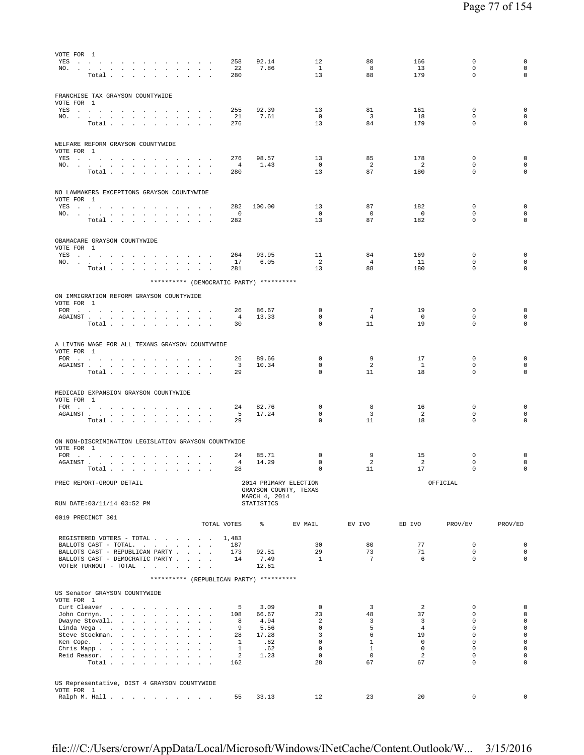VOTE FOR 1

| | TOTAL VOTES | % | EV MAIL | EV IVO | ED IVO | PROV/EV | PROV/ED |
|---|---|---|---|---|---|---|---|
| YES | 258 | 92.14 | 12 | 80 | 166 | 0 | 0 |
| NO. | 22 | 7.86 | 1 | 8 | 13 | 0 | 0 |
| Total | 280 | | 13 | 88 | 179 | 0 | 0 |

FRANCHISE TAX GRAYSON COUNTYWIDE
VOTE FOR 1

| | TOTAL VOTES | % | EV MAIL | EV IVO | ED IVO | PROV/EV | PROV/ED |
|---|---|---|---|---|---|---|---|
| YES | 255 | 92.39 | 13 | 81 | 161 | 0 | 0 |
| NO. | 21 | 7.61 | 0 | 3 | 18 | 0 | 0 |
| Total | 276 | | 13 | 84 | 179 | 0 | 0 |

WELFARE REFORM GRAYSON COUNTYWIDE
VOTE FOR 1

| | TOTAL VOTES | % | EV MAIL | EV IVO | ED IVO | PROV/EV | PROV/ED |
|---|---|---|---|---|---|---|---|
| YES | 276 | 98.57 | 13 | 85 | 178 | 0 | 0 |
| NO. | 4 | 1.43 | 0 | 2 | 2 | 0 | 0 |
| Total | 280 | | 13 | 87 | 180 | 0 | 0 |

NO LAWMAKERS EXCEPTIONS GRAYSON COUNTYWIDE
VOTE FOR 1

| | TOTAL VOTES | % | EV MAIL | EV IVO | ED IVO | PROV/EV | PROV/ED |
|---|---|---|---|---|---|---|---|
| YES | 282 | 100.00 | 13 | 87 | 182 | 0 | 0 |
| NO. | 0 | | 0 | 0 | 0 | 0 | 0 |
| Total | 282 | | 13 | 87 | 182 | 0 | 0 |

OBAMACARE GRAYSON COUNTYWIDE
VOTE FOR 1

| | TOTAL VOTES | % | EV MAIL | EV IVO | ED IVO | PROV/EV | PROV/ED |
|---|---|---|---|---|---|---|---|
| YES | 264 | 93.95 | 11 | 84 | 169 | 0 | 0 |
| NO. | 17 | 6.05 | 2 | 4 | 11 | 0 | 0 |
| Total | 281 | | 13 | 88 | 180 | 0 | 0 |

********** (DEMOCRATIC PARTY) **********

ON IMMIGRATION REFORM GRAYSON COUNTYWIDE
VOTE FOR 1

| | TOTAL VOTES | % | EV MAIL | EV IVO | ED IVO | PROV/EV | PROV/ED |
|---|---|---|---|---|---|---|---|
| FOR | 26 | 86.67 | 0 | 7 | 19 | 0 | 0 |
| AGAINST | 4 | 13.33 | 0 | 4 | 0 | 0 | 0 |
| Total | 30 | | 0 | 11 | 19 | 0 | 0 |

A LIVING WAGE FOR ALL TEXANS GRAYSON COUNTYWIDE
VOTE FOR 1

| | TOTAL VOTES | % | EV MAIL | EV IVO | ED IVO | PROV/EV | PROV/ED |
|---|---|---|---|---|---|---|---|
| FOR | 26 | 89.66 | 0 | 9 | 17 | 0 | 0 |
| AGAINST | 3 | 10.34 | 0 | 2 | 1 | 0 | 0 |
| Total | 29 | | 0 | 11 | 18 | 0 | 0 |

MEDICAID EXPANSION GRAYSON COUNTYWIDE
VOTE FOR 1

| | TOTAL VOTES | % | EV MAIL | EV IVO | ED IVO | PROV/EV | PROV/ED |
|---|---|---|---|---|---|---|---|
| FOR | 24 | 82.76 | 0 | 8 | 16 | 0 | 0 |
| AGAINST | 5 | 17.24 | 0 | 3 | 2 | 0 | 0 |
| Total | 29 | | 0 | 11 | 18 | 0 | 0 |

ON NON-DISCRIMINATION LEGISLATION GRAYSON COUNTYWIDE
VOTE FOR 1

| | TOTAL VOTES | % | EV MAIL | EV IVO | ED IVO | PROV/EV | PROV/ED |
|---|---|---|---|---|---|---|---|
| FOR | 24 | 85.71 | 0 | 9 | 15 | 0 | 0 |
| AGAINST | 4 | 14.29 | 0 | 2 | 2 | 0 | 0 |
| Total | 28 | | 0 | 11 | 17 | 0 | 0 |

PREC REPORT-GROUP DETAIL

2014 PRIMARY ELECTION
GRAYSON COUNTY, TEXAS
MARCH 4, 2014
STATISTICS

OFFICIAL

RUN DATE:03/11/14 03:52 PM

0019 PRECINCT 301

| | TOTAL VOTES | % | EV MAIL | EV IVO | ED IVO | PROV/EV | PROV/ED |
|---|---|---|---|---|---|---|---|
| REGISTERED VOTERS - TOTAL | 1,483 | | | | | | |
| BALLOTS CAST - TOTAL. | 187 | | 30 | 80 | 77 | 0 | 0 |
| BALLOTS CAST - REPUBLICAN PARTY | 173 | 92.51 | 29 | 73 | 71 | 0 | 0 |
| BALLOTS CAST - DEMOCRATIC PARTY | 14 | 7.49 | 1 | 7 | 6 | 0 | 0 |
| VOTER TURNOUT - TOTAL | | 12.61 | | | | | |

********** (REPUBLICAN PARTY) **********

US Senator GRAYSON COUNTYWIDE
VOTE FOR 1

| | TOTAL VOTES | % | EV MAIL | EV IVO | ED IVO | PROV/EV | PROV/ED |
|---|---|---|---|---|---|---|---|
| Curt Cleaver | 5 | 3.09 | 0 | 3 | 2 | 0 | 0 |
| John Cornyn. | 108 | 66.67 | 23 | 48 | 37 | 0 | 0 |
| Dwayne Stovall. | 8 | 4.94 | 2 | 3 | 3 | 0 | 0 |
| Linda Vega | 9 | 5.56 | 0 | 5 | 4 | 0 | 0 |
| Steve Stockman. | 28 | 17.28 | 3 | 6 | 19 | 0 | 0 |
| Ken Cope. | 1 | .62 | 0 | 1 | 0 | 0 | 0 |
| Chris Mapp | 1 | .62 | 0 | 1 | 0 | 0 | 0 |
| Reid Reasor. | 2 | 1.23 | 0 | 0 | 2 | 0 | 0 |
| Total | 162 | | 28 | 67 | 67 | 0 | 0 |

US Representative, DIST 4 GRAYSON COUNTYWIDE
VOTE FOR 1

| | TOTAL VOTES | % | EV MAIL | EV IVO | ED IVO | PROV/EV | PROV/ED |
|---|---|---|---|---|---|---|---|
| Ralph M. Hall | 55 | 33.13 | 12 | 23 | 20 | 0 | 0 |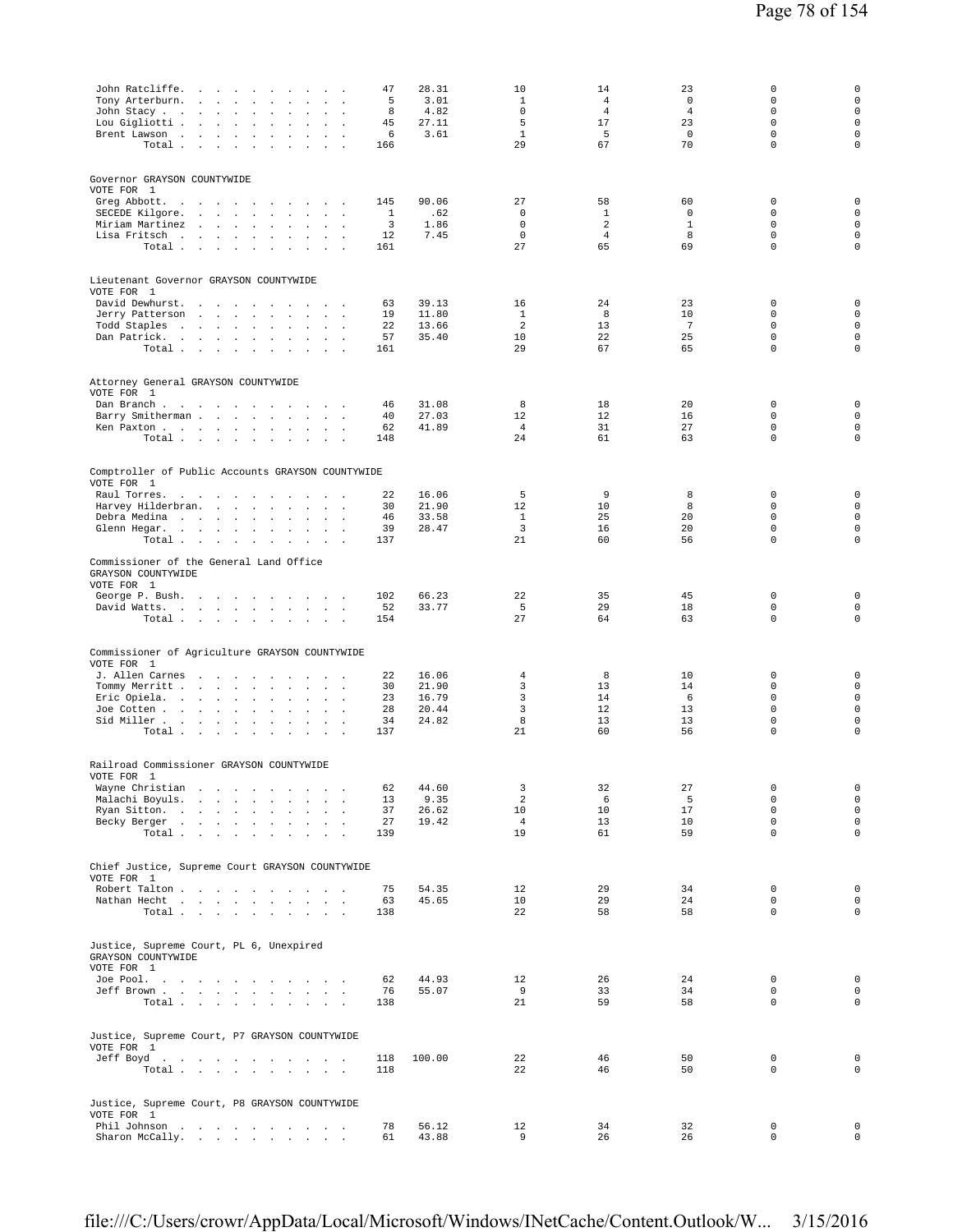| | | | | | | | |
|---|---|---|---|---|---|---|---|
| John Ratcliffe | 47 | 28.31 | 10 | 14 | 23 | 0 | 0 |
| Tony Arterburn | 5 | 3.01 | 1 | 4 | 0 | 0 | 0 |
| John Stacy | 8 | 4.82 | 0 | 4 | 4 | 0 | 0 |
| Lou Gigliotti | 45 | 27.11 | 5 | 17 | 23 | 0 | 0 |
| Brent Lawson | 6 | 3.61 | 1 | 5 | 0 | 0 | 0 |
| Total | 166 | | 29 | 67 | 70 | 0 | 0 |

Governor GRAYSON COUNTYWIDE
VOTE FOR 1

| | | | | | | | |
|---|---|---|---|---|---|---|---|
| Greg Abbott | 145 | 90.06 | 27 | 58 | 60 | 0 | 0 |
| SECEDE Kilgore | 1 | .62 | 0 | 1 | 0 | 0 | 0 |
| Miriam Martinez | 3 | 1.86 | 0 | 2 | 1 | 0 | 0 |
| Lisa Fritsch | 12 | 7.45 | 0 | 4 | 8 | 0 | 0 |
| Total | 161 | | 27 | 65 | 69 | 0 | 0 |

Lieutenant Governor GRAYSON COUNTYWIDE
VOTE FOR 1

| | | | | | | | |
|---|---|---|---|---|---|---|---|
| David Dewhurst | 63 | 39.13 | 16 | 24 | 23 | 0 | 0 |
| Jerry Patterson | 19 | 11.80 | 1 | 8 | 10 | 0 | 0 |
| Todd Staples | 22 | 13.66 | 2 | 13 | 7 | 0 | 0 |
| Dan Patrick | 57 | 35.40 | 10 | 22 | 25 | 0 | 0 |
| Total | 161 | | 29 | 67 | 65 | 0 | 0 |

Attorney General GRAYSON COUNTYWIDE
VOTE FOR 1

| | | | | | | | |
|---|---|---|---|---|---|---|---|
| Dan Branch | 46 | 31.08 | 8 | 18 | 20 | 0 | 0 |
| Barry Smitherman | 40 | 27.03 | 12 | 12 | 16 | 0 | 0 |
| Ken Paxton | 62 | 41.89 | 4 | 31 | 27 | 0 | 0 |
| Total | 148 | | 24 | 61 | 63 | 0 | 0 |

Comptroller of Public Accounts GRAYSON COUNTYWIDE
VOTE FOR 1

| | | | | | | | |
|---|---|---|---|---|---|---|---|
| Raul Torres | 22 | 16.06 | 5 | 9 | 8 | 0 | 0 |
| Harvey Hilderbran | 30 | 21.90 | 12 | 10 | 8 | 0 | 0 |
| Debra Medina | 46 | 33.58 | 1 | 25 | 20 | 0 | 0 |
| Glenn Hegar | 39 | 28.47 | 3 | 16 | 20 | 0 | 0 |
| Total | 137 | | 21 | 60 | 56 | 0 | 0 |

Commissioner of the General Land Office
GRAYSON COUNTYWIDE
VOTE FOR 1

| | | | | | | | |
|---|---|---|---|---|---|---|---|
| George P. Bush | 102 | 66.23 | 22 | 35 | 45 | 0 | 0 |
| David Watts | 52 | 33.77 | 5 | 29 | 18 | 0 | 0 |
| Total | 154 | | 27 | 64 | 63 | 0 | 0 |

Commissioner of Agriculture GRAYSON COUNTYWIDE
VOTE FOR 1

| | | | | | | | |
|---|---|---|---|---|---|---|---|
| J. Allen Carnes | 22 | 16.06 | 4 | 8 | 10 | 0 | 0 |
| Tommy Merritt | 30 | 21.90 | 3 | 13 | 14 | 0 | 0 |
| Eric Opiela | 23 | 16.79 | 3 | 14 | 6 | 0 | 0 |
| Joe Cotten | 28 | 20.44 | 3 | 12 | 13 | 0 | 0 |
| Sid Miller | 34 | 24.82 | 8 | 13 | 13 | 0 | 0 |
| Total | 137 | | 21 | 60 | 56 | 0 | 0 |

Railroad Commissioner GRAYSON COUNTYWIDE
VOTE FOR 1

| | | | | | | | |
|---|---|---|---|---|---|---|---|
| Wayne Christian | 62 | 44.60 | 3 | 32 | 27 | 0 | 0 |
| Malachi Boyuls | 13 | 9.35 | 2 | 6 | 5 | 0 | 0 |
| Ryan Sitton | 37 | 26.62 | 10 | 10 | 17 | 0 | 0 |
| Becky Berger | 27 | 19.42 | 4 | 13 | 10 | 0 | 0 |
| Total | 139 | | 19 | 61 | 59 | 0 | 0 |

Chief Justice, Supreme Court GRAYSON COUNTYWIDE
VOTE FOR 1

| | | | | | | | |
|---|---|---|---|---|---|---|---|
| Robert Talton | 75 | 54.35 | 12 | 29 | 34 | 0 | 0 |
| Nathan Hecht | 63 | 45.65 | 10 | 29 | 24 | 0 | 0 |
| Total | 138 | | 22 | 58 | 58 | 0 | 0 |

Justice, Supreme Court, PL 6, Unexpired
GRAYSON COUNTYWIDE
VOTE FOR 1

| | | | | | | | |
|---|---|---|---|---|---|---|---|
| Joe Pool | 62 | 44.93 | 12 | 26 | 24 | 0 | 0 |
| Jeff Brown | 76 | 55.07 | 9 | 33 | 34 | 0 | 0 |
| Total | 138 | | 21 | 59 | 58 | 0 | 0 |

Justice, Supreme Court, P7 GRAYSON COUNTYWIDE
VOTE FOR 1

| | | | | | | | |
|---|---|---|---|---|---|---|---|
| Jeff Boyd | 118 | 100.00 | 22 | 46 | 50 | 0 | 0 |
| Total | 118 | | 22 | 46 | 50 | 0 | 0 |

Justice, Supreme Court, P8 GRAYSON COUNTYWIDE
VOTE FOR 1

| | | | | | | | |
|---|---|---|---|---|---|---|---|
| Phil Johnson | 78 | 56.12 | 12 | 34 | 32 | 0 | 0 |
| Sharon McCally | 61 | 43.88 | 9 | 26 | 26 | 0 | 0 |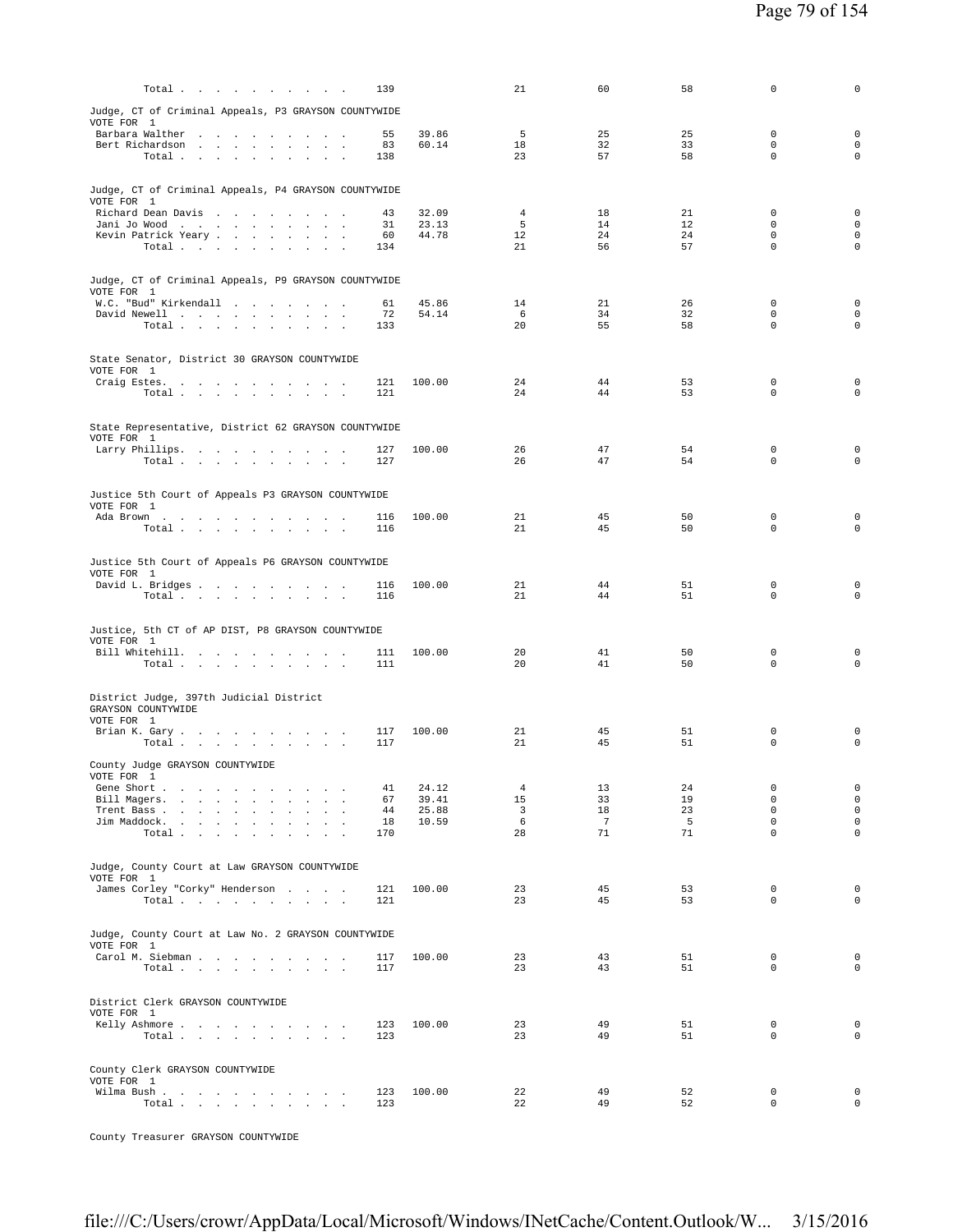| | | | | | | | |
|---|---|---|---|---|---|---|---|
| Total . . . . . . . . . . . | 139 | | 21 | 60 | 58 | 0 | 0 |

Judge, CT of Criminal Appeals, P3 GRAYSON COUNTYWIDE
VOTE FOR 1

| | | | | | | | |
|---|---|---|---|---|---|---|---|
| Barbara Walther | 55 | 39.86 | 5 | 25 | 25 | 0 | 0 |
| Bert Richardson | 83 | 60.14 | 18 | 32 | 33 | 0 | 0 |
| Total | 138 | | 23 | 57 | 58 | 0 | 0 |

Judge, CT of Criminal Appeals, P4 GRAYSON COUNTYWIDE
VOTE FOR 1

| | | | | | | | |
|---|---|---|---|---|---|---|---|
| Richard Dean Davis | 43 | 32.09 | 4 | 18 | 21 | 0 | 0 |
| Jani Jo Wood | 31 | 23.13 | 5 | 14 | 12 | 0 | 0 |
| Kevin Patrick Yeary | 60 | 44.78 | 12 | 24 | 24 | 0 | 0 |
| Total | 134 | | 21 | 56 | 57 | 0 | 0 |

Judge, CT of Criminal Appeals, P9 GRAYSON COUNTYWIDE
VOTE FOR 1

| | | | | | | | |
|---|---|---|---|---|---|---|---|
| W.C. "Bud" Kirkendall | 61 | 45.86 | 14 | 21 | 26 | 0 | 0 |
| David Newell | 72 | 54.14 | 6 | 34 | 32 | 0 | 0 |
| Total | 133 | | 20 | 55 | 58 | 0 | 0 |

State Senator, District 30 GRAYSON COUNTYWIDE
VOTE FOR 1

| | | | | | | | |
|---|---|---|---|---|---|---|---|
| Craig Estes. | 121 | 100.00 | 24 | 44 | 53 | 0 | 0 |
| Total | 121 | | 24 | 44 | 53 | 0 | 0 |

State Representative, District 62 GRAYSON COUNTYWIDE
VOTE FOR 1

| | | | | | | | |
|---|---|---|---|---|---|---|---|
| Larry Phillips. | 127 | 100.00 | 26 | 47 | 54 | 0 | 0 |
| Total | 127 | | 26 | 47 | 54 | 0 | 0 |

Justice 5th Court of Appeals P3 GRAYSON COUNTYWIDE
VOTE FOR 1

| | | | | | | | |
|---|---|---|---|---|---|---|---|
| Ada Brown | 116 | 100.00 | 21 | 45 | 50 | 0 | 0 |
| Total | 116 | | 21 | 45 | 50 | 0 | 0 |

Justice 5th Court of Appeals P6 GRAYSON COUNTYWIDE
VOTE FOR 1

| | | | | | | | |
|---|---|---|---|---|---|---|---|
| David L. Bridges | 116 | 100.00 | 21 | 44 | 51 | 0 | 0 |
| Total | 116 | | 21 | 44 | 51 | 0 | 0 |

Justice, 5th CT of AP DIST, P8 GRAYSON COUNTYWIDE
VOTE FOR 1

| | | | | | | | |
|---|---|---|---|---|---|---|---|
| Bill Whitehill. | 111 | 100.00 | 20 | 41 | 50 | 0 | 0 |
| Total | 111 | | 20 | 41 | 50 | 0 | 0 |

District Judge, 397th Judicial District
GRAYSON COUNTYWIDE
VOTE FOR 1

| | | | | | | | |
|---|---|---|---|---|---|---|---|
| Brian K. Gary | 117 | 100.00 | 21 | 45 | 51 | 0 | 0 |
| Total | 117 | | 21 | 45 | 51 | 0 | 0 |

County Judge GRAYSON COUNTYWIDE
VOTE FOR 1

| | | | | | | | |
|---|---|---|---|---|---|---|---|
| Gene Short | 41 | 24.12 | 4 | 13 | 24 | 0 | 0 |
| Bill Magers. | 67 | 39.41 | 15 | 33 | 19 | 0 | 0 |
| Trent Bass | 44 | 25.88 | 3 | 18 | 23 | 0 | 0 |
| Jim Maddock. | 18 | 10.59 | 6 | 7 | 5 | 0 | 0 |
| Total | 170 | | 28 | 71 | 71 | 0 | 0 |

Judge, County Court at Law GRAYSON COUNTYWIDE
VOTE FOR 1

| | | | | | | | |
|---|---|---|---|---|---|---|---|
| James Corley "Corky" Henderson | 121 | 100.00 | 23 | 45 | 53 | 0 | 0 |
| Total | 121 | | 23 | 45 | 53 | 0 | 0 |

Judge, County Court at Law No. 2 GRAYSON COUNTYWIDE
VOTE FOR 1

| | | | | | | | |
|---|---|---|---|---|---|---|---|
| Carol M. Siebman | 117 | 100.00 | 23 | 43 | 51 | 0 | 0 |
| Total | 117 | | 23 | 43 | 51 | 0 | 0 |

District Clerk GRAYSON COUNTYWIDE
VOTE FOR 1

| | | | | | | | |
|---|---|---|---|---|---|---|---|
| Kelly Ashmore | 123 | 100.00 | 23 | 49 | 51 | 0 | 0 |
| Total | 123 | | 23 | 49 | 51 | 0 | 0 |

County Clerk GRAYSON COUNTYWIDE
VOTE FOR 1

| | | | | | | | |
|---|---|---|---|---|---|---|---|
| Wilma Bush | 123 | 100.00 | 22 | 49 | 52 | 0 | 0 |
| Total | 123 | | 22 | 49 | 52 | 0 | 0 |

County Treasurer GRAYSON COUNTYWIDE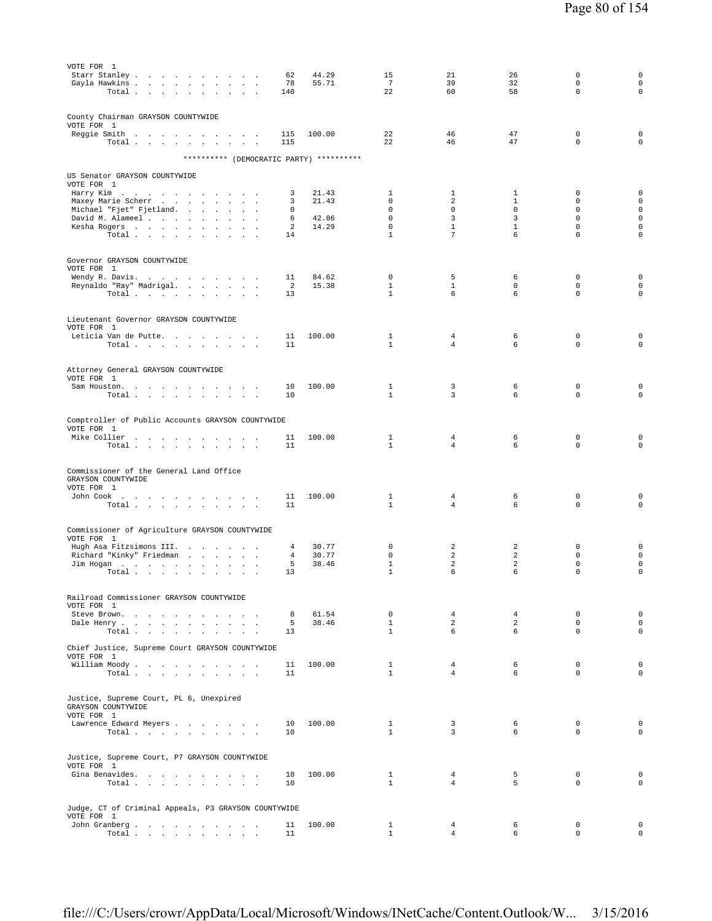VOTE FOR 1

| | | | | | | | |
|---|---|---|---|---|---|---|---|
| Starr Stanley | 62 | 44.29 | 15 | 21 | 26 | 0 | 0 |
| Gayla Hawkins | 78 | 55.71 | 7 | 39 | 32 | 0 | 0 |
| Total | 140 | | 22 | 60 | 58 | 0 | 0 |

County Chairman GRAYSON COUNTYWIDE
VOTE FOR 1

| | | | | | | | |
|---|---|---|---|---|---|---|---|
| Reggie Smith | 115 | 100.00 | 22 | 46 | 47 | 0 | 0 |
| Total | 115 | | 22 | 46 | 47 | 0 | 0 |

********** (DEMOCRATIC PARTY) **********

US Senator GRAYSON COUNTYWIDE
VOTE FOR 1

| | | | | | | | |
|---|---|---|---|---|---|---|---|
| Harry Kim | 3 | 21.43 | 1 | 1 | 1 | 0 | 0 |
| Maxey Marie Scherr | 3 | 21.43 | 0 | 2 | 1 | 0 | 0 |
| Michael "Fjet" Fjetland | 0 | | 0 | 0 | 0 | 0 | 0 |
| David M. Alameel | 6 | 42.86 | 0 | 3 | 3 | 0 | 0 |
| Kesha Rogers | 2 | 14.29 | 0 | 1 | 1 | 0 | 0 |
| Total | 14 | | 1 | 7 | 6 | 0 | 0 |

Governor GRAYSON COUNTYWIDE
VOTE FOR 1

| | | | | | | | |
|---|---|---|---|---|---|---|---|
| Wendy R. Davis | 11 | 84.62 | 0 | 5 | 6 | 0 | 0 |
| Reynaldo "Ray" Madrigal | 2 | 15.38 | 1 | 1 | 0 | 0 | 0 |
| Total | 13 | | 1 | 6 | 6 | 0 | 0 |

Lieutenant Governor GRAYSON COUNTYWIDE
VOTE FOR 1

| | | | | | | | |
|---|---|---|---|---|---|---|---|
| Leticia Van de Putte | 11 | 100.00 | 1 | 4 | 6 | 0 | 0 |
| Total | 11 | | 1 | 4 | 6 | 0 | 0 |

Attorney General GRAYSON COUNTYWIDE
VOTE FOR 1

| | | | | | | | |
|---|---|---|---|---|---|---|---|
| Sam Houston | 10 | 100.00 | 1 | 3 | 6 | 0 | 0 |
| Total | 10 | | 1 | 3 | 6 | 0 | 0 |

Comptroller of Public Accounts GRAYSON COUNTYWIDE
VOTE FOR 1

| | | | | | | | |
|---|---|---|---|---|---|---|---|
| Mike Collier | 11 | 100.00 | 1 | 4 | 6 | 0 | 0 |
| Total | 11 | | 1 | 4 | 6 | 0 | 0 |

Commissioner of the General Land Office
GRAYSON COUNTYWIDE
VOTE FOR 1

| | | | | | | | |
|---|---|---|---|---|---|---|---|
| John Cook | 11 | 100.00 | 1 | 4 | 6 | 0 | 0 |
| Total | 11 | | 1 | 4 | 6 | 0 | 0 |

Commissioner of Agriculture GRAYSON COUNTYWIDE
VOTE FOR 1

| | | | | | | | |
|---|---|---|---|---|---|---|---|
| Hugh Asa Fitzsimons III | 4 | 30.77 | 0 | 2 | 2 | 0 | 0 |
| Richard "Kinky" Friedman | 4 | 30.77 | 0 | 2 | 2 | 0 | 0 |
| Jim Hogan | 5 | 38.46 | 1 | 2 | 2 | 0 | 0 |
| Total | 13 | | 1 | 6 | 6 | 0 | 0 |

Railroad Commissioner GRAYSON COUNTYWIDE
VOTE FOR 1

| | | | | | | | |
|---|---|---|---|---|---|---|---|
| Steve Brown | 8 | 61.54 | 0 | 4 | 4 | 0 | 0 |
| Dale Henry | 5 | 38.46 | 1 | 2 | 2 | 0 | 0 |
| Total | 13 | | 1 | 6 | 6 | 0 | 0 |

Chief Justice, Supreme Court GRAYSON COUNTYWIDE
VOTE FOR 1

| | | | | | | | |
|---|---|---|---|---|---|---|---|
| William Moody | 11 | 100.00 | 1 | 4 | 6 | 0 | 0 |
| Total | 11 | | 1 | 4 | 6 | 0 | 0 |

Justice, Supreme Court, PL 6, Unexpired
GRAYSON COUNTYWIDE
VOTE FOR 1

| | | | | | | | |
|---|---|---|---|---|---|---|---|
| Lawrence Edward Meyers | 10 | 100.00 | 1 | 3 | 6 | 0 | 0 |
| Total | 10 | | 1 | 3 | 6 | 0 | 0 |

Justice, Supreme Court, P7 GRAYSON COUNTYWIDE
VOTE FOR 1

| | | | | | | | |
|---|---|---|---|---|---|---|---|
| Gina Benavides | 10 | 100.00 | 1 | 4 | 5 | 0 | 0 |
| Total | 10 | | 1 | 4 | 5 | 0 | 0 |

Judge, CT of Criminal Appeals, P3 GRAYSON COUNTYWIDE
VOTE FOR 1

| | | | | | | | |
|---|---|---|---|---|---|---|---|
| John Granberg | 11 | 100.00 | 1 | 4 | 6 | 0 | 0 |
| Total | 11 | | 1 | 4 | 6 | 0 | 0 |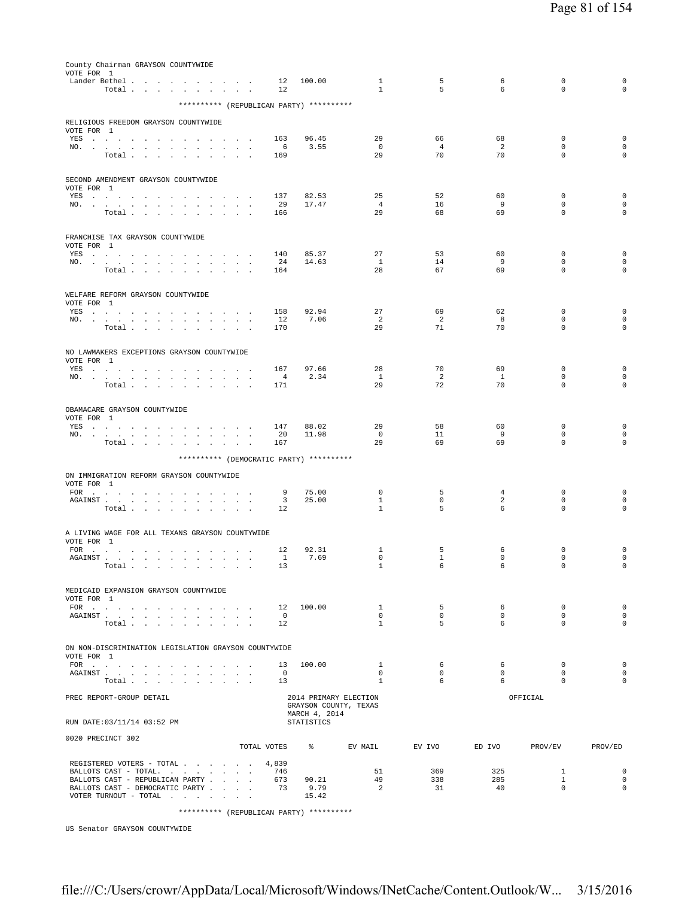County Chairman GRAYSON COUNTYWIDE
VOTE FOR 1

| | TOTAL VOTES | % | EV MAIL | EV IVO | ED IVO | PROV/EV | PROV/ED |
|---|---|---|---|---|---|---|---|
| Lander Bethel | 12 | 100.00 | 1 | 5 | 6 | 0 | 0 |
| Total | 12 | | 1 | 5 | 6 | 0 | 0 |

********** (REPUBLICAN PARTY) **********

RELIGIOUS FREEDOM GRAYSON COUNTYWIDE
VOTE FOR 1

| | TOTAL VOTES | % | EV MAIL | EV IVO | ED IVO | PROV/EV | PROV/ED |
|---|---|---|---|---|---|---|---|
| YES | 163 | 96.45 | 29 | 66 | 68 | 0 | 0 |
| NO. | 6 | 3.55 | 0 | 4 | 2 | 0 | 0 |
| Total | 169 | | 29 | 70 | 70 | 0 | 0 |

SECOND AMENDMENT GRAYSON COUNTYWIDE
VOTE FOR 1

| | TOTAL VOTES | % | EV MAIL | EV IVO | ED IVO | PROV/EV | PROV/ED |
|---|---|---|---|---|---|---|---|
| YES | 137 | 82.53 | 25 | 52 | 60 | 0 | 0 |
| NO. | 29 | 17.47 | 4 | 16 | 9 | 0 | 0 |
| Total | 166 | | 29 | 68 | 69 | 0 | 0 |

FRANCHISE TAX GRAYSON COUNTYWIDE
VOTE FOR 1

| | TOTAL VOTES | % | EV MAIL | EV IVO | ED IVO | PROV/EV | PROV/ED |
|---|---|---|---|---|---|---|---|
| YES | 140 | 85.37 | 27 | 53 | 60 | 0 | 0 |
| NO. | 24 | 14.63 | 1 | 14 | 9 | 0 | 0 |
| Total | 164 | | 28 | 67 | 69 | 0 | 0 |

WELFARE REFORM GRAYSON COUNTYWIDE
VOTE FOR 1

| | TOTAL VOTES | % | EV MAIL | EV IVO | ED IVO | PROV/EV | PROV/ED |
|---|---|---|---|---|---|---|---|
| YES | 158 | 92.94 | 27 | 69 | 62 | 0 | 0 |
| NO. | 12 | 7.06 | 2 | 2 | 8 | 0 | 0 |
| Total | 170 | | 29 | 71 | 70 | 0 | 0 |

NO LAWMAKERS EXCEPTIONS GRAYSON COUNTYWIDE
VOTE FOR 1

| | TOTAL VOTES | % | EV MAIL | EV IVO | ED IVO | PROV/EV | PROV/ED |
|---|---|---|---|---|---|---|---|
| YES | 167 | 97.66 | 28 | 70 | 69 | 0 | 0 |
| NO. | 4 | 2.34 | 1 | 2 | 1 | 0 | 0 |
| Total | 171 | | 29 | 72 | 70 | 0 | 0 |

OBAMACARE GRAYSON COUNTYWIDE
VOTE FOR 1

| | TOTAL VOTES | % | EV MAIL | EV IVO | ED IVO | PROV/EV | PROV/ED |
|---|---|---|---|---|---|---|---|
| YES | 147 | 88.02 | 29 | 58 | 60 | 0 | 0 |
| NO. | 20 | 11.98 | 0 | 11 | 9 | 0 | 0 |
| Total | 167 | | 29 | 69 | 69 | 0 | 0 |

********** (DEMOCRATIC PARTY) **********

ON IMMIGRATION REFORM GRAYSON COUNTYWIDE
VOTE FOR 1

| | TOTAL VOTES | % | EV MAIL | EV IVO | ED IVO | PROV/EV | PROV/ED |
|---|---|---|---|---|---|---|---|
| FOR | 9 | 75.00 | 0 | 5 | 4 | 0 | 0 |
| AGAINST | 3 | 25.00 | 1 | 0 | 2 | 0 | 0 |
| Total | 12 | | 1 | 5 | 6 | 0 | 0 |

A LIVING WAGE FOR ALL TEXANS GRAYSON COUNTYWIDE
VOTE FOR 1

| | TOTAL VOTES | % | EV MAIL | EV IVO | ED IVO | PROV/EV | PROV/ED |
|---|---|---|---|---|---|---|---|
| FOR | 12 | 92.31 | 1 | 5 | 6 | 0 | 0 |
| AGAINST | 1 | 7.69 | 0 | 1 | 0 | 0 | 0 |
| Total | 13 | | 1 | 6 | 6 | 0 | 0 |

MEDICAID EXPANSION GRAYSON COUNTYWIDE
VOTE FOR 1

| | TOTAL VOTES | % | EV MAIL | EV IVO | ED IVO | PROV/EV | PROV/ED |
|---|---|---|---|---|---|---|---|
| FOR | 12 | 100.00 | 1 | 5 | 6 | 0 | 0 |
| AGAINST | 0 | | 0 | 0 | 0 | 0 | 0 |
| Total | 12 | | 1 | 5 | 6 | 0 | 0 |

ON NON-DISCRIMINATION LEGISLATION GRAYSON COUNTYWIDE
VOTE FOR 1

| | TOTAL VOTES | % | EV MAIL | EV IVO | ED IVO | PROV/EV | PROV/ED |
|---|---|---|---|---|---|---|---|
| FOR | 13 | 100.00 | 1 | 6 | 6 | 0 | 0 |
| AGAINST | 0 | | 0 | 0 | 0 | 0 | 0 |
| Total | 13 | | 1 | 6 | 6 | 0 | 0 |

PREC REPORT-GROUP DETAIL — 2014 PRIMARY ELECTION, GRAYSON COUNTY, TEXAS, MARCH 4, 2014 — OFFICIAL
STATISTICS
RUN DATE:03/11/14 03:52 PM

0020 PRECINCT 302

| | TOTAL VOTES | % | EV MAIL | EV IVO | ED IVO | PROV/EV | PROV/ED |
|---|---|---|---|---|---|---|---|
| REGISTERED VOTERS - TOTAL | 4,839 | | | | | | |
| BALLOTS CAST - TOTAL. | 746 | | 51 | 369 | 325 | 1 | 0 |
| BALLOTS CAST - REPUBLICAN PARTY | 673 | 90.21 | 49 | 338 | 285 | 1 | 0 |
| BALLOTS CAST - DEMOCRATIC PARTY | 73 | 9.79 | 2 | 31 | 40 | 0 | 0 |
| VOTER TURNOUT - TOTAL | | 15.42 | | | | | |

********** (REPUBLICAN PARTY) **********

US Senator GRAYSON COUNTYWIDE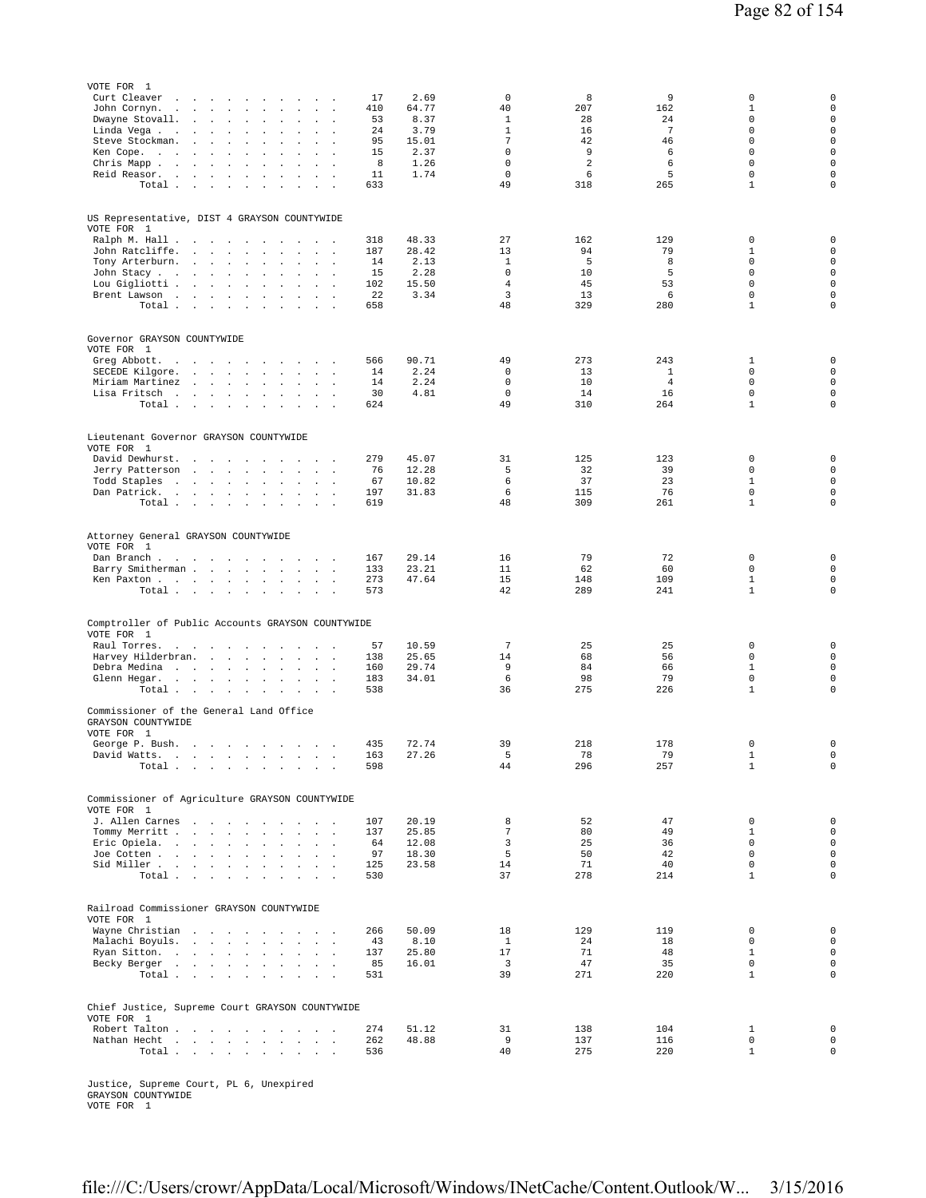VOTE FOR 1

| Candidate | Votes | % | | | | | |
|---|---|---|---|---|---|---|---|
| Curt Cleaver | 17 | 2.69 | 0 | 8 | 9 | 0 | 0 |
| John Cornyn | 410 | 64.77 | 40 | 207 | 162 | 1 | 0 |
| Dwayne Stovall | 53 | 8.37 | 1 | 28 | 24 | 0 | 0 |
| Linda Vega | 24 | 3.79 | 1 | 16 | 7 | 0 | 0 |
| Steve Stockman | 95 | 15.01 | 7 | 42 | 46 | 0 | 0 |
| Ken Cope | 15 | 2.37 | 0 | 9 | 6 | 0 | 0 |
| Chris Mapp | 8 | 1.26 | 0 | 2 | 6 | 0 | 0 |
| Reid Reasor | 11 | 1.74 | 0 | 6 | 5 | 0 | 0 |
| Total | 633 | | 49 | 318 | 265 | 1 | 0 |

US Representative, DIST 4 GRAYSON COUNTYWIDE
VOTE FOR 1

| Candidate | Votes | % | | | | | |
|---|---|---|---|---|---|---|---|
| Ralph M. Hall | 318 | 48.33 | 27 | 162 | 129 | 0 | 0 |
| John Ratcliffe | 187 | 28.42 | 13 | 94 | 79 | 1 | 0 |
| Tony Arterburn | 14 | 2.13 | 1 | 5 | 8 | 0 | 0 |
| John Stacy | 15 | 2.28 | 0 | 10 | 5 | 0 | 0 |
| Lou Gigliotti | 102 | 15.50 | 4 | 45 | 53 | 0 | 0 |
| Brent Lawson | 22 | 3.34 | 3 | 13 | 6 | 0 | 0 |
| Total | 658 | | 48 | 329 | 280 | 1 | 0 |

Governor GRAYSON COUNTYWIDE
VOTE FOR 1

| Candidate | Votes | % | | | | | |
|---|---|---|---|---|---|---|---|
| Greg Abbott | 566 | 90.71 | 49 | 273 | 243 | 1 | 0 |
| SECEDE Kilgore | 14 | 2.24 | 0 | 13 | 1 | 0 | 0 |
| Miriam Martinez | 14 | 2.24 | 0 | 10 | 4 | 0 | 0 |
| Lisa Fritsch | 30 | 4.81 | 0 | 14 | 16 | 0 | 0 |
| Total | 624 | | 49 | 310 | 264 | 1 | 0 |

Lieutenant Governor GRAYSON COUNTYWIDE
VOTE FOR 1

| Candidate | Votes | % | | | | | |
|---|---|---|---|---|---|---|---|
| David Dewhurst | 279 | 45.07 | 31 | 125 | 123 | 0 | 0 |
| Jerry Patterson | 76 | 12.28 | 5 | 32 | 39 | 0 | 0 |
| Todd Staples | 67 | 10.82 | 6 | 37 | 23 | 1 | 0 |
| Dan Patrick | 197 | 31.83 | 6 | 115 | 76 | 0 | 0 |
| Total | 619 | | 48 | 309 | 261 | 1 | 0 |

Attorney General GRAYSON COUNTYWIDE
VOTE FOR 1

| Candidate | Votes | % | | | | | |
|---|---|---|---|---|---|---|---|
| Dan Branch | 167 | 29.14 | 16 | 79 | 72 | 0 | 0 |
| Barry Smitherman | 133 | 23.21 | 11 | 62 | 60 | 0 | 0 |
| Ken Paxton | 273 | 47.64 | 15 | 148 | 109 | 1 | 0 |
| Total | 573 | | 42 | 289 | 241 | 1 | 0 |

Comptroller of Public Accounts GRAYSON COUNTYWIDE
VOTE FOR 1

| Candidate | Votes | % | | | | | |
|---|---|---|---|---|---|---|---|
| Raul Torres | 57 | 10.59 | 7 | 25 | 25 | 0 | 0 |
| Harvey Hilderbran | 138 | 25.65 | 14 | 68 | 56 | 0 | 0 |
| Debra Medina | 160 | 29.74 | 9 | 84 | 66 | 1 | 0 |
| Glenn Hegar | 183 | 34.01 | 6 | 98 | 79 | 0 | 0 |
| Total | 538 | | 36 | 275 | 226 | 1 | 0 |

Commissioner of the General Land Office
GRAYSON COUNTYWIDE
VOTE FOR 1

| Candidate | Votes | % | | | | | |
|---|---|---|---|---|---|---|---|
| George P. Bush | 435 | 72.74 | 39 | 218 | 178 | 0 | 0 |
| David Watts | 163 | 27.26 | 5 | 78 | 79 | 1 | 0 |
| Total | 598 | | 44 | 296 | 257 | 1 | 0 |

Commissioner of Agriculture GRAYSON COUNTYWIDE
VOTE FOR 1

| Candidate | Votes | % | | | | | |
|---|---|---|---|---|---|---|---|
| J. Allen Carnes | 107 | 20.19 | 8 | 52 | 47 | 0 | 0 |
| Tommy Merritt | 137 | 25.85 | 7 | 80 | 49 | 1 | 0 |
| Eric Opiela | 64 | 12.08 | 3 | 25 | 36 | 0 | 0 |
| Joe Cotten | 97 | 18.30 | 5 | 50 | 42 | 0 | 0 |
| Sid Miller | 125 | 23.58 | 14 | 71 | 40 | 0 | 0 |
| Total | 530 | | 37 | 278 | 214 | 1 | 0 |

Railroad Commissioner GRAYSON COUNTYWIDE
VOTE FOR 1

| Candidate | Votes | % | | | | | |
|---|---|---|---|---|---|---|---|
| Wayne Christian | 266 | 50.09 | 18 | 129 | 119 | 0 | 0 |
| Malachi Boyuls | 43 | 8.10 | 1 | 24 | 18 | 0 | 0 |
| Ryan Sitton | 137 | 25.80 | 17 | 71 | 48 | 1 | 0 |
| Becky Berger | 85 | 16.01 | 3 | 47 | 35 | 0 | 0 |
| Total | 531 | | 39 | 271 | 220 | 1 | 0 |

Chief Justice, Supreme Court GRAYSON COUNTYWIDE
VOTE FOR 1

| Candidate | Votes | % | | | | | |
|---|---|---|---|---|---|---|---|
| Robert Talton | 274 | 51.12 | 31 | 138 | 104 | 1 | 0 |
| Nathan Hecht | 262 | 48.88 | 9 | 137 | 116 | 0 | 0 |
| Total | 536 | | 40 | 275 | 220 | 1 | 0 |

Justice, Supreme Court, PL 6, Unexpired
GRAYSON COUNTYWIDE
VOTE FOR 1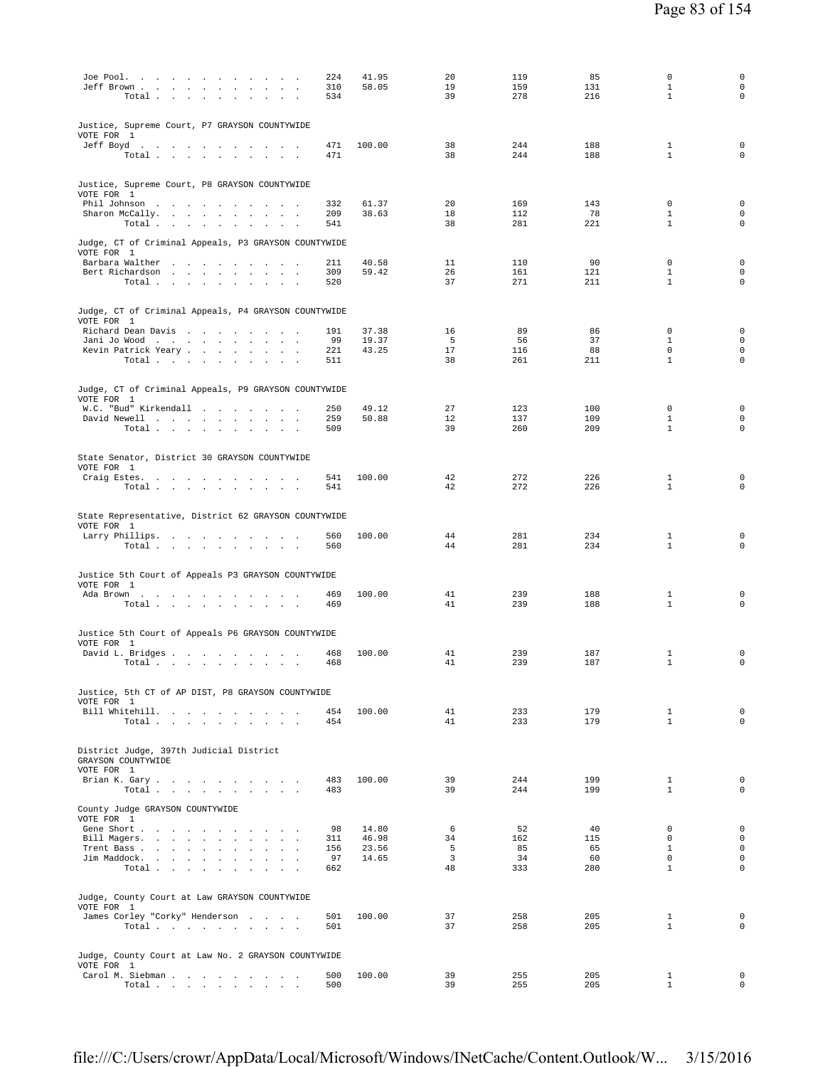| | | | | | | | |
|---|---|---|---|---|---|---|---|
| Joe Pool | 224 | 41.95 | 20 | 119 | 85 | 0 | 0 |
| Jeff Brown | 310 | 58.05 | 19 | 159 | 131 | 1 | 0 |
| Total | 534 | | 39 | 278 | 216 | 1 | 0 |

Justice, Supreme Court, P7 GRAYSON COUNTYWIDE
VOTE FOR 1

| | | | | | | | |
|---|---|---|---|---|---|---|---|
| Jeff Boyd | 471 | 100.00 | 38 | 244 | 188 | 1 | 0 |
| Total | 471 | | 38 | 244 | 188 | 1 | 0 |

Justice, Supreme Court, P8 GRAYSON COUNTYWIDE
VOTE FOR 1

| | | | | | | | |
|---|---|---|---|---|---|---|---|
| Phil Johnson | 332 | 61.37 | 20 | 169 | 143 | 0 | 0 |
| Sharon McCally | 209 | 38.63 | 18 | 112 | 78 | 1 | 0 |
| Total | 541 | | 38 | 281 | 221 | 1 | 0 |

Judge, CT of Criminal Appeals, P3 GRAYSON COUNTYWIDE
VOTE FOR 1

| | | | | | | | |
|---|---|---|---|---|---|---|---|
| Barbara Walther | 211 | 40.58 | 11 | 110 | 90 | 0 | 0 |
| Bert Richardson | 309 | 59.42 | 26 | 161 | 121 | 1 | 0 |
| Total | 520 | | 37 | 271 | 211 | 1 | 0 |

Judge, CT of Criminal Appeals, P4 GRAYSON COUNTYWIDE
VOTE FOR 1

| | | | | | | | |
|---|---|---|---|---|---|---|---|
| Richard Dean Davis | 191 | 37.38 | 16 | 89 | 86 | 0 | 0 |
| Jani Jo Wood | 99 | 19.37 | 5 | 56 | 37 | 1 | 0 |
| Kevin Patrick Yeary | 221 | 43.25 | 17 | 116 | 88 | 0 | 0 |
| Total | 511 | | 38 | 261 | 211 | 1 | 0 |

Judge, CT of Criminal Appeals, P9 GRAYSON COUNTYWIDE
VOTE FOR 1

| | | | | | | | |
|---|---|---|---|---|---|---|---|
| W.C. "Bud" Kirkendall | 250 | 49.12 | 27 | 123 | 100 | 0 | 0 |
| David Newell | 259 | 50.88 | 12 | 137 | 109 | 1 | 0 |
| Total | 509 | | 39 | 260 | 209 | 1 | 0 |

State Senator, District 30 GRAYSON COUNTYWIDE
VOTE FOR 1

| | | | | | | | |
|---|---|---|---|---|---|---|---|
| Craig Estes | 541 | 100.00 | 42 | 272 | 226 | 1 | 0 |
| Total | 541 | | 42 | 272 | 226 | 1 | 0 |

State Representative, District 62 GRAYSON COUNTYWIDE
VOTE FOR 1

| | | | | | | | |
|---|---|---|---|---|---|---|---|
| Larry Phillips | 560 | 100.00 | 44 | 281 | 234 | 1 | 0 |
| Total | 560 | | 44 | 281 | 234 | 1 | 0 |

Justice 5th Court of Appeals P3 GRAYSON COUNTYWIDE
VOTE FOR 1

| | | | | | | | |
|---|---|---|---|---|---|---|---|
| Ada Brown | 469 | 100.00 | 41 | 239 | 188 | 1 | 0 |
| Total | 469 | | 41 | 239 | 188 | 1 | 0 |

Justice 5th Court of Appeals P6 GRAYSON COUNTYWIDE
VOTE FOR 1

| | | | | | | | |
|---|---|---|---|---|---|---|---|
| David L. Bridges | 468 | 100.00 | 41 | 239 | 187 | 1 | 0 |
| Total | 468 | | 41 | 239 | 187 | 1 | 0 |

Justice, 5th CT of AP DIST, P8 GRAYSON COUNTYWIDE
VOTE FOR 1

| | | | | | | | |
|---|---|---|---|---|---|---|---|
| Bill Whitehill | 454 | 100.00 | 41 | 233 | 179 | 1 | 0 |
| Total | 454 | | 41 | 233 | 179 | 1 | 0 |

District Judge, 397th Judicial District
GRAYSON COUNTYWIDE
VOTE FOR 1

| | | | | | | | |
|---|---|---|---|---|---|---|---|
| Brian K. Gary | 483 | 100.00 | 39 | 244 | 199 | 1 | 0 |
| Total | 483 | | 39 | 244 | 199 | 1 | 0 |

County Judge GRAYSON COUNTYWIDE
VOTE FOR 1

| | | | | | | | |
|---|---|---|---|---|---|---|---|
| Gene Short | 98 | 14.80 | 6 | 52 | 40 | 0 | 0 |
| Bill Magers | 311 | 46.98 | 34 | 162 | 115 | 0 | 0 |
| Trent Bass | 156 | 23.56 | 5 | 85 | 65 | 1 | 0 |
| Jim Maddock | 97 | 14.65 | 3 | 34 | 60 | 0 | 0 |
| Total | 662 | | 48 | 333 | 280 | 1 | 0 |

Judge, County Court at Law GRAYSON COUNTYWIDE
VOTE FOR 1

| | | | | | | | |
|---|---|---|---|---|---|---|---|
| James Corley "Corky" Henderson | 501 | 100.00 | 37 | 258 | 205 | 1 | 0 |
| Total | 501 | | 37 | 258 | 205 | 1 | 0 |

Judge, County Court at Law No. 2 GRAYSON COUNTYWIDE
VOTE FOR 1

| | | | | | | | |
|---|---|---|---|---|---|---|---|
| Carol M. Siebman | 500 | 100.00 | 39 | 255 | 205 | 1 | 0 |
| Total | 500 | | 39 | 255 | 205 | 1 | 0 |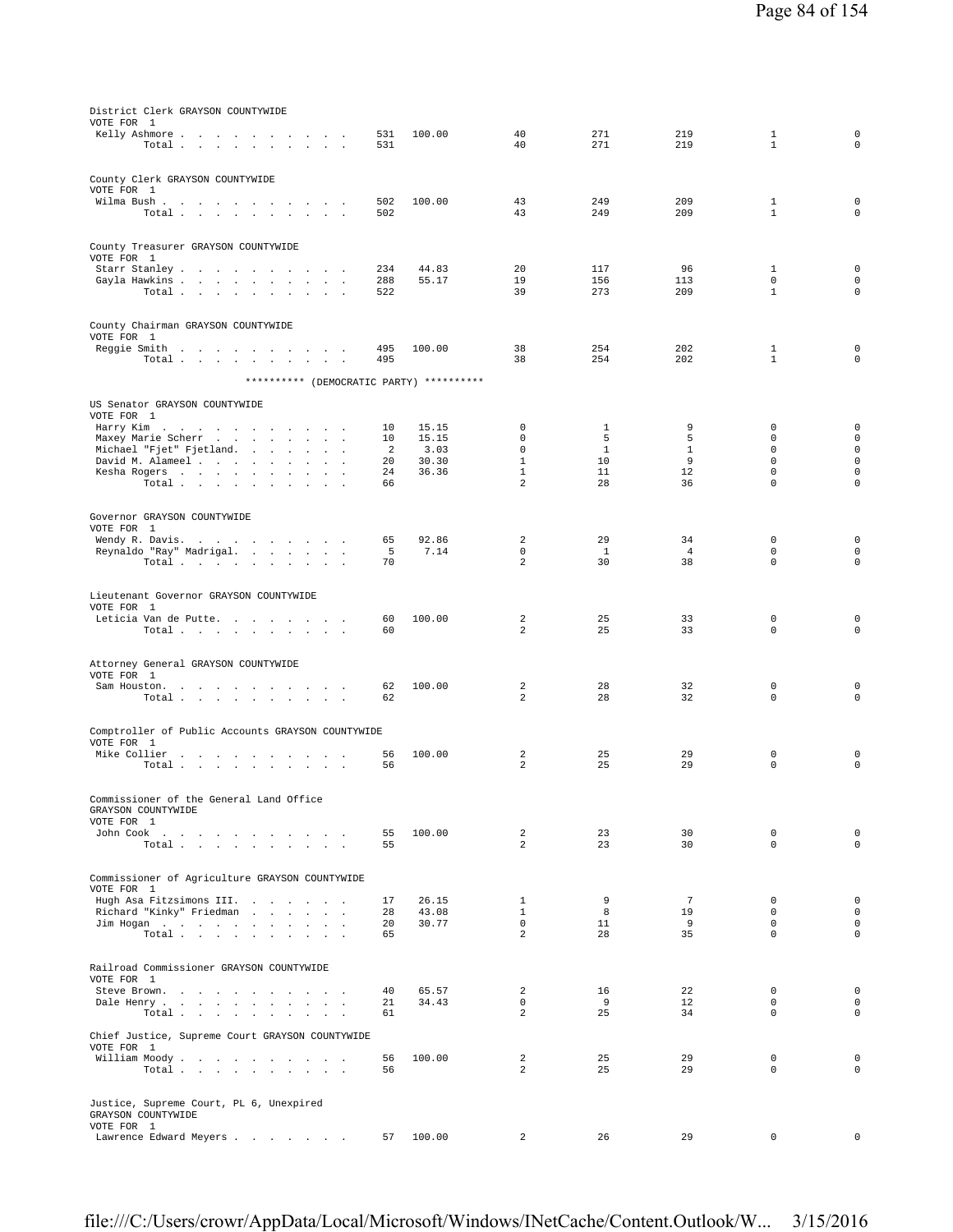District Clerk GRAYSON COUNTYWIDE
VOTE FOR 1

| | | | | | | | |
|---|---|---|---|---|---|---|---|
| Kelly Ashmore | 531 | 100.00 | 40 | 271 | 219 | 1 | 0 |
| Total | 531 | | 40 | 271 | 219 | 1 | 0 |

County Clerk GRAYSON COUNTYWIDE
VOTE FOR 1

| | | | | | | | |
|---|---|---|---|---|---|---|---|
| Wilma Bush | 502 | 100.00 | 43 | 249 | 209 | 1 | 0 |
| Total | 502 | | 43 | 249 | 209 | 1 | 0 |

County Treasurer GRAYSON COUNTYWIDE
VOTE FOR 1

| | | | | | | | |
|---|---|---|---|---|---|---|---|
| Starr Stanley | 234 | 44.83 | 20 | 117 | 96 | 1 | 0 |
| Gayla Hawkins | 288 | 55.17 | 19 | 156 | 113 | 0 | 0 |
| Total | 522 | | 39 | 273 | 209 | 1 | 0 |

County Chairman GRAYSON COUNTYWIDE
VOTE FOR 1

| | | | | | | | |
|---|---|---|---|---|---|---|---|
| Reggie Smith | 495 | 100.00 | 38 | 254 | 202 | 1 | 0 |
| Total | 495 | | 38 | 254 | 202 | 1 | 0 |

********** (DEMOCRATIC PARTY) **********

US Senator GRAYSON COUNTYWIDE
VOTE FOR 1

| | | | | | | | |
|---|---|---|---|---|---|---|---|
| Harry Kim | 10 | 15.15 | 0 | 1 | 9 | 0 | 0 |
| Maxey Marie Scherr | 10 | 15.15 | 0 | 5 | 5 | 0 | 0 |
| Michael "Fjet" Fjetland | 2 | 3.03 | 0 | 1 | 1 | 0 | 0 |
| David M. Alameel | 20 | 30.30 | 1 | 10 | 9 | 0 | 0 |
| Kesha Rogers | 24 | 36.36 | 1 | 11 | 12 | 0 | 0 |
| Total | 66 | | 2 | 28 | 36 | 0 | 0 |

Governor GRAYSON COUNTYWIDE
VOTE FOR 1

| | | | | | | | |
|---|---|---|---|---|---|---|---|
| Wendy R. Davis | 65 | 92.86 | 2 | 29 | 34 | 0 | 0 |
| Reynaldo "Ray" Madrigal | 5 | 7.14 | 0 | 1 | 4 | 0 | 0 |
| Total | 70 | | 2 | 30 | 38 | 0 | 0 |

Lieutenant Governor GRAYSON COUNTYWIDE
VOTE FOR 1

| | | | | | | | |
|---|---|---|---|---|---|---|---|
| Leticia Van de Putte | 60 | 100.00 | 2 | 25 | 33 | 0 | 0 |
| Total | 60 | | 2 | 25 | 33 | 0 | 0 |

Attorney General GRAYSON COUNTYWIDE
VOTE FOR 1

| | | | | | | | |
|---|---|---|---|---|---|---|---|
| Sam Houston | 62 | 100.00 | 2 | 28 | 32 | 0 | 0 |
| Total | 62 | | 2 | 28 | 32 | 0 | 0 |

Comptroller of Public Accounts GRAYSON COUNTYWIDE
VOTE FOR 1

| | | | | | | | |
|---|---|---|---|---|---|---|---|
| Mike Collier | 56 | 100.00 | 2 | 25 | 29 | 0 | 0 |
| Total | 56 | | 2 | 25 | 29 | 0 | 0 |

Commissioner of the General Land Office
GRAYSON COUNTYWIDE
VOTE FOR 1

| | | | | | | | |
|---|---|---|---|---|---|---|---|
| John Cook | 55 | 100.00 | 2 | 23 | 30 | 0 | 0 |
| Total | 55 | | 2 | 23 | 30 | 0 | 0 |

Commissioner of Agriculture GRAYSON COUNTYWIDE
VOTE FOR 1

| | | | | | | | |
|---|---|---|---|---|---|---|---|
| Hugh Asa Fitzsimons III | 17 | 26.15 | 1 | 9 | 7 | 0 | 0 |
| Richard "Kinky" Friedman | 28 | 43.08 | 1 | 8 | 19 | 0 | 0 |
| Jim Hogan | 20 | 30.77 | 0 | 11 | 9 | 0 | 0 |
| Total | 65 | | 2 | 28 | 35 | 0 | 0 |

Railroad Commissioner GRAYSON COUNTYWIDE
VOTE FOR 1

| | | | | | | | |
|---|---|---|---|---|---|---|---|
| Steve Brown | 40 | 65.57 | 2 | 16 | 22 | 0 | 0 |
| Dale Henry | 21 | 34.43 | 0 | 9 | 12 | 0 | 0 |
| Total | 61 | | 2 | 25 | 34 | 0 | 0 |

Chief Justice, Supreme Court GRAYSON COUNTYWIDE
VOTE FOR 1

| | | | | | | | |
|---|---|---|---|---|---|---|---|
| William Moody | 56 | 100.00 | 2 | 25 | 29 | 0 | 0 |
| Total | 56 | | 2 | 25 | 29 | 0 | 0 |

Justice, Supreme Court, PL 6, Unexpired
GRAYSON COUNTYWIDE
VOTE FOR 1

| | | | | | | | |
|---|---|---|---|---|---|---|---|
| Lawrence Edward Meyers | 57 | 100.00 | 2 | 26 | 29 | 0 | 0 |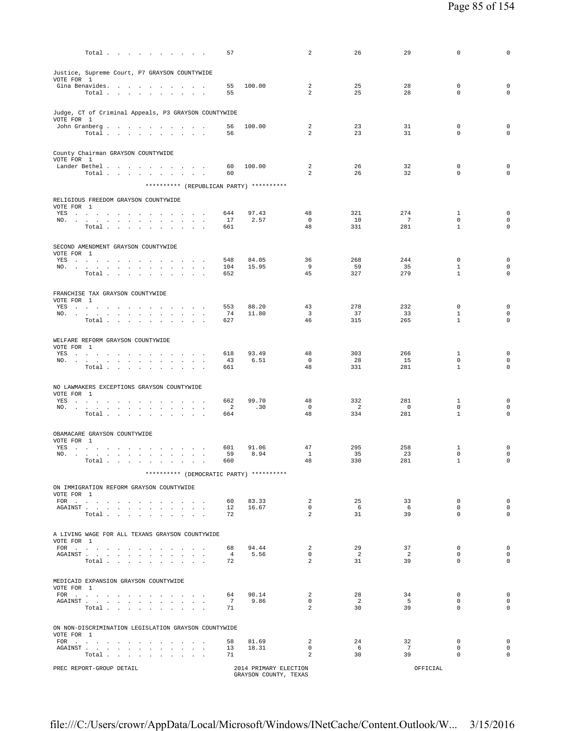| | Votes | Percent | | | | | |
|---|---|---|---|---|---|---|---|
| Total . . . . . . . . . . . | 57 | | 2 | 26 | 29 | 0 | 0 |

Justice, Supreme Court, P7 GRAYSON COUNTYWIDE
VOTE FOR 1

| | | | | | | | |
|---|---|---|---|---|---|---|---|
| Gina Benavides. . . . . . . . . . | 55 | 100.00 | 2 | 25 | 28 | 0 | 0 |
| Total . . . . . . . . . . . | 55 | | 2 | 25 | 28 | 0 | 0 |

Judge, CT of Criminal Appeals, P3 GRAYSON COUNTYWIDE
VOTE FOR 1

| | | | | | | | |
|---|---|---|---|---|---|---|---|
| John Granberg . . . . . . . . . . | 56 | 100.00 | 2 | 23 | 31 | 0 | 0 |
| Total . . . . . . . . . . . | 56 | | 2 | 23 | 31 | 0 | 0 |

County Chairman GRAYSON COUNTYWIDE
VOTE FOR 1

| | | | | | | | |
|---|---|---|---|---|---|---|---|
| Lander Bethel . . . . . . . . . . | 60 | 100.00 | 2 | 26 | 32 | 0 | 0 |
| Total . . . . . . . . . . . | 60 | | 2 | 26 | 32 | 0 | 0 |

********** (REPUBLICAN PARTY) **********

RELIGIOUS FREEDOM GRAYSON COUNTYWIDE
VOTE FOR 1

| | | | | | | | |
|---|---|---|---|---|---|---|---|
| YES . . . . . . . . . . . . . . | 644 | 97.43 | 48 | 321 | 274 | 1 | 0 |
| NO. . . . . . . . . . . . . . . | 17 | 2.57 | 0 | 10 | 7 | 0 | 0 |
| Total . . . . . . . . . . . | 661 | | 48 | 331 | 281 | 1 | 0 |

SECOND AMENDMENT GRAYSON COUNTYWIDE
VOTE FOR 1

| | | | | | | | |
|---|---|---|---|---|---|---|---|
| YES . . . . . . . . . . . . . . | 548 | 84.05 | 36 | 268 | 244 | 0 | 0 |
| NO. . . . . . . . . . . . . . . | 104 | 15.95 | 9 | 59 | 35 | 1 | 0 |
| Total . . . . . . . . . . . | 652 | | 45 | 327 | 279 | 1 | 0 |

FRANCHISE TAX GRAYSON COUNTYWIDE
VOTE FOR 1

| | | | | | | | |
|---|---|---|---|---|---|---|---|
| YES . . . . . . . . . . . . . . | 553 | 88.20 | 43 | 278 | 232 | 0 | 0 |
| NO. . . . . . . . . . . . . . . | 74 | 11.80 | 3 | 37 | 33 | 1 | 0 |
| Total . . . . . . . . . . . | 627 | | 46 | 315 | 265 | 1 | 0 |

WELFARE REFORM GRAYSON COUNTYWIDE
VOTE FOR 1

| | | | | | | | |
|---|---|---|---|---|---|---|---|
| YES . . . . . . . . . . . . . . | 618 | 93.49 | 48 | 303 | 266 | 1 | 0 |
| NO. . . . . . . . . . . . . . . | 43 | 6.51 | 0 | 28 | 15 | 0 | 0 |
| Total . . . . . . . . . . . | 661 | | 48 | 331 | 281 | 1 | 0 |

NO LAWMAKERS EXCEPTIONS GRAYSON COUNTYWIDE
VOTE FOR 1

| | | | | | | | |
|---|---|---|---|---|---|---|---|
| YES . . . . . . . . . . . . . . | 662 | 99.70 | 48 | 332 | 281 | 1 | 0 |
| NO. . . . . . . . . . . . . . . | 2 | .30 | 0 | 2 | 0 | 0 | 0 |
| Total . . . . . . . . . . . | 664 | | 48 | 334 | 281 | 1 | 0 |

OBAMACARE GRAYSON COUNTYWIDE
VOTE FOR 1

| | | | | | | | |
|---|---|---|---|---|---|---|---|
| YES . . . . . . . . . . . . . . | 601 | 91.06 | 47 | 295 | 258 | 1 | 0 |
| NO. . . . . . . . . . . . . . . | 59 | 8.94 | 1 | 35 | 23 | 0 | 0 |
| Total . . . . . . . . . . . | 660 | | 48 | 330 | 281 | 1 | 0 |

********** (DEMOCRATIC PARTY) **********

ON IMMIGRATION REFORM GRAYSON COUNTYWIDE
VOTE FOR 1

| | | | | | | | |
|---|---|---|---|---|---|---|---|
| FOR . . . . . . . . . . . . . . | 60 | 83.33 | 2 | 25 | 33 | 0 | 0 |
| AGAINST . . . . . . . . . . . . | 12 | 16.67 | 0 | 6 | 6 | 0 | 0 |
| Total . . . . . . . . . . . | 72 | | 2 | 31 | 39 | 0 | 0 |

A LIVING WAGE FOR ALL TEXANS GRAYSON COUNTYWIDE
VOTE FOR 1

| | | | | | | | |
|---|---|---|---|---|---|---|---|
| FOR . . . . . . . . . . . . . . | 68 | 94.44 | 2 | 29 | 37 | 0 | 0 |
| AGAINST . . . . . . . . . . . . | 4 | 5.56 | 0 | 2 | 2 | 0 | 0 |
| Total . . . . . . . . . . . | 72 | | 2 | 31 | 39 | 0 | 0 |

MEDICAID EXPANSION GRAYSON COUNTYWIDE
VOTE FOR 1

| | | | | | | | |
|---|---|---|---|---|---|---|---|
| FOR . . . . . . . . . . . . . . | 64 | 90.14 | 2 | 28 | 34 | 0 | 0 |
| AGAINST . . . . . . . . . . . . | 7 | 9.86 | 0 | 2 | 5 | 0 | 0 |
| Total . . . . . . . . . . . | 71 | | 2 | 30 | 39 | 0 | 0 |

ON NON-DISCRIMINATION LEGISLATION GRAYSON COUNTYWIDE
VOTE FOR 1

| | | | | | | | |
|---|---|---|---|---|---|---|---|
| FOR . . . . . . . . . . . . . . | 58 | 81.69 | 2 | 24 | 32 | 0 | 0 |
| AGAINST . . . . . . . . . . . . | 13 | 18.31 | 0 | 6 | 7 | 0 | 0 |
| Total . . . . . . . . . . . | 71 | | 2 | 30 | 39 | 0 | 0 |

PREC REPORT-GROUP DETAIL — 2014 PRIMARY ELECTION, GRAYSON COUNTY, TEXAS — OFFICIAL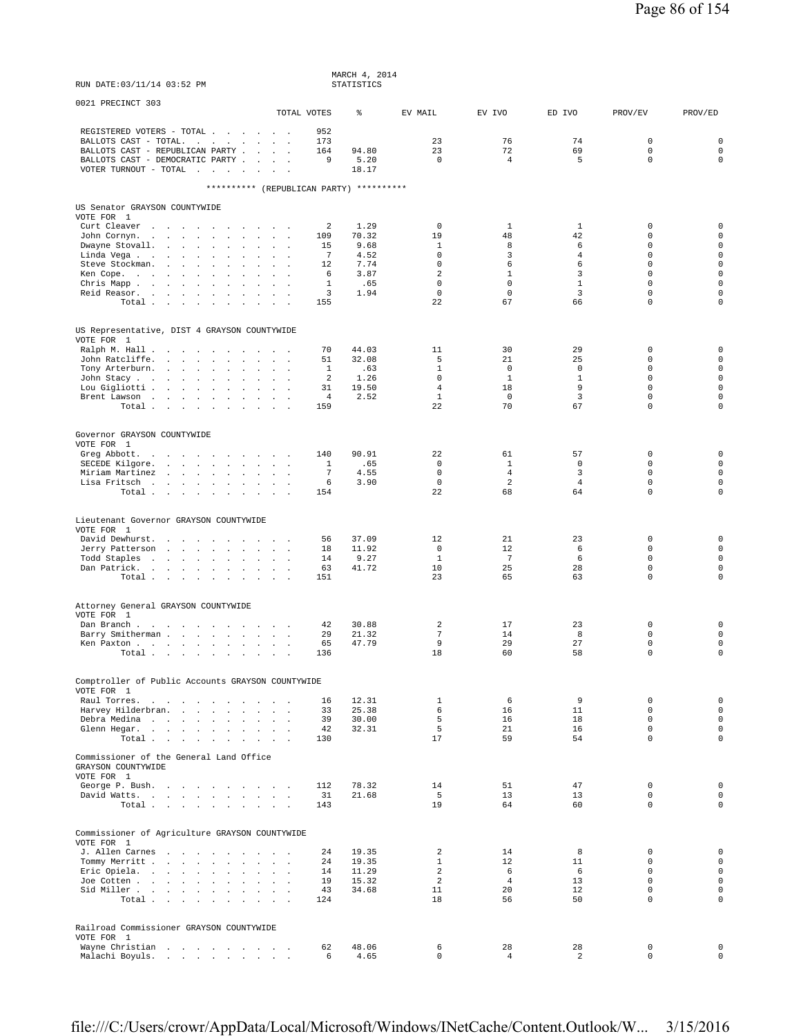RUN DATE:03/11/14 03:52 PM

MARCH 4, 2014
STATISTICS

0021 PRECINCT 303

| | TOTAL VOTES | % | EV MAIL | EV IVO | ED IVO | PROV/EV | PROV/ED |
|---|---|---|---|---|---|---|---|
| REGISTERED VOTERS - TOTAL | 952 | | | | | | |
| BALLOTS CAST - TOTAL. | 173 | | 23 | 76 | 74 | 0 | 0 |
| BALLOTS CAST - REPUBLICAN PARTY | 164 | 94.80 | 23 | 72 | 69 | 0 | 0 |
| BALLOTS CAST - DEMOCRATIC PARTY | 9 | 5.20 | 0 | 4 | 5 | 0 | 0 |
| VOTER TURNOUT - TOTAL | | 18.17 | | | | | |

********** (REPUBLICAN PARTY) **********

US Senator GRAYSON COUNTYWIDE
VOTE FOR 1

| | TOTAL VOTES | % | EV MAIL | EV IVO | ED IVO | PROV/EV | PROV/ED |
|---|---|---|---|---|---|---|---|
| Curt Cleaver | 2 | 1.29 | 0 | 1 | 1 | 0 | 0 |
| John Cornyn. | 109 | 70.32 | 19 | 48 | 42 | 0 | 0 |
| Dwayne Stovall. | 15 | 9.68 | 1 | 8 | 6 | 0 | 0 |
| Linda Vega | 7 | 4.52 | 0 | 3 | 4 | 0 | 0 |
| Steve Stockman. | 12 | 7.74 | 0 | 6 | 6 | 0 | 0 |
| Ken Cope. | 6 | 3.87 | 2 | 1 | 3 | 0 | 0 |
| Chris Mapp | 1 | .65 | 0 | 0 | 1 | 0 | 0 |
| Reid Reasor. | 3 | 1.94 | 0 | 0 | 3 | 0 | 0 |
| Total | 155 | | 22 | 67 | 66 | 0 | 0 |

US Representative, DIST 4 GRAYSON COUNTYWIDE
VOTE FOR 1

| | TOTAL VOTES | % | EV MAIL | EV IVO | ED IVO | PROV/EV | PROV/ED |
|---|---|---|---|---|---|---|---|
| Ralph M. Hall | 70 | 44.03 | 11 | 30 | 29 | 0 | 0 |
| John Ratcliffe. | 51 | 32.08 | 5 | 21 | 25 | 0 | 0 |
| Tony Arterburn. | 1 | .63 | 1 | 0 | 0 | 0 | 0 |
| John Stacy | 2 | 1.26 | 0 | 1 | 1 | 0 | 0 |
| Lou Gigliotti | 31 | 19.50 | 4 | 18 | 9 | 0 | 0 |
| Brent Lawson | 4 | 2.52 | 1 | 0 | 3 | 0 | 0 |
| Total | 159 | | 22 | 70 | 67 | 0 | 0 |

Governor GRAYSON COUNTYWIDE
VOTE FOR 1

| | TOTAL VOTES | % | EV MAIL | EV IVO | ED IVO | PROV/EV | PROV/ED |
|---|---|---|---|---|---|---|---|
| Greg Abbott. | 140 | 90.91 | 22 | 61 | 57 | 0 | 0 |
| SECEDE Kilgore. | 1 | .65 | 0 | 1 | 0 | 0 | 0 |
| Miriam Martinez | 7 | 4.55 | 0 | 4 | 3 | 0 | 0 |
| Lisa Fritsch | 6 | 3.90 | 0 | 2 | 4 | 0 | 0 |
| Total | 154 | | 22 | 68 | 64 | 0 | 0 |

Lieutenant Governor GRAYSON COUNTYWIDE
VOTE FOR 1

| | TOTAL VOTES | % | EV MAIL | EV IVO | ED IVO | PROV/EV | PROV/ED |
|---|---|---|---|---|---|---|---|
| David Dewhurst. | 56 | 37.09 | 12 | 21 | 23 | 0 | 0 |
| Jerry Patterson | 18 | 11.92 | 0 | 12 | 6 | 0 | 0 |
| Todd Staples | 14 | 9.27 | 1 | 7 | 6 | 0 | 0 |
| Dan Patrick. | 63 | 41.72 | 10 | 25 | 28 | 0 | 0 |
| Total | 151 | | 23 | 65 | 63 | 0 | 0 |

Attorney General GRAYSON COUNTYWIDE
VOTE FOR 1

| | TOTAL VOTES | % | EV MAIL | EV IVO | ED IVO | PROV/EV | PROV/ED |
|---|---|---|---|---|---|---|---|
| Dan Branch | 42 | 30.88 | 2 | 17 | 23 | 0 | 0 |
| Barry Smitherman | 29 | 21.32 | 7 | 14 | 8 | 0 | 0 |
| Ken Paxton | 65 | 47.79 | 9 | 29 | 27 | 0 | 0 |
| Total | 136 | | 18 | 60 | 58 | 0 | 0 |

Comptroller of Public Accounts GRAYSON COUNTYWIDE
VOTE FOR 1

| | TOTAL VOTES | % | EV MAIL | EV IVO | ED IVO | PROV/EV | PROV/ED |
|---|---|---|---|---|---|---|---|
| Raul Torres. | 16 | 12.31 | 1 | 6 | 9 | 0 | 0 |
| Harvey Hilderbran. | 33 | 25.38 | 6 | 16 | 11 | 0 | 0 |
| Debra Medina | 39 | 30.00 | 5 | 16 | 18 | 0 | 0 |
| Glenn Hegar. | 42 | 32.31 | 5 | 21 | 16 | 0 | 0 |
| Total | 130 | | 17 | 59 | 54 | 0 | 0 |

Commissioner of the General Land Office
GRAYSON COUNTYWIDE
VOTE FOR 1

| | TOTAL VOTES | % | EV MAIL | EV IVO | ED IVO | PROV/EV | PROV/ED |
|---|---|---|---|---|---|---|---|
| George P. Bush. | 112 | 78.32 | 14 | 51 | 47 | 0 | 0 |
| David Watts. | 31 | 21.68 | 5 | 13 | 13 | 0 | 0 |
| Total | 143 | | 19 | 64 | 60 | 0 | 0 |

Commissioner of Agriculture GRAYSON COUNTYWIDE
VOTE FOR 1

| | TOTAL VOTES | % | EV MAIL | EV IVO | ED IVO | PROV/EV | PROV/ED |
|---|---|---|---|---|---|---|---|
| J. Allen Carnes | 24 | 19.35 | 2 | 14 | 8 | 0 | 0 |
| Tommy Merritt | 24 | 19.35 | 1 | 12 | 11 | 0 | 0 |
| Eric Opiela. | 14 | 11.29 | 2 | 6 | 6 | 0 | 0 |
| Joe Cotten | 19 | 15.32 | 2 | 4 | 13 | 0 | 0 |
| Sid Miller | 43 | 34.68 | 11 | 20 | 12 | 0 | 0 |
| Total | 124 | | 18 | 56 | 50 | 0 | 0 |

Railroad Commissioner GRAYSON COUNTYWIDE
VOTE FOR 1

| | TOTAL VOTES | % | EV MAIL | EV IVO | ED IVO | PROV/EV | PROV/ED |
|---|---|---|---|---|---|---|---|
| Wayne Christian | 62 | 48.06 | 6 | 28 | 28 | 0 | 0 |
| Malachi Boyuls. | 6 | 4.65 | 0 | 4 | 2 | 0 | 0 |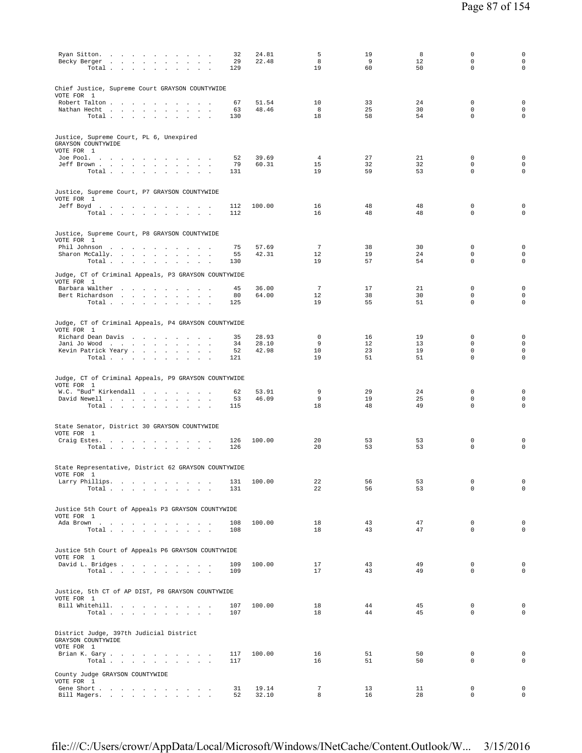| | | | | | | | |
|---|---|---|---|---|---|---|---|
| Ryan Sitton | 32 | 24.81 | 5 | 19 | 8 | 0 | 0 |
| Becky Berger | 29 | 22.48 | 8 | 9 | 12 | 0 | 0 |
| Total | 129 | | 19 | 60 | 50 | 0 | 0 |

Chief Justice, Supreme Court GRAYSON COUNTYWIDE
VOTE FOR 1

| | | | | | | | |
|---|---|---|---|---|---|---|---|
| Robert Talton | 67 | 51.54 | 10 | 33 | 24 | 0 | 0 |
| Nathan Hecht | 63 | 48.46 | 8 | 25 | 30 | 0 | 0 |
| Total | 130 | | 18 | 58 | 54 | 0 | 0 |

Justice, Supreme Court, PL 6, Unexpired
GRAYSON COUNTYWIDE
VOTE FOR 1

| | | | | | | | |
|---|---|---|---|---|---|---|---|
| Joe Pool | 52 | 39.69 | 4 | 27 | 21 | 0 | 0 |
| Jeff Brown | 79 | 60.31 | 15 | 32 | 32 | 0 | 0 |
| Total | 131 | | 19 | 59 | 53 | 0 | 0 |

Justice, Supreme Court, P7 GRAYSON COUNTYWIDE
VOTE FOR 1

| | | | | | | | |
|---|---|---|---|---|---|---|---|
| Jeff Boyd | 112 | 100.00 | 16 | 48 | 48 | 0 | 0 |
| Total | 112 | | 16 | 48 | 48 | 0 | 0 |

Justice, Supreme Court, P8 GRAYSON COUNTYWIDE
VOTE FOR 1

| | | | | | | | |
|---|---|---|---|---|---|---|---|
| Phil Johnson | 75 | 57.69 | 7 | 38 | 30 | 0 | 0 |
| Sharon McCally | 55 | 42.31 | 12 | 19 | 24 | 0 | 0 |
| Total | 130 | | 19 | 57 | 54 | 0 | 0 |

Judge, CT of Criminal Appeals, P3 GRAYSON COUNTYWIDE
VOTE FOR 1

| | | | | | | | |
|---|---|---|---|---|---|---|---|
| Barbara Walther | 45 | 36.00 | 7 | 17 | 21 | 0 | 0 |
| Bert Richardson | 80 | 64.00 | 12 | 38 | 30 | 0 | 0 |
| Total | 125 | | 19 | 55 | 51 | 0 | 0 |

Judge, CT of Criminal Appeals, P4 GRAYSON COUNTYWIDE
VOTE FOR 1

| | | | | | | | |
|---|---|---|---|---|---|---|---|
| Richard Dean Davis | 35 | 28.93 | 0 | 16 | 19 | 0 | 0 |
| Jani Jo Wood | 34 | 28.10 | 9 | 12 | 13 | 0 | 0 |
| Kevin Patrick Yeary | 52 | 42.98 | 10 | 23 | 19 | 0 | 0 |
| Total | 121 | | 19 | 51 | 51 | 0 | 0 |

Judge, CT of Criminal Appeals, P9 GRAYSON COUNTYWIDE
VOTE FOR 1

| | | | | | | | |
|---|---|---|---|---|---|---|---|
| W.C. "Bud" Kirkendall | 62 | 53.91 | 9 | 29 | 24 | 0 | 0 |
| David Newell | 53 | 46.09 | 9 | 19 | 25 | 0 | 0 |
| Total | 115 | | 18 | 48 | 49 | 0 | 0 |

State Senator, District 30 GRAYSON COUNTYWIDE
VOTE FOR 1

| | | | | | | | |
|---|---|---|---|---|---|---|---|
| Craig Estes | 126 | 100.00 | 20 | 53 | 53 | 0 | 0 |
| Total | 126 | | 20 | 53 | 53 | 0 | 0 |

State Representative, District 62 GRAYSON COUNTYWIDE
VOTE FOR 1

| | | | | | | | |
|---|---|---|---|---|---|---|---|
| Larry Phillips | 131 | 100.00 | 22 | 56 | 53 | 0 | 0 |
| Total | 131 | | 22 | 56 | 53 | 0 | 0 |

Justice 5th Court of Appeals P3 GRAYSON COUNTYWIDE
VOTE FOR 1

| | | | | | | | |
|---|---|---|---|---|---|---|---|
| Ada Brown | 108 | 100.00 | 18 | 43 | 47 | 0 | 0 |
| Total | 108 | | 18 | 43 | 47 | 0 | 0 |

Justice 5th Court of Appeals P6 GRAYSON COUNTYWIDE
VOTE FOR 1

| | | | | | | | |
|---|---|---|---|---|---|---|---|
| David L. Bridges | 109 | 100.00 | 17 | 43 | 49 | 0 | 0 |
| Total | 109 | | 17 | 43 | 49 | 0 | 0 |

Justice, 5th CT of AP DIST, P8 GRAYSON COUNTYWIDE
VOTE FOR 1

| | | | | | | | |
|---|---|---|---|---|---|---|---|
| Bill Whitehill | 107 | 100.00 | 18 | 44 | 45 | 0 | 0 |
| Total | 107 | | 18 | 44 | 45 | 0 | 0 |

District Judge, 397th Judicial District
GRAYSON COUNTYWIDE
VOTE FOR 1

| | | | | | | | |
|---|---|---|---|---|---|---|---|
| Brian K. Gary | 117 | 100.00 | 16 | 51 | 50 | 0 | 0 |
| Total | 117 | | 16 | 51 | 50 | 0 | 0 |

County Judge GRAYSON COUNTYWIDE
VOTE FOR 1

| | | | | | | | |
|---|---|---|---|---|---|---|---|
| Gene Short | 31 | 19.14 | 7 | 13 | 11 | 0 | 0 |
| Bill Magers | 52 | 32.10 | 8 | 16 | 28 | 0 | 0 |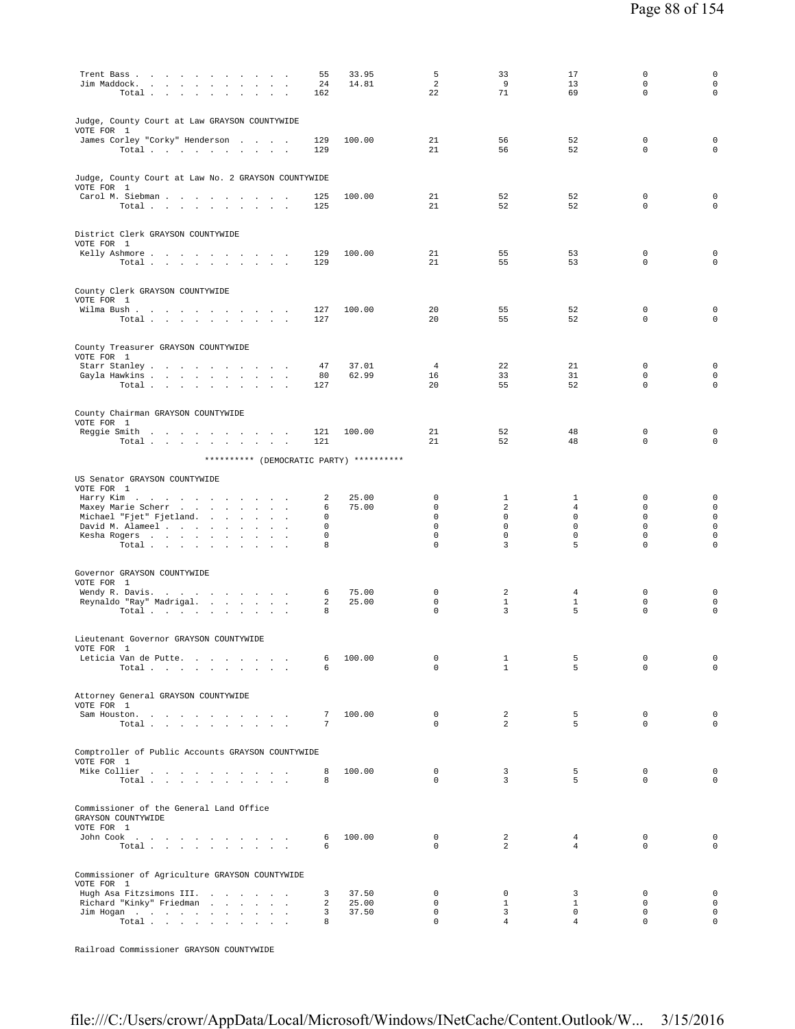| | | | | | | | |
|---|---|---|---|---|---|---|---|
| Trent Bass | 55 | 33.95 | 5 | 33 | 17 | 0 | 0 |
| Jim Maddock | 24 | 14.81 | 2 | 9 | 13 | 0 | 0 |
| Total | 162 | | 22 | 71 | 69 | 0 | 0 |

Judge, County Court at Law GRAYSON COUNTYWIDE
VOTE FOR 1

| | | | | | | | |
|---|---|---|---|---|---|---|---|
| James Corley "Corky" Henderson | 129 | 100.00 | 21 | 56 | 52 | 0 | 0 |
| Total | 129 | | 21 | 56 | 52 | 0 | 0 |

Judge, County Court at Law No. 2 GRAYSON COUNTYWIDE
VOTE FOR 1

| | | | | | | | |
|---|---|---|---|---|---|---|---|
| Carol M. Siebman | 125 | 100.00 | 21 | 52 | 52 | 0 | 0 |
| Total | 125 | | 21 | 52 | 52 | 0 | 0 |

District Clerk GRAYSON COUNTYWIDE
VOTE FOR 1

| | | | | | | | |
|---|---|---|---|---|---|---|---|
| Kelly Ashmore | 129 | 100.00 | 21 | 55 | 53 | 0 | 0 |
| Total | 129 | | 21 | 55 | 53 | 0 | 0 |

County Clerk GRAYSON COUNTYWIDE
VOTE FOR 1

| | | | | | | | |
|---|---|---|---|---|---|---|---|
| Wilma Bush | 127 | 100.00 | 20 | 55 | 52 | 0 | 0 |
| Total | 127 | | 20 | 55 | 52 | 0 | 0 |

County Treasurer GRAYSON COUNTYWIDE
VOTE FOR 1

| | | | | | | | |
|---|---|---|---|---|---|---|---|
| Starr Stanley | 47 | 37.01 | 4 | 22 | 21 | 0 | 0 |
| Gayla Hawkins | 80 | 62.99 | 16 | 33 | 31 | 0 | 0 |
| Total | 127 | | 20 | 55 | 52 | 0 | 0 |

County Chairman GRAYSON COUNTYWIDE
VOTE FOR 1

| | | | | | | | |
|---|---|---|---|---|---|---|---|
| Reggie Smith | 121 | 100.00 | 21 | 52 | 48 | 0 | 0 |
| Total | 121 | | 21 | 52 | 48 | 0 | 0 |

********** (DEMOCRATIC PARTY) **********

US Senator GRAYSON COUNTYWIDE
VOTE FOR 1

| | | | | | | | |
|---|---|---|---|---|---|---|---|
| Harry Kim | 2 | 25.00 | 0 | 1 | 1 | 0 | 0 |
| Maxey Marie Scherr | 6 | 75.00 | 0 | 2 | 4 | 0 | 0 |
| Michael "Fjet" Fjetland | 0 | | 0 | 0 | 0 | 0 | 0 |
| David M. Alameel | 0 | | 0 | 0 | 0 | 0 | 0 |
| Kesha Rogers | 0 | | 0 | 0 | 0 | 0 | 0 |
| Total | 8 | | 0 | 3 | 5 | 0 | 0 |

Governor GRAYSON COUNTYWIDE
VOTE FOR 1

| | | | | | | | |
|---|---|---|---|---|---|---|---|
| Wendy R. Davis | 6 | 75.00 | 0 | 2 | 4 | 0 | 0 |
| Reynaldo "Ray" Madrigal | 2 | 25.00 | 0 | 1 | 1 | 0 | 0 |
| Total | 8 | | 0 | 3 | 5 | 0 | 0 |

Lieutenant Governor GRAYSON COUNTYWIDE
VOTE FOR 1

| | | | | | | | |
|---|---|---|---|---|---|---|---|
| Leticia Van de Putte | 6 | 100.00 | 0 | 1 | 5 | 0 | 0 |
| Total | 6 | | 0 | 1 | 5 | 0 | 0 |

Attorney General GRAYSON COUNTYWIDE
VOTE FOR 1

| | | | | | | | |
|---|---|---|---|---|---|---|---|
| Sam Houston | 7 | 100.00 | 0 | 2 | 5 | 0 | 0 |
| Total | 7 | | 0 | 2 | 5 | 0 | 0 |

Comptroller of Public Accounts GRAYSON COUNTYWIDE
VOTE FOR 1

| | | | | | | | |
|---|---|---|---|---|---|---|---|
| Mike Collier | 8 | 100.00 | 0 | 3 | 5 | 0 | 0 |
| Total | 8 | | 0 | 3 | 5 | 0 | 0 |

Commissioner of the General Land Office
GRAYSON COUNTYWIDE
VOTE FOR 1

| | | | | | | | |
|---|---|---|---|---|---|---|---|
| John Cook | 6 | 100.00 | 0 | 2 | 4 | 0 | 0 |
| Total | 6 | | 0 | 2 | 4 | 0 | 0 |

Commissioner of Agriculture GRAYSON COUNTYWIDE
VOTE FOR 1

| | | | | | | | |
|---|---|---|---|---|---|---|---|
| Hugh Asa Fitzsimons III | 3 | 37.50 | 0 | 0 | 3 | 0 | 0 |
| Richard "Kinky" Friedman | 2 | 25.00 | 0 | 1 | 1 | 0 | 0 |
| Jim Hogan | 3 | 37.50 | 0 | 3 | 0 | 0 | 0 |
| Total | 8 | | 0 | 4 | 4 | 0 | 0 |

Railroad Commissioner GRAYSON COUNTYWIDE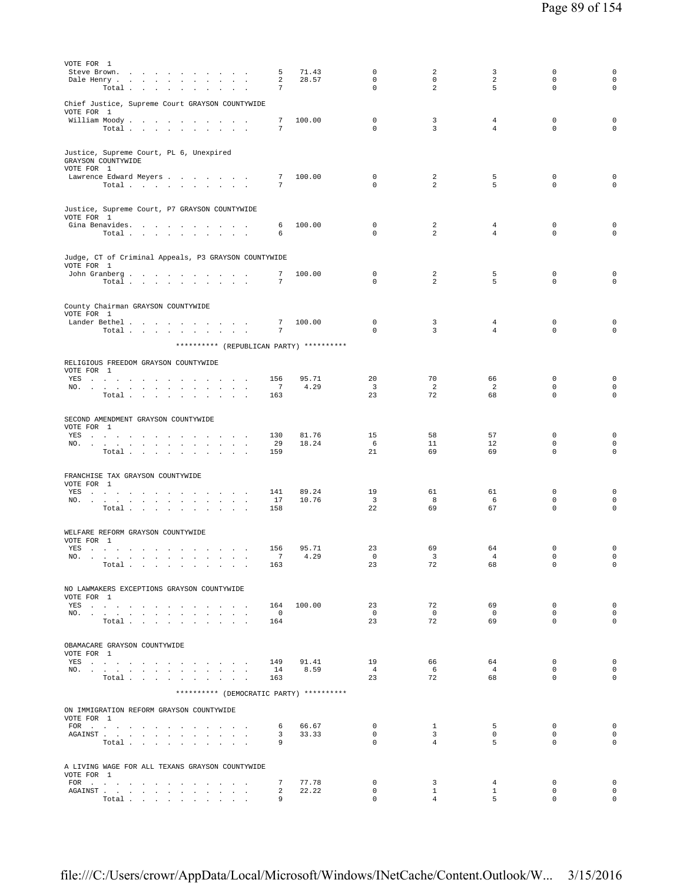VOTE FOR 1

| | | | | | | | |
|---|---|---|---|---|---|---|---|
| Steve Brown. . . . . . . . . . . | 5 | 71.43 | 0 | 2 | 3 | 0 | 0 |
| Dale Henry . . . . . . . . . . . | 2 | 28.57 | 0 | 0 | 2 | 0 | 0 |
| Total . . . . . . . . . . | 7 | | 0 | 2 | 5 | 0 | 0 |

Chief Justice, Supreme Court GRAYSON COUNTYWIDE
VOTE FOR 1

| | | | | | | | |
|---|---|---|---|---|---|---|---|
| William Moody . . . . . . . . . . | 7 | 100.00 | 0 | 3 | 4 | 0 | 0 |
| Total . . . . . . . . . . | 7 | | 0 | 3 | 4 | 0 | 0 |

Justice, Supreme Court, PL 6, Unexpired
GRAYSON COUNTYWIDE
VOTE FOR 1

| | | | | | | | |
|---|---|---|---|---|---|---|---|
| Lawrence Edward Meyers . . . . . . . | 7 | 100.00 | 0 | 2 | 5 | 0 | 0 |
| Total . . . . . . . . . . | 7 | | 0 | 2 | 5 | 0 | 0 |

Justice, Supreme Court, P7 GRAYSON COUNTYWIDE
VOTE FOR 1

| | | | | | | | |
|---|---|---|---|---|---|---|---|
| Gina Benavides. . . . . . . . . . | 6 | 100.00 | 0 | 2 | 4 | 0 | 0 |
| Total . . . . . . . . . . | 6 | | 0 | 2 | 4 | 0 | 0 |

Judge, CT of Criminal Appeals, P3 GRAYSON COUNTYWIDE
VOTE FOR 1

| | | | | | | | |
|---|---|---|---|---|---|---|---|
| John Granberg . . . . . . . . . . | 7 | 100.00 | 0 | 2 | 5 | 0 | 0 |
| Total . . . . . . . . . . | 7 | | 0 | 2 | 5 | 0 | 0 |

County Chairman GRAYSON COUNTYWIDE
VOTE FOR 1

| | | | | | | | |
|---|---|---|---|---|---|---|---|
| Lander Bethel . . . . . . . . . . | 7 | 100.00 | 0 | 3 | 4 | 0 | 0 |
| Total . . . . . . . . . . | 7 | | 0 | 3 | 4 | 0 | 0 |

********** (REPUBLICAN PARTY) **********

RELIGIOUS FREEDOM GRAYSON COUNTYWIDE
VOTE FOR 1

| | | | | | | | |
|---|---|---|---|---|---|---|---|
| YES . . . . . . . . . . . . . . | 156 | 95.71 | 20 | 70 | 66 | 0 | 0 |
| NO. . . . . . . . . . . . . . . | 7 | 4.29 | 3 | 2 | 2 | 0 | 0 |
| Total . . . . . . . . . . | 163 | | 23 | 72 | 68 | 0 | 0 |

SECOND AMENDMENT GRAYSON COUNTYWIDE
VOTE FOR 1

| | | | | | | | |
|---|---|---|---|---|---|---|---|
| YES . . . . . . . . . . . . . . | 130 | 81.76 | 15 | 58 | 57 | 0 | 0 |
| NO. . . . . . . . . . . . . . . | 29 | 18.24 | 6 | 11 | 12 | 0 | 0 |
| Total . . . . . . . . . . | 159 | | 21 | 69 | 69 | 0 | 0 |

FRANCHISE TAX GRAYSON COUNTYWIDE
VOTE FOR 1

| | | | | | | | |
|---|---|---|---|---|---|---|---|
| YES . . . . . . . . . . . . . . | 141 | 89.24 | 19 | 61 | 61 | 0 | 0 |
| NO. . . . . . . . . . . . . . . | 17 | 10.76 | 3 | 8 | 6 | 0 | 0 |
| Total . . . . . . . . . . | 158 | | 22 | 69 | 67 | 0 | 0 |

WELFARE REFORM GRAYSON COUNTYWIDE
VOTE FOR 1

| | | | | | | | |
|---|---|---|---|---|---|---|---|
| YES . . . . . . . . . . . . . . | 156 | 95.71 | 23 | 69 | 64 | 0 | 0 |
| NO. . . . . . . . . . . . . . . | 7 | 4.29 | 0 | 3 | 4 | 0 | 0 |
| Total . . . . . . . . . . | 163 | | 23 | 72 | 68 | 0 | 0 |

NO LAWMAKERS EXCEPTIONS GRAYSON COUNTYWIDE
VOTE FOR 1

| | | | | | | | |
|---|---|---|---|---|---|---|---|
| YES . . . . . . . . . . . . . . | 164 | 100.00 | 23 | 72 | 69 | 0 | 0 |
| NO. . . . . . . . . . . . . . . | 0 | | 0 | 0 | 0 | 0 | 0 |
| Total . . . . . . . . . . | 164 | | 23 | 72 | 69 | 0 | 0 |

OBAMACARE GRAYSON COUNTYWIDE
VOTE FOR 1

| | | | | | | | |
|---|---|---|---|---|---|---|---|
| YES . . . . . . . . . . . . . . | 149 | 91.41 | 19 | 66 | 64 | 0 | 0 |
| NO. . . . . . . . . . . . . . . | 14 | 8.59 | 4 | 6 | 4 | 0 | 0 |
| Total . . . . . . . . . . | 163 | | 23 | 72 | 68 | 0 | 0 |

********** (DEMOCRATIC PARTY) **********

ON IMMIGRATION REFORM GRAYSON COUNTYWIDE
VOTE FOR 1

| | | | | | | | |
|---|---|---|---|---|---|---|---|
| FOR . . . . . . . . . . . . . . | 6 | 66.67 | 0 | 1 | 5 | 0 | 0 |
| AGAINST . . . . . . . . . . . . | 3 | 33.33 | 0 | 3 | 0 | 0 | 0 |
| Total . . . . . . . . . . | 9 | | 0 | 4 | 5 | 0 | 0 |

A LIVING WAGE FOR ALL TEXANS GRAYSON COUNTYWIDE
VOTE FOR 1

| | | | | | | | |
|---|---|---|---|---|---|---|---|
| FOR . . . . . . . . . . . . . . | 7 | 77.78 | 0 | 3 | 4 | 0 | 0 |
| AGAINST . . . . . . . . . . . . | 2 | 22.22 | 0 | 1 | 1 | 0 | 0 |
| Total . . . . . . . . . . | 9 | | 0 | 4 | 5 | 0 | 0 |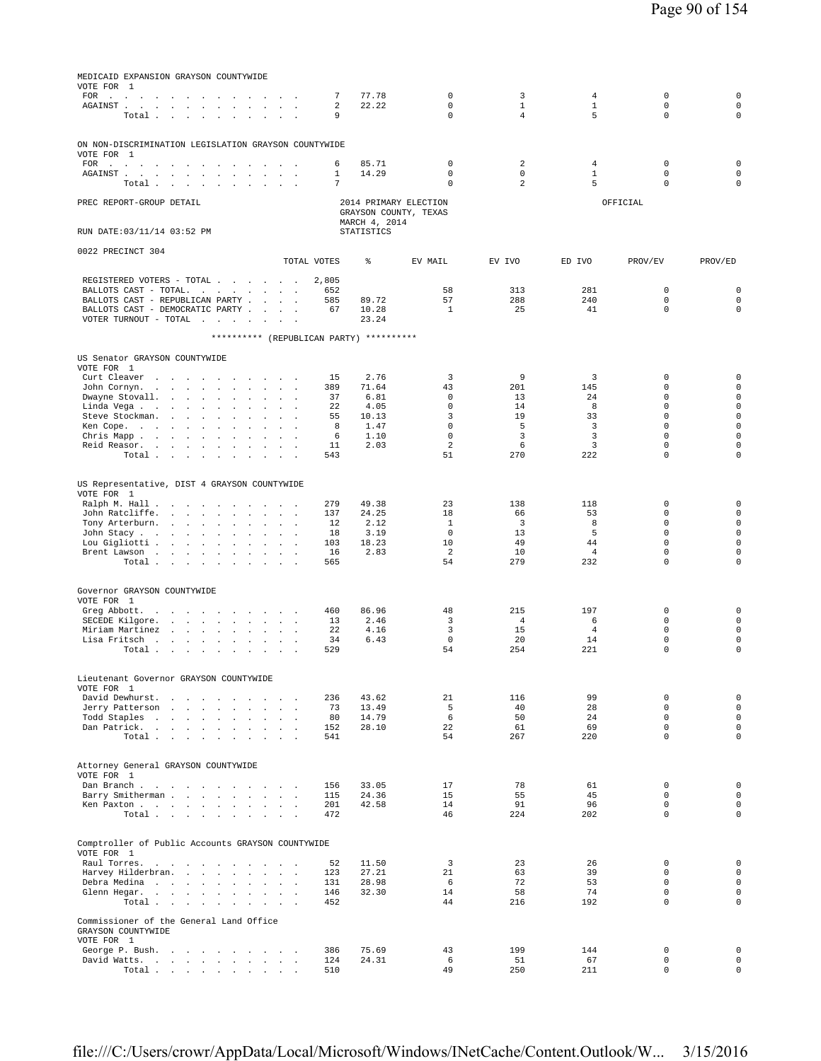MEDICAID EXPANSION GRAYSON COUNTYWIDE
VOTE FOR 1

| | TOTAL VOTES | % | EV MAIL | EV IVO | ED IVO | PROV/EV | PROV/ED |
|---|---|---|---|---|---|---|---|
| FOR | 7 | 77.78 | 0 | 3 | 4 | 0 | 0 |
| AGAINST | 2 | 22.22 | 0 | 1 | 1 | 0 | 0 |
| Total | 9 | | 0 | 4 | 5 | 0 | 0 |

ON NON-DISCRIMINATION LEGISLATION GRAYSON COUNTYWIDE
VOTE FOR 1

| | TOTAL VOTES | % | EV MAIL | EV IVO | ED IVO | PROV/EV | PROV/ED |
|---|---|---|---|---|---|---|---|
| FOR | 6 | 85.71 | 0 | 2 | 4 | 0 | 0 |
| AGAINST | 1 | 14.29 | 0 | 0 | 1 | 0 | 0 |
| Total | 7 | | 0 | 2 | 5 | 0 | 0 |

PREC REPORT-GROUP DETAIL — 2014 PRIMARY ELECTION, GRAYSON COUNTY, TEXAS, MARCH 4, 2014 — OFFICIAL

RUN DATE:03/11/14 03:52 PM — STATISTICS

0022 PRECINCT 304

| | TOTAL VOTES | % | EV MAIL | EV IVO | ED IVO | PROV/EV | PROV/ED |
|---|---|---|---|---|---|---|---|
| REGISTERED VOTERS - TOTAL | 2,805 | | | | | | |
| BALLOTS CAST - TOTAL. | 652 | | 58 | 313 | 281 | 0 | 0 |
| BALLOTS CAST - REPUBLICAN PARTY | 585 | 89.72 | 57 | 288 | 240 | 0 | 0 |
| BALLOTS CAST - DEMOCRATIC PARTY | 67 | 10.28 | 1 | 25 | 41 | 0 | 0 |
| VOTER TURNOUT - TOTAL | | 23.24 | | | | | |

********** (REPUBLICAN PARTY) **********

US Senator GRAYSON COUNTYWIDE
VOTE FOR 1

| | TOTAL VOTES | % | EV MAIL | EV IVO | ED IVO | PROV/EV | PROV/ED |
|---|---|---|---|---|---|---|---|
| Curt Cleaver | 15 | 2.76 | 3 | 9 | 3 | 0 | 0 |
| John Cornyn. | 389 | 71.64 | 43 | 201 | 145 | 0 | 0 |
| Dwayne Stovall. | 37 | 6.81 | 0 | 13 | 24 | 0 | 0 |
| Linda Vega | 22 | 4.05 | 0 | 14 | 8 | 0 | 0 |
| Steve Stockman. | 55 | 10.13 | 3 | 19 | 33 | 0 | 0 |
| Ken Cope. | 8 | 1.47 | 0 | 5 | 3 | 0 | 0 |
| Chris Mapp | 6 | 1.10 | 0 | 3 | 3 | 0 | 0 |
| Reid Reasor. | 11 | 2.03 | 2 | 6 | 3 | 0 | 0 |
| Total | 543 | | 51 | 270 | 222 | 0 | 0 |

US Representative, DIST 4 GRAYSON COUNTYWIDE
VOTE FOR 1

| | TOTAL VOTES | % | EV MAIL | EV IVO | ED IVO | PROV/EV | PROV/ED |
|---|---|---|---|---|---|---|---|
| Ralph M. Hall | 279 | 49.38 | 23 | 138 | 118 | 0 | 0 |
| John Ratcliffe. | 137 | 24.25 | 18 | 66 | 53 | 0 | 0 |
| Tony Arterburn. | 12 | 2.12 | 1 | 3 | 8 | 0 | 0 |
| John Stacy | 18 | 3.19 | 0 | 13 | 5 | 0 | 0 |
| Lou Gigliotti | 103 | 18.23 | 10 | 49 | 44 | 0 | 0 |
| Brent Lawson | 16 | 2.83 | 2 | 10 | 4 | 0 | 0 |
| Total | 565 | | 54 | 279 | 232 | 0 | 0 |

Governor GRAYSON COUNTYWIDE
VOTE FOR 1

| | TOTAL VOTES | % | EV MAIL | EV IVO | ED IVO | PROV/EV | PROV/ED |
|---|---|---|---|---|---|---|---|
| Greg Abbott. | 460 | 86.96 | 48 | 215 | 197 | 0 | 0 |
| SECEDE Kilgore. | 13 | 2.46 | 3 | 4 | 6 | 0 | 0 |
| Miriam Martinez | 22 | 4.16 | 3 | 15 | 4 | 0 | 0 |
| Lisa Fritsch | 34 | 6.43 | 0 | 20 | 14 | 0 | 0 |
| Total | 529 | | 54 | 254 | 221 | 0 | 0 |

Lieutenant Governor GRAYSON COUNTYWIDE
VOTE FOR 1

| | TOTAL VOTES | % | EV MAIL | EV IVO | ED IVO | PROV/EV | PROV/ED |
|---|---|---|---|---|---|---|---|
| David Dewhurst. | 236 | 43.62 | 21 | 116 | 99 | 0 | 0 |
| Jerry Patterson | 73 | 13.49 | 5 | 40 | 28 | 0 | 0 |
| Todd Staples | 80 | 14.79 | 6 | 50 | 24 | 0 | 0 |
| Dan Patrick. | 152 | 28.10 | 22 | 61 | 69 | 0 | 0 |
| Total | 541 | | 54 | 267 | 220 | 0 | 0 |

Attorney General GRAYSON COUNTYWIDE
VOTE FOR 1

| | TOTAL VOTES | % | EV MAIL | EV IVO | ED IVO | PROV/EV | PROV/ED |
|---|---|---|---|---|---|---|---|
| Dan Branch | 156 | 33.05 | 17 | 78 | 61 | 0 | 0 |
| Barry Smitherman | 115 | 24.36 | 15 | 55 | 45 | 0 | 0 |
| Ken Paxton | 201 | 42.58 | 14 | 91 | 96 | 0 | 0 |
| Total | 472 | | 46 | 224 | 202 | 0 | 0 |

Comptroller of Public Accounts GRAYSON COUNTYWIDE
VOTE FOR 1

| | TOTAL VOTES | % | EV MAIL | EV IVO | ED IVO | PROV/EV | PROV/ED |
|---|---|---|---|---|---|---|---|
| Raul Torres. | 52 | 11.50 | 3 | 23 | 26 | 0 | 0 |
| Harvey Hilderbran. | 123 | 27.21 | 21 | 63 | 39 | 0 | 0 |
| Debra Medina | 131 | 28.98 | 6 | 72 | 53 | 0 | 0 |
| Glenn Hegar. | 146 | 32.30 | 14 | 58 | 74 | 0 | 0 |
| Total | 452 | | 44 | 216 | 192 | 0 | 0 |

Commissioner of the General Land Office
GRAYSON COUNTYWIDE
VOTE FOR 1

| | TOTAL VOTES | % | EV MAIL | EV IVO | ED IVO | PROV/EV | PROV/ED |
|---|---|---|---|---|---|---|---|
| George P. Bush. | 386 | 75.69 | 43 | 199 | 144 | 0 | 0 |
| David Watts. | 124 | 24.31 | 6 | 51 | 67 | 0 | 0 |
| Total | 510 | | 49 | 250 | 211 | 0 | 0 |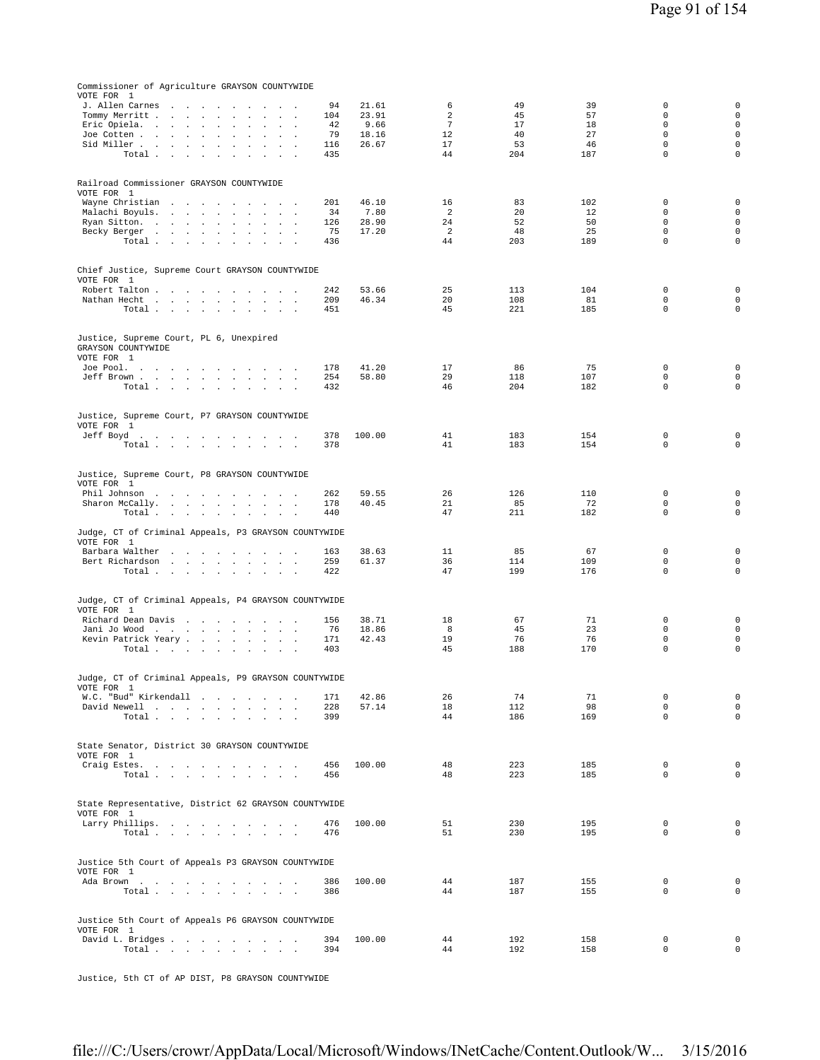Commissioner of Agriculture GRAYSON COUNTYWIDE
VOTE FOR 1

| Candidate | Votes | % | | | | | |
|---|---|---|---|---|---|---|---|
| J. Allen Carnes | 94 | 21.61 | 6 | 49 | 39 | 0 | 0 |
| Tommy Merritt | 104 | 23.91 | 2 | 45 | 57 | 0 | 0 |
| Eric Opiela | 42 | 9.66 | 7 | 17 | 18 | 0 | 0 |
| Joe Cotten | 79 | 18.16 | 12 | 40 | 27 | 0 | 0 |
| Sid Miller | 116 | 26.67 | 17 | 53 | 46 | 0 | 0 |
| Total | 435 | | 44 | 204 | 187 | 0 | 0 |

Railroad Commissioner GRAYSON COUNTYWIDE
VOTE FOR 1

| Candidate | Votes | % | | | | | |
|---|---|---|---|---|---|---|---|
| Wayne Christian | 201 | 46.10 | 16 | 83 | 102 | 0 | 0 |
| Malachi Boyuls | 34 | 7.80 | 2 | 20 | 12 | 0 | 0 |
| Ryan Sitton | 126 | 28.90 | 24 | 52 | 50 | 0 | 0 |
| Becky Berger | 75 | 17.20 | 2 | 48 | 25 | 0 | 0 |
| Total | 436 | | 44 | 203 | 189 | 0 | 0 |

Chief Justice, Supreme Court GRAYSON COUNTYWIDE
VOTE FOR 1

| Candidate | Votes | % | | | | | |
|---|---|---|---|---|---|---|---|
| Robert Talton | 242 | 53.66 | 25 | 113 | 104 | 0 | 0 |
| Nathan Hecht | 209 | 46.34 | 20 | 108 | 81 | 0 | 0 |
| Total | 451 | | 45 | 221 | 185 | 0 | 0 |

Justice, Supreme Court, PL 6, Unexpired
GRAYSON COUNTYWIDE
VOTE FOR 1

| Candidate | Votes | % | | | | | |
|---|---|---|---|---|---|---|---|
| Joe Pool | 178 | 41.20 | 17 | 86 | 75 | 0 | 0 |
| Jeff Brown | 254 | 58.80 | 29 | 118 | 107 | 0 | 0 |
| Total | 432 | | 46 | 204 | 182 | 0 | 0 |

Justice, Supreme Court, P7 GRAYSON COUNTYWIDE
VOTE FOR 1

| Candidate | Votes | % | | | | | |
|---|---|---|---|---|---|---|---|
| Jeff Boyd | 378 | 100.00 | 41 | 183 | 154 | 0 | 0 |
| Total | 378 | | 41 | 183 | 154 | 0 | 0 |

Justice, Supreme Court, P8 GRAYSON COUNTYWIDE
VOTE FOR 1

| Candidate | Votes | % | | | | | |
|---|---|---|---|---|---|---|---|
| Phil Johnson | 262 | 59.55 | 26 | 126 | 110 | 0 | 0 |
| Sharon McCally | 178 | 40.45 | 21 | 85 | 72 | 0 | 0 |
| Total | 440 | | 47 | 211 | 182 | 0 | 0 |

Judge, CT of Criminal Appeals, P3 GRAYSON COUNTYWIDE
VOTE FOR 1

| Candidate | Votes | % | | | | | |
|---|---|---|---|---|---|---|---|
| Barbara Walther | 163 | 38.63 | 11 | 85 | 67 | 0 | 0 |
| Bert Richardson | 259 | 61.37 | 36 | 114 | 109 | 0 | 0 |
| Total | 422 | | 47 | 199 | 176 | 0 | 0 |

Judge, CT of Criminal Appeals, P4 GRAYSON COUNTYWIDE
VOTE FOR 1

| Candidate | Votes | % | | | | | |
|---|---|---|---|---|---|---|---|
| Richard Dean Davis | 156 | 38.71 | 18 | 67 | 71 | 0 | 0 |
| Jani Jo Wood | 76 | 18.86 | 8 | 45 | 23 | 0 | 0 |
| Kevin Patrick Yeary | 171 | 42.43 | 19 | 76 | 76 | 0 | 0 |
| Total | 403 | | 45 | 188 | 170 | 0 | 0 |

Judge, CT of Criminal Appeals, P9 GRAYSON COUNTYWIDE
VOTE FOR 1

| Candidate | Votes | % | | | | | |
|---|---|---|---|---|---|---|---|
| W.C. "Bud" Kirkendall | 171 | 42.86 | 26 | 74 | 71 | 0 | 0 |
| David Newell | 228 | 57.14 | 18 | 112 | 98 | 0 | 0 |
| Total | 399 | | 44 | 186 | 169 | 0 | 0 |

State Senator, District 30 GRAYSON COUNTYWIDE
VOTE FOR 1

| Candidate | Votes | % | | | | | |
|---|---|---|---|---|---|---|---|
| Craig Estes | 456 | 100.00 | 48 | 223 | 185 | 0 | 0 |
| Total | 456 | | 48 | 223 | 185 | 0 | 0 |

State Representative, District 62 GRAYSON COUNTYWIDE
VOTE FOR 1

| Candidate | Votes | % | | | | | |
|---|---|---|---|---|---|---|---|
| Larry Phillips | 476 | 100.00 | 51 | 230 | 195 | 0 | 0 |
| Total | 476 | | 51 | 230 | 195 | 0 | 0 |

Justice 5th Court of Appeals P3 GRAYSON COUNTYWIDE
VOTE FOR 1

| Candidate | Votes | % | | | | | |
|---|---|---|---|---|---|---|---|
| Ada Brown | 386 | 100.00 | 44 | 187 | 155 | 0 | 0 |
| Total | 386 | | 44 | 187 | 155 | 0 | 0 |

Justice 5th Court of Appeals P6 GRAYSON COUNTYWIDE
VOTE FOR 1

| Candidate | Votes | % | | | | | |
|---|---|---|---|---|---|---|---|
| David L. Bridges | 394 | 100.00 | 44 | 192 | 158 | 0 | 0 |
| Total | 394 | | 44 | 192 | 158 | 0 | 0 |

Justice, 5th CT of AP DIST, P8 GRAYSON COUNTYWIDE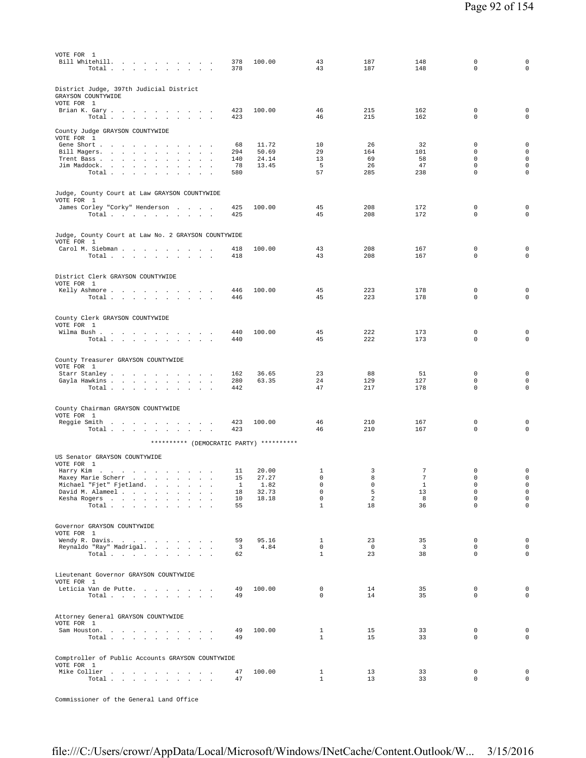VOTE FOR 1

| | | | | | | | |
|---|---|---|---|---|---|---|---|
| Bill Whitehill | 378 | 100.00 | 43 | 187 | 148 | 0 | 0 |
| Total | 378 | | 43 | 187 | 148 | 0 | 0 |

District Judge, 397th Judicial District
GRAYSON COUNTYWIDE
VOTE FOR 1

| | | | | | | | |
|---|---|---|---|---|---|---|---|
| Brian K. Gary | 423 | 100.00 | 46 | 215 | 162 | 0 | 0 |
| Total | 423 | | 46 | 215 | 162 | 0 | 0 |

County Judge GRAYSON COUNTYWIDE
VOTE FOR 1

| | | | | | | | |
|---|---|---|---|---|---|---|---|
| Gene Short | 68 | 11.72 | 10 | 26 | 32 | 0 | 0 |
| Bill Magers | 294 | 50.69 | 29 | 164 | 101 | 0 | 0 |
| Trent Bass | 140 | 24.14 | 13 | 69 | 58 | 0 | 0 |
| Jim Maddock | 78 | 13.45 | 5 | 26 | 47 | 0 | 0 |
| Total | 580 | | 57 | 285 | 238 | 0 | 0 |

Judge, County Court at Law GRAYSON COUNTYWIDE
VOTE FOR 1

| | | | | | | | |
|---|---|---|---|---|---|---|---|
| James Corley "Corky" Henderson | 425 | 100.00 | 45 | 208 | 172 | 0 | 0 |
| Total | 425 | | 45 | 208 | 172 | 0 | 0 |

Judge, County Court at Law No. 2 GRAYSON COUNTYWIDE
VOTE FOR 1

| | | | | | | | |
|---|---|---|---|---|---|---|---|
| Carol M. Siebman | 418 | 100.00 | 43 | 208 | 167 | 0 | 0 |
| Total | 418 | | 43 | 208 | 167 | 0 | 0 |

District Clerk GRAYSON COUNTYWIDE
VOTE FOR 1

| | | | | | | | |
|---|---|---|---|---|---|---|---|
| Kelly Ashmore | 446 | 100.00 | 45 | 223 | 178 | 0 | 0 |
| Total | 446 | | 45 | 223 | 178 | 0 | 0 |

County Clerk GRAYSON COUNTYWIDE
VOTE FOR 1

| | | | | | | | |
|---|---|---|---|---|---|---|---|
| Wilma Bush | 440 | 100.00 | 45 | 222 | 173 | 0 | 0 |
| Total | 440 | | 45 | 222 | 173 | 0 | 0 |

County Treasurer GRAYSON COUNTYWIDE
VOTE FOR 1

| | | | | | | | |
|---|---|---|---|---|---|---|---|
| Starr Stanley | 162 | 36.65 | 23 | 88 | 51 | 0 | 0 |
| Gayla Hawkins | 280 | 63.35 | 24 | 129 | 127 | 0 | 0 |
| Total | 442 | | 47 | 217 | 178 | 0 | 0 |

County Chairman GRAYSON COUNTYWIDE
VOTE FOR 1

| | | | | | | | |
|---|---|---|---|---|---|---|---|
| Reggie Smith | 423 | 100.00 | 46 | 210 | 167 | 0 | 0 |
| Total | 423 | | 46 | 210 | 167 | 0 | 0 |

********** (DEMOCRATIC PARTY) **********

US Senator GRAYSON COUNTYWIDE
VOTE FOR 1

| | | | | | | | |
|---|---|---|---|---|---|---|---|
| Harry Kim | 11 | 20.00 | 1 | 3 | 7 | 0 | 0 |
| Maxey Marie Scherr | 15 | 27.27 | 0 | 8 | 7 | 0 | 0 |
| Michael "Fjet" Fjetland | 1 | 1.82 | 0 | 0 | 1 | 0 | 0 |
| David M. Alameel | 18 | 32.73 | 0 | 5 | 13 | 0 | 0 |
| Kesha Rogers | 10 | 18.18 | 0 | 2 | 8 | 0 | 0 |
| Total | 55 | | 1 | 18 | 36 | 0 | 0 |

Governor GRAYSON COUNTYWIDE
VOTE FOR 1

| | | | | | | | |
|---|---|---|---|---|---|---|---|
| Wendy R. Davis | 59 | 95.16 | 1 | 23 | 35 | 0 | 0 |
| Reynaldo "Ray" Madrigal | 3 | 4.84 | 0 | 0 | 3 | 0 | 0 |
| Total | 62 | | 1 | 23 | 38 | 0 | 0 |

Lieutenant Governor GRAYSON COUNTYWIDE
VOTE FOR 1

| | | | | | | | |
|---|---|---|---|---|---|---|---|
| Leticia Van de Putte | 49 | 100.00 | 0 | 14 | 35 | 0 | 0 |
| Total | 49 | | 0 | 14 | 35 | 0 | 0 |

Attorney General GRAYSON COUNTYWIDE
VOTE FOR 1

| | | | | | | | |
|---|---|---|---|---|---|---|---|
| Sam Houston | 49 | 100.00 | 1 | 15 | 33 | 0 | 0 |
| Total | 49 | | 1 | 15 | 33 | 0 | 0 |

Comptroller of Public Accounts GRAYSON COUNTYWIDE
VOTE FOR 1

| | | | | | | | |
|---|---|---|---|---|---|---|---|
| Mike Collier | 47 | 100.00 | 1 | 13 | 33 | 0 | 0 |
| Total | 47 | | 1 | 13 | 33 | 0 | 0 |

Commissioner of the General Land Office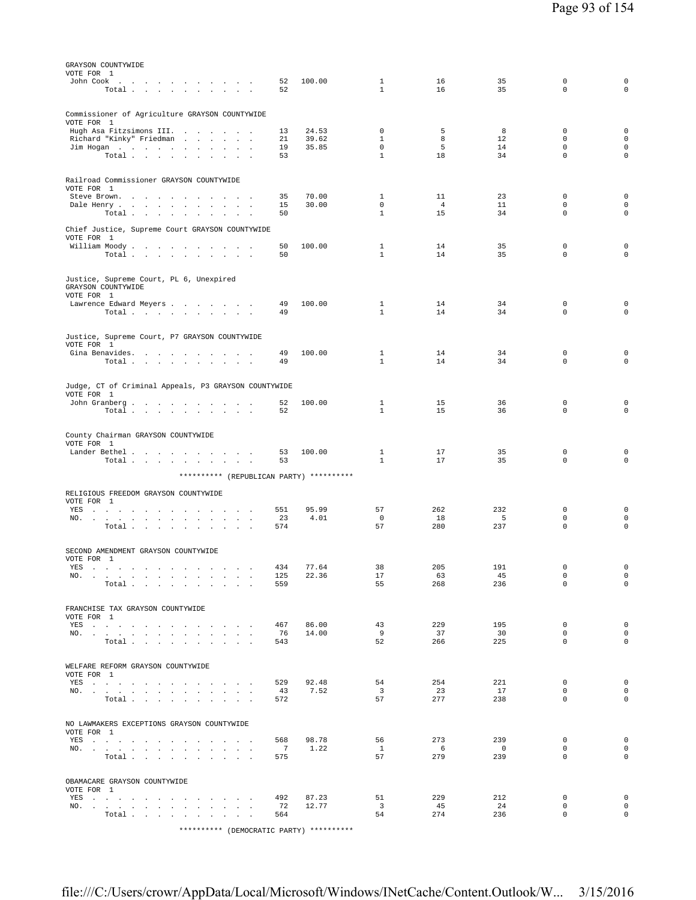GRAYSON COUNTYWIDE
VOTE FOR 1

| | | | | | | | |
|---|---|---|---|---|---|---|---|
| John Cook | 52 | 100.00 | 1 | 16 | 35 | 0 | 0 |
| Total | 52 | | 1 | 16 | 35 | 0 | 0 |

Commissioner of Agriculture GRAYSON COUNTYWIDE
VOTE FOR 1

| | | | | | | | |
|---|---|---|---|---|---|---|---|
| Hugh Asa Fitzsimons III. | 13 | 24.53 | 0 | 5 | 8 | 0 | 0 |
| Richard "Kinky" Friedman | 21 | 39.62 | 1 | 8 | 12 | 0 | 0 |
| Jim Hogan | 19 | 35.85 | 0 | 5 | 14 | 0 | 0 |
| Total | 53 | | 1 | 18 | 34 | 0 | 0 |

Railroad Commissioner GRAYSON COUNTYWIDE
VOTE FOR 1

| | | | | | | | |
|---|---|---|---|---|---|---|---|
| Steve Brown. | 35 | 70.00 | 1 | 11 | 23 | 0 | 0 |
| Dale Henry | 15 | 30.00 | 0 | 4 | 11 | 0 | 0 |
| Total | 50 | | 1 | 15 | 34 | 0 | 0 |

Chief Justice, Supreme Court GRAYSON COUNTYWIDE
VOTE FOR 1

| | | | | | | | |
|---|---|---|---|---|---|---|---|
| William Moody | 50 | 100.00 | 1 | 14 | 35 | 0 | 0 |
| Total | 50 | | 1 | 14 | 35 | 0 | 0 |

Justice, Supreme Court, PL 6, Unexpired
GRAYSON COUNTYWIDE
VOTE FOR 1

| | | | | | | | |
|---|---|---|---|---|---|---|---|
| Lawrence Edward Meyers | 49 | 100.00 | 1 | 14 | 34 | 0 | 0 |
| Total | 49 | | 1 | 14 | 34 | 0 | 0 |

Justice, Supreme Court, P7 GRAYSON COUNTYWIDE
VOTE FOR 1

| | | | | | | | |
|---|---|---|---|---|---|---|---|
| Gina Benavides. | 49 | 100.00 | 1 | 14 | 34 | 0 | 0 |
| Total | 49 | | 1 | 14 | 34 | 0 | 0 |

Judge, CT of Criminal Appeals, P3 GRAYSON COUNTYWIDE
VOTE FOR 1

| | | | | | | | |
|---|---|---|---|---|---|---|---|
| John Granberg | 52 | 100.00 | 1 | 15 | 36 | 0 | 0 |
| Total | 52 | | 1 | 15 | 36 | 0 | 0 |

County Chairman GRAYSON COUNTYWIDE
VOTE FOR 1

| | | | | | | | |
|---|---|---|---|---|---|---|---|
| Lander Bethel | 53 | 100.00 | 1 | 17 | 35 | 0 | 0 |
| Total | 53 | | 1 | 17 | 35 | 0 | 0 |

********** (REPUBLICAN PARTY) **********

RELIGIOUS FREEDOM GRAYSON COUNTYWIDE
VOTE FOR 1

| | | | | | | | |
|---|---|---|---|---|---|---|---|
| YES | 551 | 95.99 | 57 | 262 | 232 | 0 | 0 |
| NO. | 23 | 4.01 | 0 | 18 | 5 | 0 | 0 |
| Total | 574 | | 57 | 280 | 237 | 0 | 0 |

SECOND AMENDMENT GRAYSON COUNTYWIDE
VOTE FOR 1

| | | | | | | | |
|---|---|---|---|---|---|---|---|
| YES | 434 | 77.64 | 38 | 205 | 191 | 0 | 0 |
| NO. | 125 | 22.36 | 17 | 63 | 45 | 0 | 0 |
| Total | 559 | | 55 | 268 | 236 | 0 | 0 |

FRANCHISE TAX GRAYSON COUNTYWIDE
VOTE FOR 1

| | | | | | | | |
|---|---|---|---|---|---|---|---|
| YES | 467 | 86.00 | 43 | 229 | 195 | 0 | 0 |
| NO. | 76 | 14.00 | 9 | 37 | 30 | 0 | 0 |
| Total | 543 | | 52 | 266 | 225 | 0 | 0 |

WELFARE REFORM GRAYSON COUNTYWIDE
VOTE FOR 1

| | | | | | | | |
|---|---|---|---|---|---|---|---|
| YES | 529 | 92.48 | 54 | 254 | 221 | 0 | 0 |
| NO. | 43 | 7.52 | 3 | 23 | 17 | 0 | 0 |
| Total | 572 | | 57 | 277 | 238 | 0 | 0 |

NO LAWMAKERS EXCEPTIONS GRAYSON COUNTYWIDE
VOTE FOR 1

| | | | | | | | |
|---|---|---|---|---|---|---|---|
| YES | 568 | 98.78 | 56 | 273 | 239 | 0 | 0 |
| NO. | 7 | 1.22 | 1 | 6 | 0 | 0 | 0 |
| Total | 575 | | 57 | 279 | 239 | 0 | 0 |

OBAMACARE GRAYSON COUNTYWIDE
VOTE FOR 1

| | | | | | | | |
|---|---|---|---|---|---|---|---|
| YES | 492 | 87.23 | 51 | 229 | 212 | 0 | 0 |
| NO. | 72 | 12.77 | 3 | 45 | 24 | 0 | 0 |
| Total | 564 | | 54 | 274 | 236 | 0 | 0 |

********** (DEMOCRATIC PARTY) **********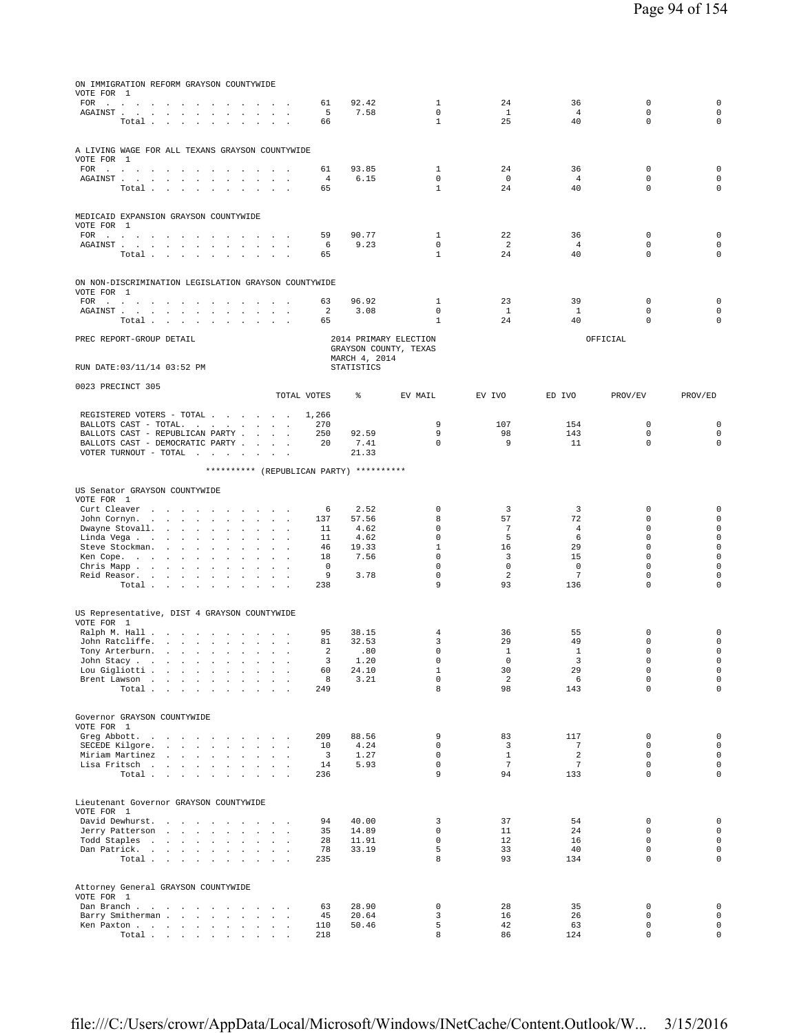ON IMMIGRATION REFORM GRAYSON COUNTYWIDE
VOTE FOR 1

| | TOTAL VOTES | % | EV MAIL | EV IVO | ED IVO | PROV/EV | PROV/ED |
|---|---|---|---|---|---|---|---|
| FOR | 61 | 92.42 | 1 | 24 | 36 | 0 | 0 |
| AGAINST | 5 | 7.58 | 0 | 1 | 4 | 0 | 0 |
| Total | 66 | | 1 | 25 | 40 | 0 | 0 |

A LIVING WAGE FOR ALL TEXANS GRAYSON COUNTYWIDE
VOTE FOR 1

| | TOTAL VOTES | % | EV MAIL | EV IVO | ED IVO | PROV/EV | PROV/ED |
|---|---|---|---|---|---|---|---|
| FOR | 61 | 93.85 | 1 | 24 | 36 | 0 | 0 |
| AGAINST | 4 | 6.15 | 0 | 0 | 4 | 0 | 0 |
| Total | 65 | | 1 | 24 | 40 | 0 | 0 |

MEDICAID EXPANSION GRAYSON COUNTYWIDE
VOTE FOR 1

| | TOTAL VOTES | % | EV MAIL | EV IVO | ED IVO | PROV/EV | PROV/ED |
|---|---|---|---|---|---|---|---|
| FOR | 59 | 90.77 | 1 | 22 | 36 | 0 | 0 |
| AGAINST | 6 | 9.23 | 0 | 2 | 4 | 0 | 0 |
| Total | 65 | | 1 | 24 | 40 | 0 | 0 |

ON NON-DISCRIMINATION LEGISLATION GRAYSON COUNTYWIDE
VOTE FOR 1

| | TOTAL VOTES | % | EV MAIL | EV IVO | ED IVO | PROV/EV | PROV/ED |
|---|---|---|---|---|---|---|---|
| FOR | 63 | 96.92 | 1 | 23 | 39 | 0 | 0 |
| AGAINST | 2 | 3.08 | 0 | 1 | 1 | 0 | 0 |
| Total | 65 | | 1 | 24 | 40 | 0 | 0 |

PREC REPORT-GROUP DETAIL — 2014 PRIMARY ELECTION, GRAYSON COUNTY, TEXAS, MARCH 4, 2014 — OFFICIAL
RUN DATE:03/11/14 03:52 PM — STATISTICS

0023 PRECINCT 305

| | TOTAL VOTES | % | EV MAIL | EV IVO | ED IVO | PROV/EV | PROV/ED |
|---|---|---|---|---|---|---|---|
| REGISTERED VOTERS - TOTAL | 1,266 | | | | | | |
| BALLOTS CAST - TOTAL. | 270 | | 9 | 107 | 154 | 0 | 0 |
| BALLOTS CAST - REPUBLICAN PARTY | 250 | 92.59 | 9 | 98 | 143 | 0 | 0 |
| BALLOTS CAST - DEMOCRATIC PARTY | 20 | 7.41 | 0 | 9 | 11 | 0 | 0 |
| VOTER TURNOUT - TOTAL | | 21.33 | | | | | |

********** (REPUBLICAN PARTY) **********

US Senator GRAYSON COUNTYWIDE
VOTE FOR 1

| | TOTAL VOTES | % | EV MAIL | EV IVO | ED IVO | PROV/EV | PROV/ED |
|---|---|---|---|---|---|---|---|
| Curt Cleaver | 6 | 2.52 | 0 | 3 | 3 | 0 | 0 |
| John Cornyn. | 137 | 57.56 | 8 | 57 | 72 | 0 | 0 |
| Dwayne Stovall. | 11 | 4.62 | 0 | 7 | 4 | 0 | 0 |
| Linda Vega | 11 | 4.62 | 0 | 5 | 6 | 0 | 0 |
| Steve Stockman. | 46 | 19.33 | 1 | 16 | 29 | 0 | 0 |
| Ken Cope. | 18 | 7.56 | 0 | 3 | 15 | 0 | 0 |
| Chris Mapp | 0 | | 0 | 0 | 0 | 0 | 0 |
| Reid Reasor. | 9 | 3.78 | 0 | 2 | 7 | 0 | 0 |
| Total | 238 | | 9 | 93 | 136 | 0 | 0 |

US Representative, DIST 4 GRAYSON COUNTYWIDE
VOTE FOR 1

| | TOTAL VOTES | % | EV MAIL | EV IVO | ED IVO | PROV/EV | PROV/ED |
|---|---|---|---|---|---|---|---|
| Ralph M. Hall | 95 | 38.15 | 4 | 36 | 55 | 0 | 0 |
| John Ratcliffe. | 81 | 32.53 | 3 | 29 | 49 | 0 | 0 |
| Tony Arterburn. | 2 | .80 | 0 | 1 | 1 | 0 | 0 |
| John Stacy | 3 | 1.20 | 0 | 0 | 3 | 0 | 0 |
| Lou Gigliotti | 60 | 24.10 | 1 | 30 | 29 | 0 | 0 |
| Brent Lawson | 8 | 3.21 | 0 | 2 | 6 | 0 | 0 |
| Total | 249 | | 8 | 98 | 143 | 0 | 0 |

Governor GRAYSON COUNTYWIDE
VOTE FOR 1

| | TOTAL VOTES | % | EV MAIL | EV IVO | ED IVO | PROV/EV | PROV/ED |
|---|---|---|---|---|---|---|---|
| Greg Abbott. | 209 | 88.56 | 9 | 83 | 117 | 0 | 0 |
| SECEDE Kilgore. | 10 | 4.24 | 0 | 3 | 7 | 0 | 0 |
| Miriam Martinez | 3 | 1.27 | 0 | 1 | 2 | 0 | 0 |
| Lisa Fritsch | 14 | 5.93 | 0 | 7 | 7 | 0 | 0 |
| Total | 236 | | 9 | 94 | 133 | 0 | 0 |

Lieutenant Governor GRAYSON COUNTYWIDE
VOTE FOR 1

| | TOTAL VOTES | % | EV MAIL | EV IVO | ED IVO | PROV/EV | PROV/ED |
|---|---|---|---|---|---|---|---|
| David Dewhurst. | 94 | 40.00 | 3 | 37 | 54 | 0 | 0 |
| Jerry Patterson | 35 | 14.89 | 0 | 11 | 24 | 0 | 0 |
| Todd Staples | 28 | 11.91 | 0 | 12 | 16 | 0 | 0 |
| Dan Patrick. | 78 | 33.19 | 5 | 33 | 40 | 0 | 0 |
| Total | 235 | | 8 | 93 | 134 | 0 | 0 |

Attorney General GRAYSON COUNTYWIDE
VOTE FOR 1

| | TOTAL VOTES | % | EV MAIL | EV IVO | ED IVO | PROV/EV | PROV/ED |
|---|---|---|---|---|---|---|---|
| Dan Branch | 63 | 28.90 | 0 | 28 | 35 | 0 | 0 |
| Barry Smitherman | 45 | 20.64 | 3 | 16 | 26 | 0 | 0 |
| Ken Paxton | 110 | 50.46 | 5 | 42 | 63 | 0 | 0 |
| Total | 218 | | 8 | 86 | 124 | 0 | 0 |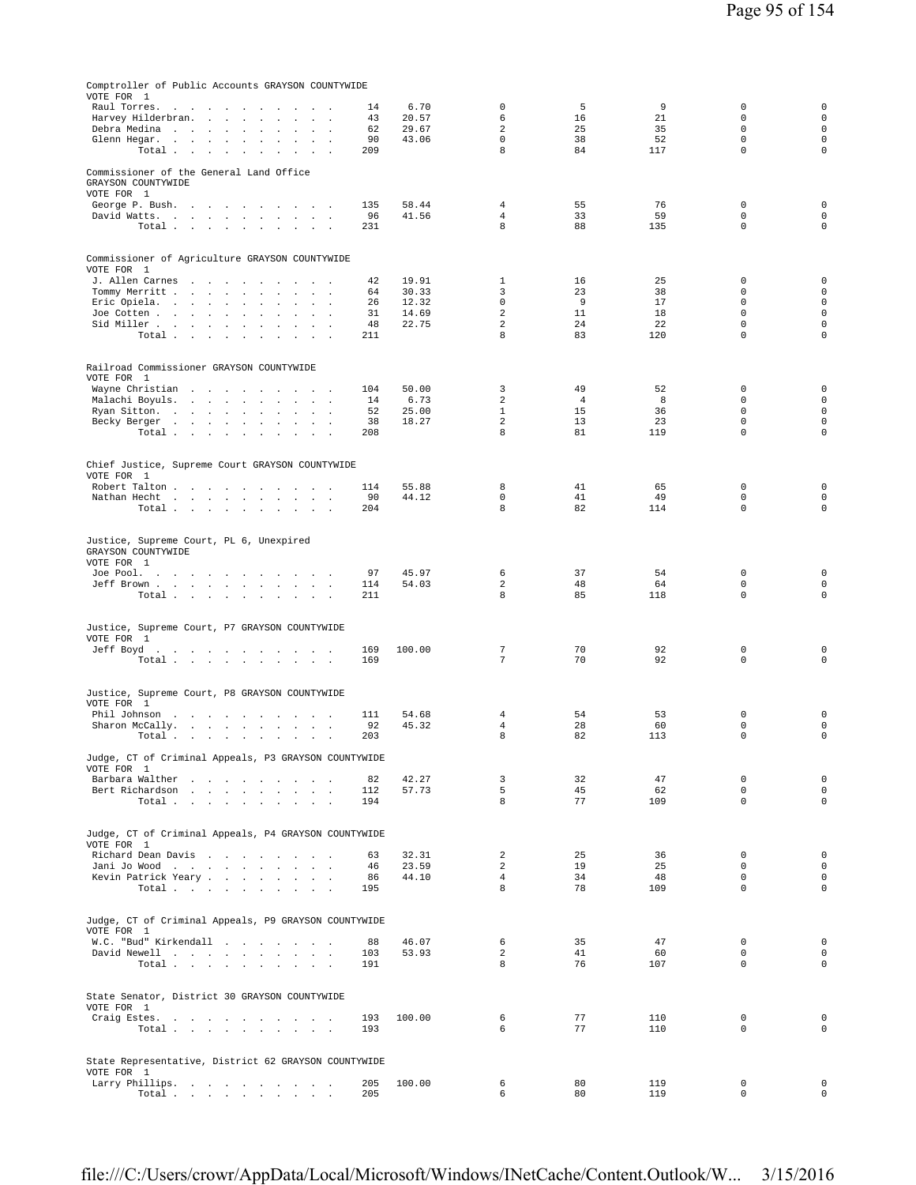Comptroller of Public Accounts GRAYSON COUNTYWIDE
VOTE FOR 1

| Candidate | Votes | % | | | | | |
|---|---|---|---|---|---|---|---|
| Raul Torres | 14 | 6.70 | 0 | 5 | 9 | 0 | 0 |
| Harvey Hilderbran | 43 | 20.57 | 6 | 16 | 21 | 0 | 0 |
| Debra Medina | 62 | 29.67 | 2 | 25 | 35 | 0 | 0 |
| Glenn Hegar | 90 | 43.06 | 0 | 38 | 52 | 0 | 0 |
| Total | 209 | | 8 | 84 | 117 | 0 | 0 |

Commissioner of the General Land Office
GRAYSON COUNTYWIDE
VOTE FOR 1

| Candidate | Votes | % | | | | | |
|---|---|---|---|---|---|---|---|
| George P. Bush | 135 | 58.44 | 4 | 55 | 76 | 0 | 0 |
| David Watts | 96 | 41.56 | 4 | 33 | 59 | 0 | 0 |
| Total | 231 | | 8 | 88 | 135 | 0 | 0 |

Commissioner of Agriculture GRAYSON COUNTYWIDE
VOTE FOR 1

| Candidate | Votes | % | | | | | |
|---|---|---|---|---|---|---|---|
| J. Allen Carnes | 42 | 19.91 | 1 | 16 | 25 | 0 | 0 |
| Tommy Merritt | 64 | 30.33 | 3 | 23 | 38 | 0 | 0 |
| Eric Opiela | 26 | 12.32 | 0 | 9 | 17 | 0 | 0 |
| Joe Cotten | 31 | 14.69 | 2 | 11 | 18 | 0 | 0 |
| Sid Miller | 48 | 22.75 | 2 | 24 | 22 | 0 | 0 |
| Total | 211 | | 8 | 83 | 120 | 0 | 0 |

Railroad Commissioner GRAYSON COUNTYWIDE
VOTE FOR 1

| Candidate | Votes | % | | | | | |
|---|---|---|---|---|---|---|---|
| Wayne Christian | 104 | 50.00 | 3 | 49 | 52 | 0 | 0 |
| Malachi Boyuls | 14 | 6.73 | 2 | 4 | 8 | 0 | 0 |
| Ryan Sitton | 52 | 25.00 | 1 | 15 | 36 | 0 | 0 |
| Becky Berger | 38 | 18.27 | 2 | 13 | 23 | 0 | 0 |
| Total | 208 | | 8 | 81 | 119 | 0 | 0 |

Chief Justice, Supreme Court GRAYSON COUNTYWIDE
VOTE FOR 1

| Candidate | Votes | % | | | | | |
|---|---|---|---|---|---|---|---|
| Robert Talton | 114 | 55.88 | 8 | 41 | 65 | 0 | 0 |
| Nathan Hecht | 90 | 44.12 | 0 | 41 | 49 | 0 | 0 |
| Total | 204 | | 8 | 82 | 114 | 0 | 0 |

Justice, Supreme Court, PL 6, Unexpired
GRAYSON COUNTYWIDE
VOTE FOR 1

| Candidate | Votes | % | | | | | |
|---|---|---|---|---|---|---|---|
| Joe Pool | 97 | 45.97 | 6 | 37 | 54 | 0 | 0 |
| Jeff Brown | 114 | 54.03 | 2 | 48 | 64 | 0 | 0 |
| Total | 211 | | 8 | 85 | 118 | 0 | 0 |

Justice, Supreme Court, P7 GRAYSON COUNTYWIDE
VOTE FOR 1

| Candidate | Votes | % | | | | | |
|---|---|---|---|---|---|---|---|
| Jeff Boyd | 169 | 100.00 | 7 | 70 | 92 | 0 | 0 |
| Total | 169 | | 7 | 70 | 92 | 0 | 0 |

Justice, Supreme Court, P8 GRAYSON COUNTYWIDE
VOTE FOR 1

| Candidate | Votes | % | | | | | |
|---|---|---|---|---|---|---|---|
| Phil Johnson | 111 | 54.68 | 4 | 54 | 53 | 0 | 0 |
| Sharon McCally | 92 | 45.32 | 4 | 28 | 60 | 0 | 0 |
| Total | 203 | | 8 | 82 | 113 | 0 | 0 |

Judge, CT of Criminal Appeals, P3 GRAYSON COUNTYWIDE
VOTE FOR 1

| Candidate | Votes | % | | | | | |
|---|---|---|---|---|---|---|---|
| Barbara Walther | 82 | 42.27 | 3 | 32 | 47 | 0 | 0 |
| Bert Richardson | 112 | 57.73 | 5 | 45 | 62 | 0 | 0 |
| Total | 194 | | 8 | 77 | 109 | 0 | 0 |

Judge, CT of Criminal Appeals, P4 GRAYSON COUNTYWIDE
VOTE FOR 1

| Candidate | Votes | % | | | | | |
|---|---|---|---|---|---|---|---|
| Richard Dean Davis | 63 | 32.31 | 2 | 25 | 36 | 0 | 0 |
| Jani Jo Wood | 46 | 23.59 | 2 | 19 | 25 | 0 | 0 |
| Kevin Patrick Yeary | 86 | 44.10 | 4 | 34 | 48 | 0 | 0 |
| Total | 195 | | 8 | 78 | 109 | 0 | 0 |

Judge, CT of Criminal Appeals, P9 GRAYSON COUNTYWIDE
VOTE FOR 1

| Candidate | Votes | % | | | | | |
|---|---|---|---|---|---|---|---|
| W.C. "Bud" Kirkendall | 88 | 46.07 | 6 | 35 | 47 | 0 | 0 |
| David Newell | 103 | 53.93 | 2 | 41 | 60 | 0 | 0 |
| Total | 191 | | 8 | 76 | 107 | 0 | 0 |

State Senator, District 30 GRAYSON COUNTYWIDE
VOTE FOR 1

| Candidate | Votes | % | | | | | |
|---|---|---|---|---|---|---|---|
| Craig Estes | 193 | 100.00 | 6 | 77 | 110 | 0 | 0 |
| Total | 193 | | 6 | 77 | 110 | 0 | 0 |

State Representative, District 62 GRAYSON COUNTYWIDE
VOTE FOR 1

| Candidate | Votes | % | | | | | |
|---|---|---|---|---|---|---|---|
| Larry Phillips | 205 | 100.00 | 6 | 80 | 119 | 0 | 0 |
| Total | 205 | | 6 | 80 | 119 | 0 | 0 |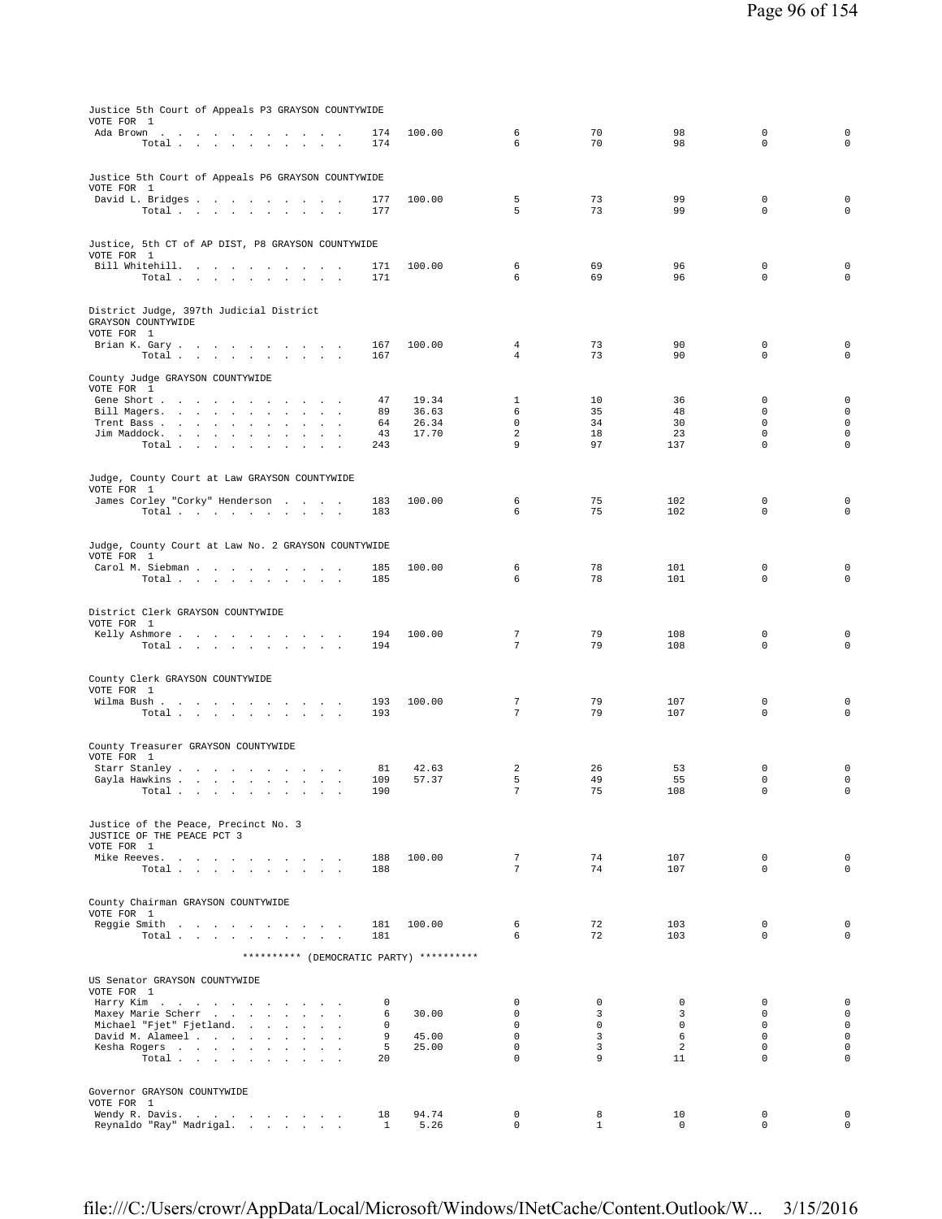Justice 5th Court of Appeals P3 GRAYSON COUNTYWIDE
VOTE FOR 1

| Candidate | Votes | % | | | | | |
|---|---|---|---|---|---|---|---|
| Ada Brown | 174 | 100.00 | 6 | 70 | 98 | 0 | 0 |
| Total | 174 | | 6 | 70 | 98 | 0 | 0 |

Justice 5th Court of Appeals P6 GRAYSON COUNTYWIDE
VOTE FOR 1

| Candidate | Votes | % | | | | | |
|---|---|---|---|---|---|---|---|
| David L. Bridges | 177 | 100.00 | 5 | 73 | 99 | 0 | 0 |
| Total | 177 | | 5 | 73 | 99 | 0 | 0 |

Justice, 5th CT of AP DIST, P8 GRAYSON COUNTYWIDE
VOTE FOR 1

| Candidate | Votes | % | | | | | |
|---|---|---|---|---|---|---|---|
| Bill Whitehill. | 171 | 100.00 | 6 | 69 | 96 | 0 | 0 |
| Total | 171 | | 6 | 69 | 96 | 0 | 0 |

District Judge, 397th Judicial District
GRAYSON COUNTYWIDE
VOTE FOR 1

| Candidate | Votes | % | | | | | |
|---|---|---|---|---|---|---|---|
| Brian K. Gary | 167 | 100.00 | 4 | 73 | 90 | 0 | 0 |
| Total | 167 | | 4 | 73 | 90 | 0 | 0 |

County Judge GRAYSON COUNTYWIDE
VOTE FOR 1

| Candidate | Votes | % | | | | | |
|---|---|---|---|---|---|---|---|
| Gene Short | 47 | 19.34 | 1 | 10 | 36 | 0 | 0 |
| Bill Magers. | 89 | 36.63 | 6 | 35 | 48 | 0 | 0 |
| Trent Bass | 64 | 26.34 | 0 | 34 | 30 | 0 | 0 |
| Jim Maddock. | 43 | 17.70 | 2 | 18 | 23 | 0 | 0 |
| Total | 243 | | 9 | 97 | 137 | 0 | 0 |

Judge, County Court at Law GRAYSON COUNTYWIDE
VOTE FOR 1

| Candidate | Votes | % | | | | | |
|---|---|---|---|---|---|---|---|
| James Corley "Corky" Henderson | 183 | 100.00 | 6 | 75 | 102 | 0 | 0 |
| Total | 183 | | 6 | 75 | 102 | 0 | 0 |

Judge, County Court at Law No. 2 GRAYSON COUNTYWIDE
VOTE FOR 1

| Candidate | Votes | % | | | | | |
|---|---|---|---|---|---|---|---|
| Carol M. Siebman | 185 | 100.00 | 6 | 78 | 101 | 0 | 0 |
| Total | 185 | | 6 | 78 | 101 | 0 | 0 |

District Clerk GRAYSON COUNTYWIDE
VOTE FOR 1

| Candidate | Votes | % | | | | | |
|---|---|---|---|---|---|---|---|
| Kelly Ashmore | 194 | 100.00 | 7 | 79 | 108 | 0 | 0 |
| Total | 194 | | 7 | 79 | 108 | 0 | 0 |

County Clerk GRAYSON COUNTYWIDE
VOTE FOR 1

| Candidate | Votes | % | | | | | |
|---|---|---|---|---|---|---|---|
| Wilma Bush | 193 | 100.00 | 7 | 79 | 107 | 0 | 0 |
| Total | 193 | | 7 | 79 | 107 | 0 | 0 |

County Treasurer GRAYSON COUNTYWIDE
VOTE FOR 1

| Candidate | Votes | % | | | | | |
|---|---|---|---|---|---|---|---|
| Starr Stanley | 81 | 42.63 | 2 | 26 | 53 | 0 | 0 |
| Gayla Hawkins | 109 | 57.37 | 5 | 49 | 55 | 0 | 0 |
| Total | 190 | | 7 | 75 | 108 | 0 | 0 |

Justice of the Peace, Precinct No. 3
JUSTICE OF THE PEACE PCT 3
VOTE FOR 1

| Candidate | Votes | % | | | | | |
|---|---|---|---|---|---|---|---|
| Mike Reeves. | 188 | 100.00 | 7 | 74 | 107 | 0 | 0 |
| Total | 188 | | 7 | 74 | 107 | 0 | 0 |

County Chairman GRAYSON COUNTYWIDE
VOTE FOR 1

| Candidate | Votes | % | | | | | |
|---|---|---|---|---|---|---|---|
| Reggie Smith | 181 | 100.00 | 6 | 72 | 103 | 0 | 0 |
| Total | 181 | | 6 | 72 | 103 | 0 | 0 |

********** (DEMOCRATIC PARTY) **********

US Senator GRAYSON COUNTYWIDE
VOTE FOR 1

| Candidate | Votes | % | | | | | |
|---|---|---|---|---|---|---|---|
| Harry Kim | 0 | | 0 | 0 | 0 | 0 | 0 |
| Maxey Marie Scherr | 6 | 30.00 | 0 | 3 | 3 | 0 | 0 |
| Michael "Fjet" Fjetland. | 0 | | 0 | 0 | 0 | 0 | 0 |
| David M. Alameel | 9 | 45.00 | 0 | 3 | 6 | 0 | 0 |
| Kesha Rogers | 5 | 25.00 | 0 | 3 | 2 | 0 | 0 |
| Total | 20 | | 0 | 9 | 11 | 0 | 0 |

Governor GRAYSON COUNTYWIDE
VOTE FOR 1

| Candidate | Votes | % | | | | | |
|---|---|---|---|---|---|---|---|
| Wendy R. Davis. | 18 | 94.74 | 0 | 8 | 10 | 0 | 0 |
| Reynaldo "Ray" Madrigal. | 1 | 5.26 | 0 | 1 | 0 | 0 | 0 |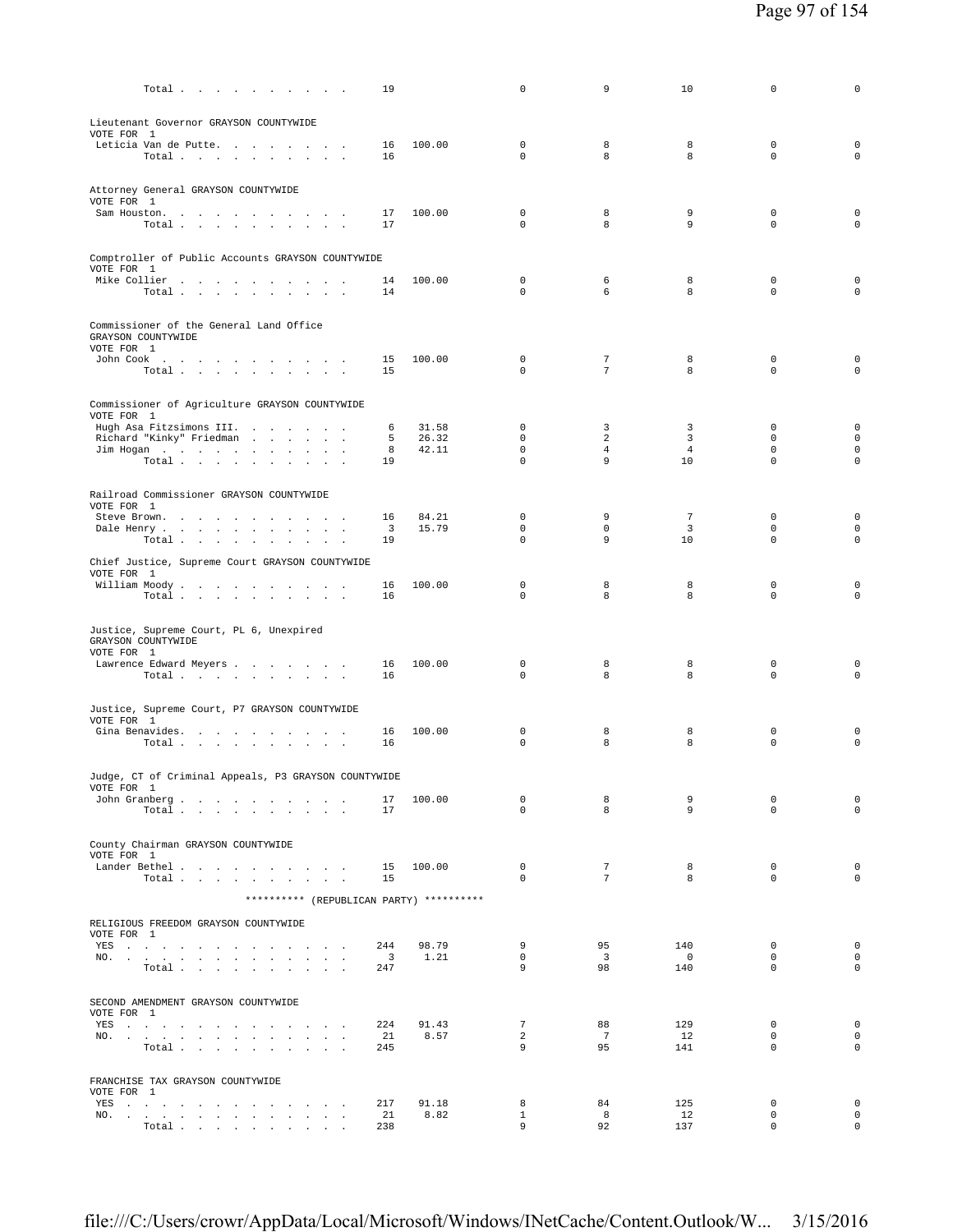| | | | | | | | |
|---|---|---|---|---|---|---|---|
| Total . . . . . . . . . . | 19 | | 0 | 9 | 10 | 0 | 0 |

Lieutenant Governor GRAYSON COUNTYWIDE
VOTE FOR 1

| | | | | | | | |
|---|---|---|---|---|---|---|---|
| Leticia Van de Putte. . . . . . . . . | 16 | 100.00 | 0 | 8 | 8 | 0 | 0 |
| Total . . . . . . . . . . | 16 | | 0 | 8 | 8 | 0 | 0 |

Attorney General GRAYSON COUNTYWIDE
VOTE FOR 1

| | | | | | | | |
|---|---|---|---|---|---|---|---|
| Sam Houston. . . . . . . . . . . | 17 | 100.00 | 0 | 8 | 9 | 0 | 0 |
| Total . . . . . . . . . . | 17 | | 0 | 8 | 9 | 0 | 0 |

Comptroller of Public Accounts GRAYSON COUNTYWIDE
VOTE FOR 1

| | | | | | | | |
|---|---|---|---|---|---|---|---|
| Mike Collier . . . . . . . . . . | 14 | 100.00 | 0 | 6 | 8 | 0 | 0 |
| Total . . . . . . . . . . | 14 | | 0 | 6 | 8 | 0 | 0 |

Commissioner of the General Land Office
GRAYSON COUNTYWIDE
VOTE FOR 1

| | | | | | | | |
|---|---|---|---|---|---|---|---|
| John Cook . . . . . . . . . . . | 15 | 100.00 | 0 | 7 | 8 | 0 | 0 |
| Total . . . . . . . . . . | 15 | | 0 | 7 | 8 | 0 | 0 |

Commissioner of Agriculture GRAYSON COUNTYWIDE
VOTE FOR 1

| | | | | | | | |
|---|---|---|---|---|---|---|---|
| Hugh Asa Fitzsimons III. . . . . . . | 6 | 31.58 | 0 | 3 | 3 | 0 | 0 |
| Richard "Kinky" Friedman . . . . . . | 5 | 26.32 | 0 | 2 | 3 | 0 | 0 |
| Jim Hogan . . . . . . . . . . . | 8 | 42.11 | 0 | 4 | 4 | 0 | 0 |
| Total . . . . . . . . . . | 19 | | 0 | 9 | 10 | 0 | 0 |

Railroad Commissioner GRAYSON COUNTYWIDE
VOTE FOR 1

| | | | | | | | |
|---|---|---|---|---|---|---|---|
| Steve Brown. . . . . . . . . . . | 16 | 84.21 | 0 | 9 | 7 | 0 | 0 |
| Dale Henry . . . . . . . . . . . | 3 | 15.79 | 0 | 0 | 3 | 0 | 0 |
| Total . . . . . . . . . . | 19 | | 0 | 9 | 10 | 0 | 0 |

Chief Justice, Supreme Court GRAYSON COUNTYWIDE
VOTE FOR 1

| | | | | | | | |
|---|---|---|---|---|---|---|---|
| William Moody . . . . . . . . . . | 16 | 100.00 | 0 | 8 | 8 | 0 | 0 |
| Total . . . . . . . . . . | 16 | | 0 | 8 | 8 | 0 | 0 |

Justice, Supreme Court, PL 6, Unexpired
GRAYSON COUNTYWIDE
VOTE FOR 1

| | | | | | | | |
|---|---|---|---|---|---|---|---|
| Lawrence Edward Meyers . . . . . . . . | 16 | 100.00 | 0 | 8 | 8 | 0 | 0 |
| Total . . . . . . . . . . | 16 | | 0 | 8 | 8 | 0 | 0 |

Justice, Supreme Court, P7 GRAYSON COUNTYWIDE
VOTE FOR 1

| | | | | | | | |
|---|---|---|---|---|---|---|---|
| Gina Benavides. . . . . . . . . . | 16 | 100.00 | 0 | 8 | 8 | 0 | 0 |
| Total . . . . . . . . . . | 16 | | 0 | 8 | 8 | 0 | 0 |

Judge, CT of Criminal Appeals, P3 GRAYSON COUNTYWIDE
VOTE FOR 1

| | | | | | | | |
|---|---|---|---|---|---|---|---|
| John Granberg . . . . . . . . . . | 17 | 100.00 | 0 | 8 | 9 | 0 | 0 |
| Total . . . . . . . . . . | 17 | | 0 | 8 | 9 | 0 | 0 |

County Chairman GRAYSON COUNTYWIDE
VOTE FOR 1

| | | | | | | | |
|---|---|---|---|---|---|---|---|
| Lander Bethel . . . . . . . . . . | 15 | 100.00 | 0 | 7 | 8 | 0 | 0 |
| Total . . . . . . . . . . | 15 | | 0 | 7 | 8 | 0 | 0 |

********** (REPUBLICAN PARTY) **********

RELIGIOUS FREEDOM GRAYSON COUNTYWIDE
VOTE FOR 1

| | | | | | | | |
|---|---|---|---|---|---|---|---|
| YES . . . . . . . . . . . . . . | 244 | 98.79 | 9 | 95 | 140 | 0 | 0 |
| NO. . . . . . . . . . . . . . . | 3 | 1.21 | 0 | 3 | 0 | 0 | 0 |
| Total . . . . . . . . . . | 247 | | 9 | 98 | 140 | 0 | 0 |

SECOND AMENDMENT GRAYSON COUNTYWIDE
VOTE FOR 1

| | | | | | | | |
|---|---|---|---|---|---|---|---|
| YES . . . . . . . . . . . . . . | 224 | 91.43 | 7 | 88 | 129 | 0 | 0 |
| NO. . . . . . . . . . . . . . . | 21 | 8.57 | 2 | 7 | 12 | 0 | 0 |
| Total . . . . . . . . . . | 245 | | 9 | 95 | 141 | 0 | 0 |

FRANCHISE TAX GRAYSON COUNTYWIDE
VOTE FOR 1

| | | | | | | | |
|---|---|---|---|---|---|---|---|
| YES . . . . . . . . . . . . . . | 217 | 91.18 | 8 | 84 | 125 | 0 | 0 |
| NO. . . . . . . . . . . . . . . | 21 | 8.82 | 1 | 8 | 12 | 0 | 0 |
| Total . . . . . . . . . . | 238 | | 9 | 92 | 137 | 0 | 0 |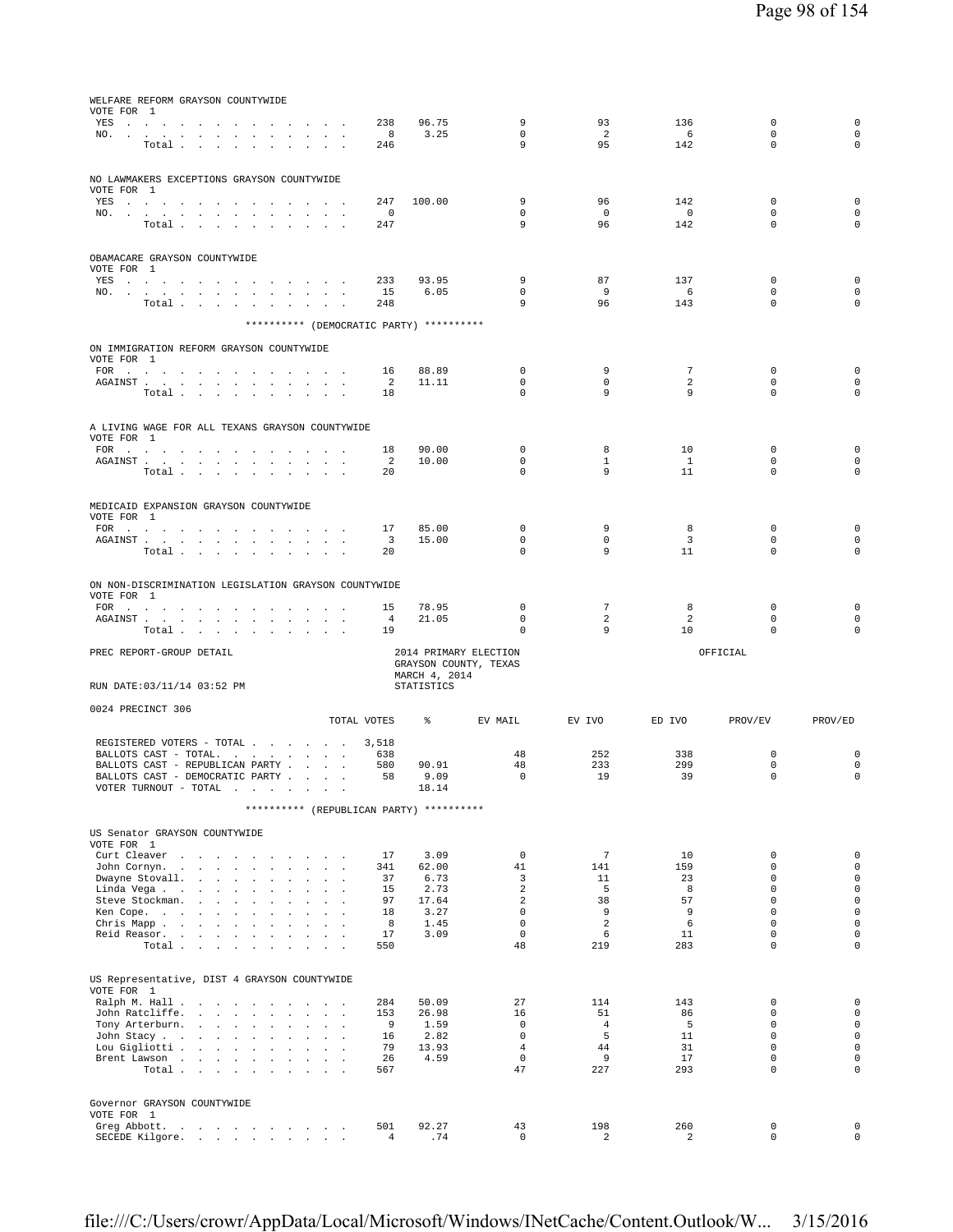WELFARE REFORM GRAYSON COUNTYWIDE
VOTE FOR 1

| | TOTAL VOTES | % | EV MAIL | EV IVO | ED IVO | PROV/EV | PROV/ED |
|---|---|---|---|---|---|---|---|
| YES | 238 | 96.75 | 9 | 93 | 136 | 0 | 0 |
| NO. | 8 | 3.25 | 0 | 2 | 6 | 0 | 0 |
| Total | 246 | | 9 | 95 | 142 | 0 | 0 |

NO LAWMAKERS EXCEPTIONS GRAYSON COUNTYWIDE
VOTE FOR 1

| | TOTAL VOTES | % | EV MAIL | EV IVO | ED IVO | PROV/EV | PROV/ED |
|---|---|---|---|---|---|---|---|
| YES | 247 | 100.00 | 9 | 96 | 142 | 0 | 0 |
| NO. | 0 | | 0 | 0 | 0 | 0 | 0 |
| Total | 247 | | 9 | 96 | 142 | 0 | 0 |

OBAMACARE GRAYSON COUNTYWIDE
VOTE FOR 1

| | TOTAL VOTES | % | EV MAIL | EV IVO | ED IVO | PROV/EV | PROV/ED |
|---|---|---|---|---|---|---|---|
| YES | 233 | 93.95 | 9 | 87 | 137 | 0 | 0 |
| NO. | 15 | 6.05 | 0 | 9 | 6 | 0 | 0 |
| Total | 248 | | 9 | 96 | 143 | 0 | 0 |

********** (DEMOCRATIC PARTY) **********

ON IMMIGRATION REFORM GRAYSON COUNTYWIDE
VOTE FOR 1

| | TOTAL VOTES | % | EV MAIL | EV IVO | ED IVO | PROV/EV | PROV/ED |
|---|---|---|---|---|---|---|---|
| FOR | 16 | 88.89 | 0 | 9 | 7 | 0 | 0 |
| AGAINST | 2 | 11.11 | 0 | 0 | 2 | 0 | 0 |
| Total | 18 | | 0 | 9 | 9 | 0 | 0 |

A LIVING WAGE FOR ALL TEXANS GRAYSON COUNTYWIDE
VOTE FOR 1

| | TOTAL VOTES | % | EV MAIL | EV IVO | ED IVO | PROV/EV | PROV/ED |
|---|---|---|---|---|---|---|---|
| FOR | 18 | 90.00 | 0 | 8 | 10 | 0 | 0 |
| AGAINST | 2 | 10.00 | 0 | 1 | 1 | 0 | 0 |
| Total | 20 | | 0 | 9 | 11 | 0 | 0 |

MEDICAID EXPANSION GRAYSON COUNTYWIDE
VOTE FOR 1

| | TOTAL VOTES | % | EV MAIL | EV IVO | ED IVO | PROV/EV | PROV/ED |
|---|---|---|---|---|---|---|---|
| FOR | 17 | 85.00 | 0 | 9 | 8 | 0 | 0 |
| AGAINST | 3 | 15.00 | 0 | 0 | 3 | 0 | 0 |
| Total | 20 | | 0 | 9 | 11 | 0 | 0 |

ON NON-DISCRIMINATION LEGISLATION GRAYSON COUNTYWIDE
VOTE FOR 1

| | TOTAL VOTES | % | EV MAIL | EV IVO | ED IVO | PROV/EV | PROV/ED |
|---|---|---|---|---|---|---|---|
| FOR | 15 | 78.95 | 0 | 7 | 8 | 0 | 0 |
| AGAINST | 4 | 21.05 | 0 | 2 | 2 | 0 | 0 |
| Total | 19 | | 0 | 9 | 10 | 0 | 0 |

PREC REPORT-GROUP DETAIL — 2014 PRIMARY ELECTION, GRAYSON COUNTY, TEXAS, MARCH 4, 2014 — OFFICIAL

RUN DATE:03/11/14 03:52 PM — STATISTICS

0024 PRECINCT 306

| | TOTAL VOTES | % | EV MAIL | EV IVO | ED IVO | PROV/EV | PROV/ED |
|---|---|---|---|---|---|---|---|
| REGISTERED VOTERS - TOTAL | 3,518 | | | | | | |
| BALLOTS CAST - TOTAL. | 638 | | 48 | 252 | 338 | 0 | 0 |
| BALLOTS CAST - REPUBLICAN PARTY | 580 | 90.91 | 48 | 233 | 299 | 0 | 0 |
| BALLOTS CAST - DEMOCRATIC PARTY | 58 | 9.09 | 0 | 19 | 39 | 0 | 0 |
| VOTER TURNOUT - TOTAL | | 18.14 | | | | | |

********** (REPUBLICAN PARTY) **********

US Senator GRAYSON COUNTYWIDE
VOTE FOR 1

| | TOTAL VOTES | % | EV MAIL | EV IVO | ED IVO | PROV/EV | PROV/ED |
|---|---|---|---|---|---|---|---|
| Curt Cleaver | 17 | 3.09 | 0 | 7 | 10 | 0 | 0 |
| John Cornyn. | 341 | 62.00 | 41 | 141 | 159 | 0 | 0 |
| Dwayne Stovall. | 37 | 6.73 | 3 | 11 | 23 | 0 | 0 |
| Linda Vega | 15 | 2.73 | 2 | 5 | 8 | 0 | 0 |
| Steve Stockman. | 97 | 17.64 | 2 | 38 | 57 | 0 | 0 |
| Ken Cope. | 18 | 3.27 | 0 | 9 | 9 | 0 | 0 |
| Chris Mapp | 8 | 1.45 | 0 | 2 | 6 | 0 | 0 |
| Reid Reasor. | 17 | 3.09 | 0 | 6 | 11 | 0 | 0 |
| Total | 550 | | 48 | 219 | 283 | 0 | 0 |

US Representative, DIST 4 GRAYSON COUNTYWIDE
VOTE FOR 1

| | TOTAL VOTES | % | EV MAIL | EV IVO | ED IVO | PROV/EV | PROV/ED |
|---|---|---|---|---|---|---|---|
| Ralph M. Hall | 284 | 50.09 | 27 | 114 | 143 | 0 | 0 |
| John Ratcliffe. | 153 | 26.98 | 16 | 51 | 86 | 0 | 0 |
| Tony Arterburn. | 9 | 1.59 | 0 | 4 | 5 | 0 | 0 |
| John Stacy | 16 | 2.82 | 0 | 5 | 11 | 0 | 0 |
| Lou Gigliotti | 79 | 13.93 | 4 | 44 | 31 | 0 | 0 |
| Brent Lawson | 26 | 4.59 | 0 | 9 | 17 | 0 | 0 |
| Total | 567 | | 47 | 227 | 293 | 0 | 0 |

Governor GRAYSON COUNTYWIDE
VOTE FOR 1

| | TOTAL VOTES | % | EV MAIL | EV IVO | ED IVO | PROV/EV | PROV/ED |
|---|---|---|---|---|---|---|---|
| Greg Abbott. | 501 | 92.27 | 43 | 198 | 260 | 0 | 0 |
| SECEDE Kilgore. | 4 | .74 | 0 | 2 | 2 | 0 | 0 |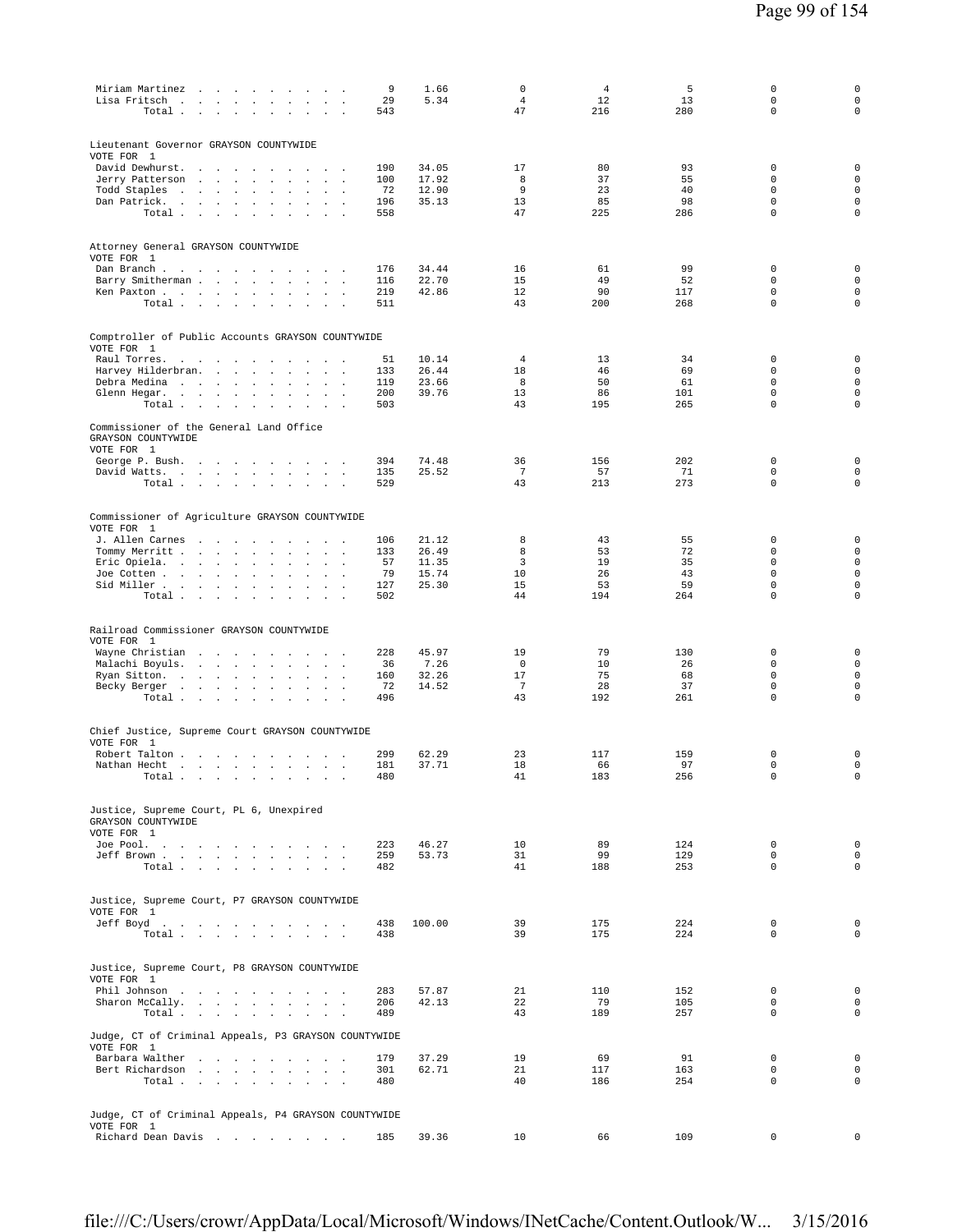| | | | | | | | |
|---|---|---|---|---|---|---|---|
| Miriam Martinez | 9 | 1.66 | 0 | 4 | 5 | 0 | 0 |
| Lisa Fritsch | 29 | 5.34 | 4 | 12 | 13 | 0 | 0 |
| Total | 543 | | 47 | 216 | 280 | 0 | 0 |

Lieutenant Governor GRAYSON COUNTYWIDE
VOTE FOR 1

| | | | | | | | |
|---|---|---|---|---|---|---|---|
| David Dewhurst | 190 | 34.05 | 17 | 80 | 93 | 0 | 0 |
| Jerry Patterson | 100 | 17.92 | 8 | 37 | 55 | 0 | 0 |
| Todd Staples | 72 | 12.90 | 9 | 23 | 40 | 0 | 0 |
| Dan Patrick | 196 | 35.13 | 13 | 85 | 98 | 0 | 0 |
| Total | 558 | | 47 | 225 | 286 | 0 | 0 |

Attorney General GRAYSON COUNTYWIDE
VOTE FOR 1

| | | | | | | | |
|---|---|---|---|---|---|---|---|
| Dan Branch | 176 | 34.44 | 16 | 61 | 99 | 0 | 0 |
| Barry Smitherman | 116 | 22.70 | 15 | 49 | 52 | 0 | 0 |
| Ken Paxton | 219 | 42.86 | 12 | 90 | 117 | 0 | 0 |
| Total | 511 | | 43 | 200 | 268 | 0 | 0 |

Comptroller of Public Accounts GRAYSON COUNTYWIDE
VOTE FOR 1

| | | | | | | | |
|---|---|---|---|---|---|---|---|
| Raul Torres | 51 | 10.14 | 4 | 13 | 34 | 0 | 0 |
| Harvey Hilderbran | 133 | 26.44 | 18 | 46 | 69 | 0 | 0 |
| Debra Medina | 119 | 23.66 | 8 | 50 | 61 | 0 | 0 |
| Glenn Hegar | 200 | 39.76 | 13 | 86 | 101 | 0 | 0 |
| Total | 503 | | 43 | 195 | 265 | 0 | 0 |

Commissioner of the General Land Office
GRAYSON COUNTYWIDE
VOTE FOR 1

| | | | | | | | |
|---|---|---|---|---|---|---|---|
| George P. Bush | 394 | 74.48 | 36 | 156 | 202 | 0 | 0 |
| David Watts | 135 | 25.52 | 7 | 57 | 71 | 0 | 0 |
| Total | 529 | | 43 | 213 | 273 | 0 | 0 |

Commissioner of Agriculture GRAYSON COUNTYWIDE
VOTE FOR 1

| | | | | | | | |
|---|---|---|---|---|---|---|---|
| J. Allen Carnes | 106 | 21.12 | 8 | 43 | 55 | 0 | 0 |
| Tommy Merritt | 133 | 26.49 | 8 | 53 | 72 | 0 | 0 |
| Eric Opiela | 57 | 11.35 | 3 | 19 | 35 | 0 | 0 |
| Joe Cotten | 79 | 15.74 | 10 | 26 | 43 | 0 | 0 |
| Sid Miller | 127 | 25.30 | 15 | 53 | 59 | 0 | 0 |
| Total | 502 | | 44 | 194 | 264 | 0 | 0 |

Railroad Commissioner GRAYSON COUNTYWIDE
VOTE FOR 1

| | | | | | | | |
|---|---|---|---|---|---|---|---|
| Wayne Christian | 228 | 45.97 | 19 | 79 | 130 | 0 | 0 |
| Malachi Boyuls | 36 | 7.26 | 0 | 10 | 26 | 0 | 0 |
| Ryan Sitton | 160 | 32.26 | 17 | 75 | 68 | 0 | 0 |
| Becky Berger | 72 | 14.52 | 7 | 28 | 37 | 0 | 0 |
| Total | 496 | | 43 | 192 | 261 | 0 | 0 |

Chief Justice, Supreme Court GRAYSON COUNTYWIDE
VOTE FOR 1

| | | | | | | | |
|---|---|---|---|---|---|---|---|
| Robert Talton | 299 | 62.29 | 23 | 117 | 159 | 0 | 0 |
| Nathan Hecht | 181 | 37.71 | 18 | 66 | 97 | 0 | 0 |
| Total | 480 | | 41 | 183 | 256 | 0 | 0 |

Justice, Supreme Court, PL 6, Unexpired
GRAYSON COUNTYWIDE
VOTE FOR 1

| | | | | | | | |
|---|---|---|---|---|---|---|---|
| Joe Pool | 223 | 46.27 | 10 | 89 | 124 | 0 | 0 |
| Jeff Brown | 259 | 53.73 | 31 | 99 | 129 | 0 | 0 |
| Total | 482 | | 41 | 188 | 253 | 0 | 0 |

Justice, Supreme Court, P7 GRAYSON COUNTYWIDE
VOTE FOR 1

| | | | | | | | |
|---|---|---|---|---|---|---|---|
| Jeff Boyd | 438 | 100.00 | 39 | 175 | 224 | 0 | 0 |
| Total | 438 | | 39 | 175 | 224 | 0 | 0 |

Justice, Supreme Court, P8 GRAYSON COUNTYWIDE
VOTE FOR 1

| | | | | | | | |
|---|---|---|---|---|---|---|---|
| Phil Johnson | 283 | 57.87 | 21 | 110 | 152 | 0 | 0 |
| Sharon McCally | 206 | 42.13 | 22 | 79 | 105 | 0 | 0 |
| Total | 489 | | 43 | 189 | 257 | 0 | 0 |

Judge, CT of Criminal Appeals, P3 GRAYSON COUNTYWIDE
VOTE FOR 1

| | | | | | | | |
|---|---|---|---|---|---|---|---|
| Barbara Walther | 179 | 37.29 | 19 | 69 | 91 | 0 | 0 |
| Bert Richardson | 301 | 62.71 | 21 | 117 | 163 | 0 | 0 |
| Total | 480 | | 40 | 186 | 254 | 0 | 0 |

Judge, CT of Criminal Appeals, P4 GRAYSON COUNTYWIDE
VOTE FOR 1

| | | | | | | | |
|---|---|---|---|---|---|---|---|
| Richard Dean Davis | 185 | 39.36 | 10 | 66 | 109 | 0 | 0 |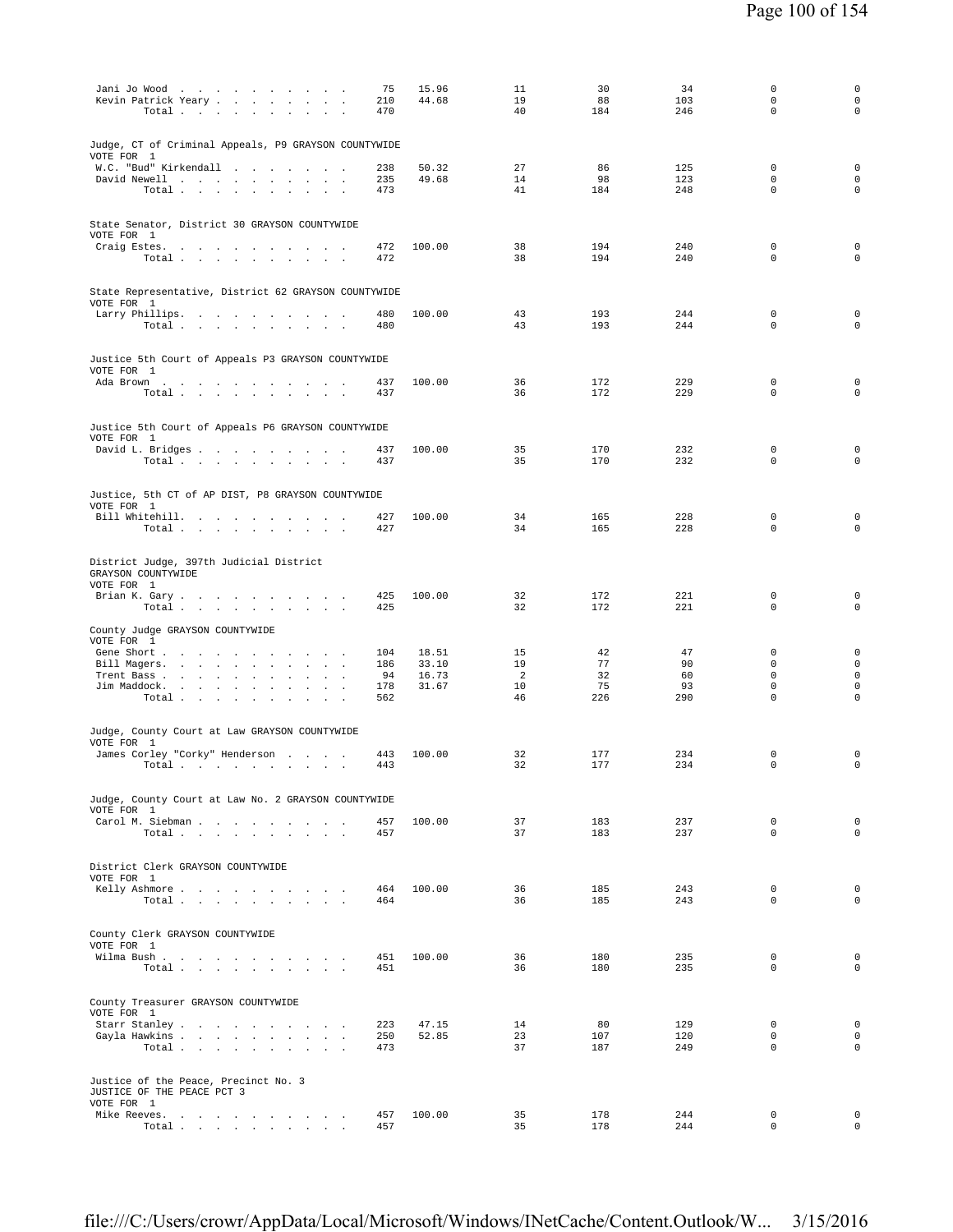| | | | | | | | |
|---|---|---|---|---|---|---|---|
| Jani Jo Wood | 75 | 15.96 | 11 | 30 | 34 | 0 | 0 |
| Kevin Patrick Yeary | 210 | 44.68 | 19 | 88 | 103 | 0 | 0 |
| Total | 470 | | 40 | 184 | 246 | 0 | 0 |

Judge, CT of Criminal Appeals, P9 GRAYSON COUNTYWIDE
VOTE FOR 1

| | | | | | | | |
|---|---|---|---|---|---|---|---|
| W.C. "Bud" Kirkendall | 238 | 50.32 | 27 | 86 | 125 | 0 | 0 |
| David Newell | 235 | 49.68 | 14 | 98 | 123 | 0 | 0 |
| Total | 473 | | 41 | 184 | 248 | 0 | 0 |

State Senator, District 30 GRAYSON COUNTYWIDE
VOTE FOR 1

| | | | | | | | |
|---|---|---|---|---|---|---|---|
| Craig Estes | 472 | 100.00 | 38 | 194 | 240 | 0 | 0 |
| Total | 472 | | 38 | 194 | 240 | 0 | 0 |

State Representative, District 62 GRAYSON COUNTYWIDE
VOTE FOR 1

| | | | | | | | |
|---|---|---|---|---|---|---|---|
| Larry Phillips | 480 | 100.00 | 43 | 193 | 244 | 0 | 0 |
| Total | 480 | | 43 | 193 | 244 | 0 | 0 |

Justice 5th Court of Appeals P3 GRAYSON COUNTYWIDE
VOTE FOR 1

| | | | | | | | |
|---|---|---|---|---|---|---|---|
| Ada Brown | 437 | 100.00 | 36 | 172 | 229 | 0 | 0 |
| Total | 437 | | 36 | 172 | 229 | 0 | 0 |

Justice 5th Court of Appeals P6 GRAYSON COUNTYWIDE
VOTE FOR 1

| | | | | | | | |
|---|---|---|---|---|---|---|---|
| David L. Bridges | 437 | 100.00 | 35 | 170 | 232 | 0 | 0 |
| Total | 437 | | 35 | 170 | 232 | 0 | 0 |

Justice, 5th CT of AP DIST, P8 GRAYSON COUNTYWIDE
VOTE FOR 1

| | | | | | | | |
|---|---|---|---|---|---|---|---|
| Bill Whitehill | 427 | 100.00 | 34 | 165 | 228 | 0 | 0 |
| Total | 427 | | 34 | 165 | 228 | 0 | 0 |

District Judge, 397th Judicial District
GRAYSON COUNTYWIDE
VOTE FOR 1

| | | | | | | | |
|---|---|---|---|---|---|---|---|
| Brian K. Gary | 425 | 100.00 | 32 | 172 | 221 | 0 | 0 |
| Total | 425 | | 32 | 172 | 221 | 0 | 0 |

County Judge GRAYSON COUNTYWIDE
VOTE FOR 1

| | | | | | | | |
|---|---|---|---|---|---|---|---|
| Gene Short | 104 | 18.51 | 15 | 42 | 47 | 0 | 0 |
| Bill Magers | 186 | 33.10 | 19 | 77 | 90 | 0 | 0 |
| Trent Bass | 94 | 16.73 | 2 | 32 | 60 | 0 | 0 |
| Jim Maddock | 178 | 31.67 | 10 | 75 | 93 | 0 | 0 |
| Total | 562 | | 46 | 226 | 290 | 0 | 0 |

Judge, County Court at Law GRAYSON COUNTYWIDE
VOTE FOR 1

| | | | | | | | |
|---|---|---|---|---|---|---|---|
| James Corley "Corky" Henderson | 443 | 100.00 | 32 | 177 | 234 | 0 | 0 |
| Total | 443 | | 32 | 177 | 234 | 0 | 0 |

Judge, County Court at Law No. 2 GRAYSON COUNTYWIDE
VOTE FOR 1

| | | | | | | | |
|---|---|---|---|---|---|---|---|
| Carol M. Siebman | 457 | 100.00 | 37 | 183 | 237 | 0 | 0 |
| Total | 457 | | 37 | 183 | 237 | 0 | 0 |

District Clerk GRAYSON COUNTYWIDE
VOTE FOR 1

| | | | | | | | |
|---|---|---|---|---|---|---|---|
| Kelly Ashmore | 464 | 100.00 | 36 | 185 | 243 | 0 | 0 |
| Total | 464 | | 36 | 185 | 243 | 0 | 0 |

County Clerk GRAYSON COUNTYWIDE
VOTE FOR 1

| | | | | | | | |
|---|---|---|---|---|---|---|---|
| Wilma Bush | 451 | 100.00 | 36 | 180 | 235 | 0 | 0 |
| Total | 451 | | 36 | 180 | 235 | 0 | 0 |

County Treasurer GRAYSON COUNTYWIDE
VOTE FOR 1

| | | | | | | | |
|---|---|---|---|---|---|---|---|
| Starr Stanley | 223 | 47.15 | 14 | 80 | 129 | 0 | 0 |
| Gayla Hawkins | 250 | 52.85 | 23 | 107 | 120 | 0 | 0 |
| Total | 473 | | 37 | 187 | 249 | 0 | 0 |

Justice of the Peace, Precinct No. 3
JUSTICE OF THE PEACE PCT 3
VOTE FOR 1

| | | | | | | | |
|---|---|---|---|---|---|---|---|
| Mike Reeves | 457 | 100.00 | 35 | 178 | 244 | 0 | 0 |
| Total | 457 | | 35 | 178 | 244 | 0 | 0 |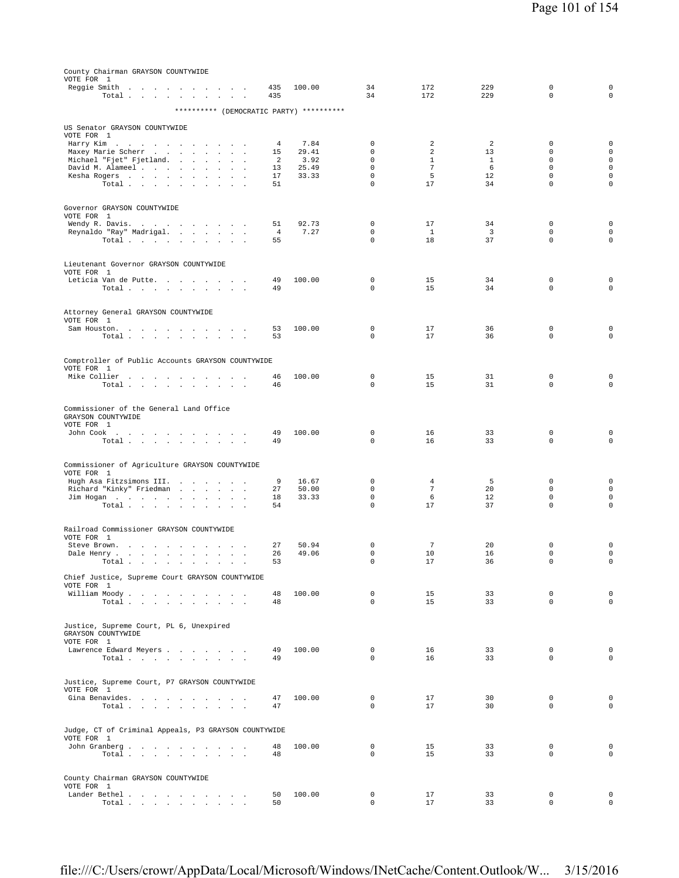County Chairman GRAYSON COUNTYWIDE
VOTE FOR 1

| | | | | | | | |
|---|---|---|---|---|---|---|---|
| Reggie Smith | 435 | 100.00 | 34 | 172 | 229 | 0 | 0 |
| Total | 435 | | 34 | 172 | 229 | 0 | 0 |

********** (DEMOCRATIC PARTY) **********

US Senator GRAYSON COUNTYWIDE
VOTE FOR 1

| | | | | | | | |
|---|---|---|---|---|---|---|---|
| Harry Kim | 4 | 7.84 | 0 | 2 | 2 | 0 | 0 |
| Maxey Marie Scherr | 15 | 29.41 | 0 | 2 | 13 | 0 | 0 |
| Michael "Fjet" Fjetland. | 2 | 3.92 | 0 | 1 | 1 | 0 | 0 |
| David M. Alameel | 13 | 25.49 | 0 | 7 | 6 | 0 | 0 |
| Kesha Rogers | 17 | 33.33 | 0 | 5 | 12 | 0 | 0 |
| Total | 51 | | 0 | 17 | 34 | 0 | 0 |

Governor GRAYSON COUNTYWIDE
VOTE FOR 1

| | | | | | | | |
|---|---|---|---|---|---|---|---|
| Wendy R. Davis. | 51 | 92.73 | 0 | 17 | 34 | 0 | 0 |
| Reynaldo "Ray" Madrigal. | 4 | 7.27 | 0 | 1 | 3 | 0 | 0 |
| Total | 55 | | 0 | 18 | 37 | 0 | 0 |

Lieutenant Governor GRAYSON COUNTYWIDE
VOTE FOR 1

| | | | | | | | |
|---|---|---|---|---|---|---|---|
| Leticia Van de Putte. | 49 | 100.00 | 0 | 15 | 34 | 0 | 0 |
| Total | 49 | | 0 | 15 | 34 | 0 | 0 |

Attorney General GRAYSON COUNTYWIDE
VOTE FOR 1

| | | | | | | | |
|---|---|---|---|---|---|---|---|
| Sam Houston. | 53 | 100.00 | 0 | 17 | 36 | 0 | 0 |
| Total | 53 | | 0 | 17 | 36 | 0 | 0 |

Comptroller of Public Accounts GRAYSON COUNTYWIDE
VOTE FOR 1

| | | | | | | | |
|---|---|---|---|---|---|---|---|
| Mike Collier | 46 | 100.00 | 0 | 15 | 31 | 0 | 0 |
| Total | 46 | | 0 | 15 | 31 | 0 | 0 |

Commissioner of the General Land Office
GRAYSON COUNTYWIDE
VOTE FOR 1

| | | | | | | | |
|---|---|---|---|---|---|---|---|
| John Cook | 49 | 100.00 | 0 | 16 | 33 | 0 | 0 |
| Total | 49 | | 0 | 16 | 33 | 0 | 0 |

Commissioner of Agriculture GRAYSON COUNTYWIDE
VOTE FOR 1

| | | | | | | | |
|---|---|---|---|---|---|---|---|
| Hugh Asa Fitzsimons III. | 9 | 16.67 | 0 | 4 | 5 | 0 | 0 |
| Richard "Kinky" Friedman | 27 | 50.00 | 0 | 7 | 20 | 0 | 0 |
| Jim Hogan | 18 | 33.33 | 0 | 6 | 12 | 0 | 0 |
| Total | 54 | | 0 | 17 | 37 | 0 | 0 |

Railroad Commissioner GRAYSON COUNTYWIDE
VOTE FOR 1

| | | | | | | | |
|---|---|---|---|---|---|---|---|
| Steve Brown. | 27 | 50.94 | 0 | 7 | 20 | 0 | 0 |
| Dale Henry | 26 | 49.06 | 0 | 10 | 16 | 0 | 0 |
| Total | 53 | | 0 | 17 | 36 | 0 | 0 |

Chief Justice, Supreme Court GRAYSON COUNTYWIDE
VOTE FOR 1

| | | | | | | | |
|---|---|---|---|---|---|---|---|
| William Moody | 48 | 100.00 | 0 | 15 | 33 | 0 | 0 |
| Total | 48 | | 0 | 15 | 33 | 0 | 0 |

Justice, Supreme Court, PL 6, Unexpired
GRAYSON COUNTYWIDE
VOTE FOR 1

| | | | | | | | |
|---|---|---|---|---|---|---|---|
| Lawrence Edward Meyers | 49 | 100.00 | 0 | 16 | 33 | 0 | 0 |
| Total | 49 | | 0 | 16 | 33 | 0 | 0 |

Justice, Supreme Court, P7 GRAYSON COUNTYWIDE
VOTE FOR 1

| | | | | | | | |
|---|---|---|---|---|---|---|---|
| Gina Benavides. | 47 | 100.00 | 0 | 17 | 30 | 0 | 0 |
| Total | 47 | | 0 | 17 | 30 | 0 | 0 |

Judge, CT of Criminal Appeals, P3 GRAYSON COUNTYWIDE
VOTE FOR 1

| | | | | | | | |
|---|---|---|---|---|---|---|---|
| John Granberg | 48 | 100.00 | 0 | 15 | 33 | 0 | 0 |
| Total | 48 | | 0 | 15 | 33 | 0 | 0 |

County Chairman GRAYSON COUNTYWIDE
VOTE FOR 1

| | | | | | | | |
|---|---|---|---|---|---|---|---|
| Lander Bethel | 50 | 100.00 | 0 | 17 | 33 | 0 | 0 |
| Total | 50 | | 0 | 17 | 33 | 0 | 0 |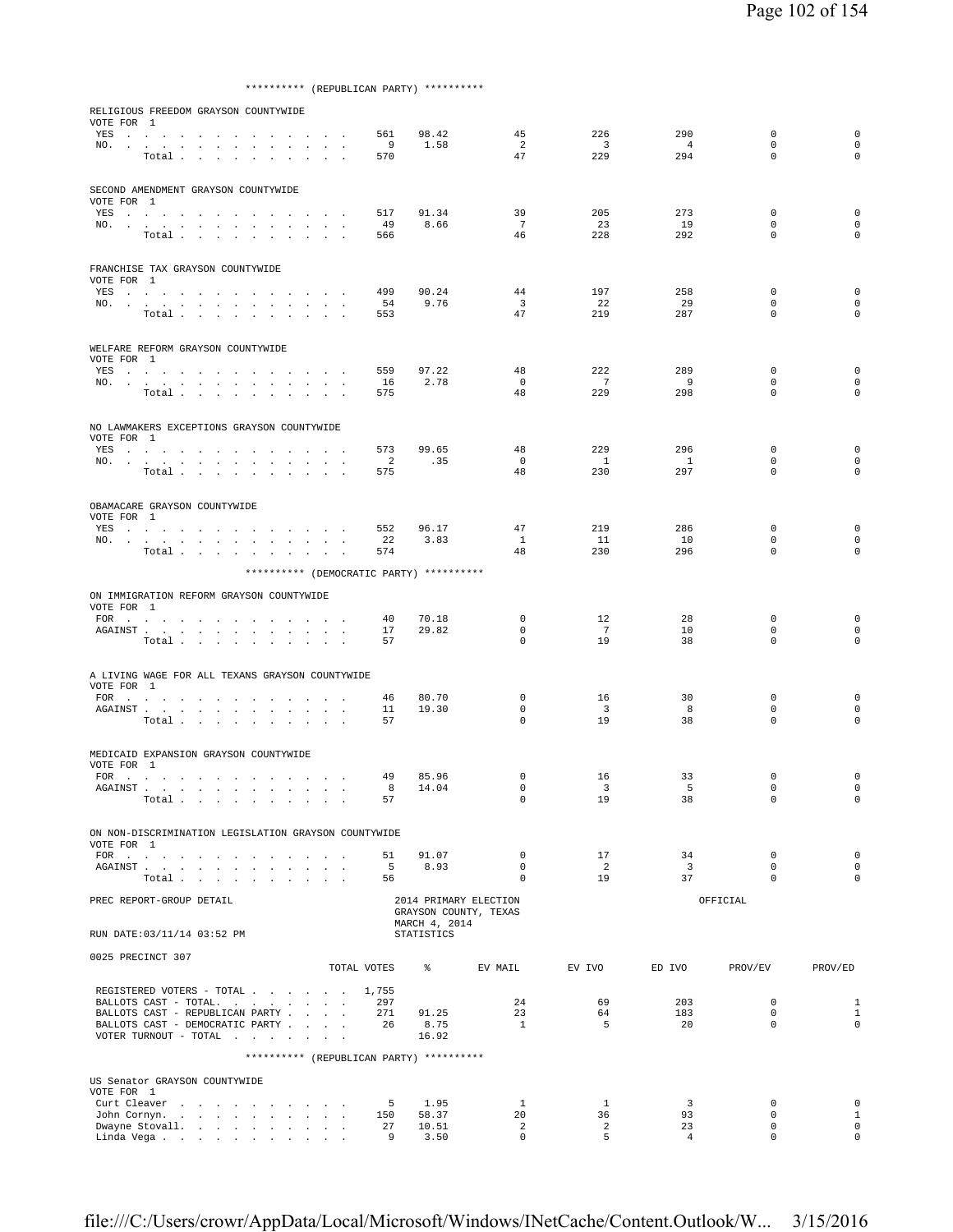********** (REPUBLICAN PARTY) **********

RELIGIOUS FREEDOM GRAYSON COUNTYWIDE
VOTE FOR 1

| | TOTAL VOTES | % | EV MAIL | EV IVO | ED IVO | PROV/EV | PROV/ED |
|---|---|---|---|---|---|---|---|
| YES | 561 | 98.42 | 45 | 226 | 290 | 0 | 0 |
| NO. | 9 | 1.58 | 2 | 3 | 4 | 0 | 0 |
| Total | 570 | | 47 | 229 | 294 | 0 | 0 |

SECOND AMENDMENT GRAYSON COUNTYWIDE
VOTE FOR 1

| | TOTAL VOTES | % | EV MAIL | EV IVO | ED IVO | PROV/EV | PROV/ED |
|---|---|---|---|---|---|---|---|
| YES | 517 | 91.34 | 39 | 205 | 273 | 0 | 0 |
| NO. | 49 | 8.66 | 7 | 23 | 19 | 0 | 0 |
| Total | 566 | | 46 | 228 | 292 | 0 | 0 |

FRANCHISE TAX GRAYSON COUNTYWIDE
VOTE FOR 1

| | TOTAL VOTES | % | EV MAIL | EV IVO | ED IVO | PROV/EV | PROV/ED |
|---|---|---|---|---|---|---|---|
| YES | 499 | 90.24 | 44 | 197 | 258 | 0 | 0 |
| NO. | 54 | 9.76 | 3 | 22 | 29 | 0 | 0 |
| Total | 553 | | 47 | 219 | 287 | 0 | 0 |

WELFARE REFORM GRAYSON COUNTYWIDE
VOTE FOR 1

| | TOTAL VOTES | % | EV MAIL | EV IVO | ED IVO | PROV/EV | PROV/ED |
|---|---|---|---|---|---|---|---|
| YES | 559 | 97.22 | 48 | 222 | 289 | 0 | 0 |
| NO. | 16 | 2.78 | 0 | 7 | 9 | 0 | 0 |
| Total | 575 | | 48 | 229 | 298 | 0 | 0 |

NO LAWMAKERS EXCEPTIONS GRAYSON COUNTYWIDE
VOTE FOR 1

| | TOTAL VOTES | % | EV MAIL | EV IVO | ED IVO | PROV/EV | PROV/ED |
|---|---|---|---|---|---|---|---|
| YES | 573 | 99.65 | 48 | 229 | 296 | 0 | 0 |
| NO. | 2 | .35 | 0 | 1 | 1 | 0 | 0 |
| Total | 575 | | 48 | 230 | 297 | 0 | 0 |

OBAMACARE GRAYSON COUNTYWIDE
VOTE FOR 1

| | TOTAL VOTES | % | EV MAIL | EV IVO | ED IVO | PROV/EV | PROV/ED |
|---|---|---|---|---|---|---|---|
| YES | 552 | 96.17 | 47 | 219 | 286 | 0 | 0 |
| NO. | 22 | 3.83 | 1 | 11 | 10 | 0 | 0 |
| Total | 574 | | 48 | 230 | 296 | 0 | 0 |

********** (DEMOCRATIC PARTY) **********

ON IMMIGRATION REFORM GRAYSON COUNTYWIDE
VOTE FOR 1

| | TOTAL VOTES | % | EV MAIL | EV IVO | ED IVO | PROV/EV | PROV/ED |
|---|---|---|---|---|---|---|---|
| FOR | 40 | 70.18 | 0 | 12 | 28 | 0 | 0 |
| AGAINST | 17 | 29.82 | 0 | 7 | 10 | 0 | 0 |
| Total | 57 | | 0 | 19 | 38 | 0 | 0 |

A LIVING WAGE FOR ALL TEXANS GRAYSON COUNTYWIDE
VOTE FOR 1

| | TOTAL VOTES | % | EV MAIL | EV IVO | ED IVO | PROV/EV | PROV/ED |
|---|---|---|---|---|---|---|---|
| FOR | 46 | 80.70 | 0 | 16 | 30 | 0 | 0 |
| AGAINST | 11 | 19.30 | 0 | 3 | 8 | 0 | 0 |
| Total | 57 | | 0 | 19 | 38 | 0 | 0 |

MEDICAID EXPANSION GRAYSON COUNTYWIDE
VOTE FOR 1

| | TOTAL VOTES | % | EV MAIL | EV IVO | ED IVO | PROV/EV | PROV/ED |
|---|---|---|---|---|---|---|---|
| FOR | 49 | 85.96 | 0 | 16 | 33 | 0 | 0 |
| AGAINST | 8 | 14.04 | 0 | 3 | 5 | 0 | 0 |
| Total | 57 | | 0 | 19 | 38 | 0 | 0 |

ON NON-DISCRIMINATION LEGISLATION GRAYSON COUNTYWIDE
VOTE FOR 1

| | TOTAL VOTES | % | EV MAIL | EV IVO | ED IVO | PROV/EV | PROV/ED |
|---|---|---|---|---|---|---|---|
| FOR | 51 | 91.07 | 0 | 17 | 34 | 0 | 0 |
| AGAINST | 5 | 8.93 | 0 | 2 | 3 | 0 | 0 |
| Total | 56 | | 0 | 19 | 37 | 0 | 0 |

PREC REPORT-GROUP DETAIL — 2014 PRIMARY ELECTION, GRAYSON COUNTY, TEXAS, MARCH 4, 2014 — OFFICIAL

RUN DATE:03/11/14 03:52 PM — STATISTICS

0025 PRECINCT 307

| | TOTAL VOTES | % | EV MAIL | EV IVO | ED IVO | PROV/EV | PROV/ED |
|---|---|---|---|---|---|---|---|
| REGISTERED VOTERS - TOTAL | 1,755 | | | | | | |
| BALLOTS CAST - TOTAL. | 297 | | 24 | 69 | 203 | 0 | 1 |
| BALLOTS CAST - REPUBLICAN PARTY | 271 | 91.25 | 23 | 64 | 183 | 0 | 1 |
| BALLOTS CAST - DEMOCRATIC PARTY | 26 | 8.75 | 1 | 5 | 20 | 0 | 0 |
| VOTER TURNOUT - TOTAL | | 16.92 | | | | | |

********** (REPUBLICAN PARTY) **********

US Senator GRAYSON COUNTYWIDE
VOTE FOR 1

| | TOTAL VOTES | % | EV MAIL | EV IVO | ED IVO | PROV/EV | PROV/ED |
|---|---|---|---|---|---|---|---|
| Curt Cleaver | 5 | 1.95 | 1 | 1 | 3 | 0 | 0 |
| John Cornyn. | 150 | 58.37 | 20 | 36 | 93 | 0 | 1 |
| Dwayne Stovall. | 27 | 10.51 | 2 | 2 | 23 | 0 | 0 |
| Linda Vega | 9 | 3.50 | 0 | 5 | 4 | 0 | 0 |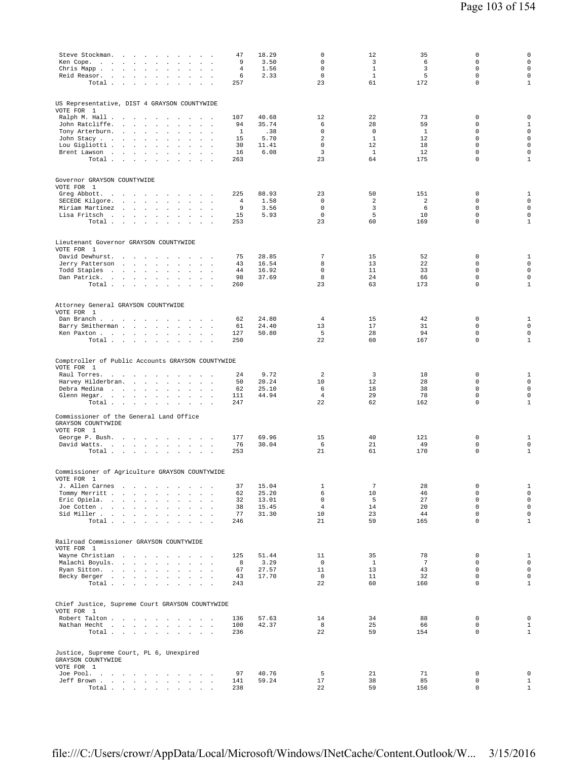| | Votes | % | | | | | |
|---|---|---|---|---|---|---|---|
| Steve Stockman | 47 | 18.29 | 0 | 12 | 35 | 0 | 0 |
| Ken Cope | 9 | 3.50 | 0 | 3 | 6 | 0 | 0 |
| Chris Mapp | 4 | 1.56 | 0 | 1 | 3 | 0 | 0 |
| Reid Reasor | 6 | 2.33 | 0 | 1 | 5 | 0 | 0 |
| Total | 257 | | 23 | 61 | 172 | 0 | 1 |

US Representative, DIST 4 GRAYSON COUNTYWIDE
VOTE FOR 1

| | Votes | % | | | | | |
|---|---|---|---|---|---|---|---|
| Ralph M. Hall | 107 | 40.68 | 12 | 22 | 73 | 0 | 0 |
| John Ratcliffe | 94 | 35.74 | 6 | 28 | 59 | 0 | 1 |
| Tony Arterburn | 1 | .38 | 0 | 0 | 1 | 0 | 0 |
| John Stacy | 15 | 5.70 | 2 | 1 | 12 | 0 | 0 |
| Lou Gigliotti | 30 | 11.41 | 0 | 12 | 18 | 0 | 0 |
| Brent Lawson | 16 | 6.08 | 3 | 1 | 12 | 0 | 0 |
| Total | 263 | | 23 | 64 | 175 | 0 | 1 |

Governor GRAYSON COUNTYWIDE
VOTE FOR 1

| | Votes | % | | | | | |
|---|---|---|---|---|---|---|---|
| Greg Abbott | 225 | 88.93 | 23 | 50 | 151 | 0 | 1 |
| SECEDE Kilgore | 4 | 1.58 | 0 | 2 | 2 | 0 | 0 |
| Miriam Martinez | 9 | 3.56 | 0 | 3 | 6 | 0 | 0 |
| Lisa Fritsch | 15 | 5.93 | 0 | 5 | 10 | 0 | 0 |
| Total | 253 | | 23 | 60 | 169 | 0 | 1 |

Lieutenant Governor GRAYSON COUNTYWIDE
VOTE FOR 1

| | Votes | % | | | | | |
|---|---|---|---|---|---|---|---|
| David Dewhurst | 75 | 28.85 | 7 | 15 | 52 | 0 | 1 |
| Jerry Patterson | 43 | 16.54 | 8 | 13 | 22 | 0 | 0 |
| Todd Staples | 44 | 16.92 | 0 | 11 | 33 | 0 | 0 |
| Dan Patrick | 98 | 37.69 | 8 | 24 | 66 | 0 | 0 |
| Total | 260 | | 23 | 63 | 173 | 0 | 1 |

Attorney General GRAYSON COUNTYWIDE
VOTE FOR 1

| | Votes | % | | | | | |
|---|---|---|---|---|---|---|---|
| Dan Branch | 62 | 24.80 | 4 | 15 | 42 | 0 | 1 |
| Barry Smitherman | 61 | 24.40 | 13 | 17 | 31 | 0 | 0 |
| Ken Paxton | 127 | 50.80 | 5 | 28 | 94 | 0 | 0 |
| Total | 250 | | 22 | 60 | 167 | 0 | 1 |

Comptroller of Public Accounts GRAYSON COUNTYWIDE
VOTE FOR 1

| | Votes | % | | | | | |
|---|---|---|---|---|---|---|---|
| Raul Torres | 24 | 9.72 | 2 | 3 | 18 | 0 | 1 |
| Harvey Hilderbran | 50 | 20.24 | 10 | 12 | 28 | 0 | 0 |
| Debra Medina | 62 | 25.10 | 6 | 18 | 38 | 0 | 0 |
| Glenn Hegar | 111 | 44.94 | 4 | 29 | 78 | 0 | 0 |
| Total | 247 | | 22 | 62 | 162 | 0 | 1 |

Commissioner of the General Land Office
GRAYSON COUNTYWIDE
VOTE FOR 1

| | Votes | % | | | | | |
|---|---|---|---|---|---|---|---|
| George P. Bush | 177 | 69.96 | 15 | 40 | 121 | 0 | 1 |
| David Watts | 76 | 30.04 | 6 | 21 | 49 | 0 | 0 |
| Total | 253 | | 21 | 61 | 170 | 0 | 1 |

Commissioner of Agriculture GRAYSON COUNTYWIDE
VOTE FOR 1

| | Votes | % | | | | | |
|---|---|---|---|---|---|---|---|
| J. Allen Carnes | 37 | 15.04 | 1 | 7 | 28 | 0 | 1 |
| Tommy Merritt | 62 | 25.20 | 6 | 10 | 46 | 0 | 0 |
| Eric Opiela | 32 | 13.01 | 0 | 5 | 27 | 0 | 0 |
| Joe Cotten | 38 | 15.45 | 4 | 14 | 20 | 0 | 0 |
| Sid Miller | 77 | 31.30 | 10 | 23 | 44 | 0 | 0 |
| Total | 246 | | 21 | 59 | 165 | 0 | 1 |

Railroad Commissioner GRAYSON COUNTYWIDE
VOTE FOR 1

| | Votes | % | | | | | |
|---|---|---|---|---|---|---|---|
| Wayne Christian | 125 | 51.44 | 11 | 35 | 78 | 0 | 1 |
| Malachi Boyuls | 8 | 3.29 | 0 | 1 | 7 | 0 | 0 |
| Ryan Sitton | 67 | 27.57 | 11 | 13 | 43 | 0 | 0 |
| Becky Berger | 43 | 17.70 | 0 | 11 | 32 | 0 | 0 |
| Total | 243 | | 22 | 60 | 160 | 0 | 1 |

Chief Justice, Supreme Court GRAYSON COUNTYWIDE
VOTE FOR 1

| | Votes | % | | | | | |
|---|---|---|---|---|---|---|---|
| Robert Talton | 136 | 57.63 | 14 | 34 | 88 | 0 | 0 |
| Nathan Hecht | 100 | 42.37 | 8 | 25 | 66 | 0 | 1 |
| Total | 236 | | 22 | 59 | 154 | 0 | 1 |

Justice, Supreme Court, PL 6, Unexpired
GRAYSON COUNTYWIDE
VOTE FOR 1

| | Votes | % | | | | | |
|---|---|---|---|---|---|---|---|
| Joe Pool | 97 | 40.76 | 5 | 21 | 71 | 0 | 0 |
| Jeff Brown | 141 | 59.24 | 17 | 38 | 85 | 0 | 1 |
| Total | 238 | | 22 | 59 | 156 | 0 | 1 |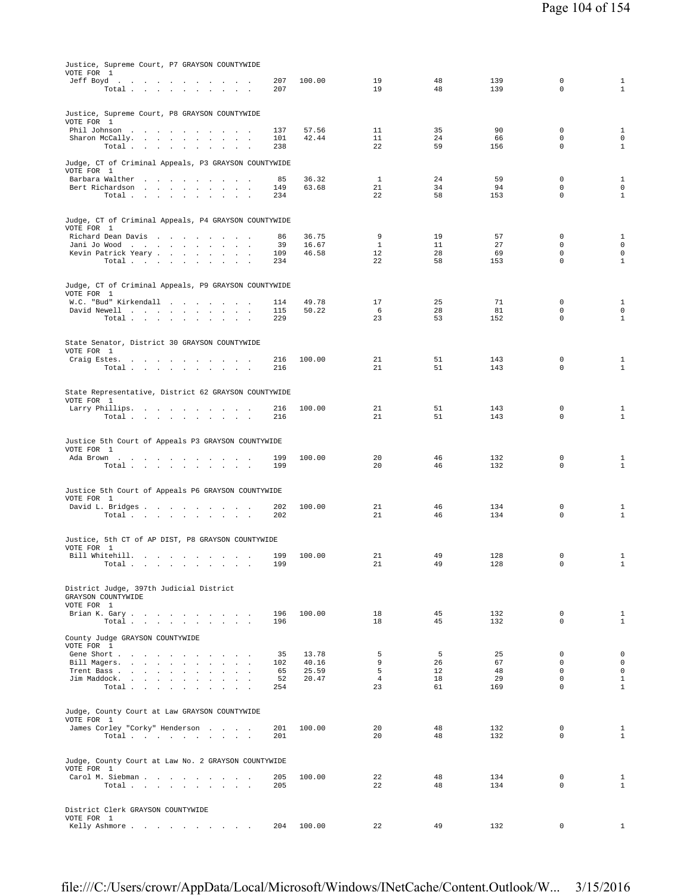Justice, Supreme Court, P7 GRAYSON COUNTYWIDE
VOTE FOR 1

| | | | | | | | |
|---|---|---|---|---|---|---|---|
| Jeff Boyd | 207 | 100.00 | 19 | 48 | 139 | 0 | 1 |
| Total | 207 | | 19 | 48 | 139 | 0 | 1 |

Justice, Supreme Court, P8 GRAYSON COUNTYWIDE
VOTE FOR 1

| | | | | | | | |
|---|---|---|---|---|---|---|---|
| Phil Johnson | 137 | 57.56 | 11 | 35 | 90 | 0 | 1 |
| Sharon McCally | 101 | 42.44 | 11 | 24 | 66 | 0 | 0 |
| Total | 238 | | 22 | 59 | 156 | 0 | 1 |

Judge, CT of Criminal Appeals, P3 GRAYSON COUNTYWIDE
VOTE FOR 1

| | | | | | | | |
|---|---|---|---|---|---|---|---|
| Barbara Walther | 85 | 36.32 | 1 | 24 | 59 | 0 | 1 |
| Bert Richardson | 149 | 63.68 | 21 | 34 | 94 | 0 | 0 |
| Total | 234 | | 22 | 58 | 153 | 0 | 1 |

Judge, CT of Criminal Appeals, P4 GRAYSON COUNTYWIDE
VOTE FOR 1

| | | | | | | | |
|---|---|---|---|---|---|---|---|
| Richard Dean Davis | 86 | 36.75 | 9 | 19 | 57 | 0 | 1 |
| Jani Jo Wood | 39 | 16.67 | 1 | 11 | 27 | 0 | 0 |
| Kevin Patrick Yeary | 109 | 46.58 | 12 | 28 | 69 | 0 | 0 |
| Total | 234 | | 22 | 58 | 153 | 0 | 1 |

Judge, CT of Criminal Appeals, P9 GRAYSON COUNTYWIDE
VOTE FOR 1

| | | | | | | | |
|---|---|---|---|---|---|---|---|
| W.C. "Bud" Kirkendall | 114 | 49.78 | 17 | 25 | 71 | 0 | 1 |
| David Newell | 115 | 50.22 | 6 | 28 | 81 | 0 | 0 |
| Total | 229 | | 23 | 53 | 152 | 0 | 1 |

State Senator, District 30 GRAYSON COUNTYWIDE
VOTE FOR 1

| | | | | | | | |
|---|---|---|---|---|---|---|---|
| Craig Estes | 216 | 100.00 | 21 | 51 | 143 | 0 | 1 |
| Total | 216 | | 21 | 51 | 143 | 0 | 1 |

State Representative, District 62 GRAYSON COUNTYWIDE
VOTE FOR 1

| | | | | | | | |
|---|---|---|---|---|---|---|---|
| Larry Phillips | 216 | 100.00 | 21 | 51 | 143 | 0 | 1 |
| Total | 216 | | 21 | 51 | 143 | 0 | 1 |

Justice 5th Court of Appeals P3 GRAYSON COUNTYWIDE
VOTE FOR 1

| | | | | | | | |
|---|---|---|---|---|---|---|---|
| Ada Brown | 199 | 100.00 | 20 | 46 | 132 | 0 | 1 |
| Total | 199 | | 20 | 46 | 132 | 0 | 1 |

Justice 5th Court of Appeals P6 GRAYSON COUNTYWIDE
VOTE FOR 1

| | | | | | | | |
|---|---|---|---|---|---|---|---|
| David L. Bridges | 202 | 100.00 | 21 | 46 | 134 | 0 | 1 |
| Total | 202 | | 21 | 46 | 134 | 0 | 1 |

Justice, 5th CT of AP DIST, P8 GRAYSON COUNTYWIDE
VOTE FOR 1

| | | | | | | | |
|---|---|---|---|---|---|---|---|
| Bill Whitehill | 199 | 100.00 | 21 | 49 | 128 | 0 | 1 |
| Total | 199 | | 21 | 49 | 128 | 0 | 1 |

District Judge, 397th Judicial District
GRAYSON COUNTYWIDE
VOTE FOR 1

| | | | | | | | |
|---|---|---|---|---|---|---|---|
| Brian K. Gary | 196 | 100.00 | 18 | 45 | 132 | 0 | 1 |
| Total | 196 | | 18 | 45 | 132 | 0 | 1 |

County Judge GRAYSON COUNTYWIDE
VOTE FOR 1

| | | | | | | | |
|---|---|---|---|---|---|---|---|
| Gene Short | 35 | 13.78 | 5 | 5 | 25 | 0 | 0 |
| Bill Magers | 102 | 40.16 | 9 | 26 | 67 | 0 | 0 |
| Trent Bass | 65 | 25.59 | 5 | 12 | 48 | 0 | 0 |
| Jim Maddock | 52 | 20.47 | 4 | 18 | 29 | 0 | 1 |
| Total | 254 | | 23 | 61 | 169 | 0 | 1 |

Judge, County Court at Law GRAYSON COUNTYWIDE
VOTE FOR 1

| | | | | | | | |
|---|---|---|---|---|---|---|---|
| James Corley "Corky" Henderson | 201 | 100.00 | 20 | 48 | 132 | 0 | 1 |
| Total | 201 | | 20 | 48 | 132 | 0 | 1 |

Judge, County Court at Law No. 2 GRAYSON COUNTYWIDE
VOTE FOR 1

| | | | | | | | |
|---|---|---|---|---|---|---|---|
| Carol M. Siebman | 205 | 100.00 | 22 | 48 | 134 | 0 | 1 |
| Total | 205 | | 22 | 48 | 134 | 0 | 1 |

District Clerk GRAYSON COUNTYWIDE
VOTE FOR 1

| | | | | | | | |
|---|---|---|---|---|---|---|---|
| Kelly Ashmore | 204 | 100.00 | 22 | 49 | 132 | 0 | 1 |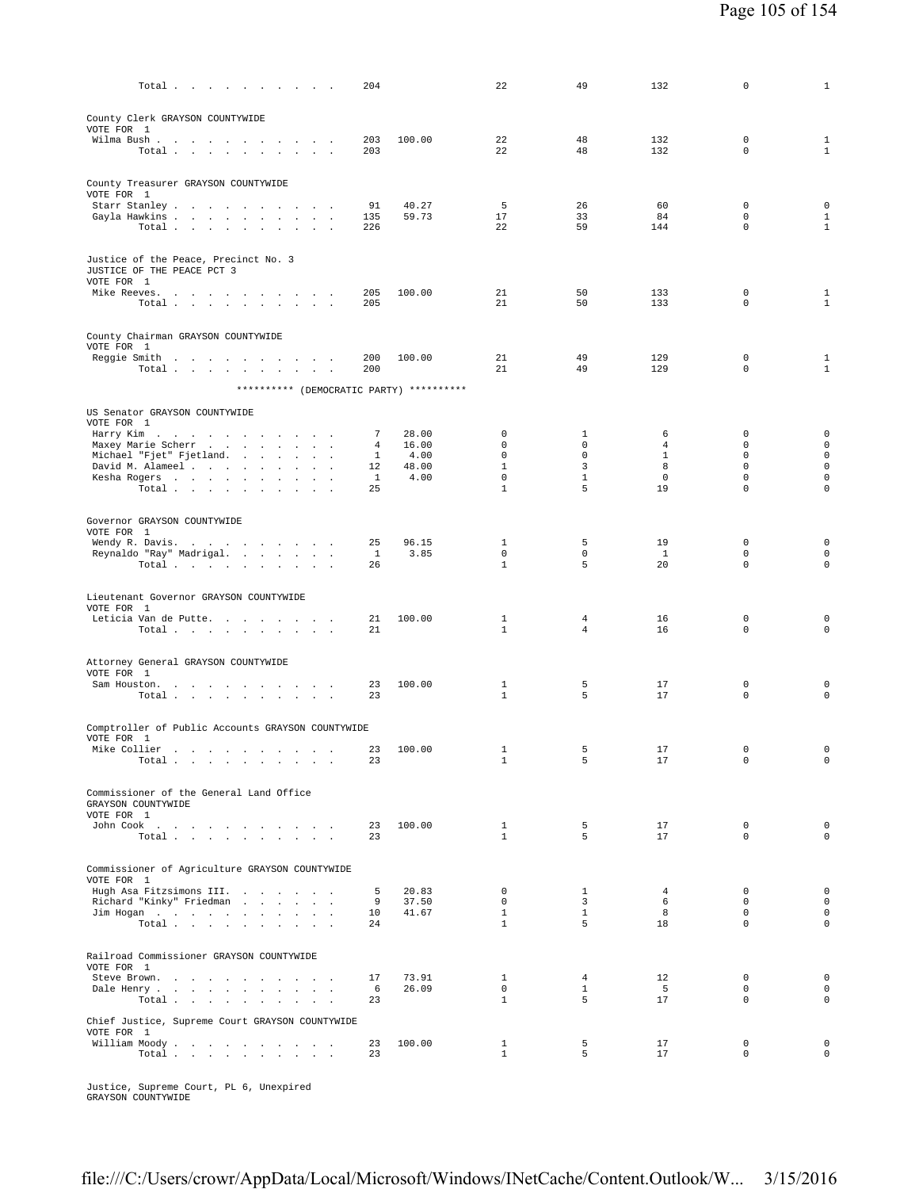| | | | | | | | |
|---|---|---|---|---|---|---|---|
| Total | 204 | | 22 | 49 | 132 | 0 | 1 |

County Clerk GRAYSON COUNTYWIDE
VOTE FOR 1

| | | | | | | | |
|---|---|---|---|---|---|---|---|
| Wilma Bush | 203 | 100.00 | 22 | 48 | 132 | 0 | 1 |
| Total | 203 | | 22 | 48 | 132 | 0 | 1 |

County Treasurer GRAYSON COUNTYWIDE
VOTE FOR 1

| | | | | | | | |
|---|---|---|---|---|---|---|---|
| Starr Stanley | 91 | 40.27 | 5 | 26 | 60 | 0 | 0 |
| Gayla Hawkins | 135 | 59.73 | 17 | 33 | 84 | 0 | 1 |
| Total | 226 | | 22 | 59 | 144 | 0 | 1 |

Justice of the Peace, Precinct No. 3
JUSTICE OF THE PEACE PCT 3
VOTE FOR 1

| | | | | | | | |
|---|---|---|---|---|---|---|---|
| Mike Reeves. | 205 | 100.00 | 21 | 50 | 133 | 0 | 1 |
| Total | 205 | | 21 | 50 | 133 | 0 | 1 |

County Chairman GRAYSON COUNTYWIDE
VOTE FOR 1

| | | | | | | | |
|---|---|---|---|---|---|---|---|
| Reggie Smith | 200 | 100.00 | 21 | 49 | 129 | 0 | 1 |
| Total | 200 | | 21 | 49 | 129 | 0 | 1 |

********** (DEMOCRATIC PARTY) **********

US Senator GRAYSON COUNTYWIDE
VOTE FOR 1

| | | | | | | | |
|---|---|---|---|---|---|---|---|
| Harry Kim | 7 | 28.00 | 0 | 1 | 6 | 0 | 0 |
| Maxey Marie Scherr | 4 | 16.00 | 0 | 0 | 4 | 0 | 0 |
| Michael "Fjet" Fjetland. | 1 | 4.00 | 0 | 0 | 1 | 0 | 0 |
| David M. Alameel | 12 | 48.00 | 1 | 3 | 8 | 0 | 0 |
| Kesha Rogers | 1 | 4.00 | 0 | 1 | 0 | 0 | 0 |
| Total | 25 | | 1 | 5 | 19 | 0 | 0 |

Governor GRAYSON COUNTYWIDE
VOTE FOR 1

| | | | | | | | |
|---|---|---|---|---|---|---|---|
| Wendy R. Davis. | 25 | 96.15 | 1 | 5 | 19 | 0 | 0 |
| Reynaldo "Ray" Madrigal. | 1 | 3.85 | 0 | 0 | 1 | 0 | 0 |
| Total | 26 | | 1 | 5 | 20 | 0 | 0 |

Lieutenant Governor GRAYSON COUNTYWIDE
VOTE FOR 1

| | | | | | | | |
|---|---|---|---|---|---|---|---|
| Leticia Van de Putte. | 21 | 100.00 | 1 | 4 | 16 | 0 | 0 |
| Total | 21 | | 1 | 4 | 16 | 0 | 0 |

Attorney General GRAYSON COUNTYWIDE
VOTE FOR 1

| | | | | | | | |
|---|---|---|---|---|---|---|---|
| Sam Houston. | 23 | 100.00 | 1 | 5 | 17 | 0 | 0 |
| Total | 23 | | 1 | 5 | 17 | 0 | 0 |

Comptroller of Public Accounts GRAYSON COUNTYWIDE
VOTE FOR 1

| | | | | | | | |
|---|---|---|---|---|---|---|---|
| Mike Collier | 23 | 100.00 | 1 | 5 | 17 | 0 | 0 |
| Total | 23 | | 1 | 5 | 17 | 0 | 0 |

Commissioner of the General Land Office
GRAYSON COUNTYWIDE
VOTE FOR 1

| | | | | | | | |
|---|---|---|---|---|---|---|---|
| John Cook | 23 | 100.00 | 1 | 5 | 17 | 0 | 0 |
| Total | 23 | | 1 | 5 | 17 | 0 | 0 |

Commissioner of Agriculture GRAYSON COUNTYWIDE
VOTE FOR 1

| | | | | | | | |
|---|---|---|---|---|---|---|---|
| Hugh Asa Fitzsimons III. | 5 | 20.83 | 0 | 1 | 4 | 0 | 0 |
| Richard "Kinky" Friedman | 9 | 37.50 | 0 | 3 | 6 | 0 | 0 |
| Jim Hogan | 10 | 41.67 | 1 | 1 | 8 | 0 | 0 |
| Total | 24 | | 1 | 5 | 18 | 0 | 0 |

Railroad Commissioner GRAYSON COUNTYWIDE
VOTE FOR 1

| | | | | | | | |
|---|---|---|---|---|---|---|---|
| Steve Brown. | 17 | 73.91 | 1 | 4 | 12 | 0 | 0 |
| Dale Henry | 6 | 26.09 | 0 | 1 | 5 | 0 | 0 |
| Total | 23 | | 1 | 5 | 17 | 0 | 0 |

Chief Justice, Supreme Court GRAYSON COUNTYWIDE
VOTE FOR 1

| | | | | | | | |
|---|---|---|---|---|---|---|---|
| William Moody | 23 | 100.00 | 1 | 5 | 17 | 0 | 0 |
| Total | 23 | | 1 | 5 | 17 | 0 | 0 |

Justice, Supreme Court, PL 6, Unexpired
GRAYSON COUNTYWIDE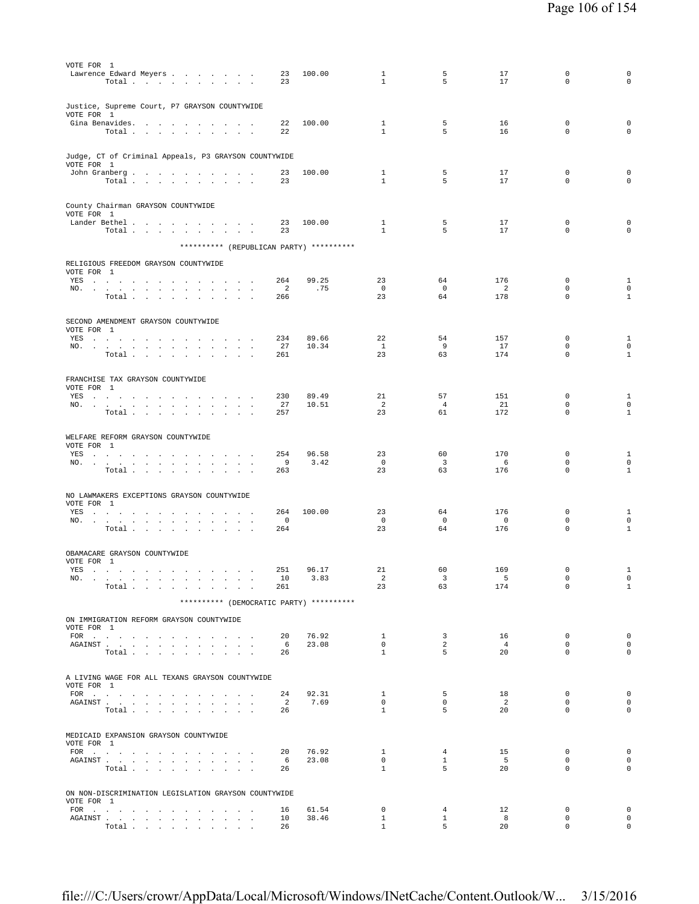VOTE FOR 1

| | | | | | | | |
|---|---|---|---|---|---|---|---|
| Lawrence Edward Meyers | 23 | 100.00 | 1 | 5 | 17 | 0 | 0 |
| Total | 23 | | 1 | 5 | 17 | 0 | 0 |

Justice, Supreme Court, P7 GRAYSON COUNTYWIDE
VOTE FOR 1

| | | | | | | | |
|---|---|---|---|---|---|---|---|
| Gina Benavides | 22 | 100.00 | 1 | 5 | 16 | 0 | 0 |
| Total | 22 | | 1 | 5 | 16 | 0 | 0 |

Judge, CT of Criminal Appeals, P3 GRAYSON COUNTYWIDE
VOTE FOR 1

| | | | | | | | |
|---|---|---|---|---|---|---|---|
| John Granberg | 23 | 100.00 | 1 | 5 | 17 | 0 | 0 |
| Total | 23 | | 1 | 5 | 17 | 0 | 0 |

County Chairman GRAYSON COUNTYWIDE
VOTE FOR 1

| | | | | | | | |
|---|---|---|---|---|---|---|---|
| Lander Bethel | 23 | 100.00 | 1 | 5 | 17 | 0 | 0 |
| Total | 23 | | 1 | 5 | 17 | 0 | 0 |

********** (REPUBLICAN PARTY) **********

RELIGIOUS FREEDOM GRAYSON COUNTYWIDE
VOTE FOR 1

| | | | | | | | |
|---|---|---|---|---|---|---|---|
| YES | 264 | 99.25 | 23 | 64 | 176 | 0 | 1 |
| NO | 2 | .75 | 0 | 0 | 2 | 0 | 0 |
| Total | 266 | | 23 | 64 | 178 | 0 | 1 |

SECOND AMENDMENT GRAYSON COUNTYWIDE
VOTE FOR 1

| | | | | | | | |
|---|---|---|---|---|---|---|---|
| YES | 234 | 89.66 | 22 | 54 | 157 | 0 | 1 |
| NO | 27 | 10.34 | 1 | 9 | 17 | 0 | 0 |
| Total | 261 | | 23 | 63 | 174 | 0 | 1 |

FRANCHISE TAX GRAYSON COUNTYWIDE
VOTE FOR 1

| | | | | | | | |
|---|---|---|---|---|---|---|---|
| YES | 230 | 89.49 | 21 | 57 | 151 | 0 | 1 |
| NO | 27 | 10.51 | 2 | 4 | 21 | 0 | 0 |
| Total | 257 | | 23 | 61 | 172 | 0 | 1 |

WELFARE REFORM GRAYSON COUNTYWIDE
VOTE FOR 1

| | | | | | | | |
|---|---|---|---|---|---|---|---|
| YES | 254 | 96.58 | 23 | 60 | 170 | 0 | 1 |
| NO | 9 | 3.42 | 0 | 3 | 6 | 0 | 0 |
| Total | 263 | | 23 | 63 | 176 | 0 | 1 |

NO LAWMAKERS EXCEPTIONS GRAYSON COUNTYWIDE
VOTE FOR 1

| | | | | | | | |
|---|---|---|---|---|---|---|---|
| YES | 264 | 100.00 | 23 | 64 | 176 | 0 | 1 |
| NO | 0 | | 0 | 0 | 0 | 0 | 0 |
| Total | 264 | | 23 | 64 | 176 | 0 | 1 |

OBAMACARE GRAYSON COUNTYWIDE
VOTE FOR 1

| | | | | | | | |
|---|---|---|---|---|---|---|---|
| YES | 251 | 96.17 | 21 | 60 | 169 | 0 | 1 |
| NO | 10 | 3.83 | 2 | 3 | 5 | 0 | 0 |
| Total | 261 | | 23 | 63 | 174 | 0 | 1 |

********** (DEMOCRATIC PARTY) **********

ON IMMIGRATION REFORM GRAYSON COUNTYWIDE
VOTE FOR 1

| | | | | | | | |
|---|---|---|---|---|---|---|---|
| FOR | 20 | 76.92 | 1 | 3 | 16 | 0 | 0 |
| AGAINST | 6 | 23.08 | 0 | 2 | 4 | 0 | 0 |
| Total | 26 | | 1 | 5 | 20 | 0 | 0 |

A LIVING WAGE FOR ALL TEXANS GRAYSON COUNTYWIDE
VOTE FOR 1

| | | | | | | | |
|---|---|---|---|---|---|---|---|
| FOR | 24 | 92.31 | 1 | 5 | 18 | 0 | 0 |
| AGAINST | 2 | 7.69 | 0 | 0 | 2 | 0 | 0 |
| Total | 26 | | 1 | 5 | 20 | 0 | 0 |

MEDICAID EXPANSION GRAYSON COUNTYWIDE
VOTE FOR 1

| | | | | | | | |
|---|---|---|---|---|---|---|---|
| FOR | 20 | 76.92 | 1 | 4 | 15 | 0 | 0 |
| AGAINST | 6 | 23.08 | 0 | 1 | 5 | 0 | 0 |
| Total | 26 | | 1 | 5 | 20 | 0 | 0 |

ON NON-DISCRIMINATION LEGISLATION GRAYSON COUNTYWIDE
VOTE FOR 1

| | | | | | | | |
|---|---|---|---|---|---|---|---|
| FOR | 16 | 61.54 | 0 | 4 | 12 | 0 | 0 |
| AGAINST | 10 | 38.46 | 1 | 1 | 8 | 0 | 0 |
| Total | 26 | | 1 | 5 | 20 | 0 | 0 |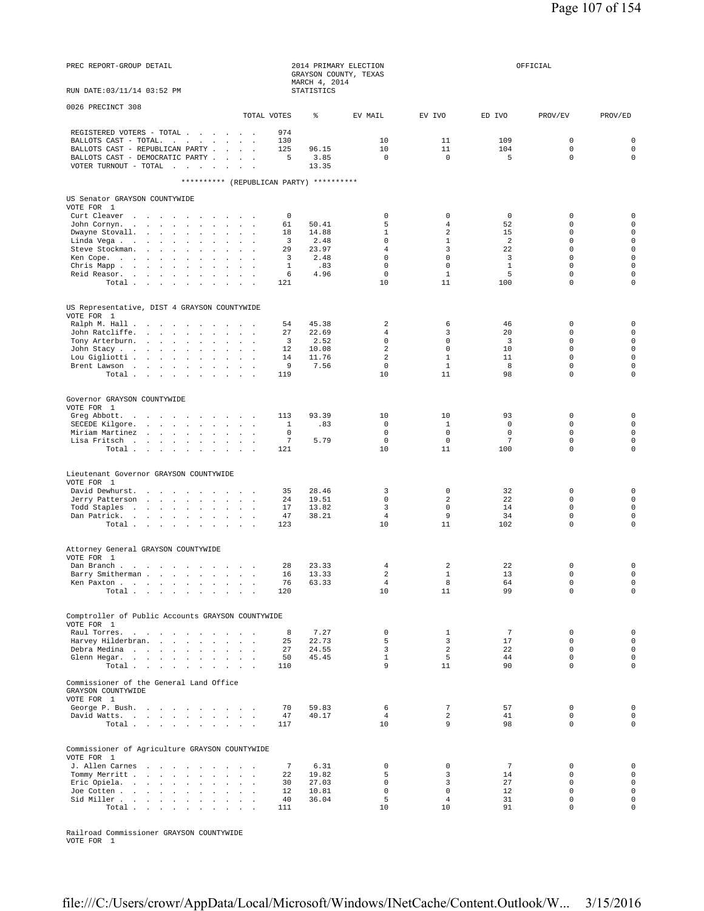PREC REPORT-GROUP DETAIL

2014 PRIMARY ELECTION
GRAYSON COUNTY, TEXAS
MARCH 4, 2014
STATISTICS

OFFICIAL

RUN DATE:03/11/14 03:52 PM

0026 PRECINCT 308

| | TOTAL VOTES | % | EV MAIL | EV IVO | ED IVO | PROV/EV | PROV/ED |
|---|---|---|---|---|---|---|---|
| REGISTERED VOTERS - TOTAL | 974 | | | | | | |
| BALLOTS CAST - TOTAL. | 130 | | 10 | 11 | 109 | 0 | 0 |
| BALLOTS CAST - REPUBLICAN PARTY | 125 | 96.15 | 10 | 11 | 104 | 0 | 0 |
| BALLOTS CAST - DEMOCRATIC PARTY | 5 | 3.85 | 0 | 0 | 5 | 0 | 0 |
| VOTER TURNOUT - TOTAL | | 13.35 | | | | | |

********** (REPUBLICAN PARTY) **********

US Senator GRAYSON COUNTYWIDE
VOTE FOR 1

| | TOTAL VOTES | % | EV MAIL | EV IVO | ED IVO | PROV/EV | PROV/ED |
|---|---|---|---|---|---|---|---|
| Curt Cleaver | 0 | | 0 | 0 | 0 | 0 | 0 |
| John Cornyn. | 61 | 50.41 | 5 | 4 | 52 | 0 | 0 |
| Dwayne Stovall. | 18 | 14.88 | 1 | 2 | 15 | 0 | 0 |
| Linda Vega | 3 | 2.48 | 0 | 1 | 2 | 0 | 0 |
| Steve Stockman. | 29 | 23.97 | 4 | 3 | 22 | 0 | 0 |
| Ken Cope. | 3 | 2.48 | 0 | 0 | 3 | 0 | 0 |
| Chris Mapp | 1 | .83 | 0 | 0 | 1 | 0 | 0 |
| Reid Reasor. | 6 | 4.96 | 0 | 1 | 5 | 0 | 0 |
| Total | 121 | | 10 | 11 | 100 | 0 | 0 |

US Representative, DIST 4 GRAYSON COUNTYWIDE
VOTE FOR 1

| | TOTAL VOTES | % | EV MAIL | EV IVO | ED IVO | PROV/EV | PROV/ED |
|---|---|---|---|---|---|---|---|
| Ralph M. Hall | 54 | 45.38 | 2 | 6 | 46 | 0 | 0 |
| John Ratcliffe. | 27 | 22.69 | 4 | 3 | 20 | 0 | 0 |
| Tony Arterburn. | 3 | 2.52 | 0 | 0 | 3 | 0 | 0 |
| John Stacy | 12 | 10.08 | 2 | 0 | 10 | 0 | 0 |
| Lou Gigliotti | 14 | 11.76 | 2 | 1 | 11 | 0 | 0 |
| Brent Lawson | 9 | 7.56 | 0 | 1 | 8 | 0 | 0 |
| Total | 119 | | 10 | 11 | 98 | 0 | 0 |

Governor GRAYSON COUNTYWIDE
VOTE FOR 1

| | TOTAL VOTES | % | EV MAIL | EV IVO | ED IVO | PROV/EV | PROV/ED |
|---|---|---|---|---|---|---|---|
| Greg Abbott. | 113 | 93.39 | 10 | 10 | 93 | 0 | 0 |
| SECEDE Kilgore. | 1 | .83 | 0 | 1 | 0 | 0 | 0 |
| Miriam Martinez | 0 | | 0 | 0 | 0 | 0 | 0 |
| Lisa Fritsch | 7 | 5.79 | 0 | 0 | 7 | 0 | 0 |
| Total | 121 | | 10 | 11 | 100 | 0 | 0 |

Lieutenant Governor GRAYSON COUNTYWIDE
VOTE FOR 1

| | TOTAL VOTES | % | EV MAIL | EV IVO | ED IVO | PROV/EV | PROV/ED |
|---|---|---|---|---|---|---|---|
| David Dewhurst. | 35 | 28.46 | 3 | 0 | 32 | 0 | 0 |
| Jerry Patterson | 24 | 19.51 | 0 | 2 | 22 | 0 | 0 |
| Todd Staples | 17 | 13.82 | 3 | 0 | 14 | 0 | 0 |
| Dan Patrick. | 47 | 38.21 | 4 | 9 | 34 | 0 | 0 |
| Total | 123 | | 10 | 11 | 102 | 0 | 0 |

Attorney General GRAYSON COUNTYWIDE
VOTE FOR 1

| | TOTAL VOTES | % | EV MAIL | EV IVO | ED IVO | PROV/EV | PROV/ED |
|---|---|---|---|---|---|---|---|
| Dan Branch | 28 | 23.33 | 4 | 2 | 22 | 0 | 0 |
| Barry Smitherman | 16 | 13.33 | 2 | 1 | 13 | 0 | 0 |
| Ken Paxton | 76 | 63.33 | 4 | 8 | 64 | 0 | 0 |
| Total | 120 | | 10 | 11 | 99 | 0 | 0 |

Comptroller of Public Accounts GRAYSON COUNTYWIDE
VOTE FOR 1

| | TOTAL VOTES | % | EV MAIL | EV IVO | ED IVO | PROV/EV | PROV/ED |
|---|---|---|---|---|---|---|---|
| Raul Torres. | 8 | 7.27 | 0 | 1 | 7 | 0 | 0 |
| Harvey Hilderbran. | 25 | 22.73 | 5 | 3 | 17 | 0 | 0 |
| Debra Medina | 27 | 24.55 | 3 | 2 | 22 | 0 | 0 |
| Glenn Hegar. | 50 | 45.45 | 1 | 5 | 44 | 0 | 0 |
| Total | 110 | | 9 | 11 | 90 | 0 | 0 |

Commissioner of the General Land Office
GRAYSON COUNTYWIDE
VOTE FOR 1

| | TOTAL VOTES | % | EV MAIL | EV IVO | ED IVO | PROV/EV | PROV/ED |
|---|---|---|---|---|---|---|---|
| George P. Bush. | 70 | 59.83 | 6 | 7 | 57 | 0 | 0 |
| David Watts. | 47 | 40.17 | 4 | 2 | 41 | 0 | 0 |
| Total | 117 | | 10 | 9 | 98 | 0 | 0 |

Commissioner of Agriculture GRAYSON COUNTYWIDE
VOTE FOR 1

| | TOTAL VOTES | % | EV MAIL | EV IVO | ED IVO | PROV/EV | PROV/ED |
|---|---|---|---|---|---|---|---|
| J. Allen Carnes | 7 | 6.31 | 0 | 0 | 7 | 0 | 0 |
| Tommy Merritt | 22 | 19.82 | 5 | 3 | 14 | 0 | 0 |
| Eric Opiela. | 30 | 27.03 | 0 | 3 | 27 | 0 | 0 |
| Joe Cotten | 12 | 10.81 | 0 | 0 | 12 | 0 | 0 |
| Sid Miller | 40 | 36.04 | 5 | 4 | 31 | 0 | 0 |
| Total | 111 | | 10 | 10 | 91 | 0 | 0 |

Railroad Commissioner GRAYSON COUNTYWIDE
VOTE FOR 1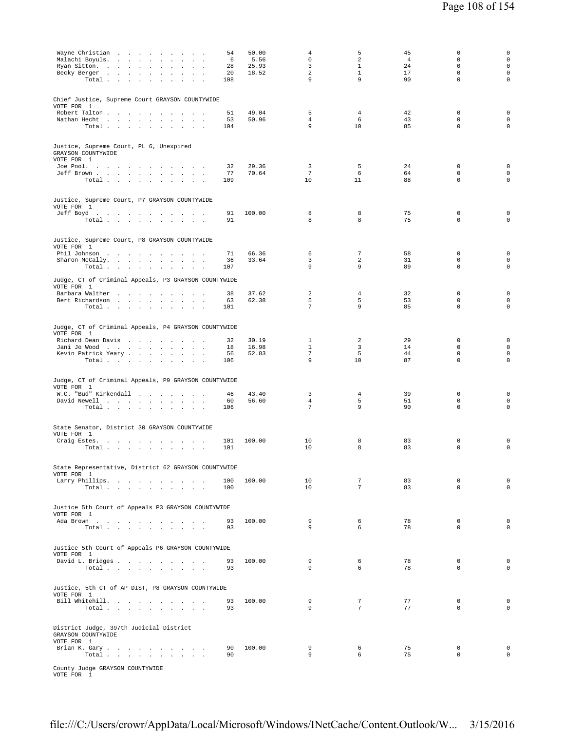| Candidate | Votes | % | | | | | |
|---|---|---|---|---|---|---|---|
| Wayne Christian | 54 | 50.00 | 4 | 5 | 45 | 0 | 0 |
| Malachi Boyuls | 6 | 5.56 | 0 | 2 | 4 | 0 | 0 |
| Ryan Sitton | 28 | 25.93 | 3 | 1 | 24 | 0 | 0 |
| Becky Berger | 20 | 18.52 | 2 | 1 | 17 | 0 | 0 |
| Total | 108 | | 9 | 9 | 90 | 0 | 0 |

Chief Justice, Supreme Court GRAYSON COUNTYWIDE
VOTE FOR 1

| Candidate | Votes | % | | | | | |
|---|---|---|---|---|---|---|---|
| Robert Talton | 51 | 49.04 | 5 | 4 | 42 | 0 | 0 |
| Nathan Hecht | 53 | 50.96 | 4 | 6 | 43 | 0 | 0 |
| Total | 104 | | 9 | 10 | 85 | 0 | 0 |

Justice, Supreme Court, PL 6, Unexpired
GRAYSON COUNTYWIDE
VOTE FOR 1

| Candidate | Votes | % | | | | | |
|---|---|---|---|---|---|---|---|
| Joe Pool | 32 | 29.36 | 3 | 5 | 24 | 0 | 0 |
| Jeff Brown | 77 | 70.64 | 7 | 6 | 64 | 0 | 0 |
| Total | 109 | | 10 | 11 | 88 | 0 | 0 |

Justice, Supreme Court, P7 GRAYSON COUNTYWIDE
VOTE FOR 1

| Candidate | Votes | % | | | | | |
|---|---|---|---|---|---|---|---|
| Jeff Boyd | 91 | 100.00 | 8 | 8 | 75 | 0 | 0 |
| Total | 91 | | 8 | 8 | 75 | 0 | 0 |

Justice, Supreme Court, P8 GRAYSON COUNTYWIDE
VOTE FOR 1

| Candidate | Votes | % | | | | | |
|---|---|---|---|---|---|---|---|
| Phil Johnson | 71 | 66.36 | 6 | 7 | 58 | 0 | 0 |
| Sharon McCally | 36 | 33.64 | 3 | 2 | 31 | 0 | 0 |
| Total | 107 | | 9 | 9 | 89 | 0 | 0 |

Judge, CT of Criminal Appeals, P3 GRAYSON COUNTYWIDE
VOTE FOR 1

| Candidate | Votes | % | | | | | |
|---|---|---|---|---|---|---|---|
| Barbara Walther | 38 | 37.62 | 2 | 4 | 32 | 0 | 0 |
| Bert Richardson | 63 | 62.38 | 5 | 5 | 53 | 0 | 0 |
| Total | 101 | | 7 | 9 | 85 | 0 | 0 |

Judge, CT of Criminal Appeals, P4 GRAYSON COUNTYWIDE
VOTE FOR 1

| Candidate | Votes | % | | | | | |
|---|---|---|---|---|---|---|---|
| Richard Dean Davis | 32 | 30.19 | 1 | 2 | 29 | 0 | 0 |
| Jani Jo Wood | 18 | 16.98 | 1 | 3 | 14 | 0 | 0 |
| Kevin Patrick Yeary | 56 | 52.83 | 7 | 5 | 44 | 0 | 0 |
| Total | 106 | | 9 | 10 | 87 | 0 | 0 |

Judge, CT of Criminal Appeals, P9 GRAYSON COUNTYWIDE
VOTE FOR 1

| Candidate | Votes | % | | | | | |
|---|---|---|---|---|---|---|---|
| W.C. "Bud" Kirkendall | 46 | 43.40 | 3 | 4 | 39 | 0 | 0 |
| David Newell | 60 | 56.60 | 4 | 5 | 51 | 0 | 0 |
| Total | 106 | | 7 | 9 | 90 | 0 | 0 |

State Senator, District 30 GRAYSON COUNTYWIDE
VOTE FOR 1

| Candidate | Votes | % | | | | | |
|---|---|---|---|---|---|---|---|
| Craig Estes | 101 | 100.00 | 10 | 8 | 83 | 0 | 0 |
| Total | 101 | | 10 | 8 | 83 | 0 | 0 |

State Representative, District 62 GRAYSON COUNTYWIDE
VOTE FOR 1

| Candidate | Votes | % | | | | | |
|---|---|---|---|---|---|---|---|
| Larry Phillips | 100 | 100.00 | 10 | 7 | 83 | 0 | 0 |
| Total | 100 | | 10 | 7 | 83 | 0 | 0 |

Justice 5th Court of Appeals P3 GRAYSON COUNTYWIDE
VOTE FOR 1

| Candidate | Votes | % | | | | | |
|---|---|---|---|---|---|---|---|
| Ada Brown | 93 | 100.00 | 9 | 6 | 78 | 0 | 0 |
| Total | 93 | | 9 | 6 | 78 | 0 | 0 |

Justice 5th Court of Appeals P6 GRAYSON COUNTYWIDE
VOTE FOR 1

| Candidate | Votes | % | | | | | |
|---|---|---|---|---|---|---|---|
| David L. Bridges | 93 | 100.00 | 9 | 6 | 78 | 0 | 0 |
| Total | 93 | | 9 | 6 | 78 | 0 | 0 |

Justice, 5th CT of AP DIST, P8 GRAYSON COUNTYWIDE
VOTE FOR 1

| Candidate | Votes | % | | | | | |
|---|---|---|---|---|---|---|---|
| Bill Whitehill | 93 | 100.00 | 9 | 7 | 77 | 0 | 0 |
| Total | 93 | | 9 | 7 | 77 | 0 | 0 |

District Judge, 397th Judicial District
GRAYSON COUNTYWIDE
VOTE FOR 1

| Candidate | Votes | % | | | | | |
|---|---|---|---|---|---|---|---|
| Brian K. Gary | 90 | 100.00 | 9 | 6 | 75 | 0 | 0 |
| Total | 90 | | 9 | 6 | 75 | 0 | 0 |

County Judge GRAYSON COUNTYWIDE
VOTE FOR 1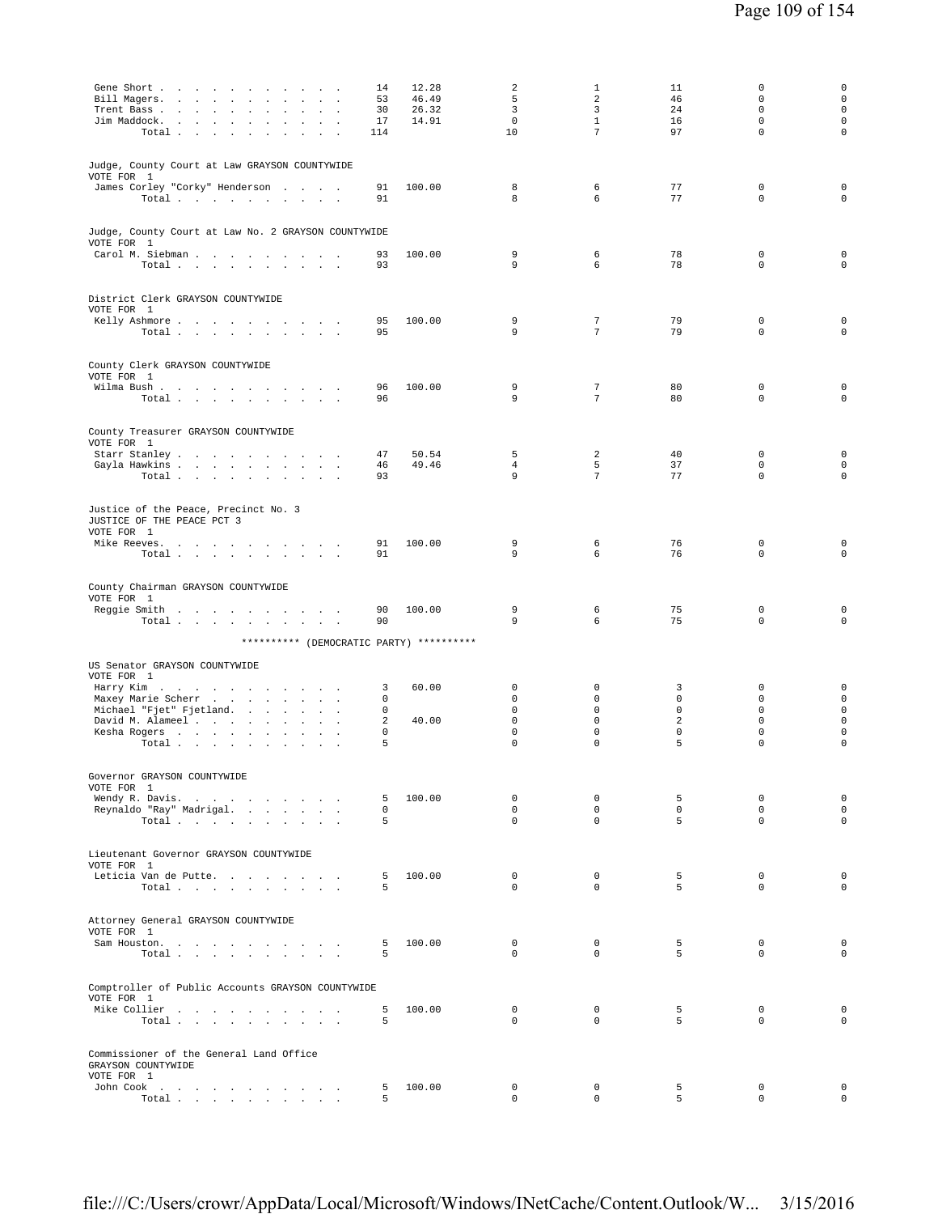| | | | | | | | |
|---|---|---|---|---|---|---|---|
| Gene Short | 14 | 12.28 | 2 | 1 | 11 | 0 | 0 |
| Bill Magers | 53 | 46.49 | 5 | 2 | 46 | 0 | 0 |
| Trent Bass | 30 | 26.32 | 3 | 3 | 24 | 0 | 0 |
| Jim Maddock | 17 | 14.91 | 0 | 1 | 16 | 0 | 0 |
| Total | 114 | | 10 | 7 | 97 | 0 | 0 |

Judge, County Court at Law GRAYSON COUNTYWIDE
VOTE FOR 1

| | | | | | | | |
|---|---|---|---|---|---|---|---|
| James Corley "Corky" Henderson | 91 | 100.00 | 8 | 6 | 77 | 0 | 0 |
| Total | 91 | | 8 | 6 | 77 | 0 | 0 |

Judge, County Court at Law No. 2 GRAYSON COUNTYWIDE
VOTE FOR 1

| | | | | | | | |
|---|---|---|---|---|---|---|---|
| Carol M. Siebman | 93 | 100.00 | 9 | 6 | 78 | 0 | 0 |
| Total | 93 | | 9 | 6 | 78 | 0 | 0 |

District Clerk GRAYSON COUNTYWIDE
VOTE FOR 1

| | | | | | | | |
|---|---|---|---|---|---|---|---|
| Kelly Ashmore | 95 | 100.00 | 9 | 7 | 79 | 0 | 0 |
| Total | 95 | | 9 | 7 | 79 | 0 | 0 |

County Clerk GRAYSON COUNTYWIDE
VOTE FOR 1

| | | | | | | | |
|---|---|---|---|---|---|---|---|
| Wilma Bush | 96 | 100.00 | 9 | 7 | 80 | 0 | 0 |
| Total | 96 | | 9 | 7 | 80 | 0 | 0 |

County Treasurer GRAYSON COUNTYWIDE
VOTE FOR 1

| | | | | | | | |
|---|---|---|---|---|---|---|---|
| Starr Stanley | 47 | 50.54 | 5 | 2 | 40 | 0 | 0 |
| Gayla Hawkins | 46 | 49.46 | 4 | 5 | 37 | 0 | 0 |
| Total | 93 | | 9 | 7 | 77 | 0 | 0 |

Justice of the Peace, Precinct No. 3
JUSTICE OF THE PEACE PCT 3
VOTE FOR 1

| | | | | | | | |
|---|---|---|---|---|---|---|---|
| Mike Reeves | 91 | 100.00 | 9 | 6 | 76 | 0 | 0 |
| Total | 91 | | 9 | 6 | 76 | 0 | 0 |

County Chairman GRAYSON COUNTYWIDE
VOTE FOR 1

| | | | | | | | |
|---|---|---|---|---|---|---|---|
| Reggie Smith | 90 | 100.00 | 9 | 6 | 75 | 0 | 0 |
| Total | 90 | | 9 | 6 | 75 | 0 | 0 |

********** (DEMOCRATIC PARTY) **********

US Senator GRAYSON COUNTYWIDE
VOTE FOR 1

| | | | | | | | |
|---|---|---|---|---|---|---|---|
| Harry Kim | 3 | 60.00 | 0 | 0 | 3 | 0 | 0 |
| Maxey Marie Scherr | 0 | | 0 | 0 | 0 | 0 | 0 |
| Michael "Fjet" Fjetland | 0 | | 0 | 0 | 0 | 0 | 0 |
| David M. Alameel | 2 | 40.00 | 0 | 0 | 2 | 0 | 0 |
| Kesha Rogers | 0 | | 0 | 0 | 0 | 0 | 0 |
| Total | 5 | | 0 | 0 | 5 | 0 | 0 |

Governor GRAYSON COUNTYWIDE
VOTE FOR 1

| | | | | | | | |
|---|---|---|---|---|---|---|---|
| Wendy R. Davis | 5 | 100.00 | 0 | 0 | 5 | 0 | 0 |
| Reynaldo "Ray" Madrigal | 0 | | 0 | 0 | 0 | 0 | 0 |
| Total | 5 | | 0 | 0 | 5 | 0 | 0 |

Lieutenant Governor GRAYSON COUNTYWIDE
VOTE FOR 1

| | | | | | | | |
|---|---|---|---|---|---|---|---|
| Leticia Van de Putte | 5 | 100.00 | 0 | 0 | 5 | 0 | 0 |
| Total | 5 | | 0 | 0 | 5 | 0 | 0 |

Attorney General GRAYSON COUNTYWIDE
VOTE FOR 1

| | | | | | | | |
|---|---|---|---|---|---|---|---|
| Sam Houston | 5 | 100.00 | 0 | 0 | 5 | 0 | 0 |
| Total | 5 | | 0 | 0 | 5 | 0 | 0 |

Comptroller of Public Accounts GRAYSON COUNTYWIDE
VOTE FOR 1

| | | | | | | | |
|---|---|---|---|---|---|---|---|
| Mike Collier | 5 | 100.00 | 0 | 0 | 5 | 0 | 0 |
| Total | 5 | | 0 | 0 | 5 | 0 | 0 |

Commissioner of the General Land Office
GRAYSON COUNTYWIDE
VOTE FOR 1

| | | | | | | | |
|---|---|---|---|---|---|---|---|
| John Cook | 5 | 100.00 | 0 | 0 | 5 | 0 | 0 |
| Total | 5 | | 0 | 0 | 5 | 0 | 0 |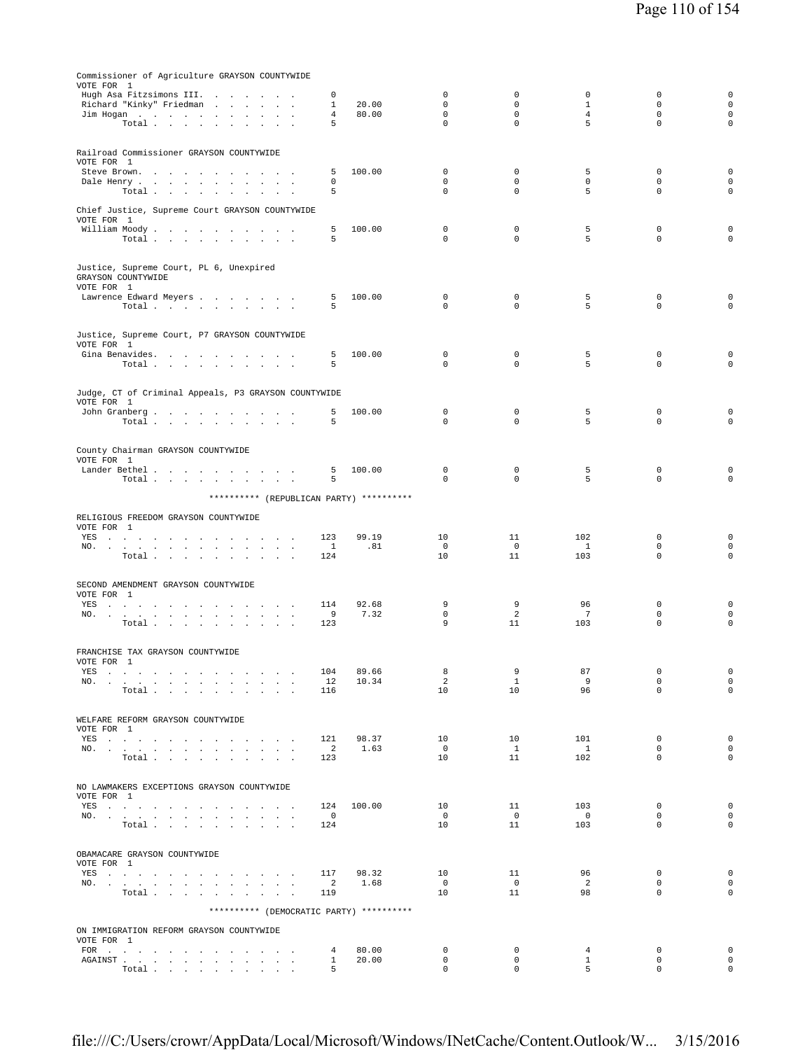Commissioner of Agriculture GRAYSON COUNTYWIDE
VOTE FOR 1

| | | | | | | | |
|---|---|---|---|---|---|---|---|
| Hugh Asa Fitzsimons III. | 0 | | 0 | 0 | 0 | 0 | 0 |
| Richard "Kinky" Friedman | 1 | 20.00 | 0 | 0 | 1 | 0 | 0 |
| Jim Hogan | 4 | 80.00 | 0 | 0 | 4 | 0 | 0 |
| Total | 5 | | 0 | 0 | 5 | 0 | 0 |

Railroad Commissioner GRAYSON COUNTYWIDE
VOTE FOR 1

| | | | | | | | |
|---|---|---|---|---|---|---|---|
| Steve Brown. | 5 | 100.00 | 0 | 0 | 5 | 0 | 0 |
| Dale Henry | 0 | | 0 | 0 | 0 | 0 | 0 |
| Total | 5 | | 0 | 0 | 5 | 0 | 0 |

Chief Justice, Supreme Court GRAYSON COUNTYWIDE
VOTE FOR 1

| | | | | | | | |
|---|---|---|---|---|---|---|---|
| William Moody | 5 | 100.00 | 0 | 0 | 5 | 0 | 0 |
| Total | 5 | | 0 | 0 | 5 | 0 | 0 |

Justice, Supreme Court, PL 6, Unexpired
GRAYSON COUNTYWIDE
VOTE FOR 1

| | | | | | | | |
|---|---|---|---|---|---|---|---|
| Lawrence Edward Meyers | 5 | 100.00 | 0 | 0 | 5 | 0 | 0 |
| Total | 5 | | 0 | 0 | 5 | 0 | 0 |

Justice, Supreme Court, P7 GRAYSON COUNTYWIDE
VOTE FOR 1

| | | | | | | | |
|---|---|---|---|---|---|---|---|
| Gina Benavides. | 5 | 100.00 | 0 | 0 | 5 | 0 | 0 |
| Total | 5 | | 0 | 0 | 5 | 0 | 0 |

Judge, CT of Criminal Appeals, P3 GRAYSON COUNTYWIDE
VOTE FOR 1

| | | | | | | | |
|---|---|---|---|---|---|---|---|
| John Granberg | 5 | 100.00 | 0 | 0 | 5 | 0 | 0 |
| Total | 5 | | 0 | 0 | 5 | 0 | 0 |

County Chairman GRAYSON COUNTYWIDE
VOTE FOR 1

| | | | | | | | |
|---|---|---|---|---|---|---|---|
| Lander Bethel | 5 | 100.00 | 0 | 0 | 5 | 0 | 0 |
| Total | 5 | | 0 | 0 | 5 | 0 | 0 |

********** (REPUBLICAN PARTY) **********

RELIGIOUS FREEDOM GRAYSON COUNTYWIDE
VOTE FOR 1

| | | | | | | | |
|---|---|---|---|---|---|---|---|
| YES | 123 | 99.19 | 10 | 11 | 102 | 0 | 0 |
| NO. | 1 | .81 | 0 | 0 | 1 | 0 | 0 |
| Total | 124 | | 10 | 11 | 103 | 0 | 0 |

SECOND AMENDMENT GRAYSON COUNTYWIDE
VOTE FOR 1

| | | | | | | | |
|---|---|---|---|---|---|---|---|
| YES | 114 | 92.68 | 9 | 9 | 96 | 0 | 0 |
| NO. | 9 | 7.32 | 0 | 2 | 7 | 0 | 0 |
| Total | 123 | | 9 | 11 | 103 | 0 | 0 |

FRANCHISE TAX GRAYSON COUNTYWIDE
VOTE FOR 1

| | | | | | | | |
|---|---|---|---|---|---|---|---|
| YES | 104 | 89.66 | 8 | 9 | 87 | 0 | 0 |
| NO. | 12 | 10.34 | 2 | 1 | 9 | 0 | 0 |
| Total | 116 | | 10 | 10 | 96 | 0 | 0 |

WELFARE REFORM GRAYSON COUNTYWIDE
VOTE FOR 1

| | | | | | | | |
|---|---|---|---|---|---|---|---|
| YES | 121 | 98.37 | 10 | 10 | 101 | 0 | 0 |
| NO. | 2 | 1.63 | 0 | 1 | 1 | 0 | 0 |
| Total | 123 | | 10 | 11 | 102 | 0 | 0 |

NO LAWMAKERS EXCEPTIONS GRAYSON COUNTYWIDE
VOTE FOR 1

| | | | | | | | |
|---|---|---|---|---|---|---|---|
| YES | 124 | 100.00 | 10 | 11 | 103 | 0 | 0 |
| NO. | 0 | | 0 | 0 | 0 | 0 | 0 |
| Total | 124 | | 10 | 11 | 103 | 0 | 0 |

OBAMACARE GRAYSON COUNTYWIDE
VOTE FOR 1

| | | | | | | | |
|---|---|---|---|---|---|---|---|
| YES | 117 | 98.32 | 10 | 11 | 96 | 0 | 0 |
| NO. | 2 | 1.68 | 0 | 0 | 2 | 0 | 0 |
| Total | 119 | | 10 | 11 | 98 | 0 | 0 |

********** (DEMOCRATIC PARTY) **********

ON IMMIGRATION REFORM GRAYSON COUNTYWIDE
VOTE FOR 1

| | | | | | | | |
|---|---|---|---|---|---|---|---|
| FOR | 4 | 80.00 | 0 | 0 | 4 | 0 | 0 |
| AGAINST | 1 | 20.00 | 0 | 0 | 1 | 0 | 0 |
| Total | 5 | | 0 | 0 | 5 | 0 | 0 |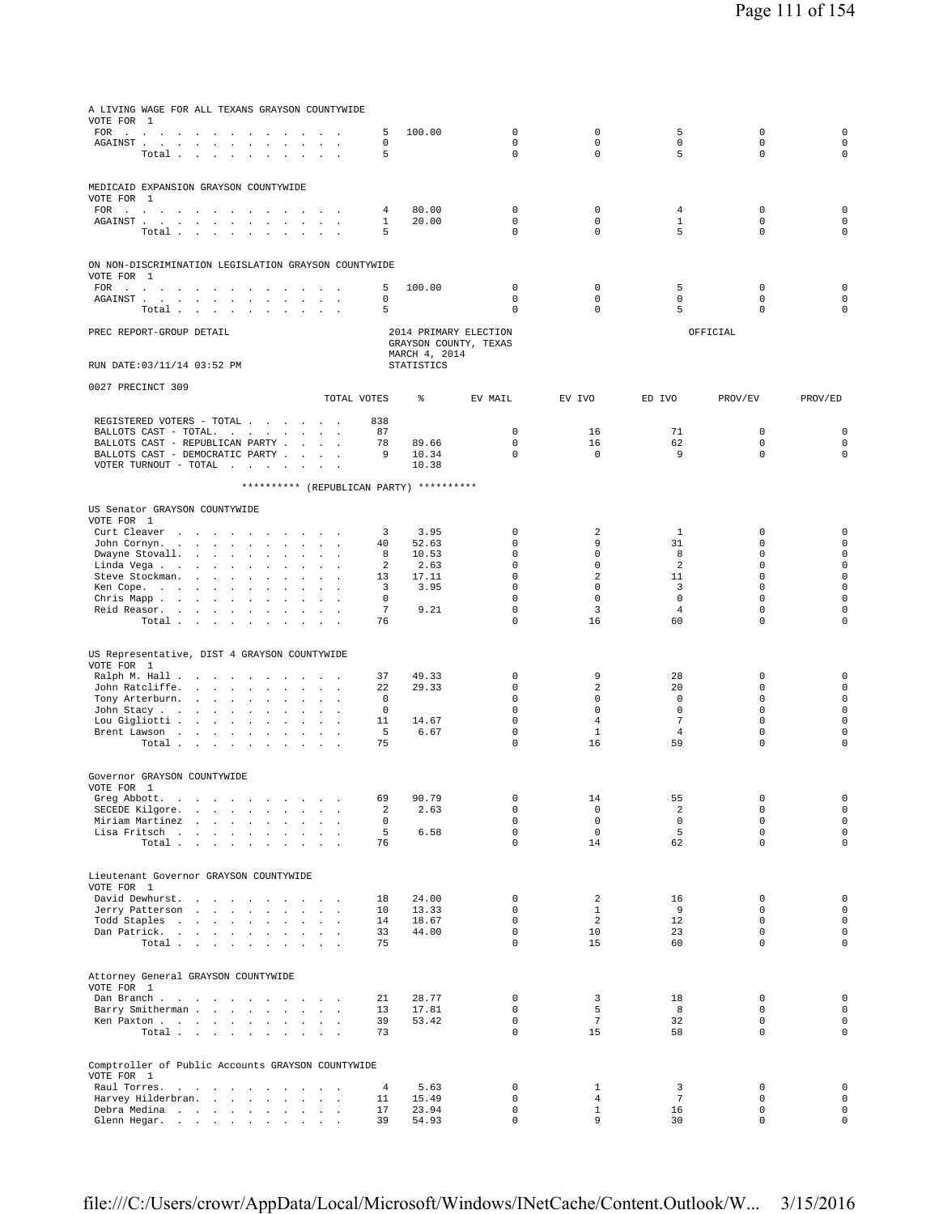A LIVING WAGE FOR ALL TEXANS GRAYSON COUNTYWIDE
VOTE FOR 1

| | TOTAL VOTES | % | EV MAIL | EV IVO | ED IVO | PROV/EV | PROV/ED |
|---|---|---|---|---|---|---|---|
| FOR | 5 | 100.00 | 0 | 0 | 5 | 0 | 0 |
| AGAINST | 0 | | 0 | 0 | 0 | 0 | 0 |
| Total | 5 | | 0 | 0 | 5 | 0 | 0 |

MEDICAID EXPANSION GRAYSON COUNTYWIDE
VOTE FOR 1

| | TOTAL VOTES | % | EV MAIL | EV IVO | ED IVO | PROV/EV | PROV/ED |
|---|---|---|---|---|---|---|---|
| FOR | 4 | 80.00 | 0 | 0 | 4 | 0 | 0 |
| AGAINST | 1 | 20.00 | 0 | 0 | 1 | 0 | 0 |
| Total | 5 | | 0 | 0 | 5 | 0 | 0 |

ON NON-DISCRIMINATION LEGISLATION GRAYSON COUNTYWIDE
VOTE FOR 1

| | TOTAL VOTES | % | EV MAIL | EV IVO | ED IVO | PROV/EV | PROV/ED |
|---|---|---|---|---|---|---|---|
| FOR | 5 | 100.00 | 0 | 0 | 5 | 0 | 0 |
| AGAINST | 0 | | 0 | 0 | 0 | 0 | 0 |
| Total | 5 | | 0 | 0 | 5 | 0 | 0 |

PREC REPORT-GROUP DETAIL — 2014 PRIMARY ELECTION, GRAYSON COUNTY, TEXAS, MARCH 4, 2014 — OFFICIAL

RUN DATE:03/11/14 03:52 PM — STATISTICS

0027 PRECINCT 309

| | TOTAL VOTES | % | EV MAIL | EV IVO | ED IVO | PROV/EV | PROV/ED |
|---|---|---|---|---|---|---|---|
| REGISTERED VOTERS - TOTAL | 838 | | | | | | |
| BALLOTS CAST - TOTAL. | 87 | | 0 | 16 | 71 | 0 | 0 |
| BALLOTS CAST - REPUBLICAN PARTY | 78 | 89.66 | 0 | 16 | 62 | 0 | 0 |
| BALLOTS CAST - DEMOCRATIC PARTY | 9 | 10.34 | 0 | 0 | 9 | 0 | 0 |
| VOTER TURNOUT - TOTAL | | 10.38 | | | | | |

********** (REPUBLICAN PARTY) **********

US Senator GRAYSON COUNTYWIDE
VOTE FOR 1

| | TOTAL VOTES | % | EV MAIL | EV IVO | ED IVO | PROV/EV | PROV/ED |
|---|---|---|---|---|---|---|---|
| Curt Cleaver | 3 | 3.95 | 0 | 2 | 1 | 0 | 0 |
| John Cornyn. | 40 | 52.63 | 0 | 9 | 31 | 0 | 0 |
| Dwayne Stovall. | 8 | 10.53 | 0 | 0 | 8 | 0 | 0 |
| Linda Vega | 2 | 2.63 | 0 | 0 | 2 | 0 | 0 |
| Steve Stockman. | 13 | 17.11 | 0 | 2 | 11 | 0 | 0 |
| Ken Cope. | 3 | 3.95 | 0 | 0 | 3 | 0 | 0 |
| Chris Mapp | 0 | | 0 | 0 | 0 | 0 | 0 |
| Reid Reasor. | 7 | 9.21 | 0 | 3 | 4 | 0 | 0 |
| Total | 76 | | 0 | 16 | 60 | 0 | 0 |

US Representative, DIST 4 GRAYSON COUNTYWIDE
VOTE FOR 1

| | TOTAL VOTES | % | EV MAIL | EV IVO | ED IVO | PROV/EV | PROV/ED |
|---|---|---|---|---|---|---|---|
| Ralph M. Hall | 37 | 49.33 | 0 | 9 | 28 | 0 | 0 |
| John Ratcliffe. | 22 | 29.33 | 0 | 2 | 20 | 0 | 0 |
| Tony Arterburn. | 0 | | 0 | 0 | 0 | 0 | 0 |
| John Stacy | 0 | | 0 | 0 | 0 | 0 | 0 |
| Lou Gigliotti | 11 | 14.67 | 0 | 4 | 7 | 0 | 0 |
| Brent Lawson | 5 | 6.67 | 0 | 1 | 4 | 0 | 0 |
| Total | 75 | | 0 | 16 | 59 | 0 | 0 |

Governor GRAYSON COUNTYWIDE
VOTE FOR 1

| | TOTAL VOTES | % | EV MAIL | EV IVO | ED IVO | PROV/EV | PROV/ED |
|---|---|---|---|---|---|---|---|
| Greg Abbott. | 69 | 90.79 | 0 | 14 | 55 | 0 | 0 |
| SECEDE Kilgore. | 2 | 2.63 | 0 | 0 | 2 | 0 | 0 |
| Miriam Martinez | 0 | | 0 | 0 | 0 | 0 | 0 |
| Lisa Fritsch | 5 | 6.58 | 0 | 0 | 5 | 0 | 0 |
| Total | 76 | | 0 | 14 | 62 | 0 | 0 |

Lieutenant Governor GRAYSON COUNTYWIDE
VOTE FOR 1

| | TOTAL VOTES | % | EV MAIL | EV IVO | ED IVO | PROV/EV | PROV/ED |
|---|---|---|---|---|---|---|---|
| David Dewhurst. | 18 | 24.00 | 0 | 2 | 16 | 0 | 0 |
| Jerry Patterson | 10 | 13.33 | 0 | 1 | 9 | 0 | 0 |
| Todd Staples | 14 | 18.67 | 0 | 2 | 12 | 0 | 0 |
| Dan Patrick. | 33 | 44.00 | 0 | 10 | 23 | 0 | 0 |
| Total | 75 | | 0 | 15 | 60 | 0 | 0 |

Attorney General GRAYSON COUNTYWIDE
VOTE FOR 1

| | TOTAL VOTES | % | EV MAIL | EV IVO | ED IVO | PROV/EV | PROV/ED |
|---|---|---|---|---|---|---|---|
| Dan Branch | 21 | 28.77 | 0 | 3 | 18 | 0 | 0 |
| Barry Smitherman | 13 | 17.81 | 0 | 5 | 8 | 0 | 0 |
| Ken Paxton | 39 | 53.42 | 0 | 7 | 32 | 0 | 0 |
| Total | 73 | | 0 | 15 | 58 | 0 | 0 |

Comptroller of Public Accounts GRAYSON COUNTYWIDE
VOTE FOR 1

| | TOTAL VOTES | % | EV MAIL | EV IVO | ED IVO | PROV/EV | PROV/ED |
|---|---|---|---|---|---|---|---|
| Raul Torres. | 4 | 5.63 | 0 | 1 | 3 | 0 | 0 |
| Harvey Hilderbran. | 11 | 15.49 | 0 | 4 | 7 | 0 | 0 |
| Debra Medina | 17 | 23.94 | 0 | 1 | 16 | 0 | 0 |
| Glenn Hegar. | 39 | 54.93 | 0 | 9 | 30 | 0 | 0 |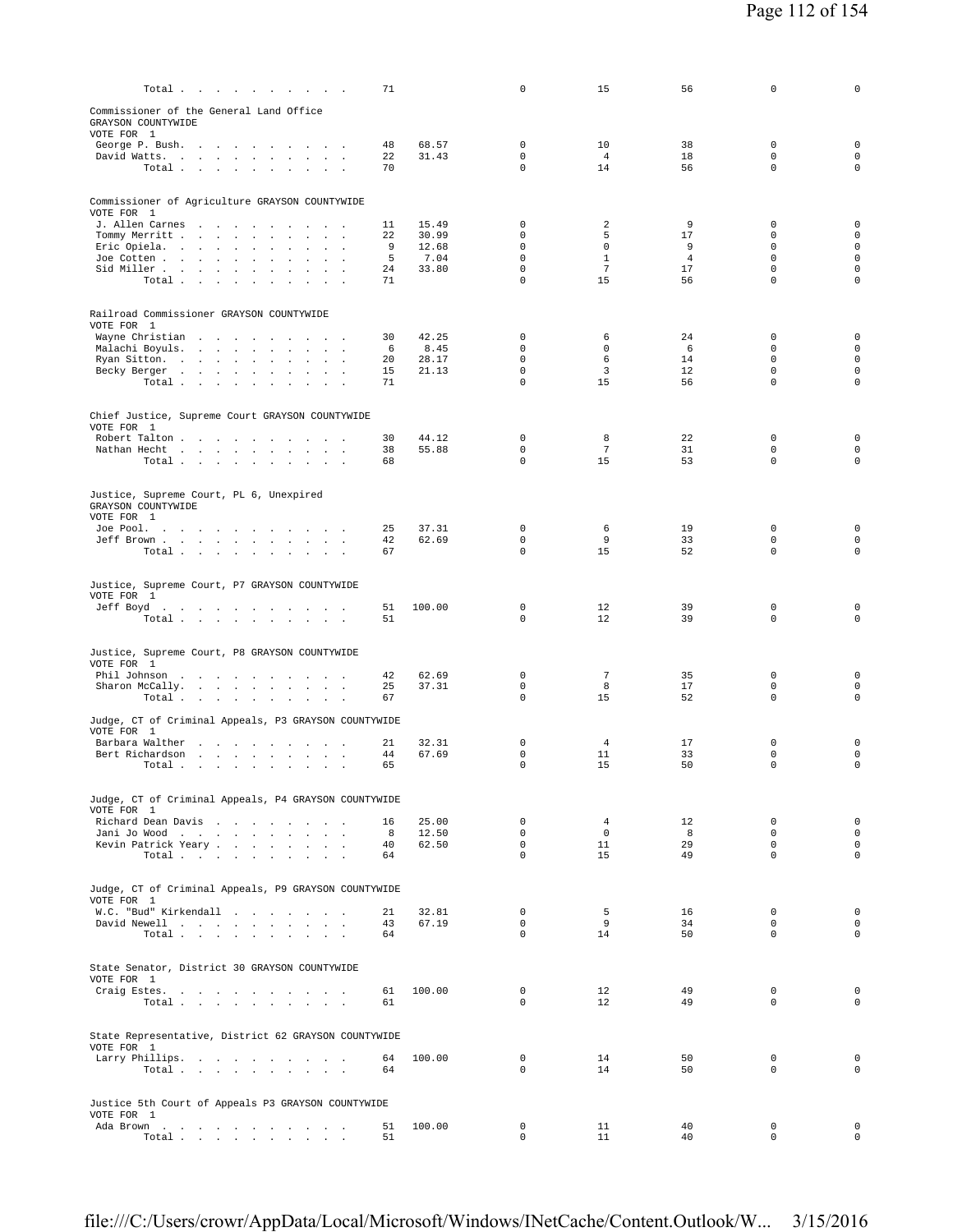| | | | | | | | |
|---|---|---|---|---|---|---|---|
| Total | 71 | | 0 | 15 | 56 | 0 | 0 |

Commissioner of the General Land Office
GRAYSON COUNTYWIDE
VOTE FOR 1

| | | | | | | | |
|---|---|---|---|---|---|---|---|
| George P. Bush. | 48 | 68.57 | 0 | 10 | 38 | 0 | 0 |
| David Watts. | 22 | 31.43 | 0 | 4 | 18 | 0 | 0 |
| Total | 70 | | 0 | 14 | 56 | 0 | 0 |

Commissioner of Agriculture GRAYSON COUNTYWIDE
VOTE FOR 1

| | | | | | | | |
|---|---|---|---|---|---|---|---|
| J. Allen Carnes | 11 | 15.49 | 0 | 2 | 9 | 0 | 0 |
| Tommy Merritt | 22 | 30.99 | 0 | 5 | 17 | 0 | 0 |
| Eric Opiela. | 9 | 12.68 | 0 | 0 | 9 | 0 | 0 |
| Joe Cotten | 5 | 7.04 | 0 | 1 | 4 | 0 | 0 |
| Sid Miller | 24 | 33.80 | 0 | 7 | 17 | 0 | 0 |
| Total | 71 | | 0 | 15 | 56 | 0 | 0 |

Railroad Commissioner GRAYSON COUNTYWIDE
VOTE FOR 1

| | | | | | | | |
|---|---|---|---|---|---|---|---|
| Wayne Christian | 30 | 42.25 | 0 | 6 | 24 | 0 | 0 |
| Malachi Boyuls. | 6 | 8.45 | 0 | 0 | 6 | 0 | 0 |
| Ryan Sitton. | 20 | 28.17 | 0 | 6 | 14 | 0 | 0 |
| Becky Berger | 15 | 21.13 | 0 | 3 | 12 | 0 | 0 |
| Total | 71 | | 0 | 15 | 56 | 0 | 0 |

Chief Justice, Supreme Court GRAYSON COUNTYWIDE
VOTE FOR 1

| | | | | | | | |
|---|---|---|---|---|---|---|---|
| Robert Talton | 30 | 44.12 | 0 | 8 | 22 | 0 | 0 |
| Nathan Hecht | 38 | 55.88 | 0 | 7 | 31 | 0 | 0 |
| Total | 68 | | 0 | 15 | 53 | 0 | 0 |

Justice, Supreme Court, PL 6, Unexpired
GRAYSON COUNTYWIDE
VOTE FOR 1

| | | | | | | | |
|---|---|---|---|---|---|---|---|
| Joe Pool. | 25 | 37.31 | 0 | 6 | 19 | 0 | 0 |
| Jeff Brown | 42 | 62.69 | 0 | 9 | 33 | 0 | 0 |
| Total | 67 | | 0 | 15 | 52 | 0 | 0 |

Justice, Supreme Court, P7 GRAYSON COUNTYWIDE
VOTE FOR 1

| | | | | | | | |
|---|---|---|---|---|---|---|---|
| Jeff Boyd | 51 | 100.00 | 0 | 12 | 39 | 0 | 0 |
| Total | 51 | | 0 | 12 | 39 | 0 | 0 |

Justice, Supreme Court, P8 GRAYSON COUNTYWIDE
VOTE FOR 1

| | | | | | | | |
|---|---|---|---|---|---|---|---|
| Phil Johnson | 42 | 62.69 | 0 | 7 | 35 | 0 | 0 |
| Sharon McCally. | 25 | 37.31 | 0 | 8 | 17 | 0 | 0 |
| Total | 67 | | 0 | 15 | 52 | 0 | 0 |

Judge, CT of Criminal Appeals, P3 GRAYSON COUNTYWIDE
VOTE FOR 1

| | | | | | | | |
|---|---|---|---|---|---|---|---|
| Barbara Walther | 21 | 32.31 | 0 | 4 | 17 | 0 | 0 |
| Bert Richardson | 44 | 67.69 | 0 | 11 | 33 | 0 | 0 |
| Total | 65 | | 0 | 15 | 50 | 0 | 0 |

Judge, CT of Criminal Appeals, P4 GRAYSON COUNTYWIDE
VOTE FOR 1

| | | | | | | | |
|---|---|---|---|---|---|---|---|
| Richard Dean Davis | 16 | 25.00 | 0 | 4 | 12 | 0 | 0 |
| Jani Jo Wood | 8 | 12.50 | 0 | 0 | 8 | 0 | 0 |
| Kevin Patrick Yeary | 40 | 62.50 | 0 | 11 | 29 | 0 | 0 |
| Total | 64 | | 0 | 15 | 49 | 0 | 0 |

Judge, CT of Criminal Appeals, P9 GRAYSON COUNTYWIDE
VOTE FOR 1

| | | | | | | | |
|---|---|---|---|---|---|---|---|
| W.C. "Bud" Kirkendall | 21 | 32.81 | 0 | 5 | 16 | 0 | 0 |
| David Newell | 43 | 67.19 | 0 | 9 | 34 | 0 | 0 |
| Total | 64 | | 0 | 14 | 50 | 0 | 0 |

State Senator, District 30 GRAYSON COUNTYWIDE
VOTE FOR 1

| | | | | | | | |
|---|---|---|---|---|---|---|---|
| Craig Estes. | 61 | 100.00 | 0 | 12 | 49 | 0 | 0 |
| Total | 61 | | 0 | 12 | 49 | 0 | 0 |

State Representative, District 62 GRAYSON COUNTYWIDE
VOTE FOR 1

| | | | | | | | |
|---|---|---|---|---|---|---|---|
| Larry Phillips. | 64 | 100.00 | 0 | 14 | 50 | 0 | 0 |
| Total | 64 | | 0 | 14 | 50 | 0 | 0 |

Justice 5th Court of Appeals P3 GRAYSON COUNTYWIDE
VOTE FOR 1

| | | | | | | | |
|---|---|---|---|---|---|---|---|
| Ada Brown | 51 | 100.00 | 0 | 11 | 40 | 0 | 0 |
| Total | 51 | | 0 | 11 | 40 | 0 | 0 |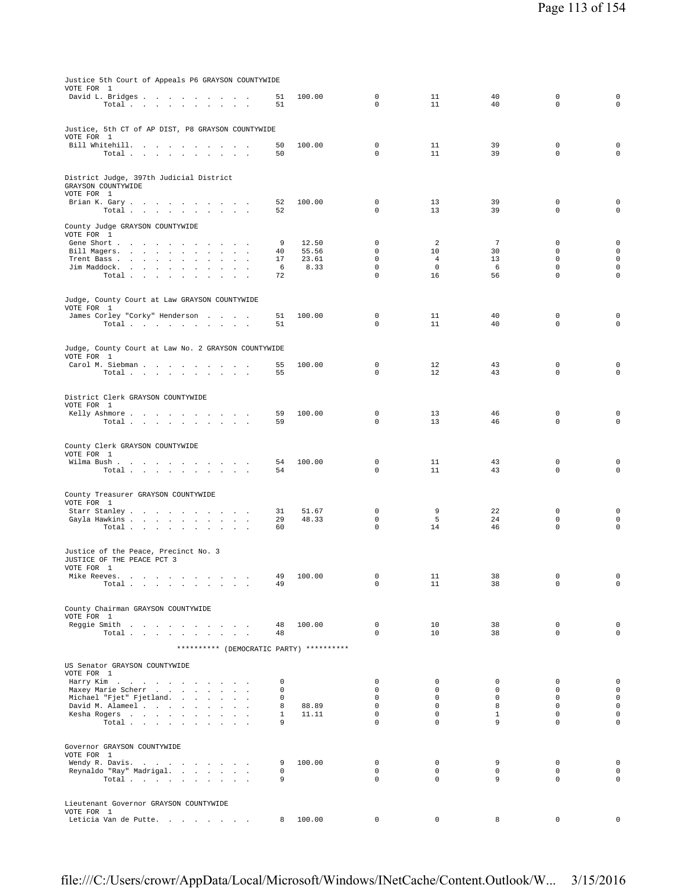Justice 5th Court of Appeals P6 GRAYSON COUNTYWIDE
VOTE FOR 1

| | | | | | | | |
|---|---|---|---|---|---|---|---|
| David L. Bridges | 51 | 100.00 | 0 | 11 | 40 | 0 | 0 |
| Total | 51 | | 0 | 11 | 40 | 0 | 0 |

Justice, 5th CT of AP DIST, P8 GRAYSON COUNTYWIDE
VOTE FOR 1

| | | | | | | | |
|---|---|---|---|---|---|---|---|
| Bill Whitehill | 50 | 100.00 | 0 | 11 | 39 | 0 | 0 |
| Total | 50 | | 0 | 11 | 39 | 0 | 0 |

District Judge, 397th Judicial District
GRAYSON COUNTYWIDE
VOTE FOR 1

| | | | | | | | |
|---|---|---|---|---|---|---|---|
| Brian K. Gary | 52 | 100.00 | 0 | 13 | 39 | 0 | 0 |
| Total | 52 | | 0 | 13 | 39 | 0 | 0 |

County Judge GRAYSON COUNTYWIDE
VOTE FOR 1

| | | | | | | | |
|---|---|---|---|---|---|---|---|
| Gene Short | 9 | 12.50 | 0 | 2 | 7 | 0 | 0 |
| Bill Magers | 40 | 55.56 | 0 | 10 | 30 | 0 | 0 |
| Trent Bass | 17 | 23.61 | 0 | 4 | 13 | 0 | 0 |
| Jim Maddock | 6 | 8.33 | 0 | 0 | 6 | 0 | 0 |
| Total | 72 | | 0 | 16 | 56 | 0 | 0 |

Judge, County Court at Law GRAYSON COUNTYWIDE
VOTE FOR 1

| | | | | | | | |
|---|---|---|---|---|---|---|---|
| James Corley "Corky" Henderson | 51 | 100.00 | 0 | 11 | 40 | 0 | 0 |
| Total | 51 | | 0 | 11 | 40 | 0 | 0 |

Judge, County Court at Law No. 2 GRAYSON COUNTYWIDE
VOTE FOR 1

| | | | | | | | |
|---|---|---|---|---|---|---|---|
| Carol M. Siebman | 55 | 100.00 | 0 | 12 | 43 | 0 | 0 |
| Total | 55 | | 0 | 12 | 43 | 0 | 0 |

District Clerk GRAYSON COUNTYWIDE
VOTE FOR 1

| | | | | | | | |
|---|---|---|---|---|---|---|---|
| Kelly Ashmore | 59 | 100.00 | 0 | 13 | 46 | 0 | 0 |
| Total | 59 | | 0 | 13 | 46 | 0 | 0 |

County Clerk GRAYSON COUNTYWIDE
VOTE FOR 1

| | | | | | | | |
|---|---|---|---|---|---|---|---|
| Wilma Bush | 54 | 100.00 | 0 | 11 | 43 | 0 | 0 |
| Total | 54 | | 0 | 11 | 43 | 0 | 0 |

County Treasurer GRAYSON COUNTYWIDE
VOTE FOR 1

| | | | | | | | |
|---|---|---|---|---|---|---|---|
| Starr Stanley | 31 | 51.67 | 0 | 9 | 22 | 0 | 0 |
| Gayla Hawkins | 29 | 48.33 | 0 | 5 | 24 | 0 | 0 |
| Total | 60 | | 0 | 14 | 46 | 0 | 0 |

Justice of the Peace, Precinct No. 3
JUSTICE OF THE PEACE PCT 3
VOTE FOR 1

| | | | | | | | |
|---|---|---|---|---|---|---|---|
| Mike Reeves | 49 | 100.00 | 0 | 11 | 38 | 0 | 0 |
| Total | 49 | | 0 | 11 | 38 | 0 | 0 |

County Chairman GRAYSON COUNTYWIDE
VOTE FOR 1

| | | | | | | | |
|---|---|---|---|---|---|---|---|
| Reggie Smith | 48 | 100.00 | 0 | 10 | 38 | 0 | 0 |
| Total | 48 | | 0 | 10 | 38 | 0 | 0 |

********** (DEMOCRATIC PARTY) **********

US Senator GRAYSON COUNTYWIDE
VOTE FOR 1

| | | | | | | | |
|---|---|---|---|---|---|---|---|
| Harry Kim | 0 | | 0 | 0 | 0 | 0 | 0 |
| Maxey Marie Scherr | 0 | | 0 | 0 | 0 | 0 | 0 |
| Michael "Fjet" Fjetland | 0 | | 0 | 0 | 0 | 0 | 0 |
| David M. Alameel | 8 | 88.89 | 0 | 0 | 8 | 0 | 0 |
| Kesha Rogers | 1 | 11.11 | 0 | 0 | 1 | 0 | 0 |
| Total | 9 | | 0 | 0 | 9 | 0 | 0 |

Governor GRAYSON COUNTYWIDE
VOTE FOR 1

| | | | | | | | |
|---|---|---|---|---|---|---|---|
| Wendy R. Davis | 9 | 100.00 | 0 | 0 | 9 | 0 | 0 |
| Reynaldo "Ray" Madrigal | 0 | | 0 | 0 | 0 | 0 | 0 |
| Total | 9 | | 0 | 0 | 9 | 0 | 0 |

Lieutenant Governor GRAYSON COUNTYWIDE
VOTE FOR 1

| | | | | | | | |
|---|---|---|---|---|---|---|---|
| Leticia Van de Putte | 8 | 100.00 | 0 | 0 | 8 | 0 | 0 |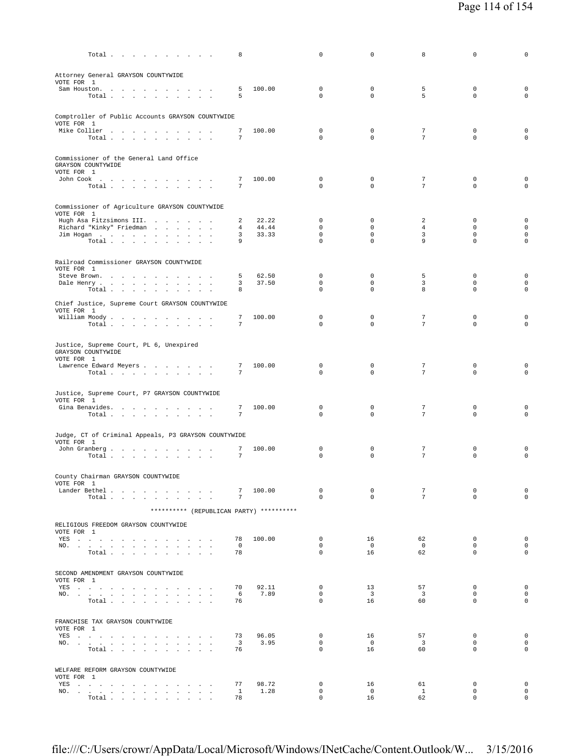| | | | | | | | |
|---|---|---|---|---|---|---|---|
| Total . . . . . . . . . . | 8 | | 0 | 0 | 8 | 0 | 0 |

Attorney General GRAYSON COUNTYWIDE
VOTE FOR 1

| | | | | | | | |
|---|---|---|---|---|---|---|---|
| Sam Houston. . . . . . . . . . . | 5 | 100.00 | 0 | 0 | 5 | 0 | 0 |
| Total . . . . . . . . . . | 5 | | 0 | 0 | 5 | 0 | 0 |

Comptroller of Public Accounts GRAYSON COUNTYWIDE
VOTE FOR 1

| | | | | | | | |
|---|---|---|---|---|---|---|---|
| Mike Collier . . . . . . . . . . | 7 | 100.00 | 0 | 0 | 7 | 0 | 0 |
| Total . . . . . . . . . . | 7 | | 0 | 0 | 7 | 0 | 0 |

Commissioner of the General Land Office
GRAYSON COUNTYWIDE
VOTE FOR 1

| | | | | | | | |
|---|---|---|---|---|---|---|---|
| John Cook . . . . . . . . . . . | 7 | 100.00 | 0 | 0 | 7 | 0 | 0 |
| Total . . . . . . . . . . | 7 | | 0 | 0 | 7 | 0 | 0 |

Commissioner of Agriculture GRAYSON COUNTYWIDE
VOTE FOR 1

| | | | | | | | |
|---|---|---|---|---|---|---|---|
| Hugh Asa Fitzsimons III. . . . . . . | 2 | 22.22 | 0 | 0 | 2 | 0 | 0 |
| Richard "Kinky" Friedman . . . . . . | 4 | 44.44 | 0 | 0 | 4 | 0 | 0 |
| Jim Hogan . . . . . . . . . . . | 3 | 33.33 | 0 | 0 | 3 | 0 | 0 |
| Total . . . . . . . . . . | 9 | | 0 | 0 | 9 | 0 | 0 |

Railroad Commissioner GRAYSON COUNTYWIDE
VOTE FOR 1

| | | | | | | | |
|---|---|---|---|---|---|---|---|
| Steve Brown. . . . . . . . . . . | 5 | 62.50 | 0 | 0 | 5 | 0 | 0 |
| Dale Henry . . . . . . . . . . . | 3 | 37.50 | 0 | 0 | 3 | 0 | 0 |
| Total . . . . . . . . . . | 8 | | 0 | 0 | 8 | 0 | 0 |

Chief Justice, Supreme Court GRAYSON COUNTYWIDE
VOTE FOR 1

| | | | | | | | |
|---|---|---|---|---|---|---|---|
| William Moody . . . . . . . . . . | 7 | 100.00 | 0 | 0 | 7 | 0 | 0 |
| Total . . . . . . . . . . | 7 | | 0 | 0 | 7 | 0 | 0 |

Justice, Supreme Court, PL 6, Unexpired
GRAYSON COUNTYWIDE
VOTE FOR 1

| | | | | | | | |
|---|---|---|---|---|---|---|---|
| Lawrence Edward Meyers . . . . . . . | 7 | 100.00 | 0 | 0 | 7 | 0 | 0 |
| Total . . . . . . . . . . | 7 | | 0 | 0 | 7 | 0 | 0 |

Justice, Supreme Court, P7 GRAYSON COUNTYWIDE
VOTE FOR 1

| | | | | | | | |
|---|---|---|---|---|---|---|---|
| Gina Benavides. . . . . . . . . . | 7 | 100.00 | 0 | 0 | 7 | 0 | 0 |
| Total . . . . . . . . . . | 7 | | 0 | 0 | 7 | 0 | 0 |

Judge, CT of Criminal Appeals, P3 GRAYSON COUNTYWIDE
VOTE FOR 1

| | | | | | | | |
|---|---|---|---|---|---|---|---|
| John Granberg . . . . . . . . . . | 7 | 100.00 | 0 | 0 | 7 | 0 | 0 |
| Total . . . . . . . . . . | 7 | | 0 | 0 | 7 | 0 | 0 |

County Chairman GRAYSON COUNTYWIDE
VOTE FOR 1

| | | | | | | | |
|---|---|---|---|---|---|---|---|
| Lander Bethel . . . . . . . . . . | 7 | 100.00 | 0 | 0 | 7 | 0 | 0 |
| Total . . . . . . . . . . | 7 | | 0 | 0 | 7 | 0 | 0 |

********** (REPUBLICAN PARTY) **********

RELIGIOUS FREEDOM GRAYSON COUNTYWIDE
VOTE FOR 1

| | | | | | | | |
|---|---|---|---|---|---|---|---|
| YES . . . . . . . . . . . . . . | 78 | 100.00 | 0 | 16 | 62 | 0 | 0 |
| NO. . . . . . . . . . . . . . . | 0 | | 0 | 0 | 0 | 0 | 0 |
| Total . . . . . . . . . . | 78 | | 0 | 16 | 62 | 0 | 0 |

SECOND AMENDMENT GRAYSON COUNTYWIDE
VOTE FOR 1

| | | | | | | | |
|---|---|---|---|---|---|---|---|
| YES . . . . . . . . . . . . . . | 70 | 92.11 | 0 | 13 | 57 | 0 | 0 |
| NO. . . . . . . . . . . . . . . | 6 | 7.89 | 0 | 3 | 3 | 0 | 0 |
| Total . . . . . . . . . . | 76 | | 0 | 16 | 60 | 0 | 0 |

FRANCHISE TAX GRAYSON COUNTYWIDE
VOTE FOR 1

| | | | | | | | |
|---|---|---|---|---|---|---|---|
| YES . . . . . . . . . . . . . . | 73 | 96.05 | 0 | 16 | 57 | 0 | 0 |
| NO. . . . . . . . . . . . . . . | 3 | 3.95 | 0 | 0 | 3 | 0 | 0 |
| Total . . . . . . . . . . | 76 | | 0 | 16 | 60 | 0 | 0 |

WELFARE REFORM GRAYSON COUNTYWIDE
VOTE FOR 1

| | | | | | | | |
|---|---|---|---|---|---|---|---|
| YES . . . . . . . . . . . . . . | 77 | 98.72 | 0 | 16 | 61 | 0 | 0 |
| NO. . . . . . . . . . . . . . . | 1 | 1.28 | 0 | 0 | 1 | 0 | 0 |
| Total . . . . . . . . . . | 78 | | 0 | 16 | 62 | 0 | 0 |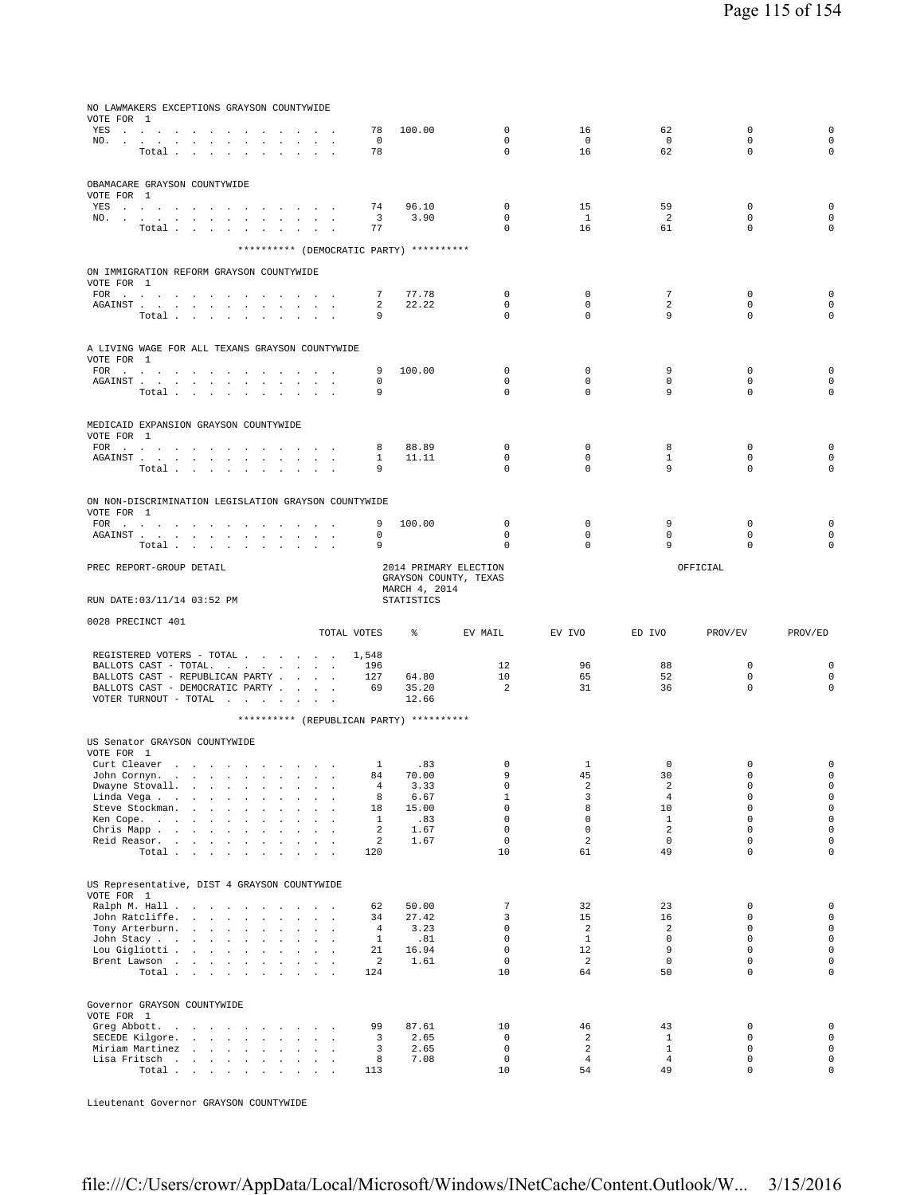NO LAWMAKERS EXCEPTIONS GRAYSON COUNTYWIDE
VOTE FOR 1

| | TOTAL VOTES | % | EV MAIL | EV IVO | ED IVO | PROV/EV | PROV/ED |
|---|---|---|---|---|---|---|---|
| YES | 78 | 100.00 | 0 | 16 | 62 | 0 | 0 |
| NO. | 0 | | 0 | 0 | 0 | 0 | 0 |
| Total | 78 | | 0 | 16 | 62 | 0 | 0 |

OBAMACARE GRAYSON COUNTYWIDE
VOTE FOR 1

| | TOTAL VOTES | % | EV MAIL | EV IVO | ED IVO | PROV/EV | PROV/ED |
|---|---|---|---|---|---|---|---|
| YES | 74 | 96.10 | 0 | 15 | 59 | 0 | 0 |
| NO. | 3 | 3.90 | 0 | 1 | 2 | 0 | 0 |
| Total | 77 | | 0 | 16 | 61 | 0 | 0 |

********** (DEMOCRATIC PARTY) **********

ON IMMIGRATION REFORM GRAYSON COUNTYWIDE
VOTE FOR 1

| | TOTAL VOTES | % | EV MAIL | EV IVO | ED IVO | PROV/EV | PROV/ED |
|---|---|---|---|---|---|---|---|
| FOR | 7 | 77.78 | 0 | 0 | 7 | 0 | 0 |
| AGAINST | 2 | 22.22 | 0 | 0 | 2 | 0 | 0 |
| Total | 9 | | 0 | 0 | 9 | 0 | 0 |

A LIVING WAGE FOR ALL TEXANS GRAYSON COUNTYWIDE
VOTE FOR 1

| | TOTAL VOTES | % | EV MAIL | EV IVO | ED IVO | PROV/EV | PROV/ED |
|---|---|---|---|---|---|---|---|
| FOR | 9 | 100.00 | 0 | 0 | 9 | 0 | 0 |
| AGAINST | 0 | | 0 | 0 | 0 | 0 | 0 |
| Total | 9 | | 0 | 0 | 9 | 0 | 0 |

MEDICAID EXPANSION GRAYSON COUNTYWIDE
VOTE FOR 1

| | TOTAL VOTES | % | EV MAIL | EV IVO | ED IVO | PROV/EV | PROV/ED |
|---|---|---|---|---|---|---|---|
| FOR | 8 | 88.89 | 0 | 0 | 8 | 0 | 0 |
| AGAINST | 1 | 11.11 | 0 | 0 | 1 | 0 | 0 |
| Total | 9 | | 0 | 0 | 9 | 0 | 0 |

ON NON-DISCRIMINATION LEGISLATION GRAYSON COUNTYWIDE
VOTE FOR 1

| | TOTAL VOTES | % | EV MAIL | EV IVO | ED IVO | PROV/EV | PROV/ED |
|---|---|---|---|---|---|---|---|
| FOR | 9 | 100.00 | 0 | 0 | 9 | 0 | 0 |
| AGAINST | 0 | | 0 | 0 | 0 | 0 | 0 |
| Total | 9 | | 0 | 0 | 9 | 0 | 0 |

PREC REPORT-GROUP DETAIL — 2014 PRIMARY ELECTION, GRAYSON COUNTY, TEXAS, MARCH 4, 2014 — OFFICIAL

RUN DATE:03/11/14 03:52 PM — STATISTICS

0028 PRECINCT 401

| | TOTAL VOTES | % | EV MAIL | EV IVO | ED IVO | PROV/EV | PROV/ED |
|---|---|---|---|---|---|---|---|
| REGISTERED VOTERS - TOTAL | 1,548 | | | | | | |
| BALLOTS CAST - TOTAL. | 196 | | 12 | 96 | 88 | 0 | 0 |
| BALLOTS CAST - REPUBLICAN PARTY | 127 | 64.80 | 10 | 65 | 52 | 0 | 0 |
| BALLOTS CAST - DEMOCRATIC PARTY | 69 | 35.20 | 2 | 31 | 36 | 0 | 0 |
| VOTER TURNOUT - TOTAL | | 12.66 | | | | | |

********** (REPUBLICAN PARTY) **********

US Senator GRAYSON COUNTYWIDE
VOTE FOR 1

| | TOTAL VOTES | % | EV MAIL | EV IVO | ED IVO | PROV/EV | PROV/ED |
|---|---|---|---|---|---|---|---|
| Curt Cleaver | 1 | .83 | 0 | 1 | 0 | 0 | 0 |
| John Cornyn. | 84 | 70.00 | 9 | 45 | 30 | 0 | 0 |
| Dwayne Stovall. | 4 | 3.33 | 0 | 2 | 2 | 0 | 0 |
| Linda Vega | 8 | 6.67 | 1 | 3 | 4 | 0 | 0 |
| Steve Stockman. | 18 | 15.00 | 0 | 8 | 10 | 0 | 0 |
| Ken Cope. | 1 | .83 | 0 | 0 | 1 | 0 | 0 |
| Chris Mapp | 2 | 1.67 | 0 | 0 | 2 | 0 | 0 |
| Reid Reasor. | 2 | 1.67 | 0 | 2 | 0 | 0 | 0 |
| Total | 120 | | 10 | 61 | 49 | 0 | 0 |

US Representative, DIST 4 GRAYSON COUNTYWIDE
VOTE FOR 1

| | TOTAL VOTES | % | EV MAIL | EV IVO | ED IVO | PROV/EV | PROV/ED |
|---|---|---|---|---|---|---|---|
| Ralph M. Hall | 62 | 50.00 | 7 | 32 | 23 | 0 | 0 |
| John Ratcliffe. | 34 | 27.42 | 3 | 15 | 16 | 0 | 0 |
| Tony Arterburn. | 4 | 3.23 | 0 | 2 | 2 | 0 | 0 |
| John Stacy | 1 | .81 | 0 | 1 | 0 | 0 | 0 |
| Lou Gigliotti | 21 | 16.94 | 0 | 12 | 9 | 0 | 0 |
| Brent Lawson | 2 | 1.61 | 0 | 2 | 0 | 0 | 0 |
| Total | 124 | | 10 | 64 | 50 | 0 | 0 |

Governor GRAYSON COUNTYWIDE
VOTE FOR 1

| | TOTAL VOTES | % | EV MAIL | EV IVO | ED IVO | PROV/EV | PROV/ED |
|---|---|---|---|---|---|---|---|
| Greg Abbott. | 99 | 87.61 | 10 | 46 | 43 | 0 | 0 |
| SECEDE Kilgore. | 3 | 2.65 | 0 | 2 | 1 | 0 | 0 |
| Miriam Martinez | 3 | 2.65 | 0 | 2 | 1 | 0 | 0 |
| Lisa Fritsch | 8 | 7.08 | 0 | 4 | 4 | 0 | 0 |
| Total | 113 | | 10 | 54 | 49 | 0 | 0 |

Lieutenant Governor GRAYSON COUNTYWIDE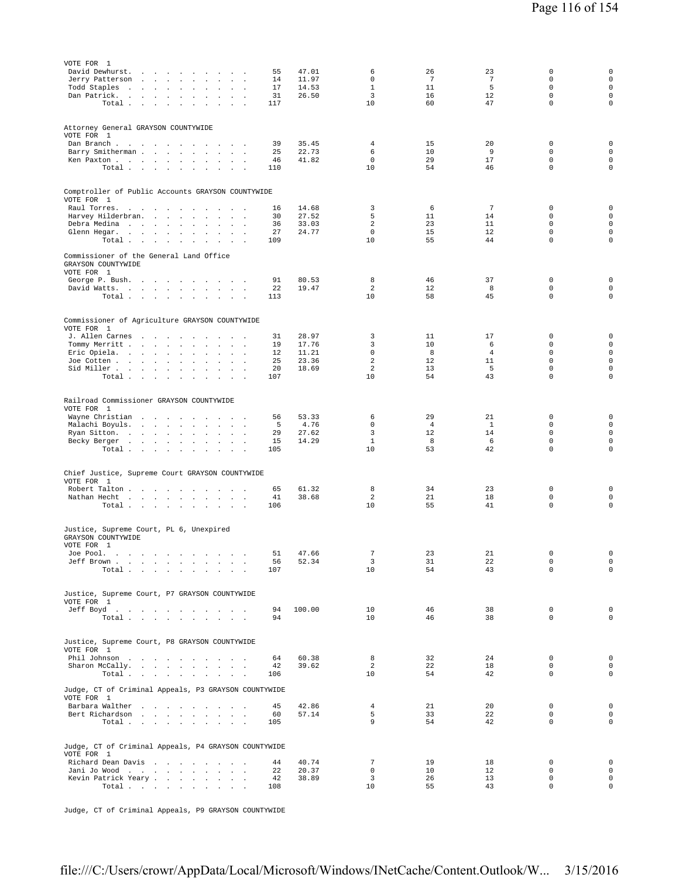VOTE FOR 1

| | | | | | | | |
|---|---|---|---|---|---|---|---|
| David Dewhurst | 55 | 47.01 | 6 | 26 | 23 | 0 | 0 |
| Jerry Patterson | 14 | 11.97 | 0 | 7 | 7 | 0 | 0 |
| Todd Staples | 17 | 14.53 | 1 | 11 | 5 | 0 | 0 |
| Dan Patrick | 31 | 26.50 | 3 | 16 | 12 | 0 | 0 |
| Total | 117 | | 10 | 60 | 47 | 0 | 0 |

Attorney General GRAYSON COUNTYWIDE
VOTE FOR 1

| | | | | | | | |
|---|---|---|---|---|---|---|---|
| Dan Branch | 39 | 35.45 | 4 | 15 | 20 | 0 | 0 |
| Barry Smitherman | 25 | 22.73 | 6 | 10 | 9 | 0 | 0 |
| Ken Paxton | 46 | 41.82 | 0 | 29 | 17 | 0 | 0 |
| Total | 110 | | 10 | 54 | 46 | 0 | 0 |

Comptroller of Public Accounts GRAYSON COUNTYWIDE
VOTE FOR 1

| | | | | | | | |
|---|---|---|---|---|---|---|---|
| Raul Torres | 16 | 14.68 | 3 | 6 | 7 | 0 | 0 |
| Harvey Hilderbran | 30 | 27.52 | 5 | 11 | 14 | 0 | 0 |
| Debra Medina | 36 | 33.03 | 2 | 23 | 11 | 0 | 0 |
| Glenn Hegar | 27 | 24.77 | 0 | 15 | 12 | 0 | 0 |
| Total | 109 | | 10 | 55 | 44 | 0 | 0 |

Commissioner of the General Land Office GRAYSON COUNTYWIDE
VOTE FOR 1

| | | | | | | | |
|---|---|---|---|---|---|---|---|
| George P. Bush | 91 | 80.53 | 8 | 46 | 37 | 0 | 0 |
| David Watts | 22 | 19.47 | 2 | 12 | 8 | 0 | 0 |
| Total | 113 | | 10 | 58 | 45 | 0 | 0 |

Commissioner of Agriculture GRAYSON COUNTYWIDE
VOTE FOR 1

| | | | | | | | |
|---|---|---|---|---|---|---|---|
| J. Allen Carnes | 31 | 28.97 | 3 | 11 | 17 | 0 | 0 |
| Tommy Merritt | 19 | 17.76 | 3 | 10 | 6 | 0 | 0 |
| Eric Opiela | 12 | 11.21 | 0 | 8 | 4 | 0 | 0 |
| Joe Cotten | 25 | 23.36 | 2 | 12 | 11 | 0 | 0 |
| Sid Miller | 20 | 18.69 | 2 | 13 | 5 | 0 | 0 |
| Total | 107 | | 10 | 54 | 43 | 0 | 0 |

Railroad Commissioner GRAYSON COUNTYWIDE
VOTE FOR 1

| | | | | | | | |
|---|---|---|---|---|---|---|---|
| Wayne Christian | 56 | 53.33 | 6 | 29 | 21 | 0 | 0 |
| Malachi Boyuls | 5 | 4.76 | 0 | 4 | 1 | 0 | 0 |
| Ryan Sitton | 29 | 27.62 | 3 | 12 | 14 | 0 | 0 |
| Becky Berger | 15 | 14.29 | 1 | 8 | 6 | 0 | 0 |
| Total | 105 | | 10 | 53 | 42 | 0 | 0 |

Chief Justice, Supreme Court GRAYSON COUNTYWIDE
VOTE FOR 1

| | | | | | | | |
|---|---|---|---|---|---|---|---|
| Robert Talton | 65 | 61.32 | 8 | 34 | 23 | 0 | 0 |
| Nathan Hecht | 41 | 38.68 | 2 | 21 | 18 | 0 | 0 |
| Total | 106 | | 10 | 55 | 41 | 0 | 0 |

Justice, Supreme Court, PL 6, Unexpired GRAYSON COUNTYWIDE
VOTE FOR 1

| | | | | | | | |
|---|---|---|---|---|---|---|---|
| Joe Pool | 51 | 47.66 | 7 | 23 | 21 | 0 | 0 |
| Jeff Brown | 56 | 52.34 | 3 | 31 | 22 | 0 | 0 |
| Total | 107 | | 10 | 54 | 43 | 0 | 0 |

Justice, Supreme Court, P7 GRAYSON COUNTYWIDE
VOTE FOR 1

| | | | | | | | |
|---|---|---|---|---|---|---|---|
| Jeff Boyd | 94 | 100.00 | 10 | 46 | 38 | 0 | 0 |
| Total | 94 | | 10 | 46 | 38 | 0 | 0 |

Justice, Supreme Court, P8 GRAYSON COUNTYWIDE
VOTE FOR 1

| | | | | | | | |
|---|---|---|---|---|---|---|---|
| Phil Johnson | 64 | 60.38 | 8 | 32 | 24 | 0 | 0 |
| Sharon McCally | 42 | 39.62 | 2 | 22 | 18 | 0 | 0 |
| Total | 106 | | 10 | 54 | 42 | 0 | 0 |

Judge, CT of Criminal Appeals, P3 GRAYSON COUNTYWIDE
VOTE FOR 1

| | | | | | | | |
|---|---|---|---|---|---|---|---|
| Barbara Walther | 45 | 42.86 | 4 | 21 | 20 | 0 | 0 |
| Bert Richardson | 60 | 57.14 | 5 | 33 | 22 | 0 | 0 |
| Total | 105 | | 9 | 54 | 42 | 0 | 0 |

Judge, CT of Criminal Appeals, P4 GRAYSON COUNTYWIDE
VOTE FOR 1

| | | | | | | | |
|---|---|---|---|---|---|---|---|
| Richard Dean Davis | 44 | 40.74 | 7 | 19 | 18 | 0 | 0 |
| Jani Jo Wood | 22 | 20.37 | 0 | 10 | 12 | 0 | 0 |
| Kevin Patrick Yeary | 42 | 38.89 | 3 | 26 | 13 | 0 | 0 |
| Total | 108 | | 10 | 55 | 43 | 0 | 0 |

Judge, CT of Criminal Appeals, P9 GRAYSON COUNTYWIDE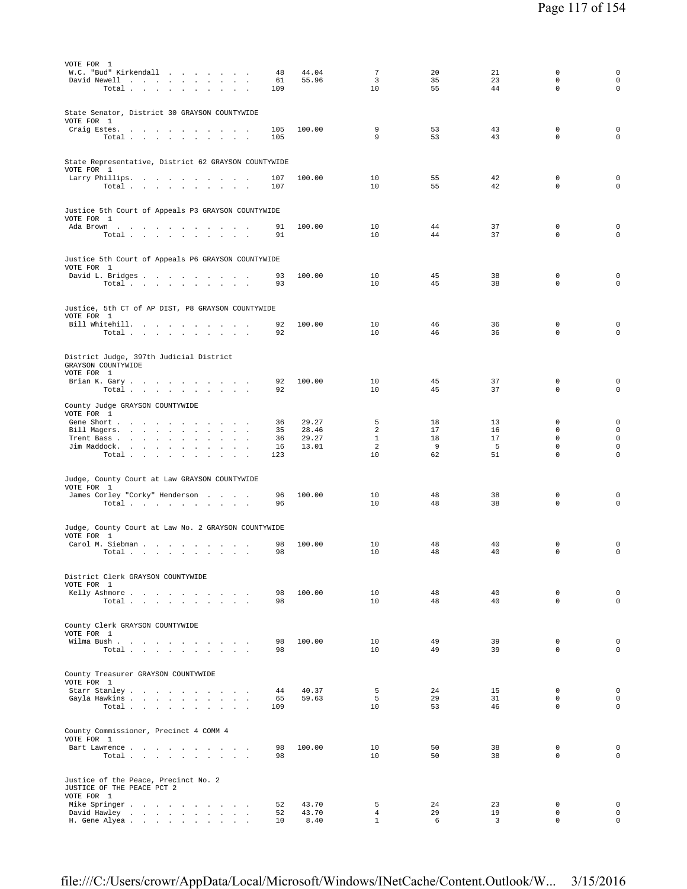VOTE FOR 1

| Candidate | Votes | Percent | | | | | |
|---|---|---|---|---|---|---|---|
| W.C. "Bud" Kirkendall | 48 | 44.04 | 7 | 20 | 21 | 0 | 0 |
| David Newell | 61 | 55.96 | 3 | 35 | 23 | 0 | 0 |
| Total | 109 | | 10 | 55 | 44 | 0 | 0 |

State Senator, District 30 GRAYSON COUNTYWIDE
VOTE FOR 1

| Candidate | Votes | Percent | | | | | |
|---|---|---|---|---|---|---|---|
| Craig Estes. | 105 | 100.00 | 9 | 53 | 43 | 0 | 0 |
| Total | 105 | | 9 | 53 | 43 | 0 | 0 |

State Representative, District 62 GRAYSON COUNTYWIDE
VOTE FOR 1

| Candidate | Votes | Percent | | | | | |
|---|---|---|---|---|---|---|---|
| Larry Phillips. | 107 | 100.00 | 10 | 55 | 42 | 0 | 0 |
| Total | 107 | | 10 | 55 | 42 | 0 | 0 |

Justice 5th Court of Appeals P3 GRAYSON COUNTYWIDE
VOTE FOR 1

| Candidate | Votes | Percent | | | | | |
|---|---|---|---|---|---|---|---|
| Ada Brown | 91 | 100.00 | 10 | 44 | 37 | 0 | 0 |
| Total | 91 | | 10 | 44 | 37 | 0 | 0 |

Justice 5th Court of Appeals P6 GRAYSON COUNTYWIDE
VOTE FOR 1

| Candidate | Votes | Percent | | | | | |
|---|---|---|---|---|---|---|---|
| David L. Bridges | 93 | 100.00 | 10 | 45 | 38 | 0 | 0 |
| Total | 93 | | 10 | 45 | 38 | 0 | 0 |

Justice, 5th CT of AP DIST, P8 GRAYSON COUNTYWIDE
VOTE FOR 1

| Candidate | Votes | Percent | | | | | |
|---|---|---|---|---|---|---|---|
| Bill Whitehill. | 92 | 100.00 | 10 | 46 | 36 | 0 | 0 |
| Total | 92 | | 10 | 46 | 36 | 0 | 0 |

District Judge, 397th Judicial District
GRAYSON COUNTYWIDE
VOTE FOR 1

| Candidate | Votes | Percent | | | | | |
|---|---|---|---|---|---|---|---|
| Brian K. Gary | 92 | 100.00 | 10 | 45 | 37 | 0 | 0 |
| Total | 92 | | 10 | 45 | 37 | 0 | 0 |

County Judge GRAYSON COUNTYWIDE
VOTE FOR 1

| Candidate | Votes | Percent | | | | | |
|---|---|---|---|---|---|---|---|
| Gene Short | 36 | 29.27 | 5 | 18 | 13 | 0 | 0 |
| Bill Magers. | 35 | 28.46 | 2 | 17 | 16 | 0 | 0 |
| Trent Bass | 36 | 29.27 | 1 | 18 | 17 | 0 | 0 |
| Jim Maddock. | 16 | 13.01 | 2 | 9 | 5 | 0 | 0 |
| Total | 123 | | 10 | 62 | 51 | 0 | 0 |

Judge, County Court at Law GRAYSON COUNTYWIDE
VOTE FOR 1

| Candidate | Votes | Percent | | | | | |
|---|---|---|---|---|---|---|---|
| James Corley "Corky" Henderson | 96 | 100.00 | 10 | 48 | 38 | 0 | 0 |
| Total | 96 | | 10 | 48 | 38 | 0 | 0 |

Judge, County Court at Law No. 2 GRAYSON COUNTYWIDE
VOTE FOR 1

| Candidate | Votes | Percent | | | | | |
|---|---|---|---|---|---|---|---|
| Carol M. Siebman | 98 | 100.00 | 10 | 48 | 40 | 0 | 0 |
| Total | 98 | | 10 | 48 | 40 | 0 | 0 |

District Clerk GRAYSON COUNTYWIDE
VOTE FOR 1

| Candidate | Votes | Percent | | | | | |
|---|---|---|---|---|---|---|---|
| Kelly Ashmore | 98 | 100.00 | 10 | 48 | 40 | 0 | 0 |
| Total | 98 | | 10 | 48 | 40 | 0 | 0 |

County Clerk GRAYSON COUNTYWIDE
VOTE FOR 1

| Candidate | Votes | Percent | | | | | |
|---|---|---|---|---|---|---|---|
| Wilma Bush | 98 | 100.00 | 10 | 49 | 39 | 0 | 0 |
| Total | 98 | | 10 | 49 | 39 | 0 | 0 |

County Treasurer GRAYSON COUNTYWIDE
VOTE FOR 1

| Candidate | Votes | Percent | | | | | |
|---|---|---|---|---|---|---|---|
| Starr Stanley | 44 | 40.37 | 5 | 24 | 15 | 0 | 0 |
| Gayla Hawkins | 65 | 59.63 | 5 | 29 | 31 | 0 | 0 |
| Total | 109 | | 10 | 53 | 46 | 0 | 0 |

County Commissioner, Precinct 4 COMM 4
VOTE FOR 1

| Candidate | Votes | Percent | | | | | |
|---|---|---|---|---|---|---|---|
| Bart Lawrence | 98 | 100.00 | 10 | 50 | 38 | 0 | 0 |
| Total | 98 | | 10 | 50 | 38 | 0 | 0 |

Justice of the Peace, Precinct No. 2
JUSTICE OF THE PEACE PCT 2
VOTE FOR 1

| Candidate | Votes | Percent | | | | | |
|---|---|---|---|---|---|---|---|
| Mike Springer | 52 | 43.70 | 5 | 24 | 23 | 0 | 0 |
| David Hawley | 52 | 43.70 | 4 | 29 | 19 | 0 | 0 |
| H. Gene Alyea | 10 | 8.40 | 1 | 6 | 3 | 0 | 0 |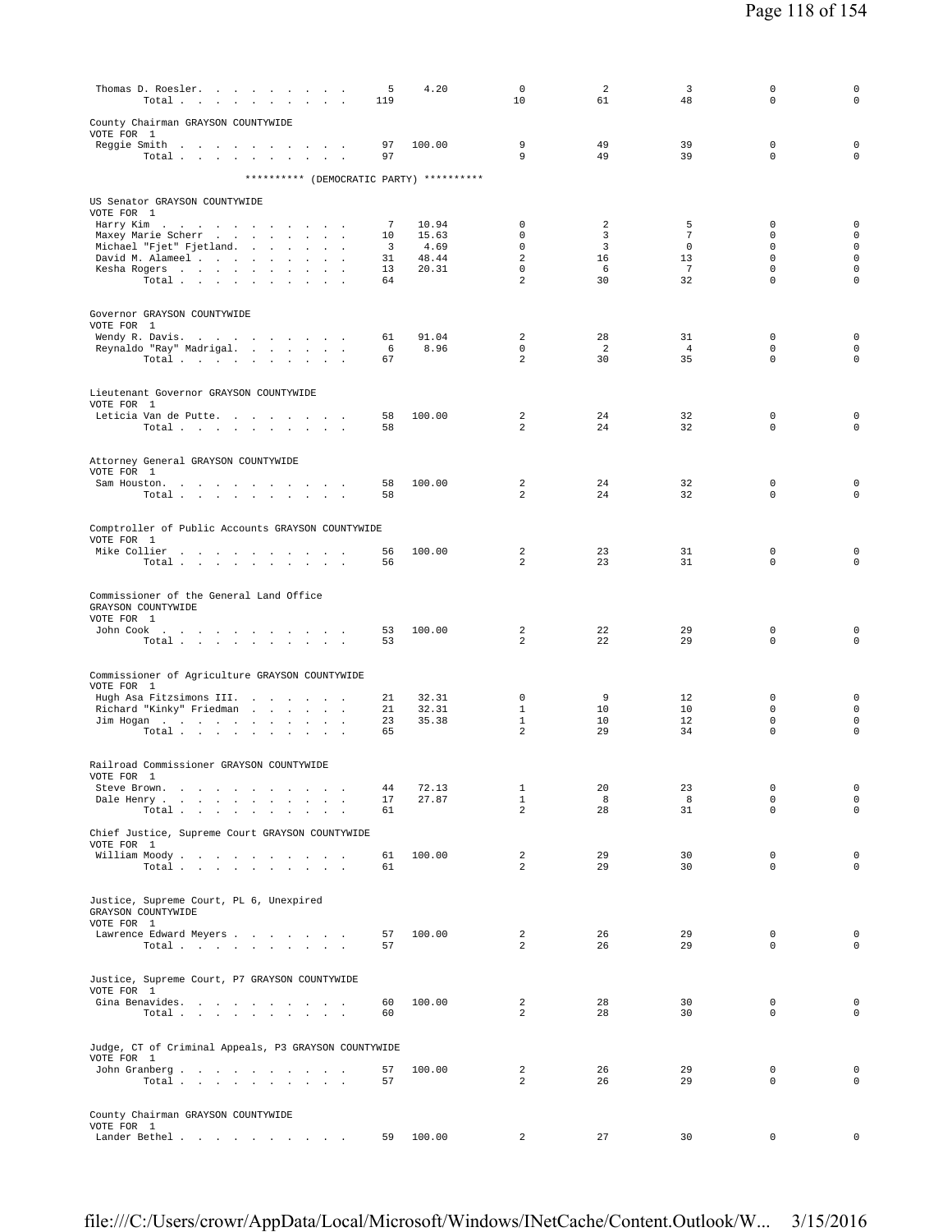| | | | | | | | |
|---|---|---|---|---|---|---|---|
| Thomas D. Roesler | 5 | 4.20 | 0 | 2 | 3 | 0 | 0 |
| Total | 119 | | 10 | 61 | 48 | 0 | 0 |

County Chairman GRAYSON COUNTYWIDE
VOTE FOR 1

| | | | | | | | |
|---|---|---|---|---|---|---|---|
| Reggie Smith | 97 | 100.00 | 9 | 49 | 39 | 0 | 0 |
| Total | 97 | | 9 | 49 | 39 | 0 | 0 |

********** (DEMOCRATIC PARTY) **********

US Senator GRAYSON COUNTYWIDE
VOTE FOR 1

| | | | | | | | |
|---|---|---|---|---|---|---|---|
| Harry Kim | 7 | 10.94 | 0 | 2 | 5 | 0 | 0 |
| Maxey Marie Scherr | 10 | 15.63 | 0 | 3 | 7 | 0 | 0 |
| Michael "Fjet" Fjetland | 3 | 4.69 | 0 | 3 | 0 | 0 | 0 |
| David M. Alameel | 31 | 48.44 | 2 | 16 | 13 | 0 | 0 |
| Kesha Rogers | 13 | 20.31 | 0 | 6 | 7 | 0 | 0 |
| Total | 64 | | 2 | 30 | 32 | 0 | 0 |

Governor GRAYSON COUNTYWIDE
VOTE FOR 1

| | | | | | | | |
|---|---|---|---|---|---|---|---|
| Wendy R. Davis | 61 | 91.04 | 2 | 28 | 31 | 0 | 0 |
| Reynaldo "Ray" Madrigal | 6 | 8.96 | 0 | 2 | 4 | 0 | 0 |
| Total | 67 | | 2 | 30 | 35 | 0 | 0 |

Lieutenant Governor GRAYSON COUNTYWIDE
VOTE FOR 1

| | | | | | | | |
|---|---|---|---|---|---|---|---|
| Leticia Van de Putte | 58 | 100.00 | 2 | 24 | 32 | 0 | 0 |
| Total | 58 | | 2 | 24 | 32 | 0 | 0 |

Attorney General GRAYSON COUNTYWIDE
VOTE FOR 1

| | | | | | | | |
|---|---|---|---|---|---|---|---|
| Sam Houston | 58 | 100.00 | 2 | 24 | 32 | 0 | 0 |
| Total | 58 | | 2 | 24 | 32 | 0 | 0 |

Comptroller of Public Accounts GRAYSON COUNTYWIDE
VOTE FOR 1

| | | | | | | | |
|---|---|---|---|---|---|---|---|
| Mike Collier | 56 | 100.00 | 2 | 23 | 31 | 0 | 0 |
| Total | 56 | | 2 | 23 | 31 | 0 | 0 |

Commissioner of the General Land Office
GRAYSON COUNTYWIDE
VOTE FOR 1

| | | | | | | | |
|---|---|---|---|---|---|---|---|
| John Cook | 53 | 100.00 | 2 | 22 | 29 | 0 | 0 |
| Total | 53 | | 2 | 22 | 29 | 0 | 0 |

Commissioner of Agriculture GRAYSON COUNTYWIDE
VOTE FOR 1

| | | | | | | | |
|---|---|---|---|---|---|---|---|
| Hugh Asa Fitzsimons III. | 21 | 32.31 | 0 | 9 | 12 | 0 | 0 |
| Richard "Kinky" Friedman | 21 | 32.31 | 1 | 10 | 10 | 0 | 0 |
| Jim Hogan | 23 | 35.38 | 1 | 10 | 12 | 0 | 0 |
| Total | 65 | | 2 | 29 | 34 | 0 | 0 |

Railroad Commissioner GRAYSON COUNTYWIDE
VOTE FOR 1

| | | | | | | | |
|---|---|---|---|---|---|---|---|
| Steve Brown | 44 | 72.13 | 1 | 20 | 23 | 0 | 0 |
| Dale Henry | 17 | 27.87 | 1 | 8 | 8 | 0 | 0 |
| Total | 61 | | 2 | 28 | 31 | 0 | 0 |

Chief Justice, Supreme Court GRAYSON COUNTYWIDE
VOTE FOR 1

| | | | | | | | |
|---|---|---|---|---|---|---|---|
| William Moody | 61 | 100.00 | 2 | 29 | 30 | 0 | 0 |
| Total | 61 | | 2 | 29 | 30 | 0 | 0 |

Justice, Supreme Court, PL 6, Unexpired
GRAYSON COUNTYWIDE
VOTE FOR 1

| | | | | | | | |
|---|---|---|---|---|---|---|---|
| Lawrence Edward Meyers | 57 | 100.00 | 2 | 26 | 29 | 0 | 0 |
| Total | 57 | | 2 | 26 | 29 | 0 | 0 |

Justice, Supreme Court, P7 GRAYSON COUNTYWIDE
VOTE FOR 1

| | | | | | | | |
|---|---|---|---|---|---|---|---|
| Gina Benavides | 60 | 100.00 | 2 | 28 | 30 | 0 | 0 |
| Total | 60 | | 2 | 28 | 30 | 0 | 0 |

Judge, CT of Criminal Appeals, P3 GRAYSON COUNTYWIDE
VOTE FOR 1

| | | | | | | | |
|---|---|---|---|---|---|---|---|
| John Granberg | 57 | 100.00 | 2 | 26 | 29 | 0 | 0 |
| Total | 57 | | 2 | 26 | 29 | 0 | 0 |

County Chairman GRAYSON COUNTYWIDE
VOTE FOR 1

| | | | | | | | |
|---|---|---|---|---|---|---|---|
| Lander Bethel | 59 | 100.00 | 2 | 27 | 30 | 0 | 0 |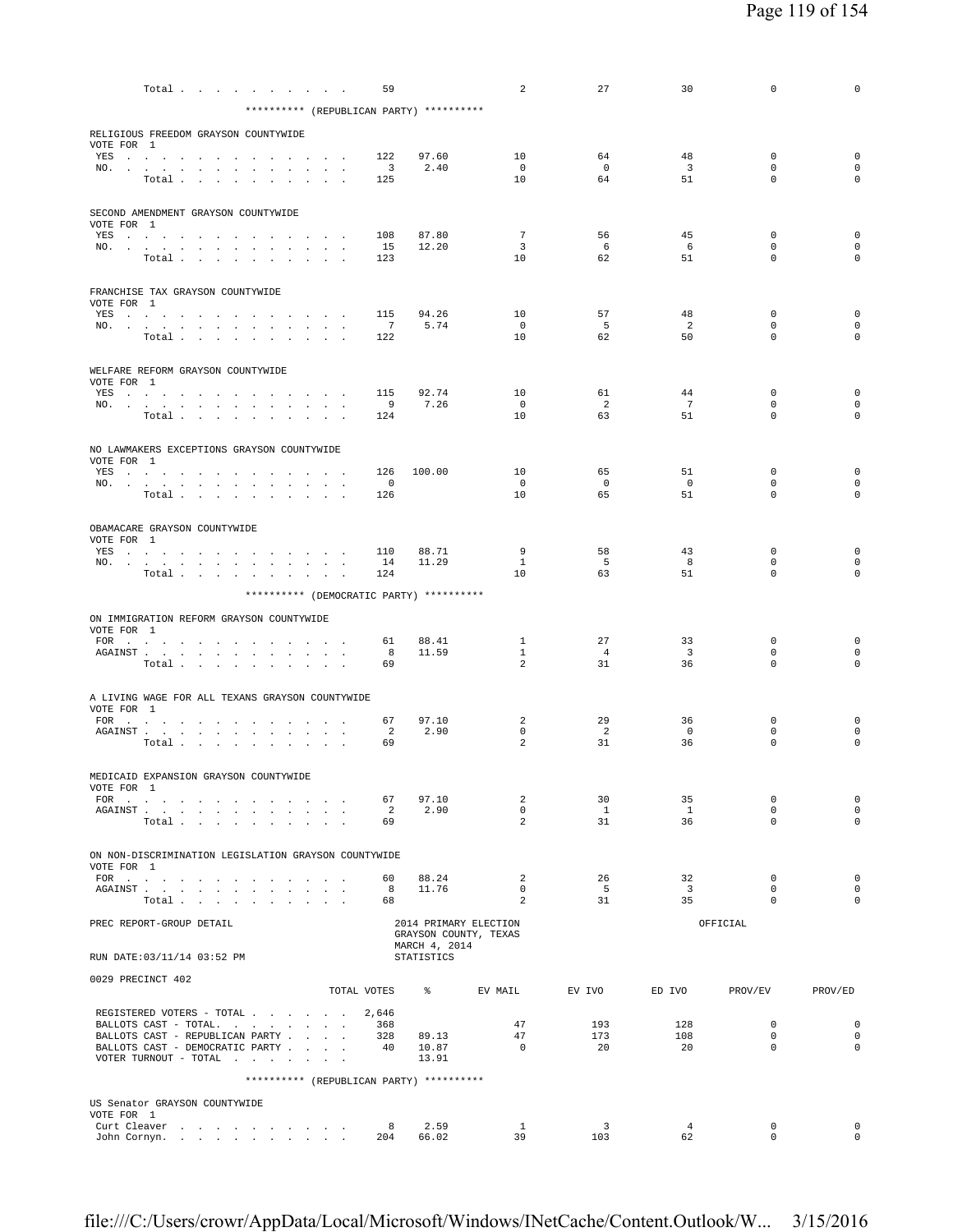| | TOTAL VOTES | % | EV MAIL | EV IVO | ED IVO | PROV/EV | PROV/ED |
|---|---|---|---|---|---|---|---|
| Total | 59 | | 2 | 27 | 30 | 0 | 0 |

********** (REPUBLICAN PARTY) **********

RELIGIOUS FREEDOM GRAYSON COUNTYWIDE
VOTE FOR 1

| | TOTAL VOTES | % | EV MAIL | EV IVO | ED IVO | PROV/EV | PROV/ED |
|---|---|---|---|---|---|---|---|
| YES | 122 | 97.60 | 10 | 64 | 48 | 0 | 0 |
| NO. | 3 | 2.40 | 0 | 0 | 3 | 0 | 0 |
| Total | 125 | | 10 | 64 | 51 | 0 | 0 |

SECOND AMENDMENT GRAYSON COUNTYWIDE
VOTE FOR 1

| | TOTAL VOTES | % | EV MAIL | EV IVO | ED IVO | PROV/EV | PROV/ED |
|---|---|---|---|---|---|---|---|
| YES | 108 | 87.80 | 7 | 56 | 45 | 0 | 0 |
| NO. | 15 | 12.20 | 3 | 6 | 6 | 0 | 0 |
| Total | 123 | | 10 | 62 | 51 | 0 | 0 |

FRANCHISE TAX GRAYSON COUNTYWIDE
VOTE FOR 1

| | TOTAL VOTES | % | EV MAIL | EV IVO | ED IVO | PROV/EV | PROV/ED |
|---|---|---|---|---|---|---|---|
| YES | 115 | 94.26 | 10 | 57 | 48 | 0 | 0 |
| NO. | 7 | 5.74 | 0 | 5 | 2 | 0 | 0 |
| Total | 122 | | 10 | 62 | 50 | 0 | 0 |

WELFARE REFORM GRAYSON COUNTYWIDE
VOTE FOR 1

| | TOTAL VOTES | % | EV MAIL | EV IVO | ED IVO | PROV/EV | PROV/ED |
|---|---|---|---|---|---|---|---|
| YES | 115 | 92.74 | 10 | 61 | 44 | 0 | 0 |
| NO. | 9 | 7.26 | 0 | 2 | 7 | 0 | 0 |
| Total | 124 | | 10 | 63 | 51 | 0 | 0 |

NO LAWMAKERS EXCEPTIONS GRAYSON COUNTYWIDE
VOTE FOR 1

| | TOTAL VOTES | % | EV MAIL | EV IVO | ED IVO | PROV/EV | PROV/ED |
|---|---|---|---|---|---|---|---|
| YES | 126 | 100.00 | 10 | 65 | 51 | 0 | 0 |
| NO. | 0 | | 0 | 0 | 0 | 0 | 0 |
| Total | 126 | | 10 | 65 | 51 | 0 | 0 |

OBAMACARE GRAYSON COUNTYWIDE
VOTE FOR 1

| | TOTAL VOTES | % | EV MAIL | EV IVO | ED IVO | PROV/EV | PROV/ED |
|---|---|---|---|---|---|---|---|
| YES | 110 | 88.71 | 9 | 58 | 43 | 0 | 0 |
| NO. | 14 | 11.29 | 1 | 5 | 8 | 0 | 0 |
| Total | 124 | | 10 | 63 | 51 | 0 | 0 |

********** (DEMOCRATIC PARTY) **********

ON IMMIGRATION REFORM GRAYSON COUNTYWIDE
VOTE FOR 1

| | TOTAL VOTES | % | EV MAIL | EV IVO | ED IVO | PROV/EV | PROV/ED |
|---|---|---|---|---|---|---|---|
| FOR | 61 | 88.41 | 1 | 27 | 33 | 0 | 0 |
| AGAINST | 8 | 11.59 | 1 | 4 | 3 | 0 | 0 |
| Total | 69 | | 2 | 31 | 36 | 0 | 0 |

A LIVING WAGE FOR ALL TEXANS GRAYSON COUNTYWIDE
VOTE FOR 1

| | TOTAL VOTES | % | EV MAIL | EV IVO | ED IVO | PROV/EV | PROV/ED |
|---|---|---|---|---|---|---|---|
| FOR | 67 | 97.10 | 2 | 29 | 36 | 0 | 0 |
| AGAINST | 2 | 2.90 | 0 | 2 | 0 | 0 | 0 |
| Total | 69 | | 2 | 31 | 36 | 0 | 0 |

MEDICAID EXPANSION GRAYSON COUNTYWIDE
VOTE FOR 1

| | TOTAL VOTES | % | EV MAIL | EV IVO | ED IVO | PROV/EV | PROV/ED |
|---|---|---|---|---|---|---|---|
| FOR | 67 | 97.10 | 2 | 30 | 35 | 0 | 0 |
| AGAINST | 2 | 2.90 | 0 | 1 | 1 | 0 | 0 |
| Total | 69 | | 2 | 31 | 36 | 0 | 0 |

ON NON-DISCRIMINATION LEGISLATION GRAYSON COUNTYWIDE
VOTE FOR 1

| | TOTAL VOTES | % | EV MAIL | EV IVO | ED IVO | PROV/EV | PROV/ED |
|---|---|---|---|---|---|---|---|
| FOR | 60 | 88.24 | 2 | 26 | 32 | 0 | 0 |
| AGAINST | 8 | 11.76 | 0 | 5 | 3 | 0 | 0 |
| Total | 68 | | 2 | 31 | 35 | 0 | 0 |

PREC REPORT-GROUP DETAIL — 2014 PRIMARY ELECTION, GRAYSON COUNTY, TEXAS, MARCH 4, 2014 — OFFICIAL

RUN DATE:03/11/14 03:52 PM — STATISTICS

0029 PRECINCT 402

| | TOTAL VOTES | % | EV MAIL | EV IVO | ED IVO | PROV/EV | PROV/ED |
|---|---|---|---|---|---|---|---|
| REGISTERED VOTERS - TOTAL | 2,646 | | | | | | |
| BALLOTS CAST - TOTAL. | 368 | | 47 | 193 | 128 | 0 | 0 |
| BALLOTS CAST - REPUBLICAN PARTY | 328 | 89.13 | 47 | 173 | 108 | 0 | 0 |
| BALLOTS CAST - DEMOCRATIC PARTY | 40 | 10.87 | 0 | 20 | 20 | 0 | 0 |
| VOTER TURNOUT - TOTAL | | 13.91 | | | | | |

********** (REPUBLICAN PARTY) **********

US Senator GRAYSON COUNTYWIDE
VOTE FOR 1

| | TOTAL VOTES | % | EV MAIL | EV IVO | ED IVO | PROV/EV | PROV/ED |
|---|---|---|---|---|---|---|---|
| Curt Cleaver | 8 | 2.59 | 1 | 3 | 4 | 0 | 0 |
| John Cornyn. | 204 | 66.02 | 39 | 103 | 62 | 0 | 0 |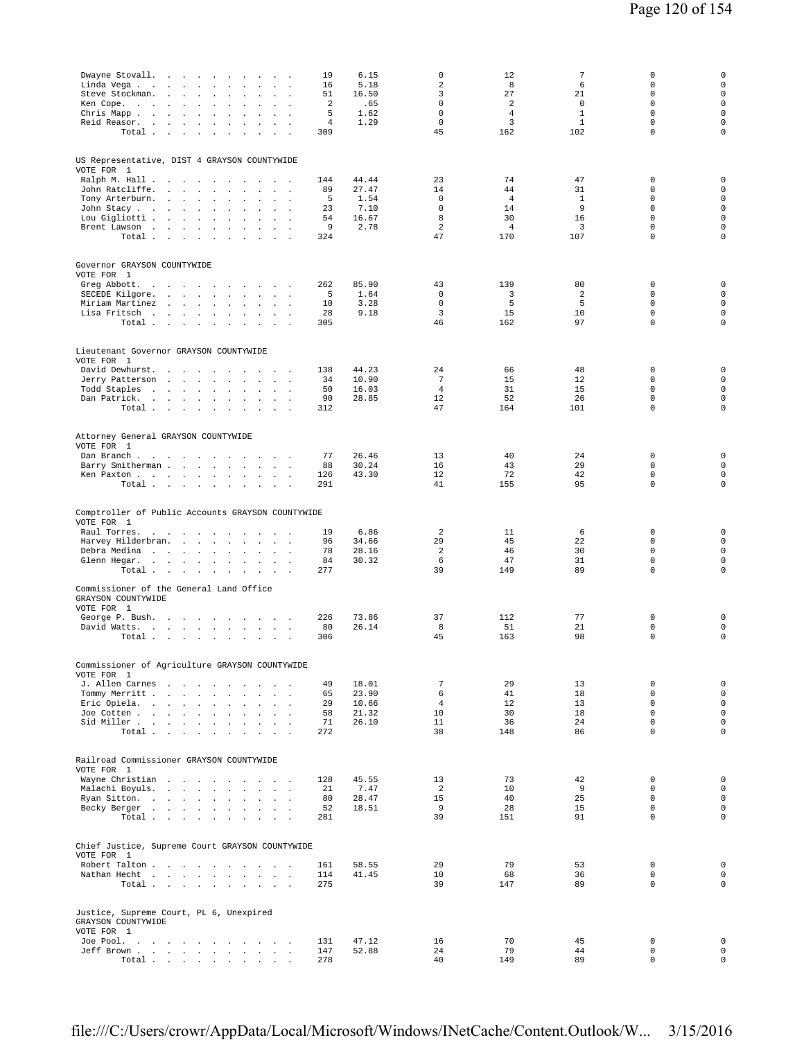| | | | | | | | |
|---|---|---|---|---|---|---|---|
| Dwayne Stovall | 19 | 6.15 | 0 | 12 | 7 | 0 | 0 |
| Linda Vega | 16 | 5.18 | 2 | 8 | 6 | 0 | 0 |
| Steve Stockman | 51 | 16.50 | 3 | 27 | 21 | 0 | 0 |
| Ken Cope | 2 | .65 | 0 | 2 | 0 | 0 | 0 |
| Chris Mapp | 5 | 1.62 | 0 | 4 | 1 | 0 | 0 |
| Reid Reasor | 4 | 1.29 | 0 | 3 | 1 | 0 | 0 |
| Total | 309 | | 45 | 162 | 102 | 0 | 0 |

US Representative, DIST 4 GRAYSON COUNTYWIDE
VOTE FOR 1

| | | | | | | | |
|---|---|---|---|---|---|---|---|
| Ralph M. Hall | 144 | 44.44 | 23 | 74 | 47 | 0 | 0 |
| John Ratcliffe | 89 | 27.47 | 14 | 44 | 31 | 0 | 0 |
| Tony Arterburn | 5 | 1.54 | 0 | 4 | 1 | 0 | 0 |
| John Stacy | 23 | 7.10 | 0 | 14 | 9 | 0 | 0 |
| Lou Gigliotti | 54 | 16.67 | 8 | 30 | 16 | 0 | 0 |
| Brent Lawson | 9 | 2.78 | 2 | 4 | 3 | 0 | 0 |
| Total | 324 | | 47 | 170 | 107 | 0 | 0 |

Governor GRAYSON COUNTYWIDE
VOTE FOR 1

| | | | | | | | |
|---|---|---|---|---|---|---|---|
| Greg Abbott | 262 | 85.90 | 43 | 139 | 80 | 0 | 0 |
| SECEDE Kilgore | 5 | 1.64 | 0 | 3 | 2 | 0 | 0 |
| Miriam Martinez | 10 | 3.28 | 0 | 5 | 5 | 0 | 0 |
| Lisa Fritsch | 28 | 9.18 | 3 | 15 | 10 | 0 | 0 |
| Total | 305 | | 46 | 162 | 97 | 0 | 0 |

Lieutenant Governor GRAYSON COUNTYWIDE
VOTE FOR 1

| | | | | | | | |
|---|---|---|---|---|---|---|---|
| David Dewhurst | 138 | 44.23 | 24 | 66 | 48 | 0 | 0 |
| Jerry Patterson | 34 | 10.90 | 7 | 15 | 12 | 0 | 0 |
| Todd Staples | 50 | 16.03 | 4 | 31 | 15 | 0 | 0 |
| Dan Patrick | 90 | 28.85 | 12 | 52 | 26 | 0 | 0 |
| Total | 312 | | 47 | 164 | 101 | 0 | 0 |

Attorney General GRAYSON COUNTYWIDE
VOTE FOR 1

| | | | | | | | |
|---|---|---|---|---|---|---|---|
| Dan Branch | 77 | 26.46 | 13 | 40 | 24 | 0 | 0 |
| Barry Smitherman | 88 | 30.24 | 16 | 43 | 29 | 0 | 0 |
| Ken Paxton | 126 | 43.30 | 12 | 72 | 42 | 0 | 0 |
| Total | 291 | | 41 | 155 | 95 | 0 | 0 |

Comptroller of Public Accounts GRAYSON COUNTYWIDE
VOTE FOR 1

| | | | | | | | |
|---|---|---|---|---|---|---|---|
| Raul Torres | 19 | 6.86 | 2 | 11 | 6 | 0 | 0 |
| Harvey Hilderbran | 96 | 34.66 | 29 | 45 | 22 | 0 | 0 |
| Debra Medina | 78 | 28.16 | 2 | 46 | 30 | 0 | 0 |
| Glenn Hegar | 84 | 30.32 | 6 | 47 | 31 | 0 | 0 |
| Total | 277 | | 39 | 149 | 89 | 0 | 0 |

Commissioner of the General Land Office
GRAYSON COUNTYWIDE
VOTE FOR 1

| | | | | | | | |
|---|---|---|---|---|---|---|---|
| George P. Bush | 226 | 73.86 | 37 | 112 | 77 | 0 | 0 |
| David Watts | 80 | 26.14 | 8 | 51 | 21 | 0 | 0 |
| Total | 306 | | 45 | 163 | 98 | 0 | 0 |

Commissioner of Agriculture GRAYSON COUNTYWIDE
VOTE FOR 1

| | | | | | | | |
|---|---|---|---|---|---|---|---|
| J. Allen Carnes | 49 | 18.01 | 7 | 29 | 13 | 0 | 0 |
| Tommy Merritt | 65 | 23.90 | 6 | 41 | 18 | 0 | 0 |
| Eric Opiela | 29 | 10.66 | 4 | 12 | 13 | 0 | 0 |
| Joe Cotten | 58 | 21.32 | 10 | 30 | 18 | 0 | 0 |
| Sid Miller | 71 | 26.10 | 11 | 36 | 24 | 0 | 0 |
| Total | 272 | | 38 | 148 | 86 | 0 | 0 |

Railroad Commissioner GRAYSON COUNTYWIDE
VOTE FOR 1

| | | | | | | | |
|---|---|---|---|---|---|---|---|
| Wayne Christian | 128 | 45.55 | 13 | 73 | 42 | 0 | 0 |
| Malachi Boyuls | 21 | 7.47 | 2 | 10 | 9 | 0 | 0 |
| Ryan Sitton | 80 | 28.47 | 15 | 40 | 25 | 0 | 0 |
| Becky Berger | 52 | 18.51 | 9 | 28 | 15 | 0 | 0 |
| Total | 281 | | 39 | 151 | 91 | 0 | 0 |

Chief Justice, Supreme Court GRAYSON COUNTYWIDE
VOTE FOR 1

| | | | | | | | |
|---|---|---|---|---|---|---|---|
| Robert Talton | 161 | 58.55 | 29 | 79 | 53 | 0 | 0 |
| Nathan Hecht | 114 | 41.45 | 10 | 68 | 36 | 0 | 0 |
| Total | 275 | | 39 | 147 | 89 | 0 | 0 |

Justice, Supreme Court, PL 6, Unexpired
GRAYSON COUNTYWIDE
VOTE FOR 1

| | | | | | | | |
|---|---|---|---|---|---|---|---|
| Joe Pool | 131 | 47.12 | 16 | 70 | 45 | 0 | 0 |
| Jeff Brown | 147 | 52.88 | 24 | 79 | 44 | 0 | 0 |
| Total | 278 | | 40 | 149 | 89 | 0 | 0 |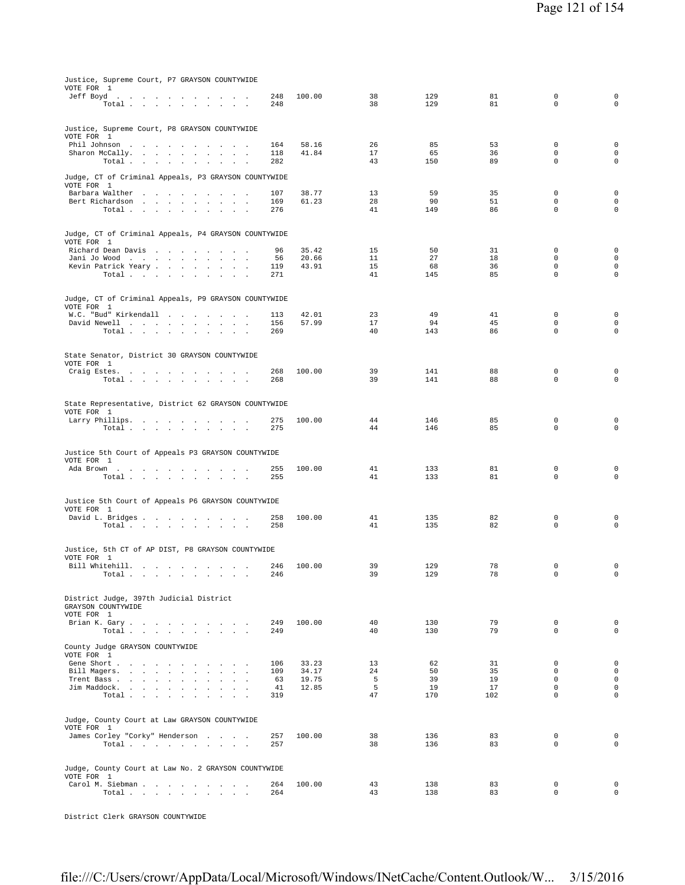Justice, Supreme Court, P7 GRAYSON COUNTYWIDE
VOTE FOR 1

| | | | | | | | |
|---|---|---|---|---|---|---|---|
| Jeff Boyd | 248 | 100.00 | 38 | 129 | 81 | 0 | 0 |
| Total | 248 | | 38 | 129 | 81 | 0 | 0 |

Justice, Supreme Court, P8 GRAYSON COUNTYWIDE
VOTE FOR 1

| | | | | | | | |
|---|---|---|---|---|---|---|---|
| Phil Johnson | 164 | 58.16 | 26 | 85 | 53 | 0 | 0 |
| Sharon McCally | 118 | 41.84 | 17 | 65 | 36 | 0 | 0 |
| Total | 282 | | 43 | 150 | 89 | 0 | 0 |

Judge, CT of Criminal Appeals, P3 GRAYSON COUNTYWIDE
VOTE FOR 1

| | | | | | | | |
|---|---|---|---|---|---|---|---|
| Barbara Walther | 107 | 38.77 | 13 | 59 | 35 | 0 | 0 |
| Bert Richardson | 169 | 61.23 | 28 | 90 | 51 | 0 | 0 |
| Total | 276 | | 41 | 149 | 86 | 0 | 0 |

Judge, CT of Criminal Appeals, P4 GRAYSON COUNTYWIDE
VOTE FOR 1

| | | | | | | | |
|---|---|---|---|---|---|---|---|
| Richard Dean Davis | 96 | 35.42 | 15 | 50 | 31 | 0 | 0 |
| Jani Jo Wood | 56 | 20.66 | 11 | 27 | 18 | 0 | 0 |
| Kevin Patrick Yeary | 119 | 43.91 | 15 | 68 | 36 | 0 | 0 |
| Total | 271 | | 41 | 145 | 85 | 0 | 0 |

Judge, CT of Criminal Appeals, P9 GRAYSON COUNTYWIDE
VOTE FOR 1

| | | | | | | | |
|---|---|---|---|---|---|---|---|
| W.C. "Bud" Kirkendall | 113 | 42.01 | 23 | 49 | 41 | 0 | 0 |
| David Newell | 156 | 57.99 | 17 | 94 | 45 | 0 | 0 |
| Total | 269 | | 40 | 143 | 86 | 0 | 0 |

State Senator, District 30 GRAYSON COUNTYWIDE
VOTE FOR 1

| | | | | | | | |
|---|---|---|---|---|---|---|---|
| Craig Estes | 268 | 100.00 | 39 | 141 | 88 | 0 | 0 |
| Total | 268 | | 39 | 141 | 88 | 0 | 0 |

State Representative, District 62 GRAYSON COUNTYWIDE
VOTE FOR 1

| | | | | | | | |
|---|---|---|---|---|---|---|---|
| Larry Phillips | 275 | 100.00 | 44 | 146 | 85 | 0 | 0 |
| Total | 275 | | 44 | 146 | 85 | 0 | 0 |

Justice 5th Court of Appeals P3 GRAYSON COUNTYWIDE
VOTE FOR 1

| | | | | | | | |
|---|---|---|---|---|---|---|---|
| Ada Brown | 255 | 100.00 | 41 | 133 | 81 | 0 | 0 |
| Total | 255 | | 41 | 133 | 81 | 0 | 0 |

Justice 5th Court of Appeals P6 GRAYSON COUNTYWIDE
VOTE FOR 1

| | | | | | | | |
|---|---|---|---|---|---|---|---|
| David L. Bridges | 258 | 100.00 | 41 | 135 | 82 | 0 | 0 |
| Total | 258 | | 41 | 135 | 82 | 0 | 0 |

Justice, 5th CT of AP DIST, P8 GRAYSON COUNTYWIDE
VOTE FOR 1

| | | | | | | | |
|---|---|---|---|---|---|---|---|
| Bill Whitehill | 246 | 100.00 | 39 | 129 | 78 | 0 | 0 |
| Total | 246 | | 39 | 129 | 78 | 0 | 0 |

District Judge, 397th Judicial District
GRAYSON COUNTYWIDE
VOTE FOR 1

| | | | | | | | |
|---|---|---|---|---|---|---|---|
| Brian K. Gary | 249 | 100.00 | 40 | 130 | 79 | 0 | 0 |
| Total | 249 | | 40 | 130 | 79 | 0 | 0 |

County Judge GRAYSON COUNTYWIDE
VOTE FOR 1

| | | | | | | | |
|---|---|---|---|---|---|---|---|
| Gene Short | 106 | 33.23 | 13 | 62 | 31 | 0 | 0 |
| Bill Magers | 109 | 34.17 | 24 | 50 | 35 | 0 | 0 |
| Trent Bass | 63 | 19.75 | 5 | 39 | 19 | 0 | 0 |
| Jim Maddock | 41 | 12.85 | 5 | 19 | 17 | 0 | 0 |
| Total | 319 | | 47 | 170 | 102 | 0 | 0 |

Judge, County Court at Law GRAYSON COUNTYWIDE
VOTE FOR 1

| | | | | | | | |
|---|---|---|---|---|---|---|---|
| James Corley "Corky" Henderson | 257 | 100.00 | 38 | 136 | 83 | 0 | 0 |
| Total | 257 | | 38 | 136 | 83 | 0 | 0 |

Judge, County Court at Law No. 2 GRAYSON COUNTYWIDE
VOTE FOR 1

| | | | | | | | |
|---|---|---|---|---|---|---|---|
| Carol M. Siebman | 264 | 100.00 | 43 | 138 | 83 | 0 | 0 |
| Total | 264 | | 43 | 138 | 83 | 0 | 0 |

District Clerk GRAYSON COUNTYWIDE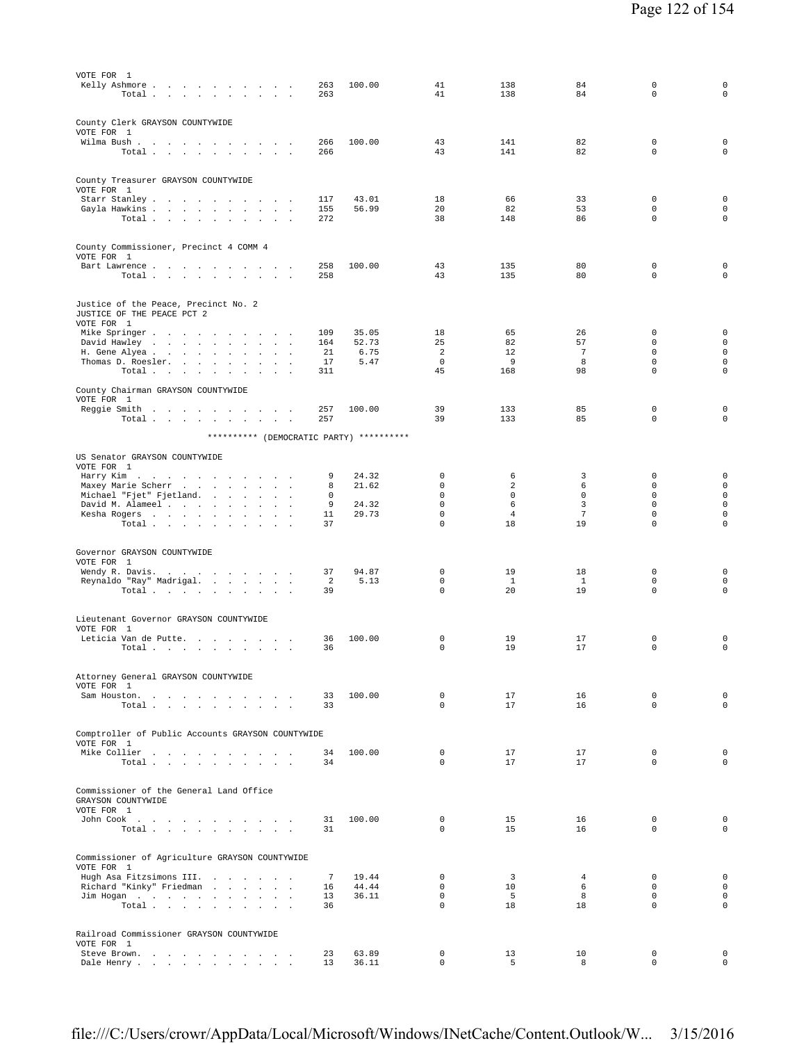VOTE FOR 1

| | | | | | | | |
|---|---|---|---|---|---|---|---|
| Kelly Ashmore | 263 | 100.00 | 41 | 138 | 84 | 0 | 0 |
| Total | 263 | | 41 | 138 | 84 | 0 | 0 |

County Clerk GRAYSON COUNTYWIDE
VOTE FOR 1

| | | | | | | | |
|---|---|---|---|---|---|---|---|
| Wilma Bush | 266 | 100.00 | 43 | 141 | 82 | 0 | 0 |
| Total | 266 | | 43 | 141 | 82 | 0 | 0 |

County Treasurer GRAYSON COUNTYWIDE
VOTE FOR 1

| | | | | | | | |
|---|---|---|---|---|---|---|---|
| Starr Stanley | 117 | 43.01 | 18 | 66 | 33 | 0 | 0 |
| Gayla Hawkins | 155 | 56.99 | 20 | 82 | 53 | 0 | 0 |
| Total | 272 | | 38 | 148 | 86 | 0 | 0 |

County Commissioner, Precinct 4 COMM 4
VOTE FOR 1

| | | | | | | | |
|---|---|---|---|---|---|---|---|
| Bart Lawrence | 258 | 100.00 | 43 | 135 | 80 | 0 | 0 |
| Total | 258 | | 43 | 135 | 80 | 0 | 0 |

Justice of the Peace, Precinct No. 2
JUSTICE OF THE PEACE PCT 2
VOTE FOR 1

| | | | | | | | |
|---|---|---|---|---|---|---|---|
| Mike Springer | 109 | 35.05 | 18 | 65 | 26 | 0 | 0 |
| David Hawley | 164 | 52.73 | 25 | 82 | 57 | 0 | 0 |
| H. Gene Alyea | 21 | 6.75 | 2 | 12 | 7 | 0 | 0 |
| Thomas D. Roesler | 17 | 5.47 | 0 | 9 | 8 | 0 | 0 |
| Total | 311 | | 45 | 168 | 98 | 0 | 0 |

County Chairman GRAYSON COUNTYWIDE
VOTE FOR 1

| | | | | | | | |
|---|---|---|---|---|---|---|---|
| Reggie Smith | 257 | 100.00 | 39 | 133 | 85 | 0 | 0 |
| Total | 257 | | 39 | 133 | 85 | 0 | 0 |

********** (DEMOCRATIC PARTY) **********

US Senator GRAYSON COUNTYWIDE
VOTE FOR 1

| | | | | | | | |
|---|---|---|---|---|---|---|---|
| Harry Kim | 9 | 24.32 | 0 | 6 | 3 | 0 | 0 |
| Maxey Marie Scherr | 8 | 21.62 | 0 | 2 | 6 | 0 | 0 |
| Michael "Fjet" Fjetland | 0 | | 0 | 0 | 0 | 0 | 0 |
| David M. Alameel | 9 | 24.32 | 0 | 6 | 3 | 0 | 0 |
| Kesha Rogers | 11 | 29.73 | 0 | 4 | 7 | 0 | 0 |
| Total | 37 | | 0 | 18 | 19 | 0 | 0 |

Governor GRAYSON COUNTYWIDE
VOTE FOR 1

| | | | | | | | |
|---|---|---|---|---|---|---|---|
| Wendy R. Davis | 37 | 94.87 | 0 | 19 | 18 | 0 | 0 |
| Reynaldo "Ray" Madrigal | 2 | 5.13 | 0 | 1 | 1 | 0 | 0 |
| Total | 39 | | 0 | 20 | 19 | 0 | 0 |

Lieutenant Governor GRAYSON COUNTYWIDE
VOTE FOR 1

| | | | | | | | |
|---|---|---|---|---|---|---|---|
| Leticia Van de Putte | 36 | 100.00 | 0 | 19 | 17 | 0 | 0 |
| Total | 36 | | 0 | 19 | 17 | 0 | 0 |

Attorney General GRAYSON COUNTYWIDE
VOTE FOR 1

| | | | | | | | |
|---|---|---|---|---|---|---|---|
| Sam Houston | 33 | 100.00 | 0 | 17 | 16 | 0 | 0 |
| Total | 33 | | 0 | 17 | 16 | 0 | 0 |

Comptroller of Public Accounts GRAYSON COUNTYWIDE
VOTE FOR 1

| | | | | | | | |
|---|---|---|---|---|---|---|---|
| Mike Collier | 34 | 100.00 | 0 | 17 | 17 | 0 | 0 |
| Total | 34 | | 0 | 17 | 17 | 0 | 0 |

Commissioner of the General Land Office
GRAYSON COUNTYWIDE
VOTE FOR 1

| | | | | | | | |
|---|---|---|---|---|---|---|---|
| John Cook | 31 | 100.00 | 0 | 15 | 16 | 0 | 0 |
| Total | 31 | | 0 | 15 | 16 | 0 | 0 |

Commissioner of Agriculture GRAYSON COUNTYWIDE
VOTE FOR 1

| | | | | | | | |
|---|---|---|---|---|---|---|---|
| Hugh Asa Fitzsimons III | 7 | 19.44 | 0 | 3 | 4 | 0 | 0 |
| Richard "Kinky" Friedman | 16 | 44.44 | 0 | 10 | 6 | 0 | 0 |
| Jim Hogan | 13 | 36.11 | 0 | 5 | 8 | 0 | 0 |
| Total | 36 | | 0 | 18 | 18 | 0 | 0 |

Railroad Commissioner GRAYSON COUNTYWIDE
VOTE FOR 1

| | | | | | | | |
|---|---|---|---|---|---|---|---|
| Steve Brown | 23 | 63.89 | 0 | 13 | 10 | 0 | 0 |
| Dale Henry | 13 | 36.11 | 0 | 5 | 8 | 0 | 0 |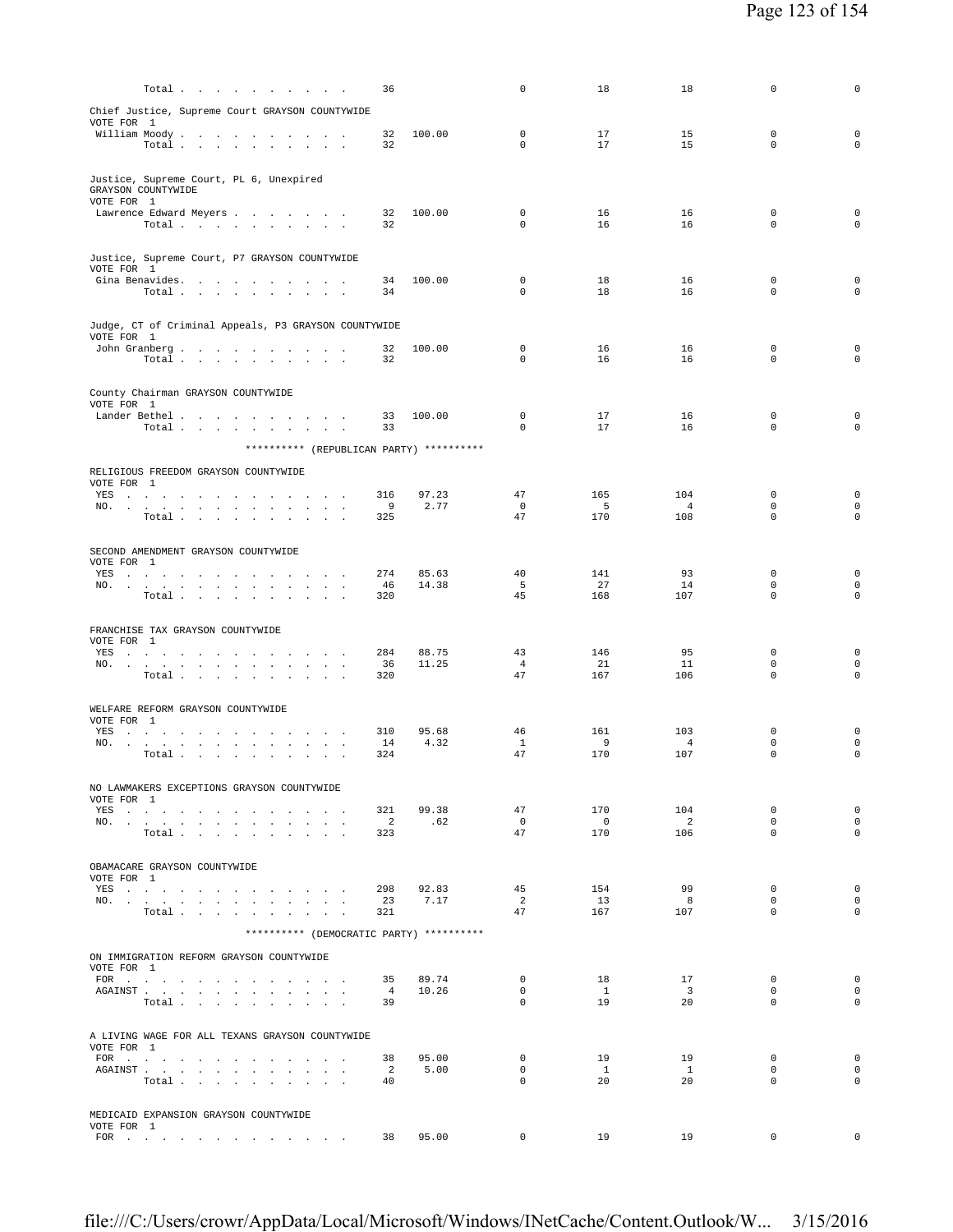| | | | | | | | |
|---|---|---|---|---|---|---|---|
| Total | 36 | | 0 | 18 | 18 | 0 | 0 |

Chief Justice, Supreme Court GRAYSON COUNTYWIDE
VOTE FOR 1

| | | | | | | | |
|---|---|---|---|---|---|---|---|
| William Moody | 32 | 100.00 | 0 | 17 | 15 | 0 | 0 |
| Total | 32 | | 0 | 17 | 15 | 0 | 0 |

Justice, Supreme Court, PL 6, Unexpired
GRAYSON COUNTYWIDE
VOTE FOR 1

| | | | | | | | |
|---|---|---|---|---|---|---|---|
| Lawrence Edward Meyers | 32 | 100.00 | 0 | 16 | 16 | 0 | 0 |
| Total | 32 | | 0 | 16 | 16 | 0 | 0 |

Justice, Supreme Court, P7 GRAYSON COUNTYWIDE
VOTE FOR 1

| | | | | | | | |
|---|---|---|---|---|---|---|---|
| Gina Benavides | 34 | 100.00 | 0 | 18 | 16 | 0 | 0 |
| Total | 34 | | 0 | 18 | 16 | 0 | 0 |

Judge, CT of Criminal Appeals, P3 GRAYSON COUNTYWIDE
VOTE FOR 1

| | | | | | | | |
|---|---|---|---|---|---|---|---|
| John Granberg | 32 | 100.00 | 0 | 16 | 16 | 0 | 0 |
| Total | 32 | | 0 | 16 | 16 | 0 | 0 |

County Chairman GRAYSON COUNTYWIDE
VOTE FOR 1

| | | | | | | | |
|---|---|---|---|---|---|---|---|
| Lander Bethel | 33 | 100.00 | 0 | 17 | 16 | 0 | 0 |
| Total | 33 | | 0 | 17 | 16 | 0 | 0 |

********** (REPUBLICAN PARTY) **********

RELIGIOUS FREEDOM GRAYSON COUNTYWIDE
VOTE FOR 1

| | | | | | | | |
|---|---|---|---|---|---|---|---|
| YES | 316 | 97.23 | 47 | 165 | 104 | 0 | 0 |
| NO. | 9 | 2.77 | 0 | 5 | 4 | 0 | 0 |
| Total | 325 | | 47 | 170 | 108 | 0 | 0 |

SECOND AMENDMENT GRAYSON COUNTYWIDE
VOTE FOR 1

| | | | | | | | |
|---|---|---|---|---|---|---|---|
| YES | 274 | 85.63 | 40 | 141 | 93 | 0 | 0 |
| NO. | 46 | 14.38 | 5 | 27 | 14 | 0 | 0 |
| Total | 320 | | 45 | 168 | 107 | 0 | 0 |

FRANCHISE TAX GRAYSON COUNTYWIDE
VOTE FOR 1

| | | | | | | | |
|---|---|---|---|---|---|---|---|
| YES | 284 | 88.75 | 43 | 146 | 95 | 0 | 0 |
| NO. | 36 | 11.25 | 4 | 21 | 11 | 0 | 0 |
| Total | 320 | | 47 | 167 | 106 | 0 | 0 |

WELFARE REFORM GRAYSON COUNTYWIDE
VOTE FOR 1

| | | | | | | | |
|---|---|---|---|---|---|---|---|
| YES | 310 | 95.68 | 46 | 161 | 103 | 0 | 0 |
| NO. | 14 | 4.32 | 1 | 9 | 4 | 0 | 0 |
| Total | 324 | | 47 | 170 | 107 | 0 | 0 |

NO LAWMAKERS EXCEPTIONS GRAYSON COUNTYWIDE
VOTE FOR 1

| | | | | | | | |
|---|---|---|---|---|---|---|---|
| YES | 321 | 99.38 | 47 | 170 | 104 | 0 | 0 |
| NO. | 2 | .62 | 0 | 0 | 2 | 0 | 0 |
| Total | 323 | | 47 | 170 | 106 | 0 | 0 |

OBAMACARE GRAYSON COUNTYWIDE
VOTE FOR 1

| | | | | | | | |
|---|---|---|---|---|---|---|---|
| YES | 298 | 92.83 | 45 | 154 | 99 | 0 | 0 |
| NO. | 23 | 7.17 | 2 | 13 | 8 | 0 | 0 |
| Total | 321 | | 47 | 167 | 107 | 0 | 0 |

********** (DEMOCRATIC PARTY) **********

ON IMMIGRATION REFORM GRAYSON COUNTYWIDE
VOTE FOR 1

| | | | | | | | |
|---|---|---|---|---|---|---|---|
| FOR | 35 | 89.74 | 0 | 18 | 17 | 0 | 0 |
| AGAINST | 4 | 10.26 | 0 | 1 | 3 | 0 | 0 |
| Total | 39 | | 0 | 19 | 20 | 0 | 0 |

A LIVING WAGE FOR ALL TEXANS GRAYSON COUNTYWIDE
VOTE FOR 1

| | | | | | | | |
|---|---|---|---|---|---|---|---|
| FOR | 38 | 95.00 | 0 | 19 | 19 | 0 | 0 |
| AGAINST | 2 | 5.00 | 0 | 1 | 1 | 0 | 0 |
| Total | 40 | | 0 | 20 | 20 | 0 | 0 |

MEDICAID EXPANSION GRAYSON COUNTYWIDE
VOTE FOR 1

| | | | | | | | |
|---|---|---|---|---|---|---|---|
| FOR | 38 | 95.00 | 0 | 19 | 19 | 0 | 0 |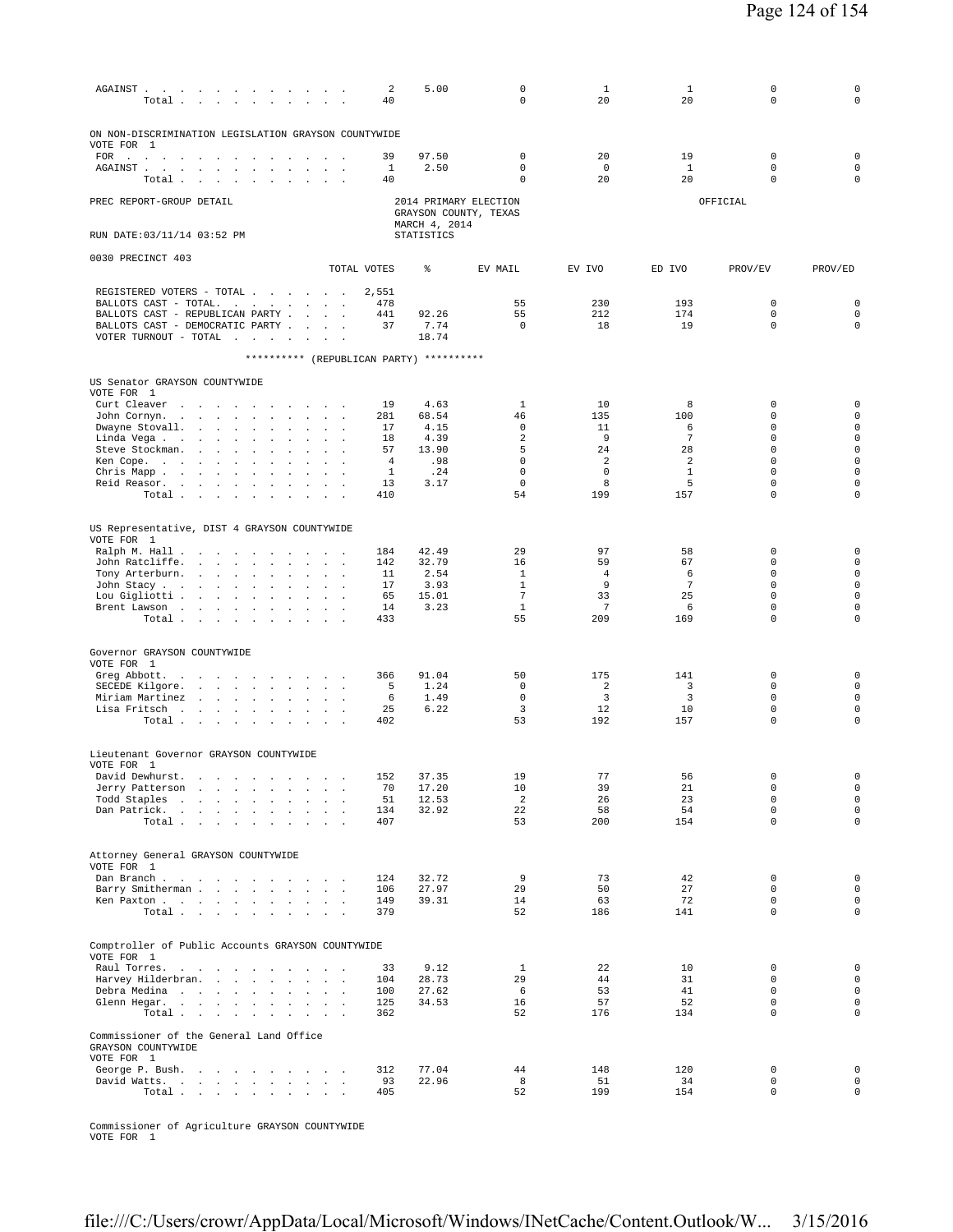| | TOTAL VOTES | % | EV MAIL | EV IVO | ED IVO | PROV/EV | PROV/ED |
|---|---|---|---|---|---|---|---|
| AGAINST | 2 | 5.00 | 0 | 1 | 1 | 0 | 0 |
| Total | 40 | | 0 | 20 | 20 | 0 | 0 |

ON NON-DISCRIMINATION LEGISLATION GRAYSON COUNTYWIDE
VOTE FOR 1

| | TOTAL VOTES | % | EV MAIL | EV IVO | ED IVO | PROV/EV | PROV/ED |
|---|---|---|---|---|---|---|---|
| FOR | 39 | 97.50 | 0 | 20 | 19 | 0 | 0 |
| AGAINST | 1 | 2.50 | 0 | 0 | 1 | 0 | 0 |
| Total | 40 | | 0 | 20 | 20 | 0 | 0 |

PREC REPORT-GROUP DETAIL — 2014 PRIMARY ELECTION — GRAYSON COUNTY, TEXAS — MARCH 4, 2014 — OFFICIAL

RUN DATE:03/11/14 03:52 PM — STATISTICS

0030 PRECINCT 403

| | TOTAL VOTES | % | EV MAIL | EV IVO | ED IVO | PROV/EV | PROV/ED |
|---|---|---|---|---|---|---|---|
| REGISTERED VOTERS - TOTAL | 2,551 | | | | | | |
| BALLOTS CAST - TOTAL. | 478 | | 55 | 230 | 193 | 0 | 0 |
| BALLOTS CAST - REPUBLICAN PARTY | 441 | 92.26 | 55 | 212 | 174 | 0 | 0 |
| BALLOTS CAST - DEMOCRATIC PARTY | 37 | 7.74 | 0 | 18 | 19 | 0 | 0 |
| VOTER TURNOUT - TOTAL | | 18.74 | | | | | |

********** (REPUBLICAN PARTY) **********

US Senator GRAYSON COUNTYWIDE
VOTE FOR 1

| | TOTAL VOTES | % | EV MAIL | EV IVO | ED IVO | PROV/EV | PROV/ED |
|---|---|---|---|---|---|---|---|
| Curt Cleaver | 19 | 4.63 | 1 | 10 | 8 | 0 | 0 |
| John Cornyn. | 281 | 68.54 | 46 | 135 | 100 | 0 | 0 |
| Dwayne Stovall. | 17 | 4.15 | 0 | 11 | 6 | 0 | 0 |
| Linda Vega | 18 | 4.39 | 2 | 9 | 7 | 0 | 0 |
| Steve Stockman. | 57 | 13.90 | 5 | 24 | 28 | 0 | 0 |
| Ken Cope. | 4 | .98 | 0 | 2 | 2 | 0 | 0 |
| Chris Mapp | 1 | .24 | 0 | 0 | 1 | 0 | 0 |
| Reid Reasor. | 13 | 3.17 | 0 | 8 | 5 | 0 | 0 |
| Total | 410 | | 54 | 199 | 157 | 0 | 0 |

US Representative, DIST 4 GRAYSON COUNTYWIDE
VOTE FOR 1

| | TOTAL VOTES | % | EV MAIL | EV IVO | ED IVO | PROV/EV | PROV/ED |
|---|---|---|---|---|---|---|---|
| Ralph M. Hall | 184 | 42.49 | 29 | 97 | 58 | 0 | 0 |
| John Ratcliffe. | 142 | 32.79 | 16 | 59 | 67 | 0 | 0 |
| Tony Arterburn. | 11 | 2.54 | 1 | 4 | 6 | 0 | 0 |
| John Stacy | 17 | 3.93 | 1 | 9 | 7 | 0 | 0 |
| Lou Gigliotti | 65 | 15.01 | 7 | 33 | 25 | 0 | 0 |
| Brent Lawson | 14 | 3.23 | 1 | 7 | 6 | 0 | 0 |
| Total | 433 | | 55 | 209 | 169 | 0 | 0 |

Governor GRAYSON COUNTYWIDE
VOTE FOR 1

| | TOTAL VOTES | % | EV MAIL | EV IVO | ED IVO | PROV/EV | PROV/ED |
|---|---|---|---|---|---|---|---|
| Greg Abbott. | 366 | 91.04 | 50 | 175 | 141 | 0 | 0 |
| SECEDE Kilgore. | 5 | 1.24 | 0 | 2 | 3 | 0 | 0 |
| Miriam Martinez | 6 | 1.49 | 0 | 3 | 3 | 0 | 0 |
| Lisa Fritsch | 25 | 6.22 | 3 | 12 | 10 | 0 | 0 |
| Total | 402 | | 53 | 192 | 157 | 0 | 0 |

Lieutenant Governor GRAYSON COUNTYWIDE
VOTE FOR 1

| | TOTAL VOTES | % | EV MAIL | EV IVO | ED IVO | PROV/EV | PROV/ED |
|---|---|---|---|---|---|---|---|
| David Dewhurst. | 152 | 37.35 | 19 | 77 | 56 | 0 | 0 |
| Jerry Patterson | 70 | 17.20 | 10 | 39 | 21 | 0 | 0 |
| Todd Staples | 51 | 12.53 | 2 | 26 | 23 | 0 | 0 |
| Dan Patrick. | 134 | 32.92 | 22 | 58 | 54 | 0 | 0 |
| Total | 407 | | 53 | 200 | 154 | 0 | 0 |

Attorney General GRAYSON COUNTYWIDE
VOTE FOR 1

| | TOTAL VOTES | % | EV MAIL | EV IVO | ED IVO | PROV/EV | PROV/ED |
|---|---|---|---|---|---|---|---|
| Dan Branch | 124 | 32.72 | 9 | 73 | 42 | 0 | 0 |
| Barry Smitherman | 106 | 27.97 | 29 | 50 | 27 | 0 | 0 |
| Ken Paxton | 149 | 39.31 | 14 | 63 | 72 | 0 | 0 |
| Total | 379 | | 52 | 186 | 141 | 0 | 0 |

Comptroller of Public Accounts GRAYSON COUNTYWIDE
VOTE FOR 1

| | TOTAL VOTES | % | EV MAIL | EV IVO | ED IVO | PROV/EV | PROV/ED |
|---|---|---|---|---|---|---|---|
| Raul Torres. | 33 | 9.12 | 1 | 22 | 10 | 0 | 0 |
| Harvey Hilderbran. | 104 | 28.73 | 29 | 44 | 31 | 0 | 0 |
| Debra Medina | 100 | 27.62 | 6 | 53 | 41 | 0 | 0 |
| Glenn Hegar. | 125 | 34.53 | 16 | 57 | 52 | 0 | 0 |
| Total | 362 | | 52 | 176 | 134 | 0 | 0 |

Commissioner of the General Land Office
GRAYSON COUNTYWIDE
VOTE FOR 1

| | TOTAL VOTES | % | EV MAIL | EV IVO | ED IVO | PROV/EV | PROV/ED |
|---|---|---|---|---|---|---|---|
| George P. Bush. | 312 | 77.04 | 44 | 148 | 120 | 0 | 0 |
| David Watts. | 93 | 22.96 | 8 | 51 | 34 | 0 | 0 |
| Total | 405 | | 52 | 199 | 154 | 0 | 0 |

Commissioner of Agriculture GRAYSON COUNTYWIDE
VOTE FOR 1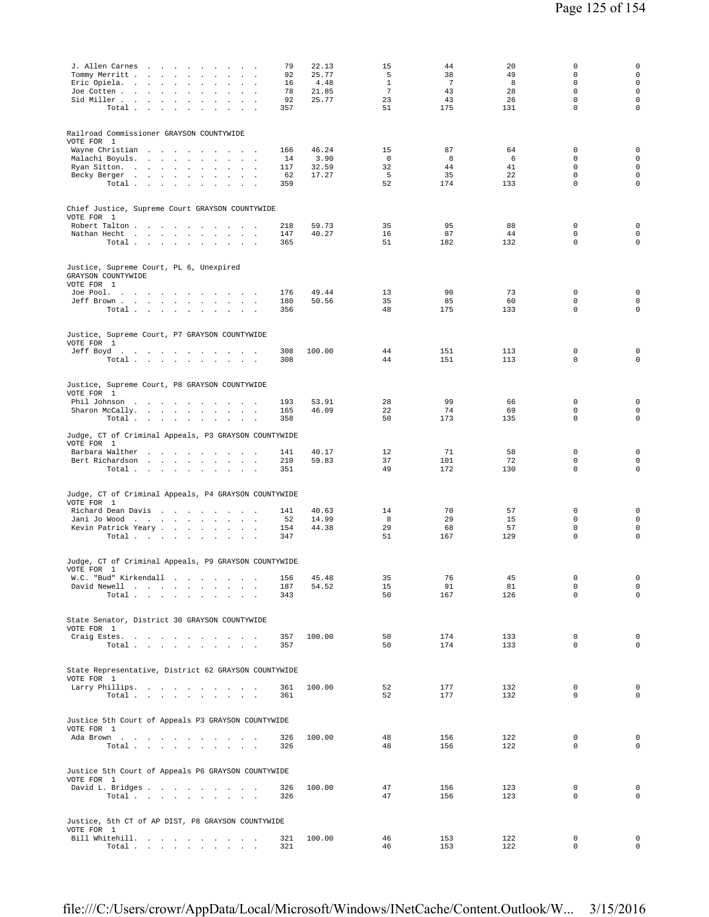| | | | | | | | |
|---|---|---|---|---|---|---|---|
| J. Allen Carnes | 79 | 22.13 | 15 | 44 | 20 | 0 | 0 |
| Tommy Merritt | 92 | 25.77 | 5 | 38 | 49 | 0 | 0 |
| Eric Opiela. | 16 | 4.48 | 1 | 7 | 8 | 0 | 0 |
| Joe Cotten | 78 | 21.85 | 7 | 43 | 28 | 0 | 0 |
| Sid Miller | 92 | 25.77 | 23 | 43 | 26 | 0 | 0 |
| Total | 357 | | 51 | 175 | 131 | 0 | 0 |

Railroad Commissioner GRAYSON COUNTYWIDE
VOTE FOR 1

| | | | | | | | |
|---|---|---|---|---|---|---|---|
| Wayne Christian | 166 | 46.24 | 15 | 87 | 64 | 0 | 0 |
| Malachi Boyuls. | 14 | 3.90 | 0 | 8 | 6 | 0 | 0 |
| Ryan Sitton. | 117 | 32.59 | 32 | 44 | 41 | 0 | 0 |
| Becky Berger | 62 | 17.27 | 5 | 35 | 22 | 0 | 0 |
| Total | 359 | | 52 | 174 | 133 | 0 | 0 |

Chief Justice, Supreme Court GRAYSON COUNTYWIDE
VOTE FOR 1

| | | | | | | | |
|---|---|---|---|---|---|---|---|
| Robert Talton | 218 | 59.73 | 35 | 95 | 88 | 0 | 0 |
| Nathan Hecht | 147 | 40.27 | 16 | 87 | 44 | 0 | 0 |
| Total | 365 | | 51 | 182 | 132 | 0 | 0 |

Justice, Supreme Court, PL 6, Unexpired
GRAYSON COUNTYWIDE
VOTE FOR 1

| | | | | | | | |
|---|---|---|---|---|---|---|---|
| Joe Pool. | 176 | 49.44 | 13 | 90 | 73 | 0 | 0 |
| Jeff Brown | 180 | 50.56 | 35 | 85 | 60 | 0 | 0 |
| Total | 356 | | 48 | 175 | 133 | 0 | 0 |

Justice, Supreme Court, P7 GRAYSON COUNTYWIDE
VOTE FOR 1

| | | | | | | | |
|---|---|---|---|---|---|---|---|
| Jeff Boyd | 308 | 100.00 | 44 | 151 | 113 | 0 | 0 |
| Total | 308 | | 44 | 151 | 113 | 0 | 0 |

Justice, Supreme Court, P8 GRAYSON COUNTYWIDE
VOTE FOR 1

| | | | | | | | |
|---|---|---|---|---|---|---|---|
| Phil Johnson | 193 | 53.91 | 28 | 99 | 66 | 0 | 0 |
| Sharon McCally. | 165 | 46.09 | 22 | 74 | 69 | 0 | 0 |
| Total | 358 | | 50 | 173 | 135 | 0 | 0 |

Judge, CT of Criminal Appeals, P3 GRAYSON COUNTYWIDE
VOTE FOR 1

| | | | | | | | |
|---|---|---|---|---|---|---|---|
| Barbara Walther | 141 | 40.17 | 12 | 71 | 58 | 0 | 0 |
| Bert Richardson | 210 | 59.83 | 37 | 101 | 72 | 0 | 0 |
| Total | 351 | | 49 | 172 | 130 | 0 | 0 |

Judge, CT of Criminal Appeals, P4 GRAYSON COUNTYWIDE
VOTE FOR 1

| | | | | | | | |
|---|---|---|---|---|---|---|---|
| Richard Dean Davis | 141 | 40.63 | 14 | 70 | 57 | 0 | 0 |
| Jani Jo Wood | 52 | 14.99 | 8 | 29 | 15 | 0 | 0 |
| Kevin Patrick Yeary | 154 | 44.38 | 29 | 68 | 57 | 0 | 0 |
| Total | 347 | | 51 | 167 | 129 | 0 | 0 |

Judge, CT of Criminal Appeals, P9 GRAYSON COUNTYWIDE
VOTE FOR 1

| | | | | | | | |
|---|---|---|---|---|---|---|---|
| W.C. "Bud" Kirkendall | 156 | 45.48 | 35 | 76 | 45 | 0 | 0 |
| David Newell | 187 | 54.52 | 15 | 91 | 81 | 0 | 0 |
| Total | 343 | | 50 | 167 | 126 | 0 | 0 |

State Senator, District 30 GRAYSON COUNTYWIDE
VOTE FOR 1

| | | | | | | | |
|---|---|---|---|---|---|---|---|
| Craig Estes. | 357 | 100.00 | 50 | 174 | 133 | 0 | 0 |
| Total | 357 | | 50 | 174 | 133 | 0 | 0 |

State Representative, District 62 GRAYSON COUNTYWIDE
VOTE FOR 1

| | | | | | | | |
|---|---|---|---|---|---|---|---|
| Larry Phillips. | 361 | 100.00 | 52 | 177 | 132 | 0 | 0 |
| Total | 361 | | 52 | 177 | 132 | 0 | 0 |

Justice 5th Court of Appeals P3 GRAYSON COUNTYWIDE
VOTE FOR 1

| | | | | | | | |
|---|---|---|---|---|---|---|---|
| Ada Brown | 326 | 100.00 | 48 | 156 | 122 | 0 | 0 |
| Total | 326 | | 48 | 156 | 122 | 0 | 0 |

Justice 5th Court of Appeals P6 GRAYSON COUNTYWIDE
VOTE FOR 1

| | | | | | | | |
|---|---|---|---|---|---|---|---|
| David L. Bridges | 326 | 100.00 | 47 | 156 | 123 | 0 | 0 |
| Total | 326 | | 47 | 156 | 123 | 0 | 0 |

Justice, 5th CT of AP DIST, P8 GRAYSON COUNTYWIDE
VOTE FOR 1

| | | | | | | | |
|---|---|---|---|---|---|---|---|
| Bill Whitehill. | 321 | 100.00 | 46 | 153 | 122 | 0 | 0 |
| Total | 321 | | 46 | 153 | 122 | 0 | 0 |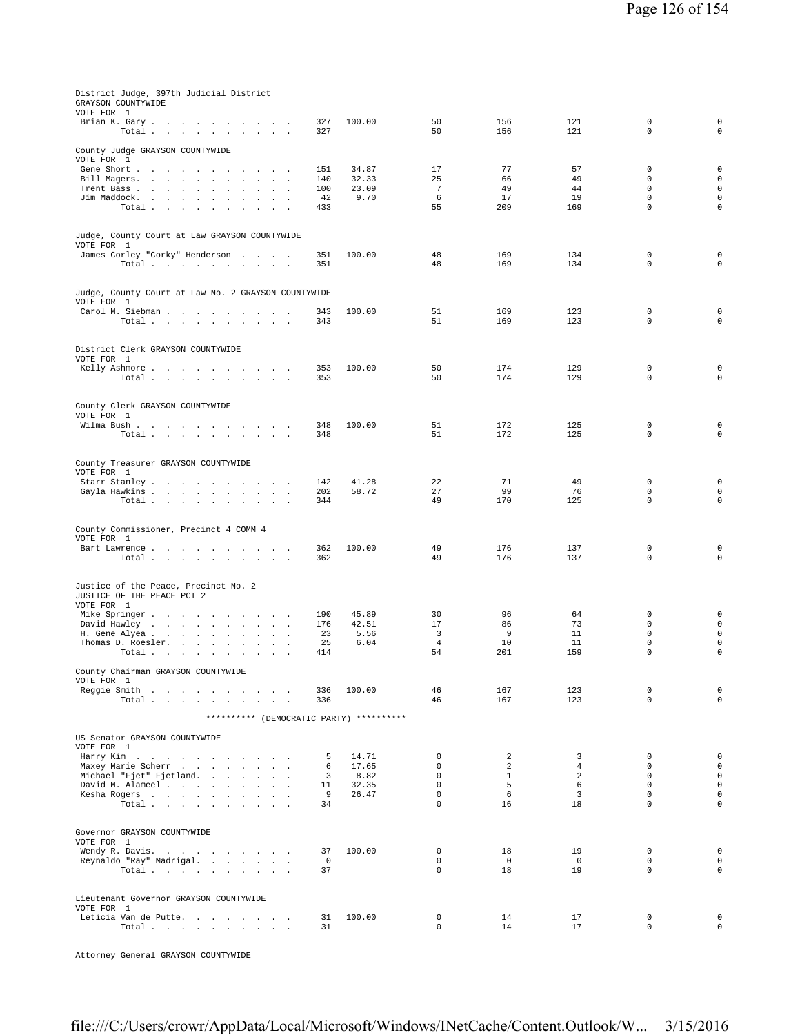District Judge, 397th Judicial District
GRAYSON COUNTYWIDE
VOTE FOR 1

| Candidate | Votes | Percent | | | | | |
|---|---|---|---|---|---|---|---|
| Brian K. Gary | 327 | 100.00 | 50 | 156 | 121 | 0 | 0 |
| Total | 327 | | 50 | 156 | 121 | 0 | 0 |

County Judge GRAYSON COUNTYWIDE
VOTE FOR 1

| Candidate | Votes | Percent | | | | | |
|---|---|---|---|---|---|---|---|
| Gene Short | 151 | 34.87 | 17 | 77 | 57 | 0 | 0 |
| Bill Magers | 140 | 32.33 | 25 | 66 | 49 | 0 | 0 |
| Trent Bass | 100 | 23.09 | 7 | 49 | 44 | 0 | 0 |
| Jim Maddock | 42 | 9.70 | 6 | 17 | 19 | 0 | 0 |
| Total | 433 | | 55 | 209 | 169 | 0 | 0 |

Judge, County Court at Law GRAYSON COUNTYWIDE
VOTE FOR 1

| Candidate | Votes | Percent | | | | | |
|---|---|---|---|---|---|---|---|
| James Corley "Corky" Henderson | 351 | 100.00 | 48 | 169 | 134 | 0 | 0 |
| Total | 351 | | 48 | 169 | 134 | 0 | 0 |

Judge, County Court at Law No. 2 GRAYSON COUNTYWIDE
VOTE FOR 1

| Candidate | Votes | Percent | | | | | |
|---|---|---|---|---|---|---|---|
| Carol M. Siebman | 343 | 100.00 | 51 | 169 | 123 | 0 | 0 |
| Total | 343 | | 51 | 169 | 123 | 0 | 0 |

District Clerk GRAYSON COUNTYWIDE
VOTE FOR 1

| Candidate | Votes | Percent | | | | | |
|---|---|---|---|---|---|---|---|
| Kelly Ashmore | 353 | 100.00 | 50 | 174 | 129 | 0 | 0 |
| Total | 353 | | 50 | 174 | 129 | 0 | 0 |

County Clerk GRAYSON COUNTYWIDE
VOTE FOR 1

| Candidate | Votes | Percent | | | | | |
|---|---|---|---|---|---|---|---|
| Wilma Bush | 348 | 100.00 | 51 | 172 | 125 | 0 | 0 |
| Total | 348 | | 51 | 172 | 125 | 0 | 0 |

County Treasurer GRAYSON COUNTYWIDE
VOTE FOR 1

| Candidate | Votes | Percent | | | | | |
|---|---|---|---|---|---|---|---|
| Starr Stanley | 142 | 41.28 | 22 | 71 | 49 | 0 | 0 |
| Gayla Hawkins | 202 | 58.72 | 27 | 99 | 76 | 0 | 0 |
| Total | 344 | | 49 | 170 | 125 | 0 | 0 |

County Commissioner, Precinct 4 COMM 4
VOTE FOR 1

| Candidate | Votes | Percent | | | | | |
|---|---|---|---|---|---|---|---|
| Bart Lawrence | 362 | 100.00 | 49 | 176 | 137 | 0 | 0 |
| Total | 362 | | 49 | 176 | 137 | 0 | 0 |

Justice of the Peace, Precinct No. 2
JUSTICE OF THE PEACE PCT 2
VOTE FOR 1

| Candidate | Votes | Percent | | | | | |
|---|---|---|---|---|---|---|---|
| Mike Springer | 190 | 45.89 | 30 | 96 | 64 | 0 | 0 |
| David Hawley | 176 | 42.51 | 17 | 86 | 73 | 0 | 0 |
| H. Gene Alyea | 23 | 5.56 | 3 | 9 | 11 | 0 | 0 |
| Thomas D. Roesler | 25 | 6.04 | 4 | 10 | 11 | 0 | 0 |
| Total | 414 | | 54 | 201 | 159 | 0 | 0 |

County Chairman GRAYSON COUNTYWIDE
VOTE FOR 1

| Candidate | Votes | Percent | | | | | |
|---|---|---|---|---|---|---|---|
| Reggie Smith | 336 | 100.00 | 46 | 167 | 123 | 0 | 0 |
| Total | 336 | | 46 | 167 | 123 | 0 | 0 |

********** (DEMOCRATIC PARTY) **********

US Senator GRAYSON COUNTYWIDE
VOTE FOR 1

| Candidate | Votes | Percent | | | | | |
|---|---|---|---|---|---|---|---|
| Harry Kim | 5 | 14.71 | 0 | 2 | 3 | 0 | 0 |
| Maxey Marie Scherr | 6 | 17.65 | 0 | 2 | 4 | 0 | 0 |
| Michael "Fjet" Fjetland | 3 | 8.82 | 0 | 1 | 2 | 0 | 0 |
| David M. Alameel | 11 | 32.35 | 0 | 5 | 6 | 0 | 0 |
| Kesha Rogers | 9 | 26.47 | 0 | 6 | 3 | 0 | 0 |
| Total | 34 | | 0 | 16 | 18 | 0 | 0 |

Governor GRAYSON COUNTYWIDE
VOTE FOR 1

| Candidate | Votes | Percent | | | | | |
|---|---|---|---|---|---|---|---|
| Wendy R. Davis | 37 | 100.00 | 0 | 18 | 19 | 0 | 0 |
| Reynaldo "Ray" Madrigal | 0 | | 0 | 0 | 0 | 0 | 0 |
| Total | 37 | | 0 | 18 | 19 | 0 | 0 |

Lieutenant Governor GRAYSON COUNTYWIDE
VOTE FOR 1

| Candidate | Votes | Percent | | | | | |
|---|---|---|---|---|---|---|---|
| Leticia Van de Putte | 31 | 100.00 | 0 | 14 | 17 | 0 | 0 |
| Total | 31 | | 0 | 14 | 17 | 0 | 0 |

Attorney General GRAYSON COUNTYWIDE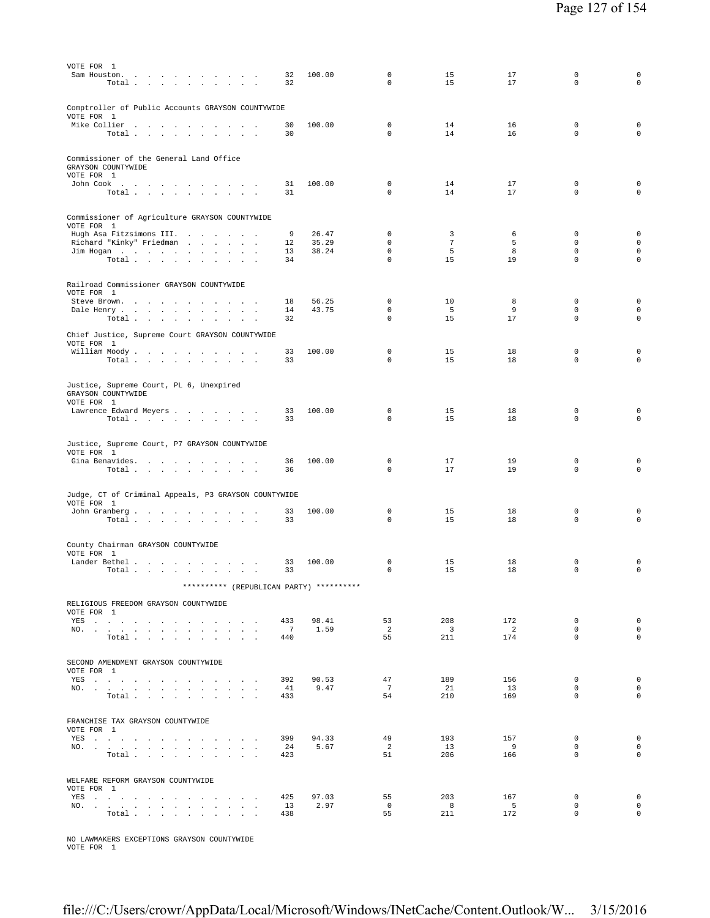VOTE FOR 1

| | | | | | | | |
|---|---|---|---|---|---|---|---|
| Sam Houston. | 32 | 100.00 | 0 | 15 | 17 | 0 | 0 |
| Total | 32 | | 0 | 15 | 17 | 0 | 0 |

Comptroller of Public Accounts GRAYSON COUNTYWIDE
VOTE FOR 1

| | | | | | | | |
|---|---|---|---|---|---|---|---|
| Mike Collier | 30 | 100.00 | 0 | 14 | 16 | 0 | 0 |
| Total | 30 | | 0 | 14 | 16 | 0 | 0 |

Commissioner of the General Land Office
GRAYSON COUNTYWIDE
VOTE FOR 1

| | | | | | | | |
|---|---|---|---|---|---|---|---|
| John Cook | 31 | 100.00 | 0 | 14 | 17 | 0 | 0 |
| Total | 31 | | 0 | 14 | 17 | 0 | 0 |

Commissioner of Agriculture GRAYSON COUNTYWIDE
VOTE FOR 1

| | | | | | | | |
|---|---|---|---|---|---|---|---|
| Hugh Asa Fitzsimons III. | 9 | 26.47 | 0 | 3 | 6 | 0 | 0 |
| Richard "Kinky" Friedman | 12 | 35.29 | 0 | 7 | 5 | 0 | 0 |
| Jim Hogan | 13 | 38.24 | 0 | 5 | 8 | 0 | 0 |
| Total | 34 | | 0 | 15 | 19 | 0 | 0 |

Railroad Commissioner GRAYSON COUNTYWIDE
VOTE FOR 1

| | | | | | | | |
|---|---|---|---|---|---|---|---|
| Steve Brown. | 18 | 56.25 | 0 | 10 | 8 | 0 | 0 |
| Dale Henry | 14 | 43.75 | 0 | 5 | 9 | 0 | 0 |
| Total | 32 | | 0 | 15 | 17 | 0 | 0 |

Chief Justice, Supreme Court GRAYSON COUNTYWIDE
VOTE FOR 1

| | | | | | | | |
|---|---|---|---|---|---|---|---|
| William Moody | 33 | 100.00 | 0 | 15 | 18 | 0 | 0 |
| Total | 33 | | 0 | 15 | 18 | 0 | 0 |

Justice, Supreme Court, PL 6, Unexpired
GRAYSON COUNTYWIDE
VOTE FOR 1

| | | | | | | | |
|---|---|---|---|---|---|---|---|
| Lawrence Edward Meyers | 33 | 100.00 | 0 | 15 | 18 | 0 | 0 |
| Total | 33 | | 0 | 15 | 18 | 0 | 0 |

Justice, Supreme Court, P7 GRAYSON COUNTYWIDE
VOTE FOR 1

| | | | | | | | |
|---|---|---|---|---|---|---|---|
| Gina Benavides. | 36 | 100.00 | 0 | 17 | 19 | 0 | 0 |
| Total | 36 | | 0 | 17 | 19 | 0 | 0 |

Judge, CT of Criminal Appeals, P3 GRAYSON COUNTYWIDE
VOTE FOR 1

| | | | | | | | |
|---|---|---|---|---|---|---|---|
| John Granberg | 33 | 100.00 | 0 | 15 | 18 | 0 | 0 |
| Total | 33 | | 0 | 15 | 18 | 0 | 0 |

County Chairman GRAYSON COUNTYWIDE
VOTE FOR 1

| | | | | | | | |
|---|---|---|---|---|---|---|---|
| Lander Bethel | 33 | 100.00 | 0 | 15 | 18 | 0 | 0 |
| Total | 33 | | 0 | 15 | 18 | 0 | 0 |

********** (REPUBLICAN PARTY) **********

RELIGIOUS FREEDOM GRAYSON COUNTYWIDE
VOTE FOR 1

| | | | | | | | |
|---|---|---|---|---|---|---|---|
| YES | 433 | 98.41 | 53 | 208 | 172 | 0 | 0 |
| NO. | 7 | 1.59 | 2 | 3 | 2 | 0 | 0 |
| Total | 440 | | 55 | 211 | 174 | 0 | 0 |

SECOND AMENDMENT GRAYSON COUNTYWIDE
VOTE FOR 1

| | | | | | | | |
|---|---|---|---|---|---|---|---|
| YES | 392 | 90.53 | 47 | 189 | 156 | 0 | 0 |
| NO. | 41 | 9.47 | 7 | 21 | 13 | 0 | 0 |
| Total | 433 | | 54 | 210 | 169 | 0 | 0 |

FRANCHISE TAX GRAYSON COUNTYWIDE
VOTE FOR 1

| | | | | | | | |
|---|---|---|---|---|---|---|---|
| YES | 399 | 94.33 | 49 | 193 | 157 | 0 | 0 |
| NO. | 24 | 5.67 | 2 | 13 | 9 | 0 | 0 |
| Total | 423 | | 51 | 206 | 166 | 0 | 0 |

WELFARE REFORM GRAYSON COUNTYWIDE
VOTE FOR 1

| | | | | | | | |
|---|---|---|---|---|---|---|---|
| YES | 425 | 97.03 | 55 | 203 | 167 | 0 | 0 |
| NO. | 13 | 2.97 | 0 | 8 | 5 | 0 | 0 |
| Total | 438 | | 55 | 211 | 172 | 0 | 0 |

NO LAWMAKERS EXCEPTIONS GRAYSON COUNTYWIDE
VOTE FOR 1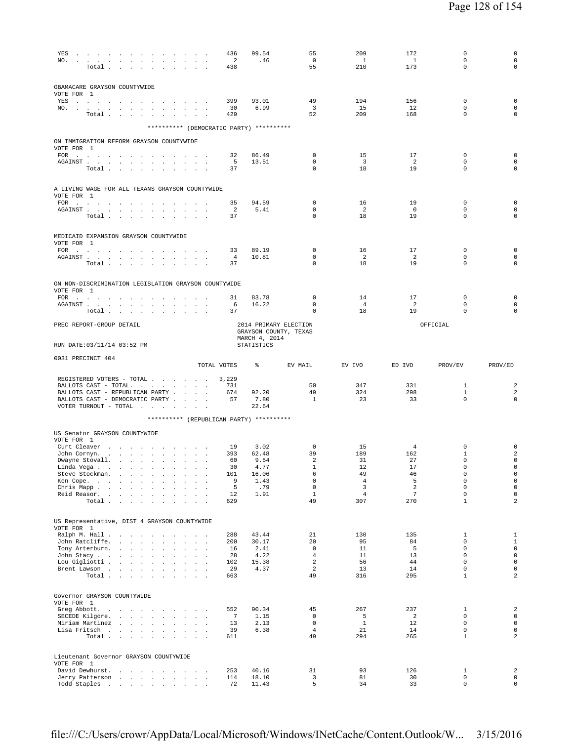| | TOTAL VOTES | % | EV MAIL | EV IVO | ED IVO | PROV/EV | PROV/ED |
|---|---|---|---|---|---|---|---|
| YES | 436 | 99.54 | 55 | 209 | 172 | 0 | 0 |
| NO. | 2 | .46 | 0 | 1 | 1 | 0 | 0 |
| Total | 438 | | 55 | 210 | 173 | 0 | 0 |

OBAMACARE GRAYSON COUNTYWIDE
VOTE FOR 1

| | TOTAL VOTES | % | EV MAIL | EV IVO | ED IVO | PROV/EV | PROV/ED |
|---|---|---|---|---|---|---|---|
| YES | 399 | 93.01 | 49 | 194 | 156 | 0 | 0 |
| NO. | 30 | 6.99 | 3 | 15 | 12 | 0 | 0 |
| Total | 429 | | 52 | 209 | 168 | 0 | 0 |

********** (DEMOCRATIC PARTY) **********

ON IMMIGRATION REFORM GRAYSON COUNTYWIDE
VOTE FOR 1

| | TOTAL VOTES | % | EV MAIL | EV IVO | ED IVO | PROV/EV | PROV/ED |
|---|---|---|---|---|---|---|---|
| FOR | 32 | 86.49 | 0 | 15 | 17 | 0 | 0 |
| AGAINST | 5 | 13.51 | 0 | 3 | 2 | 0 | 0 |
| Total | 37 | | 0 | 18 | 19 | 0 | 0 |

A LIVING WAGE FOR ALL TEXANS GRAYSON COUNTYWIDE
VOTE FOR 1

| | TOTAL VOTES | % | EV MAIL | EV IVO | ED IVO | PROV/EV | PROV/ED |
|---|---|---|---|---|---|---|---|
| FOR | 35 | 94.59 | 0 | 16 | 19 | 0 | 0 |
| AGAINST | 2 | 5.41 | 0 | 2 | 0 | 0 | 0 |
| Total | 37 | | 0 | 18 | 19 | 0 | 0 |

MEDICAID EXPANSION GRAYSON COUNTYWIDE
VOTE FOR 1

| | TOTAL VOTES | % | EV MAIL | EV IVO | ED IVO | PROV/EV | PROV/ED |
|---|---|---|---|---|---|---|---|
| FOR | 33 | 89.19 | 0 | 16 | 17 | 0 | 0 |
| AGAINST | 4 | 10.81 | 0 | 2 | 2 | 0 | 0 |
| Total | 37 | | 0 | 18 | 19 | 0 | 0 |

ON NON-DISCRIMINATION LEGISLATION GRAYSON COUNTYWIDE
VOTE FOR 1

| | TOTAL VOTES | % | EV MAIL | EV IVO | ED IVO | PROV/EV | PROV/ED |
|---|---|---|---|---|---|---|---|
| FOR | 31 | 83.78 | 0 | 14 | 17 | 0 | 0 |
| AGAINST | 6 | 16.22 | 0 | 4 | 2 | 0 | 0 |
| Total | 37 | | 0 | 18 | 19 | 0 | 0 |

PREC REPORT-GROUP DETAIL — 2014 PRIMARY ELECTION, GRAYSON COUNTY, TEXAS, MARCH 4, 2014 — OFFICIAL

RUN DATE:03/11/14 03:52 PM — STATISTICS

0031 PRECINCT 404

| | TOTAL VOTES | % | EV MAIL | EV IVO | ED IVO | PROV/EV | PROV/ED |
|---|---|---|---|---|---|---|---|
| REGISTERED VOTERS - TOTAL | 3,229 | | | | | | |
| BALLOTS CAST - TOTAL. | 731 | | 50 | 347 | 331 | 1 | 2 |
| BALLOTS CAST - REPUBLICAN PARTY | 674 | 92.20 | 49 | 324 | 298 | 1 | 2 |
| BALLOTS CAST - DEMOCRATIC PARTY | 57 | 7.80 | 1 | 23 | 33 | 0 | 0 |
| VOTER TURNOUT - TOTAL | | 22.64 | | | | | |

********** (REPUBLICAN PARTY) **********

US Senator GRAYSON COUNTYWIDE
VOTE FOR 1

| | TOTAL VOTES | % | EV MAIL | EV IVO | ED IVO | PROV/EV | PROV/ED |
|---|---|---|---|---|---|---|---|
| Curt Cleaver | 19 | 3.02 | 0 | 15 | 4 | 0 | 0 |
| John Cornyn. | 393 | 62.48 | 39 | 189 | 162 | 1 | 2 |
| Dwayne Stovall. | 60 | 9.54 | 2 | 31 | 27 | 0 | 0 |
| Linda Vega | 30 | 4.77 | 1 | 12 | 17 | 0 | 0 |
| Steve Stockman. | 101 | 16.06 | 6 | 49 | 46 | 0 | 0 |
| Ken Cope. | 9 | 1.43 | 0 | 4 | 5 | 0 | 0 |
| Chris Mapp | 5 | .79 | 0 | 3 | 2 | 0 | 0 |
| Reid Reasor. | 12 | 1.91 | 1 | 4 | 7 | 0 | 0 |
| Total | 629 | | 49 | 307 | 270 | 1 | 2 |

US Representative, DIST 4 GRAYSON COUNTYWIDE
VOTE FOR 1

| | TOTAL VOTES | % | EV MAIL | EV IVO | ED IVO | PROV/EV | PROV/ED |
|---|---|---|---|---|---|---|---|
| Ralph M. Hall | 288 | 43.44 | 21 | 130 | 135 | 1 | 1 |
| John Ratcliffe. | 200 | 30.17 | 20 | 95 | 84 | 0 | 1 |
| Tony Arterburn. | 16 | 2.41 | 0 | 11 | 5 | 0 | 0 |
| John Stacy | 28 | 4.22 | 4 | 11 | 13 | 0 | 0 |
| Lou Gigliotti | 102 | 15.38 | 2 | 56 | 44 | 0 | 0 |
| Brent Lawson | 29 | 4.37 | 2 | 13 | 14 | 0 | 0 |
| Total | 663 | | 49 | 316 | 295 | 1 | 2 |

Governor GRAYSON COUNTYWIDE
VOTE FOR 1

| | TOTAL VOTES | % | EV MAIL | EV IVO | ED IVO | PROV/EV | PROV/ED |
|---|---|---|---|---|---|---|---|
| Greg Abbott. | 552 | 90.34 | 45 | 267 | 237 | 1 | 2 |
| SECEDE Kilgore. | 7 | 1.15 | 0 | 5 | 2 | 0 | 0 |
| Miriam Martinez | 13 | 2.13 | 0 | 1 | 12 | 0 | 0 |
| Lisa Fritsch | 39 | 6.38 | 4 | 21 | 14 | 0 | 0 |
| Total | 611 | | 49 | 294 | 265 | 1 | 2 |

Lieutenant Governor GRAYSON COUNTYWIDE
VOTE FOR 1

| | TOTAL VOTES | % | EV MAIL | EV IVO | ED IVO | PROV/EV | PROV/ED |
|---|---|---|---|---|---|---|---|
| David Dewhurst. | 253 | 40.16 | 31 | 93 | 126 | 1 | 2 |
| Jerry Patterson | 114 | 18.10 | 3 | 81 | 30 | 0 | 0 |
| Todd Staples | 72 | 11.43 | 5 | 34 | 33 | 0 | 0 |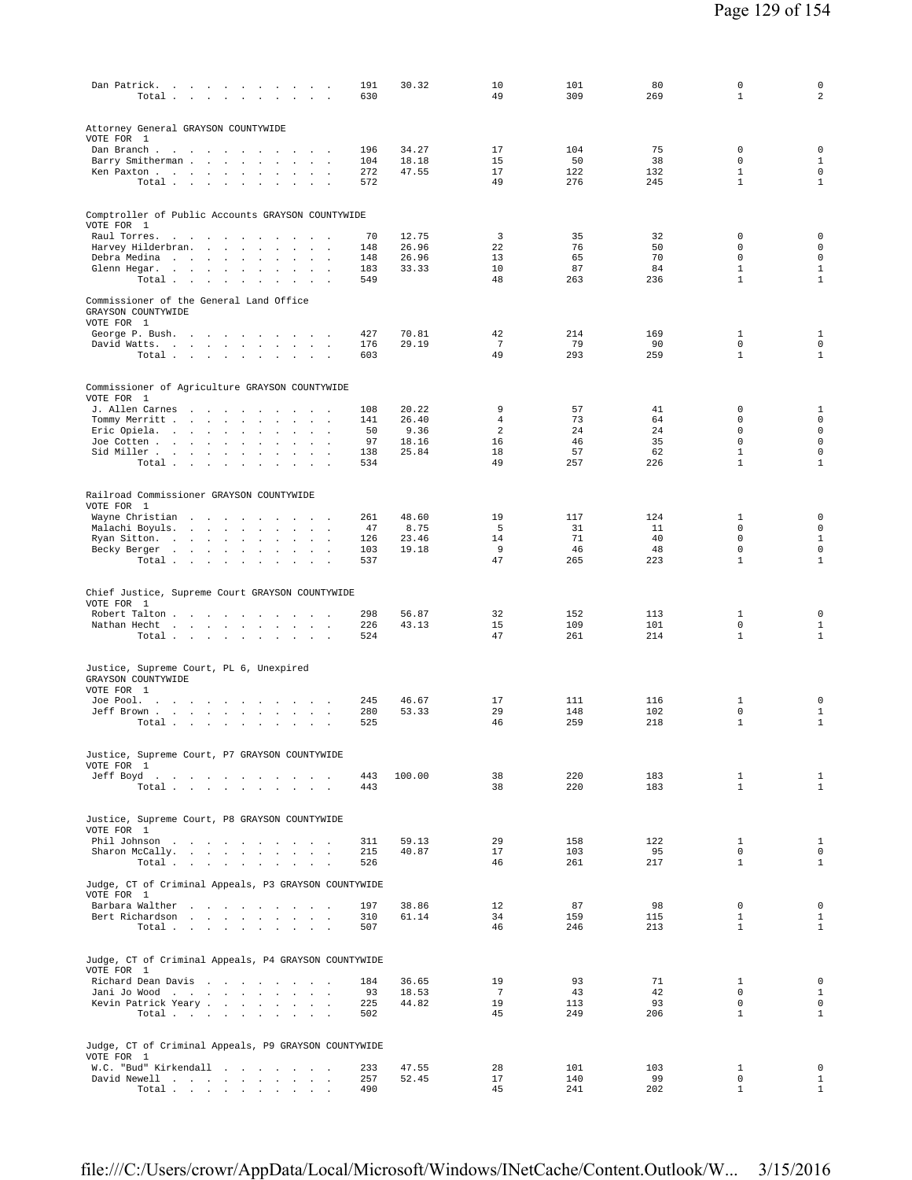| Dan Patrick | 191 | 30.32 | 10 | 101 | 80 | 0 | 0 |
|---|---|---|---|---|---|---|---|
| Total | 630 | | 49 | 309 | 269 | 1 | 2 |

Attorney General GRAYSON COUNTYWIDE
VOTE FOR 1

| Candidate | Votes | % | | | | | |
|---|---|---|---|---|---|---|---|
| Dan Branch | 196 | 34.27 | 17 | 104 | 75 | 0 | 0 |
| Barry Smitherman | 104 | 18.18 | 15 | 50 | 38 | 0 | 1 |
| Ken Paxton | 272 | 47.55 | 17 | 122 | 132 | 1 | 0 |
| Total | 572 | | 49 | 276 | 245 | 1 | 1 |

Comptroller of Public Accounts GRAYSON COUNTYWIDE
VOTE FOR 1

| Candidate | Votes | % | | | | | |
|---|---|---|---|---|---|---|---|
| Raul Torres | 70 | 12.75 | 3 | 35 | 32 | 0 | 0 |
| Harvey Hilderbran | 148 | 26.96 | 22 | 76 | 50 | 0 | 0 |
| Debra Medina | 148 | 26.96 | 13 | 65 | 70 | 0 | 0 |
| Glenn Hegar | 183 | 33.33 | 10 | 87 | 84 | 1 | 1 |
| Total | 549 | | 48 | 263 | 236 | 1 | 1 |

Commissioner of the General Land Office
GRAYSON COUNTYWIDE
VOTE FOR 1

| Candidate | Votes | % | | | | | |
|---|---|---|---|---|---|---|---|
| George P. Bush | 427 | 70.81 | 42 | 214 | 169 | 1 | 1 |
| David Watts | 176 | 29.19 | 7 | 79 | 90 | 0 | 0 |
| Total | 603 | | 49 | 293 | 259 | 1 | 1 |

Commissioner of Agriculture GRAYSON COUNTYWIDE
VOTE FOR 1

| Candidate | Votes | % | | | | | |
|---|---|---|---|---|---|---|---|
| J. Allen Carnes | 108 | 20.22 | 9 | 57 | 41 | 0 | 1 |
| Tommy Merritt | 141 | 26.40 | 4 | 73 | 64 | 0 | 0 |
| Eric Opiela | 50 | 9.36 | 2 | 24 | 24 | 0 | 0 |
| Joe Cotten | 97 | 18.16 | 16 | 46 | 35 | 0 | 0 |
| Sid Miller | 138 | 25.84 | 18 | 57 | 62 | 1 | 0 |
| Total | 534 | | 49 | 257 | 226 | 1 | 1 |

Railroad Commissioner GRAYSON COUNTYWIDE
VOTE FOR 1

| Candidate | Votes | % | | | | | |
|---|---|---|---|---|---|---|---|
| Wayne Christian | 261 | 48.60 | 19 | 117 | 124 | 1 | 0 |
| Malachi Boyuls | 47 | 8.75 | 5 | 31 | 11 | 0 | 0 |
| Ryan Sitton | 126 | 23.46 | 14 | 71 | 40 | 0 | 1 |
| Becky Berger | 103 | 19.18 | 9 | 46 | 48 | 0 | 0 |
| Total | 537 | | 47 | 265 | 223 | 1 | 1 |

Chief Justice, Supreme Court GRAYSON COUNTYWIDE
VOTE FOR 1

| Candidate | Votes | % | | | | | |
|---|---|---|---|---|---|---|---|
| Robert Talton | 298 | 56.87 | 32 | 152 | 113 | 1 | 0 |
| Nathan Hecht | 226 | 43.13 | 15 | 109 | 101 | 0 | 1 |
| Total | 524 | | 47 | 261 | 214 | 1 | 1 |

Justice, Supreme Court, PL 6, Unexpired
GRAYSON COUNTYWIDE
VOTE FOR 1

| Candidate | Votes | % | | | | | |
|---|---|---|---|---|---|---|---|
| Joe Pool | 245 | 46.67 | 17 | 111 | 116 | 1 | 0 |
| Jeff Brown | 280 | 53.33 | 29 | 148 | 102 | 0 | 1 |
| Total | 525 | | 46 | 259 | 218 | 1 | 1 |

Justice, Supreme Court, P7 GRAYSON COUNTYWIDE
VOTE FOR 1

| Candidate | Votes | % | | | | | |
|---|---|---|---|---|---|---|---|
| Jeff Boyd | 443 | 100.00 | 38 | 220 | 183 | 1 | 1 |
| Total | 443 | | 38 | 220 | 183 | 1 | 1 |

Justice, Supreme Court, P8 GRAYSON COUNTYWIDE
VOTE FOR 1

| Candidate | Votes | % | | | | | |
|---|---|---|---|---|---|---|---|
| Phil Johnson | 311 | 59.13 | 29 | 158 | 122 | 1 | 1 |
| Sharon McCally | 215 | 40.87 | 17 | 103 | 95 | 0 | 0 |
| Total | 526 | | 46 | 261 | 217 | 1 | 1 |

Judge, CT of Criminal Appeals, P3 GRAYSON COUNTYWIDE
VOTE FOR 1

| Candidate | Votes | % | | | | | |
|---|---|---|---|---|---|---|---|
| Barbara Walther | 197 | 38.86 | 12 | 87 | 98 | 0 | 0 |
| Bert Richardson | 310 | 61.14 | 34 | 159 | 115 | 1 | 1 |
| Total | 507 | | 46 | 246 | 213 | 1 | 1 |

Judge, CT of Criminal Appeals, P4 GRAYSON COUNTYWIDE
VOTE FOR 1

| Candidate | Votes | % | | | | | |
|---|---|---|---|---|---|---|---|
| Richard Dean Davis | 184 | 36.65 | 19 | 93 | 71 | 1 | 0 |
| Jani Jo Wood | 93 | 18.53 | 7 | 43 | 42 | 0 | 1 |
| Kevin Patrick Yeary | 225 | 44.82 | 19 | 113 | 93 | 0 | 0 |
| Total | 502 | | 45 | 249 | 206 | 1 | 1 |

Judge, CT of Criminal Appeals, P9 GRAYSON COUNTYWIDE
VOTE FOR 1

| Candidate | Votes | % | | | | | |
|---|---|---|---|---|---|---|---|
| W.C. "Bud" Kirkendall | 233 | 47.55 | 28 | 101 | 103 | 1 | 0 |
| David Newell | 257 | 52.45 | 17 | 140 | 99 | 0 | 1 |
| Total | 490 | | 45 | 241 | 202 | 1 | 1 |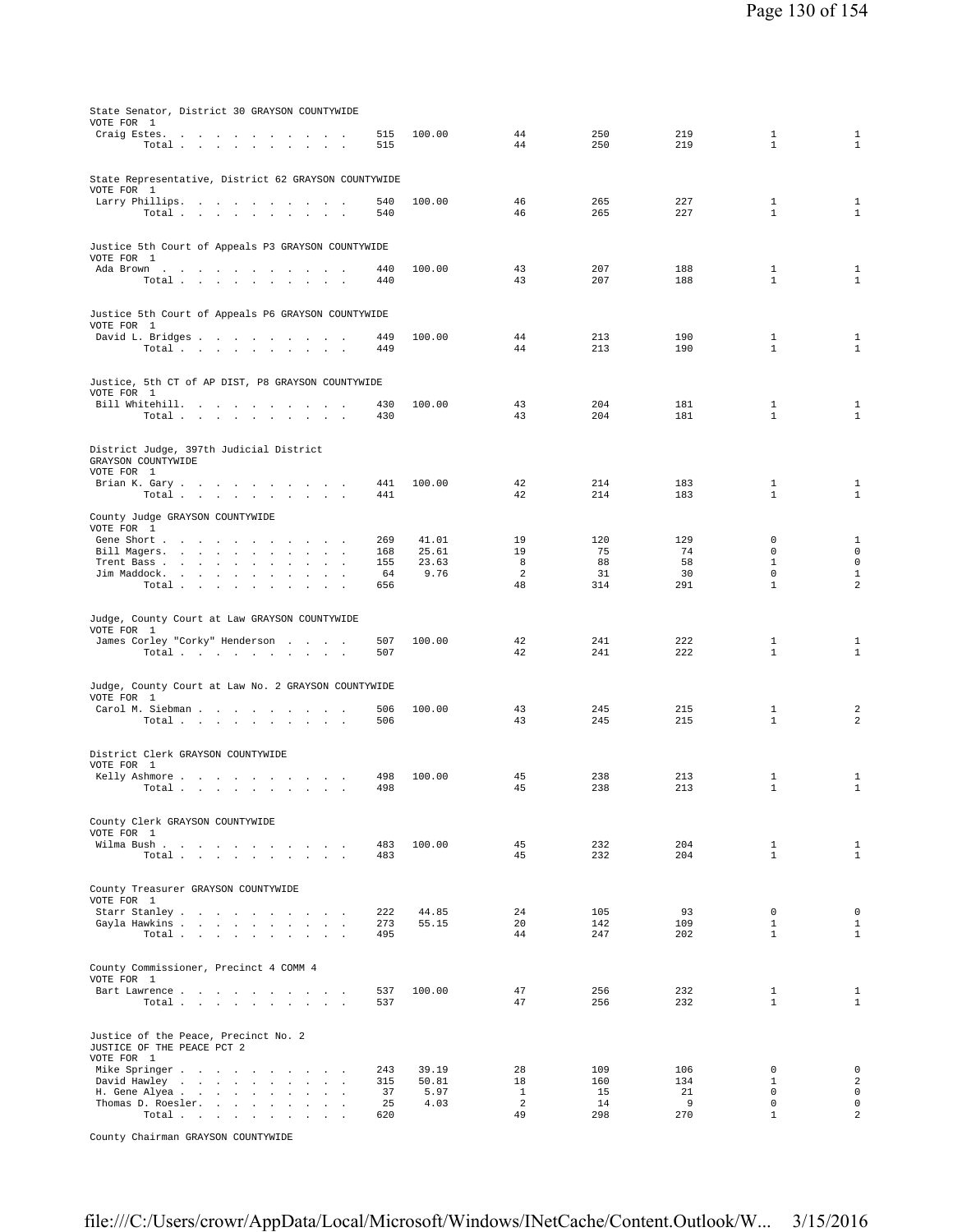State Senator, District 30 GRAYSON COUNTYWIDE
VOTE FOR 1

| | Votes | % | | | | | |
|---|---|---|---|---|---|---|---|
| Craig Estes | 515 | 100.00 | 44 | 250 | 219 | 1 | 1 |
| Total | 515 | | 44 | 250 | 219 | 1 | 1 |

State Representative, District 62 GRAYSON COUNTYWIDE
VOTE FOR 1

| | Votes | % | | | | | |
|---|---|---|---|---|---|---|---|
| Larry Phillips | 540 | 100.00 | 46 | 265 | 227 | 1 | 1 |
| Total | 540 | | 46 | 265 | 227 | 1 | 1 |

Justice 5th Court of Appeals P3 GRAYSON COUNTYWIDE
VOTE FOR 1

| | Votes | % | | | | | |
|---|---|---|---|---|---|---|---|
| Ada Brown | 440 | 100.00 | 43 | 207 | 188 | 1 | 1 |
| Total | 440 | | 43 | 207 | 188 | 1 | 1 |

Justice 5th Court of Appeals P6 GRAYSON COUNTYWIDE
VOTE FOR 1

| | Votes | % | | | | | |
|---|---|---|---|---|---|---|---|
| David L. Bridges | 449 | 100.00 | 44 | 213 | 190 | 1 | 1 |
| Total | 449 | | 44 | 213 | 190 | 1 | 1 |

Justice, 5th CT of AP DIST, P8 GRAYSON COUNTYWIDE
VOTE FOR 1

| | Votes | % | | | | | |
|---|---|---|---|---|---|---|---|
| Bill Whitehill | 430 | 100.00 | 43 | 204 | 181 | 1 | 1 |
| Total | 430 | | 43 | 204 | 181 | 1 | 1 |

District Judge, 397th Judicial District
GRAYSON COUNTYWIDE
VOTE FOR 1

| | Votes | % | | | | | |
|---|---|---|---|---|---|---|---|
| Brian K. Gary | 441 | 100.00 | 42 | 214 | 183 | 1 | 1 |
| Total | 441 | | 42 | 214 | 183 | 1 | 1 |

County Judge GRAYSON COUNTYWIDE
VOTE FOR 1

| | Votes | % | | | | | |
|---|---|---|---|---|---|---|---|
| Gene Short | 269 | 41.01 | 19 | 120 | 129 | 0 | 1 |
| Bill Magers | 168 | 25.61 | 19 | 75 | 74 | 0 | 0 |
| Trent Bass | 155 | 23.63 | 8 | 88 | 58 | 1 | 0 |
| Jim Maddock | 64 | 9.76 | 2 | 31 | 30 | 0 | 1 |
| Total | 656 | | 48 | 314 | 291 | 1 | 2 |

Judge, County Court at Law GRAYSON COUNTYWIDE
VOTE FOR 1

| | Votes | % | | | | | |
|---|---|---|---|---|---|---|---|
| James Corley "Corky" Henderson | 507 | 100.00 | 42 | 241 | 222 | 1 | 1 |
| Total | 507 | | 42 | 241 | 222 | 1 | 1 |

Judge, County Court at Law No. 2 GRAYSON COUNTYWIDE
VOTE FOR 1

| | Votes | % | | | | | |
|---|---|---|---|---|---|---|---|
| Carol M. Siebman | 506 | 100.00 | 43 | 245 | 215 | 1 | 2 |
| Total | 506 | | 43 | 245 | 215 | 1 | 2 |

District Clerk GRAYSON COUNTYWIDE
VOTE FOR 1

| | Votes | % | | | | | |
|---|---|---|---|---|---|---|---|
| Kelly Ashmore | 498 | 100.00 | 45 | 238 | 213 | 1 | 1 |
| Total | 498 | | 45 | 238 | 213 | 1 | 1 |

County Clerk GRAYSON COUNTYWIDE
VOTE FOR 1

| | Votes | % | | | | | |
|---|---|---|---|---|---|---|---|
| Wilma Bush | 483 | 100.00 | 45 | 232 | 204 | 1 | 1 |
| Total | 483 | | 45 | 232 | 204 | 1 | 1 |

County Treasurer GRAYSON COUNTYWIDE
VOTE FOR 1

| | Votes | % | | | | | |
|---|---|---|---|---|---|---|---|
| Starr Stanley | 222 | 44.85 | 24 | 105 | 93 | 0 | 0 |
| Gayla Hawkins | 273 | 55.15 | 20 | 142 | 109 | 1 | 1 |
| Total | 495 | | 44 | 247 | 202 | 1 | 1 |

County Commissioner, Precinct 4 COMM 4
VOTE FOR 1

| | Votes | % | | | | | |
|---|---|---|---|---|---|---|---|
| Bart Lawrence | 537 | 100.00 | 47 | 256 | 232 | 1 | 1 |
| Total | 537 | | 47 | 256 | 232 | 1 | 1 |

Justice of the Peace, Precinct No. 2
JUSTICE OF THE PEACE PCT 2
VOTE FOR 1

| | Votes | % | | | | | |
|---|---|---|---|---|---|---|---|
| Mike Springer | 243 | 39.19 | 28 | 109 | 106 | 0 | 0 |
| David Hawley | 315 | 50.81 | 18 | 160 | 134 | 1 | 2 |
| H. Gene Alyea | 37 | 5.97 | 1 | 15 | 21 | 0 | 0 |
| Thomas D. Roesler | 25 | 4.03 | 2 | 14 | 9 | 0 | 0 |
| Total | 620 | | 49 | 298 | 270 | 1 | 2 |

County Chairman GRAYSON COUNTYWIDE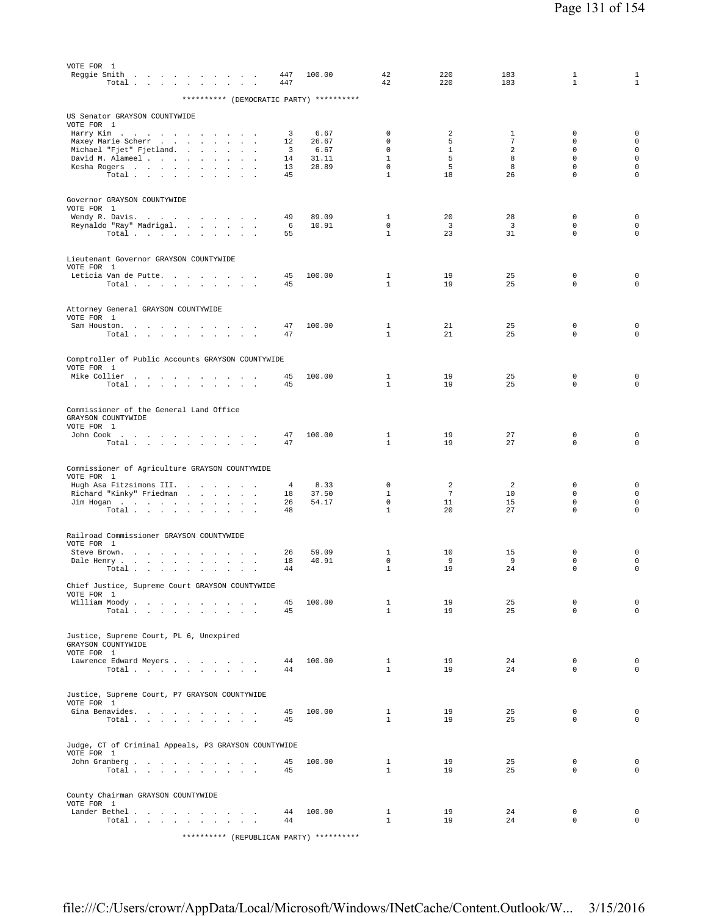VOTE FOR 1

| | | | | | | | |
|---|---|---|---|---|---|---|---|
| Reggie Smith | 447 | 100.00 | 42 | 220 | 183 | 1 | 1 |
| Total | 447 | | 42 | 220 | 183 | 1 | 1 |

********** (DEMOCRATIC PARTY) **********

US Senator GRAYSON COUNTYWIDE
VOTE FOR 1

| | | | | | | | |
|---|---|---|---|---|---|---|---|
| Harry Kim | 3 | 6.67 | 0 | 2 | 1 | 0 | 0 |
| Maxey Marie Scherr | 12 | 26.67 | 0 | 5 | 7 | 0 | 0 |
| Michael "Fjet" Fjetland | 3 | 6.67 | 0 | 1 | 2 | 0 | 0 |
| David M. Alameel | 14 | 31.11 | 1 | 5 | 8 | 0 | 0 |
| Kesha Rogers | 13 | 28.89 | 0 | 5 | 8 | 0 | 0 |
| Total | 45 | | 1 | 18 | 26 | 0 | 0 |

Governor GRAYSON COUNTYWIDE
VOTE FOR 1

| | | | | | | | |
|---|---|---|---|---|---|---|---|
| Wendy R. Davis | 49 | 89.09 | 1 | 20 | 28 | 0 | 0 |
| Reynaldo "Ray" Madrigal | 6 | 10.91 | 0 | 3 | 3 | 0 | 0 |
| Total | 55 | | 1 | 23 | 31 | 0 | 0 |

Lieutenant Governor GRAYSON COUNTYWIDE
VOTE FOR 1

| | | | | | | | |
|---|---|---|---|---|---|---|---|
| Leticia Van de Putte | 45 | 100.00 | 1 | 19 | 25 | 0 | 0 |
| Total | 45 | | 1 | 19 | 25 | 0 | 0 |

Attorney General GRAYSON COUNTYWIDE
VOTE FOR 1

| | | | | | | | |
|---|---|---|---|---|---|---|---|
| Sam Houston | 47 | 100.00 | 1 | 21 | 25 | 0 | 0 |
| Total | 47 | | 1 | 21 | 25 | 0 | 0 |

Comptroller of Public Accounts GRAYSON COUNTYWIDE
VOTE FOR 1

| | | | | | | | |
|---|---|---|---|---|---|---|---|
| Mike Collier | 45 | 100.00 | 1 | 19 | 25 | 0 | 0 |
| Total | 45 | | 1 | 19 | 25 | 0 | 0 |

Commissioner of the General Land Office
GRAYSON COUNTYWIDE
VOTE FOR 1

| | | | | | | | |
|---|---|---|---|---|---|---|---|
| John Cook | 47 | 100.00 | 1 | 19 | 27 | 0 | 0 |
| Total | 47 | | 1 | 19 | 27 | 0 | 0 |

Commissioner of Agriculture GRAYSON COUNTYWIDE
VOTE FOR 1

| | | | | | | | |
|---|---|---|---|---|---|---|---|
| Hugh Asa Fitzsimons III. | 4 | 8.33 | 0 | 2 | 2 | 0 | 0 |
| Richard "Kinky" Friedman | 18 | 37.50 | 1 | 7 | 10 | 0 | 0 |
| Jim Hogan | 26 | 54.17 | 0 | 11 | 15 | 0 | 0 |
| Total | 48 | | 1 | 20 | 27 | 0 | 0 |

Railroad Commissioner GRAYSON COUNTYWIDE
VOTE FOR 1

| | | | | | | | |
|---|---|---|---|---|---|---|---|
| Steve Brown | 26 | 59.09 | 1 | 10 | 15 | 0 | 0 |
| Dale Henry | 18 | 40.91 | 0 | 9 | 9 | 0 | 0 |
| Total | 44 | | 1 | 19 | 24 | 0 | 0 |

Chief Justice, Supreme Court GRAYSON COUNTYWIDE
VOTE FOR 1

| | | | | | | | |
|---|---|---|---|---|---|---|---|
| William Moody | 45 | 100.00 | 1 | 19 | 25 | 0 | 0 |
| Total | 45 | | 1 | 19 | 25 | 0 | 0 |

Justice, Supreme Court, PL 6, Unexpired
GRAYSON COUNTYWIDE
VOTE FOR 1

| | | | | | | | |
|---|---|---|---|---|---|---|---|
| Lawrence Edward Meyers | 44 | 100.00 | 1 | 19 | 24 | 0 | 0 |
| Total | 44 | | 1 | 19 | 24 | 0 | 0 |

Justice, Supreme Court, P7 GRAYSON COUNTYWIDE
VOTE FOR 1

| | | | | | | | |
|---|---|---|---|---|---|---|---|
| Gina Benavides | 45 | 100.00 | 1 | 19 | 25 | 0 | 0 |
| Total | 45 | | 1 | 19 | 25 | 0 | 0 |

Judge, CT of Criminal Appeals, P3 GRAYSON COUNTYWIDE
VOTE FOR 1

| | | | | | | | |
|---|---|---|---|---|---|---|---|
| John Granberg | 45 | 100.00 | 1 | 19 | 25 | 0 | 0 |
| Total | 45 | | 1 | 19 | 25 | 0 | 0 |

County Chairman GRAYSON COUNTYWIDE
VOTE FOR 1

| | | | | | | | |
|---|---|---|---|---|---|---|---|
| Lander Bethel | 44 | 100.00 | 1 | 19 | 24 | 0 | 0 |
| Total | 44 | | 1 | 19 | 24 | 0 | 0 |

********** (REPUBLICAN PARTY) **********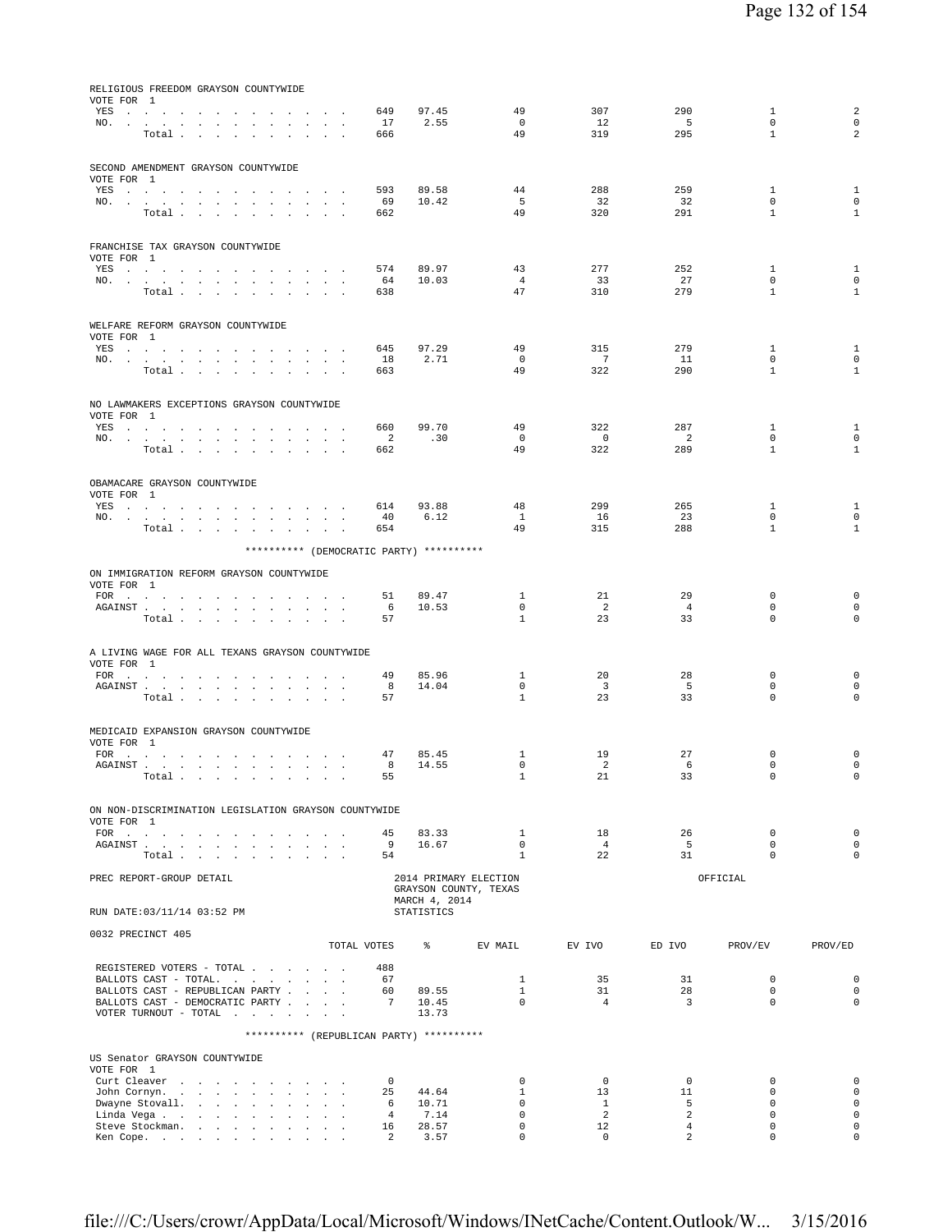RELIGIOUS FREEDOM GRAYSON COUNTYWIDE
VOTE FOR 1

| | TOTAL VOTES | % | EV MAIL | EV IVO | ED IVO | PROV/EV | PROV/ED |
|---|---|---|---|---|---|---|---|
| YES | 649 | 97.45 | 49 | 307 | 290 | 1 | 2 |
| NO. | 17 | 2.55 | 0 | 12 | 5 | 0 | 0 |
| Total | 666 | | 49 | 319 | 295 | 1 | 2 |

SECOND AMENDMENT GRAYSON COUNTYWIDE
VOTE FOR 1

| | TOTAL VOTES | % | EV MAIL | EV IVO | ED IVO | PROV/EV | PROV/ED |
|---|---|---|---|---|---|---|---|
| YES | 593 | 89.58 | 44 | 288 | 259 | 1 | 1 |
| NO. | 69 | 10.42 | 5 | 32 | 32 | 0 | 0 |
| Total | 662 | | 49 | 320 | 291 | 1 | 1 |

FRANCHISE TAX GRAYSON COUNTYWIDE
VOTE FOR 1

| | TOTAL VOTES | % | EV MAIL | EV IVO | ED IVO | PROV/EV | PROV/ED |
|---|---|---|---|---|---|---|---|
| YES | 574 | 89.97 | 43 | 277 | 252 | 1 | 1 |
| NO. | 64 | 10.03 | 4 | 33 | 27 | 0 | 0 |
| Total | 638 | | 47 | 310 | 279 | 1 | 1 |

WELFARE REFORM GRAYSON COUNTYWIDE
VOTE FOR 1

| | TOTAL VOTES | % | EV MAIL | EV IVO | ED IVO | PROV/EV | PROV/ED |
|---|---|---|---|---|---|---|---|
| YES | 645 | 97.29 | 49 | 315 | 279 | 1 | 1 |
| NO. | 18 | 2.71 | 0 | 7 | 11 | 0 | 0 |
| Total | 663 | | 49 | 322 | 290 | 1 | 1 |

NO LAWMAKERS EXCEPTIONS GRAYSON COUNTYWIDE
VOTE FOR 1

| | TOTAL VOTES | % | EV MAIL | EV IVO | ED IVO | PROV/EV | PROV/ED |
|---|---|---|---|---|---|---|---|
| YES | 660 | 99.70 | 49 | 322 | 287 | 1 | 1 |
| NO. | 2 | .30 | 0 | 0 | 2 | 0 | 0 |
| Total | 662 | | 49 | 322 | 289 | 1 | 1 |

OBAMACARE GRAYSON COUNTYWIDE
VOTE FOR 1

| | TOTAL VOTES | % | EV MAIL | EV IVO | ED IVO | PROV/EV | PROV/ED |
|---|---|---|---|---|---|---|---|
| YES | 614 | 93.88 | 48 | 299 | 265 | 1 | 1 |
| NO. | 40 | 6.12 | 1 | 16 | 23 | 0 | 0 |
| Total | 654 | | 49 | 315 | 288 | 1 | 1 |

********** (DEMOCRATIC PARTY) **********

ON IMMIGRATION REFORM GRAYSON COUNTYWIDE
VOTE FOR 1

| | TOTAL VOTES | % | EV MAIL | EV IVO | ED IVO | PROV/EV | PROV/ED |
|---|---|---|---|---|---|---|---|
| FOR | 51 | 89.47 | 1 | 21 | 29 | 0 | 0 |
| AGAINST | 6 | 10.53 | 0 | 2 | 4 | 0 | 0 |
| Total | 57 | | 1 | 23 | 33 | 0 | 0 |

A LIVING WAGE FOR ALL TEXANS GRAYSON COUNTYWIDE
VOTE FOR 1

| | TOTAL VOTES | % | EV MAIL | EV IVO | ED IVO | PROV/EV | PROV/ED |
|---|---|---|---|---|---|---|---|
| FOR | 49 | 85.96 | 1 | 20 | 28 | 0 | 0 |
| AGAINST | 8 | 14.04 | 0 | 3 | 5 | 0 | 0 |
| Total | 57 | | 1 | 23 | 33 | 0 | 0 |

MEDICAID EXPANSION GRAYSON COUNTYWIDE
VOTE FOR 1

| | TOTAL VOTES | % | EV MAIL | EV IVO | ED IVO | PROV/EV | PROV/ED |
|---|---|---|---|---|---|---|---|
| FOR | 47 | 85.45 | 1 | 19 | 27 | 0 | 0 |
| AGAINST | 8 | 14.55 | 0 | 2 | 6 | 0 | 0 |
| Total | 55 | | 1 | 21 | 33 | 0 | 0 |

ON NON-DISCRIMINATION LEGISLATION GRAYSON COUNTYWIDE
VOTE FOR 1

| | TOTAL VOTES | % | EV MAIL | EV IVO | ED IVO | PROV/EV | PROV/ED |
|---|---|---|---|---|---|---|---|
| FOR | 45 | 83.33 | 1 | 18 | 26 | 0 | 0 |
| AGAINST | 9 | 16.67 | 0 | 4 | 5 | 0 | 0 |
| Total | 54 | | 1 | 22 | 31 | 0 | 0 |

PREC REPORT-GROUP DETAIL — 2014 PRIMARY ELECTION, GRAYSON COUNTY, TEXAS, MARCH 4, 2014 — OFFICIAL

RUN DATE:03/11/14 03:52 PM — STATISTICS

0032 PRECINCT 405

| | TOTAL VOTES | % | EV MAIL | EV IVO | ED IVO | PROV/EV | PROV/ED |
|---|---|---|---|---|---|---|---|
| REGISTERED VOTERS - TOTAL | 488 | | | | | | |
| BALLOTS CAST - TOTAL. | 67 | | 1 | 35 | 31 | 0 | 0 |
| BALLOTS CAST - REPUBLICAN PARTY | 60 | 89.55 | 1 | 31 | 28 | 0 | 0 |
| BALLOTS CAST - DEMOCRATIC PARTY | 7 | 10.45 | 0 | 4 | 3 | 0 | 0 |
| VOTER TURNOUT - TOTAL | | 13.73 | | | | | |

********** (REPUBLICAN PARTY) **********

US Senator GRAYSON COUNTYWIDE
VOTE FOR 1

| | TOTAL VOTES | % | EV MAIL | EV IVO | ED IVO | PROV/EV | PROV/ED |
|---|---|---|---|---|---|---|---|
| Curt Cleaver | 0 | | 0 | 0 | 0 | 0 | 0 |
| John Cornyn. | 25 | 44.64 | 1 | 13 | 11 | 0 | 0 |
| Dwayne Stovall. | 6 | 10.71 | 0 | 1 | 5 | 0 | 0 |
| Linda Vega | 4 | 7.14 | 0 | 2 | 2 | 0 | 0 |
| Steve Stockman. | 16 | 28.57 | 0 | 12 | 4 | 0 | 0 |
| Ken Cope. | 2 | 3.57 | 0 | 0 | 2 | 0 | 0 |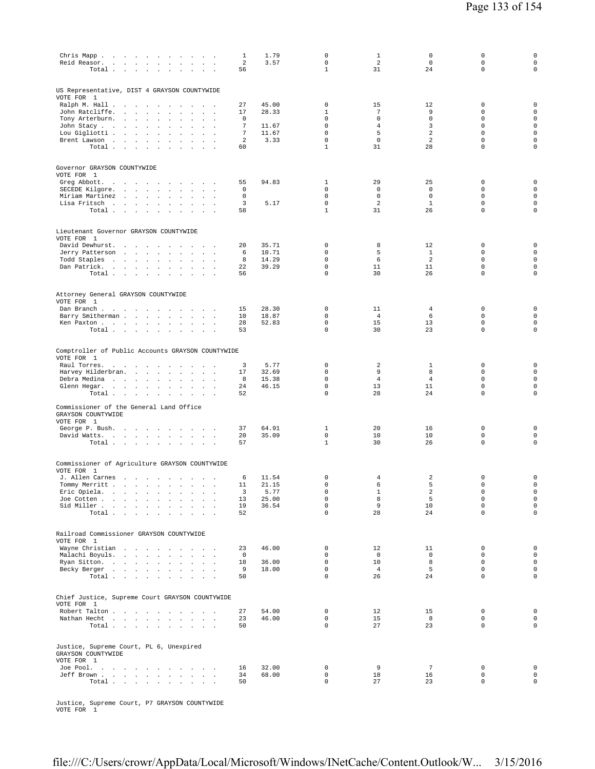| | | | | | | | |
|---|---|---|---|---|---|---|---|
| Chris Mapp | 1 | 1.79 | 0 | 1 | 0 | 0 | 0 |
| Reid Reasor | 2 | 3.57 | 0 | 2 | 0 | 0 | 0 |
| Total | 56 | | 1 | 31 | 24 | 0 | 0 |

US Representative, DIST 4 GRAYSON COUNTYWIDE
VOTE FOR 1

| | | | | | | | |
|---|---|---|---|---|---|---|---|
| Ralph M. Hall | 27 | 45.00 | 0 | 15 | 12 | 0 | 0 |
| John Ratcliffe | 17 | 28.33 | 1 | 7 | 9 | 0 | 0 |
| Tony Arterburn | 0 | | 0 | 0 | 0 | 0 | 0 |
| John Stacy | 7 | 11.67 | 0 | 4 | 3 | 0 | 0 |
| Lou Gigliotti | 7 | 11.67 | 0 | 5 | 2 | 0 | 0 |
| Brent Lawson | 2 | 3.33 | 0 | 0 | 2 | 0 | 0 |
| Total | 60 | | 1 | 31 | 28 | 0 | 0 |

Governor GRAYSON COUNTYWIDE
VOTE FOR 1

| | | | | | | | |
|---|---|---|---|---|---|---|---|
| Greg Abbott | 55 | 94.83 | 1 | 29 | 25 | 0 | 0 |
| SECEDE Kilgore | 0 | | 0 | 0 | 0 | 0 | 0 |
| Miriam Martinez | 0 | | 0 | 0 | 0 | 0 | 0 |
| Lisa Fritsch | 3 | 5.17 | 0 | 2 | 1 | 0 | 0 |
| Total | 58 | | 1 | 31 | 26 | 0 | 0 |

Lieutenant Governor GRAYSON COUNTYWIDE
VOTE FOR 1

| | | | | | | | |
|---|---|---|---|---|---|---|---|
| David Dewhurst | 20 | 35.71 | 0 | 8 | 12 | 0 | 0 |
| Jerry Patterson | 6 | 10.71 | 0 | 5 | 1 | 0 | 0 |
| Todd Staples | 8 | 14.29 | 0 | 6 | 2 | 0 | 0 |
| Dan Patrick | 22 | 39.29 | 0 | 11 | 11 | 0 | 0 |
| Total | 56 | | 0 | 30 | 26 | 0 | 0 |

Attorney General GRAYSON COUNTYWIDE
VOTE FOR 1

| | | | | | | | |
|---|---|---|---|---|---|---|---|
| Dan Branch | 15 | 28.30 | 0 | 11 | 4 | 0 | 0 |
| Barry Smitherman | 10 | 18.87 | 0 | 4 | 6 | 0 | 0 |
| Ken Paxton | 28 | 52.83 | 0 | 15 | 13 | 0 | 0 |
| Total | 53 | | 0 | 30 | 23 | 0 | 0 |

Comptroller of Public Accounts GRAYSON COUNTYWIDE
VOTE FOR 1

| | | | | | | | |
|---|---|---|---|---|---|---|---|
| Raul Torres | 3 | 5.77 | 0 | 2 | 1 | 0 | 0 |
| Harvey Hilderbran | 17 | 32.69 | 0 | 9 | 8 | 0 | 0 |
| Debra Medina | 8 | 15.38 | 0 | 4 | 4 | 0 | 0 |
| Glenn Hegar | 24 | 46.15 | 0 | 13 | 11 | 0 | 0 |
| Total | 52 | | 0 | 28 | 24 | 0 | 0 |

Commissioner of the General Land Office
GRAYSON COUNTYWIDE
VOTE FOR 1

| | | | | | | | |
|---|---|---|---|---|---|---|---|
| George P. Bush | 37 | 64.91 | 1 | 20 | 16 | 0 | 0 |
| David Watts | 20 | 35.09 | 0 | 10 | 10 | 0 | 0 |
| Total | 57 | | 1 | 30 | 26 | 0 | 0 |

Commissioner of Agriculture GRAYSON COUNTYWIDE
VOTE FOR 1

| | | | | | | | |
|---|---|---|---|---|---|---|---|
| J. Allen Carnes | 6 | 11.54 | 0 | 4 | 2 | 0 | 0 |
| Tommy Merritt | 11 | 21.15 | 0 | 6 | 5 | 0 | 0 |
| Eric Opiela | 3 | 5.77 | 0 | 1 | 2 | 0 | 0 |
| Joe Cotten | 13 | 25.00 | 0 | 8 | 5 | 0 | 0 |
| Sid Miller | 19 | 36.54 | 0 | 9 | 10 | 0 | 0 |
| Total | 52 | | 0 | 28 | 24 | 0 | 0 |

Railroad Commissioner GRAYSON COUNTYWIDE
VOTE FOR 1

| | | | | | | | |
|---|---|---|---|---|---|---|---|
| Wayne Christian | 23 | 46.00 | 0 | 12 | 11 | 0 | 0 |
| Malachi Boyuls | 0 | | 0 | 0 | 0 | 0 | 0 |
| Ryan Sitton | 18 | 36.00 | 0 | 10 | 8 | 0 | 0 |
| Becky Berger | 9 | 18.00 | 0 | 4 | 5 | 0 | 0 |
| Total | 50 | | 0 | 26 | 24 | 0 | 0 |

Chief Justice, Supreme Court GRAYSON COUNTYWIDE
VOTE FOR 1

| | | | | | | | |
|---|---|---|---|---|---|---|---|
| Robert Talton | 27 | 54.00 | 0 | 12 | 15 | 0 | 0 |
| Nathan Hecht | 23 | 46.00 | 0 | 15 | 8 | 0 | 0 |
| Total | 50 | | 0 | 27 | 23 | 0 | 0 |

Justice, Supreme Court, PL 6, Unexpired
GRAYSON COUNTYWIDE
VOTE FOR 1

| | | | | | | | |
|---|---|---|---|---|---|---|---|
| Joe Pool | 16 | 32.00 | 0 | 9 | 7 | 0 | 0 |
| Jeff Brown | 34 | 68.00 | 0 | 18 | 16 | 0 | 0 |
| Total | 50 | | 0 | 27 | 23 | 0 | 0 |

Justice, Supreme Court, P7 GRAYSON COUNTYWIDE
VOTE FOR 1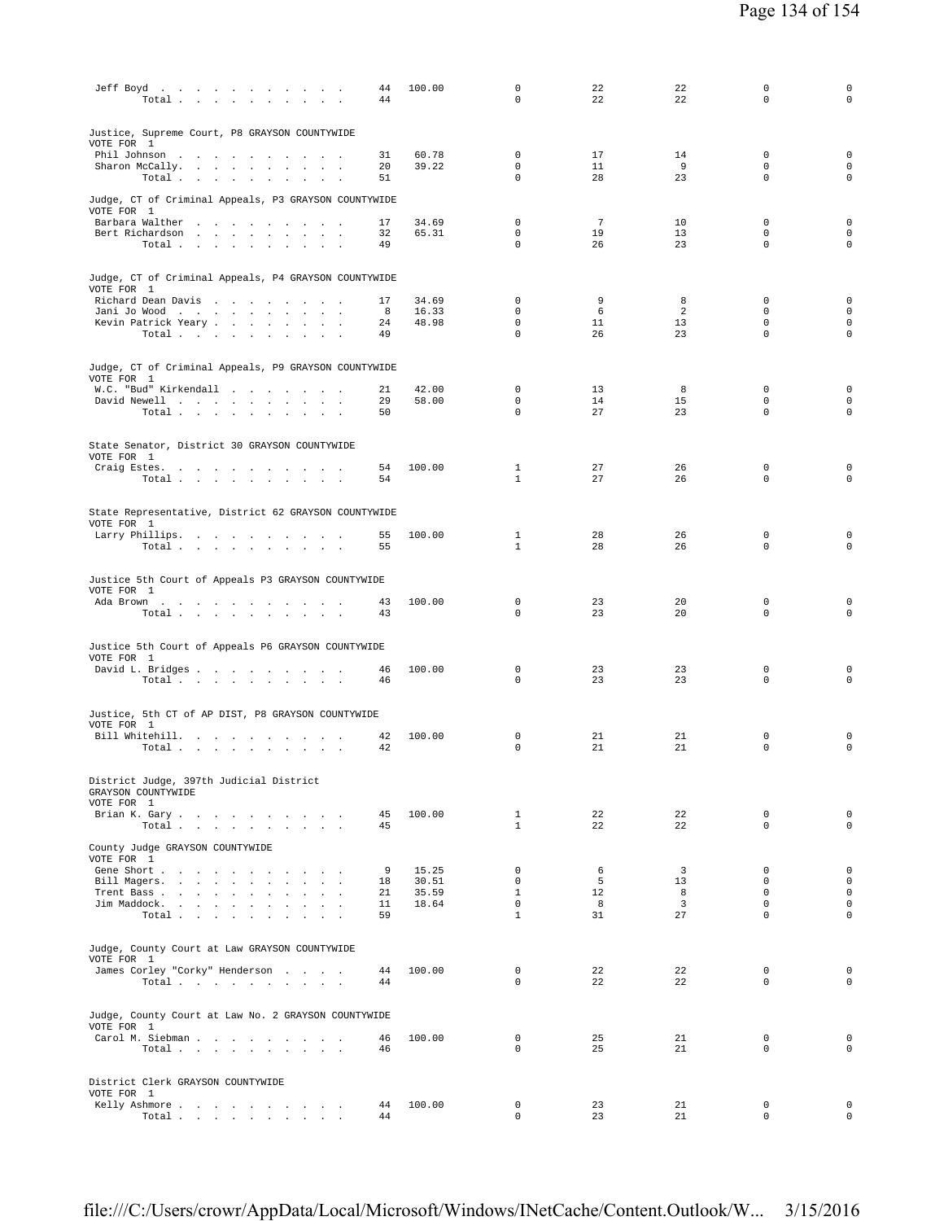| | | | | | | | |
|---|---|---|---|---|---|---|---|
| Jeff Boyd | 44 | 100.00 | 0 | 22 | 22 | 0 | 0 |
| Total | 44 | | 0 | 22 | 22 | 0 | 0 |

Justice, Supreme Court, P8 GRAYSON COUNTYWIDE
VOTE FOR 1

| | | | | | | | |
|---|---|---|---|---|---|---|---|
| Phil Johnson | 31 | 60.78 | 0 | 17 | 14 | 0 | 0 |
| Sharon McCally | 20 | 39.22 | 0 | 11 | 9 | 0 | 0 |
| Total | 51 | | 0 | 28 | 23 | 0 | 0 |

Judge, CT of Criminal Appeals, P3 GRAYSON COUNTYWIDE
VOTE FOR 1

| | | | | | | | |
|---|---|---|---|---|---|---|---|
| Barbara Walther | 17 | 34.69 | 0 | 7 | 10 | 0 | 0 |
| Bert Richardson | 32 | 65.31 | 0 | 19 | 13 | 0 | 0 |
| Total | 49 | | 0 | 26 | 23 | 0 | 0 |

Judge, CT of Criminal Appeals, P4 GRAYSON COUNTYWIDE
VOTE FOR 1

| | | | | | | | |
|---|---|---|---|---|---|---|---|
| Richard Dean Davis | 17 | 34.69 | 0 | 9 | 8 | 0 | 0 |
| Jani Jo Wood | 8 | 16.33 | 0 | 6 | 2 | 0 | 0 |
| Kevin Patrick Yeary | 24 | 48.98 | 0 | 11 | 13 | 0 | 0 |
| Total | 49 | | 0 | 26 | 23 | 0 | 0 |

Judge, CT of Criminal Appeals, P9 GRAYSON COUNTYWIDE
VOTE FOR 1

| | | | | | | | |
|---|---|---|---|---|---|---|---|
| W.C. "Bud" Kirkendall | 21 | 42.00 | 0 | 13 | 8 | 0 | 0 |
| David Newell | 29 | 58.00 | 0 | 14 | 15 | 0 | 0 |
| Total | 50 | | 0 | 27 | 23 | 0 | 0 |

State Senator, District 30 GRAYSON COUNTYWIDE
VOTE FOR 1

| | | | | | | | |
|---|---|---|---|---|---|---|---|
| Craig Estes | 54 | 100.00 | 1 | 27 | 26 | 0 | 0 |
| Total | 54 | | 1 | 27 | 26 | 0 | 0 |

State Representative, District 62 GRAYSON COUNTYWIDE
VOTE FOR 1

| | | | | | | | |
|---|---|---|---|---|---|---|---|
| Larry Phillips | 55 | 100.00 | 1 | 28 | 26 | 0 | 0 |
| Total | 55 | | 1 | 28 | 26 | 0 | 0 |

Justice 5th Court of Appeals P3 GRAYSON COUNTYWIDE
VOTE FOR 1

| | | | | | | | |
|---|---|---|---|---|---|---|---|
| Ada Brown | 43 | 100.00 | 0 | 23 | 20 | 0 | 0 |
| Total | 43 | | 0 | 23 | 20 | 0 | 0 |

Justice 5th Court of Appeals P6 GRAYSON COUNTYWIDE
VOTE FOR 1

| | | | | | | | |
|---|---|---|---|---|---|---|---|
| David L. Bridges | 46 | 100.00 | 0 | 23 | 23 | 0 | 0 |
| Total | 46 | | 0 | 23 | 23 | 0 | 0 |

Justice, 5th CT of AP DIST, P8 GRAYSON COUNTYWIDE
VOTE FOR 1

| | | | | | | | |
|---|---|---|---|---|---|---|---|
| Bill Whitehill | 42 | 100.00 | 0 | 21 | 21 | 0 | 0 |
| Total | 42 | | 0 | 21 | 21 | 0 | 0 |

District Judge, 397th Judicial District
GRAYSON COUNTYWIDE
VOTE FOR 1

| | | | | | | | |
|---|---|---|---|---|---|---|---|
| Brian K. Gary | 45 | 100.00 | 1 | 22 | 22 | 0 | 0 |
| Total | 45 | | 1 | 22 | 22 | 0 | 0 |

County Judge GRAYSON COUNTYWIDE
VOTE FOR 1

| | | | | | | | |
|---|---|---|---|---|---|---|---|
| Gene Short | 9 | 15.25 | 0 | 6 | 3 | 0 | 0 |
| Bill Magers | 18 | 30.51 | 0 | 5 | 13 | 0 | 0 |
| Trent Bass | 21 | 35.59 | 1 | 12 | 8 | 0 | 0 |
| Jim Maddock | 11 | 18.64 | 0 | 8 | 3 | 0 | 0 |
| Total | 59 | | 1 | 31 | 27 | 0 | 0 |

Judge, County Court at Law GRAYSON COUNTYWIDE
VOTE FOR 1

| | | | | | | | |
|---|---|---|---|---|---|---|---|
| James Corley "Corky" Henderson | 44 | 100.00 | 0 | 22 | 22 | 0 | 0 |
| Total | 44 | | 0 | 22 | 22 | 0 | 0 |

Judge, County Court at Law No. 2 GRAYSON COUNTYWIDE
VOTE FOR 1

| | | | | | | | |
|---|---|---|---|---|---|---|---|
| Carol M. Siebman | 46 | 100.00 | 0 | 25 | 21 | 0 | 0 |
| Total | 46 | | 0 | 25 | 21 | 0 | 0 |

District Clerk GRAYSON COUNTYWIDE
VOTE FOR 1

| | | | | | | | |
|---|---|---|---|---|---|---|---|
| Kelly Ashmore | 44 | 100.00 | 0 | 23 | 21 | 0 | 0 |
| Total | 44 | | 0 | 23 | 21 | 0 | 0 |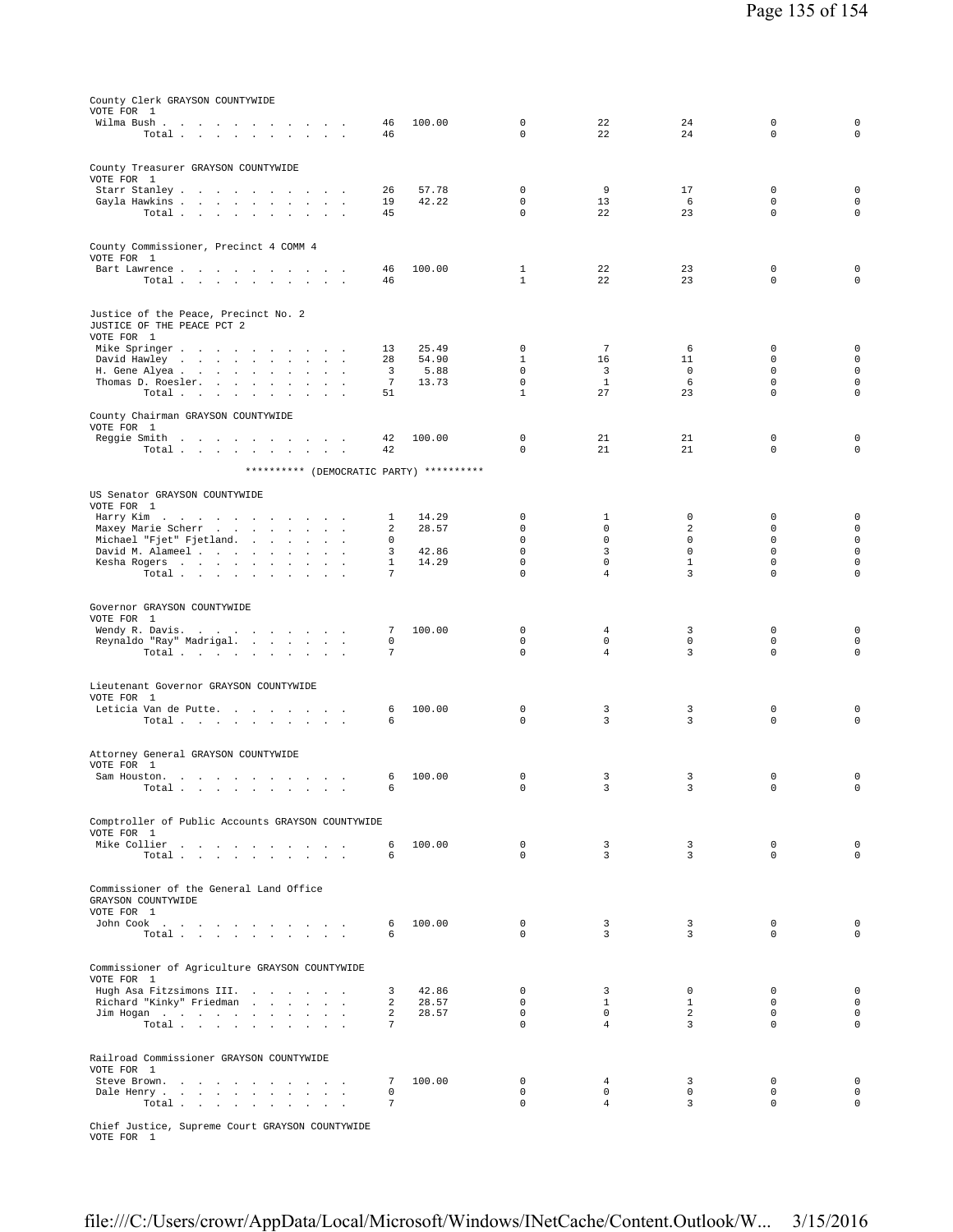County Clerk GRAYSON COUNTYWIDE
VOTE FOR 1

| | | | | | | | |
|---|---|---|---|---|---|---|---|
| Wilma Bush | 46 | 100.00 | 0 | 22 | 24 | 0 | 0 |
| Total | 46 | | 0 | 22 | 24 | 0 | 0 |

County Treasurer GRAYSON COUNTYWIDE
VOTE FOR 1

| | | | | | | | |
|---|---|---|---|---|---|---|---|
| Starr Stanley | 26 | 57.78 | 0 | 9 | 17 | 0 | 0 |
| Gayla Hawkins | 19 | 42.22 | 0 | 13 | 6 | 0 | 0 |
| Total | 45 | | 0 | 22 | 23 | 0 | 0 |

County Commissioner, Precinct 4 COMM 4
VOTE FOR 1

| | | | | | | | |
|---|---|---|---|---|---|---|---|
| Bart Lawrence | 46 | 100.00 | 1 | 22 | 23 | 0 | 0 |
| Total | 46 | | 1 | 22 | 23 | 0 | 0 |

Justice of the Peace, Precinct No. 2
JUSTICE OF THE PEACE PCT 2
VOTE FOR 1

| | | | | | | | |
|---|---|---|---|---|---|---|---|
| Mike Springer | 13 | 25.49 | 0 | 7 | 6 | 0 | 0 |
| David Hawley | 28 | 54.90 | 1 | 16 | 11 | 0 | 0 |
| H. Gene Alyea | 3 | 5.88 | 0 | 3 | 0 | 0 | 0 |
| Thomas D. Roesler | 7 | 13.73 | 0 | 1 | 6 | 0 | 0 |
| Total | 51 | | 1 | 27 | 23 | 0 | 0 |

County Chairman GRAYSON COUNTYWIDE
VOTE FOR 1

| | | | | | | | |
|---|---|---|---|---|---|---|---|
| Reggie Smith | 42 | 100.00 | 0 | 21 | 21 | 0 | 0 |
| Total | 42 | | 0 | 21 | 21 | 0 | 0 |

********** (DEMOCRATIC PARTY) **********

US Senator GRAYSON COUNTYWIDE
VOTE FOR 1

| | | | | | | | |
|---|---|---|---|---|---|---|---|
| Harry Kim | 1 | 14.29 | 0 | 1 | 0 | 0 | 0 |
| Maxey Marie Scherr | 2 | 28.57 | 0 | 0 | 2 | 0 | 0 |
| Michael "Fjet" Fjetland | 0 | | 0 | 0 | 0 | 0 | 0 |
| David M. Alameel | 3 | 42.86 | 0 | 3 | 0 | 0 | 0 |
| Kesha Rogers | 1 | 14.29 | 0 | 0 | 1 | 0 | 0 |
| Total | 7 | | 0 | 4 | 3 | 0 | 0 |

Governor GRAYSON COUNTYWIDE
VOTE FOR 1

| | | | | | | | |
|---|---|---|---|---|---|---|---|
| Wendy R. Davis | 7 | 100.00 | 0 | 4 | 3 | 0 | 0 |
| Reynaldo "Ray" Madrigal | 0 | | 0 | 0 | 0 | 0 | 0 |
| Total | 7 | | 0 | 4 | 3 | 0 | 0 |

Lieutenant Governor GRAYSON COUNTYWIDE
VOTE FOR 1

| | | | | | | | |
|---|---|---|---|---|---|---|---|
| Leticia Van de Putte | 6 | 100.00 | 0 | 3 | 3 | 0 | 0 |
| Total | 6 | | 0 | 3 | 3 | 0 | 0 |

Attorney General GRAYSON COUNTYWIDE
VOTE FOR 1

| | | | | | | | |
|---|---|---|---|---|---|---|---|
| Sam Houston | 6 | 100.00 | 0 | 3 | 3 | 0 | 0 |
| Total | 6 | | 0 | 3 | 3 | 0 | 0 |

Comptroller of Public Accounts GRAYSON COUNTYWIDE
VOTE FOR 1

| | | | | | | | |
|---|---|---|---|---|---|---|---|
| Mike Collier | 6 | 100.00 | 0 | 3 | 3 | 0 | 0 |
| Total | 6 | | 0 | 3 | 3 | 0 | 0 |

Commissioner of the General Land Office
GRAYSON COUNTYWIDE
VOTE FOR 1

| | | | | | | | |
|---|---|---|---|---|---|---|---|
| John Cook | 6 | 100.00 | 0 | 3 | 3 | 0 | 0 |
| Total | 6 | | 0 | 3 | 3 | 0 | 0 |

Commissioner of Agriculture GRAYSON COUNTYWIDE
VOTE FOR 1

| | | | | | | | |
|---|---|---|---|---|---|---|---|
| Hugh Asa Fitzsimons III | 3 | 42.86 | 0 | 3 | 0 | 0 | 0 |
| Richard "Kinky" Friedman | 2 | 28.57 | 0 | 1 | 1 | 0 | 0 |
| Jim Hogan | 2 | 28.57 | 0 | 0 | 2 | 0 | 0 |
| Total | 7 | | 0 | 4 | 3 | 0 | 0 |

Railroad Commissioner GRAYSON COUNTYWIDE
VOTE FOR 1

| | | | | | | | |
|---|---|---|---|---|---|---|---|
| Steve Brown | 7 | 100.00 | 0 | 4 | 3 | 0 | 0 |
| Dale Henry | 0 | | 0 | 0 | 0 | 0 | 0 |
| Total | 7 | | 0 | 4 | 3 | 0 | 0 |

Chief Justice, Supreme Court GRAYSON COUNTYWIDE
VOTE FOR 1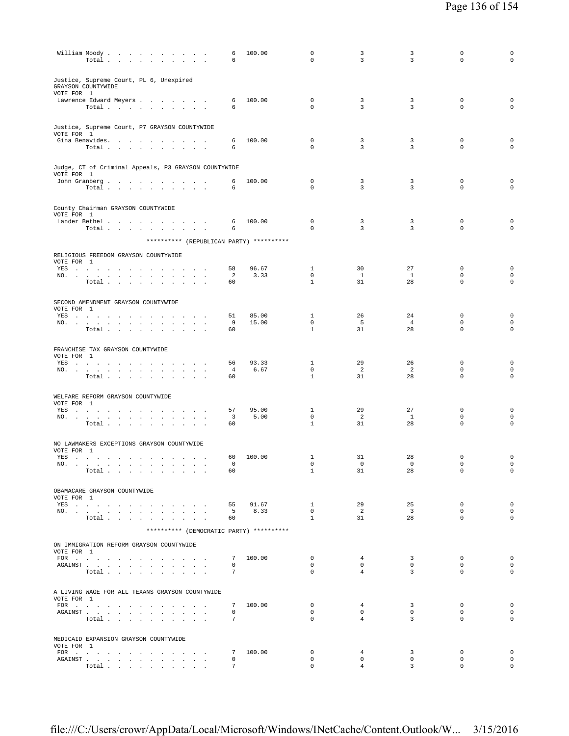| | | | | | | | |
|---|---|---|---|---|---|---|---|
| William Moody | 6 | 100.00 | 0 | 3 | 3 | 0 | 0 |
| Total | 6 | | 0 | 3 | 3 | 0 | 0 |

Justice, Supreme Court, PL 6, Unexpired
GRAYSON COUNTYWIDE
VOTE FOR 1

| | | | | | | | |
|---|---|---|---|---|---|---|---|
| Lawrence Edward Meyers | 6 | 100.00 | 0 | 3 | 3 | 0 | 0 |
| Total | 6 | | 0 | 3 | 3 | 0 | 0 |

Justice, Supreme Court, P7 GRAYSON COUNTYWIDE
VOTE FOR 1

| | | | | | | | |
|---|---|---|---|---|---|---|---|
| Gina Benavides. | 6 | 100.00 | 0 | 3 | 3 | 0 | 0 |
| Total | 6 | | 0 | 3 | 3 | 0 | 0 |

Judge, CT of Criminal Appeals, P3 GRAYSON COUNTYWIDE
VOTE FOR 1

| | | | | | | | |
|---|---|---|---|---|---|---|---|
| John Granberg | 6 | 100.00 | 0 | 3 | 3 | 0 | 0 |
| Total | 6 | | 0 | 3 | 3 | 0 | 0 |

County Chairman GRAYSON COUNTYWIDE
VOTE FOR 1

| | | | | | | | |
|---|---|---|---|---|---|---|---|
| Lander Bethel | 6 | 100.00 | 0 | 3 | 3 | 0 | 0 |
| Total | 6 | | 0 | 3 | 3 | 0 | 0 |

********** (REPUBLICAN PARTY) **********

RELIGIOUS FREEDOM GRAYSON COUNTYWIDE
VOTE FOR 1

| | | | | | | | |
|---|---|---|---|---|---|---|---|
| YES | 58 | 96.67 | 1 | 30 | 27 | 0 | 0 |
| NO. | 2 | 3.33 | 0 | 1 | 1 | 0 | 0 |
| Total | 60 | | 1 | 31 | 28 | 0 | 0 |

SECOND AMENDMENT GRAYSON COUNTYWIDE
VOTE FOR 1

| | | | | | | | |
|---|---|---|---|---|---|---|---|
| YES | 51 | 85.00 | 1 | 26 | 24 | 0 | 0 |
| NO. | 9 | 15.00 | 0 | 5 | 4 | 0 | 0 |
| Total | 60 | | 1 | 31 | 28 | 0 | 0 |

FRANCHISE TAX GRAYSON COUNTYWIDE
VOTE FOR 1

| | | | | | | | |
|---|---|---|---|---|---|---|---|
| YES | 56 | 93.33 | 1 | 29 | 26 | 0 | 0 |
| NO. | 4 | 6.67 | 0 | 2 | 2 | 0 | 0 |
| Total | 60 | | 1 | 31 | 28 | 0 | 0 |

WELFARE REFORM GRAYSON COUNTYWIDE
VOTE FOR 1

| | | | | | | | |
|---|---|---|---|---|---|---|---|
| YES | 57 | 95.00 | 1 | 29 | 27 | 0 | 0 |
| NO. | 3 | 5.00 | 0 | 2 | 1 | 0 | 0 |
| Total | 60 | | 1 | 31 | 28 | 0 | 0 |

NO LAWMAKERS EXCEPTIONS GRAYSON COUNTYWIDE
VOTE FOR 1

| | | | | | | | |
|---|---|---|---|---|---|---|---|
| YES | 60 | 100.00 | 1 | 31 | 28 | 0 | 0 |
| NO. | 0 | | 0 | 0 | 0 | 0 | 0 |
| Total | 60 | | 1 | 31 | 28 | 0 | 0 |

OBAMACARE GRAYSON COUNTYWIDE
VOTE FOR 1

| | | | | | | | |
|---|---|---|---|---|---|---|---|
| YES | 55 | 91.67 | 1 | 29 | 25 | 0 | 0 |
| NO. | 5 | 8.33 | 0 | 2 | 3 | 0 | 0 |
| Total | 60 | | 1 | 31 | 28 | 0 | 0 |

********** (DEMOCRATIC PARTY) **********

ON IMMIGRATION REFORM GRAYSON COUNTYWIDE
VOTE FOR 1

| | | | | | | | |
|---|---|---|---|---|---|---|---|
| FOR | 7 | 100.00 | 0 | 4 | 3 | 0 | 0 |
| AGAINST | 0 | | 0 | 0 | 0 | 0 | 0 |
| Total | 7 | | 0 | 4 | 3 | 0 | 0 |

A LIVING WAGE FOR ALL TEXANS GRAYSON COUNTYWIDE
VOTE FOR 1

| | | | | | | | |
|---|---|---|---|---|---|---|---|
| FOR | 7 | 100.00 | 0 | 4 | 3 | 0 | 0 |
| AGAINST | 0 | | 0 | 0 | 0 | 0 | 0 |
| Total | 7 | | 0 | 4 | 3 | 0 | 0 |

MEDICAID EXPANSION GRAYSON COUNTYWIDE
VOTE FOR 1

| | | | | | | | |
|---|---|---|---|---|---|---|---|
| FOR | 7 | 100.00 | 0 | 4 | 3 | 0 | 0 |
| AGAINST | 0 | | 0 | 0 | 0 | 0 | 0 |
| Total | 7 | | 0 | 4 | 3 | 0 | 0 |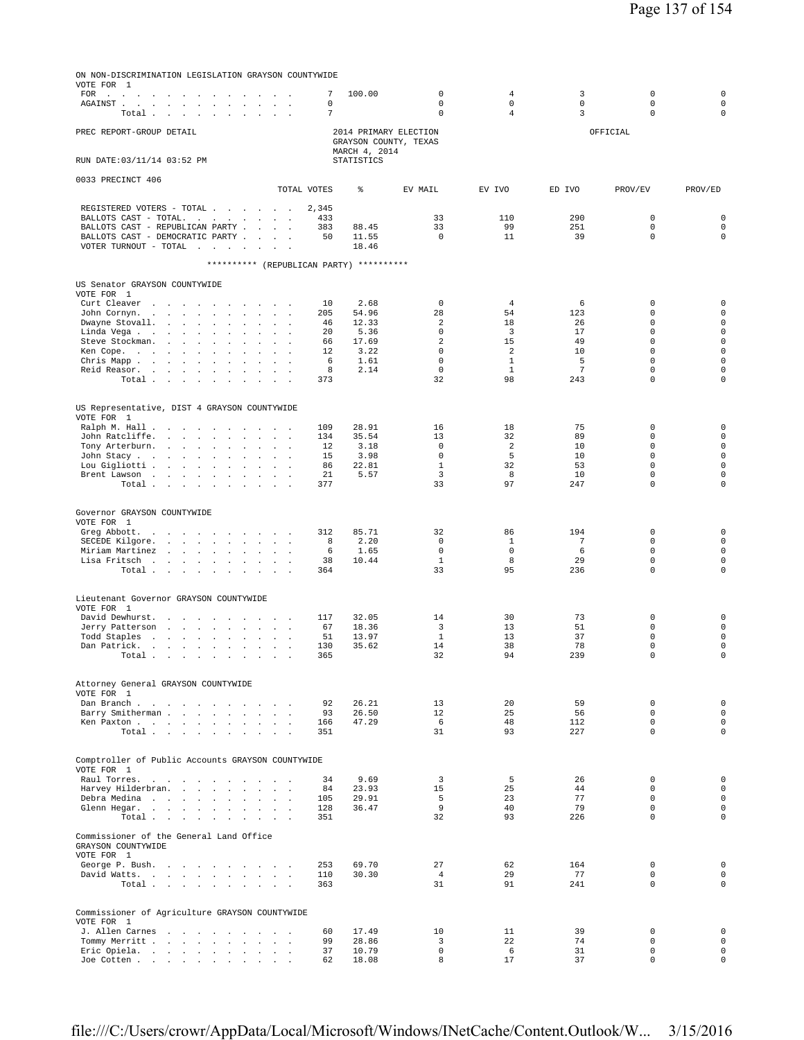ON NON-DISCRIMINATION LEGISLATION GRAYSON COUNTYWIDE
VOTE FOR 1

| | TOTAL VOTES | % | EV MAIL | EV IVO | ED IVO | PROV/EV | PROV/ED |
|---|---|---|---|---|---|---|---|
| FOR | 7 | 100.00 | 0 | 4 | 3 | 0 | 0 |
| AGAINST | 0 | | 0 | 0 | 0 | 0 | 0 |
| Total | 7 | | 0 | 4 | 3 | 0 | 0 |

PREC REPORT-GROUP DETAIL

2014 PRIMARY ELECTION
GRAYSON COUNTY, TEXAS
MARCH 4, 2014
STATISTICS

OFFICIAL

RUN DATE:03/11/14 03:52 PM

## 0033 PRECINCT 406

| | TOTAL VOTES | % | EV MAIL | EV IVO | ED IVO | PROV/EV | PROV/ED |
|---|---|---|---|---|---|---|---|
| REGISTERED VOTERS - TOTAL | 2,345 | | | | | | |
| BALLOTS CAST - TOTAL | 433 | | 33 | 110 | 290 | 0 | 0 |
| BALLOTS CAST - REPUBLICAN PARTY | 383 | 88.45 | 33 | 99 | 251 | 0 | 0 |
| BALLOTS CAST - DEMOCRATIC PARTY | 50 | 11.55 | 0 | 11 | 39 | 0 | 0 |
| VOTER TURNOUT - TOTAL | | 18.46 | | | | | |

********** (REPUBLICAN PARTY) **********

US Senator GRAYSON COUNTYWIDE
VOTE FOR 1

| | TOTAL VOTES | % | EV MAIL | EV IVO | ED IVO | PROV/EV | PROV/ED |
|---|---|---|---|---|---|---|---|
| Curt Cleaver | 10 | 2.68 | 0 | 4 | 6 | 0 | 0 |
| John Cornyn | 205 | 54.96 | 28 | 54 | 123 | 0 | 0 |
| Dwayne Stovall | 46 | 12.33 | 2 | 18 | 26 | 0 | 0 |
| Linda Vega | 20 | 5.36 | 0 | 3 | 17 | 0 | 0 |
| Steve Stockman | 66 | 17.69 | 2 | 15 | 49 | 0 | 0 |
| Ken Cope | 12 | 3.22 | 0 | 2 | 10 | 0 | 0 |
| Chris Mapp | 6 | 1.61 | 0 | 1 | 5 | 0 | 0 |
| Reid Reasor | 8 | 2.14 | 0 | 1 | 7 | 0 | 0 |
| Total | 373 | | 32 | 98 | 243 | 0 | 0 |

US Representative, DIST 4 GRAYSON COUNTYWIDE
VOTE FOR 1

| | TOTAL VOTES | % | EV MAIL | EV IVO | ED IVO | PROV/EV | PROV/ED |
|---|---|---|---|---|---|---|---|
| Ralph M. Hall | 109 | 28.91 | 16 | 18 | 75 | 0 | 0 |
| John Ratcliffe | 134 | 35.54 | 13 | 32 | 89 | 0 | 0 |
| Tony Arterburn | 12 | 3.18 | 0 | 2 | 10 | 0 | 0 |
| John Stacy | 15 | 3.98 | 0 | 5 | 10 | 0 | 0 |
| Lou Gigliotti | 86 | 22.81 | 1 | 32 | 53 | 0 | 0 |
| Brent Lawson | 21 | 5.57 | 3 | 8 | 10 | 0 | 0 |
| Total | 377 | | 33 | 97 | 247 | 0 | 0 |

Governor GRAYSON COUNTYWIDE
VOTE FOR 1

| | TOTAL VOTES | % | EV MAIL | EV IVO | ED IVO | PROV/EV | PROV/ED |
|---|---|---|---|---|---|---|---|
| Greg Abbott | 312 | 85.71 | 32 | 86 | 194 | 0 | 0 |
| SECEDE Kilgore | 8 | 2.20 | 0 | 1 | 7 | 0 | 0 |
| Miriam Martinez | 6 | 1.65 | 0 | 0 | 6 | 0 | 0 |
| Lisa Fritsch | 38 | 10.44 | 1 | 8 | 29 | 0 | 0 |
| Total | 364 | | 33 | 95 | 236 | 0 | 0 |

Lieutenant Governor GRAYSON COUNTYWIDE
VOTE FOR 1

| | TOTAL VOTES | % | EV MAIL | EV IVO | ED IVO | PROV/EV | PROV/ED |
|---|---|---|---|---|---|---|---|
| David Dewhurst | 117 | 32.05 | 14 | 30 | 73 | 0 | 0 |
| Jerry Patterson | 67 | 18.36 | 3 | 13 | 51 | 0 | 0 |
| Todd Staples | 51 | 13.97 | 1 | 13 | 37 | 0 | 0 |
| Dan Patrick | 130 | 35.62 | 14 | 38 | 78 | 0 | 0 |
| Total | 365 | | 32 | 94 | 239 | 0 | 0 |

Attorney General GRAYSON COUNTYWIDE
VOTE FOR 1

| | TOTAL VOTES | % | EV MAIL | EV IVO | ED IVO | PROV/EV | PROV/ED |
|---|---|---|---|---|---|---|---|
| Dan Branch | 92 | 26.21 | 13 | 20 | 59 | 0 | 0 |
| Barry Smitherman | 93 | 26.50 | 12 | 25 | 56 | 0 | 0 |
| Ken Paxton | 166 | 47.29 | 6 | 48 | 112 | 0 | 0 |
| Total | 351 | | 31 | 93 | 227 | 0 | 0 |

Comptroller of Public Accounts GRAYSON COUNTYWIDE
VOTE FOR 1

| | TOTAL VOTES | % | EV MAIL | EV IVO | ED IVO | PROV/EV | PROV/ED |
|---|---|---|---|---|---|---|---|
| Raul Torres | 34 | 9.69 | 3 | 5 | 26 | 0 | 0 |
| Harvey Hilderbran | 84 | 23.93 | 15 | 25 | 44 | 0 | 0 |
| Debra Medina | 105 | 29.91 | 5 | 23 | 77 | 0 | 0 |
| Glenn Hegar | 128 | 36.47 | 9 | 40 | 79 | 0 | 0 |
| Total | 351 | | 32 | 93 | 226 | 0 | 0 |

Commissioner of the General Land Office
GRAYSON COUNTYWIDE
VOTE FOR 1

| | TOTAL VOTES | % | EV MAIL | EV IVO | ED IVO | PROV/EV | PROV/ED |
|---|---|---|---|---|---|---|---|
| George P. Bush | 253 | 69.70 | 27 | 62 | 164 | 0 | 0 |
| David Watts | 110 | 30.30 | 4 | 29 | 77 | 0 | 0 |
| Total | 363 | | 31 | 91 | 241 | 0 | 0 |

Commissioner of Agriculture GRAYSON COUNTYWIDE
VOTE FOR 1

| | TOTAL VOTES | % | EV MAIL | EV IVO | ED IVO | PROV/EV | PROV/ED |
|---|---|---|---|---|---|---|---|
| J. Allen Carnes | 60 | 17.49 | 10 | 11 | 39 | 0 | 0 |
| Tommy Merritt | 99 | 28.86 | 3 | 22 | 74 | 0 | 0 |
| Eric Opiela | 37 | 10.79 | 0 | 6 | 31 | 0 | 0 |
| Joe Cotten | 62 | 18.08 | 8 | 17 | 37 | 0 | 0 |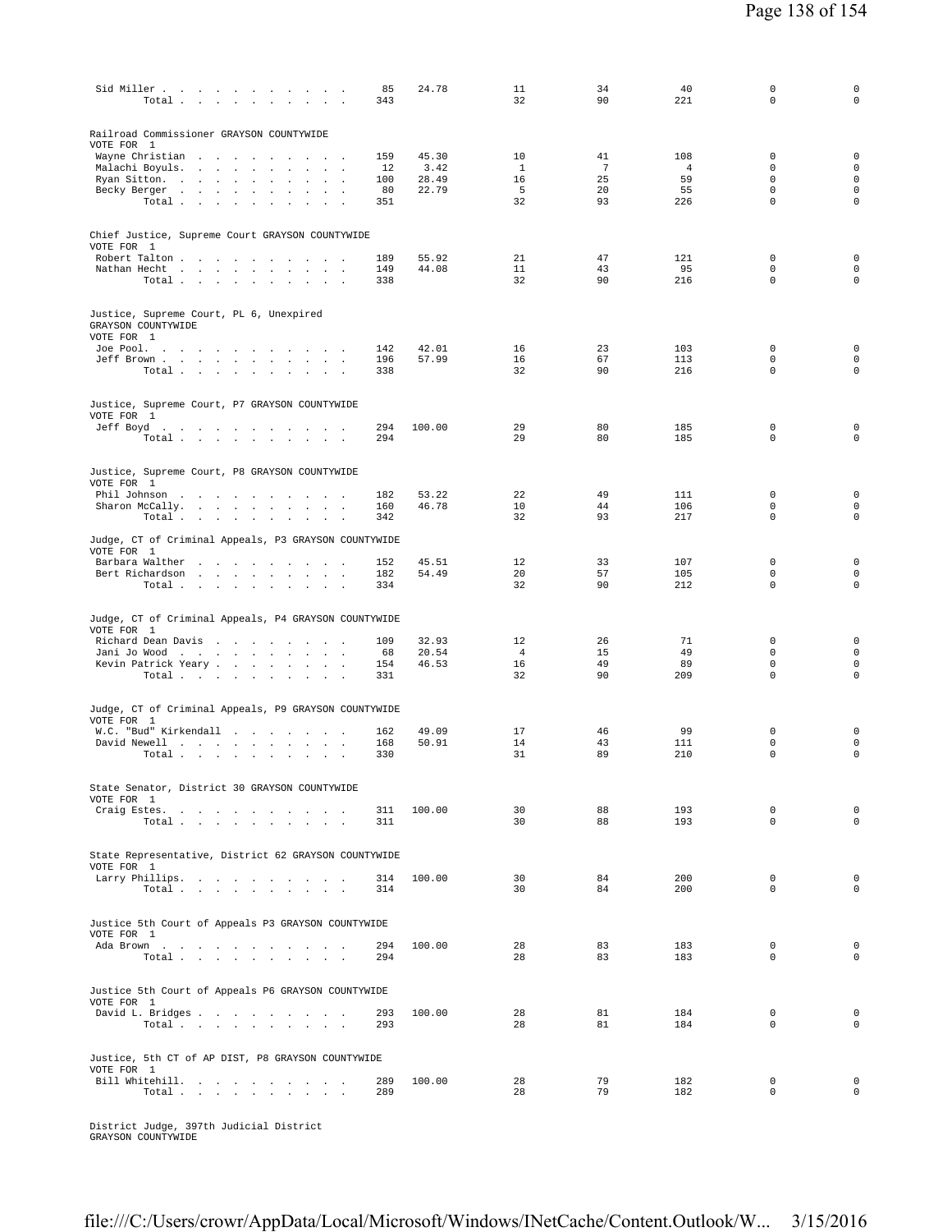| Candidate | Total | Percent | | | | | |
|---|---|---|---|---|---|---|---|
| Sid Miller | 85 | 24.78 | 11 | 34 | 40 | 0 | 0 |
| Total | 343 | | 32 | 90 | 221 | 0 | 0 |

Railroad Commissioner GRAYSON COUNTYWIDE
VOTE FOR 1

| Candidate | Total | Percent | | | | | |
|---|---|---|---|---|---|---|---|
| Wayne Christian | 159 | 45.30 | 10 | 41 | 108 | 0 | 0 |
| Malachi Boyuls. | 12 | 3.42 | 1 | 7 | 4 | 0 | 0 |
| Ryan Sitton. | 100 | 28.49 | 16 | 25 | 59 | 0 | 0 |
| Becky Berger | 80 | 22.79 | 5 | 20 | 55 | 0 | 0 |
| Total | 351 | | 32 | 93 | 226 | 0 | 0 |

Chief Justice, Supreme Court GRAYSON COUNTYWIDE
VOTE FOR 1

| Candidate | Total | Percent | | | | | |
|---|---|---|---|---|---|---|---|
| Robert Talton | 189 | 55.92 | 21 | 47 | 121 | 0 | 0 |
| Nathan Hecht | 149 | 44.08 | 11 | 43 | 95 | 0 | 0 |
| Total | 338 | | 32 | 90 | 216 | 0 | 0 |

Justice, Supreme Court, PL 6, Unexpired
GRAYSON COUNTYWIDE
VOTE FOR 1

| Candidate | Total | Percent | | | | | |
|---|---|---|---|---|---|---|---|
| Joe Pool. | 142 | 42.01 | 16 | 23 | 103 | 0 | 0 |
| Jeff Brown | 196 | 57.99 | 16 | 67 | 113 | 0 | 0 |
| Total | 338 | | 32 | 90 | 216 | 0 | 0 |

Justice, Supreme Court, P7 GRAYSON COUNTYWIDE
VOTE FOR 1

| Candidate | Total | Percent | | | | | |
|---|---|---|---|---|---|---|---|
| Jeff Boyd | 294 | 100.00 | 29 | 80 | 185 | 0 | 0 |
| Total | 294 | | 29 | 80 | 185 | 0 | 0 |

Justice, Supreme Court, P8 GRAYSON COUNTYWIDE
VOTE FOR 1

| Candidate | Total | Percent | | | | | |
|---|---|---|---|---|---|---|---|
| Phil Johnson | 182 | 53.22 | 22 | 49 | 111 | 0 | 0 |
| Sharon McCally. | 160 | 46.78 | 10 | 44 | 106 | 0 | 0 |
| Total | 342 | | 32 | 93 | 217 | 0 | 0 |

Judge, CT of Criminal Appeals, P3 GRAYSON COUNTYWIDE
VOTE FOR 1

| Candidate | Total | Percent | | | | | |
|---|---|---|---|---|---|---|---|
| Barbara Walther | 152 | 45.51 | 12 | 33 | 107 | 0 | 0 |
| Bert Richardson | 182 | 54.49 | 20 | 57 | 105 | 0 | 0 |
| Total | 334 | | 32 | 90 | 212 | 0 | 0 |

Judge, CT of Criminal Appeals, P4 GRAYSON COUNTYWIDE
VOTE FOR 1

| Candidate | Total | Percent | | | | | |
|---|---|---|---|---|---|---|---|
| Richard Dean Davis | 109 | 32.93 | 12 | 26 | 71 | 0 | 0 |
| Jani Jo Wood | 68 | 20.54 | 4 | 15 | 49 | 0 | 0 |
| Kevin Patrick Yeary | 154 | 46.53 | 16 | 49 | 89 | 0 | 0 |
| Total | 331 | | 32 | 90 | 209 | 0 | 0 |

Judge, CT of Criminal Appeals, P9 GRAYSON COUNTYWIDE
VOTE FOR 1

| Candidate | Total | Percent | | | | | |
|---|---|---|---|---|---|---|---|
| W.C. "Bud" Kirkendall | 162 | 49.09 | 17 | 46 | 99 | 0 | 0 |
| David Newell | 168 | 50.91 | 14 | 43 | 111 | 0 | 0 |
| Total | 330 | | 31 | 89 | 210 | 0 | 0 |

State Senator, District 30 GRAYSON COUNTYWIDE
VOTE FOR 1

| Candidate | Total | Percent | | | | | |
|---|---|---|---|---|---|---|---|
| Craig Estes. | 311 | 100.00 | 30 | 88 | 193 | 0 | 0 |
| Total | 311 | | 30 | 88 | 193 | 0 | 0 |

State Representative, District 62 GRAYSON COUNTYWIDE
VOTE FOR 1

| Candidate | Total | Percent | | | | | |
|---|---|---|---|---|---|---|---|
| Larry Phillips. | 314 | 100.00 | 30 | 84 | 200 | 0 | 0 |
| Total | 314 | | 30 | 84 | 200 | 0 | 0 |

Justice 5th Court of Appeals P3 GRAYSON COUNTYWIDE
VOTE FOR 1

| Candidate | Total | Percent | | | | | |
|---|---|---|---|---|---|---|---|
| Ada Brown | 294 | 100.00 | 28 | 83 | 183 | 0 | 0 |
| Total | 294 | | 28 | 83 | 183 | 0 | 0 |

Justice 5th Court of Appeals P6 GRAYSON COUNTYWIDE
VOTE FOR 1

| Candidate | Total | Percent | | | | | |
|---|---|---|---|---|---|---|---|
| David L. Bridges | 293 | 100.00 | 28 | 81 | 184 | 0 | 0 |
| Total | 293 | | 28 | 81 | 184 | 0 | 0 |

Justice, 5th CT of AP DIST, P8 GRAYSON COUNTYWIDE
VOTE FOR 1

| Candidate | Total | Percent | | | | | |
|---|---|---|---|---|---|---|---|
| Bill Whitehill. | 289 | 100.00 | 28 | 79 | 182 | 0 | 0 |
| Total | 289 | | 28 | 79 | 182 | 0 | 0 |

District Judge, 397th Judicial District
GRAYSON COUNTYWIDE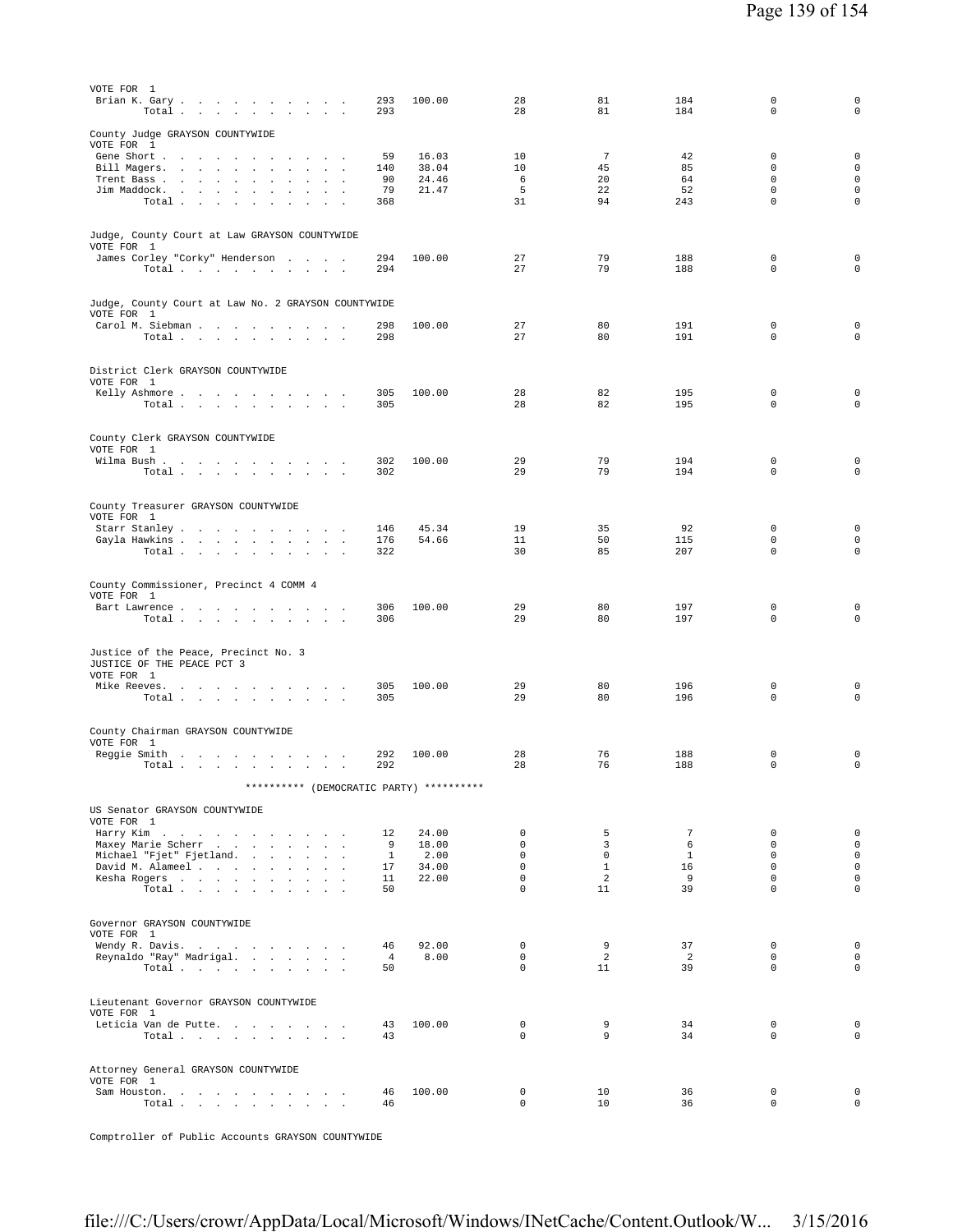VOTE FOR 1

| | | | | | | | |
|---|---|---|---|---|---|---|---|
| Brian K. Gary | 293 | 100.00 | 28 | 81 | 184 | 0 | 0 |
| Total | 293 | | 28 | 81 | 184 | 0 | 0 |

County Judge GRAYSON COUNTYWIDE
VOTE FOR 1

| | | | | | | | |
|---|---|---|---|---|---|---|---|
| Gene Short | 59 | 16.03 | 10 | 7 | 42 | 0 | 0 |
| Bill Magers | 140 | 38.04 | 10 | 45 | 85 | 0 | 0 |
| Trent Bass | 90 | 24.46 | 6 | 20 | 64 | 0 | 0 |
| Jim Maddock | 79 | 21.47 | 5 | 22 | 52 | 0 | 0 |
| Total | 368 | | 31 | 94 | 243 | 0 | 0 |

Judge, County Court at Law GRAYSON COUNTYWIDE
VOTE FOR 1

| | | | | | | | |
|---|---|---|---|---|---|---|---|
| James Corley "Corky" Henderson | 294 | 100.00 | 27 | 79 | 188 | 0 | 0 |
| Total | 294 | | 27 | 79 | 188 | 0 | 0 |

Judge, County Court at Law No. 2 GRAYSON COUNTYWIDE
VOTE FOR 1

| | | | | | | | |
|---|---|---|---|---|---|---|---|
| Carol M. Siebman | 298 | 100.00 | 27 | 80 | 191 | 0 | 0 |
| Total | 298 | | 27 | 80 | 191 | 0 | 0 |

District Clerk GRAYSON COUNTYWIDE
VOTE FOR 1

| | | | | | | | |
|---|---|---|---|---|---|---|---|
| Kelly Ashmore | 305 | 100.00 | 28 | 82 | 195 | 0 | 0 |
| Total | 305 | | 28 | 82 | 195 | 0 | 0 |

County Clerk GRAYSON COUNTYWIDE
VOTE FOR 1

| | | | | | | | |
|---|---|---|---|---|---|---|---|
| Wilma Bush | 302 | 100.00 | 29 | 79 | 194 | 0 | 0 |
| Total | 302 | | 29 | 79 | 194 | 0 | 0 |

County Treasurer GRAYSON COUNTYWIDE
VOTE FOR 1

| | | | | | | | |
|---|---|---|---|---|---|---|---|
| Starr Stanley | 146 | 45.34 | 19 | 35 | 92 | 0 | 0 |
| Gayla Hawkins | 176 | 54.66 | 11 | 50 | 115 | 0 | 0 |
| Total | 322 | | 30 | 85 | 207 | 0 | 0 |

County Commissioner, Precinct 4 COMM 4
VOTE FOR 1

| | | | | | | | |
|---|---|---|---|---|---|---|---|
| Bart Lawrence | 306 | 100.00 | 29 | 80 | 197 | 0 | 0 |
| Total | 306 | | 29 | 80 | 197 | 0 | 0 |

Justice of the Peace, Precinct No. 3
JUSTICE OF THE PEACE PCT 3
VOTE FOR 1

| | | | | | | | |
|---|---|---|---|---|---|---|---|
| Mike Reeves | 305 | 100.00 | 29 | 80 | 196 | 0 | 0 |
| Total | 305 | | 29 | 80 | 196 | 0 | 0 |

County Chairman GRAYSON COUNTYWIDE
VOTE FOR 1

| | | | | | | | |
|---|---|---|---|---|---|---|---|
| Reggie Smith | 292 | 100.00 | 28 | 76 | 188 | 0 | 0 |
| Total | 292 | | 28 | 76 | 188 | 0 | 0 |

********** (DEMOCRATIC PARTY) **********

US Senator GRAYSON COUNTYWIDE
VOTE FOR 1

| | | | | | | | |
|---|---|---|---|---|---|---|---|
| Harry Kim | 12 | 24.00 | 0 | 5 | 7 | 0 | 0 |
| Maxey Marie Scherr | 9 | 18.00 | 0 | 3 | 6 | 0 | 0 |
| Michael "Fjet" Fjetland | 1 | 2.00 | 0 | 0 | 1 | 0 | 0 |
| David M. Alameel | 17 | 34.00 | 0 | 1 | 16 | 0 | 0 |
| Kesha Rogers | 11 | 22.00 | 0 | 2 | 9 | 0 | 0 |
| Total | 50 | | 0 | 11 | 39 | 0 | 0 |

Governor GRAYSON COUNTYWIDE
VOTE FOR 1

| | | | | | | | |
|---|---|---|---|---|---|---|---|
| Wendy R. Davis | 46 | 92.00 | 0 | 9 | 37 | 0 | 0 |
| Reynaldo "Ray" Madrigal | 4 | 8.00 | 0 | 2 | 2 | 0 | 0 |
| Total | 50 | | 0 | 11 | 39 | 0 | 0 |

Lieutenant Governor GRAYSON COUNTYWIDE
VOTE FOR 1

| | | | | | | | |
|---|---|---|---|---|---|---|---|
| Leticia Van de Putte | 43 | 100.00 | 0 | 9 | 34 | 0 | 0 |
| Total | 43 | | 0 | 9 | 34 | 0 | 0 |

Attorney General GRAYSON COUNTYWIDE
VOTE FOR 1

| | | | | | | | |
|---|---|---|---|---|---|---|---|
| Sam Houston | 46 | 100.00 | 0 | 10 | 36 | 0 | 0 |
| Total | 46 | | 0 | 10 | 36 | 0 | 0 |

Comptroller of Public Accounts GRAYSON COUNTYWIDE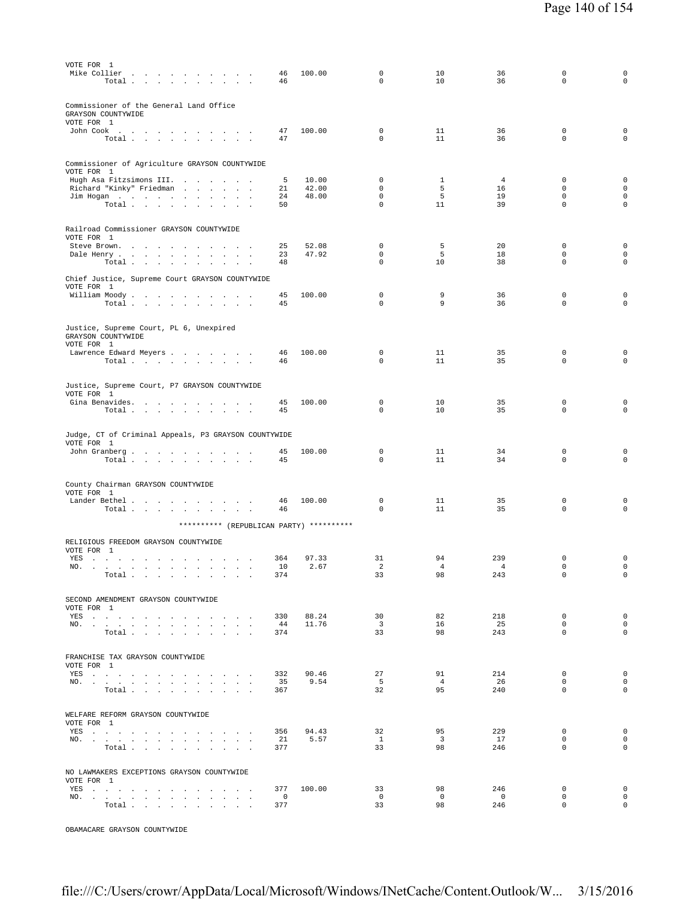VOTE FOR 1

| | | | | | | | |
|---|---|---|---|---|---|---|---|
| Mike Collier | 46 | 100.00 | 0 | 10 | 36 | 0 | 0 |
| Total | 46 | | 0 | 10 | 36 | 0 | 0 |

Commissioner of the General Land Office GRAYSON COUNTYWIDE
VOTE FOR 1

| | | | | | | | |
|---|---|---|---|---|---|---|---|
| John Cook | 47 | 100.00 | 0 | 11 | 36 | 0 | 0 |
| Total | 47 | | 0 | 11 | 36 | 0 | 0 |

Commissioner of Agriculture GRAYSON COUNTYWIDE
VOTE FOR 1

| | | | | | | | |
|---|---|---|---|---|---|---|---|
| Hugh Asa Fitzsimons III. | 5 | 10.00 | 0 | 1 | 4 | 0 | 0 |
| Richard "Kinky" Friedman | 21 | 42.00 | 0 | 5 | 16 | 0 | 0 |
| Jim Hogan | 24 | 48.00 | 0 | 5 | 19 | 0 | 0 |
| Total | 50 | | 0 | 11 | 39 | 0 | 0 |

Railroad Commissioner GRAYSON COUNTYWIDE
VOTE FOR 1

| | | | | | | | |
|---|---|---|---|---|---|---|---|
| Steve Brown. | 25 | 52.08 | 0 | 5 | 20 | 0 | 0 |
| Dale Henry | 23 | 47.92 | 0 | 5 | 18 | 0 | 0 |
| Total | 48 | | 0 | 10 | 38 | 0 | 0 |

Chief Justice, Supreme Court GRAYSON COUNTYWIDE
VOTE FOR 1

| | | | | | | | |
|---|---|---|---|---|---|---|---|
| William Moody | 45 | 100.00 | 0 | 9 | 36 | 0 | 0 |
| Total | 45 | | 0 | 9 | 36 | 0 | 0 |

Justice, Supreme Court, PL 6, Unexpired GRAYSON COUNTYWIDE
VOTE FOR 1

| | | | | | | | |
|---|---|---|---|---|---|---|---|
| Lawrence Edward Meyers | 46 | 100.00 | 0 | 11 | 35 | 0 | 0 |
| Total | 46 | | 0 | 11 | 35 | 0 | 0 |

Justice, Supreme Court, P7 GRAYSON COUNTYWIDE
VOTE FOR 1

| | | | | | | | |
|---|---|---|---|---|---|---|---|
| Gina Benavides. | 45 | 100.00 | 0 | 10 | 35 | 0 | 0 |
| Total | 45 | | 0 | 10 | 35 | 0 | 0 |

Judge, CT of Criminal Appeals, P3 GRAYSON COUNTYWIDE
VOTE FOR 1

| | | | | | | | |
|---|---|---|---|---|---|---|---|
| John Granberg | 45 | 100.00 | 0 | 11 | 34 | 0 | 0 |
| Total | 45 | | 0 | 11 | 34 | 0 | 0 |

County Chairman GRAYSON COUNTYWIDE
VOTE FOR 1

| | | | | | | | |
|---|---|---|---|---|---|---|---|
| Lander Bethel | 46 | 100.00 | 0 | 11 | 35 | 0 | 0 |
| Total | 46 | | 0 | 11 | 35 | 0 | 0 |

********** (REPUBLICAN PARTY) **********

RELIGIOUS FREEDOM GRAYSON COUNTYWIDE
VOTE FOR 1

| | | | | | | | |
|---|---|---|---|---|---|---|---|
| YES | 364 | 97.33 | 31 | 94 | 239 | 0 | 0 |
| NO. | 10 | 2.67 | 2 | 4 | 4 | 0 | 0 |
| Total | 374 | | 33 | 98 | 243 | 0 | 0 |

SECOND AMENDMENT GRAYSON COUNTYWIDE
VOTE FOR 1

| | | | | | | | |
|---|---|---|---|---|---|---|---|
| YES | 330 | 88.24 | 30 | 82 | 218 | 0 | 0 |
| NO. | 44 | 11.76 | 3 | 16 | 25 | 0 | 0 |
| Total | 374 | | 33 | 98 | 243 | 0 | 0 |

FRANCHISE TAX GRAYSON COUNTYWIDE
VOTE FOR 1

| | | | | | | | |
|---|---|---|---|---|---|---|---|
| YES | 332 | 90.46 | 27 | 91 | 214 | 0 | 0 |
| NO. | 35 | 9.54 | 5 | 4 | 26 | 0 | 0 |
| Total | 367 | | 32 | 95 | 240 | 0 | 0 |

WELFARE REFORM GRAYSON COUNTYWIDE
VOTE FOR 1

| | | | | | | | |
|---|---|---|---|---|---|---|---|
| YES | 356 | 94.43 | 32 | 95 | 229 | 0 | 0 |
| NO. | 21 | 5.57 | 1 | 3 | 17 | 0 | 0 |
| Total | 377 | | 33 | 98 | 246 | 0 | 0 |

NO LAWMAKERS EXCEPTIONS GRAYSON COUNTYWIDE
VOTE FOR 1

| | | | | | | | |
|---|---|---|---|---|---|---|---|
| YES | 377 | 100.00 | 33 | 98 | 246 | 0 | 0 |
| NO. | 0 | | 0 | 0 | 0 | 0 | 0 |
| Total | 377 | | 33 | 98 | 246 | 0 | 0 |

OBAMACARE GRAYSON COUNTYWIDE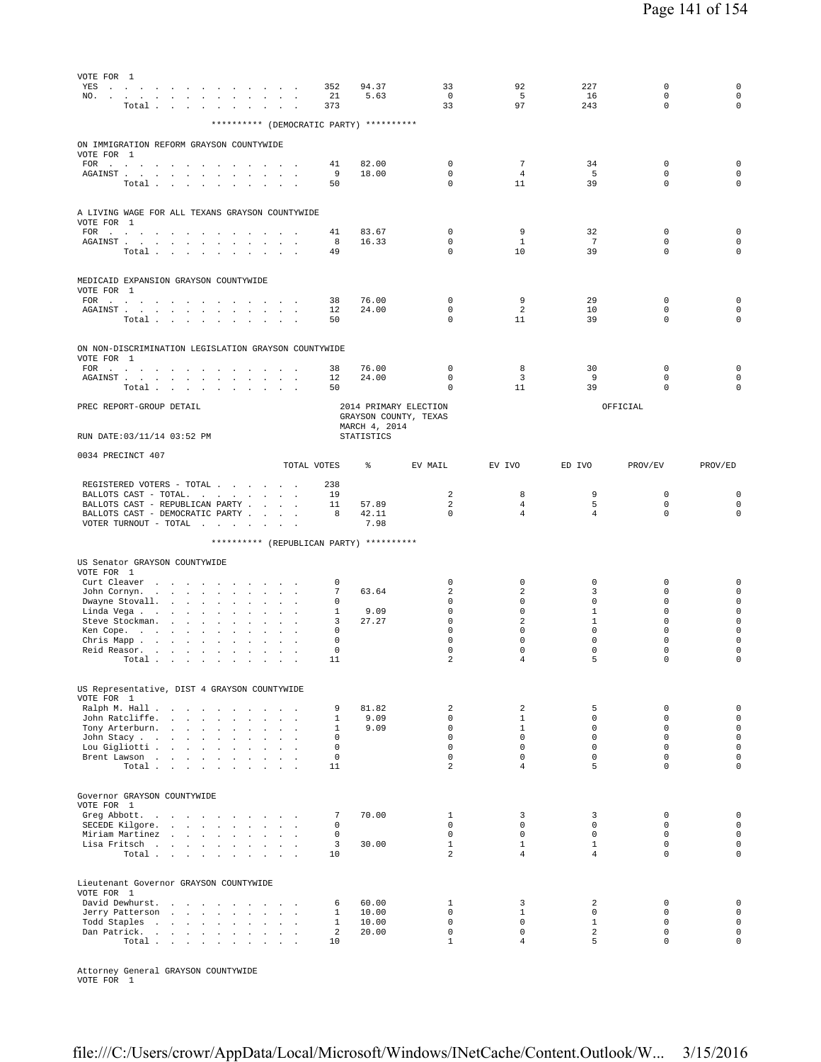VOTE FOR 1

| | TOTAL VOTES | % | EV MAIL | EV IVO | ED IVO | PROV/EV | PROV/ED |
|---|---|---|---|---|---|---|---|
| YES | 352 | 94.37 | 33 | 92 | 227 | 0 | 0 |
| NO. | 21 | 5.63 | 0 | 5 | 16 | 0 | 0 |
| Total | 373 | | 33 | 97 | 243 | 0 | 0 |

********** (DEMOCRATIC PARTY) **********

ON IMMIGRATION REFORM GRAYSON COUNTYWIDE
VOTE FOR 1

| | TOTAL VOTES | % | EV MAIL | EV IVO | ED IVO | PROV/EV | PROV/ED |
|---|---|---|---|---|---|---|---|
| FOR | 41 | 82.00 | 0 | 7 | 34 | 0 | 0 |
| AGAINST | 9 | 18.00 | 0 | 4 | 5 | 0 | 0 |
| Total | 50 | | 0 | 11 | 39 | 0 | 0 |

A LIVING WAGE FOR ALL TEXANS GRAYSON COUNTYWIDE
VOTE FOR 1

| | TOTAL VOTES | % | EV MAIL | EV IVO | ED IVO | PROV/EV | PROV/ED |
|---|---|---|---|---|---|---|---|
| FOR | 41 | 83.67 | 0 | 9 | 32 | 0 | 0 |
| AGAINST | 8 | 16.33 | 0 | 1 | 7 | 0 | 0 |
| Total | 49 | | 0 | 10 | 39 | 0 | 0 |

MEDICAID EXPANSION GRAYSON COUNTYWIDE
VOTE FOR 1

| | TOTAL VOTES | % | EV MAIL | EV IVO | ED IVO | PROV/EV | PROV/ED |
|---|---|---|---|---|---|---|---|
| FOR | 38 | 76.00 | 0 | 9 | 29 | 0 | 0 |
| AGAINST | 12 | 24.00 | 0 | 2 | 10 | 0 | 0 |
| Total | 50 | | 0 | 11 | 39 | 0 | 0 |

ON NON-DISCRIMINATION LEGISLATION GRAYSON COUNTYWIDE
VOTE FOR 1

| | TOTAL VOTES | % | EV MAIL | EV IVO | ED IVO | PROV/EV | PROV/ED |
|---|---|---|---|---|---|---|---|
| FOR | 38 | 76.00 | 0 | 8 | 30 | 0 | 0 |
| AGAINST | 12 | 24.00 | 0 | 3 | 9 | 0 | 0 |
| Total | 50 | | 0 | 11 | 39 | 0 | 0 |

PREC REPORT-GROUP DETAIL — 2014 PRIMARY ELECTION, GRAYSON COUNTY, TEXAS, MARCH 4, 2014 — OFFICIAL
RUN DATE:03/11/14 03:52 PM — STATISTICS

0034 PRECINCT 407

| | TOTAL VOTES | % | EV MAIL | EV IVO | ED IVO | PROV/EV | PROV/ED |
|---|---|---|---|---|---|---|---|
| REGISTERED VOTERS - TOTAL | 238 | | | | | | |
| BALLOTS CAST - TOTAL. | 19 | | 2 | 8 | 9 | 0 | 0 |
| BALLOTS CAST - REPUBLICAN PARTY | 11 | 57.89 | 2 | 4 | 5 | 0 | 0 |
| BALLOTS CAST - DEMOCRATIC PARTY | 8 | 42.11 | 0 | 4 | 4 | 0 | 0 |
| VOTER TURNOUT - TOTAL | | 7.98 | | | | | |

********** (REPUBLICAN PARTY) **********

US Senator GRAYSON COUNTYWIDE
VOTE FOR 1

| | TOTAL VOTES | % | EV MAIL | EV IVO | ED IVO | PROV/EV | PROV/ED |
|---|---|---|---|---|---|---|---|
| Curt Cleaver | 0 | | 0 | 0 | 0 | 0 | 0 |
| John Cornyn. | 7 | 63.64 | 2 | 2 | 3 | 0 | 0 |
| Dwayne Stovall. | 0 | | 0 | 0 | 0 | 0 | 0 |
| Linda Vega | 1 | 9.09 | 0 | 0 | 1 | 0 | 0 |
| Steve Stockman. | 3 | 27.27 | 0 | 2 | 1 | 0 | 0 |
| Ken Cope. | 0 | | 0 | 0 | 0 | 0 | 0 |
| Chris Mapp | 0 | | 0 | 0 | 0 | 0 | 0 |
| Reid Reasor. | 0 | | 0 | 0 | 0 | 0 | 0 |
| Total | 11 | | 2 | 4 | 5 | 0 | 0 |

US Representative, DIST 4 GRAYSON COUNTYWIDE
VOTE FOR 1

| | TOTAL VOTES | % | EV MAIL | EV IVO | ED IVO | PROV/EV | PROV/ED |
|---|---|---|---|---|---|---|---|
| Ralph M. Hall | 9 | 81.82 | 2 | 2 | 5 | 0 | 0 |
| John Ratcliffe. | 1 | 9.09 | 0 | 1 | 0 | 0 | 0 |
| Tony Arterburn. | 1 | 9.09 | 0 | 1 | 0 | 0 | 0 |
| John Stacy | 0 | | 0 | 0 | 0 | 0 | 0 |
| Lou Gigliotti | 0 | | 0 | 0 | 0 | 0 | 0 |
| Brent Lawson | 0 | | 0 | 0 | 0 | 0 | 0 |
| Total | 11 | | 2 | 4 | 5 | 0 | 0 |

Governor GRAYSON COUNTYWIDE
VOTE FOR 1

| | TOTAL VOTES | % | EV MAIL | EV IVO | ED IVO | PROV/EV | PROV/ED |
|---|---|---|---|---|---|---|---|
| Greg Abbott. | 7 | 70.00 | 1 | 3 | 3 | 0 | 0 |
| SECEDE Kilgore. | 0 | | 0 | 0 | 0 | 0 | 0 |
| Miriam Martinez | 0 | | 0 | 0 | 0 | 0 | 0 |
| Lisa Fritsch | 3 | 30.00 | 1 | 1 | 1 | 0 | 0 |
| Total | 10 | | 2 | 4 | 4 | 0 | 0 |

Lieutenant Governor GRAYSON COUNTYWIDE
VOTE FOR 1

| | TOTAL VOTES | % | EV MAIL | EV IVO | ED IVO | PROV/EV | PROV/ED |
|---|---|---|---|---|---|---|---|
| David Dewhurst. | 6 | 60.00 | 1 | 3 | 2 | 0 | 0 |
| Jerry Patterson | 1 | 10.00 | 0 | 1 | 0 | 0 | 0 |
| Todd Staples | 1 | 10.00 | 0 | 0 | 1 | 0 | 0 |
| Dan Patrick. | 2 | 20.00 | 0 | 0 | 2 | 0 | 0 |
| Total | 10 | | 1 | 4 | 5 | 0 | 0 |

Attorney General GRAYSON COUNTYWIDE
VOTE FOR 1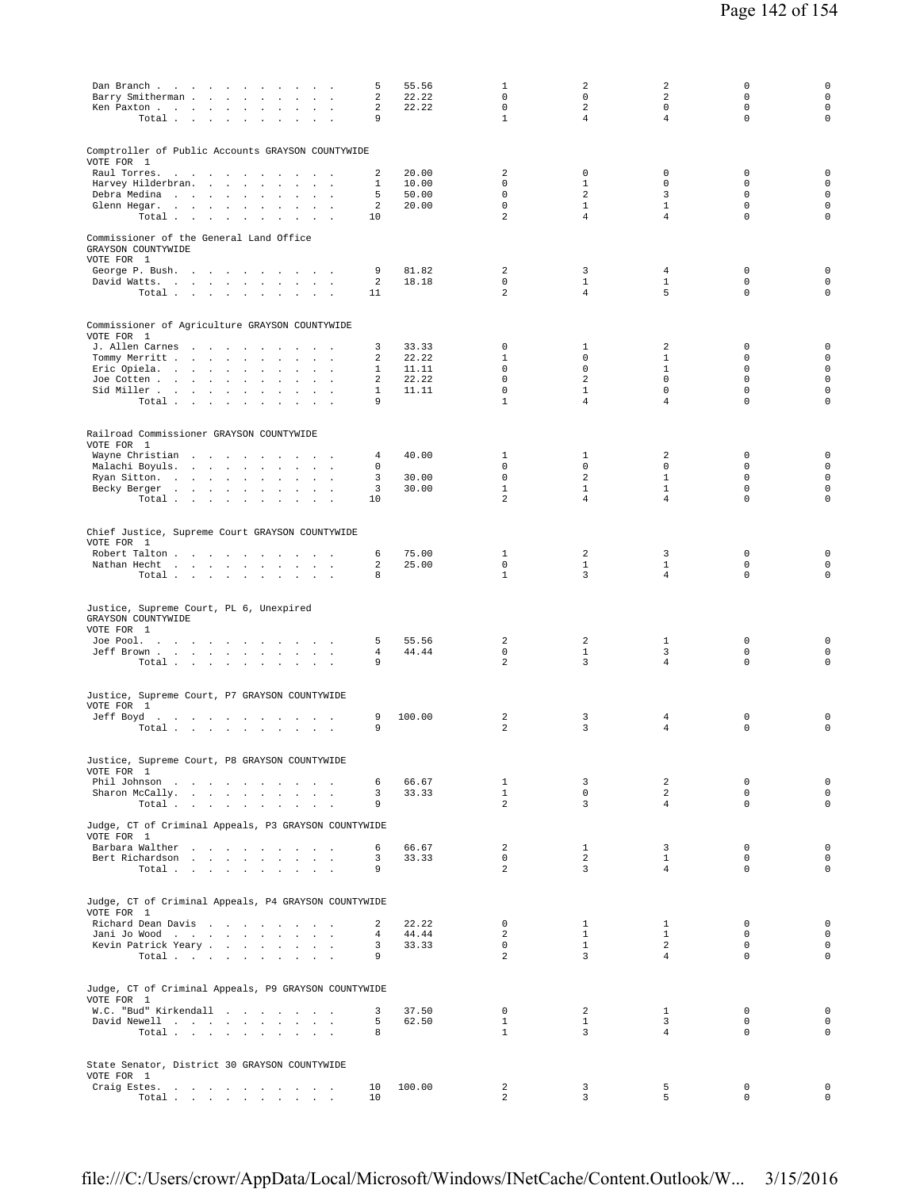| | Votes | Pct | | | | | |
|---|---|---|---|---|---|---|---|
| Dan Branch | 5 | 55.56 | 1 | 2 | 2 | 0 | 0 |
| Barry Smitherman | 2 | 22.22 | 0 | 0 | 2 | 0 | 0 |
| Ken Paxton | 2 | 22.22 | 0 | 2 | 0 | 0 | 0 |
| Total | 9 | | 1 | 4 | 4 | 0 | 0 |

Comptroller of Public Accounts GRAYSON COUNTYWIDE
VOTE FOR 1

| | Votes | Pct | | | | | |
|---|---|---|---|---|---|---|---|
| Raul Torres | 2 | 20.00 | 2 | 0 | 0 | 0 | 0 |
| Harvey Hilderbran | 1 | 10.00 | 0 | 1 | 0 | 0 | 0 |
| Debra Medina | 5 | 50.00 | 0 | 2 | 3 | 0 | 0 |
| Glenn Hegar | 2 | 20.00 | 0 | 1 | 1 | 0 | 0 |
| Total | 10 | | 2 | 4 | 4 | 0 | 0 |

Commissioner of the General Land Office
GRAYSON COUNTYWIDE
VOTE FOR 1

| | Votes | Pct | | | | | |
|---|---|---|---|---|---|---|---|
| George P. Bush | 9 | 81.82 | 2 | 3 | 4 | 0 | 0 |
| David Watts | 2 | 18.18 | 0 | 1 | 1 | 0 | 0 |
| Total | 11 | | 2 | 4 | 5 | 0 | 0 |

Commissioner of Agriculture GRAYSON COUNTYWIDE
VOTE FOR 1

| | Votes | Pct | | | | | |
|---|---|---|---|---|---|---|---|
| J. Allen Carnes | 3 | 33.33 | 0 | 1 | 2 | 0 | 0 |
| Tommy Merritt | 2 | 22.22 | 1 | 0 | 1 | 0 | 0 |
| Eric Opiela | 1 | 11.11 | 0 | 0 | 1 | 0 | 0 |
| Joe Cotten | 2 | 22.22 | 0 | 2 | 0 | 0 | 0 |
| Sid Miller | 1 | 11.11 | 0 | 1 | 0 | 0 | 0 |
| Total | 9 | | 1 | 4 | 4 | 0 | 0 |

Railroad Commissioner GRAYSON COUNTYWIDE
VOTE FOR 1

| | Votes | Pct | | | | | |
|---|---|---|---|---|---|---|---|
| Wayne Christian | 4 | 40.00 | 1 | 1 | 2 | 0 | 0 |
| Malachi Boyuls | 0 | | 0 | 0 | 0 | 0 | 0 |
| Ryan Sitton | 3 | 30.00 | 0 | 2 | 1 | 0 | 0 |
| Becky Berger | 3 | 30.00 | 1 | 1 | 1 | 0 | 0 |
| Total | 10 | | 2 | 4 | 4 | 0 | 0 |

Chief Justice, Supreme Court GRAYSON COUNTYWIDE
VOTE FOR 1

| | Votes | Pct | | | | | |
|---|---|---|---|---|---|---|---|
| Robert Talton | 6 | 75.00 | 1 | 2 | 3 | 0 | 0 |
| Nathan Hecht | 2 | 25.00 | 0 | 1 | 1 | 0 | 0 |
| Total | 8 | | 1 | 3 | 4 | 0 | 0 |

Justice, Supreme Court, PL 6, Unexpired
GRAYSON COUNTYWIDE
VOTE FOR 1

| | Votes | Pct | | | | | |
|---|---|---|---|---|---|---|---|
| Joe Pool | 5 | 55.56 | 2 | 2 | 1 | 0 | 0 |
| Jeff Brown | 4 | 44.44 | 0 | 1 | 3 | 0 | 0 |
| Total | 9 | | 2 | 3 | 4 | 0 | 0 |

Justice, Supreme Court, P7 GRAYSON COUNTYWIDE
VOTE FOR 1

| | Votes | Pct | | | | | |
|---|---|---|---|---|---|---|---|
| Jeff Boyd | 9 | 100.00 | 2 | 3 | 4 | 0 | 0 |
| Total | 9 | | 2 | 3 | 4 | 0 | 0 |

Justice, Supreme Court, P8 GRAYSON COUNTYWIDE
VOTE FOR 1

| | Votes | Pct | | | | | |
|---|---|---|---|---|---|---|---|
| Phil Johnson | 6 | 66.67 | 1 | 3 | 2 | 0 | 0 |
| Sharon McCally | 3 | 33.33 | 1 | 0 | 2 | 0 | 0 |
| Total | 9 | | 2 | 3 | 4 | 0 | 0 |

Judge, CT of Criminal Appeals, P3 GRAYSON COUNTYWIDE
VOTE FOR 1

| | Votes | Pct | | | | | |
|---|---|---|---|---|---|---|---|
| Barbara Walther | 6 | 66.67 | 2 | 1 | 3 | 0 | 0 |
| Bert Richardson | 3 | 33.33 | 0 | 2 | 1 | 0 | 0 |
| Total | 9 | | 2 | 3 | 4 | 0 | 0 |

Judge, CT of Criminal Appeals, P4 GRAYSON COUNTYWIDE
VOTE FOR 1

| | Votes | Pct | | | | | |
|---|---|---|---|---|---|---|---|
| Richard Dean Davis | 2 | 22.22 | 0 | 1 | 1 | 0 | 0 |
| Jani Jo Wood | 4 | 44.44 | 2 | 1 | 1 | 0 | 0 |
| Kevin Patrick Yeary | 3 | 33.33 | 0 | 1 | 2 | 0 | 0 |
| Total | 9 | | 2 | 3 | 4 | 0 | 0 |

Judge, CT of Criminal Appeals, P9 GRAYSON COUNTYWIDE
VOTE FOR 1

| | Votes | Pct | | | | | |
|---|---|---|---|---|---|---|---|
| W.C. "Bud" Kirkendall | 3 | 37.50 | 0 | 2 | 1 | 0 | 0 |
| David Newell | 5 | 62.50 | 1 | 1 | 3 | 0 | 0 |
| Total | 8 | | 1 | 3 | 4 | 0 | 0 |

State Senator, District 30 GRAYSON COUNTYWIDE
VOTE FOR 1

| | Votes | Pct | | | | | |
|---|---|---|---|---|---|---|---|
| Craig Estes | 10 | 100.00 | 2 | 3 | 5 | 0 | 0 |
| Total | 10 | | 2 | 3 | 5 | 0 | 0 |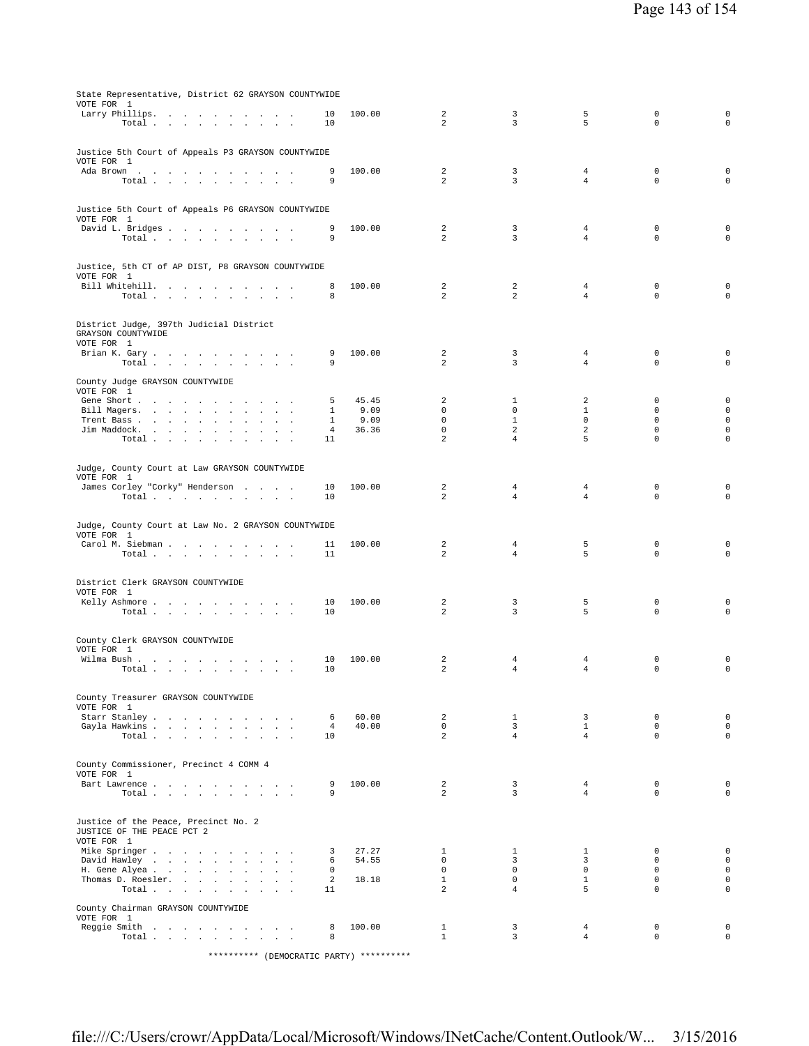State Representative, District 62 GRAYSON COUNTYWIDE
VOTE FOR 1

| Candidate | Votes | Percent | | | | | |
|---|---|---|---|---|---|---|---|
| Larry Phillips | 10 | 100.00 | 2 | 3 | 5 | 0 | 0 |
| Total | 10 | | 2 | 3 | 5 | 0 | 0 |

Justice 5th Court of Appeals P3 GRAYSON COUNTYWIDE
VOTE FOR 1

| Candidate | Votes | Percent | | | | | |
|---|---|---|---|---|---|---|---|
| Ada Brown | 9 | 100.00 | 2 | 3 | 4 | 0 | 0 |
| Total | 9 | | 2 | 3 | 4 | 0 | 0 |

Justice 5th Court of Appeals P6 GRAYSON COUNTYWIDE
VOTE FOR 1

| Candidate | Votes | Percent | | | | | |
|---|---|---|---|---|---|---|---|
| David L. Bridges | 9 | 100.00 | 2 | 3 | 4 | 0 | 0 |
| Total | 9 | | 2 | 3 | 4 | 0 | 0 |

Justice, 5th CT of AP DIST, P8 GRAYSON COUNTYWIDE
VOTE FOR 1

| Candidate | Votes | Percent | | | | | |
|---|---|---|---|---|---|---|---|
| Bill Whitehill | 8 | 100.00 | 2 | 2 | 4 | 0 | 0 |
| Total | 8 | | 2 | 2 | 4 | 0 | 0 |

District Judge, 397th Judicial District
GRAYSON COUNTYWIDE
VOTE FOR 1

| Candidate | Votes | Percent | | | | | |
|---|---|---|---|---|---|---|---|
| Brian K. Gary | 9 | 100.00 | 2 | 3 | 4 | 0 | 0 |
| Total | 9 | | 2 | 3 | 4 | 0 | 0 |

County Judge GRAYSON COUNTYWIDE
VOTE FOR 1

| Candidate | Votes | Percent | | | | | |
|---|---|---|---|---|---|---|---|
| Gene Short | 5 | 45.45 | 2 | 1 | 2 | 0 | 0 |
| Bill Magers | 1 | 9.09 | 0 | 0 | 1 | 0 | 0 |
| Trent Bass | 1 | 9.09 | 0 | 1 | 0 | 0 | 0 |
| Jim Maddock | 4 | 36.36 | 0 | 2 | 2 | 0 | 0 |
| Total | 11 | | 2 | 4 | 5 | 0 | 0 |

Judge, County Court at Law GRAYSON COUNTYWIDE
VOTE FOR 1

| Candidate | Votes | Percent | | | | | |
|---|---|---|---|---|---|---|---|
| James Corley "Corky" Henderson | 10 | 100.00 | 2 | 4 | 4 | 0 | 0 |
| Total | 10 | | 2 | 4 | 4 | 0 | 0 |

Judge, County Court at Law No. 2 GRAYSON COUNTYWIDE
VOTE FOR 1

| Candidate | Votes | Percent | | | | | |
|---|---|---|---|---|---|---|---|
| Carol M. Siebman | 11 | 100.00 | 2 | 4 | 5 | 0 | 0 |
| Total | 11 | | 2 | 4 | 5 | 0 | 0 |

District Clerk GRAYSON COUNTYWIDE
VOTE FOR 1

| Candidate | Votes | Percent | | | | | |
|---|---|---|---|---|---|---|---|
| Kelly Ashmore | 10 | 100.00 | 2 | 3 | 5 | 0 | 0 |
| Total | 10 | | 2 | 3 | 5 | 0 | 0 |

County Clerk GRAYSON COUNTYWIDE
VOTE FOR 1

| Candidate | Votes | Percent | | | | | |
|---|---|---|---|---|---|---|---|
| Wilma Bush | 10 | 100.00 | 2 | 4 | 4 | 0 | 0 |
| Total | 10 | | 2 | 4 | 4 | 0 | 0 |

County Treasurer GRAYSON COUNTYWIDE
VOTE FOR 1

| Candidate | Votes | Percent | | | | | |
|---|---|---|---|---|---|---|---|
| Starr Stanley | 6 | 60.00 | 2 | 1 | 3 | 0 | 0 |
| Gayla Hawkins | 4 | 40.00 | 0 | 3 | 1 | 0 | 0 |
| Total | 10 | | 2 | 4 | 4 | 0 | 0 |

County Commissioner, Precinct 4 COMM 4
VOTE FOR 1

| Candidate | Votes | Percent | | | | | |
|---|---|---|---|---|---|---|---|
| Bart Lawrence | 9 | 100.00 | 2 | 3 | 4 | 0 | 0 |
| Total | 9 | | 2 | 3 | 4 | 0 | 0 |

Justice of the Peace, Precinct No. 2
JUSTICE OF THE PEACE PCT 2
VOTE FOR 1

| Candidate | Votes | Percent | | | | | |
|---|---|---|---|---|---|---|---|
| Mike Springer | 3 | 27.27 | 1 | 1 | 1 | 0 | 0 |
| David Hawley | 6 | 54.55 | 0 | 3 | 3 | 0 | 0 |
| H. Gene Alyea | 0 | | 0 | 0 | 0 | 0 | 0 |
| Thomas D. Roesler | 2 | 18.18 | 1 | 0 | 1 | 0 | 0 |
| Total | 11 | | 2 | 4 | 5 | 0 | 0 |

County Chairman GRAYSON COUNTYWIDE
VOTE FOR 1

| Candidate | Votes | Percent | | | | | |
|---|---|---|---|---|---|---|---|
| Reggie Smith | 8 | 100.00 | 1 | 3 | 4 | 0 | 0 |
| Total | 8 | | 1 | 3 | 4 | 0 | 0 |

********** (DEMOCRATIC PARTY) **********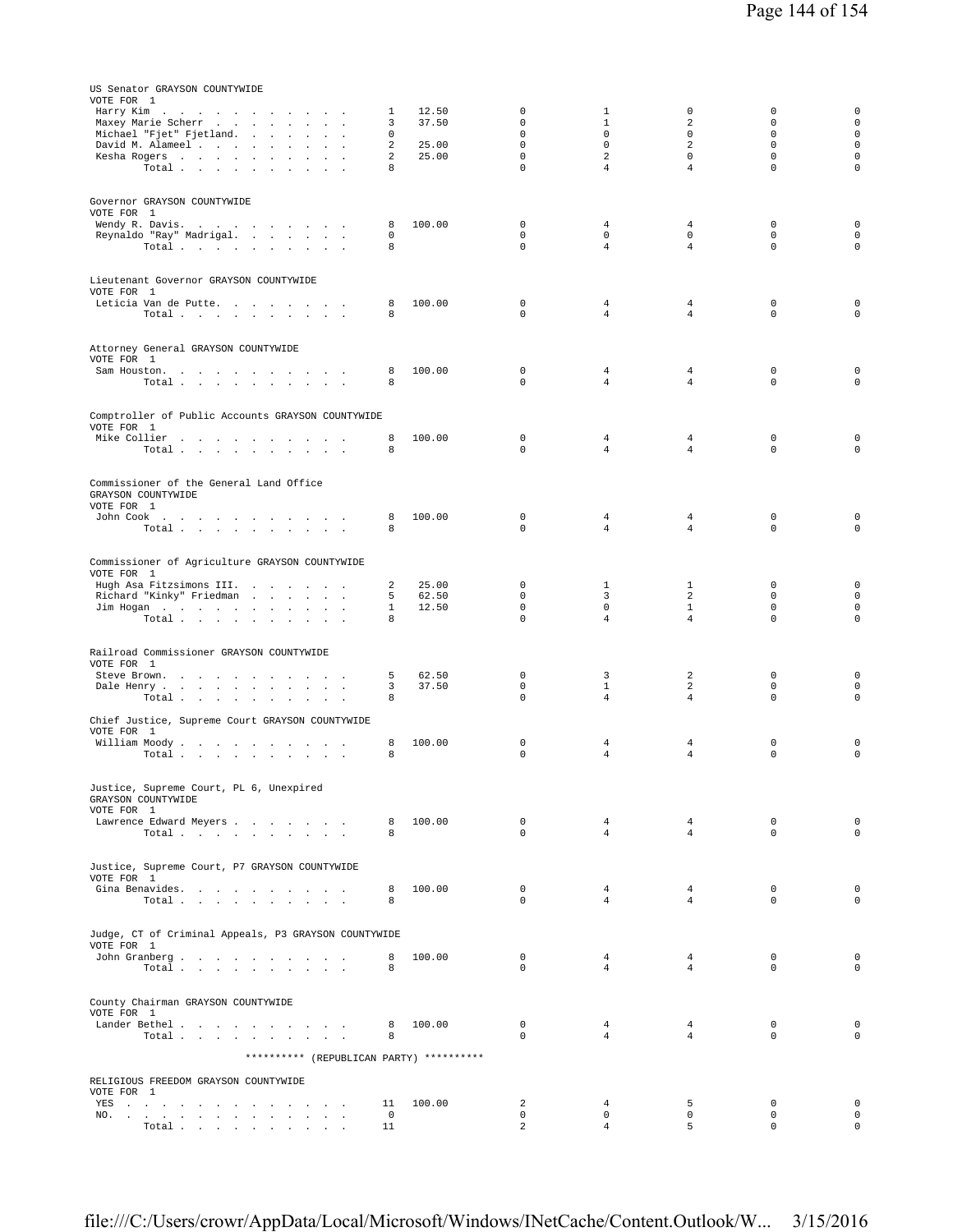US Senator GRAYSON COUNTYWIDE
VOTE FOR 1

| Candidate | Votes | % | | | | | |
|---|---|---|---|---|---|---|---|
| Harry Kim | 1 | 12.50 | 0 | 1 | 0 | 0 | 0 |
| Maxey Marie Scherr | 3 | 37.50 | 0 | 1 | 2 | 0 | 0 |
| Michael "Fjet" Fjetland. | 0 | | 0 | 0 | 0 | 0 | 0 |
| David M. Alameel | 2 | 25.00 | 0 | 0 | 2 | 0 | 0 |
| Kesha Rogers | 2 | 25.00 | 0 | 2 | 0 | 0 | 0 |
| Total | 8 | | 0 | 4 | 4 | 0 | 0 |

Governor GRAYSON COUNTYWIDE
VOTE FOR 1

| Candidate | Votes | % | | | | | |
|---|---|---|---|---|---|---|---|
| Wendy R. Davis. | 8 | 100.00 | 0 | 4 | 4 | 0 | 0 |
| Reynaldo "Ray" Madrigal. | 0 | | 0 | 0 | 0 | 0 | 0 |
| Total | 8 | | 0 | 4 | 4 | 0 | 0 |

Lieutenant Governor GRAYSON COUNTYWIDE
VOTE FOR 1

| Candidate | Votes | % | | | | | |
|---|---|---|---|---|---|---|---|
| Leticia Van de Putte. | 8 | 100.00 | 0 | 4 | 4 | 0 | 0 |
| Total | 8 | | 0 | 4 | 4 | 0 | 0 |

Attorney General GRAYSON COUNTYWIDE
VOTE FOR 1

| Candidate | Votes | % | | | | | |
|---|---|---|---|---|---|---|---|
| Sam Houston. | 8 | 100.00 | 0 | 4 | 4 | 0 | 0 |
| Total | 8 | | 0 | 4 | 4 | 0 | 0 |

Comptroller of Public Accounts GRAYSON COUNTYWIDE
VOTE FOR 1

| Candidate | Votes | % | | | | | |
|---|---|---|---|---|---|---|---|
| Mike Collier | 8 | 100.00 | 0 | 4 | 4 | 0 | 0 |
| Total | 8 | | 0 | 4 | 4 | 0 | 0 |

Commissioner of the General Land Office
GRAYSON COUNTYWIDE
VOTE FOR 1

| Candidate | Votes | % | | | | | |
|---|---|---|---|---|---|---|---|
| John Cook | 8 | 100.00 | 0 | 4 | 4 | 0 | 0 |
| Total | 8 | | 0 | 4 | 4 | 0 | 0 |

Commissioner of Agriculture GRAYSON COUNTYWIDE
VOTE FOR 1

| Candidate | Votes | % | | | | | |
|---|---|---|---|---|---|---|---|
| Hugh Asa Fitzsimons III. | 2 | 25.00 | 0 | 1 | 1 | 0 | 0 |
| Richard "Kinky" Friedman | 5 | 62.50 | 0 | 3 | 2 | 0 | 0 |
| Jim Hogan | 1 | 12.50 | 0 | 0 | 1 | 0 | 0 |
| Total | 8 | | 0 | 4 | 4 | 0 | 0 |

Railroad Commissioner GRAYSON COUNTYWIDE
VOTE FOR 1

| Candidate | Votes | % | | | | | |
|---|---|---|---|---|---|---|---|
| Steve Brown. | 5 | 62.50 | 0 | 3 | 2 | 0 | 0 |
| Dale Henry | 3 | 37.50 | 0 | 1 | 2 | 0 | 0 |
| Total | 8 | | 0 | 4 | 4 | 0 | 0 |

Chief Justice, Supreme Court GRAYSON COUNTYWIDE
VOTE FOR 1

| Candidate | Votes | % | | | | | |
|---|---|---|---|---|---|---|---|
| William Moody | 8 | 100.00 | 0 | 4 | 4 | 0 | 0 |
| Total | 8 | | 0 | 4 | 4 | 0 | 0 |

Justice, Supreme Court, PL 6, Unexpired
GRAYSON COUNTYWIDE
VOTE FOR 1

| Candidate | Votes | % | | | | | |
|---|---|---|---|---|---|---|---|
| Lawrence Edward Meyers | 8 | 100.00 | 0 | 4 | 4 | 0 | 0 |
| Total | 8 | | 0 | 4 | 4 | 0 | 0 |

Justice, Supreme Court, P7 GRAYSON COUNTYWIDE
VOTE FOR 1

| Candidate | Votes | % | | | | | |
|---|---|---|---|---|---|---|---|
| Gina Benavides. | 8 | 100.00 | 0 | 4 | 4 | 0 | 0 |
| Total | 8 | | 0 | 4 | 4 | 0 | 0 |

Judge, CT of Criminal Appeals, P3 GRAYSON COUNTYWIDE
VOTE FOR 1

| Candidate | Votes | % | | | | | |
|---|---|---|---|---|---|---|---|
| John Granberg | 8 | 100.00 | 0 | 4 | 4 | 0 | 0 |
| Total | 8 | | 0 | 4 | 4 | 0 | 0 |

County Chairman GRAYSON COUNTYWIDE
VOTE FOR 1

| Candidate | Votes | % | | | | | |
|---|---|---|---|---|---|---|---|
| Lander Bethel | 8 | 100.00 | 0 | 4 | 4 | 0 | 0 |
| Total | 8 | | 0 | 4 | 4 | 0 | 0 |

********** (REPUBLICAN PARTY) **********

RELIGIOUS FREEDOM GRAYSON COUNTYWIDE
VOTE FOR 1

| Choice | Votes | % | | | | | |
|---|---|---|---|---|---|---|---|
| YES | 11 | 100.00 | 2 | 4 | 5 | 0 | 0 |
| NO. | 0 | | 0 | 0 | 0 | 0 | 0 |
| Total | 11 | | 2 | 4 | 5 | 0 | 0 |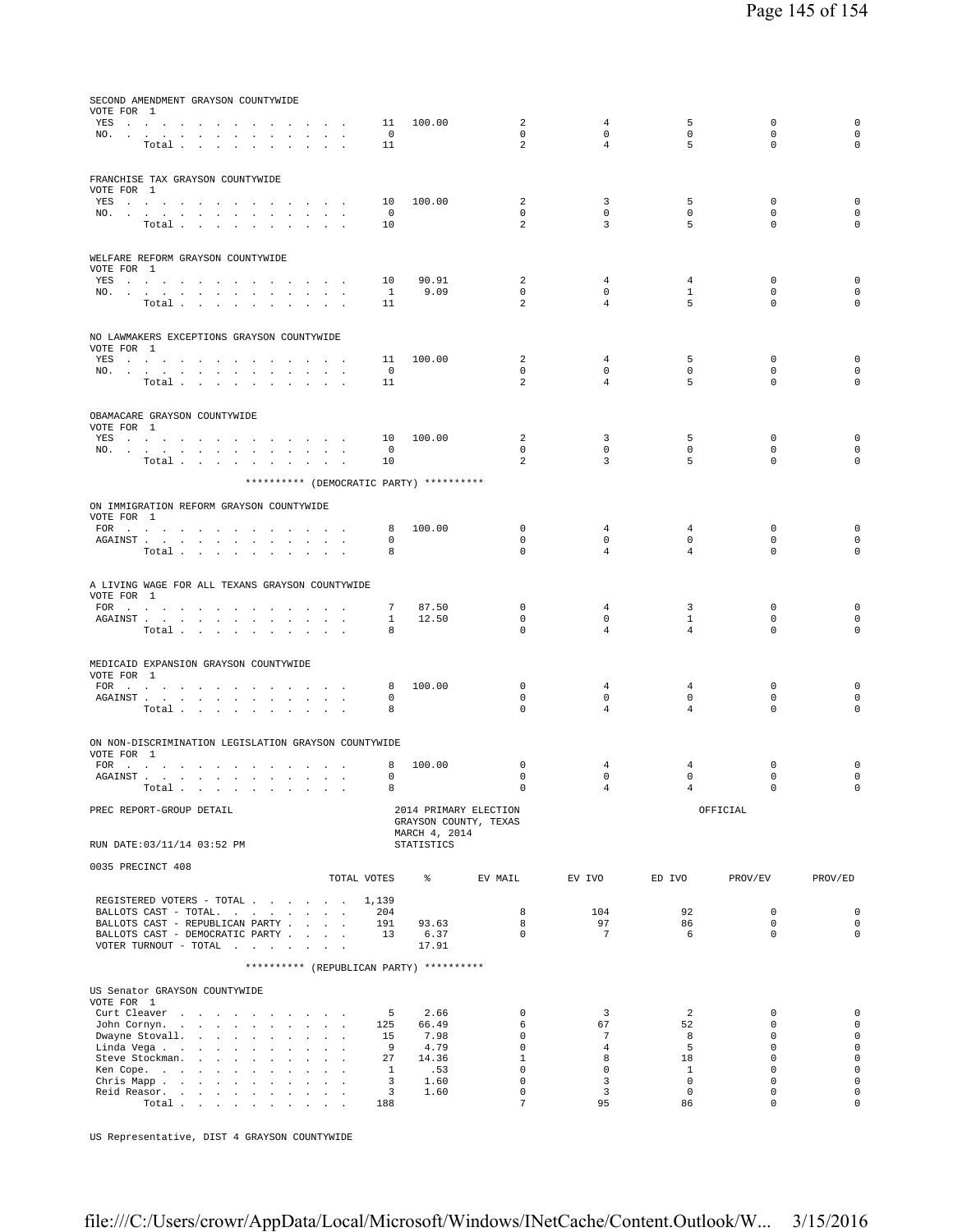SECOND AMENDMENT GRAYSON COUNTYWIDE
VOTE FOR 1

| | TOTAL VOTES | % | EV MAIL | EV IVO | ED IVO | PROV/EV | PROV/ED |
|---|---|---|---|---|---|---|---|
| YES | 11 | 100.00 | 2 | 4 | 5 | 0 | 0 |
| NO. | 0 | | 0 | 0 | 0 | 0 | 0 |
| Total | 11 | | 2 | 4 | 5 | 0 | 0 |

FRANCHISE TAX GRAYSON COUNTYWIDE
VOTE FOR 1

| | TOTAL VOTES | % | EV MAIL | EV IVO | ED IVO | PROV/EV | PROV/ED |
|---|---|---|---|---|---|---|---|
| YES | 10 | 100.00 | 2 | 3 | 5 | 0 | 0 |
| NO. | 0 | | 0 | 0 | 0 | 0 | 0 |
| Total | 10 | | 2 | 3 | 5 | 0 | 0 |

WELFARE REFORM GRAYSON COUNTYWIDE
VOTE FOR 1

| | TOTAL VOTES | % | EV MAIL | EV IVO | ED IVO | PROV/EV | PROV/ED |
|---|---|---|---|---|---|---|---|
| YES | 10 | 90.91 | 2 | 4 | 4 | 0 | 0 |
| NO. | 1 | 9.09 | 0 | 0 | 1 | 0 | 0 |
| Total | 11 | | 2 | 4 | 5 | 0 | 0 |

NO LAWMAKERS EXCEPTIONS GRAYSON COUNTYWIDE
VOTE FOR 1

| | TOTAL VOTES | % | EV MAIL | EV IVO | ED IVO | PROV/EV | PROV/ED |
|---|---|---|---|---|---|---|---|
| YES | 11 | 100.00 | 2 | 4 | 5 | 0 | 0 |
| NO. | 0 | | 0 | 0 | 0 | 0 | 0 |
| Total | 11 | | 2 | 4 | 5 | 0 | 0 |

OBAMACARE GRAYSON COUNTYWIDE
VOTE FOR 1

| | TOTAL VOTES | % | EV MAIL | EV IVO | ED IVO | PROV/EV | PROV/ED |
|---|---|---|---|---|---|---|---|
| YES | 10 | 100.00 | 2 | 3 | 5 | 0 | 0 |
| NO. | 0 | | 0 | 0 | 0 | 0 | 0 |
| Total | 10 | | 2 | 3 | 5 | 0 | 0 |

********** (DEMOCRATIC PARTY) **********

ON IMMIGRATION REFORM GRAYSON COUNTYWIDE
VOTE FOR 1

| | TOTAL VOTES | % | EV MAIL | EV IVO | ED IVO | PROV/EV | PROV/ED |
|---|---|---|---|---|---|---|---|
| FOR | 8 | 100.00 | 0 | 4 | 4 | 0 | 0 |
| AGAINST | 0 | | 0 | 0 | 0 | 0 | 0 |
| Total | 8 | | 0 | 4 | 4 | 0 | 0 |

A LIVING WAGE FOR ALL TEXANS GRAYSON COUNTYWIDE
VOTE FOR 1

| | TOTAL VOTES | % | EV MAIL | EV IVO | ED IVO | PROV/EV | PROV/ED |
|---|---|---|---|---|---|---|---|
| FOR | 7 | 87.50 | 0 | 4 | 3 | 0 | 0 |
| AGAINST | 1 | 12.50 | 0 | 0 | 1 | 0 | 0 |
| Total | 8 | | 0 | 4 | 4 | 0 | 0 |

MEDICAID EXPANSION GRAYSON COUNTYWIDE
VOTE FOR 1

| | TOTAL VOTES | % | EV MAIL | EV IVO | ED IVO | PROV/EV | PROV/ED |
|---|---|---|---|---|---|---|---|
| FOR | 8 | 100.00 | 0 | 4 | 4 | 0 | 0 |
| AGAINST | 0 | | 0 | 0 | 0 | 0 | 0 |
| Total | 8 | | 0 | 4 | 4 | 0 | 0 |

ON NON-DISCRIMINATION LEGISLATION GRAYSON COUNTYWIDE
VOTE FOR 1

| | TOTAL VOTES | % | EV MAIL | EV IVO | ED IVO | PROV/EV | PROV/ED |
|---|---|---|---|---|---|---|---|
| FOR | 8 | 100.00 | 0 | 4 | 4 | 0 | 0 |
| AGAINST | 0 | | 0 | 0 | 0 | 0 | 0 |
| Total | 8 | | 0 | 4 | 4 | 0 | 0 |

PREC REPORT-GROUP DETAIL — 2014 PRIMARY ELECTION, GRAYSON COUNTY, TEXAS, MARCH 4, 2014 — OFFICIAL

RUN DATE:03/11/14 03:52 PM — STATISTICS

0035 PRECINCT 408

| | TOTAL VOTES | % | EV MAIL | EV IVO | ED IVO | PROV/EV | PROV/ED |
|---|---|---|---|---|---|---|---|
| REGISTERED VOTERS - TOTAL | 1,139 | | | | | | |
| BALLOTS CAST - TOTAL. | 204 | | 8 | 104 | 92 | 0 | 0 |
| BALLOTS CAST - REPUBLICAN PARTY | 191 | 93.63 | 8 | 97 | 86 | 0 | 0 |
| BALLOTS CAST - DEMOCRATIC PARTY | 13 | 6.37 | 0 | 7 | 6 | 0 | 0 |
| VOTER TURNOUT - TOTAL | | 17.91 | | | | | |

********** (REPUBLICAN PARTY) **********

US Senator GRAYSON COUNTYWIDE
VOTE FOR 1

| | TOTAL VOTES | % | EV MAIL | EV IVO | ED IVO | PROV/EV | PROV/ED |
|---|---|---|---|---|---|---|---|
| Curt Cleaver | 5 | 2.66 | 0 | 3 | 2 | 0 | 0 |
| John Cornyn. | 125 | 66.49 | 6 | 67 | 52 | 0 | 0 |
| Dwayne Stovall. | 15 | 7.98 | 0 | 7 | 8 | 0 | 0 |
| Linda Vega | 9 | 4.79 | 0 | 4 | 5 | 0 | 0 |
| Steve Stockman. | 27 | 14.36 | 1 | 8 | 18 | 0 | 0 |
| Ken Cope. | 1 | .53 | 0 | 0 | 1 | 0 | 0 |
| Chris Mapp | 3 | 1.60 | 0 | 3 | 0 | 0 | 0 |
| Reid Reasor. | 3 | 1.60 | 0 | 3 | 0 | 0 | 0 |
| Total | 188 | | 7 | 95 | 86 | 0 | 0 |

US Representative, DIST 4 GRAYSON COUNTYWIDE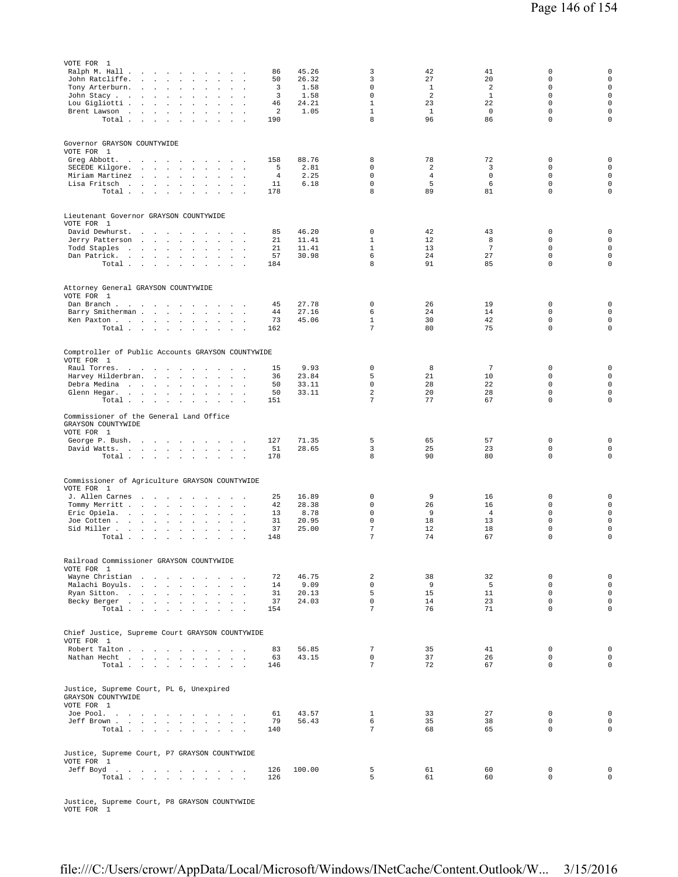VOTE FOR 1

| Candidate | Votes | Percent | | | | | |
|---|---|---|---|---|---|---|---|
| Ralph M. Hall | 86 | 45.26 | 3 | 42 | 41 | 0 | 0 |
| John Ratcliffe | 50 | 26.32 | 3 | 27 | 20 | 0 | 0 |
| Tony Arterburn | 3 | 1.58 | 0 | 1 | 2 | 0 | 0 |
| John Stacy | 3 | 1.58 | 0 | 2 | 1 | 0 | 0 |
| Lou Gigliotti | 46 | 24.21 | 1 | 23 | 22 | 0 | 0 |
| Brent Lawson | 2 | 1.05 | 1 | 1 | 0 | 0 | 0 |
| Total | 190 | | 8 | 96 | 86 | 0 | 0 |

Governor GRAYSON COUNTYWIDE
VOTE FOR 1

| Candidate | Votes | Percent | | | | | |
|---|---|---|---|---|---|---|---|
| Greg Abbott | 158 | 88.76 | 8 | 78 | 72 | 0 | 0 |
| SECEDE Kilgore | 5 | 2.81 | 0 | 2 | 3 | 0 | 0 |
| Miriam Martinez | 4 | 2.25 | 0 | 4 | 0 | 0 | 0 |
| Lisa Fritsch | 11 | 6.18 | 0 | 5 | 6 | 0 | 0 |
| Total | 178 | | 8 | 89 | 81 | 0 | 0 |

Lieutenant Governor GRAYSON COUNTYWIDE
VOTE FOR 1

| Candidate | Votes | Percent | | | | | |
|---|---|---|---|---|---|---|---|
| David Dewhurst | 85 | 46.20 | 0 | 42 | 43 | 0 | 0 |
| Jerry Patterson | 21 | 11.41 | 1 | 12 | 8 | 0 | 0 |
| Todd Staples | 21 | 11.41 | 1 | 13 | 7 | 0 | 0 |
| Dan Patrick | 57 | 30.98 | 6 | 24 | 27 | 0 | 0 |
| Total | 184 | | 8 | 91 | 85 | 0 | 0 |

Attorney General GRAYSON COUNTYWIDE
VOTE FOR 1

| Candidate | Votes | Percent | | | | | |
|---|---|---|---|---|---|---|---|
| Dan Branch | 45 | 27.78 | 0 | 26 | 19 | 0 | 0 |
| Barry Smitherman | 44 | 27.16 | 6 | 24 | 14 | 0 | 0 |
| Ken Paxton | 73 | 45.06 | 1 | 30 | 42 | 0 | 0 |
| Total | 162 | | 7 | 80 | 75 | 0 | 0 |

Comptroller of Public Accounts GRAYSON COUNTYWIDE
VOTE FOR 1

| Candidate | Votes | Percent | | | | | |
|---|---|---|---|---|---|---|---|
| Raul Torres | 15 | 9.93 | 0 | 8 | 7 | 0 | 0 |
| Harvey Hilderbran | 36 | 23.84 | 5 | 21 | 10 | 0 | 0 |
| Debra Medina | 50 | 33.11 | 0 | 28 | 22 | 0 | 0 |
| Glenn Hegar | 50 | 33.11 | 2 | 20 | 28 | 0 | 0 |
| Total | 151 | | 7 | 77 | 67 | 0 | 0 |

Commissioner of the General Land Office
GRAYSON COUNTYWIDE
VOTE FOR 1

| Candidate | Votes | Percent | | | | | |
|---|---|---|---|---|---|---|---|
| George P. Bush | 127 | 71.35 | 5 | 65 | 57 | 0 | 0 |
| David Watts | 51 | 28.65 | 3 | 25 | 23 | 0 | 0 |
| Total | 178 | | 8 | 90 | 80 | 0 | 0 |

Commissioner of Agriculture GRAYSON COUNTYWIDE
VOTE FOR 1

| Candidate | Votes | Percent | | | | | |
|---|---|---|---|---|---|---|---|
| J. Allen Carnes | 25 | 16.89 | 0 | 9 | 16 | 0 | 0 |
| Tommy Merritt | 42 | 28.38 | 0 | 26 | 16 | 0 | 0 |
| Eric Opiela | 13 | 8.78 | 0 | 9 | 4 | 0 | 0 |
| Joe Cotten | 31 | 20.95 | 0 | 18 | 13 | 0 | 0 |
| Sid Miller | 37 | 25.00 | 7 | 12 | 18 | 0 | 0 |
| Total | 148 | | 7 | 74 | 67 | 0 | 0 |

Railroad Commissioner GRAYSON COUNTYWIDE
VOTE FOR 1

| Candidate | Votes | Percent | | | | | |
|---|---|---|---|---|---|---|---|
| Wayne Christian | 72 | 46.75 | 2 | 38 | 32 | 0 | 0 |
| Malachi Boyuls | 14 | 9.09 | 0 | 9 | 5 | 0 | 0 |
| Ryan Sitton | 31 | 20.13 | 5 | 15 | 11 | 0 | 0 |
| Becky Berger | 37 | 24.03 | 0 | 14 | 23 | 0 | 0 |
| Total | 154 | | 7 | 76 | 71 | 0 | 0 |

Chief Justice, Supreme Court GRAYSON COUNTYWIDE
VOTE FOR 1

| Candidate | Votes | Percent | | | | | |
|---|---|---|---|---|---|---|---|
| Robert Talton | 83 | 56.85 | 7 | 35 | 41 | 0 | 0 |
| Nathan Hecht | 63 | 43.15 | 0 | 37 | 26 | 0 | 0 |
| Total | 146 | | 7 | 72 | 67 | 0 | 0 |

Justice, Supreme Court, PL 6, Unexpired
GRAYSON COUNTYWIDE
VOTE FOR 1

| Candidate | Votes | Percent | | | | | |
|---|---|---|---|---|---|---|---|
| Joe Pool | 61 | 43.57 | 1 | 33 | 27 | 0 | 0 |
| Jeff Brown | 79 | 56.43 | 6 | 35 | 38 | 0 | 0 |
| Total | 140 | | 7 | 68 | 65 | 0 | 0 |

Justice, Supreme Court, P7 GRAYSON COUNTYWIDE
VOTE FOR 1

| Candidate | Votes | Percent | | | | | |
|---|---|---|---|---|---|---|---|
| Jeff Boyd | 126 | 100.00 | 5 | 61 | 60 | 0 | 0 |
| Total | 126 | | 5 | 61 | 60 | 0 | 0 |

Justice, Supreme Court, P8 GRAYSON COUNTYWIDE
VOTE FOR 1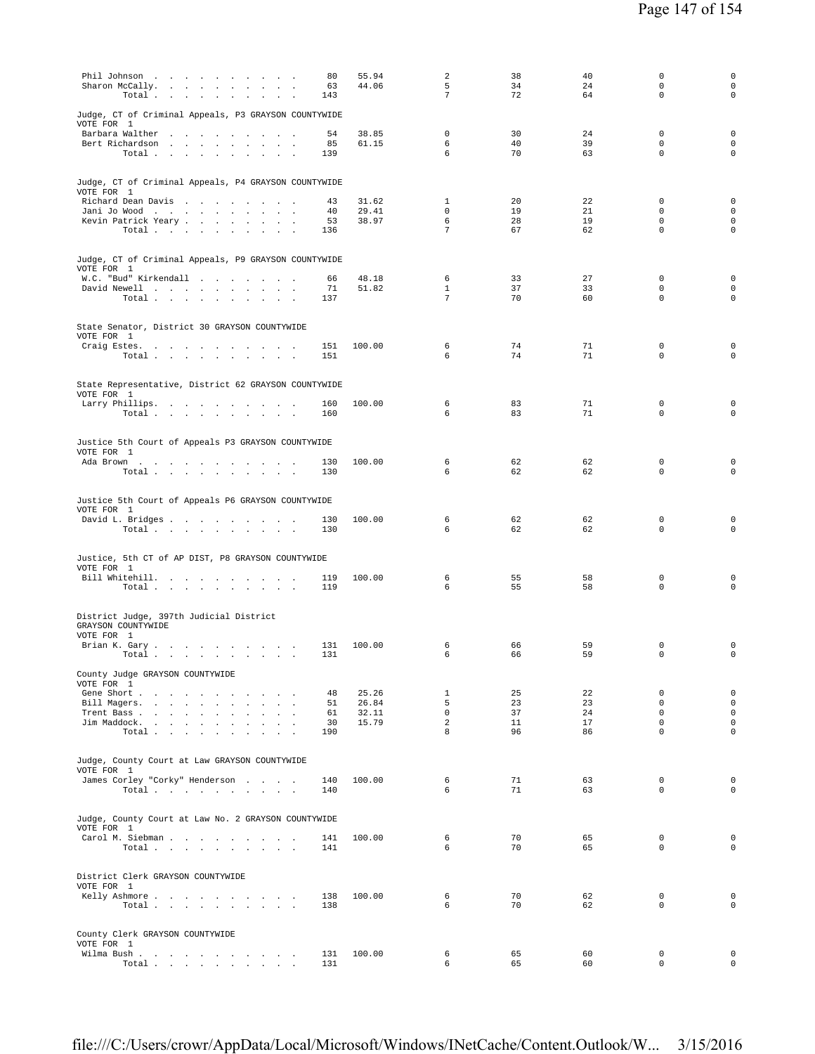| | Votes | Percent | | | | | |
|---|---|---|---|---|---|---|---|
| Phil Johnson | 80 | 55.94 | 2 | 38 | 40 | 0 | 0 |
| Sharon McCally | 63 | 44.06 | 5 | 34 | 24 | 0 | 0 |
| Total | 143 | | 7 | 72 | 64 | 0 | 0 |

Judge, CT of Criminal Appeals, P3 GRAYSON COUNTYWIDE
VOTE FOR 1

| | | | | | | | |
|---|---|---|---|---|---|---|---|
| Barbara Walther | 54 | 38.85 | 0 | 30 | 24 | 0 | 0 |
| Bert Richardson | 85 | 61.15 | 6 | 40 | 39 | 0 | 0 |
| Total | 139 | | 6 | 70 | 63 | 0 | 0 |

Judge, CT of Criminal Appeals, P4 GRAYSON COUNTYWIDE
VOTE FOR 1

| | | | | | | | |
|---|---|---|---|---|---|---|---|
| Richard Dean Davis | 43 | 31.62 | 1 | 20 | 22 | 0 | 0 |
| Jani Jo Wood | 40 | 29.41 | 0 | 19 | 21 | 0 | 0 |
| Kevin Patrick Yeary | 53 | 38.97 | 6 | 28 | 19 | 0 | 0 |
| Total | 136 | | 7 | 67 | 62 | 0 | 0 |

Judge, CT of Criminal Appeals, P9 GRAYSON COUNTYWIDE
VOTE FOR 1

| | | | | | | | |
|---|---|---|---|---|---|---|---|
| W.C. "Bud" Kirkendall | 66 | 48.18 | 6 | 33 | 27 | 0 | 0 |
| David Newell | 71 | 51.82 | 1 | 37 | 33 | 0 | 0 |
| Total | 137 | | 7 | 70 | 60 | 0 | 0 |

State Senator, District 30 GRAYSON COUNTYWIDE
VOTE FOR 1

| | | | | | | | |
|---|---|---|---|---|---|---|---|
| Craig Estes | 151 | 100.00 | 6 | 74 | 71 | 0 | 0 |
| Total | 151 | | 6 | 74 | 71 | 0 | 0 |

State Representative, District 62 GRAYSON COUNTYWIDE
VOTE FOR 1

| | | | | | | | |
|---|---|---|---|---|---|---|---|
| Larry Phillips | 160 | 100.00 | 6 | 83 | 71 | 0 | 0 |
| Total | 160 | | 6 | 83 | 71 | 0 | 0 |

Justice 5th Court of Appeals P3 GRAYSON COUNTYWIDE
VOTE FOR 1

| | | | | | | | |
|---|---|---|---|---|---|---|---|
| Ada Brown | 130 | 100.00 | 6 | 62 | 62 | 0 | 0 |
| Total | 130 | | 6 | 62 | 62 | 0 | 0 |

Justice 5th Court of Appeals P6 GRAYSON COUNTYWIDE
VOTE FOR 1

| | | | | | | | |
|---|---|---|---|---|---|---|---|
| David L. Bridges | 130 | 100.00 | 6 | 62 | 62 | 0 | 0 |
| Total | 130 | | 6 | 62 | 62 | 0 | 0 |

Justice, 5th CT of AP DIST, P8 GRAYSON COUNTYWIDE
VOTE FOR 1

| | | | | | | | |
|---|---|---|---|---|---|---|---|
| Bill Whitehill | 119 | 100.00 | 6 | 55 | 58 | 0 | 0 |
| Total | 119 | | 6 | 55 | 58 | 0 | 0 |

District Judge, 397th Judicial District
GRAYSON COUNTYWIDE
VOTE FOR 1

| | | | | | | | |
|---|---|---|---|---|---|---|---|
| Brian K. Gary | 131 | 100.00 | 6 | 66 | 59 | 0 | 0 |
| Total | 131 | | 6 | 66 | 59 | 0 | 0 |

County Judge GRAYSON COUNTYWIDE
VOTE FOR 1

| | | | | | | | |
|---|---|---|---|---|---|---|---|
| Gene Short | 48 | 25.26 | 1 | 25 | 22 | 0 | 0 |
| Bill Magers | 51 | 26.84 | 5 | 23 | 23 | 0 | 0 |
| Trent Bass | 61 | 32.11 | 0 | 37 | 24 | 0 | 0 |
| Jim Maddock | 30 | 15.79 | 2 | 11 | 17 | 0 | 0 |
| Total | 190 | | 8 | 96 | 86 | 0 | 0 |

Judge, County Court at Law GRAYSON COUNTYWIDE
VOTE FOR 1

| | | | | | | | |
|---|---|---|---|---|---|---|---|
| James Corley "Corky" Henderson | 140 | 100.00 | 6 | 71 | 63 | 0 | 0 |
| Total | 140 | | 6 | 71 | 63 | 0 | 0 |

Judge, County Court at Law No. 2 GRAYSON COUNTYWIDE
VOTE FOR 1

| | | | | | | | |
|---|---|---|---|---|---|---|---|
| Carol M. Siebman | 141 | 100.00 | 6 | 70 | 65 | 0 | 0 |
| Total | 141 | | 6 | 70 | 65 | 0 | 0 |

District Clerk GRAYSON COUNTYWIDE
VOTE FOR 1

| | | | | | | | |
|---|---|---|---|---|---|---|---|
| Kelly Ashmore | 138 | 100.00 | 6 | 70 | 62 | 0 | 0 |
| Total | 138 | | 6 | 70 | 62 | 0 | 0 |

County Clerk GRAYSON COUNTYWIDE
VOTE FOR 1

| | | | | | | | |
|---|---|---|---|---|---|---|---|
| Wilma Bush | 131 | 100.00 | 6 | 65 | 60 | 0 | 0 |
| Total | 131 | | 6 | 65 | 60 | 0 | 0 |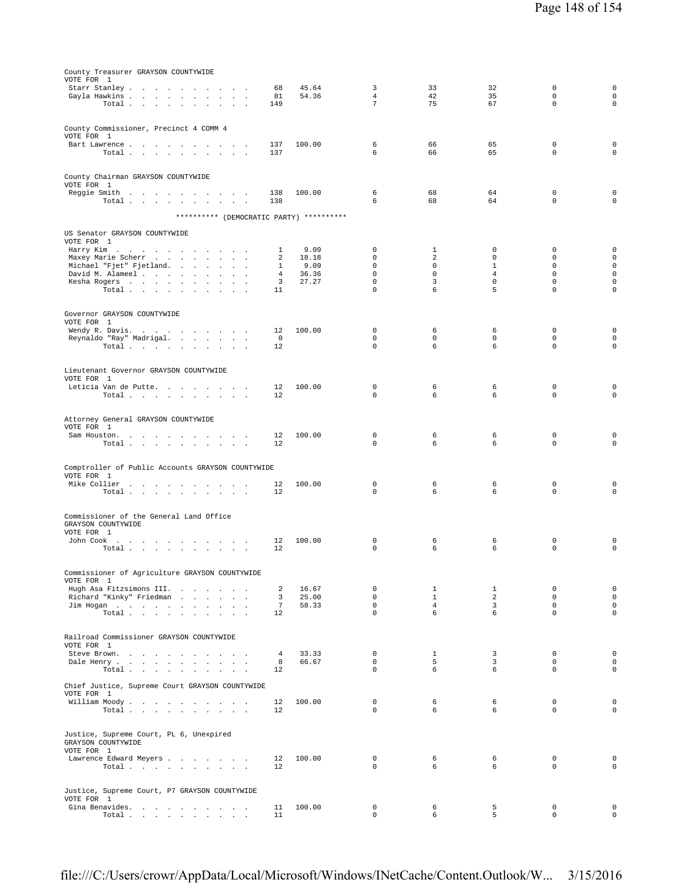County Treasurer GRAYSON COUNTYWIDE
VOTE FOR 1

| | | | | | | | |
|---|---|---|---|---|---|---|---|
| Starr Stanley | 68 | 45.64 | 3 | 33 | 32 | 0 | 0 |
| Gayla Hawkins | 81 | 54.36 | 4 | 42 | 35 | 0 | 0 |
| Total | 149 | | 7 | 75 | 67 | 0 | 0 |

County Commissioner, Precinct 4 COMM 4
VOTE FOR 1

| | | | | | | | |
|---|---|---|---|---|---|---|---|
| Bart Lawrence | 137 | 100.00 | 6 | 66 | 65 | 0 | 0 |
| Total | 137 | | 6 | 66 | 65 | 0 | 0 |

County Chairman GRAYSON COUNTYWIDE
VOTE FOR 1

| | | | | | | | |
|---|---|---|---|---|---|---|---|
| Reggie Smith | 138 | 100.00 | 6 | 68 | 64 | 0 | 0 |
| Total | 138 | | 6 | 68 | 64 | 0 | 0 |

********** (DEMOCRATIC PARTY) **********

US Senator GRAYSON COUNTYWIDE
VOTE FOR 1

| | | | | | | | |
|---|---|---|---|---|---|---|---|
| Harry Kim | 1 | 9.09 | 0 | 1 | 0 | 0 | 0 |
| Maxey Marie Scherr | 2 | 18.18 | 0 | 2 | 0 | 0 | 0 |
| Michael "Fjet" Fjetland | 1 | 9.09 | 0 | 0 | 1 | 0 | 0 |
| David M. Alameel | 4 | 36.36 | 0 | 0 | 4 | 0 | 0 |
| Kesha Rogers | 3 | 27.27 | 0 | 3 | 0 | 0 | 0 |
| Total | 11 | | 0 | 6 | 5 | 0 | 0 |

Governor GRAYSON COUNTYWIDE
VOTE FOR 1

| | | | | | | | |
|---|---|---|---|---|---|---|---|
| Wendy R. Davis | 12 | 100.00 | 0 | 6 | 6 | 0 | 0 |
| Reynaldo "Ray" Madrigal | 0 | | 0 | 0 | 0 | 0 | 0 |
| Total | 12 | | 0 | 6 | 6 | 0 | 0 |

Lieutenant Governor GRAYSON COUNTYWIDE
VOTE FOR 1

| | | | | | | | |
|---|---|---|---|---|---|---|---|
| Leticia Van de Putte | 12 | 100.00 | 0 | 6 | 6 | 0 | 0 |
| Total | 12 | | 0 | 6 | 6 | 0 | 0 |

Attorney General GRAYSON COUNTYWIDE
VOTE FOR 1

| | | | | | | | |
|---|---|---|---|---|---|---|---|
| Sam Houston | 12 | 100.00 | 0 | 6 | 6 | 0 | 0 |
| Total | 12 | | 0 | 6 | 6 | 0 | 0 |

Comptroller of Public Accounts GRAYSON COUNTYWIDE
VOTE FOR 1

| | | | | | | | |
|---|---|---|---|---|---|---|---|
| Mike Collier | 12 | 100.00 | 0 | 6 | 6 | 0 | 0 |
| Total | 12 | | 0 | 6 | 6 | 0 | 0 |

Commissioner of the General Land Office
GRAYSON COUNTYWIDE
VOTE FOR 1

| | | | | | | | |
|---|---|---|---|---|---|---|---|
| John Cook | 12 | 100.00 | 0 | 6 | 6 | 0 | 0 |
| Total | 12 | | 0 | 6 | 6 | 0 | 0 |

Commissioner of Agriculture GRAYSON COUNTYWIDE
VOTE FOR 1

| | | | | | | | |
|---|---|---|---|---|---|---|---|
| Hugh Asa Fitzsimons III. | 2 | 16.67 | 0 | 1 | 1 | 0 | 0 |
| Richard "Kinky" Friedman | 3 | 25.00 | 0 | 1 | 2 | 0 | 0 |
| Jim Hogan | 7 | 58.33 | 0 | 4 | 3 | 0 | 0 |
| Total | 12 | | 0 | 6 | 6 | 0 | 0 |

Railroad Commissioner GRAYSON COUNTYWIDE
VOTE FOR 1

| | | | | | | | |
|---|---|---|---|---|---|---|---|
| Steve Brown | 4 | 33.33 | 0 | 1 | 3 | 0 | 0 |
| Dale Henry | 8 | 66.67 | 0 | 5 | 3 | 0 | 0 |
| Total | 12 | | 0 | 6 | 6 | 0 | 0 |

Chief Justice, Supreme Court GRAYSON COUNTYWIDE
VOTE FOR 1

| | | | | | | | |
|---|---|---|---|---|---|---|---|
| William Moody | 12 | 100.00 | 0 | 6 | 6 | 0 | 0 |
| Total | 12 | | 0 | 6 | 6 | 0 | 0 |

Justice, Supreme Court, PL 6, Unexpired
GRAYSON COUNTYWIDE
VOTE FOR 1

| | | | | | | | |
|---|---|---|---|---|---|---|---|
| Lawrence Edward Meyers | 12 | 100.00 | 0 | 6 | 6 | 0 | 0 |
| Total | 12 | | 0 | 6 | 6 | 0 | 0 |

Justice, Supreme Court, P7 GRAYSON COUNTYWIDE
VOTE FOR 1

| | | | | | | | |
|---|---|---|---|---|---|---|---|
| Gina Benavides | 11 | 100.00 | 0 | 6 | 5 | 0 | 0 |
| Total | 11 | | 0 | 6 | 5 | 0 | 0 |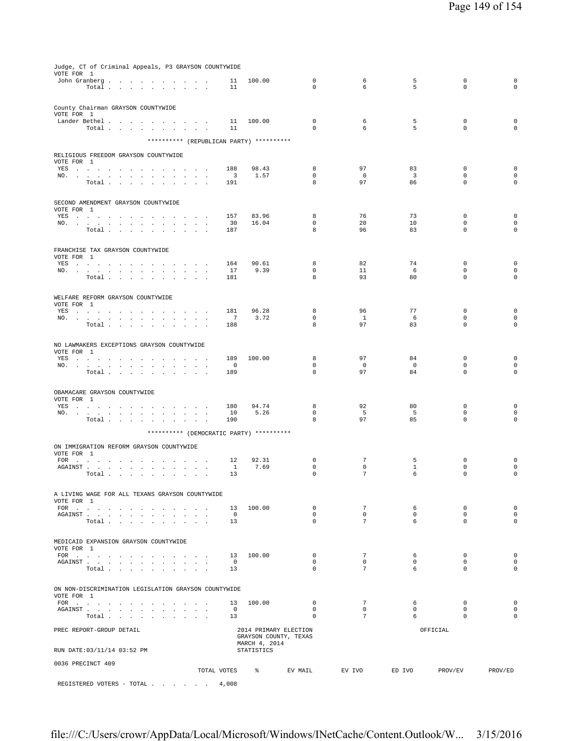Judge, CT of Criminal Appeals, P3 GRAYSON COUNTYWIDE
VOTE FOR 1

| | TOTAL VOTES | % | EV MAIL | EV IVO | ED IVO | PROV/EV | PROV/ED |
|---|---|---|---|---|---|---|---|
| John Granberg | 11 | 100.00 | 0 | 6 | 5 | 0 | 0 |
| Total | 11 | | 0 | 6 | 5 | 0 | 0 |

County Chairman GRAYSON COUNTYWIDE
VOTE FOR 1

| | TOTAL VOTES | % | EV MAIL | EV IVO | ED IVO | PROV/EV | PROV/ED |
|---|---|---|---|---|---|---|---|
| Lander Bethel | 11 | 100.00 | 0 | 6 | 5 | 0 | 0 |
| Total | 11 | | 0 | 6 | 5 | 0 | 0 |

********** (REPUBLICAN PARTY) **********

RELIGIOUS FREEDOM GRAYSON COUNTYWIDE
VOTE FOR 1

| | TOTAL VOTES | % | EV MAIL | EV IVO | ED IVO | PROV/EV | PROV/ED |
|---|---|---|---|---|---|---|---|
| YES | 188 | 98.43 | 8 | 97 | 83 | 0 | 0 |
| NO. | 3 | 1.57 | 0 | 0 | 3 | 0 | 0 |
| Total | 191 | | 8 | 97 | 86 | 0 | 0 |

SECOND AMENDMENT GRAYSON COUNTYWIDE
VOTE FOR 1

| | TOTAL VOTES | % | EV MAIL | EV IVO | ED IVO | PROV/EV | PROV/ED |
|---|---|---|---|---|---|---|---|
| YES | 157 | 83.96 | 8 | 76 | 73 | 0 | 0 |
| NO. | 30 | 16.04 | 0 | 20 | 10 | 0 | 0 |
| Total | 187 | | 8 | 96 | 83 | 0 | 0 |

FRANCHISE TAX GRAYSON COUNTYWIDE
VOTE FOR 1

| | TOTAL VOTES | % | EV MAIL | EV IVO | ED IVO | PROV/EV | PROV/ED |
|---|---|---|---|---|---|---|---|
| YES | 164 | 90.61 | 8 | 82 | 74 | 0 | 0 |
| NO. | 17 | 9.39 | 0 | 11 | 6 | 0 | 0 |
| Total | 181 | | 8 | 93 | 80 | 0 | 0 |

WELFARE REFORM GRAYSON COUNTYWIDE
VOTE FOR 1

| | TOTAL VOTES | % | EV MAIL | EV IVO | ED IVO | PROV/EV | PROV/ED |
|---|---|---|---|---|---|---|---|
| YES | 181 | 96.28 | 8 | 96 | 77 | 0 | 0 |
| NO. | 7 | 3.72 | 0 | 1 | 6 | 0 | 0 |
| Total | 188 | | 8 | 97 | 83 | 0 | 0 |

NO LAWMAKERS EXCEPTIONS GRAYSON COUNTYWIDE
VOTE FOR 1

| | TOTAL VOTES | % | EV MAIL | EV IVO | ED IVO | PROV/EV | PROV/ED |
|---|---|---|---|---|---|---|---|
| YES | 189 | 100.00 | 8 | 97 | 84 | 0 | 0 |
| NO. | 0 | | 0 | 0 | 0 | 0 | 0 |
| Total | 189 | | 8 | 97 | 84 | 0 | 0 |

OBAMACARE GRAYSON COUNTYWIDE
VOTE FOR 1

| | TOTAL VOTES | % | EV MAIL | EV IVO | ED IVO | PROV/EV | PROV/ED |
|---|---|---|---|---|---|---|---|
| YES | 180 | 94.74 | 8 | 92 | 80 | 0 | 0 |
| NO. | 10 | 5.26 | 0 | 5 | 5 | 0 | 0 |
| Total | 190 | | 8 | 97 | 85 | 0 | 0 |

********** (DEMOCRATIC PARTY) **********

ON IMMIGRATION REFORM GRAYSON COUNTYWIDE
VOTE FOR 1

| | TOTAL VOTES | % | EV MAIL | EV IVO | ED IVO | PROV/EV | PROV/ED |
|---|---|---|---|---|---|---|---|
| FOR | 12 | 92.31 | 0 | 7 | 5 | 0 | 0 |
| AGAINST | 1 | 7.69 | 0 | 0 | 1 | 0 | 0 |
| Total | 13 | | 0 | 7 | 6 | 0 | 0 |

A LIVING WAGE FOR ALL TEXANS GRAYSON COUNTYWIDE
VOTE FOR 1

| | TOTAL VOTES | % | EV MAIL | EV IVO | ED IVO | PROV/EV | PROV/ED |
|---|---|---|---|---|---|---|---|
| FOR | 13 | 100.00 | 0 | 7 | 6 | 0 | 0 |
| AGAINST | 0 | | 0 | 0 | 0 | 0 | 0 |
| Total | 13 | | 0 | 7 | 6 | 0 | 0 |

MEDICAID EXPANSION GRAYSON COUNTYWIDE
VOTE FOR 1

| | TOTAL VOTES | % | EV MAIL | EV IVO | ED IVO | PROV/EV | PROV/ED |
|---|---|---|---|---|---|---|---|
| FOR | 13 | 100.00 | 0 | 7 | 6 | 0 | 0 |
| AGAINST | 0 | | 0 | 0 | 0 | 0 | 0 |
| Total | 13 | | 0 | 7 | 6 | 0 | 0 |

ON NON-DISCRIMINATION LEGISLATION GRAYSON COUNTYWIDE
VOTE FOR 1

| | TOTAL VOTES | % | EV MAIL | EV IVO | ED IVO | PROV/EV | PROV/ED |
|---|---|---|---|---|---|---|---|
| FOR | 13 | 100.00 | 0 | 7 | 6 | 0 | 0 |
| AGAINST | 0 | | 0 | 0 | 0 | 0 | 0 |
| Total | 13 | | 0 | 7 | 6 | 0 | 0 |

PREC REPORT-GROUP DETAIL — 2014 PRIMARY ELECTION, GRAYSON COUNTY, TEXAS, MARCH 4, 2014 — OFFICIAL

RUN DATE:03/11/14 03:52 PM — STATISTICS

0036 PRECINCT 409

| | TOTAL VOTES | % | EV MAIL | EV IVO | ED IVO | PROV/EV | PROV/ED |
|---|---|---|---|---|---|---|---|
| REGISTERED VOTERS - TOTAL | 4,008 | | | | | | |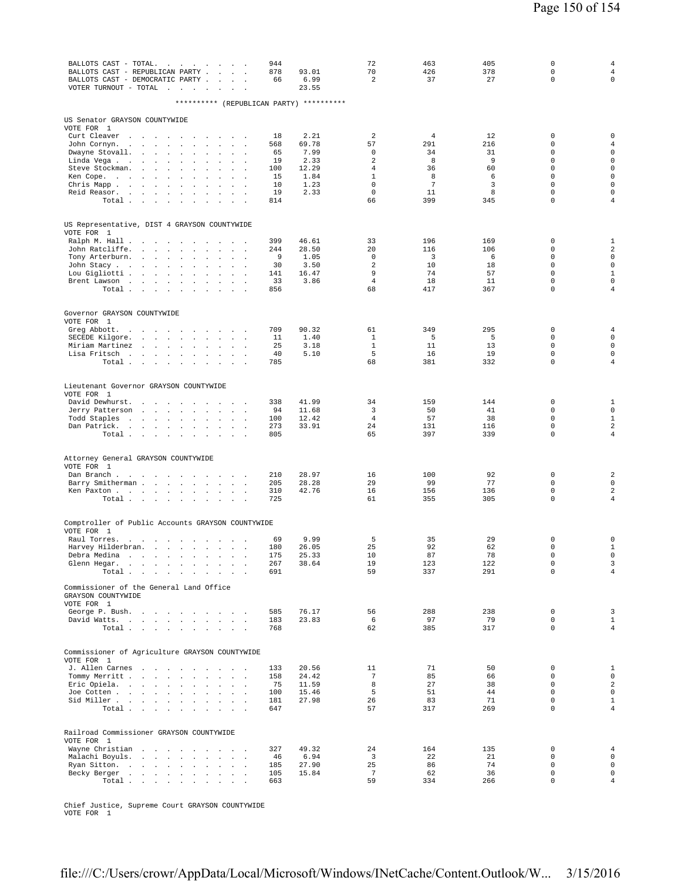| | | | | | | | |
|---|---|---|---|---|---|---|---|
| BALLOTS CAST - TOTAL. | 944 | | 72 | 463 | 405 | 0 | 4 |
| BALLOTS CAST - REPUBLICAN PARTY | 878 | 93.01 | 70 | 426 | 378 | 0 | 4 |
| BALLOTS CAST - DEMOCRATIC PARTY | 66 | 6.99 | 2 | 37 | 27 | 0 | 0 |
| VOTER TURNOUT - TOTAL | | 23.55 | | | | | |

********** (REPUBLICAN PARTY) **********

US Senator GRAYSON COUNTYWIDE
VOTE FOR 1

| | | | | | | | |
|---|---|---|---|---|---|---|---|
| Curt Cleaver | 18 | 2.21 | 2 | 4 | 12 | 0 | 0 |
| John Cornyn. | 568 | 69.78 | 57 | 291 | 216 | 0 | 4 |
| Dwayne Stovall. | 65 | 7.99 | 0 | 34 | 31 | 0 | 0 |
| Linda Vega | 19 | 2.33 | 2 | 8 | 9 | 0 | 0 |
| Steve Stockman. | 100 | 12.29 | 4 | 36 | 60 | 0 | 0 |
| Ken Cope. | 15 | 1.84 | 1 | 8 | 6 | 0 | 0 |
| Chris Mapp | 10 | 1.23 | 0 | 7 | 3 | 0 | 0 |
| Reid Reasor. | 19 | 2.33 | 0 | 11 | 8 | 0 | 0 |
| Total | 814 | | 66 | 399 | 345 | 0 | 4 |

US Representative, DIST 4 GRAYSON COUNTYWIDE
VOTE FOR 1

| | | | | | | | |
|---|---|---|---|---|---|---|---|
| Ralph M. Hall | 399 | 46.61 | 33 | 196 | 169 | 0 | 1 |
| John Ratcliffe. | 244 | 28.50 | 20 | 116 | 106 | 0 | 2 |
| Tony Arterburn. | 9 | 1.05 | 0 | 3 | 6 | 0 | 0 |
| John Stacy | 30 | 3.50 | 2 | 10 | 18 | 0 | 0 |
| Lou Gigliotti | 141 | 16.47 | 9 | 74 | 57 | 0 | 1 |
| Brent Lawson | 33 | 3.86 | 4 | 18 | 11 | 0 | 0 |
| Total | 856 | | 68 | 417 | 367 | 0 | 4 |

Governor GRAYSON COUNTYWIDE
VOTE FOR 1

| | | | | | | | |
|---|---|---|---|---|---|---|---|
| Greg Abbott. | 709 | 90.32 | 61 | 349 | 295 | 0 | 4 |
| SECEDE Kilgore. | 11 | 1.40 | 1 | 5 | 5 | 0 | 0 |
| Miriam Martinez | 25 | 3.18 | 1 | 11 | 13 | 0 | 0 |
| Lisa Fritsch | 40 | 5.10 | 5 | 16 | 19 | 0 | 0 |
| Total | 785 | | 68 | 381 | 332 | 0 | 4 |

Lieutenant Governor GRAYSON COUNTYWIDE
VOTE FOR 1

| | | | | | | | |
|---|---|---|---|---|---|---|---|
| David Dewhurst. | 338 | 41.99 | 34 | 159 | 144 | 0 | 1 |
| Jerry Patterson | 94 | 11.68 | 3 | 50 | 41 | 0 | 0 |
| Todd Staples | 100 | 12.42 | 4 | 57 | 38 | 0 | 1 |
| Dan Patrick. | 273 | 33.91 | 24 | 131 | 116 | 0 | 2 |
| Total | 805 | | 65 | 397 | 339 | 0 | 4 |

Attorney General GRAYSON COUNTYWIDE
VOTE FOR 1

| | | | | | | | |
|---|---|---|---|---|---|---|---|
| Dan Branch | 210 | 28.97 | 16 | 100 | 92 | 0 | 2 |
| Barry Smitherman | 205 | 28.28 | 29 | 99 | 77 | 0 | 0 |
| Ken Paxton | 310 | 42.76 | 16 | 156 | 136 | 0 | 2 |
| Total | 725 | | 61 | 355 | 305 | 0 | 4 |

Comptroller of Public Accounts GRAYSON COUNTYWIDE
VOTE FOR 1

| | | | | | | | |
|---|---|---|---|---|---|---|---|
| Raul Torres. | 69 | 9.99 | 5 | 35 | 29 | 0 | 0 |
| Harvey Hilderbran. | 180 | 26.05 | 25 | 92 | 62 | 0 | 1 |
| Debra Medina | 175 | 25.33 | 10 | 87 | 78 | 0 | 0 |
| Glenn Hegar. | 267 | 38.64 | 19 | 123 | 122 | 0 | 3 |
| Total | 691 | | 59 | 337 | 291 | 0 | 4 |

Commissioner of the General Land Office
GRAYSON COUNTYWIDE
VOTE FOR 1

| | | | | | | | |
|---|---|---|---|---|---|---|---|
| George P. Bush. | 585 | 76.17 | 56 | 288 | 238 | 0 | 3 |
| David Watts. | 183 | 23.83 | 6 | 97 | 79 | 0 | 1 |
| Total | 768 | | 62 | 385 | 317 | 0 | 4 |

Commissioner of Agriculture GRAYSON COUNTYWIDE
VOTE FOR 1

| | | | | | | | |
|---|---|---|---|---|---|---|---|
| J. Allen Carnes | 133 | 20.56 | 11 | 71 | 50 | 0 | 1 |
| Tommy Merritt | 158 | 24.42 | 7 | 85 | 66 | 0 | 0 |
| Eric Opiela. | 75 | 11.59 | 8 | 27 | 38 | 0 | 2 |
| Joe Cotten | 100 | 15.46 | 5 | 51 | 44 | 0 | 0 |
| Sid Miller | 181 | 27.98 | 26 | 83 | 71 | 0 | 1 |
| Total | 647 | | 57 | 317 | 269 | 0 | 4 |

Railroad Commissioner GRAYSON COUNTYWIDE
VOTE FOR 1

| | | | | | | | |
|---|---|---|---|---|---|---|---|
| Wayne Christian | 327 | 49.32 | 24 | 164 | 135 | 0 | 4 |
| Malachi Boyuls. | 46 | 6.94 | 3 | 22 | 21 | 0 | 0 |
| Ryan Sitton. | 185 | 27.90 | 25 | 86 | 74 | 0 | 0 |
| Becky Berger | 105 | 15.84 | 7 | 62 | 36 | 0 | 0 |
| Total | 663 | | 59 | 334 | 266 | 0 | 4 |

Chief Justice, Supreme Court GRAYSON COUNTYWIDE
VOTE FOR 1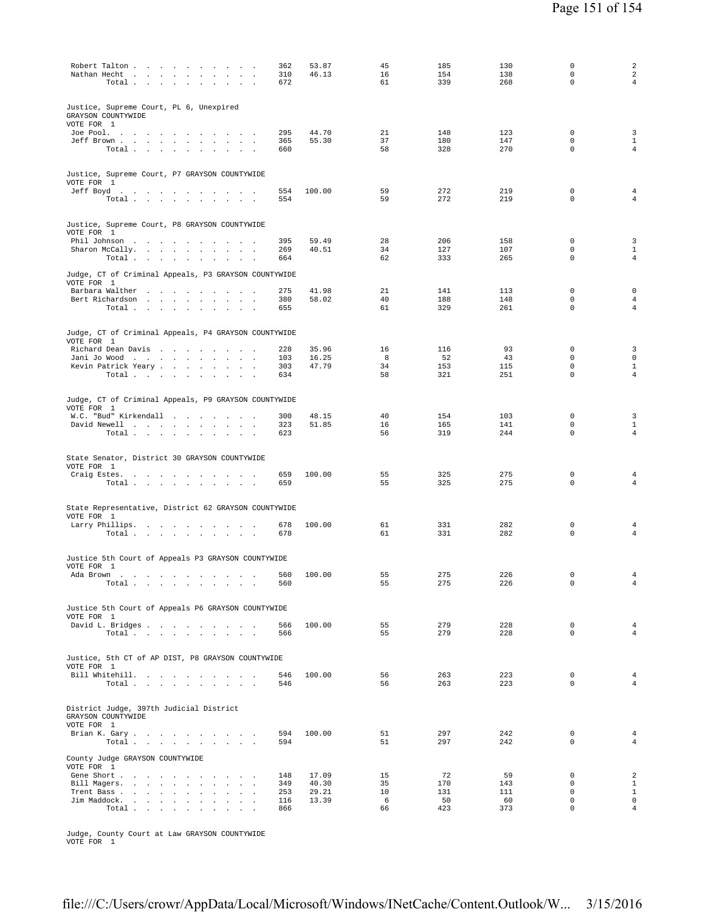| | | | | | | | |
|---|---|---|---|---|---|---|---|
| Robert Talton | 362 | 53.87 | 45 | 185 | 130 | 0 | 2 |
| Nathan Hecht | 310 | 46.13 | 16 | 154 | 138 | 0 | 2 |
| Total | 672 | | 61 | 339 | 268 | 0 | 4 |

Justice, Supreme Court, PL 6, Unexpired
GRAYSON COUNTYWIDE
VOTE FOR 1

| | | | | | | | |
|---|---|---|---|---|---|---|---|
| Joe Pool | 295 | 44.70 | 21 | 148 | 123 | 0 | 3 |
| Jeff Brown | 365 | 55.30 | 37 | 180 | 147 | 0 | 1 |
| Total | 660 | | 58 | 328 | 270 | 0 | 4 |

Justice, Supreme Court, P7 GRAYSON COUNTYWIDE
VOTE FOR 1

| | | | | | | | |
|---|---|---|---|---|---|---|---|
| Jeff Boyd | 554 | 100.00 | 59 | 272 | 219 | 0 | 4 |
| Total | 554 | | 59 | 272 | 219 | 0 | 4 |

Justice, Supreme Court, P8 GRAYSON COUNTYWIDE
VOTE FOR 1

| | | | | | | | |
|---|---|---|---|---|---|---|---|
| Phil Johnson | 395 | 59.49 | 28 | 206 | 158 | 0 | 3 |
| Sharon McCally | 269 | 40.51 | 34 | 127 | 107 | 0 | 1 |
| Total | 664 | | 62 | 333 | 265 | 0 | 4 |

Judge, CT of Criminal Appeals, P3 GRAYSON COUNTYWIDE
VOTE FOR 1

| | | | | | | | |
|---|---|---|---|---|---|---|---|
| Barbara Walther | 275 | 41.98 | 21 | 141 | 113 | 0 | 0 |
| Bert Richardson | 380 | 58.02 | 40 | 188 | 148 | 0 | 4 |
| Total | 655 | | 61 | 329 | 261 | 0 | 4 |

Judge, CT of Criminal Appeals, P4 GRAYSON COUNTYWIDE
VOTE FOR 1

| | | | | | | | |
|---|---|---|---|---|---|---|---|
| Richard Dean Davis | 228 | 35.96 | 16 | 116 | 93 | 0 | 3 |
| Jani Jo Wood | 103 | 16.25 | 8 | 52 | 43 | 0 | 0 |
| Kevin Patrick Yeary | 303 | 47.79 | 34 | 153 | 115 | 0 | 1 |
| Total | 634 | | 58 | 321 | 251 | 0 | 4 |

Judge, CT of Criminal Appeals, P9 GRAYSON COUNTYWIDE
VOTE FOR 1

| | | | | | | | |
|---|---|---|---|---|---|---|---|
| W.C. "Bud" Kirkendall | 300 | 48.15 | 40 | 154 | 103 | 0 | 3 |
| David Newell | 323 | 51.85 | 16 | 165 | 141 | 0 | 1 |
| Total | 623 | | 56 | 319 | 244 | 0 | 4 |

State Senator, District 30 GRAYSON COUNTYWIDE
VOTE FOR 1

| | | | | | | | |
|---|---|---|---|---|---|---|---|
| Craig Estes | 659 | 100.00 | 55 | 325 | 275 | 0 | 4 |
| Total | 659 | | 55 | 325 | 275 | 0 | 4 |

State Representative, District 62 GRAYSON COUNTYWIDE
VOTE FOR 1

| | | | | | | | |
|---|---|---|---|---|---|---|---|
| Larry Phillips | 678 | 100.00 | 61 | 331 | 282 | 0 | 4 |
| Total | 678 | | 61 | 331 | 282 | 0 | 4 |

Justice 5th Court of Appeals P3 GRAYSON COUNTYWIDE
VOTE FOR 1

| | | | | | | | |
|---|---|---|---|---|---|---|---|
| Ada Brown | 560 | 100.00 | 55 | 275 | 226 | 0 | 4 |
| Total | 560 | | 55 | 275 | 226 | 0 | 4 |

Justice 5th Court of Appeals P6 GRAYSON COUNTYWIDE
VOTE FOR 1

| | | | | | | | |
|---|---|---|---|---|---|---|---|
| David L. Bridges | 566 | 100.00 | 55 | 279 | 228 | 0 | 4 |
| Total | 566 | | 55 | 279 | 228 | 0 | 4 |

Justice, 5th CT of AP DIST, P8 GRAYSON COUNTYWIDE
VOTE FOR 1

| | | | | | | | |
|---|---|---|---|---|---|---|---|
| Bill Whitehill | 546 | 100.00 | 56 | 263 | 223 | 0 | 4 |
| Total | 546 | | 56 | 263 | 223 | 0 | 4 |

District Judge, 397th Judicial District
GRAYSON COUNTYWIDE
VOTE FOR 1

| | | | | | | | |
|---|---|---|---|---|---|---|---|
| Brian K. Gary | 594 | 100.00 | 51 | 297 | 242 | 0 | 4 |
| Total | 594 | | 51 | 297 | 242 | 0 | 4 |

County Judge GRAYSON COUNTYWIDE
VOTE FOR 1

| | | | | | | | |
|---|---|---|---|---|---|---|---|
| Gene Short | 148 | 17.09 | 15 | 72 | 59 | 0 | 2 |
| Bill Magers | 349 | 40.30 | 35 | 170 | 143 | 0 | 1 |
| Trent Bass | 253 | 29.21 | 10 | 131 | 111 | 0 | 1 |
| Jim Maddock | 116 | 13.39 | 6 | 50 | 60 | 0 | 0 |
| Total | 866 | | 66 | 423 | 373 | 0 | 4 |

Judge, County Court at Law GRAYSON COUNTYWIDE
VOTE FOR 1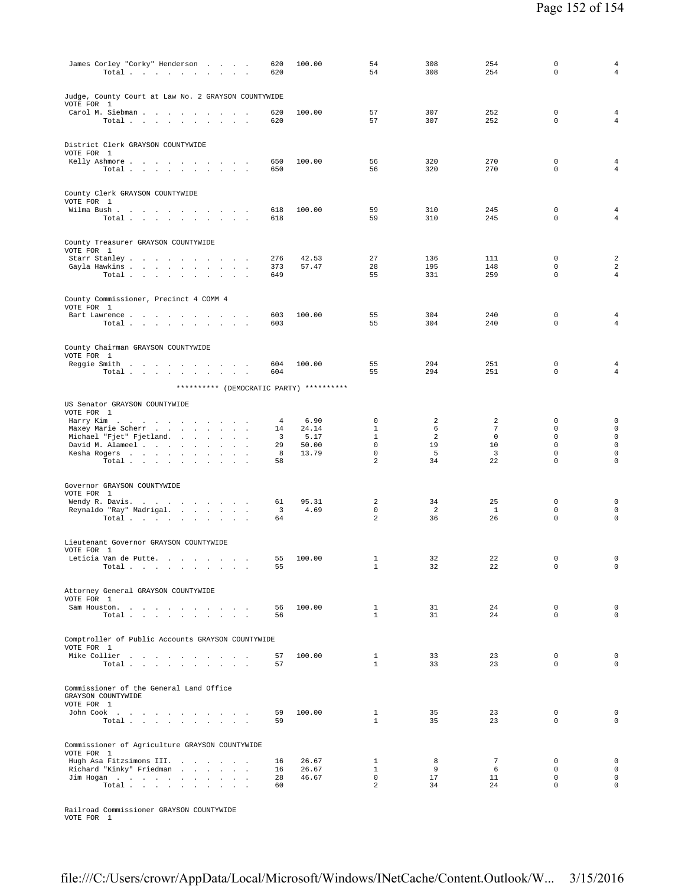| Candidate | Votes | Percent | | | | | |
|---|---|---|---|---|---|---|---|
| James Corley "Corky" Henderson | 620 | 100.00 | 54 | 308 | 254 | 0 | 4 |
| Total | 620 | | 54 | 308 | 254 | 0 | 4 |

Judge, County Court at Law No. 2 GRAYSON COUNTYWIDE
VOTE FOR 1

| Candidate | Votes | Percent | | | | | |
|---|---|---|---|---|---|---|---|
| Carol M. Siebman | 620 | 100.00 | 57 | 307 | 252 | 0 | 4 |
| Total | 620 | | 57 | 307 | 252 | 0 | 4 |

District Clerk GRAYSON COUNTYWIDE
VOTE FOR 1

| Candidate | Votes | Percent | | | | | |
|---|---|---|---|---|---|---|---|
| Kelly Ashmore | 650 | 100.00 | 56 | 320 | 270 | 0 | 4 |
| Total | 650 | | 56 | 320 | 270 | 0 | 4 |

County Clerk GRAYSON COUNTYWIDE
VOTE FOR 1

| Candidate | Votes | Percent | | | | | |
|---|---|---|---|---|---|---|---|
| Wilma Bush | 618 | 100.00 | 59 | 310 | 245 | 0 | 4 |
| Total | 618 | | 59 | 310 | 245 | 0 | 4 |

County Treasurer GRAYSON COUNTYWIDE
VOTE FOR 1

| Candidate | Votes | Percent | | | | | |
|---|---|---|---|---|---|---|---|
| Starr Stanley | 276 | 42.53 | 27 | 136 | 111 | 0 | 2 |
| Gayla Hawkins | 373 | 57.47 | 28 | 195 | 148 | 0 | 2 |
| Total | 649 | | 55 | 331 | 259 | 0 | 4 |

County Commissioner, Precinct 4 COMM 4
VOTE FOR 1

| Candidate | Votes | Percent | | | | | |
|---|---|---|---|---|---|---|---|
| Bart Lawrence | 603 | 100.00 | 55 | 304 | 240 | 0 | 4 |
| Total | 603 | | 55 | 304 | 240 | 0 | 4 |

County Chairman GRAYSON COUNTYWIDE
VOTE FOR 1

| Candidate | Votes | Percent | | | | | |
|---|---|---|---|---|---|---|---|
| Reggie Smith | 604 | 100.00 | 55 | 294 | 251 | 0 | 4 |
| Total | 604 | | 55 | 294 | 251 | 0 | 4 |

********** (DEMOCRATIC PARTY) **********

US Senator GRAYSON COUNTYWIDE
VOTE FOR 1

| Candidate | Votes | Percent | | | | | |
|---|---|---|---|---|---|---|---|
| Harry Kim | 4 | 6.90 | 0 | 2 | 2 | 0 | 0 |
| Maxey Marie Scherr | 14 | 24.14 | 1 | 6 | 7 | 0 | 0 |
| Michael "Fjet" Fjetland | 3 | 5.17 | 1 | 2 | 0 | 0 | 0 |
| David M. Alameel | 29 | 50.00 | 0 | 19 | 10 | 0 | 0 |
| Kesha Rogers | 8 | 13.79 | 0 | 5 | 3 | 0 | 0 |
| Total | 58 | | 2 | 34 | 22 | 0 | 0 |

Governor GRAYSON COUNTYWIDE
VOTE FOR 1

| Candidate | Votes | Percent | | | | | |
|---|---|---|---|---|---|---|---|
| Wendy R. Davis | 61 | 95.31 | 2 | 34 | 25 | 0 | 0 |
| Reynaldo "Ray" Madrigal | 3 | 4.69 | 0 | 2 | 1 | 0 | 0 |
| Total | 64 | | 2 | 36 | 26 | 0 | 0 |

Lieutenant Governor GRAYSON COUNTYWIDE
VOTE FOR 1

| Candidate | Votes | Percent | | | | | |
|---|---|---|---|---|---|---|---|
| Leticia Van de Putte | 55 | 100.00 | 1 | 32 | 22 | 0 | 0 |
| Total | 55 | | 1 | 32 | 22 | 0 | 0 |

Attorney General GRAYSON COUNTYWIDE
VOTE FOR 1

| Candidate | Votes | Percent | | | | | |
|---|---|---|---|---|---|---|---|
| Sam Houston | 56 | 100.00 | 1 | 31 | 24 | 0 | 0 |
| Total | 56 | | 1 | 31 | 24 | 0 | 0 |

Comptroller of Public Accounts GRAYSON COUNTYWIDE
VOTE FOR 1

| Candidate | Votes | Percent | | | | | |
|---|---|---|---|---|---|---|---|
| Mike Collier | 57 | 100.00 | 1 | 33 | 23 | 0 | 0 |
| Total | 57 | | 1 | 33 | 23 | 0 | 0 |

Commissioner of the General Land Office GRAYSON COUNTYWIDE
VOTE FOR 1

| Candidate | Votes | Percent | | | | | |
|---|---|---|---|---|---|---|---|
| John Cook | 59 | 100.00 | 1 | 35 | 23 | 0 | 0 |
| Total | 59 | | 1 | 35 | 23 | 0 | 0 |

Commissioner of Agriculture GRAYSON COUNTYWIDE
VOTE FOR 1

| Candidate | Votes | Percent | | | | | |
|---|---|---|---|---|---|---|---|
| Hugh Asa Fitzsimons III. | 16 | 26.67 | 1 | 8 | 7 | 0 | 0 |
| Richard "Kinky" Friedman | 16 | 26.67 | 1 | 9 | 6 | 0 | 0 |
| Jim Hogan | 28 | 46.67 | 0 | 17 | 11 | 0 | 0 |
| Total | 60 | | 2 | 34 | 24 | 0 | 0 |

Railroad Commissioner GRAYSON COUNTYWIDE
VOTE FOR 1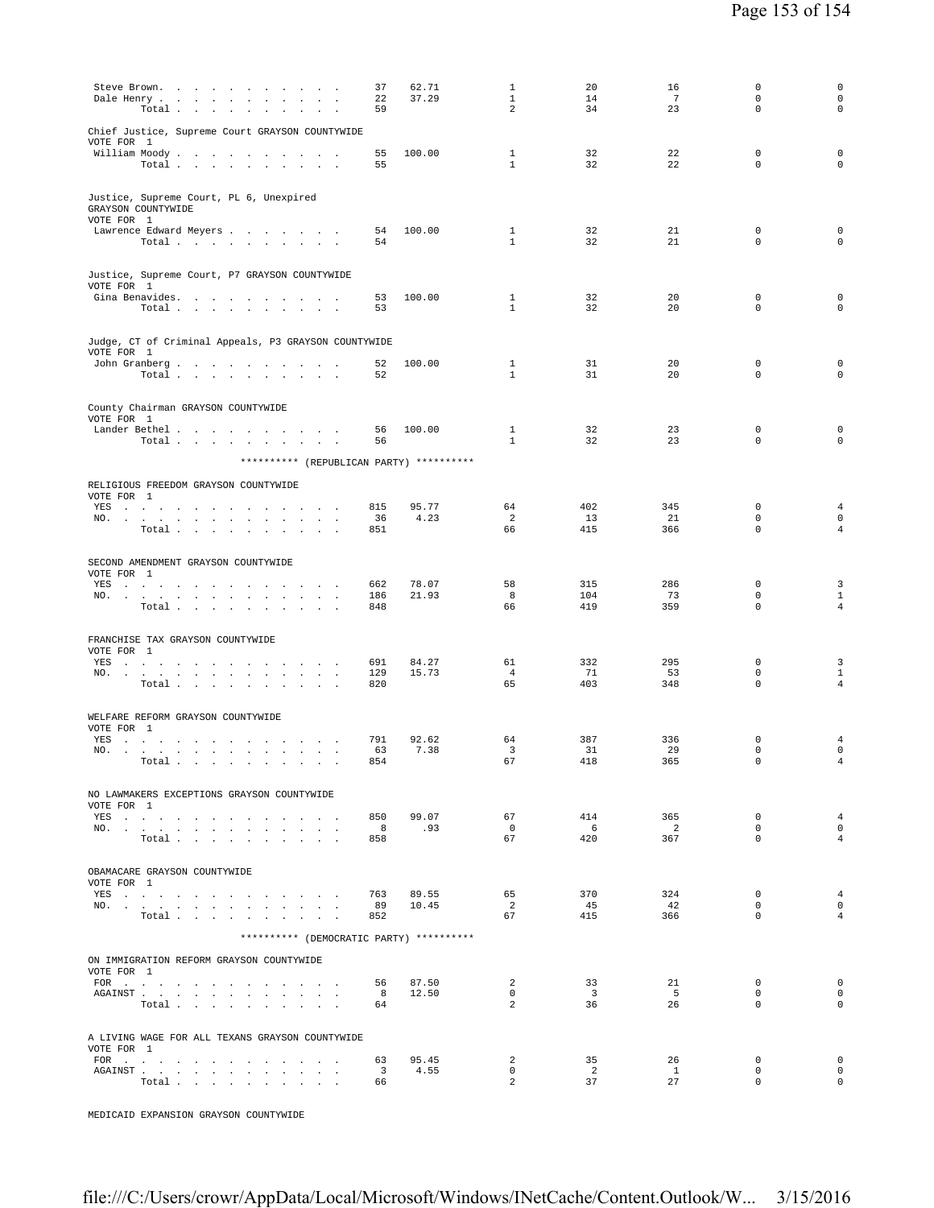| | | | | | | | |
|---|---|---|---|---|---|---|---|
| Steve Brown | 37 | 62.71 | 1 | 20 | 16 | 0 | 0 |
| Dale Henry | 22 | 37.29 | 1 | 14 | 7 | 0 | 0 |
| Total | 59 | | 2 | 34 | 23 | 0 | 0 |

Chief Justice, Supreme Court GRAYSON COUNTYWIDE
VOTE FOR 1

| | | | | | | | |
|---|---|---|---|---|---|---|---|
| William Moody | 55 | 100.00 | 1 | 32 | 22 | 0 | 0 |
| Total | 55 | | 1 | 32 | 22 | 0 | 0 |

Justice, Supreme Court, PL 6, Unexpired
GRAYSON COUNTYWIDE
VOTE FOR 1

| | | | | | | | |
|---|---|---|---|---|---|---|---|
| Lawrence Edward Meyers | 54 | 100.00 | 1 | 32 | 21 | 0 | 0 |
| Total | 54 | | 1 | 32 | 21 | 0 | 0 |

Justice, Supreme Court, P7 GRAYSON COUNTYWIDE
VOTE FOR 1

| | | | | | | | |
|---|---|---|---|---|---|---|---|
| Gina Benavides | 53 | 100.00 | 1 | 32 | 20 | 0 | 0 |
| Total | 53 | | 1 | 32 | 20 | 0 | 0 |

Judge, CT of Criminal Appeals, P3 GRAYSON COUNTYWIDE
VOTE FOR 1

| | | | | | | | |
|---|---|---|---|---|---|---|---|
| John Granberg | 52 | 100.00 | 1 | 31 | 20 | 0 | 0 |
| Total | 52 | | 1 | 31 | 20 | 0 | 0 |

County Chairman GRAYSON COUNTYWIDE
VOTE FOR 1

| | | | | | | | |
|---|---|---|---|---|---|---|---|
| Lander Bethel | 56 | 100.00 | 1 | 32 | 23 | 0 | 0 |
| Total | 56 | | 1 | 32 | 23 | 0 | 0 |

********** (REPUBLICAN PARTY) **********

RELIGIOUS FREEDOM GRAYSON COUNTYWIDE
VOTE FOR 1

| | | | | | | | |
|---|---|---|---|---|---|---|---|
| YES | 815 | 95.77 | 64 | 402 | 345 | 0 | 4 |
| NO | 36 | 4.23 | 2 | 13 | 21 | 0 | 0 |
| Total | 851 | | 66 | 415 | 366 | 0 | 4 |

SECOND AMENDMENT GRAYSON COUNTYWIDE
VOTE FOR 1

| | | | | | | | |
|---|---|---|---|---|---|---|---|
| YES | 662 | 78.07 | 58 | 315 | 286 | 0 | 3 |
| NO | 186 | 21.93 | 8 | 104 | 73 | 0 | 1 |
| Total | 848 | | 66 | 419 | 359 | 0 | 4 |

FRANCHISE TAX GRAYSON COUNTYWIDE
VOTE FOR 1

| | | | | | | | |
|---|---|---|---|---|---|---|---|
| YES | 691 | 84.27 | 61 | 332 | 295 | 0 | 3 |
| NO | 129 | 15.73 | 4 | 71 | 53 | 0 | 1 |
| Total | 820 | | 65 | 403 | 348 | 0 | 4 |

WELFARE REFORM GRAYSON COUNTYWIDE
VOTE FOR 1

| | | | | | | | |
|---|---|---|---|---|---|---|---|
| YES | 791 | 92.62 | 64 | 387 | 336 | 0 | 4 |
| NO | 63 | 7.38 | 3 | 31 | 29 | 0 | 0 |
| Total | 854 | | 67 | 418 | 365 | 0 | 4 |

NO LAWMAKERS EXCEPTIONS GRAYSON COUNTYWIDE
VOTE FOR 1

| | | | | | | | |
|---|---|---|---|---|---|---|---|
| YES | 850 | 99.07 | 67 | 414 | 365 | 0 | 4 |
| NO | 8 | .93 | 0 | 6 | 2 | 0 | 0 |
| Total | 858 | | 67 | 420 | 367 | 0 | 4 |

OBAMACARE GRAYSON COUNTYWIDE
VOTE FOR 1

| | | | | | | | |
|---|---|---|---|---|---|---|---|
| YES | 763 | 89.55 | 65 | 370 | 324 | 0 | 4 |
| NO | 89 | 10.45 | 2 | 45 | 42 | 0 | 0 |
| Total | 852 | | 67 | 415 | 366 | 0 | 4 |

********** (DEMOCRATIC PARTY) **********

ON IMMIGRATION REFORM GRAYSON COUNTYWIDE
VOTE FOR 1

| | | | | | | | |
|---|---|---|---|---|---|---|---|
| FOR | 56 | 87.50 | 2 | 33 | 21 | 0 | 0 |
| AGAINST | 8 | 12.50 | 0 | 3 | 5 | 0 | 0 |
| Total | 64 | | 2 | 36 | 26 | 0 | 0 |

A LIVING WAGE FOR ALL TEXANS GRAYSON COUNTYWIDE
VOTE FOR 1

| | | | | | | | |
|---|---|---|---|---|---|---|---|
| FOR | 63 | 95.45 | 2 | 35 | 26 | 0 | 0 |
| AGAINST | 3 | 4.55 | 0 | 2 | 1 | 0 | 0 |
| Total | 66 | | 2 | 37 | 27 | 0 | 0 |

MEDICAID EXPANSION GRAYSON COUNTYWIDE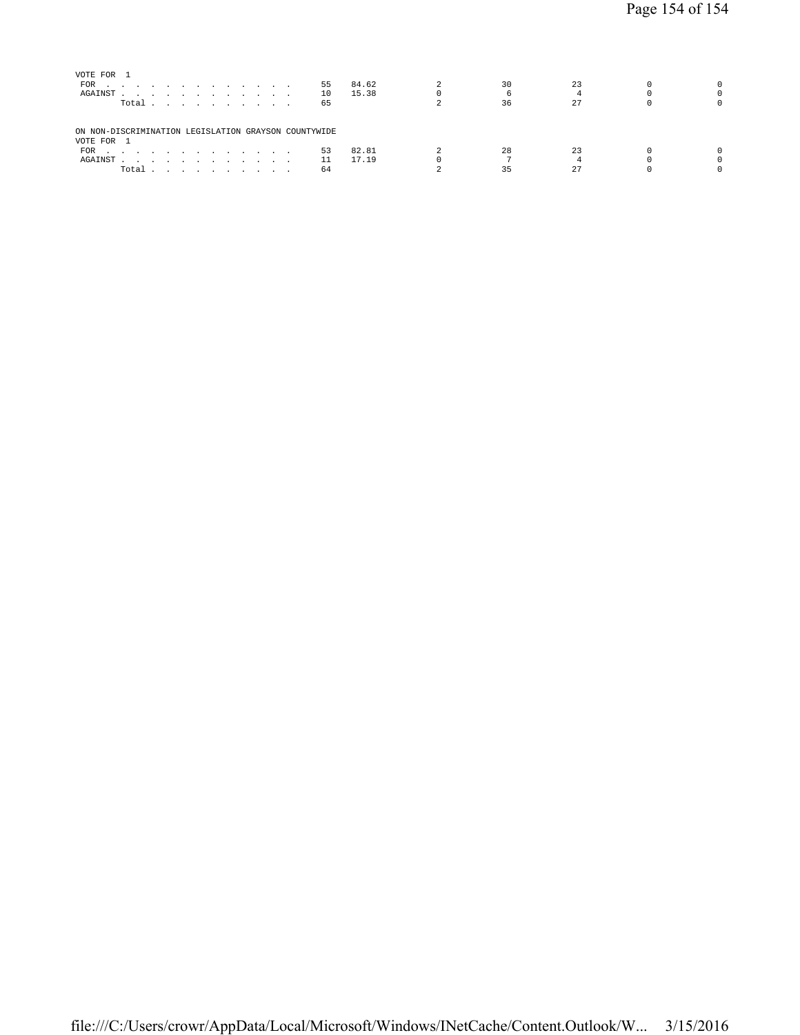VOTE FOR 1

| | | | | | | | |
|---|---|---|---|---|---|---|---|
| FOR . . . . . . . . . . . . . . | 55 | 84.62 | 2 | 30 | 23 | 0 | 0 |
| AGAINST . . . . . . . . . . . . | 10 | 15.38 | 0 | 6 | 4 | 0 | 0 |
| Total . . . . . . . . . . | 65 | | 2 | 36 | 27 | 0 | 0 |

ON NON-DISCRIMINATION LEGISLATION GRAYSON COUNTYWIDE
VOTE FOR 1

| | | | | | | | |
|---|---|---|---|---|---|---|---|
| FOR . . . . . . . . . . . . . . | 53 | 82.81 | 2 | 28 | 23 | 0 | 0 |
| AGAINST . . . . . . . . . . . . | 11 | 17.19 | 0 | 7 | 4 | 0 | 0 |
| Total . . . . . . . . . . | 64 | | 2 | 35 | 27 | 0 | 0 |